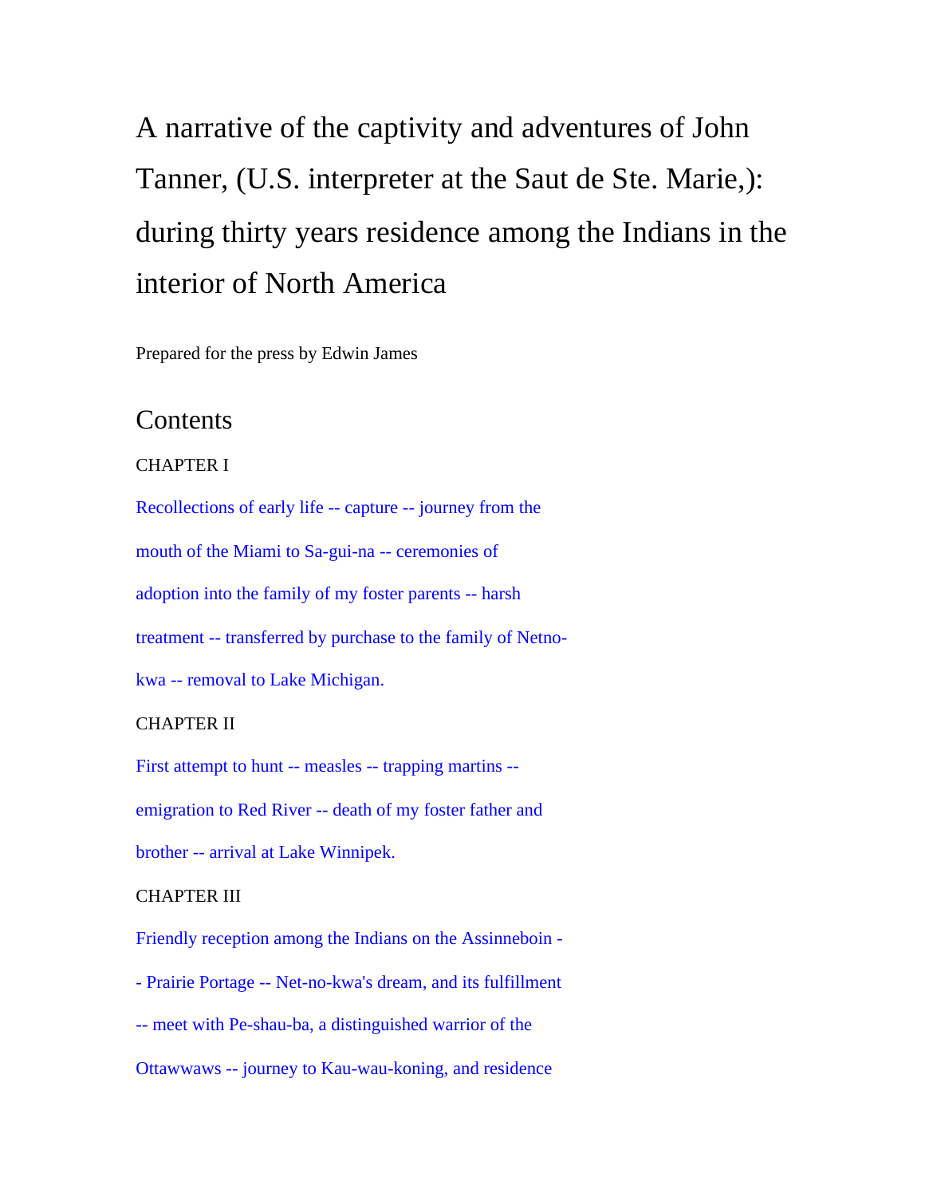# A narrative of the captivity and adventures of John Tanner, (U.S. interpreter at the Saut de Ste. Marie,): during thirty years residence among the Indians in the interior of North America

Prepared for the press by Edwin James

## Contents

CHAPTER I

Recollections of early life -- capture -- journey from the mouth of the Miami to Sa-gui-na -- ceremonies of adoption into the family of my foster parents -- harsh treatment -- transferred by purchase to the family of Net-no-kwa -- removal to Lake Michigan.

CHAPTER II

First attempt to hunt -- measles -- trapping martins -- emigration to Red River -- death of my foster father and brother -- arrival at Lake Winnipek.

CHAPTER III

Friendly reception among the Indians on the Assinneboin -- Prairie Portage -- Net-no-kwa's dream, and its fulfillment -- meet with Pe-shau-ba, a distinguished warrior of the Ottawwaws -- journey to Kau-wau-koning, and residence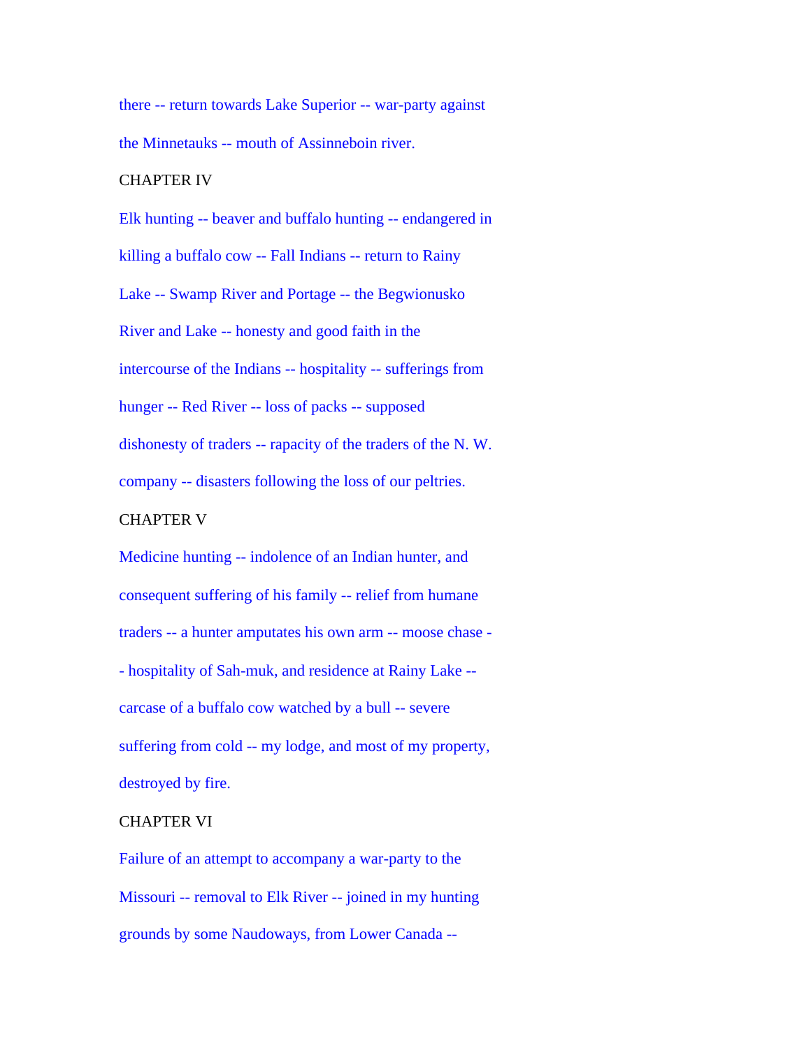there -- return towards Lake Superior -- war-party against the Minnetauks -- mouth of Assinneboin river.

## CHAPTER IV

Elk hunting -- beaver and buffalo hunting -- endangered in killing a buffalo cow -- Fall Indians -- return to Rainy Lake -- Swamp River and Portage -- the Begwionusko River and Lake -- honesty and good faith in the intercourse of the Indians -- hospitality -- sufferings from hunger -- Red River -- loss of packs -- supposed dishonesty of traders -- rapacity of the traders of the N. W. company -- disasters following the loss of our peltries.

## CHAPTER V

Medicine hunting -- indolence of an Indian hunter, and consequent suffering of his family -- relief from humane traders -- a hunter amputates his own arm -- moose chase -- hospitality of Sah-muk, and residence at Rainy Lake -- carcase of a buffalo cow watched by a bull -- severe suffering from cold -- my lodge, and most of my property, destroyed by fire.

## CHAPTER VI

Failure of an attempt to accompany a war-party to the Missouri -- removal to Elk River -- joined in my hunting grounds by some Naudoways, from Lower Canada --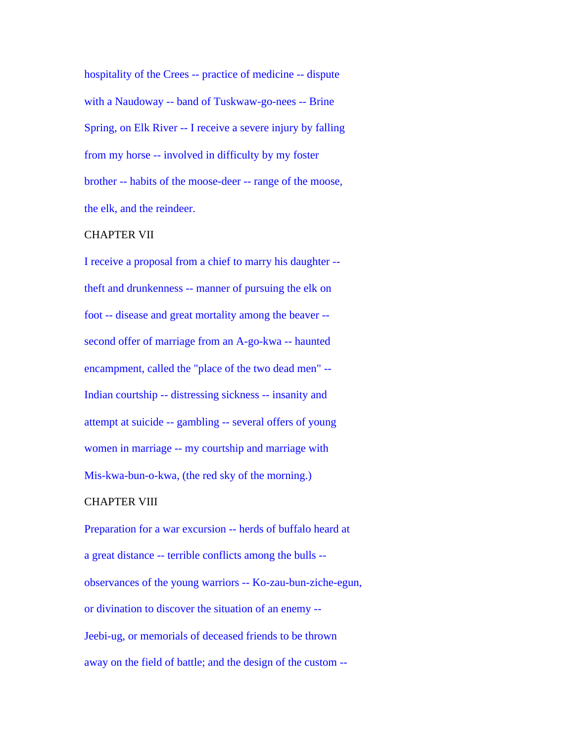hospitality of the Crees -- practice of medicine -- dispute with a Naudoway -- band of Tuskwaw-go-nees -- Brine Spring, on Elk River -- I receive a severe injury by falling from my horse -- involved in difficulty by my foster brother -- habits of the moose-deer -- range of the moose, the elk, and the reindeer.

## CHAPTER VII

I receive a proposal from a chief to marry his daughter -- theft and drunkenness -- manner of pursuing the elk on foot -- disease and great mortality among the beaver -- second offer of marriage from an A-go-kwa -- haunted encampment, called the "place of the two dead men" -- Indian courtship -- distressing sickness -- insanity and attempt at suicide -- gambling -- several offers of young women in marriage -- my courtship and marriage with Mis-kwa-bun-o-kwa, (the red sky of the morning.)

## CHAPTER VIII

Preparation for a war excursion -- herds of buffalo heard at a great distance -- terrible conflicts among the bulls -- observances of the young warriors -- Ko-zau-bun-ziche-egun, or divination to discover the situation of an enemy -- Jeebi-ug, or memorials of deceased friends to be thrown away on the field of battle; and the design of the custom --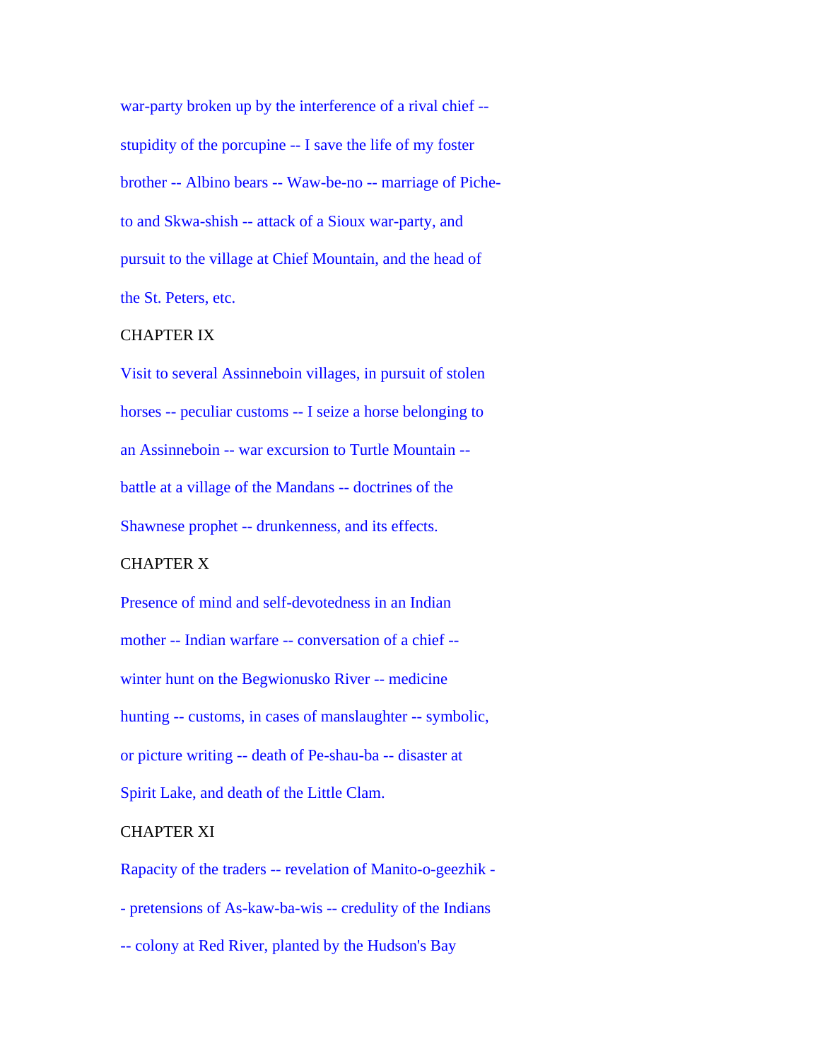war-party broken up by the interference of a rival chief -- stupidity of the porcupine -- I save the life of my foster brother -- Albino bears -- Waw-be-no -- marriage of Piche-to and Skwa-shish -- attack of a Sioux war-party, and pursuit to the village at Chief Mountain, and the head of the St. Peters, etc.

CHAPTER IX

Visit to several Assinneboin villages, in pursuit of stolen horses -- peculiar customs -- I seize a horse belonging to an Assinneboin -- war excursion to Turtle Mountain -- battle at a village of the Mandans -- doctrines of the Shawnese prophet -- drunkenness, and its effects.

CHAPTER X

Presence of mind and self-devotedness in an Indian mother -- Indian warfare -- conversation of a chief -- winter hunt on the Begwionusko River -- medicine hunting -- customs, in cases of manslaughter -- symbolic, or picture writing -- death of Pe-shau-ba -- disaster at Spirit Lake, and death of the Little Clam.

CHAPTER XI

Rapacity of the traders -- revelation of Manito-o-geezhik -- pretensions of As-kaw-ba-wis -- credulity of the Indians -- colony at Red River, planted by the Hudson's Bay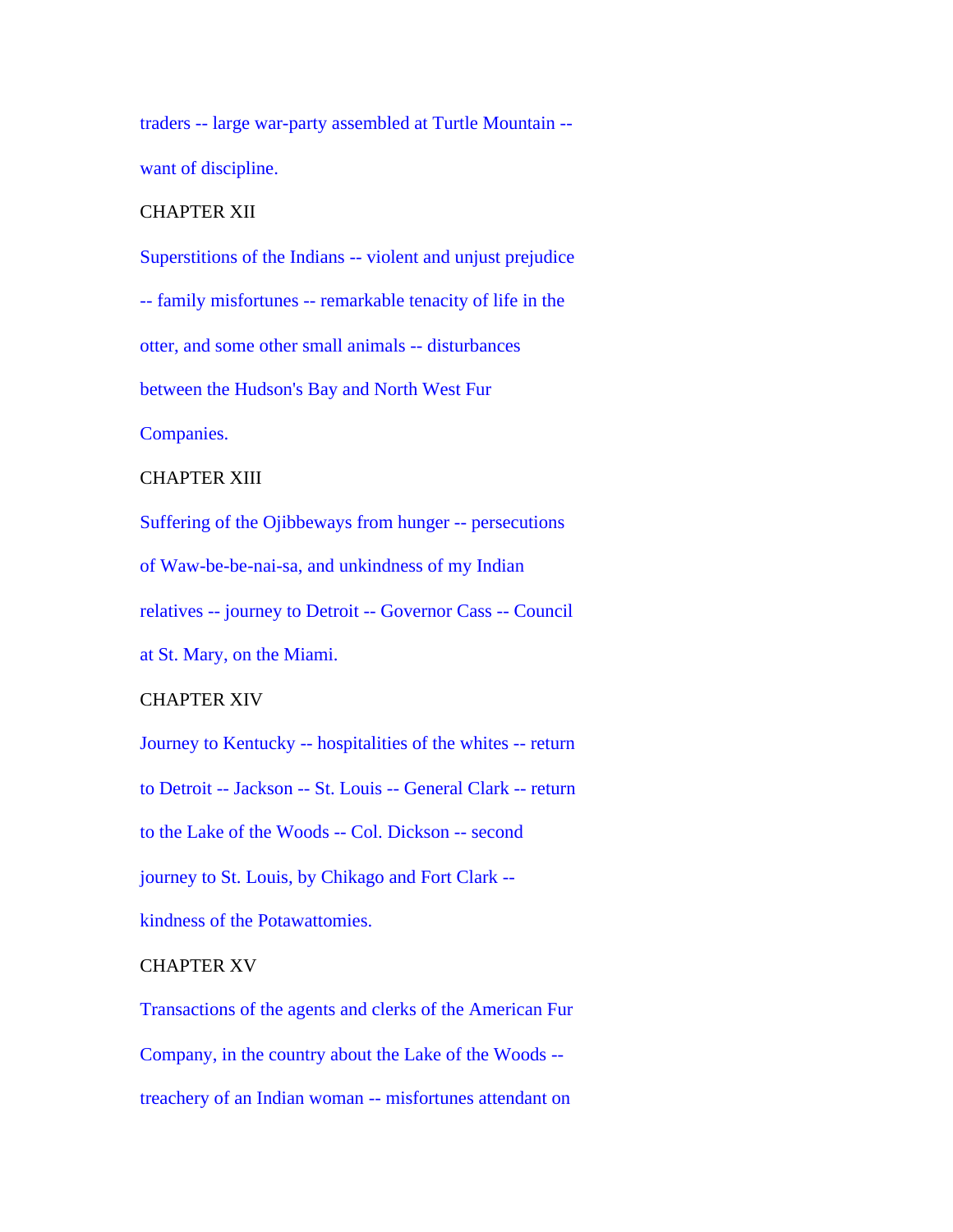traders -- large war-party assembled at Turtle Mountain -- want of discipline.

CHAPTER XII

Superstitions of the Indians -- violent and unjust prejudice -- family misfortunes -- remarkable tenacity of life in the otter, and some other small animals -- disturbances between the Hudson's Bay and North West Fur Companies.

CHAPTER XIII

Suffering of the Ojibbeways from hunger -- persecutions of Waw-be-be-nai-sa, and unkindness of my Indian relatives -- journey to Detroit -- Governor Cass -- Council at St. Mary, on the Miami.

CHAPTER XIV

Journey to Kentucky -- hospitalities of the whites -- return to Detroit -- Jackson -- St. Louis -- General Clark -- return to the Lake of the Woods -- Col. Dickson -- second journey to St. Louis, by Chikago and Fort Clark -- kindness of the Potawattomies.

CHAPTER XV

Transactions of the agents and clerks of the American Fur Company, in the country about the Lake of the Woods -- treachery of an Indian woman -- misfortunes attendant on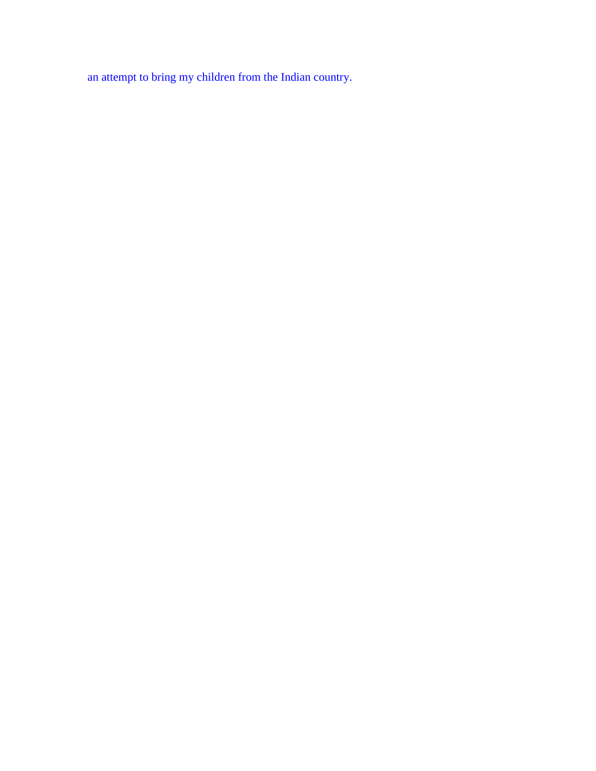an attempt to bring my children from the Indian country.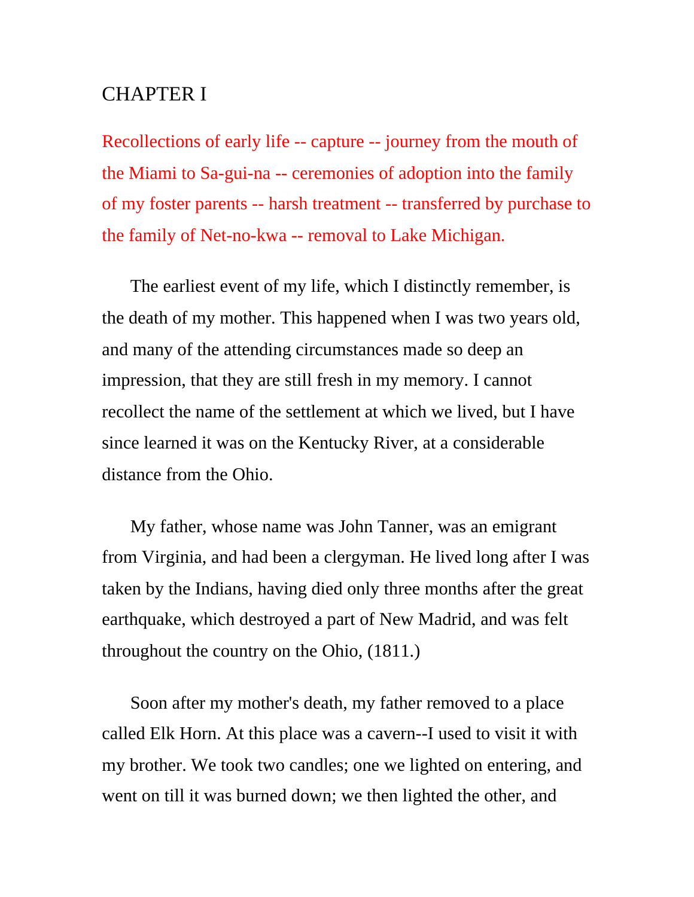# CHAPTER I

Recollections of early life -- capture -- journey from the mouth of the Miami to Sa-gui-na -- ceremonies of adoption into the family of my foster parents -- harsh treatment -- transferred by purchase to the family of Net-no-kwa -- removal to Lake Michigan.

The earliest event of my life, which I distinctly remember, is the death of my mother. This happened when I was two years old, and many of the attending circumstances made so deep an impression, that they are still fresh in my memory. I cannot recollect the name of the settlement at which we lived, but I have since learned it was on the Kentucky River, at a considerable distance from the Ohio.

My father, whose name was John Tanner, was an emigrant from Virginia, and had been a clergyman. He lived long after I was taken by the Indians, having died only three months after the great earthquake, which destroyed a part of New Madrid, and was felt throughout the country on the Ohio, (1811.)

Soon after my mother's death, my father removed to a place called Elk Horn. At this place was a cavern--I used to visit it with my brother. We took two candles; one we lighted on entering, and went on till it was burned down; we then lighted the other, and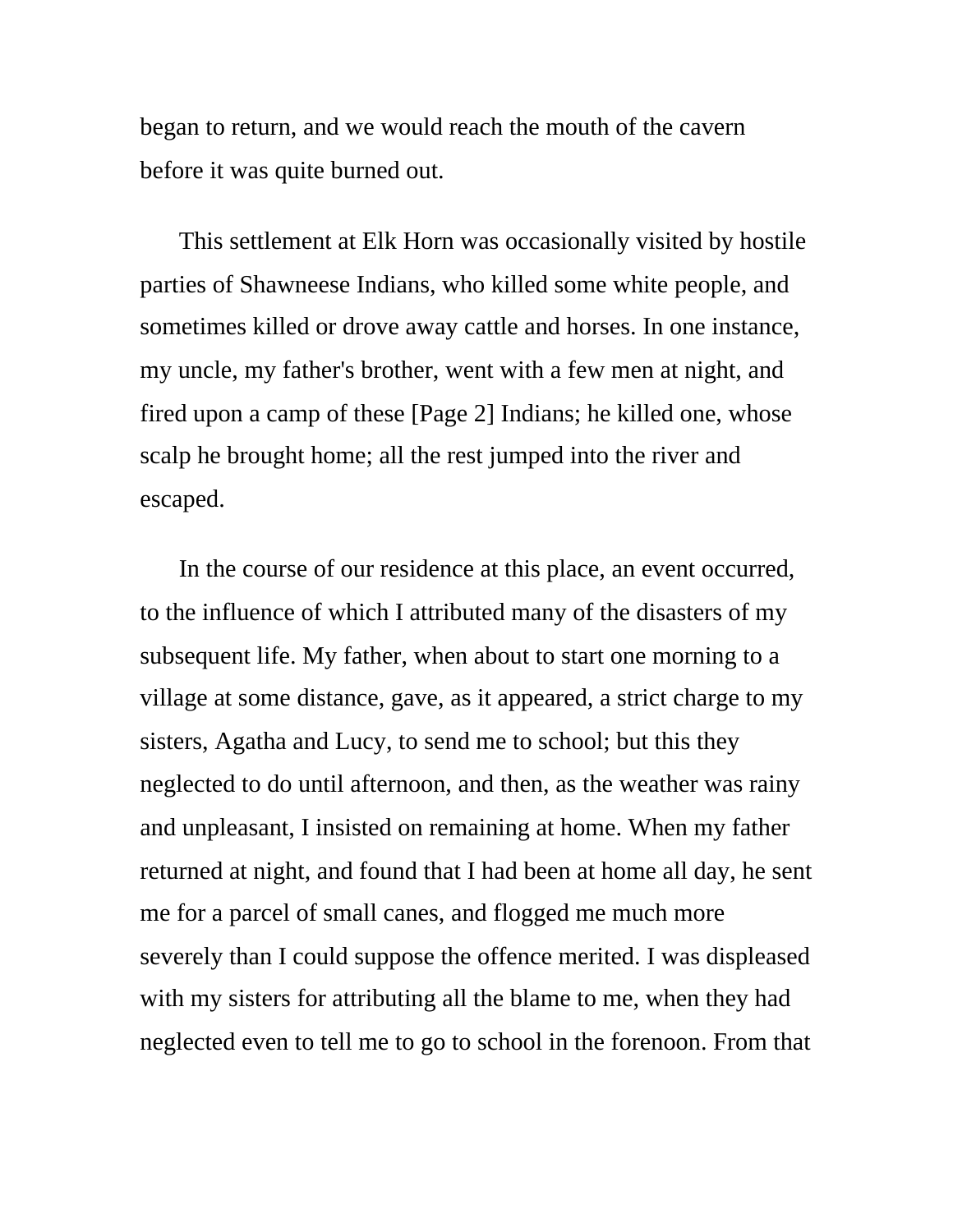began to return, and we would reach the mouth of the cavern before it was quite burned out.

This settlement at Elk Horn was occasionally visited by hostile parties of Shawneese Indians, who killed some white people, and sometimes killed or drove away cattle and horses. In one instance, my uncle, my father's brother, went with a few men at night, and fired upon a camp of these [Page 2] Indians; he killed one, whose scalp he brought home; all the rest jumped into the river and escaped.

In the course of our residence at this place, an event occurred, to the influence of which I attributed many of the disasters of my subsequent life. My father, when about to start one morning to a village at some distance, gave, as it appeared, a strict charge to my sisters, Agatha and Lucy, to send me to school; but this they neglected to do until afternoon, and then, as the weather was rainy and unpleasant, I insisted on remaining at home. When my father returned at night, and found that I had been at home all day, he sent me for a parcel of small canes, and flogged me much more severely than I could suppose the offence merited. I was displeased with my sisters for attributing all the blame to me, when they had neglected even to tell me to go to school in the forenoon. From that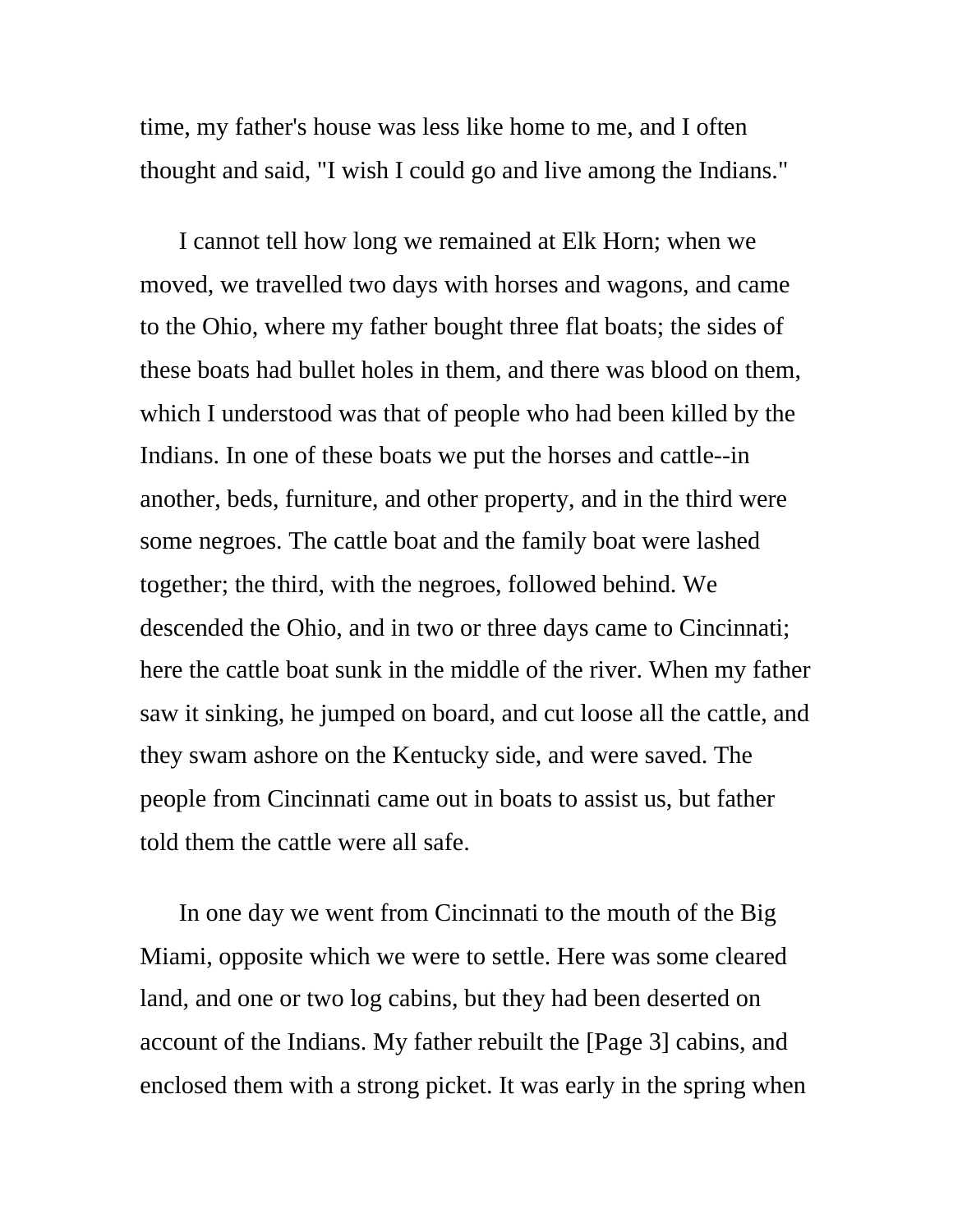time, my father's house was less like home to me, and I often thought and said, "I wish I could go and live among the Indians."

I cannot tell how long we remained at Elk Horn; when we moved, we travelled two days with horses and wagons, and came to the Ohio, where my father bought three flat boats; the sides of these boats had bullet holes in them, and there was blood on them, which I understood was that of people who had been killed by the Indians. In one of these boats we put the horses and cattle--in another, beds, furniture, and other property, and in the third were some negroes. The cattle boat and the family boat were lashed together; the third, with the negroes, followed behind. We descended the Ohio, and in two or three days came to Cincinnati; here the cattle boat sunk in the middle of the river. When my father saw it sinking, he jumped on board, and cut loose all the cattle, and they swam ashore on the Kentucky side, and were saved. The people from Cincinnati came out in boats to assist us, but father told them the cattle were all safe.

In one day we went from Cincinnati to the mouth of the Big Miami, opposite which we were to settle. Here was some cleared land, and one or two log cabins, but they had been deserted on account of the Indians. My father rebuilt the [Page 3] cabins, and enclosed them with a strong picket. It was early in the spring when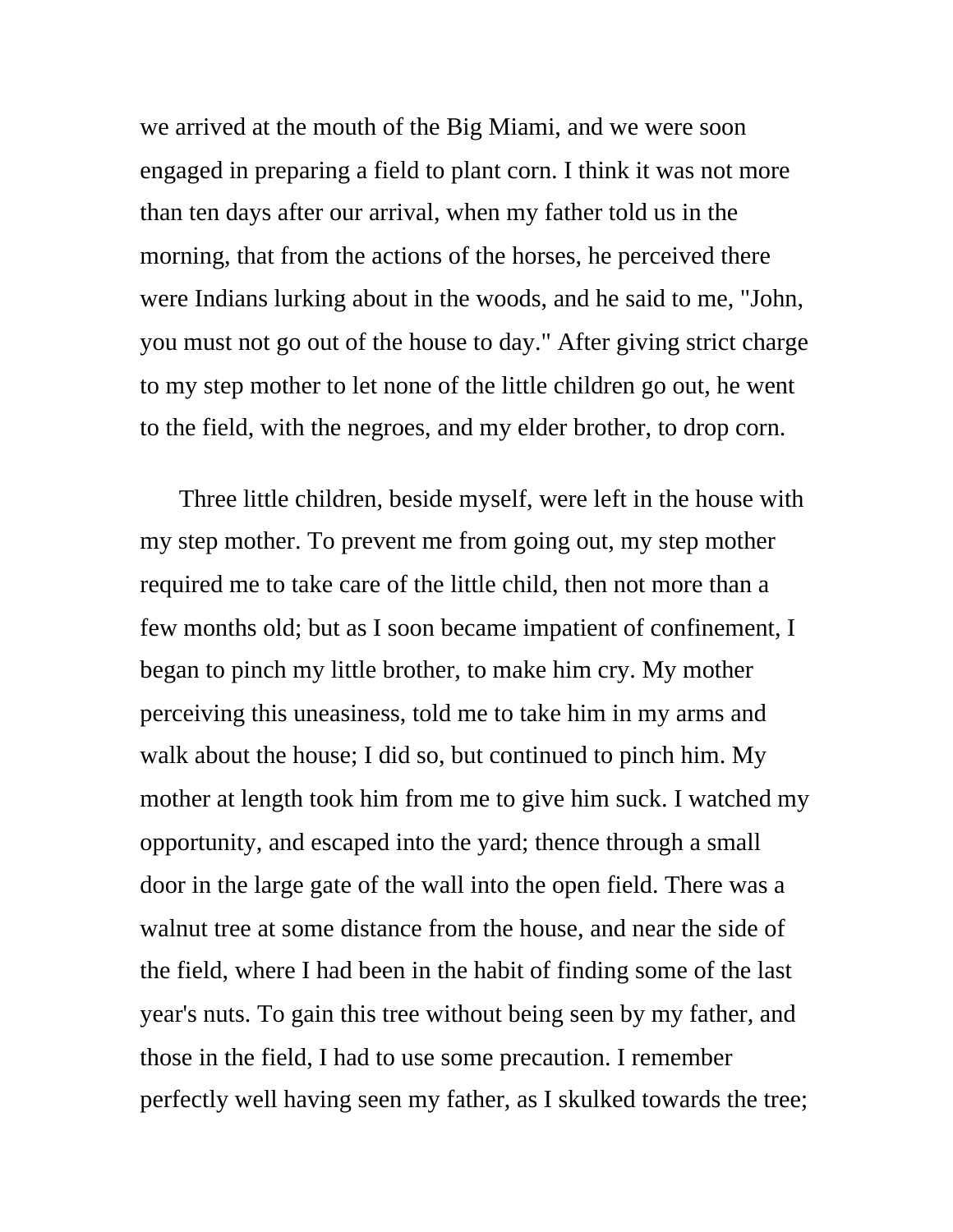we arrived at the mouth of the Big Miami, and we were soon engaged in preparing a field to plant corn. I think it was not more than ten days after our arrival, when my father told us in the morning, that from the actions of the horses, he perceived there were Indians lurking about in the woods, and he said to me, "John, you must not go out of the house to day." After giving strict charge to my step mother to let none of the little children go out, he went to the field, with the negroes, and my elder brother, to drop corn.

Three little children, beside myself, were left in the house with my step mother. To prevent me from going out, my step mother required me to take care of the little child, then not more than a few months old; but as I soon became impatient of confinement, I began to pinch my little brother, to make him cry. My mother perceiving this uneasiness, told me to take him in my arms and walk about the house; I did so, but continued to pinch him. My mother at length took him from me to give him suck. I watched my opportunity, and escaped into the yard; thence through a small door in the large gate of the wall into the open field. There was a walnut tree at some distance from the house, and near the side of the field, where I had been in the habit of finding some of the last year's nuts. To gain this tree without being seen by my father, and those in the field, I had to use some precaution. I remember perfectly well having seen my father, as I skulked towards the tree;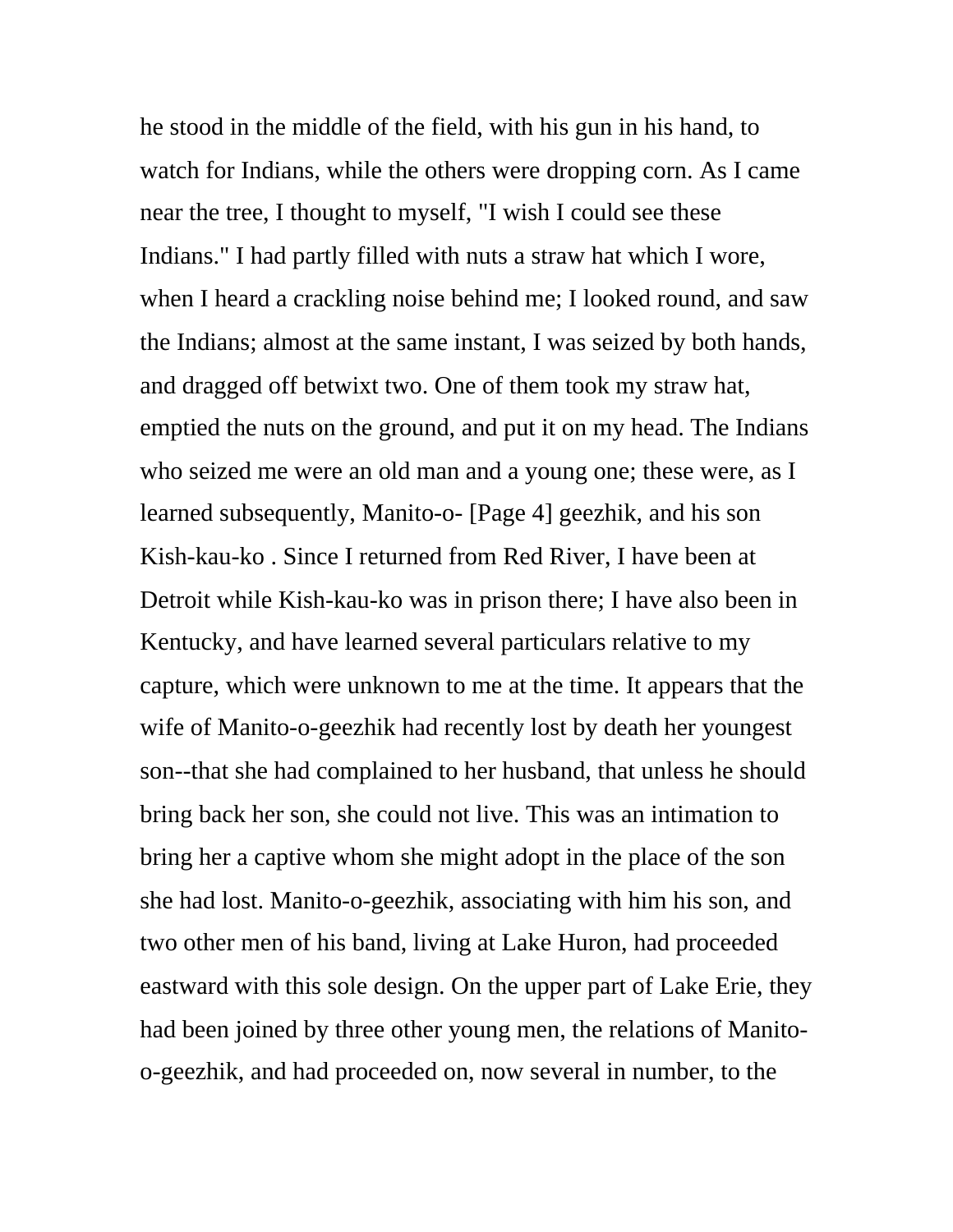he stood in the middle of the field, with his gun in his hand, to watch for Indians, while the others were dropping corn. As I came near the tree, I thought to myself, "I wish I could see these Indians." I had partly filled with nuts a straw hat which I wore, when I heard a crackling noise behind me; I looked round, and saw the Indians; almost at the same instant, I was seized by both hands, and dragged off betwixt two. One of them took my straw hat, emptied the nuts on the ground, and put it on my head. The Indians who seized me were an old man and a young one; these were, as I learned subsequently, Manito-o- [Page 4] geezhik, and his son Kish-kau-ko . Since I returned from Red River, I have been at Detroit while Kish-kau-ko was in prison there; I have also been in Kentucky, and have learned several particulars relative to my capture, which were unknown to me at the time. It appears that the wife of Manito-o-geezhik had recently lost by death her youngest son--that she had complained to her husband, that unless he should bring back her son, she could not live. This was an intimation to bring her a captive whom she might adopt in the place of the son she had lost. Manito-o-geezhik, associating with him his son, and two other men of his band, living at Lake Huron, had proceeded eastward with this sole design. On the upper part of Lake Erie, they had been joined by three other young men, the relations of Manito-o-geezhik, and had proceeded on, now several in number, to the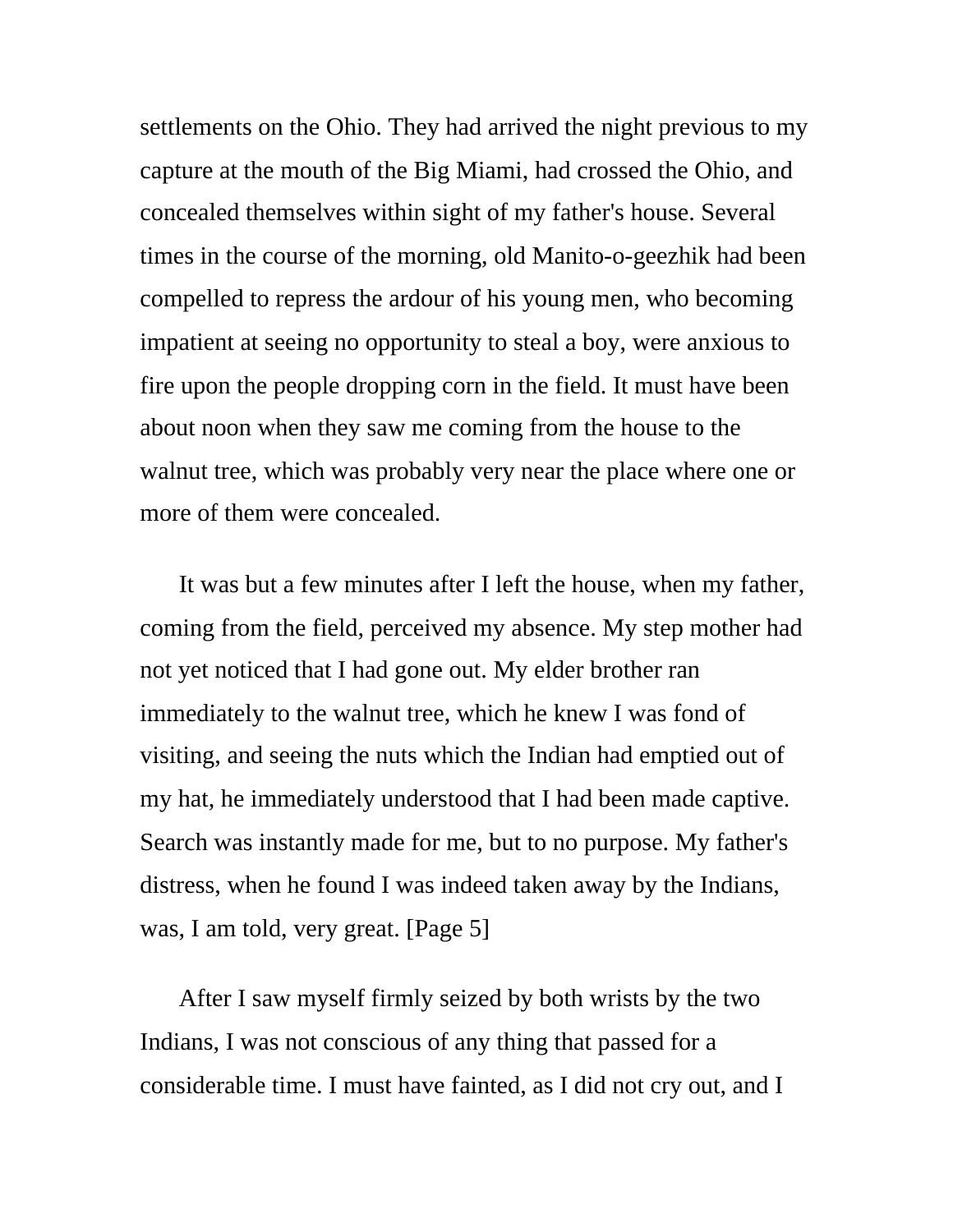settlements on the Ohio. They had arrived the night previous to my capture at the mouth of the Big Miami, had crossed the Ohio, and concealed themselves within sight of my father's house. Several times in the course of the morning, old Manito-o-geezhik had been compelled to repress the ardour of his young men, who becoming impatient at seeing no opportunity to steal a boy, were anxious to fire upon the people dropping corn in the field. It must have been about noon when they saw me coming from the house to the walnut tree, which was probably very near the place where one or more of them were concealed.

It was but a few minutes after I left the house, when my father, coming from the field, perceived my absence. My step mother had not yet noticed that I had gone out. My elder brother ran immediately to the walnut tree, which he knew I was fond of visiting, and seeing the nuts which the Indian had emptied out of my hat, he immediately understood that I had been made captive. Search was instantly made for me, but to no purpose. My father's distress, when he found I was indeed taken away by the Indians, was, I am told, very great. [Page 5]

After I saw myself firmly seized by both wrists by the two Indians, I was not conscious of any thing that passed for a considerable time. I must have fainted, as I did not cry out, and I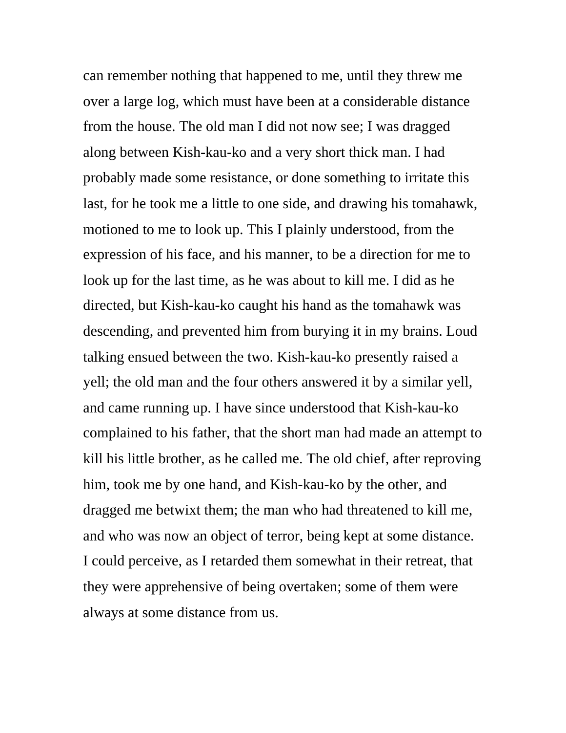can remember nothing that happened to me, until they threw me over a large log, which must have been at a considerable distance from the house. The old man I did not now see; I was dragged along between Kish-kau-ko and a very short thick man. I had probably made some resistance, or done something to irritate this last, for he took me a little to one side, and drawing his tomahawk, motioned to me to look up. This I plainly understood, from the expression of his face, and his manner, to be a direction for me to look up for the last time, as he was about to kill me. I did as he directed, but Kish-kau-ko caught his hand as the tomahawk was descending, and prevented him from burying it in my brains. Loud talking ensued between the two. Kish-kau-ko presently raised a yell; the old man and the four others answered it by a similar yell, and came running up. I have since understood that Kish-kau-ko complained to his father, that the short man had made an attempt to kill his little brother, as he called me. The old chief, after reproving him, took me by one hand, and Kish-kau-ko by the other, and dragged me betwixt them; the man who had threatened to kill me, and who was now an object of terror, being kept at some distance. I could perceive, as I retarded them somewhat in their retreat, that they were apprehensive of being overtaken; some of them were always at some distance from us.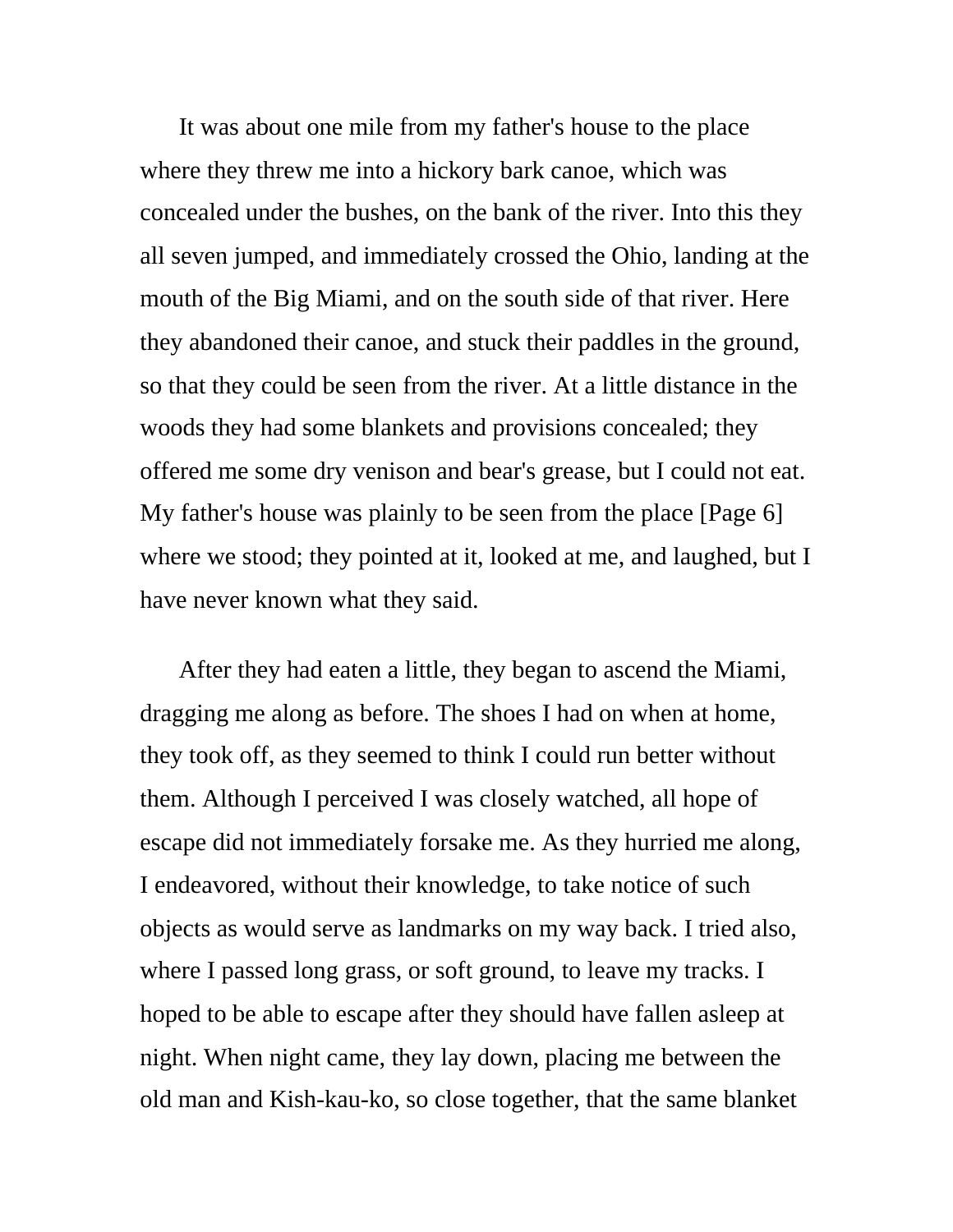It was about one mile from my father's house to the place where they threw me into a hickory bark canoe, which was concealed under the bushes, on the bank of the river. Into this they all seven jumped, and immediately crossed the Ohio, landing at the mouth of the Big Miami, and on the south side of that river. Here they abandoned their canoe, and stuck their paddles in the ground, so that they could be seen from the river. At a little distance in the woods they had some blankets and provisions concealed; they offered me some dry venison and bear's grease, but I could not eat. My father's house was plainly to be seen from the place [Page 6] where we stood; they pointed at it, looked at me, and laughed, but I have never known what they said.

After they had eaten a little, they began to ascend the Miami, dragging me along as before. The shoes I had on when at home, they took off, as they seemed to think I could run better without them. Although I perceived I was closely watched, all hope of escape did not immediately forsake me. As they hurried me along, I endeavored, without their knowledge, to take notice of such objects as would serve as landmarks on my way back. I tried also, where I passed long grass, or soft ground, to leave my tracks. I hoped to be able to escape after they should have fallen asleep at night. When night came, they lay down, placing me between the old man and Kish-kau-ko, so close together, that the same blanket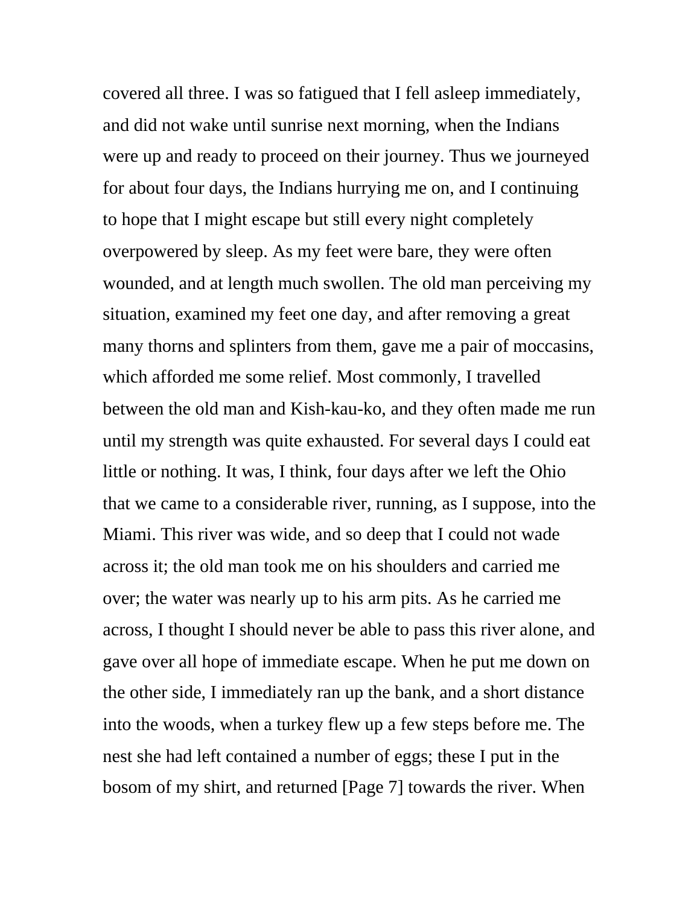covered all three. I was so fatigued that I fell asleep immediately, and did not wake until sunrise next morning, when the Indians were up and ready to proceed on their journey. Thus we journeyed for about four days, the Indians hurrying me on, and I continuing to hope that I might escape but still every night completely overpowered by sleep. As my feet were bare, they were often wounded, and at length much swollen. The old man perceiving my situation, examined my feet one day, and after removing a great many thorns and splinters from them, gave me a pair of moccasins, which afforded me some relief. Most commonly, I travelled between the old man and Kish-kau-ko, and they often made me run until my strength was quite exhausted. For several days I could eat little or nothing. It was, I think, four days after we left the Ohio that we came to a considerable river, running, as I suppose, into the Miami. This river was wide, and so deep that I could not wade across it; the old man took me on his shoulders and carried me over; the water was nearly up to his arm pits. As he carried me across, I thought I should never be able to pass this river alone, and gave over all hope of immediate escape. When he put me down on the other side, I immediately ran up the bank, and a short distance into the woods, when a turkey flew up a few steps before me. The nest she had left contained a number of eggs; these I put in the bosom of my shirt, and returned [Page 7] towards the river. When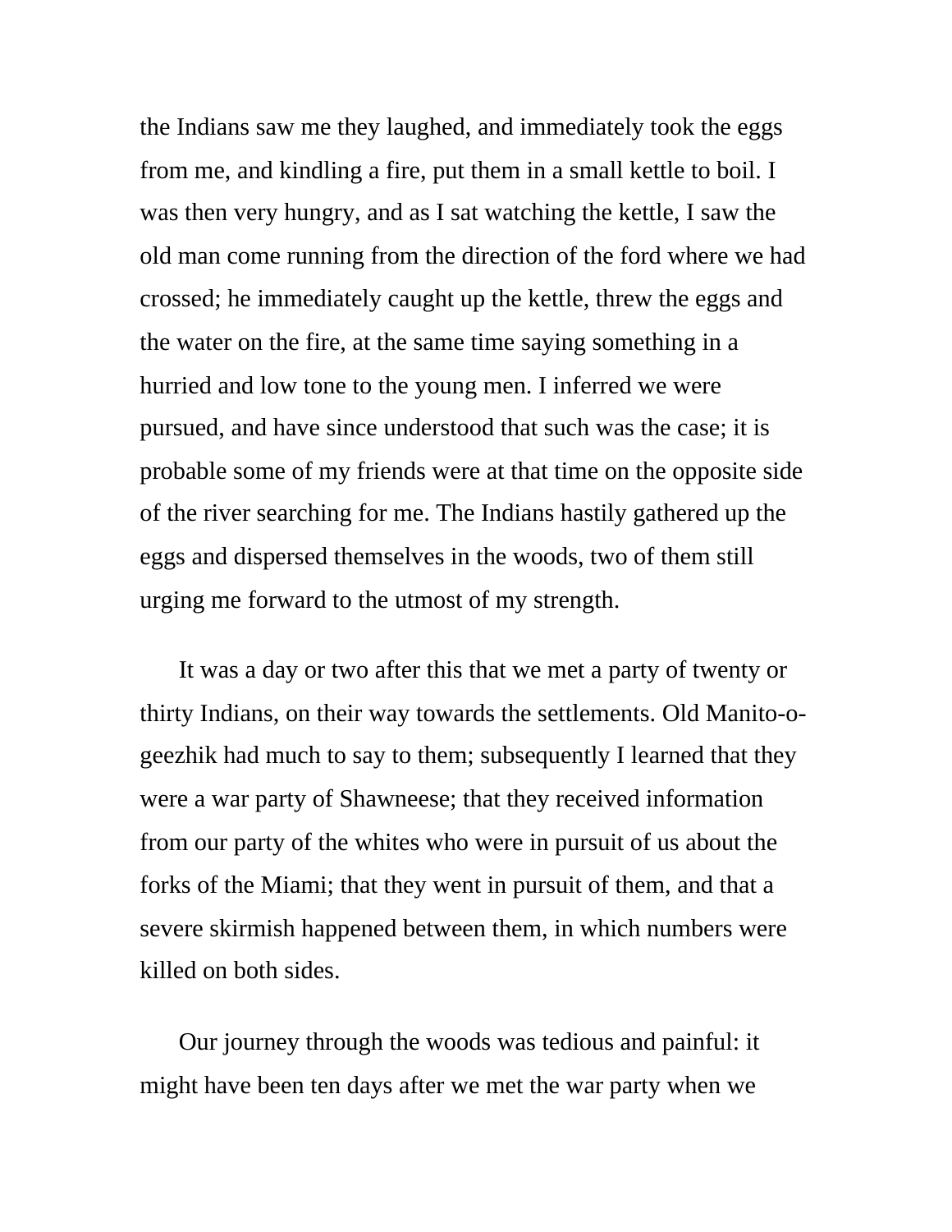the Indians saw me they laughed, and immediately took the eggs from me, and kindling a fire, put them in a small kettle to boil. I was then very hungry, and as I sat watching the kettle, I saw the old man come running from the direction of the ford where we had crossed; he immediately caught up the kettle, threw the eggs and the water on the fire, at the same time saying something in a hurried and low tone to the young men. I inferred we were pursued, and have since understood that such was the case; it is probable some of my friends were at that time on the opposite side of the river searching for me. The Indians hastily gathered up the eggs and dispersed themselves in the woods, two of them still urging me forward to the utmost of my strength.

It was a day or two after this that we met a party of twenty or thirty Indians, on their way towards the settlements. Old Manito-o-geezhik had much to say to them; subsequently I learned that they were a war party of Shawneese; that they received information from our party of the whites who were in pursuit of us about the forks of the Miami; that they went in pursuit of them, and that a severe skirmish happened between them, in which numbers were killed on both sides.

Our journey through the woods was tedious and painful: it might have been ten days after we met the war party when we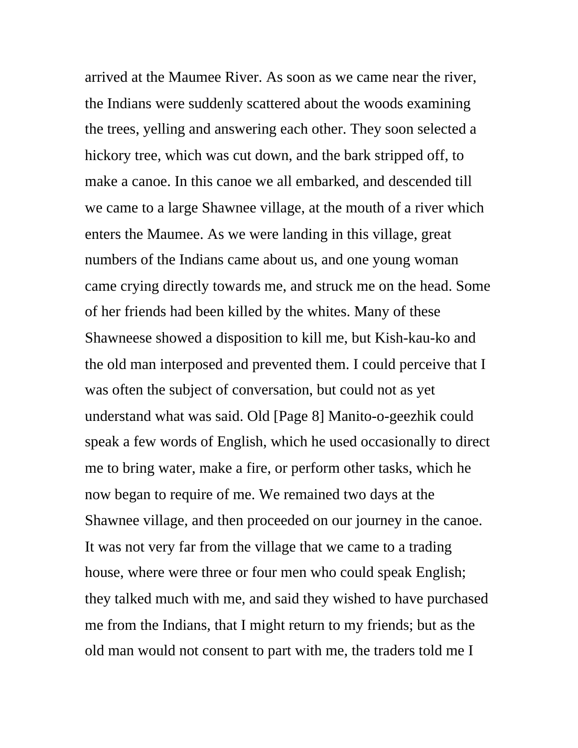arrived at the Maumee River. As soon as we came near the river, the Indians were suddenly scattered about the woods examining the trees, yelling and answering each other. They soon selected a hickory tree, which was cut down, and the bark stripped off, to make a canoe. In this canoe we all embarked, and descended till we came to a large Shawnee village, at the mouth of a river which enters the Maumee. As we were landing in this village, great numbers of the Indians came about us, and one young woman came crying directly towards me, and struck me on the head. Some of her friends had been killed by the whites. Many of these Shawneese showed a disposition to kill me, but Kish-kau-ko and the old man interposed and prevented them. I could perceive that I was often the subject of conversation, but could not as yet understand what was said. Old [Page 8] Manito-o-geezhik could speak a few words of English, which he used occasionally to direct me to bring water, make a fire, or perform other tasks, which he now began to require of me. We remained two days at the Shawnee village, and then proceeded on our journey in the canoe. It was not very far from the village that we came to a trading house, where were three or four men who could speak English; they talked much with me, and said they wished to have purchased me from the Indians, that I might return to my friends; but as the old man would not consent to part with me, the traders told me I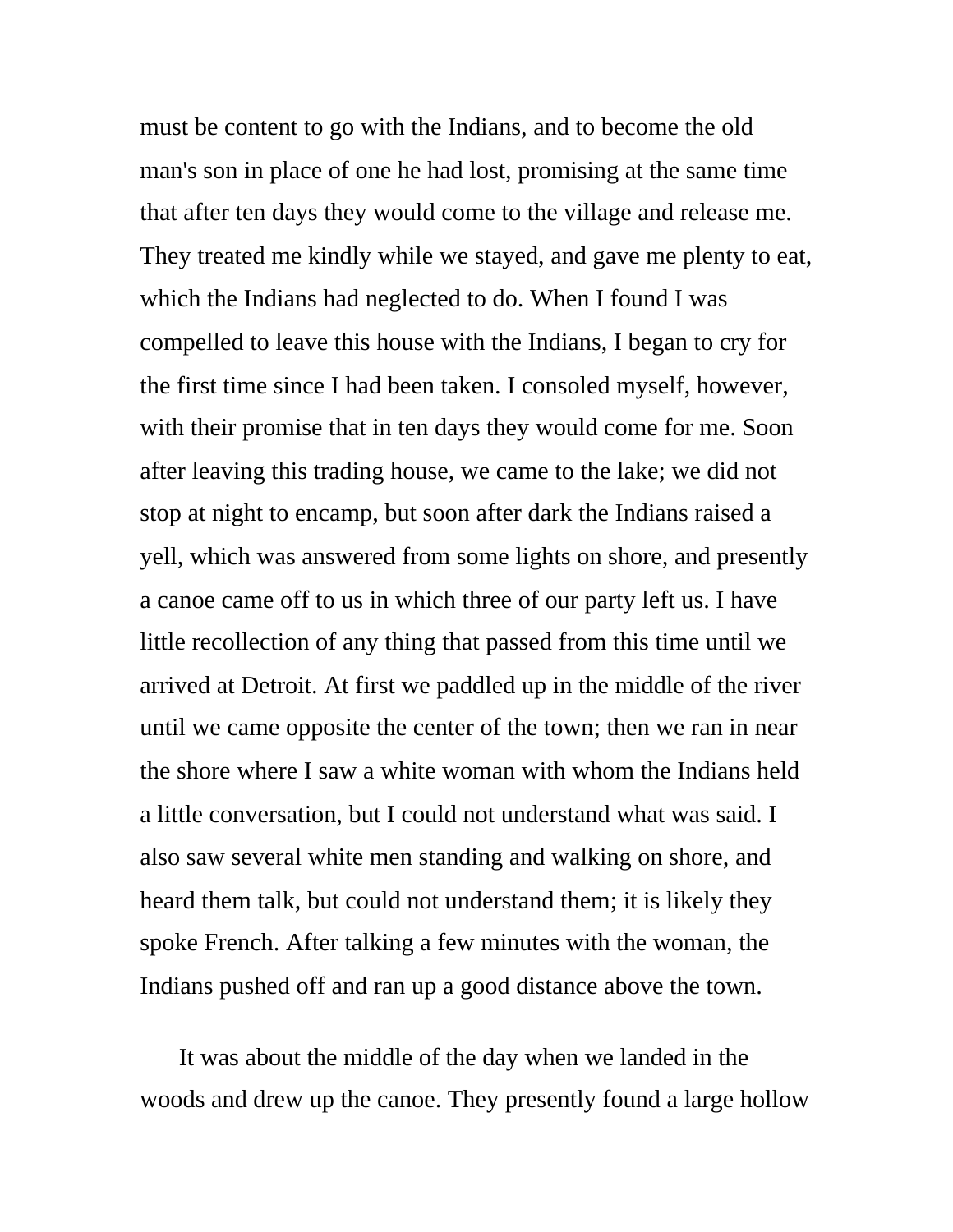must be content to go with the Indians, and to become the old man's son in place of one he had lost, promising at the same time that after ten days they would come to the village and release me. They treated me kindly while we stayed, and gave me plenty to eat, which the Indians had neglected to do. When I found I was compelled to leave this house with the Indians, I began to cry for the first time since I had been taken. I consoled myself, however, with their promise that in ten days they would come for me. Soon after leaving this trading house, we came to the lake; we did not stop at night to encamp, but soon after dark the Indians raised a yell, which was answered from some lights on shore, and presently a canoe came off to us in which three of our party left us. I have little recollection of any thing that passed from this time until we arrived at Detroit. At first we paddled up in the middle of the river until we came opposite the center of the town; then we ran in near the shore where I saw a white woman with whom the Indians held a little conversation, but I could not understand what was said. I also saw several white men standing and walking on shore, and heard them talk, but could not understand them; it is likely they spoke French. After talking a few minutes with the woman, the Indians pushed off and ran up a good distance above the town.

It was about the middle of the day when we landed in the woods and drew up the canoe. They presently found a large hollow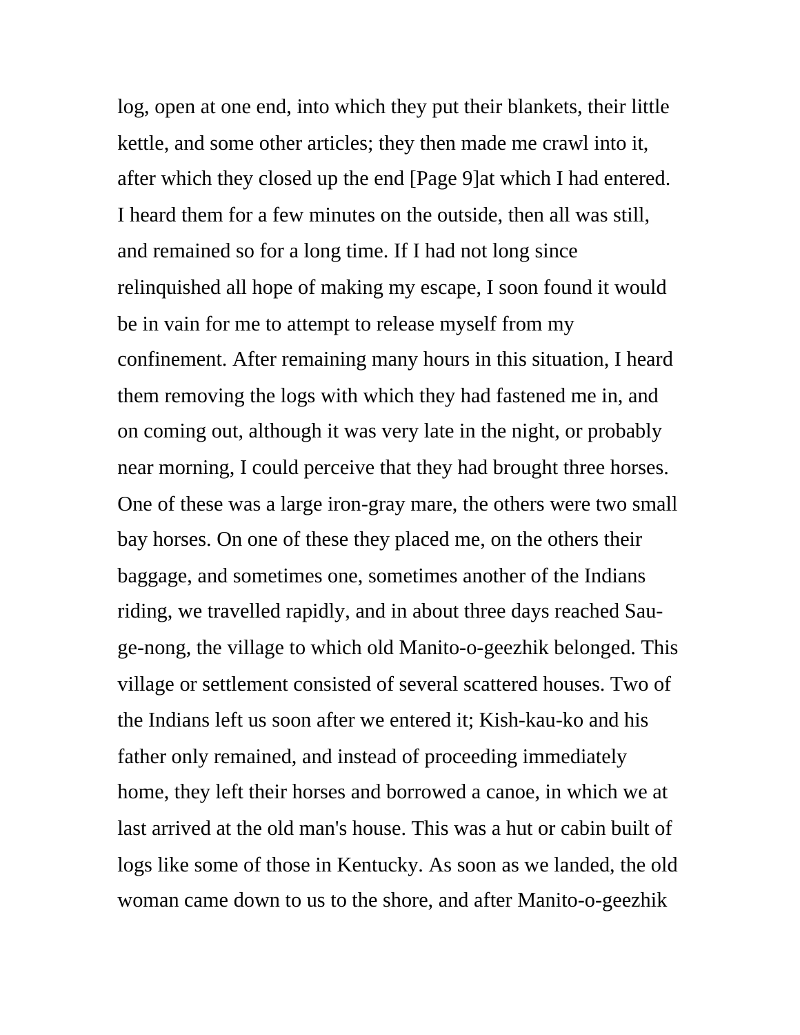log, open at one end, into which they put their blankets, their little kettle, and some other articles; they then made me crawl into it, after which they closed up the end [Page 9]at which I had entered. I heard them for a few minutes on the outside, then all was still, and remained so for a long time. If I had not long since relinquished all hope of making my escape, I soon found it would be in vain for me to attempt to release myself from my confinement. After remaining many hours in this situation, I heard them removing the logs with which they had fastened me in, and on coming out, although it was very late in the night, or probably near morning, I could perceive that they had brought three horses. One of these was a large iron-gray mare, the others were two small bay horses. On one of these they placed me, on the others their baggage, and sometimes one, sometimes another of the Indians riding, we travelled rapidly, and in about three days reached Sau-ge-nong, the village to which old Manito-o-geezhik belonged. This village or settlement consisted of several scattered houses. Two of the Indians left us soon after we entered it; Kish-kau-ko and his father only remained, and instead of proceeding immediately home, they left their horses and borrowed a canoe, in which we at last arrived at the old man's house. This was a hut or cabin built of logs like some of those in Kentucky. As soon as we landed, the old woman came down to us to the shore, and after Manito-o-geezhik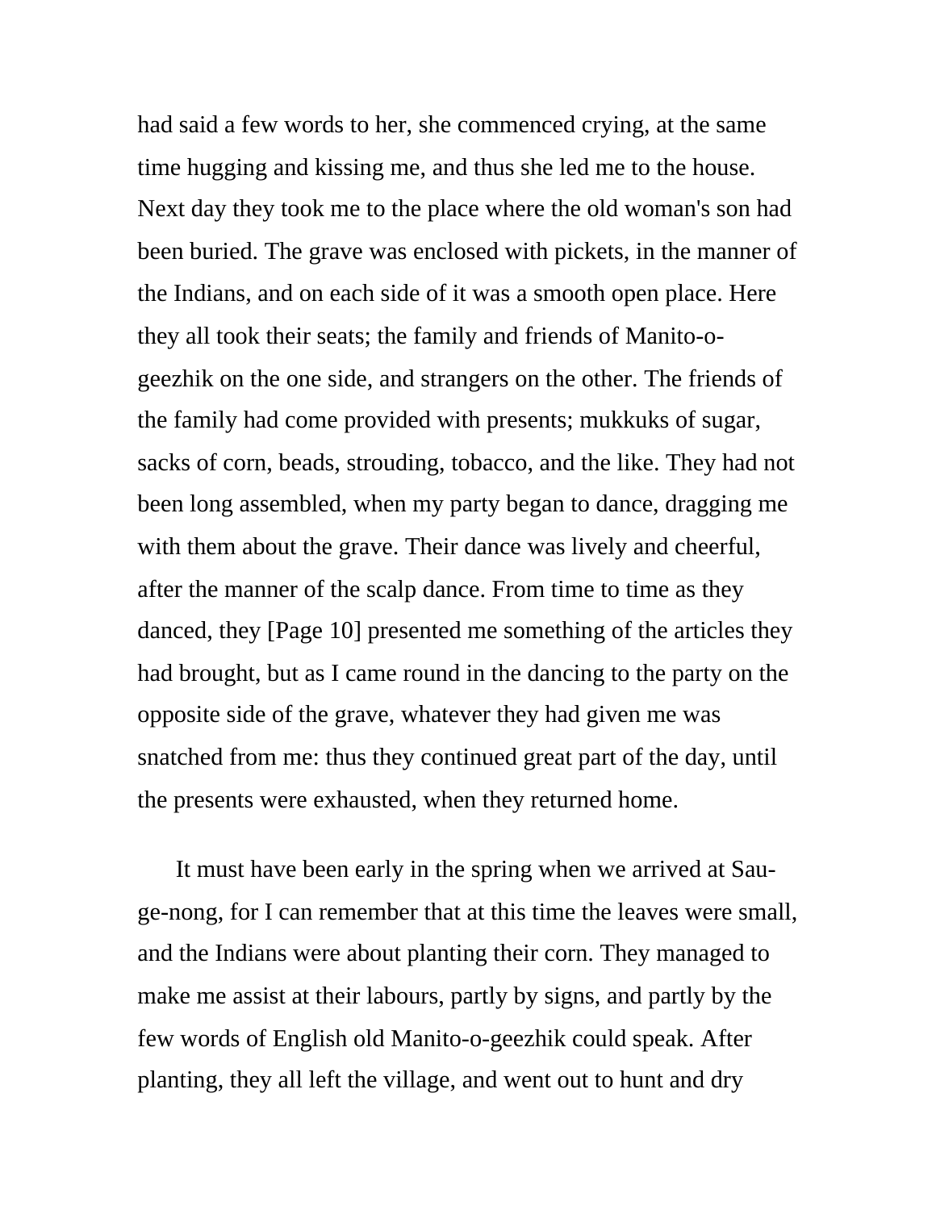had said a few words to her, she commenced crying, at the same time hugging and kissing me, and thus she led me to the house. Next day they took me to the place where the old woman's son had been buried. The grave was enclosed with pickets, in the manner of the Indians, and on each side of it was a smooth open place. Here they all took their seats; the family and friends of Manito-o-geezhik on the one side, and strangers on the other. The friends of the family had come provided with presents; mukkuks of sugar, sacks of corn, beads, strouding, tobacco, and the like. They had not been long assembled, when my party began to dance, dragging me with them about the grave. Their dance was lively and cheerful, after the manner of the scalp dance. From time to time as they danced, they [Page 10] presented me something of the articles they had brought, but as I came round in the dancing to the party on the opposite side of the grave, whatever they had given me was snatched from me: thus they continued great part of the day, until the presents were exhausted, when they returned home.

It must have been early in the spring when we arrived at Sau-ge-nong, for I can remember that at this time the leaves were small, and the Indians were about planting their corn. They managed to make me assist at their labours, partly by signs, and partly by the few words of English old Manito-o-geezhik could speak. After planting, they all left the village, and went out to hunt and dry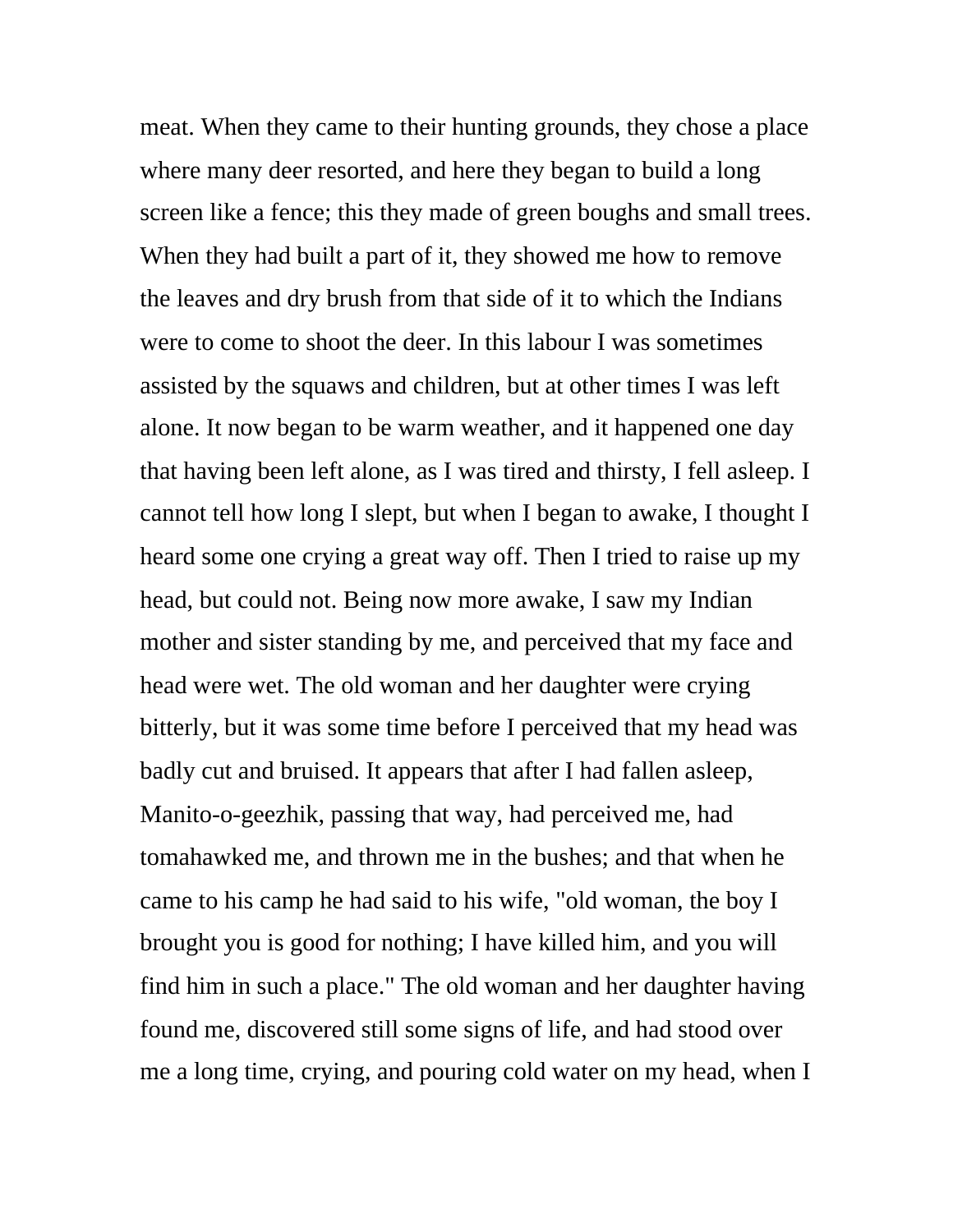meat. When they came to their hunting grounds, they chose a place where many deer resorted, and here they began to build a long screen like a fence; this they made of green boughs and small trees. When they had built a part of it, they showed me how to remove the leaves and dry brush from that side of it to which the Indians were to come to shoot the deer. In this labour I was sometimes assisted by the squaws and children, but at other times I was left alone. It now began to be warm weather, and it happened one day that having been left alone, as I was tired and thirsty, I fell asleep. I cannot tell how long I slept, but when I began to awake, I thought I heard some one crying a great way off. Then I tried to raise up my head, but could not. Being now more awake, I saw my Indian mother and sister standing by me, and perceived that my face and head were wet. The old woman and her daughter were crying bitterly, but it was some time before I perceived that my head was badly cut and bruised. It appears that after I had fallen asleep, Manito-o-geezhik, passing that way, had perceived me, had tomahawked me, and thrown me in the bushes; and that when he came to his camp he had said to his wife, "old woman, the boy I brought you is good for nothing; I have killed him, and you will find him in such a place." The old woman and her daughter having found me, discovered still some signs of life, and had stood over me a long time, crying, and pouring cold water on my head, when I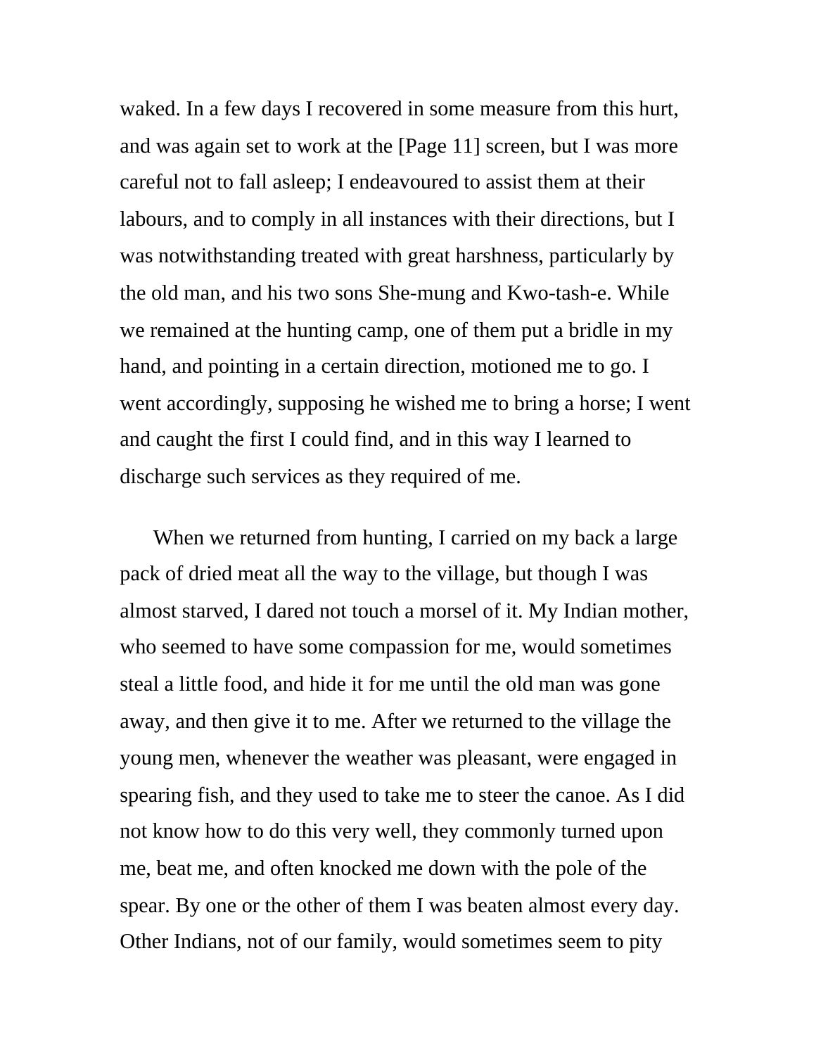waked. In a few days I recovered in some measure from this hurt, and was again set to work at the [Page 11] screen, but I was more careful not to fall asleep; I endeavoured to assist them at their labours, and to comply in all instances with their directions, but I was notwithstanding treated with great harshness, particularly by the old man, and his two sons She-mung and Kwo-tash-e. While we remained at the hunting camp, one of them put a bridle in my hand, and pointing in a certain direction, motioned me to go. I went accordingly, supposing he wished me to bring a horse; I went and caught the first I could find, and in this way I learned to discharge such services as they required of me.

When we returned from hunting, I carried on my back a large pack of dried meat all the way to the village, but though I was almost starved, I dared not touch a morsel of it. My Indian mother, who seemed to have some compassion for me, would sometimes steal a little food, and hide it for me until the old man was gone away, and then give it to me. After we returned to the village the young men, whenever the weather was pleasant, were engaged in spearing fish, and they used to take me to steer the canoe. As I did not know how to do this very well, they commonly turned upon me, beat me, and often knocked me down with the pole of the spear. By one or the other of them I was beaten almost every day. Other Indians, not of our family, would sometimes seem to pity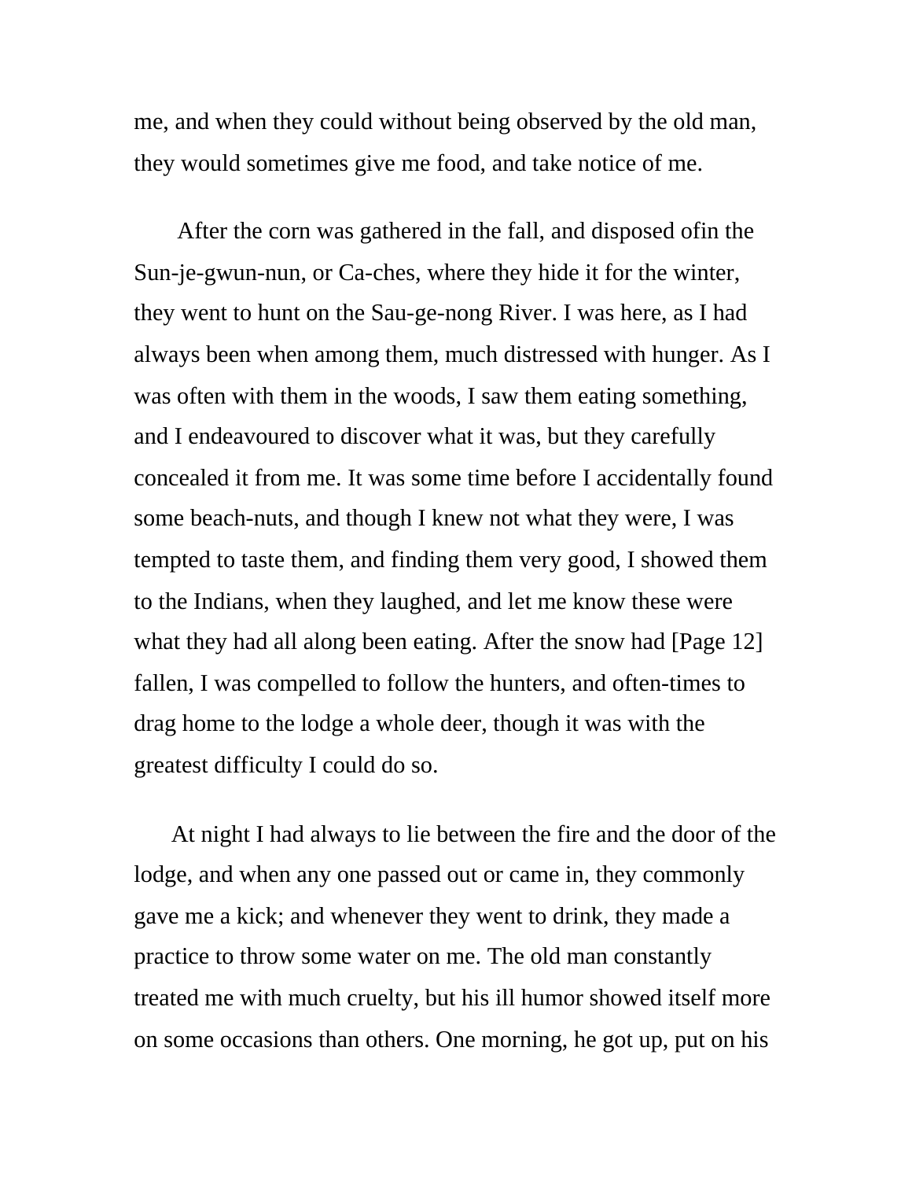me, and when they could without being observed by the old man, they would sometimes give me food, and take notice of me.

After the corn was gathered in the fall, and disposed ofin the Sun-je-gwun-nun, or Ca-ches, where they hide it for the winter, they went to hunt on the Sau-ge-nong River. I was here, as I had always been when among them, much distressed with hunger. As I was often with them in the woods, I saw them eating something, and I endeavoured to discover what it was, but they carefully concealed it from me. It was some time before I accidentally found some beach-nuts, and though I knew not what they were, I was tempted to taste them, and finding them very good, I showed them to the Indians, when they laughed, and let me know these were what they had all along been eating. After the snow had [Page 12] fallen, I was compelled to follow the hunters, and often-times to drag home to the lodge a whole deer, though it was with the greatest difficulty I could do so.

At night I had always to lie between the fire and the door of the lodge, and when any one passed out or came in, they commonly gave me a kick; and whenever they went to drink, they made a practice to throw some water on me. The old man constantly treated me with much cruelty, but his ill humor showed itself more on some occasions than others. One morning, he got up, put on his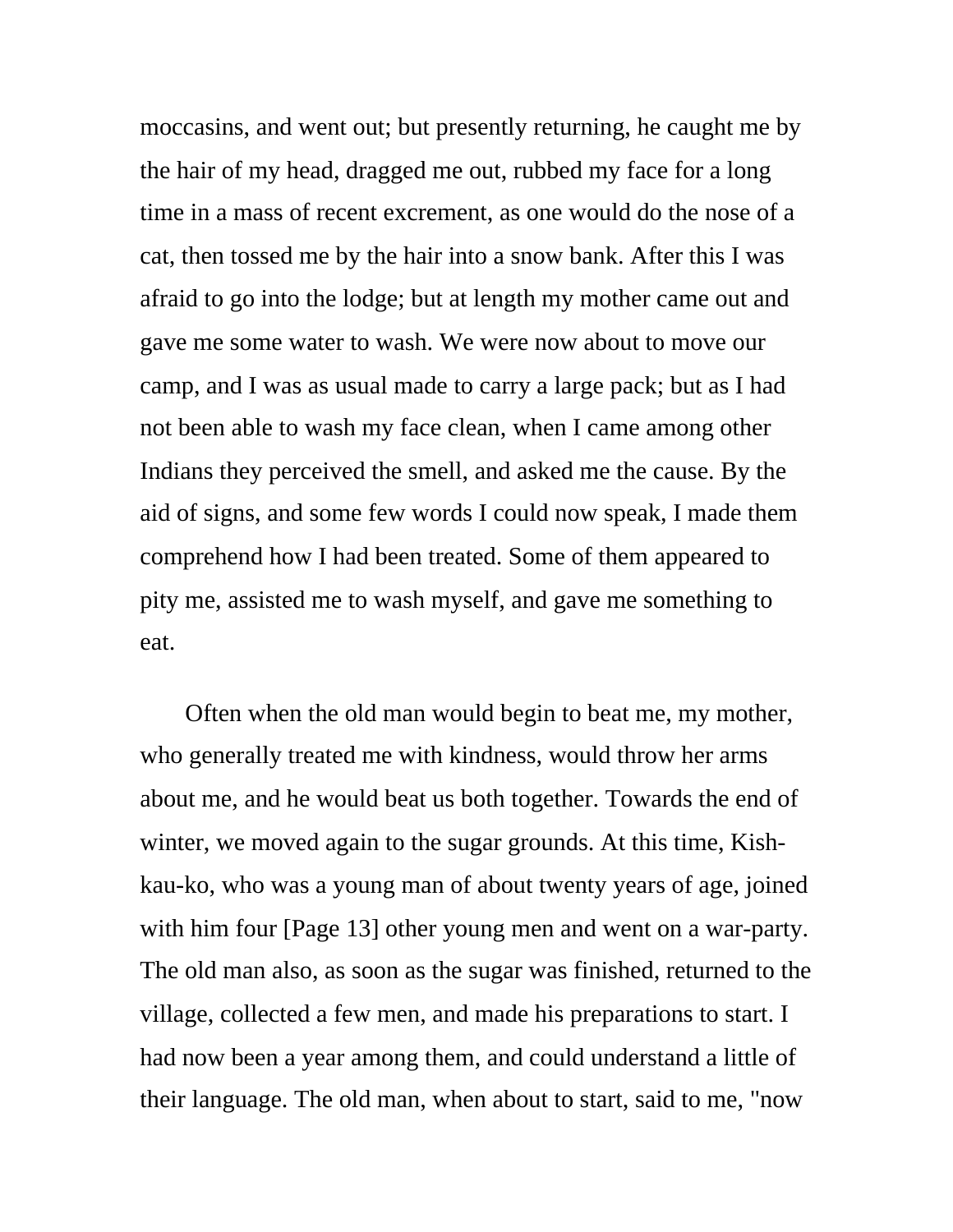moccasins, and went out; but presently returning, he caught me by the hair of my head, dragged me out, rubbed my face for a long time in a mass of recent excrement, as one would do the nose of a cat, then tossed me by the hair into a snow bank. After this I was afraid to go into the lodge; but at length my mother came out and gave me some water to wash. We were now about to move our camp, and I was as usual made to carry a large pack; but as I had not been able to wash my face clean, when I came among other Indians they perceived the smell, and asked me the cause. By the aid of signs, and some few words I could now speak, I made them comprehend how I had been treated. Some of them appeared to pity me, assisted me to wash myself, and gave me something to eat.

Often when the old man would begin to beat me, my mother, who generally treated me with kindness, would throw her arms about me, and he would beat us both together. Towards the end of winter, we moved again to the sugar grounds. At this time, Kish-kau-ko, who was a young man of about twenty years of age, joined with him four [Page 13] other young men and went on a war-party. The old man also, as soon as the sugar was finished, returned to the village, collected a few men, and made his preparations to start. I had now been a year among them, and could understand a little of their language. The old man, when about to start, said to me, "now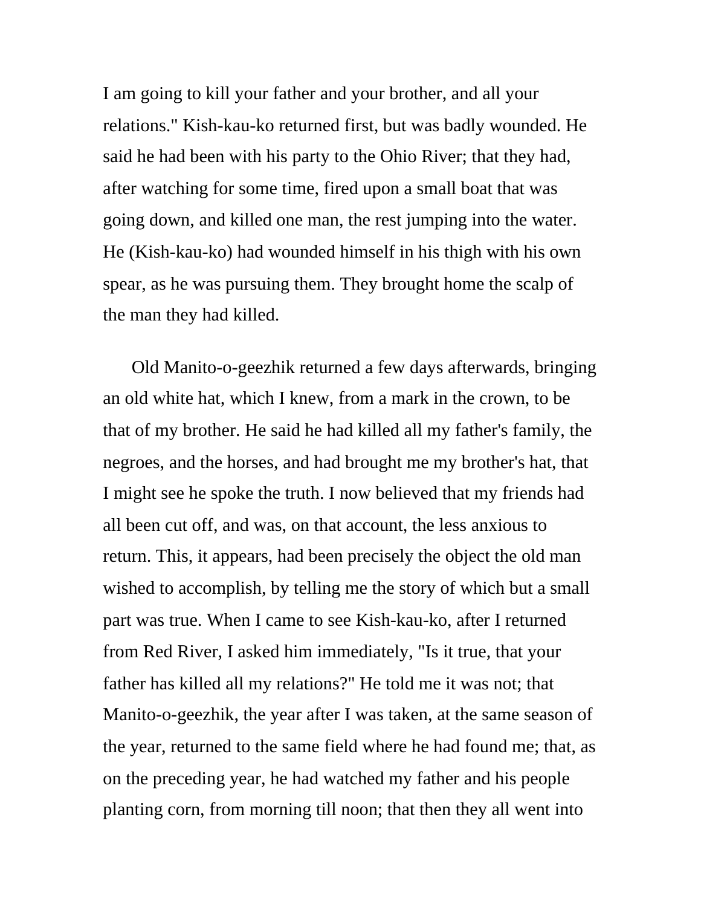I am going to kill your father and your brother, and all your relations." Kish-kau-ko returned first, but was badly wounded. He said he had been with his party to the Ohio River; that they had, after watching for some time, fired upon a small boat that was going down, and killed one man, the rest jumping into the water. He (Kish-kau-ko) had wounded himself in his thigh with his own spear, as he was pursuing them. They brought home the scalp of the man they had killed.

Old Manito-o-geezhik returned a few days afterwards, bringing an old white hat, which I knew, from a mark in the crown, to be that of my brother. He said he had killed all my father's family, the negroes, and the horses, and had brought me my brother's hat, that I might see he spoke the truth. I now believed that my friends had all been cut off, and was, on that account, the less anxious to return. This, it appears, had been precisely the object the old man wished to accomplish, by telling me the story of which but a small part was true. When I came to see Kish-kau-ko, after I returned from Red River, I asked him immediately, "Is it true, that your father has killed all my relations?" He told me it was not; that Manito-o-geezhik, the year after I was taken, at the same season of the year, returned to the same field where he had found me; that, as on the preceding year, he had watched my father and his people planting corn, from morning till noon; that then they all went into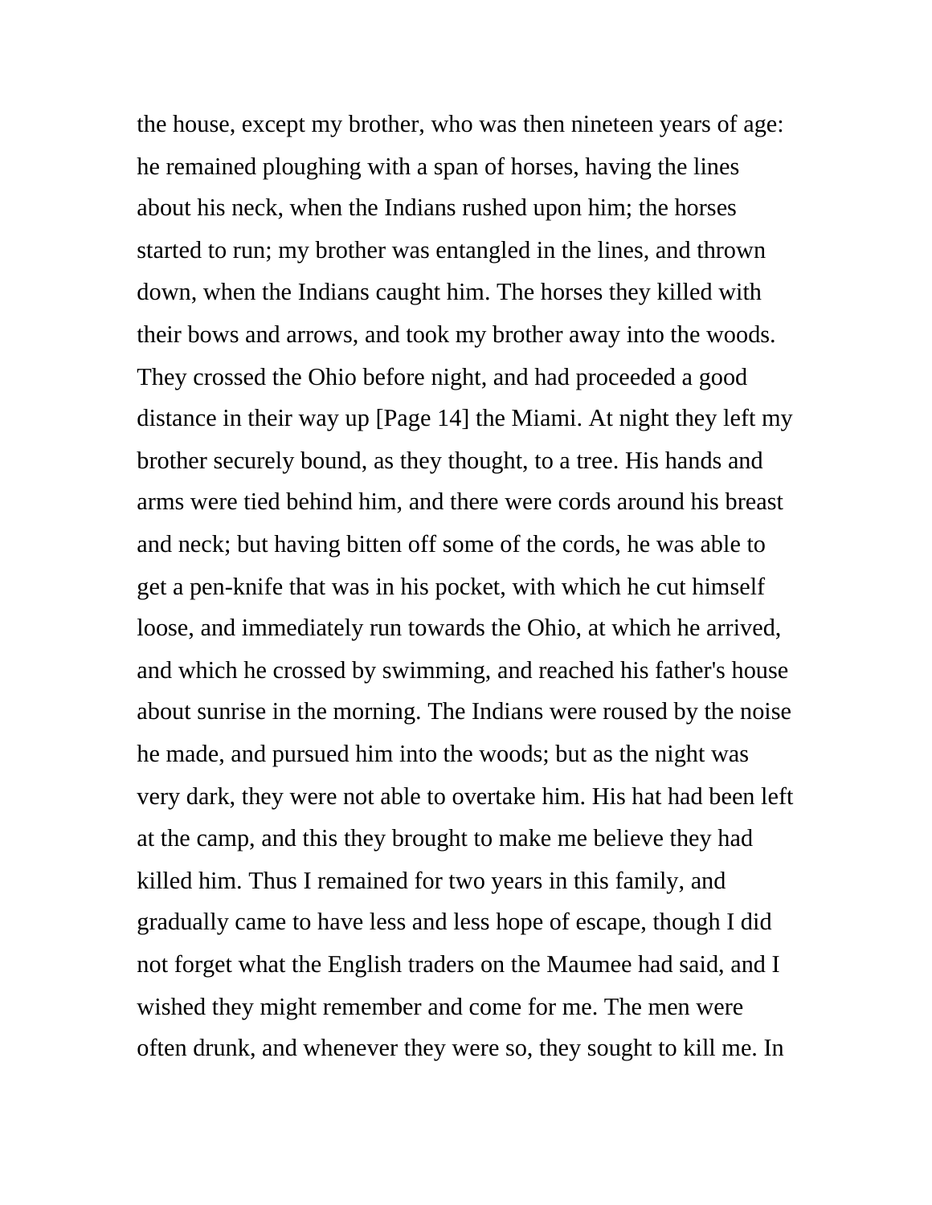the house, except my brother, who was then nineteen years of age: he remained ploughing with a span of horses, having the lines about his neck, when the Indians rushed upon him; the horses started to run; my brother was entangled in the lines, and thrown down, when the Indians caught him. The horses they killed with their bows and arrows, and took my brother away into the woods. They crossed the Ohio before night, and had proceeded a good distance in their way up [Page 14] the Miami. At night they left my brother securely bound, as they thought, to a tree. His hands and arms were tied behind him, and there were cords around his breast and neck; but having bitten off some of the cords, he was able to get a pen-knife that was in his pocket, with which he cut himself loose, and immediately run towards the Ohio, at which he arrived, and which he crossed by swimming, and reached his father's house about sunrise in the morning. The Indians were roused by the noise he made, and pursued him into the woods; but as the night was very dark, they were not able to overtake him. His hat had been left at the camp, and this they brought to make me believe they had killed him. Thus I remained for two years in this family, and gradually came to have less and less hope of escape, though I did not forget what the English traders on the Maumee had said, and I wished they might remember and come for me. The men were often drunk, and whenever they were so, they sought to kill me. In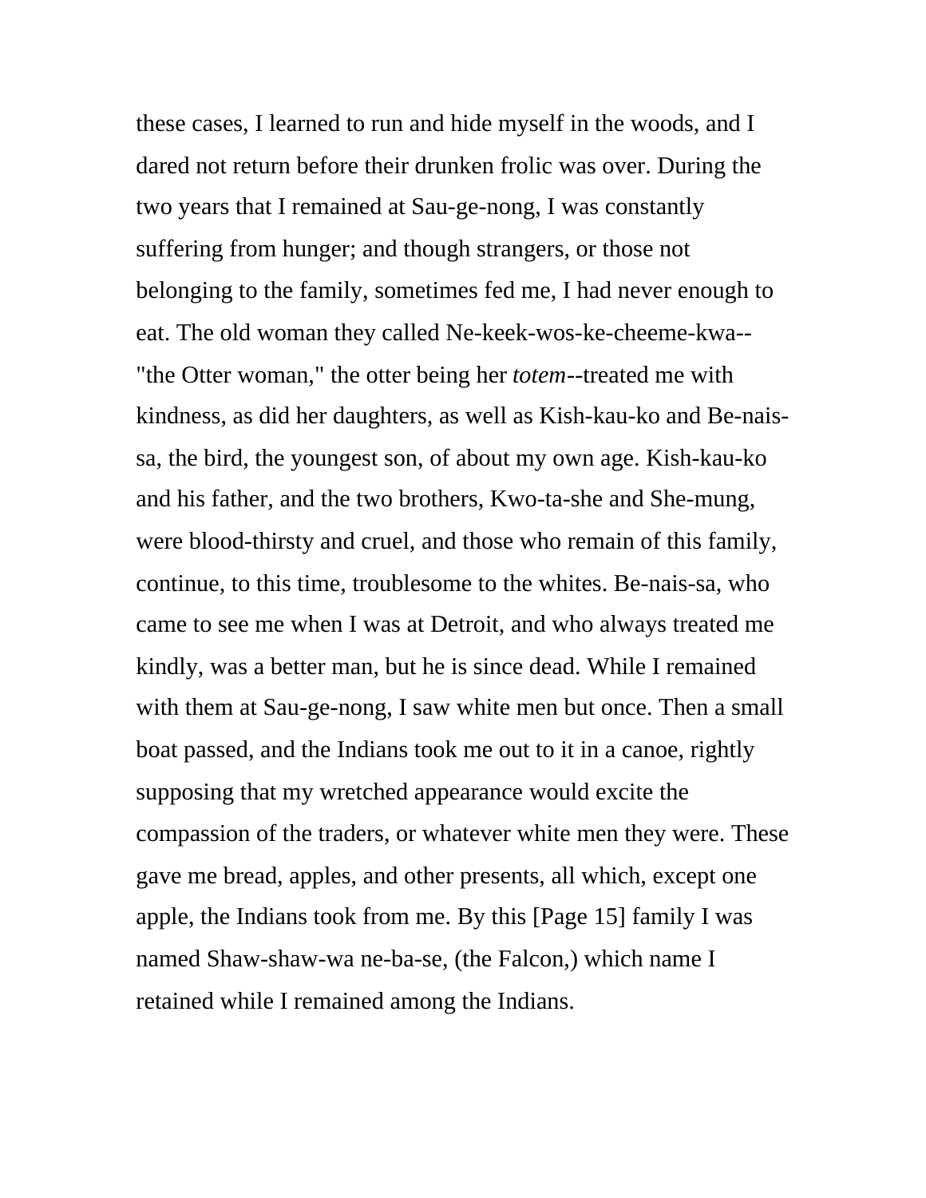these cases, I learned to run and hide myself in the woods, and I dared not return before their drunken frolic was over. During the two years that I remained at Sau-ge-nong, I was constantly suffering from hunger; and though strangers, or those not belonging to the family, sometimes fed me, I had never enough to eat. The old woman they called Ne-keek-wos-ke-cheeme-kwa--"the Otter woman," the otter being her *totem*--treated me with kindness, as did her daughters, as well as Kish-kau-ko and Be-nais-sa, the bird, the youngest son, of about my own age. Kish-kau-ko and his father, and the two brothers, Kwo-ta-she and She-mung, were blood-thirsty and cruel, and those who remain of this family, continue, to this time, troublesome to the whites. Be-nais-sa, who came to see me when I was at Detroit, and who always treated me kindly, was a better man, but he is since dead. While I remained with them at Sau-ge-nong, I saw white men but once. Then a small boat passed, and the Indians took me out to it in a canoe, rightly supposing that my wretched appearance would excite the compassion of the traders, or whatever white men they were. These gave me bread, apples, and other presents, all which, except one apple, the Indians took from me. By this [Page 15] family I was named Shaw-shaw-wa ne-ba-se, (the Falcon,) which name I retained while I remained among the Indians.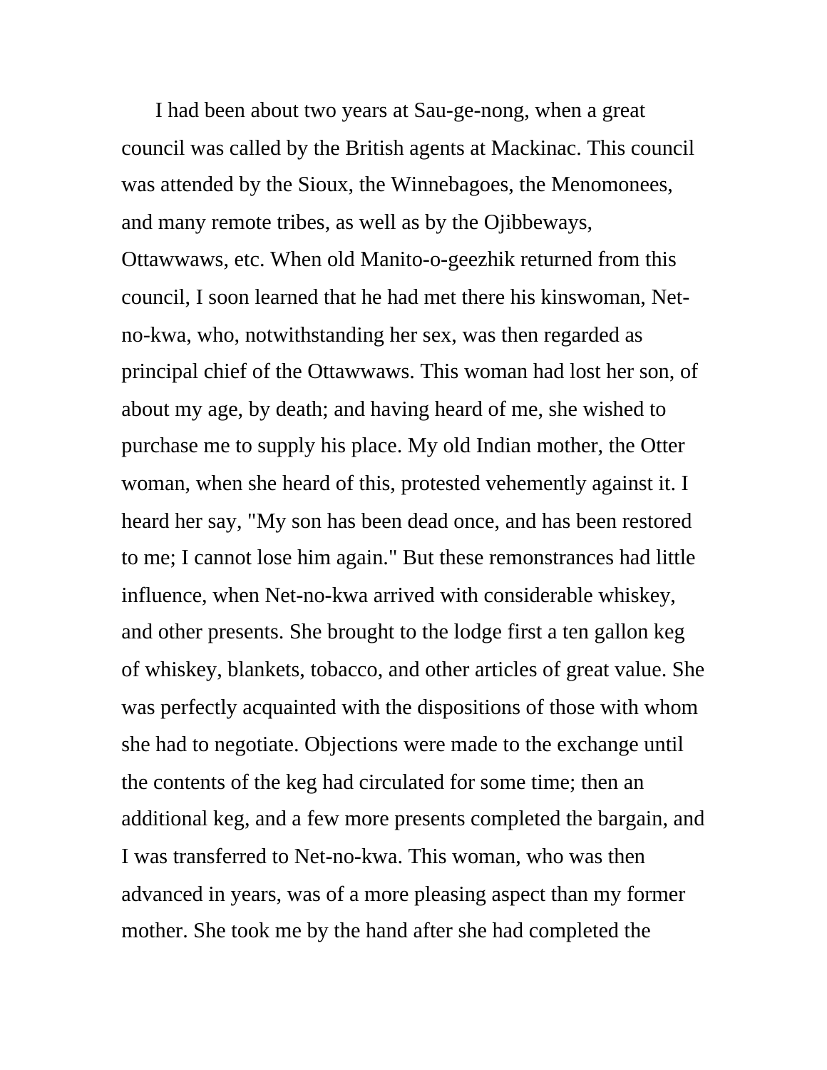I had been about two years at Sau-ge-nong, when a great council was called by the British agents at Mackinac. This council was attended by the Sioux, the Winnebagoes, the Menomonees, and many remote tribes, as well as by the Ojibbeways, Ottawwaws, etc. When old Manito-o-geezhik returned from this council, I soon learned that he had met there his kinswoman, Net-no-kwa, who, notwithstanding her sex, was then regarded as principal chief of the Ottawwaws. This woman had lost her son, of about my age, by death; and having heard of me, she wished to purchase me to supply his place. My old Indian mother, the Otter woman, when she heard of this, protested vehemently against it. I heard her say, "My son has been dead once, and has been restored to me; I cannot lose him again." But these remonstrances had little influence, when Net-no-kwa arrived with considerable whiskey, and other presents. She brought to the lodge first a ten gallon keg of whiskey, blankets, tobacco, and other articles of great value. She was perfectly acquainted with the dispositions of those with whom she had to negotiate. Objections were made to the exchange until the contents of the keg had circulated for some time; then an additional keg, and a few more presents completed the bargain, and I was transferred to Net-no-kwa. This woman, who was then advanced in years, was of a more pleasing aspect than my former mother. She took me by the hand after she had completed the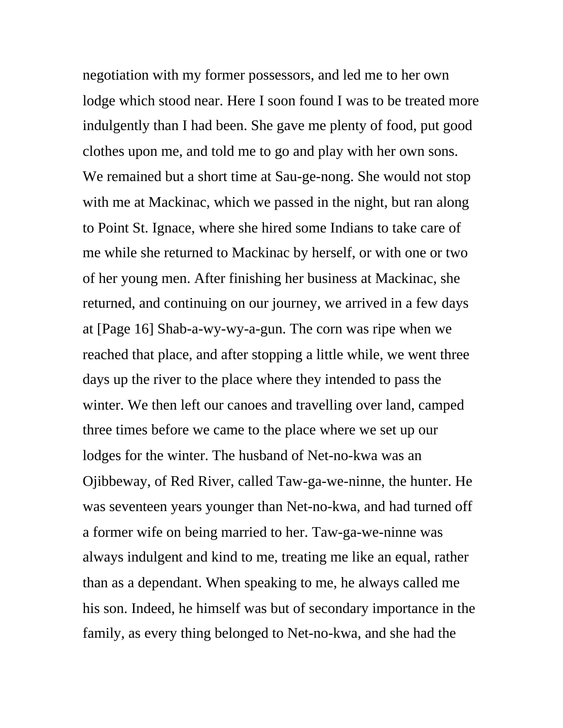negotiation with my former possessors, and led me to her own lodge which stood near. Here I soon found I was to be treated more indulgently than I had been. She gave me plenty of food, put good clothes upon me, and told me to go and play with her own sons. We remained but a short time at Sau-ge-nong. She would not stop with me at Mackinac, which we passed in the night, but ran along to Point St. Ignace, where she hired some Indians to take care of me while she returned to Mackinac by herself, or with one or two of her young men. After finishing her business at Mackinac, she returned, and continuing on our journey, we arrived in a few days at [Page 16] Shab-a-wy-wy-a-gun. The corn was ripe when we reached that place, and after stopping a little while, we went three days up the river to the place where they intended to pass the winter. We then left our canoes and travelling over land, camped three times before we came to the place where we set up our lodges for the winter. The husband of Net-no-kwa was an Ojibbeway, of Red River, called Taw-ga-we-ninne, the hunter. He was seventeen years younger than Net-no-kwa, and had turned off a former wife on being married to her. Taw-ga-we-ninne was always indulgent and kind to me, treating me like an equal, rather than as a dependant. When speaking to me, he always called me his son. Indeed, he himself was but of secondary importance in the family, as every thing belonged to Net-no-kwa, and she had the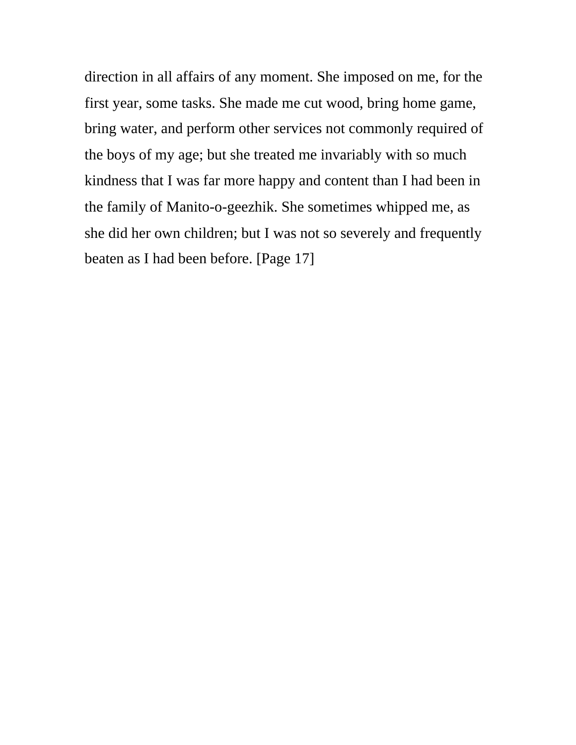direction in all affairs of any moment. She imposed on me, for the first year, some tasks. She made me cut wood, bring home game, bring water, and perform other services not commonly required of the boys of my age; but she treated me invariably with so much kindness that I was far more happy and content than I had been in the family of Manito-o-geezhik. She sometimes whipped me, as she did her own children; but I was not so severely and frequently beaten as I had been before. [Page 17]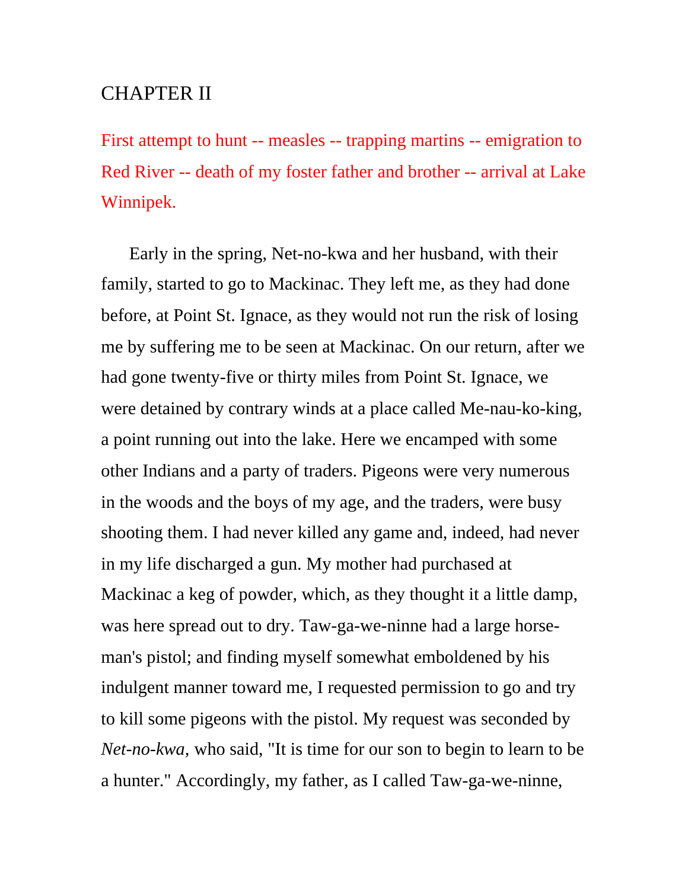## CHAPTER II

First attempt to hunt -- measles -- trapping martins -- emigration to Red River -- death of my foster father and brother -- arrival at Lake Winnipek.

Early in the spring, Net-no-kwa and her husband, with their family, started to go to Mackinac. They left me, as they had done before, at Point St. Ignace, as they would not run the risk of losing me by suffering me to be seen at Mackinac. On our return, after we had gone twenty-five or thirty miles from Point St. Ignace, we were detained by contrary winds at a place called Me-nau-ko-king, a point running out into the lake. Here we encamped with some other Indians and a party of traders. Pigeons were very numerous in the woods and the boys of my age, and the traders, were busy shooting them. I had never killed any game and, indeed, had never in my life discharged a gun. My mother had purchased at Mackinac a keg of powder, which, as they thought it a little damp, was here spread out to dry. Taw-ga-we-ninne had a large horseman's pistol; and finding myself somewhat emboldened by his indulgent manner toward me, I requested permission to go and try to kill some pigeons with the pistol. My request was seconded by *Net-no-kwa,* who said, "It is time for our son to begin to learn to be a hunter." Accordingly, my father, as I called Taw-ga-we-ninne,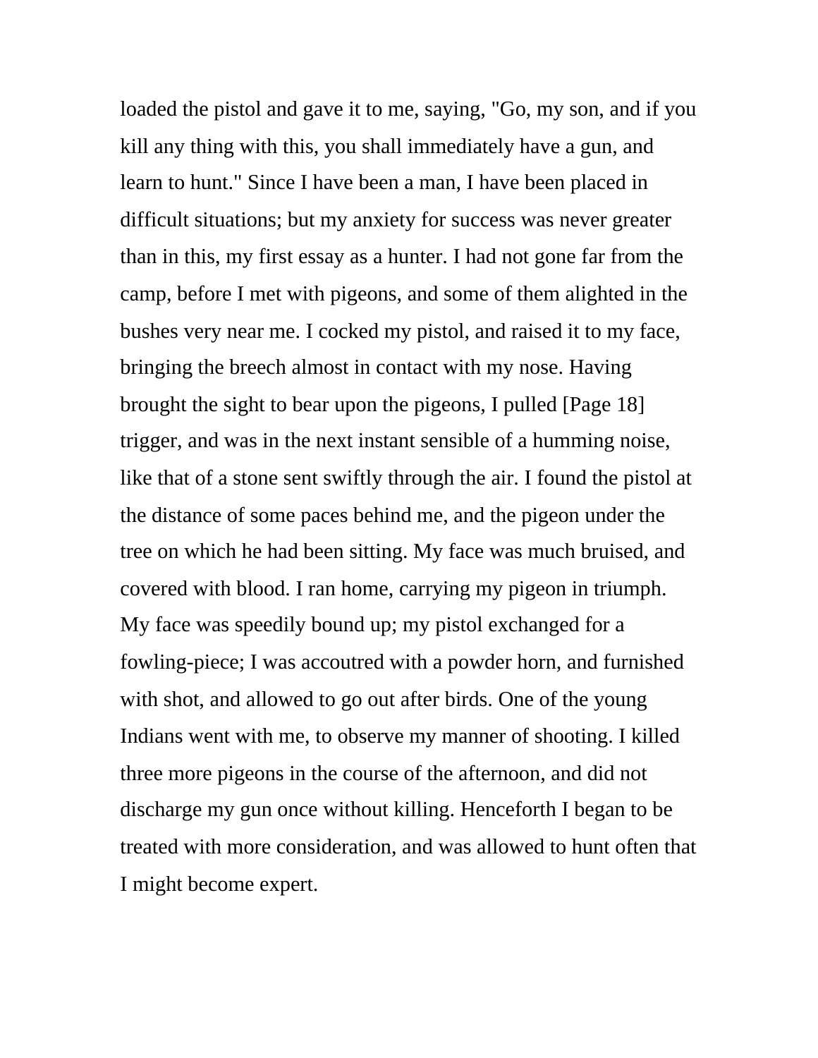loaded the pistol and gave it to me, saying, "Go, my son, and if you kill any thing with this, you shall immediately have a gun, and learn to hunt." Since I have been a man, I have been placed in difficult situations; but my anxiety for success was never greater than in this, my first essay as a hunter. I had not gone far from the camp, before I met with pigeons, and some of them alighted in the bushes very near me. I cocked my pistol, and raised it to my face, bringing the breech almost in contact with my nose. Having brought the sight to bear upon the pigeons, I pulled [Page 18] trigger, and was in the next instant sensible of a humming noise, like that of a stone sent swiftly through the air. I found the pistol at the distance of some paces behind me, and the pigeon under the tree on which he had been sitting. My face was much bruised, and covered with blood. I ran home, carrying my pigeon in triumph. My face was speedily bound up; my pistol exchanged for a fowling-piece; I was accoutred with a powder horn, and furnished with shot, and allowed to go out after birds. One of the young Indians went with me, to observe my manner of shooting. I killed three more pigeons in the course of the afternoon, and did not discharge my gun once without killing. Henceforth I began to be treated with more consideration, and was allowed to hunt often that I might become expert.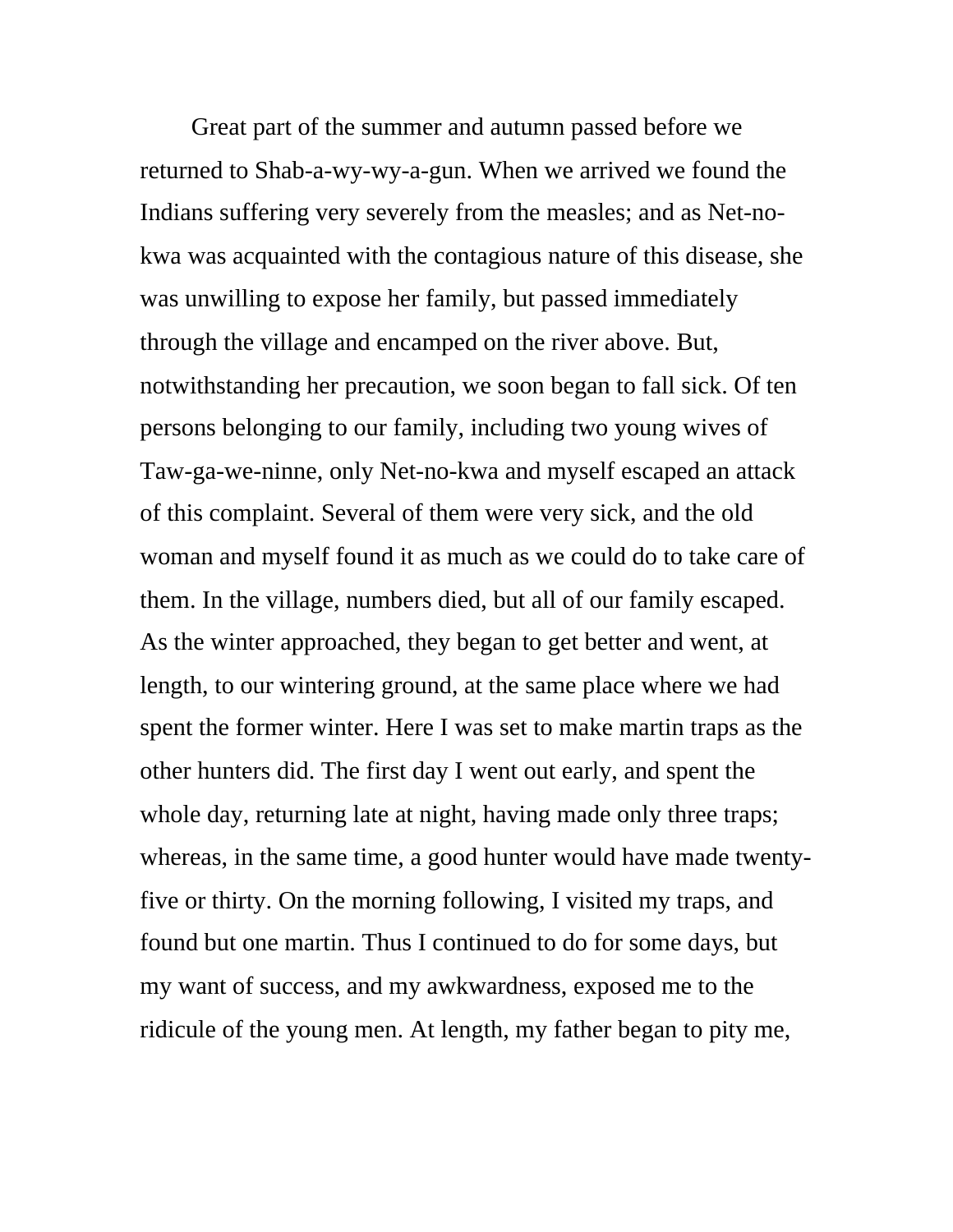Great part of the summer and autumn passed before we returned to Shab-a-wy-wy-a-gun. When we arrived we found the Indians suffering very severely from the measles; and as Net-no-kwa was acquainted with the contagious nature of this disease, she was unwilling to expose her family, but passed immediately through the village and encamped on the river above. But, notwithstanding her precaution, we soon began to fall sick. Of ten persons belonging to our family, including two young wives of Taw-ga-we-ninne, only Net-no-kwa and myself escaped an attack of this complaint. Several of them were very sick, and the old woman and myself found it as much as we could do to take care of them. In the village, numbers died, but all of our family escaped. As the winter approached, they began to get better and went, at length, to our wintering ground, at the same place where we had spent the former winter. Here I was set to make martin traps as the other hunters did. The first day I went out early, and spent the whole day, returning late at night, having made only three traps; whereas, in the same time, a good hunter would have made twenty-five or thirty. On the morning following, I visited my traps, and found but one martin. Thus I continued to do for some days, but my want of success, and my awkwardness, exposed me to the ridicule of the young men. At length, my father began to pity me,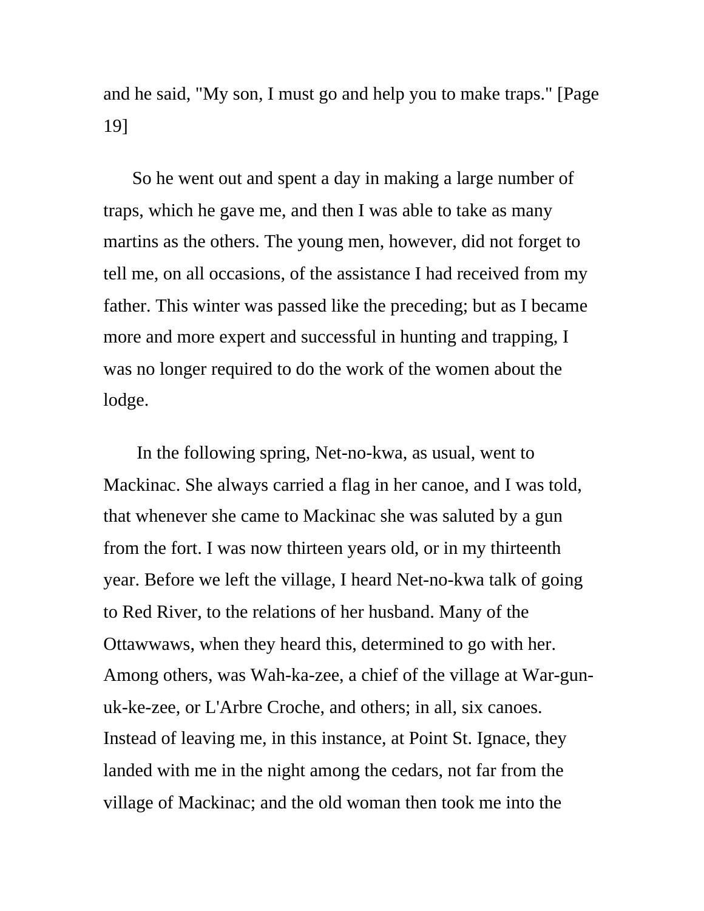and he said, "My son, I must go and help you to make traps." [Page 19]

So he went out and spent a day in making a large number of traps, which he gave me, and then I was able to take as many martins as the others. The young men, however, did not forget to tell me, on all occasions, of the assistance I had received from my father. This winter was passed like the preceding; but as I became more and more expert and successful in hunting and trapping, I was no longer required to do the work of the women about the lodge.

In the following spring, Net-no-kwa, as usual, went to Mackinac. She always carried a flag in her canoe, and I was told, that whenever she came to Mackinac she was saluted by a gun from the fort. I was now thirteen years old, or in my thirteenth year. Before we left the village, I heard Net-no-kwa talk of going to Red River, to the relations of her husband. Many of the Ottawwaws, when they heard this, determined to go with her. Among others, was Wah-ka-zee, a chief of the village at War-gun-uk-ke-zee, or L'Arbre Croche, and others; in all, six canoes. Instead of leaving me, in this instance, at Point St. Ignace, they landed with me in the night among the cedars, not far from the village of Mackinac; and the old woman then took me into the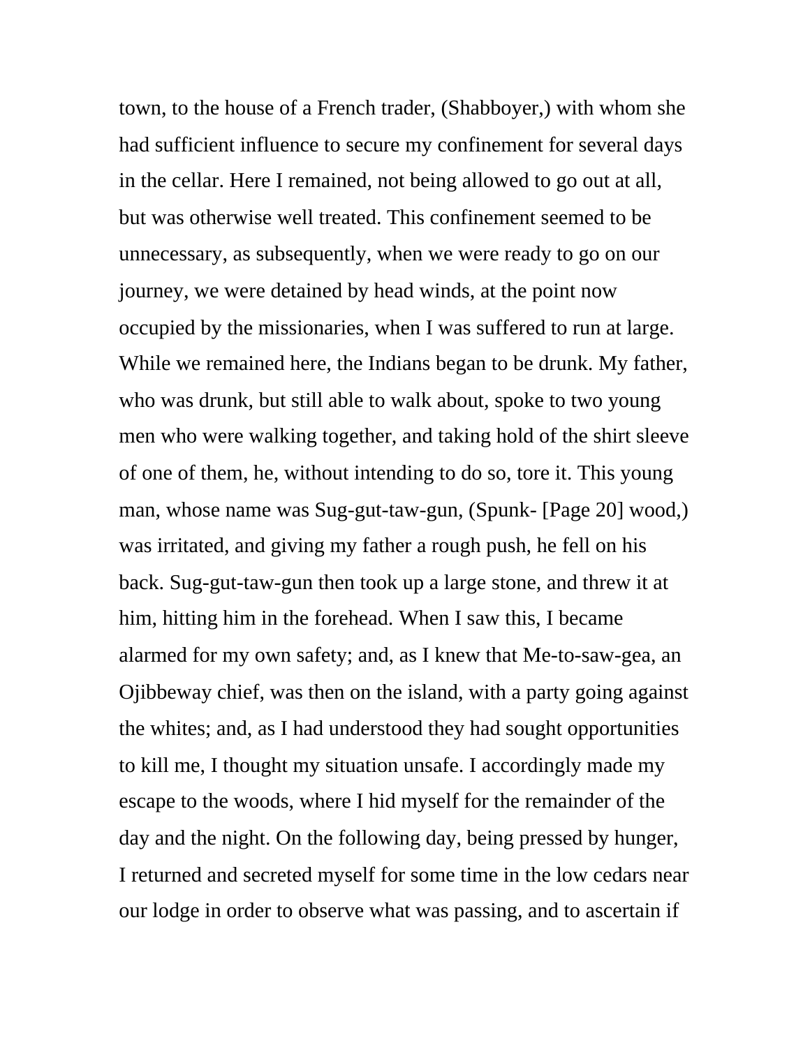town, to the house of a French trader, (Shabboyer,) with whom she had sufficient influence to secure my confinement for several days in the cellar. Here I remained, not being allowed to go out at all, but was otherwise well treated. This confinement seemed to be unnecessary, as subsequently, when we were ready to go on our journey, we were detained by head winds, at the point now occupied by the missionaries, when I was suffered to run at large. While we remained here, the Indians began to be drunk. My father, who was drunk, but still able to walk about, spoke to two young men who were walking together, and taking hold of the shirt sleeve of one of them, he, without intending to do so, tore it. This young man, whose name was Sug-gut-taw-gun, (Spunk- [Page 20] wood,) was irritated, and giving my father a rough push, he fell on his back. Sug-gut-taw-gun then took up a large stone, and threw it at him, hitting him in the forehead. When I saw this, I became alarmed for my own safety; and, as I knew that Me-to-saw-gea, an Ojibbeway chief, was then on the island, with a party going against the whites; and, as I had understood they had sought opportunities to kill me, I thought my situation unsafe. I accordingly made my escape to the woods, where I hid myself for the remainder of the day and the night. On the following day, being pressed by hunger, I returned and secreted myself for some time in the low cedars near our lodge in order to observe what was passing, and to ascertain if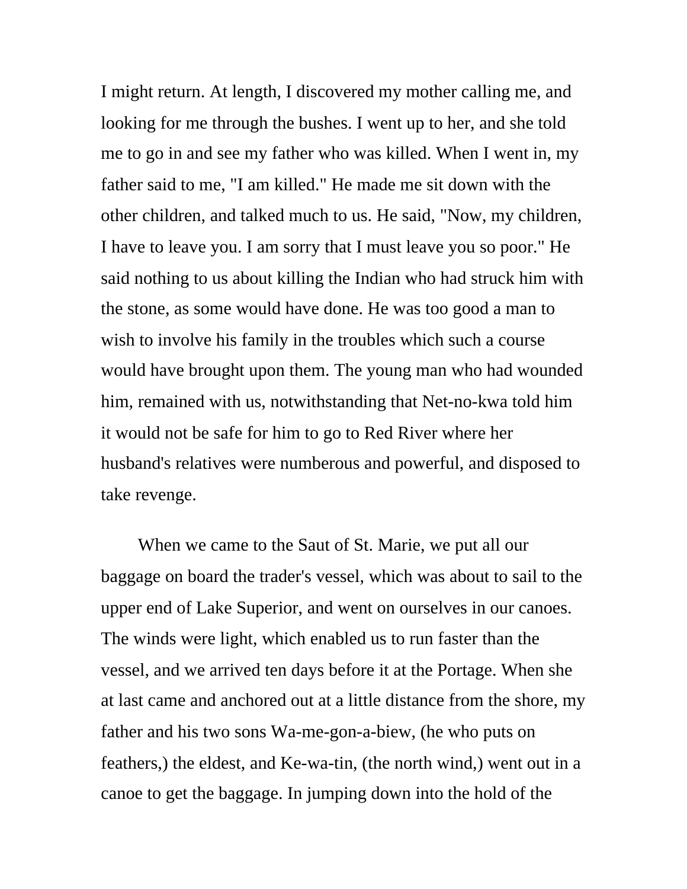I might return. At length, I discovered my mother calling me, and looking for me through the bushes. I went up to her, and she told me to go in and see my father who was killed. When I went in, my father said to me, "I am killed." He made me sit down with the other children, and talked much to us. He said, "Now, my children, I have to leave you. I am sorry that I must leave you so poor." He said nothing to us about killing the Indian who had struck him with the stone, as some would have done. He was too good a man to wish to involve his family in the troubles which such a course would have brought upon them. The young man who had wounded him, remained with us, notwithstanding that Net-no-kwa told him it would not be safe for him to go to Red River where her husband's relatives were numberous and powerful, and disposed to take revenge.

When we came to the Saut of St. Marie, we put all our baggage on board the trader's vessel, which was about to sail to the upper end of Lake Superior, and went on ourselves in our canoes. The winds were light, which enabled us to run faster than the vessel, and we arrived ten days before it at the Portage. When she at last came and anchored out at a little distance from the shore, my father and his two sons Wa-me-gon-a-biew, (he who puts on feathers,) the eldest, and Ke-wa-tin, (the north wind,) went out in a canoe to get the baggage. In jumping down into the hold of the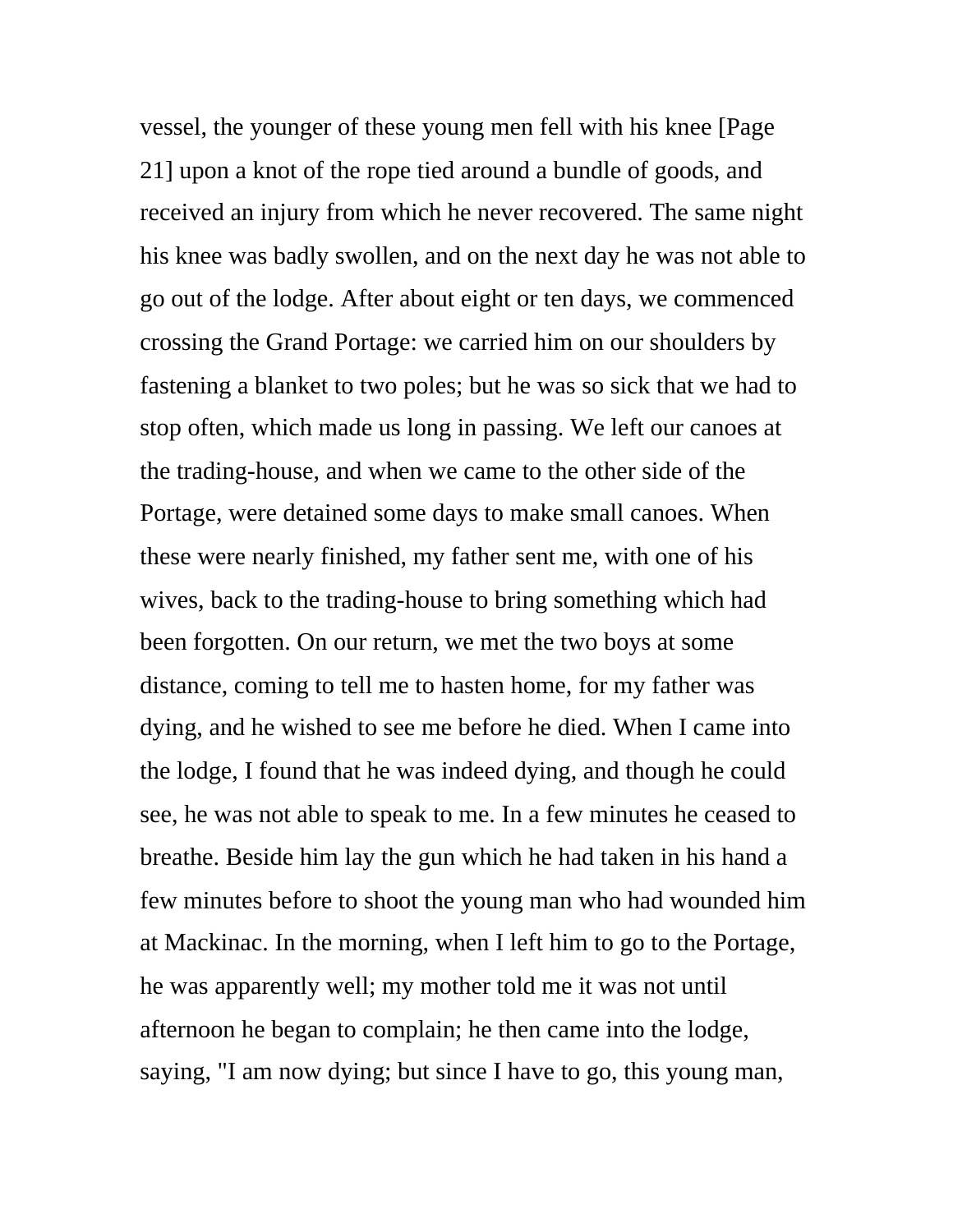vessel, the younger of these young men fell with his knee [Page 21] upon a knot of the rope tied around a bundle of goods, and received an injury from which he never recovered. The same night his knee was badly swollen, and on the next day he was not able to go out of the lodge. After about eight or ten days, we commenced crossing the Grand Portage: we carried him on our shoulders by fastening a blanket to two poles; but he was so sick that we had to stop often, which made us long in passing. We left our canoes at the trading-house, and when we came to the other side of the Portage, were detained some days to make small canoes. When these were nearly finished, my father sent me, with one of his wives, back to the trading-house to bring something which had been forgotten. On our return, we met the two boys at some distance, coming to tell me to hasten home, for my father was dying, and he wished to see me before he died. When I came into the lodge, I found that he was indeed dying, and though he could see, he was not able to speak to me. In a few minutes he ceased to breathe. Beside him lay the gun which he had taken in his hand a few minutes before to shoot the young man who had wounded him at Mackinac. In the morning, when I left him to go to the Portage, he was apparently well; my mother told me it was not until afternoon he began to complain; he then came into the lodge, saying, "I am now dying; but since I have to go, this young man,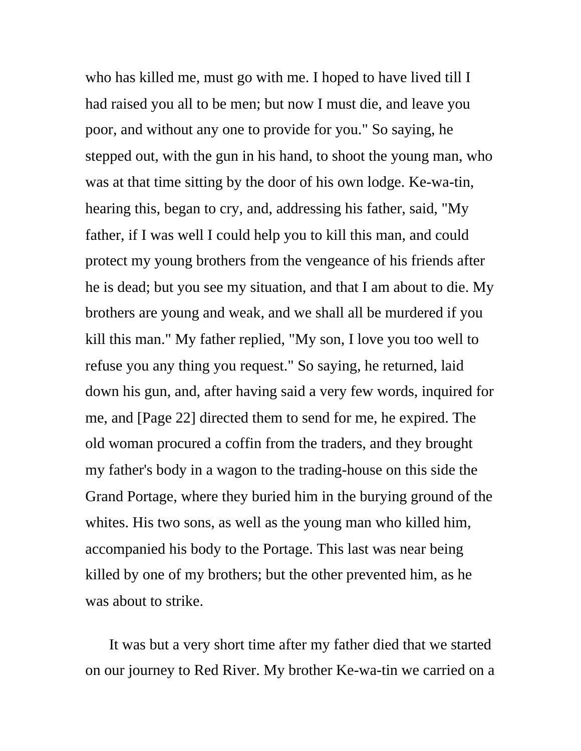who has killed me, must go with me. I hoped to have lived till I had raised you all to be men; but now I must die, and leave you poor, and without any one to provide for you." So saying, he stepped out, with the gun in his hand, to shoot the young man, who was at that time sitting by the door of his own lodge. Ke-wa-tin, hearing this, began to cry, and, addressing his father, said, "My father, if I was well I could help you to kill this man, and could protect my young brothers from the vengeance of his friends after he is dead; but you see my situation, and that I am about to die. My brothers are young and weak, and we shall all be murdered if you kill this man." My father replied, "My son, I love you too well to refuse you any thing you request." So saying, he returned, laid down his gun, and, after having said a very few words, inquired for me, and [Page 22] directed them to send for me, he expired. The old woman procured a coffin from the traders, and they brought my father's body in a wagon to the trading-house on this side the Grand Portage, where they buried him in the burying ground of the whites. His two sons, as well as the young man who killed him, accompanied his body to the Portage. This last was near being killed by one of my brothers; but the other prevented him, as he was about to strike.

It was but a very short time after my father died that we started on our journey to Red River. My brother Ke-wa-tin we carried on a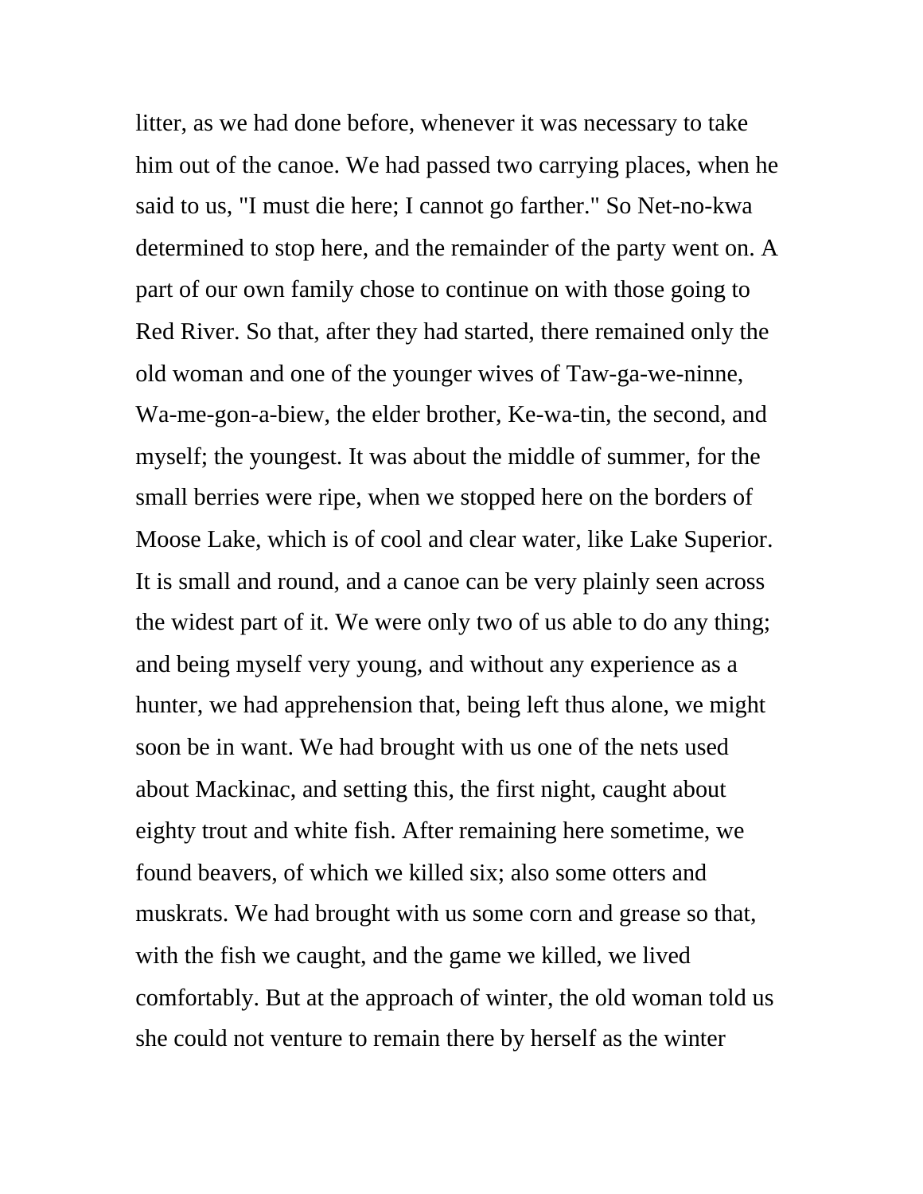litter, as we had done before, whenever it was necessary to take him out of the canoe. We had passed two carrying places, when he said to us, "I must die here; I cannot go farther." So Net-no-kwa determined to stop here, and the remainder of the party went on. A part of our own family chose to continue on with those going to Red River. So that, after they had started, there remained only the old woman and one of the younger wives of Taw-ga-we-ninne, Wa-me-gon-a-biew, the elder brother, Ke-wa-tin, the second, and myself; the youngest. It was about the middle of summer, for the small berries were ripe, when we stopped here on the borders of Moose Lake, which is of cool and clear water, like Lake Superior. It is small and round, and a canoe can be very plainly seen across the widest part of it. We were only two of us able to do any thing; and being myself very young, and without any experience as a hunter, we had apprehension that, being left thus alone, we might soon be in want. We had brought with us one of the nets used about Mackinac, and setting this, the first night, caught about eighty trout and white fish. After remaining here sometime, we found beavers, of which we killed six; also some otters and muskrats. We had brought with us some corn and grease so that, with the fish we caught, and the game we killed, we lived comfortably. But at the approach of winter, the old woman told us she could not venture to remain there by herself as the winter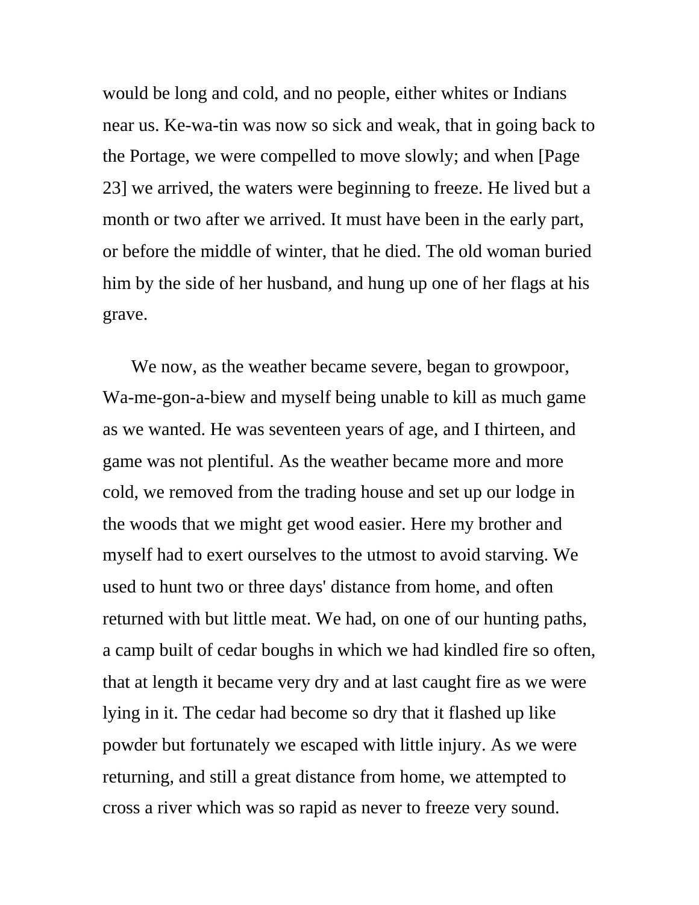would be long and cold, and no people, either whites or Indians near us. Ke-wa-tin was now so sick and weak, that in going back to the Portage, we were compelled to move slowly; and when [Page 23] we arrived, the waters were beginning to freeze. He lived but a month or two after we arrived. It must have been in the early part, or before the middle of winter, that he died. The old woman buried him by the side of her husband, and hung up one of her flags at his grave.

We now, as the weather became severe, began to growpoor, Wa-me-gon-a-biew and myself being unable to kill as much game as we wanted. He was seventeen years of age, and I thirteen, and game was not plentiful. As the weather became more and more cold, we removed from the trading house and set up our lodge in the woods that we might get wood easier. Here my brother and myself had to exert ourselves to the utmost to avoid starving. We used to hunt two or three days' distance from home, and often returned with but little meat. We had, on one of our hunting paths, a camp built of cedar boughs in which we had kindled fire so often, that at length it became very dry and at last caught fire as we were lying in it. The cedar had become so dry that it flashed up like powder but fortunately we escaped with little injury. As we were returning, and still a great distance from home, we attempted to cross a river which was so rapid as never to freeze very sound.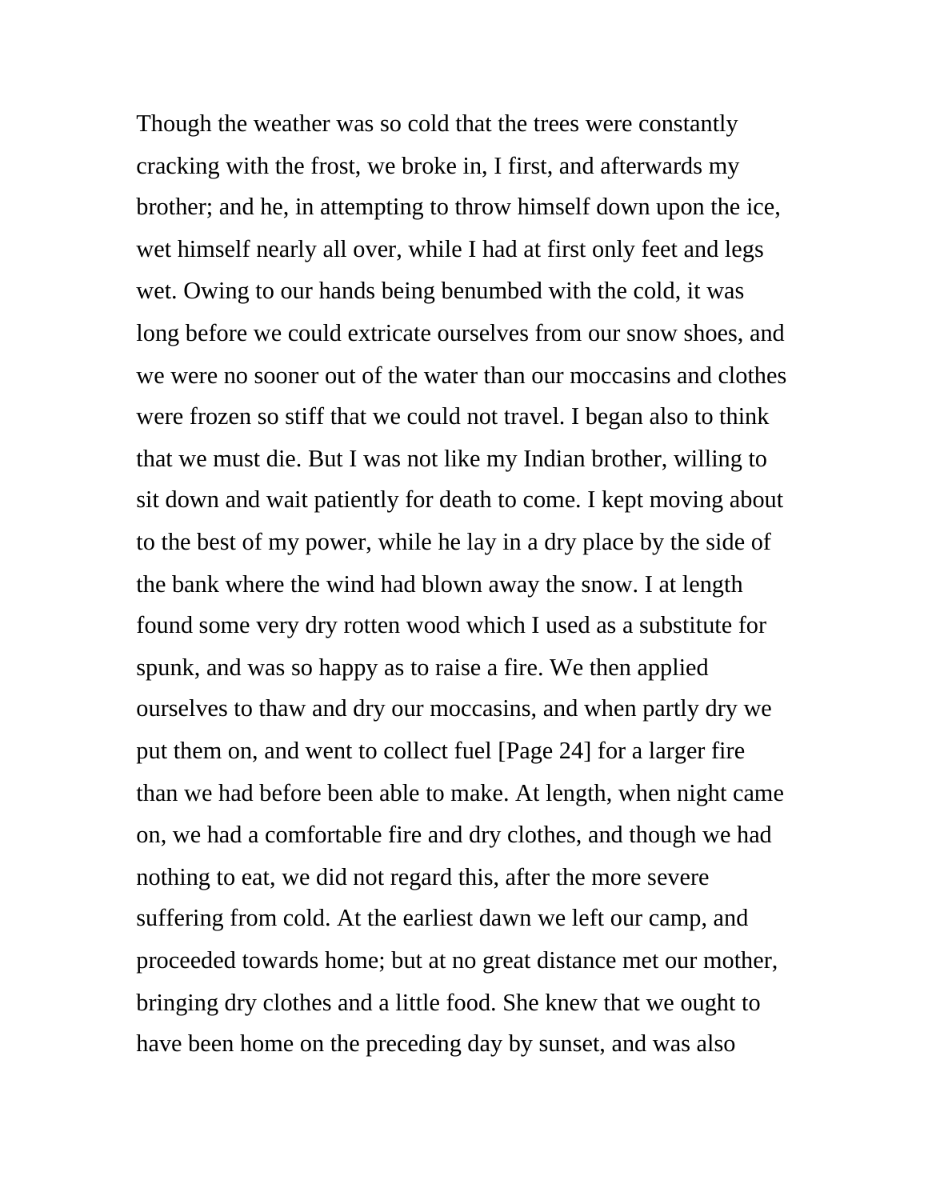Though the weather was so cold that the trees were constantly cracking with the frost, we broke in, I first, and afterwards my brother; and he, in attempting to throw himself down upon the ice, wet himself nearly all over, while I had at first only feet and legs wet. Owing to our hands being benumbed with the cold, it was long before we could extricate ourselves from our snow shoes, and we were no sooner out of the water than our moccasins and clothes were frozen so stiff that we could not travel. I began also to think that we must die. But I was not like my Indian brother, willing to sit down and wait patiently for death to come. I kept moving about to the best of my power, while he lay in a dry place by the side of the bank where the wind had blown away the snow. I at length found some very dry rotten wood which I used as a substitute for spunk, and was so happy as to raise a fire. We then applied ourselves to thaw and dry our moccasins, and when partly dry we put them on, and went to collect fuel [Page 24] for a larger fire than we had before been able to make. At length, when night came on, we had a comfortable fire and dry clothes, and though we had nothing to eat, we did not regard this, after the more severe suffering from cold. At the earliest dawn we left our camp, and proceeded towards home; but at no great distance met our mother, bringing dry clothes and a little food. She knew that we ought to have been home on the preceding day by sunset, and was also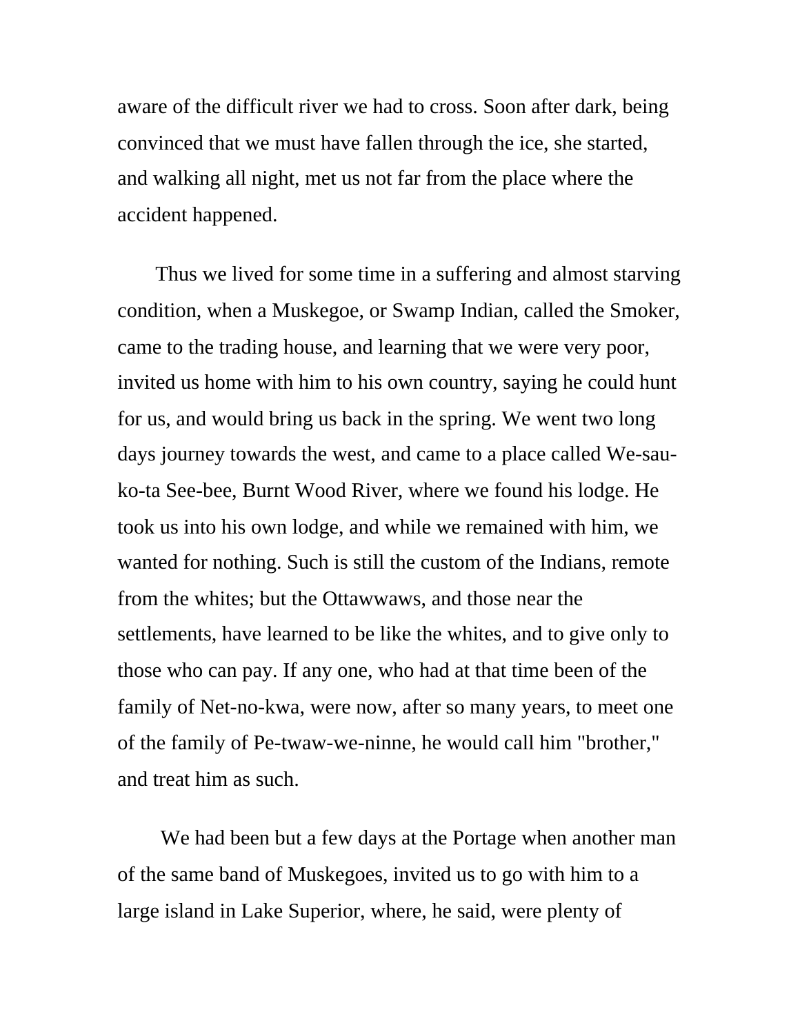aware of the difficult river we had to cross. Soon after dark, being convinced that we must have fallen through the ice, she started, and walking all night, met us not far from the place where the accident happened.

Thus we lived for some time in a suffering and almost starving condition, when a Muskegoe, or Swamp Indian, called the Smoker, came to the trading house, and learning that we were very poor, invited us home with him to his own country, saying he could hunt for us, and would bring us back in the spring. We went two long days journey towards the west, and came to a place called We-sau-ko-ta See-bee, Burnt Wood River, where we found his lodge. He took us into his own lodge, and while we remained with him, we wanted for nothing. Such is still the custom of the Indians, remote from the whites; but the Ottawwaws, and those near the settlements, have learned to be like the whites, and to give only to those who can pay. If any one, who had at that time been of the family of Net-no-kwa, were now, after so many years, to meet one of the family of Pe-twaw-we-ninne, he would call him "brother," and treat him as such.

We had been but a few days at the Portage when another man of the same band of Muskegoes, invited us to go with him to a large island in Lake Superior, where, he said, were plenty of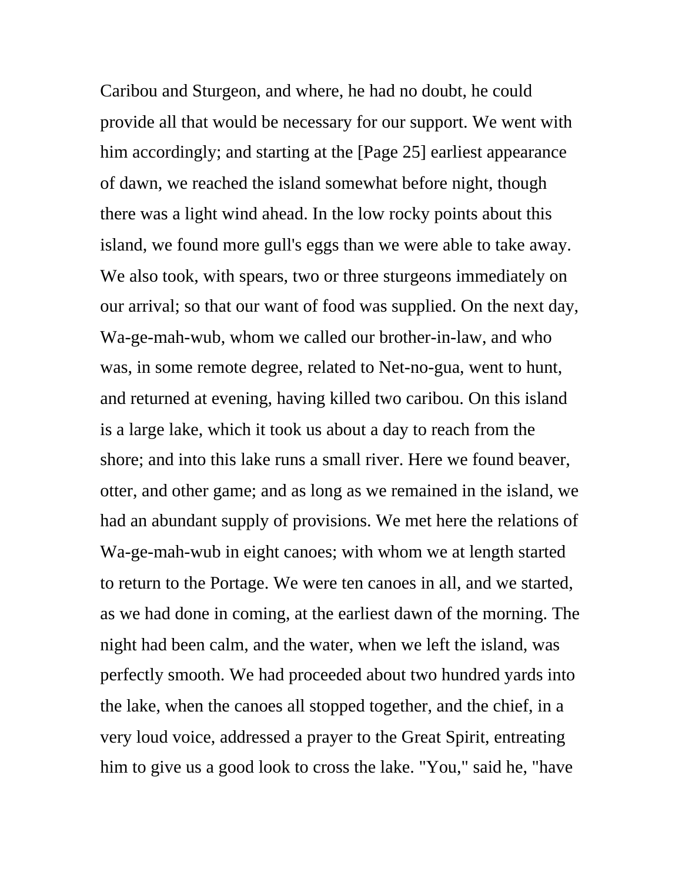Caribou and Sturgeon, and where, he had no doubt, he could provide all that would be necessary for our support. We went with him accordingly; and starting at the [Page 25] earliest appearance of dawn, we reached the island somewhat before night, though there was a light wind ahead. In the low rocky points about this island, we found more gull's eggs than we were able to take away. We also took, with spears, two or three sturgeons immediately on our arrival; so that our want of food was supplied. On the next day, Wa-ge-mah-wub, whom we called our brother-in-law, and who was, in some remote degree, related to Net-no-gua, went to hunt, and returned at evening, having killed two caribou. On this island is a large lake, which it took us about a day to reach from the shore; and into this lake runs a small river. Here we found beaver, otter, and other game; and as long as we remained in the island, we had an abundant supply of provisions. We met here the relations of Wa-ge-mah-wub in eight canoes; with whom we at length started to return to the Portage. We were ten canoes in all, and we started, as we had done in coming, at the earliest dawn of the morning. The night had been calm, and the water, when we left the island, was perfectly smooth. We had proceeded about two hundred yards into the lake, when the canoes all stopped together, and the chief, in a very loud voice, addressed a prayer to the Great Spirit, entreating him to give us a good look to cross the lake. "You," said he, "have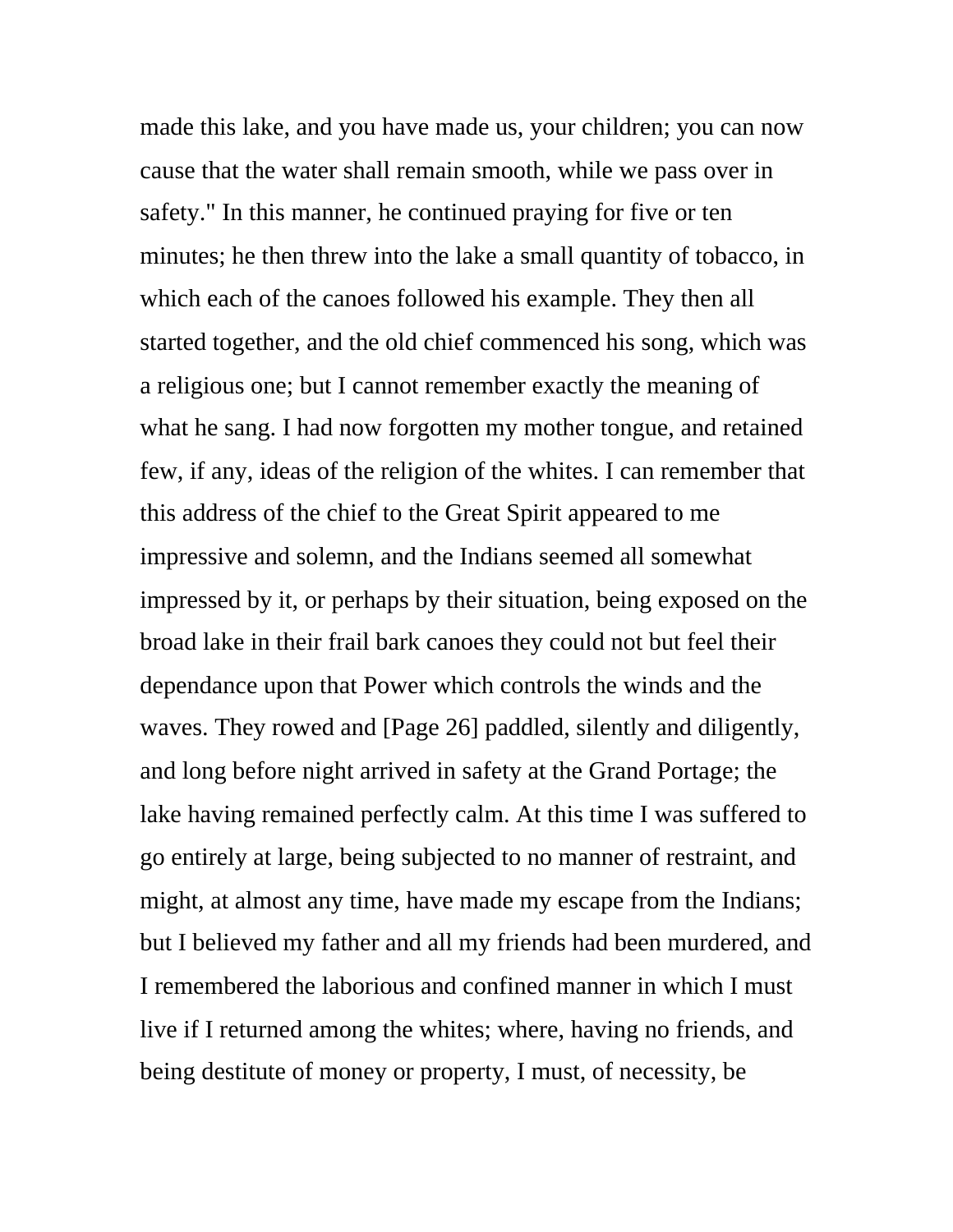made this lake, and you have made us, your children; you can now cause that the water shall remain smooth, while we pass over in safety." In this manner, he continued praying for five or ten minutes; he then threw into the lake a small quantity of tobacco, in which each of the canoes followed his example. They then all started together, and the old chief commenced his song, which was a religious one; but I cannot remember exactly the meaning of what he sang. I had now forgotten my mother tongue, and retained few, if any, ideas of the religion of the whites. I can remember that this address of the chief to the Great Spirit appeared to me impressive and solemn, and the Indians seemed all somewhat impressed by it, or perhaps by their situation, being exposed on the broad lake in their frail bark canoes they could not but feel their dependance upon that Power which controls the winds and the waves. They rowed and [Page 26] paddled, silently and diligently, and long before night arrived in safety at the Grand Portage; the lake having remained perfectly calm. At this time I was suffered to go entirely at large, being subjected to no manner of restraint, and might, at almost any time, have made my escape from the Indians; but I believed my father and all my friends had been murdered, and I remembered the laborious and confined manner in which I must live if I returned among the whites; where, having no friends, and being destitute of money or property, I must, of necessity, be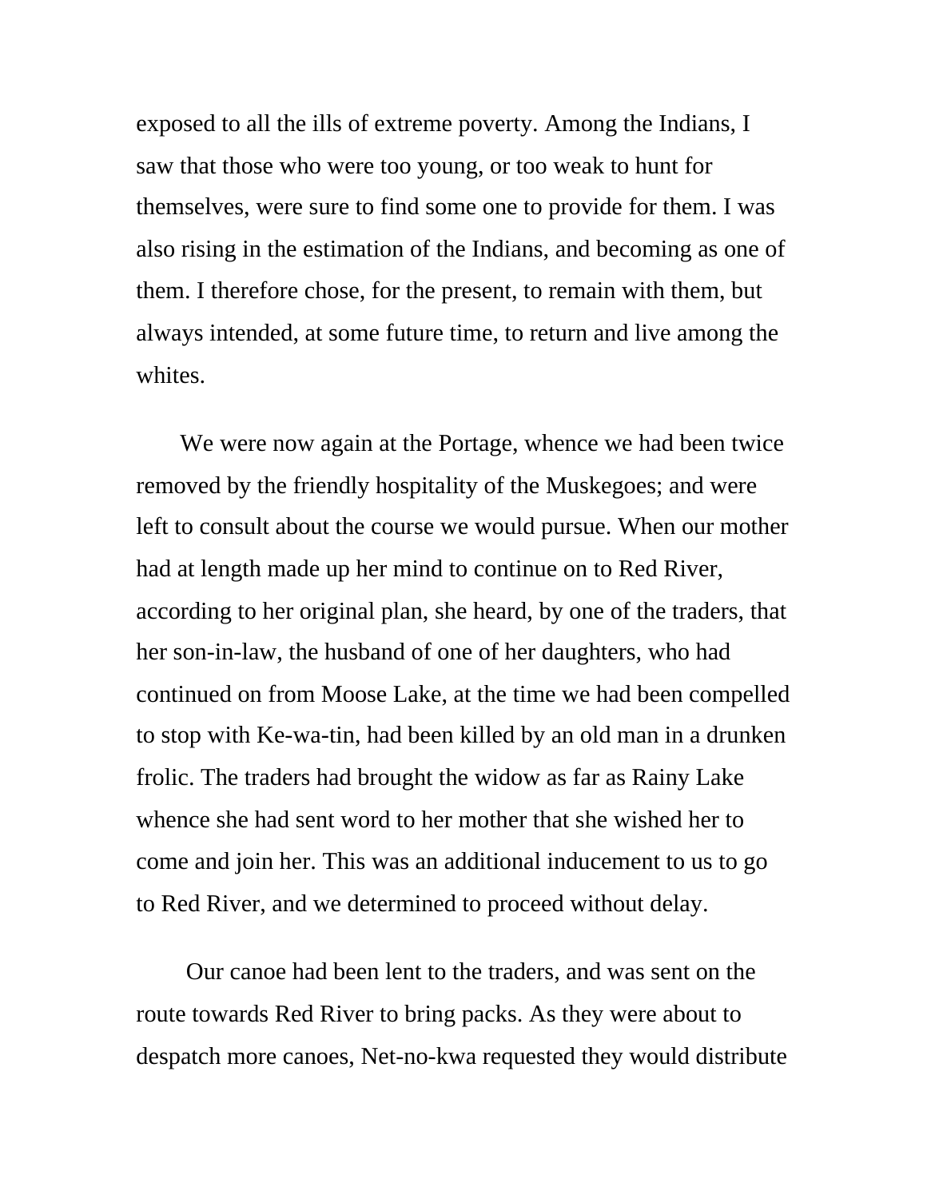exposed to all the ills of extreme poverty. Among the Indians, I saw that those who were too young, or too weak to hunt for themselves, were sure to find some one to provide for them. I was also rising in the estimation of the Indians, and becoming as one of them. I therefore chose, for the present, to remain with them, but always intended, at some future time, to return and live among the whites.

We were now again at the Portage, whence we had been twice removed by the friendly hospitality of the Muskegoes; and were left to consult about the course we would pursue. When our mother had at length made up her mind to continue on to Red River, according to her original plan, she heard, by one of the traders, that her son-in-law, the husband of one of her daughters, who had continued on from Moose Lake, at the time we had been compelled to stop with Ke-wa-tin, had been killed by an old man in a drunken frolic. The traders had brought the widow as far as Rainy Lake whence she had sent word to her mother that she wished her to come and join her. This was an additional inducement to us to go to Red River, and we determined to proceed without delay.

Our canoe had been lent to the traders, and was sent on the route towards Red River to bring packs. As they were about to despatch more canoes, Net-no-kwa requested they would distribute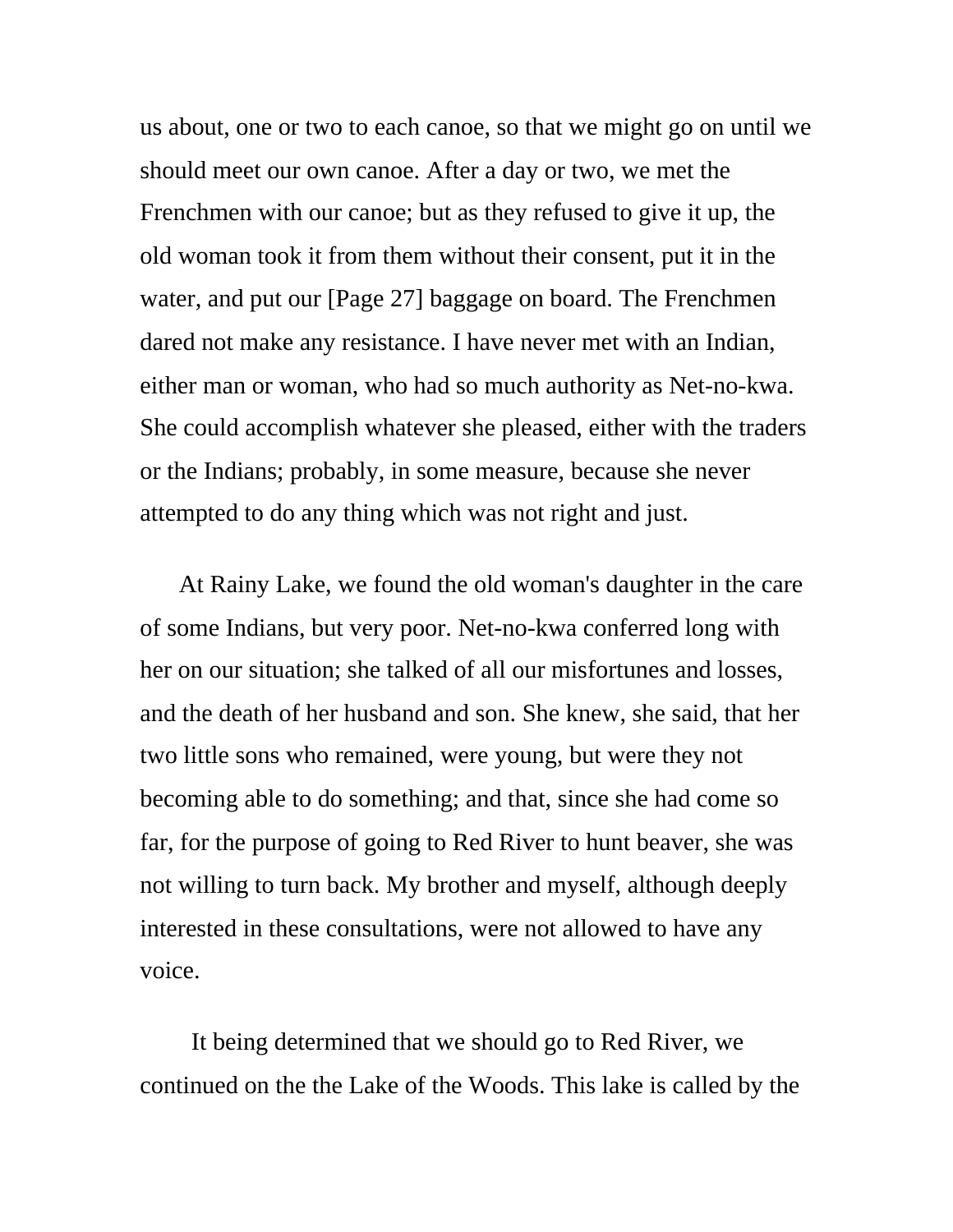us about, one or two to each canoe, so that we might go on until we should meet our own canoe. After a day or two, we met the Frenchmen with our canoe; but as they refused to give it up, the old woman took it from them without their consent, put it in the water, and put our [Page 27] baggage on board. The Frenchmen dared not make any resistance. I have never met with an Indian, either man or woman, who had so much authority as Net-no-kwa. She could accomplish whatever she pleased, either with the traders or the Indians; probably, in some measure, because she never attempted to do any thing which was not right and just.

At Rainy Lake, we found the old woman's daughter in the care of some Indians, but very poor. Net-no-kwa conferred long with her on our situation; she talked of all our misfortunes and losses, and the death of her husband and son. She knew, she said, that her two little sons who remained, were young, but were they not becoming able to do something; and that, since she had come so far, for the purpose of going to Red River to hunt beaver, she was not willing to turn back. My brother and myself, although deeply interested in these consultations, were not allowed to have any voice.

It being determined that we should go to Red River, we continued on the the Lake of the Woods. This lake is called by the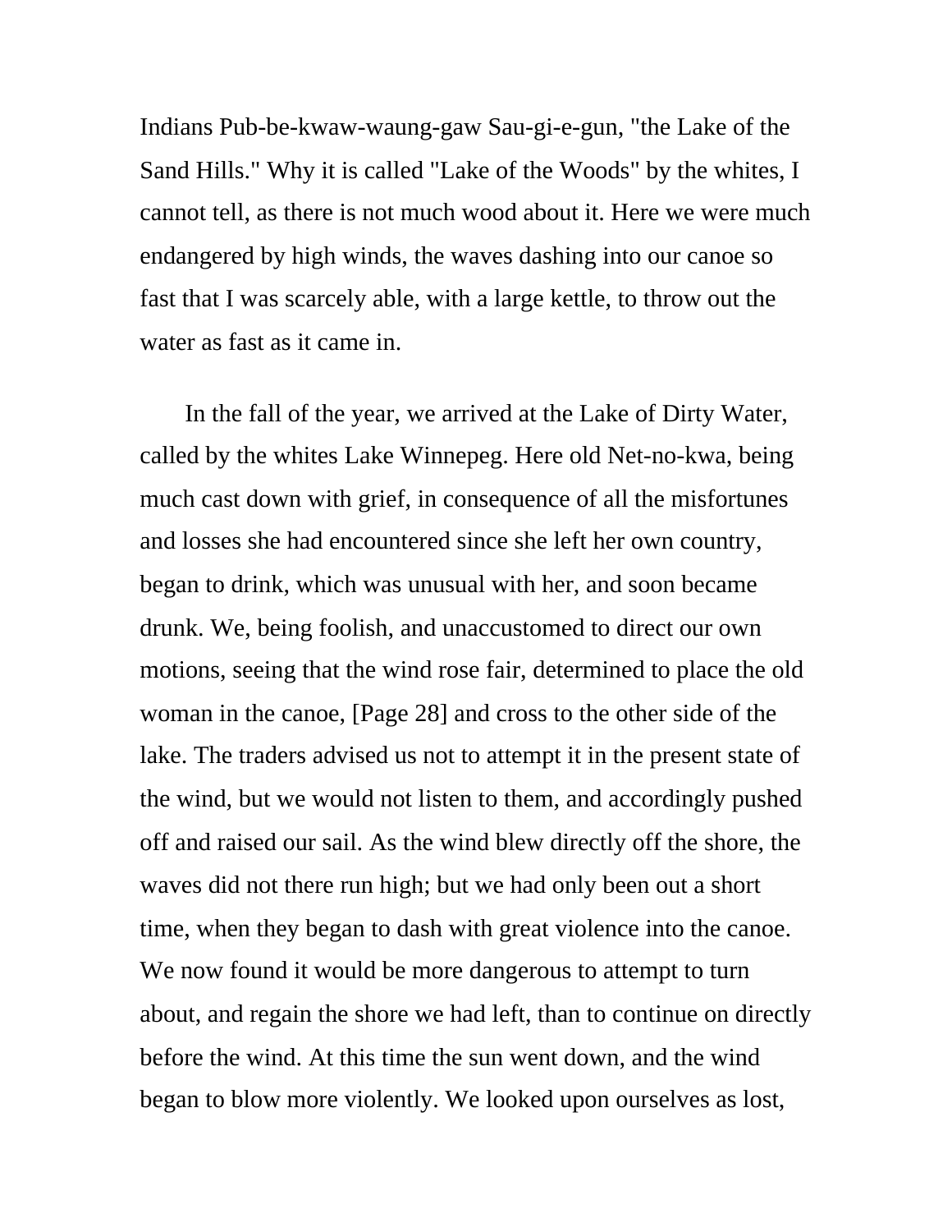Indians Pub-be-kwaw-waung-gaw Sau-gi-e-gun, "the Lake of the Sand Hills." Why it is called "Lake of the Woods" by the whites, I cannot tell, as there is not much wood about it. Here we were much endangered by high winds, the waves dashing into our canoe so fast that I was scarcely able, with a large kettle, to throw out the water as fast as it came in.

In the fall of the year, we arrived at the Lake of Dirty Water, called by the whites Lake Winnepeg. Here old Net-no-kwa, being much cast down with grief, in consequence of all the misfortunes and losses she had encountered since she left her own country, began to drink, which was unusual with her, and soon became drunk. We, being foolish, and unaccustomed to direct our own motions, seeing that the wind rose fair, determined to place the old woman in the canoe, [Page 28] and cross to the other side of the lake. The traders advised us not to attempt it in the present state of the wind, but we would not listen to them, and accordingly pushed off and raised our sail. As the wind blew directly off the shore, the waves did not there run high; but we had only been out a short time, when they began to dash with great violence into the canoe. We now found it would be more dangerous to attempt to turn about, and regain the shore we had left, than to continue on directly before the wind. At this time the sun went down, and the wind began to blow more violently. We looked upon ourselves as lost,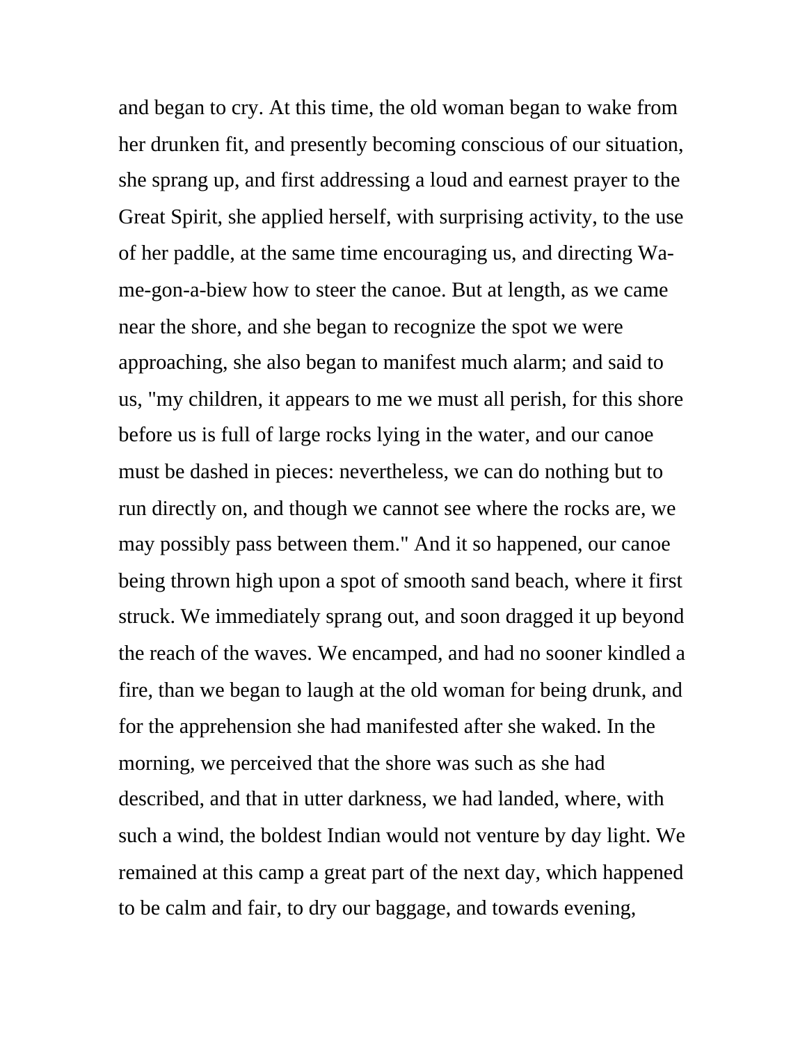and began to cry. At this time, the old woman began to wake from her drunken fit, and presently becoming conscious of our situation, she sprang up, and first addressing a loud and earnest prayer to the Great Spirit, she applied herself, with surprising activity, to the use of her paddle, at the same time encouraging us, and directing Wa-me-gon-a-biew how to steer the canoe. But at length, as we came near the shore, and she began to recognize the spot we were approaching, she also began to manifest much alarm; and said to us, "my children, it appears to me we must all perish, for this shore before us is full of large rocks lying in the water, and our canoe must be dashed in pieces: nevertheless, we can do nothing but to run directly on, and though we cannot see where the rocks are, we may possibly pass between them." And it so happened, our canoe being thrown high upon a spot of smooth sand beach, where it first struck. We immediately sprang out, and soon dragged it up beyond the reach of the waves. We encamped, and had no sooner kindled a fire, than we began to laugh at the old woman for being drunk, and for the apprehension she had manifested after she waked. In the morning, we perceived that the shore was such as she had described, and that in utter darkness, we had landed, where, with such a wind, the boldest Indian would not venture by day light. We remained at this camp a great part of the next day, which happened to be calm and fair, to dry our baggage, and towards evening,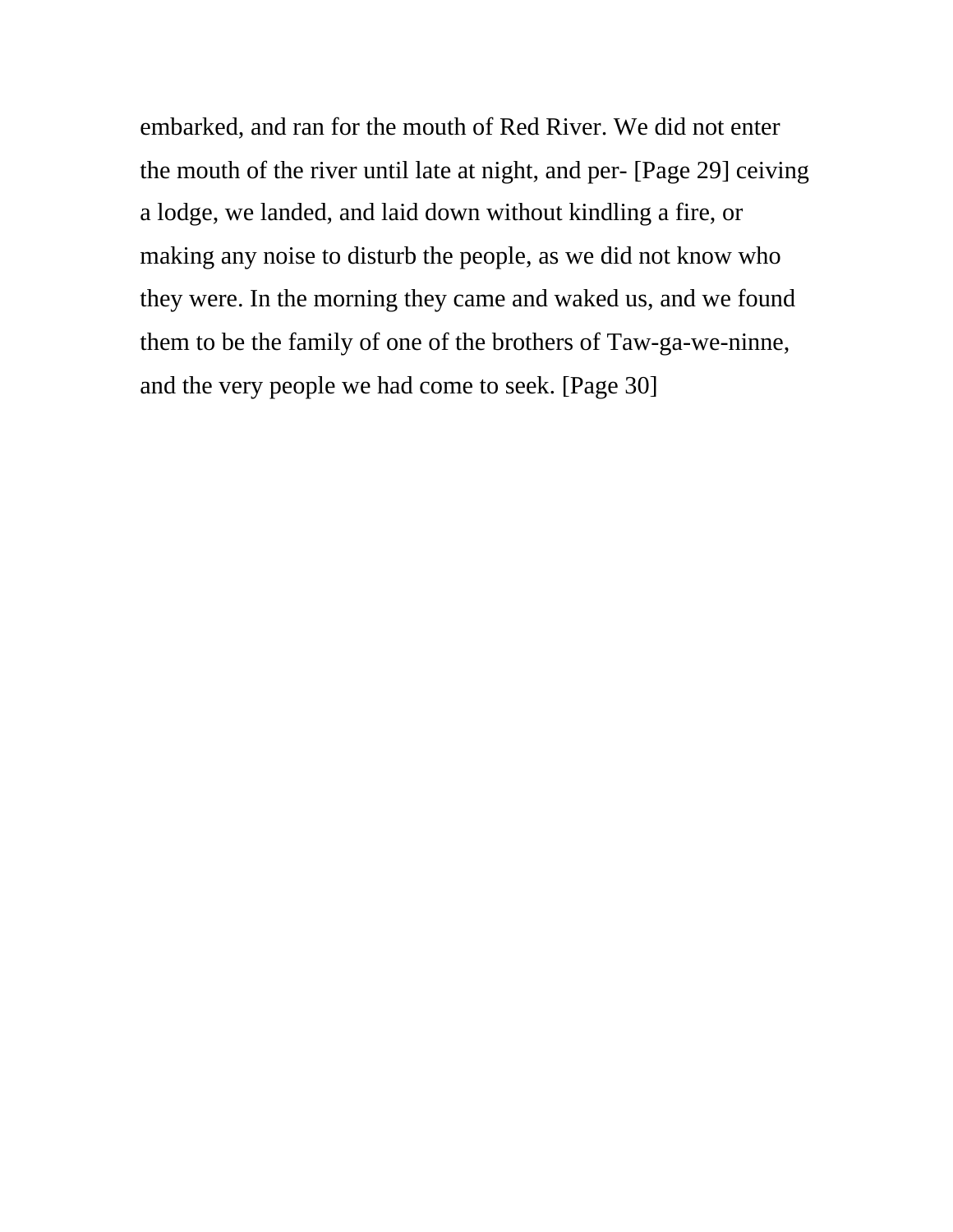embarked, and ran for the mouth of Red River. We did not enter the mouth of the river until late at night, and per- [Page 29] ceiving a lodge, we landed, and laid down without kindling a fire, or making any noise to disturb the people, as we did not know who they were. In the morning they came and waked us, and we found them to be the family of one of the brothers of Taw-ga-we-ninne, and the very people we had come to seek. [Page 30]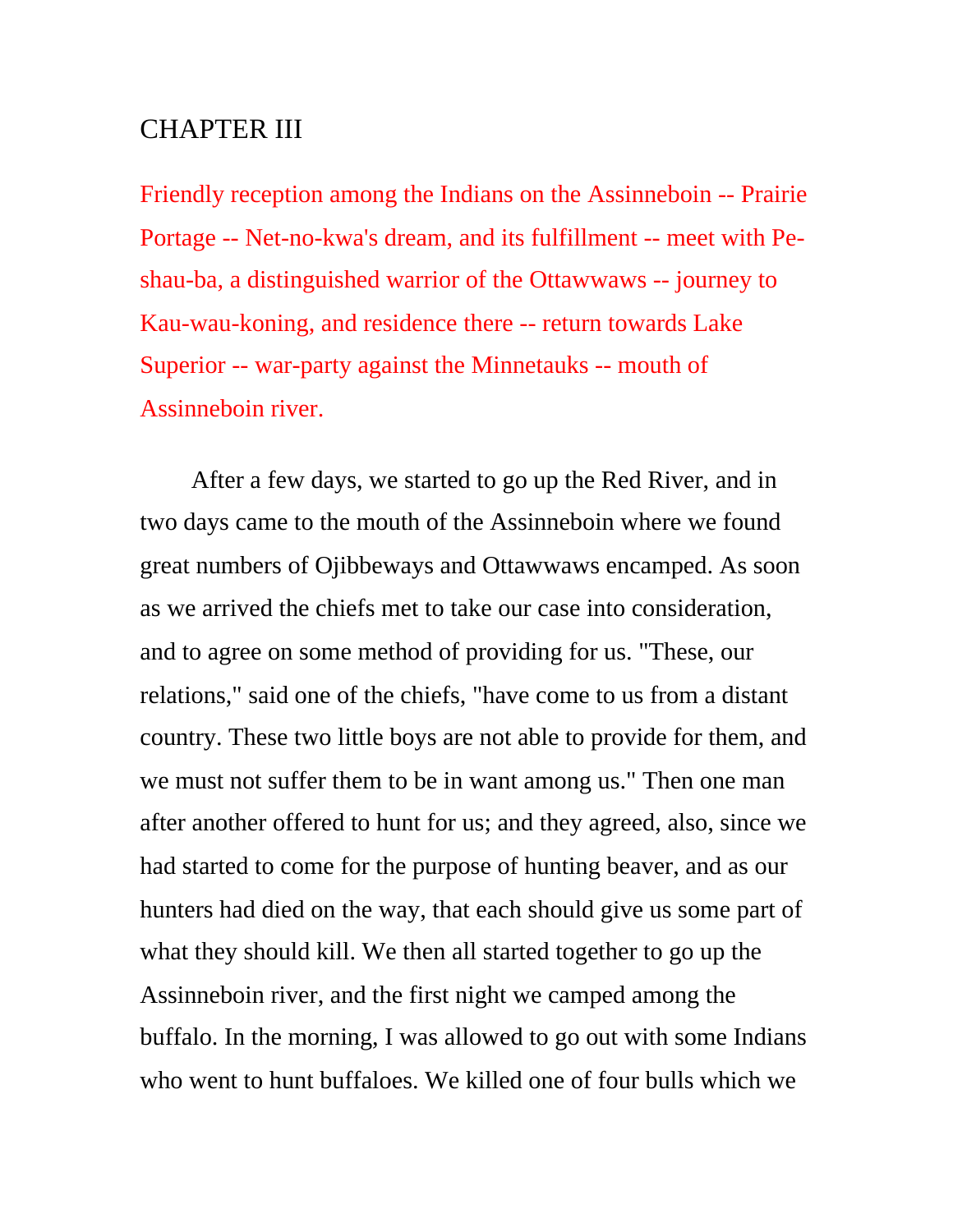# CHAPTER III

Friendly reception among the Indians on the Assinneboin -- Prairie Portage -- Net-no-kwa's dream, and its fulfillment -- meet with Pe-shau-ba, a distinguished warrior of the Ottawwaws -- journey to Kau-wau-koning, and residence there -- return towards Lake Superior -- war-party against the Minnetauks -- mouth of Assinneboin river.

After a few days, we started to go up the Red River, and in two days came to the mouth of the Assinneboin where we found great numbers of Ojibbeways and Ottawwaws encamped. As soon as we arrived the chiefs met to take our case into consideration, and to agree on some method of providing for us. "These, our relations," said one of the chiefs, "have come to us from a distant country. These two little boys are not able to provide for them, and we must not suffer them to be in want among us." Then one man after another offered to hunt for us; and they agreed, also, since we had started to come for the purpose of hunting beaver, and as our hunters had died on the way, that each should give us some part of what they should kill. We then all started together to go up the Assinneboin river, and the first night we camped among the buffalo. In the morning, I was allowed to go out with some Indians who went to hunt buffaloes. We killed one of four bulls which we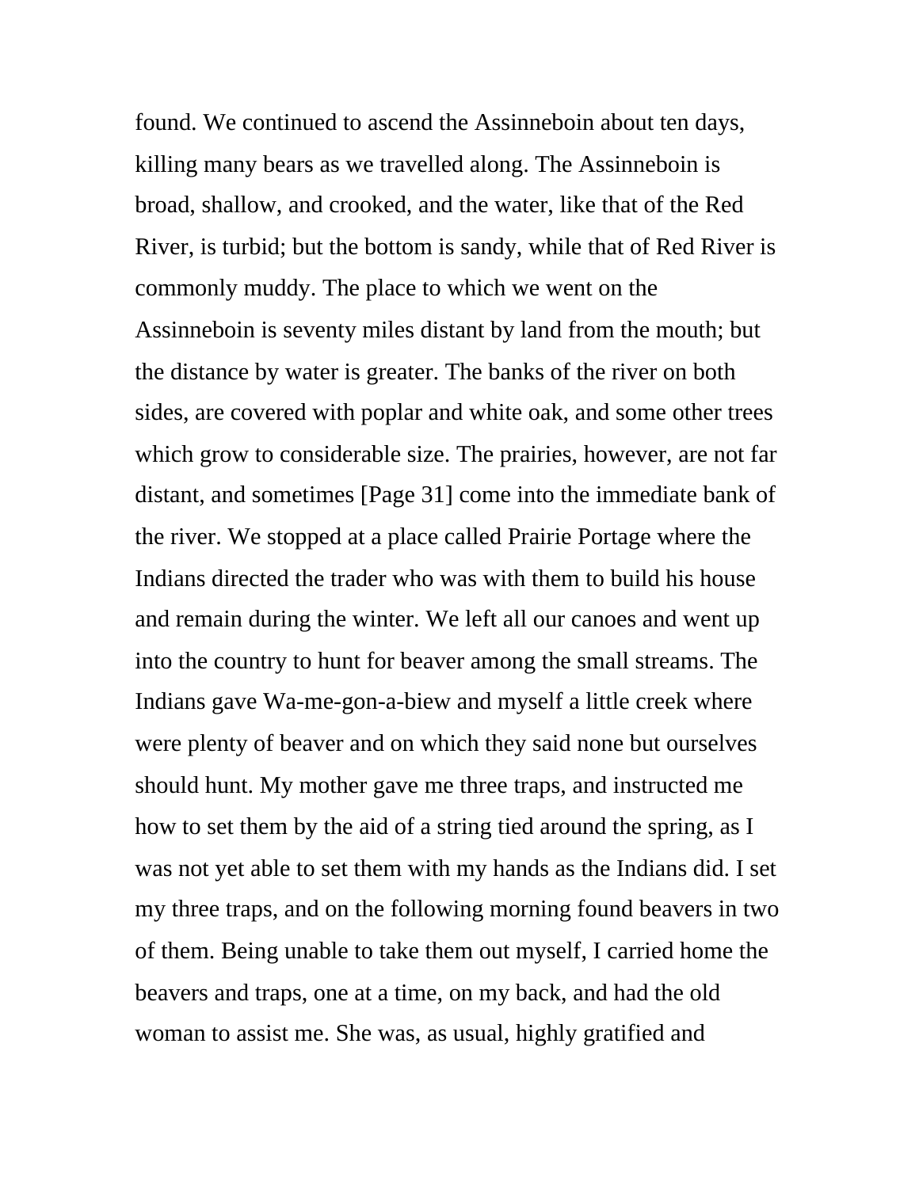found. We continued to ascend the Assinneboin about ten days, killing many bears as we travelled along. The Assinneboin is broad, shallow, and crooked, and the water, like that of the Red River, is turbid; but the bottom is sandy, while that of Red River is commonly muddy. The place to which we went on the Assinneboin is seventy miles distant by land from the mouth; but the distance by water is greater. The banks of the river on both sides, are covered with poplar and white oak, and some other trees which grow to considerable size. The prairies, however, are not far distant, and sometimes [Page 31] come into the immediate bank of the river. We stopped at a place called Prairie Portage where the Indians directed the trader who was with them to build his house and remain during the winter. We left all our canoes and went up into the country to hunt for beaver among the small streams. The Indians gave Wa-me-gon-a-biew and myself a little creek where were plenty of beaver and on which they said none but ourselves should hunt. My mother gave me three traps, and instructed me how to set them by the aid of a string tied around the spring, as I was not yet able to set them with my hands as the Indians did. I set my three traps, and on the following morning found beavers in two of them. Being unable to take them out myself, I carried home the beavers and traps, one at a time, on my back, and had the old woman to assist me. She was, as usual, highly gratified and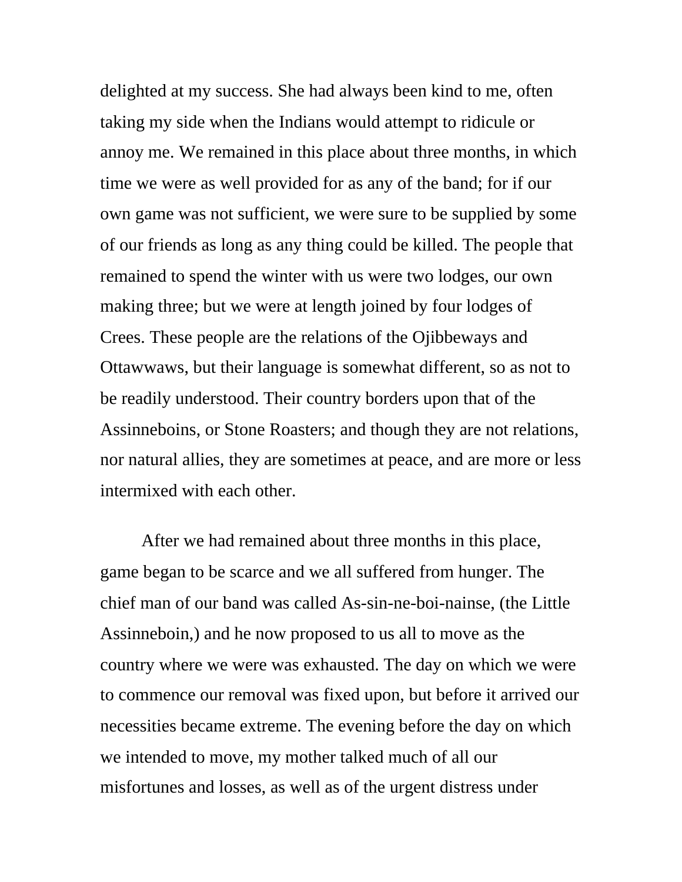delighted at my success. She had always been kind to me, often taking my side when the Indians would attempt to ridicule or annoy me. We remained in this place about three months, in which time we were as well provided for as any of the band; for if our own game was not sufficient, we were sure to be supplied by some of our friends as long as any thing could be killed. The people that remained to spend the winter with us were two lodges, our own making three; but we were at length joined by four lodges of Crees. These people are the relations of the Ojibbeways and Ottawwaws, but their language is somewhat different, so as not to be readily understood. Their country borders upon that of the Assinneboins, or Stone Roasters; and though they are not relations, nor natural allies, they are sometimes at peace, and are more or less intermixed with each other.

After we had remained about three months in this place, game began to be scarce and we all suffered from hunger. The chief man of our band was called As-sin-ne-boi-nainse, (the Little Assinneboin,) and he now proposed to us all to move as the country where we were was exhausted. The day on which we were to commence our removal was fixed upon, but before it arrived our necessities became extreme. The evening before the day on which we intended to move, my mother talked much of all our misfortunes and losses, as well as of the urgent distress under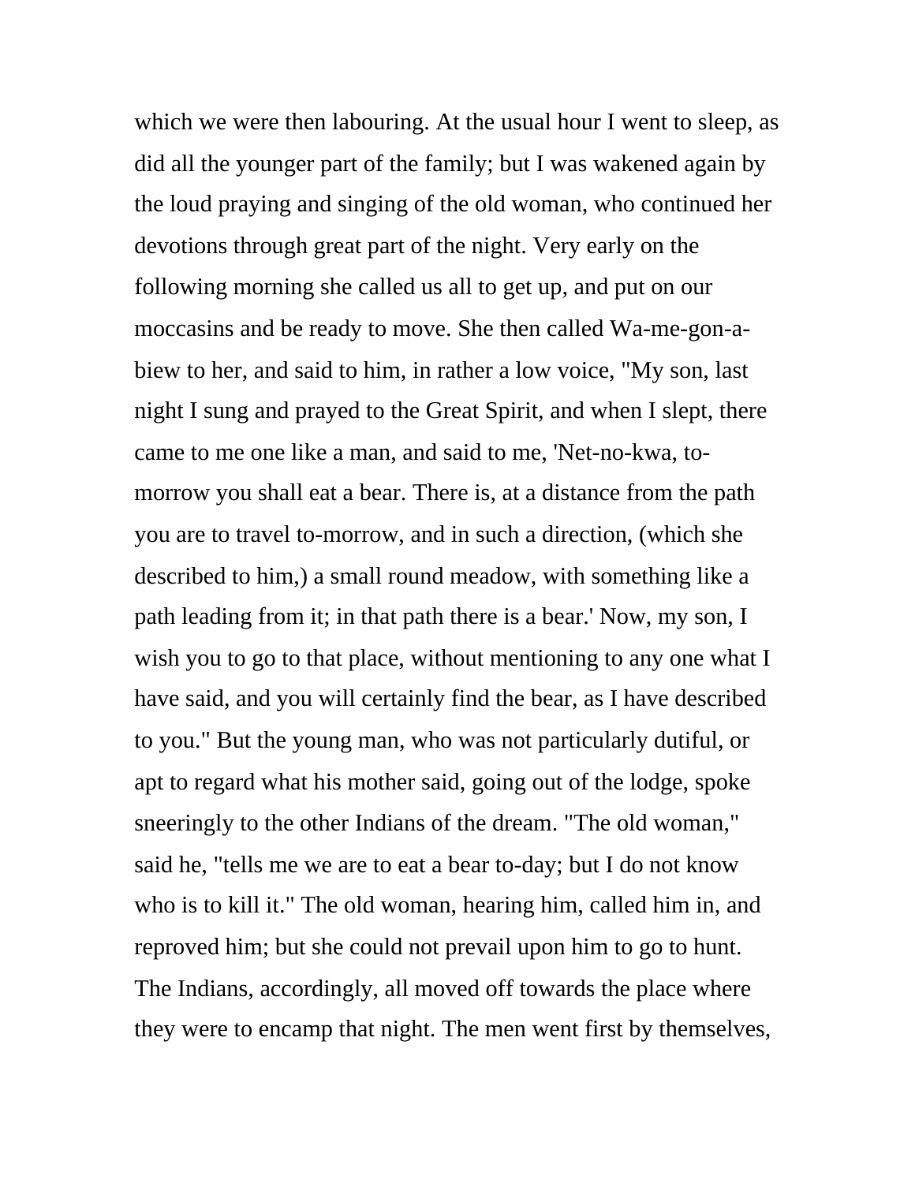which we were then labouring. At the usual hour I went to sleep, as did all the younger part of the family; but I was wakened again by the loud praying and singing of the old woman, who continued her devotions through great part of the night. Very early on the following morning she called us all to get up, and put on our moccasins and be ready to move. She then called Wa-me-gon-a-biew to her, and said to him, in rather a low voice, "My son, last night I sung and prayed to the Great Spirit, and when I slept, there came to me one like a man, and said to me, 'Net-no-kwa, to-morrow you shall eat a bear. There is, at a distance from the path you are to travel to-morrow, and in such a direction, (which she described to him,) a small round meadow, with something like a path leading from it; in that path there is a bear.' Now, my son, I wish you to go to that place, without mentioning to any one what I have said, and you will certainly find the bear, as I have described to you." But the young man, who was not particularly dutiful, or apt to regard what his mother said, going out of the lodge, spoke sneeringly to the other Indians of the dream. "The old woman," said he, "tells me we are to eat a bear to-day; but I do not know who is to kill it." The old woman, hearing him, called him in, and reproved him; but she could not prevail upon him to go to hunt. The Indians, accordingly, all moved off towards the place where they were to encamp that night. The men went first by themselves,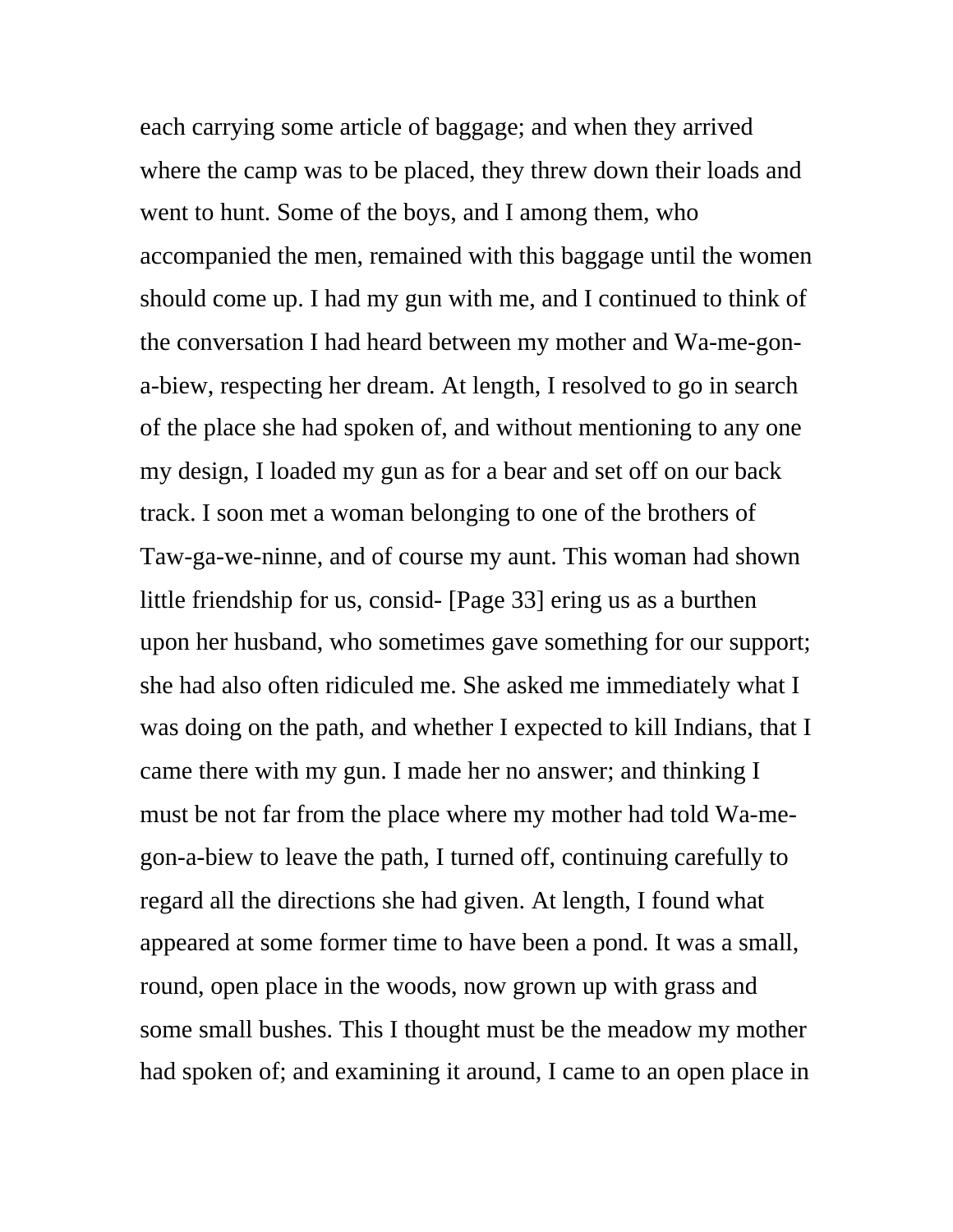each carrying some article of baggage; and when they arrived where the camp was to be placed, they threw down their loads and went to hunt. Some of the boys, and I among them, who accompanied the men, remained with this baggage until the women should come up. I had my gun with me, and I continued to think of the conversation I had heard between my mother and Wa-me-gon-a-biew, respecting her dream. At length, I resolved to go in search of the place she had spoken of, and without mentioning to any one my design, I loaded my gun as for a bear and set off on our back track. I soon met a woman belonging to one of the brothers of Taw-ga-we-ninne, and of course my aunt. This woman had shown little friendship for us, consid- [Page 33] ering us as a burthen upon her husband, who sometimes gave something for our support; she had also often ridiculed me. She asked me immediately what I was doing on the path, and whether I expected to kill Indians, that I came there with my gun. I made her no answer; and thinking I must be not far from the place where my mother had told Wa-me-gon-a-biew to leave the path, I turned off, continuing carefully to regard all the directions she had given. At length, I found what appeared at some former time to have been a pond. It was a small, round, open place in the woods, now grown up with grass and some small bushes. This I thought must be the meadow my mother had spoken of; and examining it around, I came to an open place in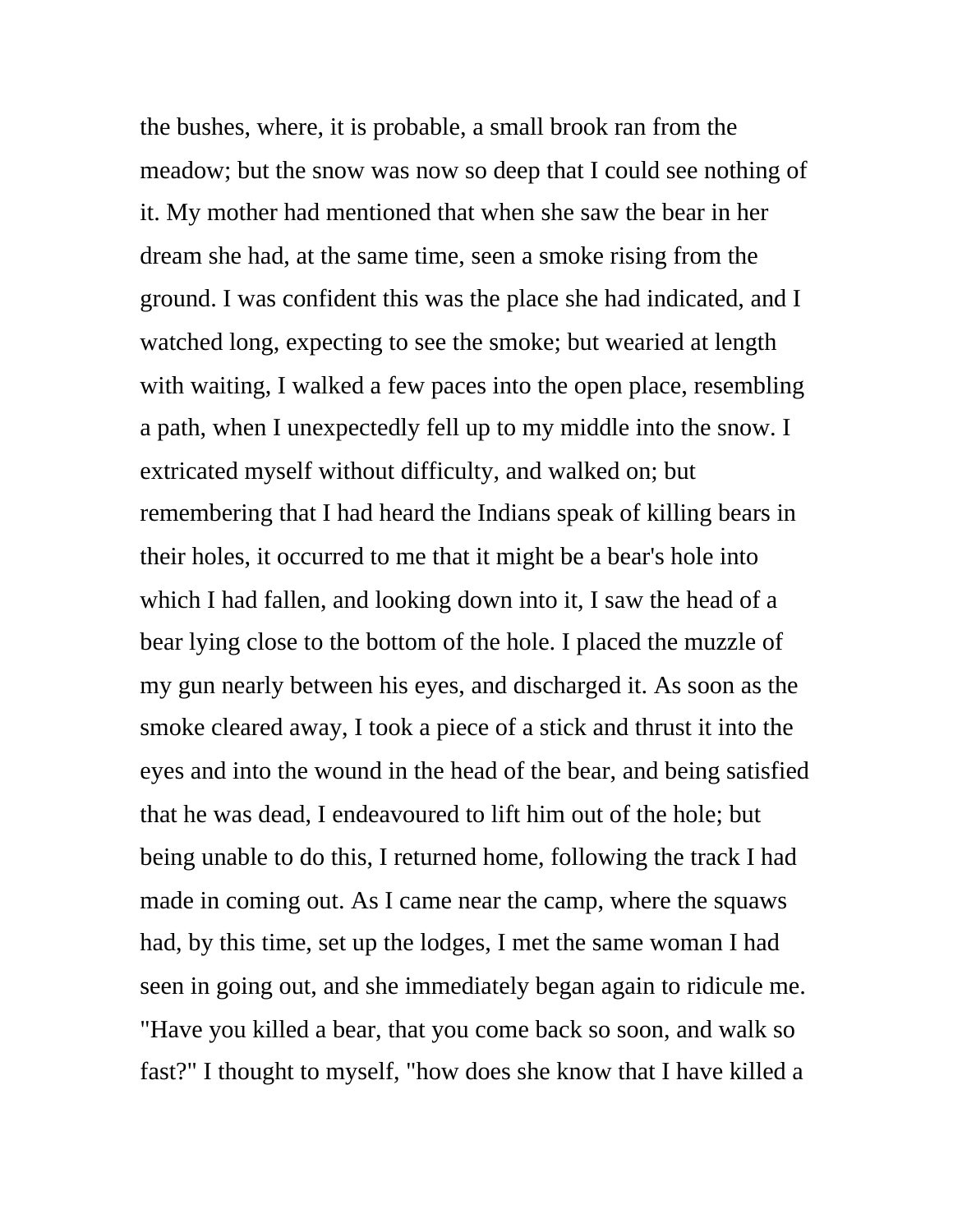the bushes, where, it is probable, a small brook ran from the meadow; but the snow was now so deep that I could see nothing of it. My mother had mentioned that when she saw the bear in her dream she had, at the same time, seen a smoke rising from the ground. I was confident this was the place she had indicated, and I watched long, expecting to see the smoke; but wearied at length with waiting, I walked a few paces into the open place, resembling a path, when I unexpectedly fell up to my middle into the snow. I extricated myself without difficulty, and walked on; but remembering that I had heard the Indians speak of killing bears in their holes, it occurred to me that it might be a bear's hole into which I had fallen, and looking down into it, I saw the head of a bear lying close to the bottom of the hole. I placed the muzzle of my gun nearly between his eyes, and discharged it. As soon as the smoke cleared away, I took a piece of a stick and thrust it into the eyes and into the wound in the head of the bear, and being satisfied that he was dead, I endeavoured to lift him out of the hole; but being unable to do this, I returned home, following the track I had made in coming out. As I came near the camp, where the squaws had, by this time, set up the lodges, I met the same woman I had seen in going out, and she immediately began again to ridicule me. "Have you killed a bear, that you come back so soon, and walk so fast?" I thought to myself, "how does she know that I have killed a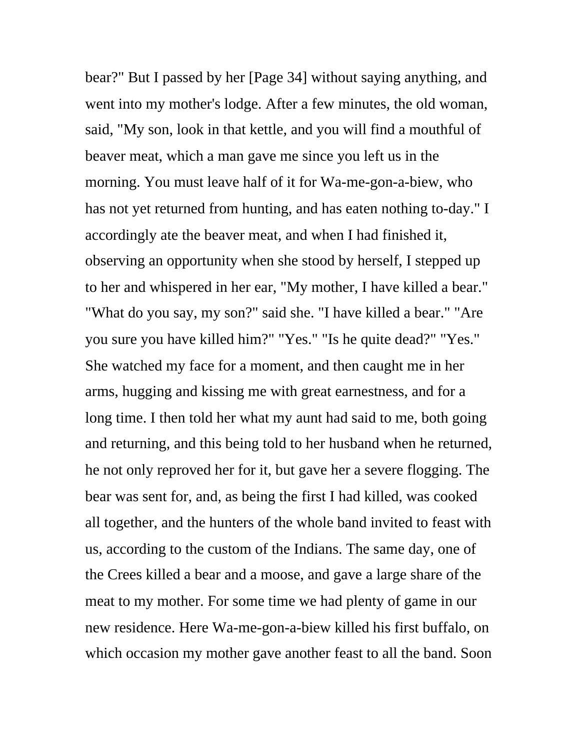bear?" But I passed by her [Page 34] without saying anything, and went into my mother's lodge. After a few minutes, the old woman, said, "My son, look in that kettle, and you will find a mouthful of beaver meat, which a man gave me since you left us in the morning. You must leave half of it for Wa-me-gon-a-biew, who has not yet returned from hunting, and has eaten nothing to-day." I accordingly ate the beaver meat, and when I had finished it, observing an opportunity when she stood by herself, I stepped up to her and whispered in her ear, "My mother, I have killed a bear." "What do you say, my son?" said she. "I have killed a bear." "Are you sure you have killed him?" "Yes." "Is he quite dead?" "Yes." She watched my face for a moment, and then caught me in her arms, hugging and kissing me with great earnestness, and for a long time. I then told her what my aunt had said to me, both going and returning, and this being told to her husband when he returned, he not only reproved her for it, but gave her a severe flogging. The bear was sent for, and, as being the first I had killed, was cooked all together, and the hunters of the whole band invited to feast with us, according to the custom of the Indians. The same day, one of the Crees killed a bear and a moose, and gave a large share of the meat to my mother. For some time we had plenty of game in our new residence. Here Wa-me-gon-a-biew killed his first buffalo, on which occasion my mother gave another feast to all the band. Soon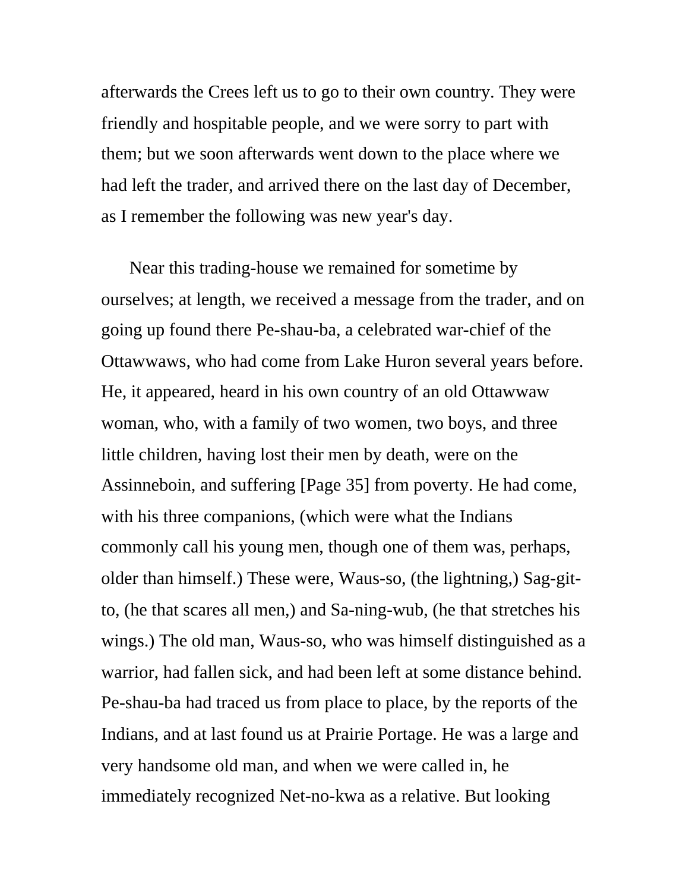afterwards the Crees left us to go to their own country. They were friendly and hospitable people, and we were sorry to part with them; but we soon afterwards went down to the place where we had left the trader, and arrived there on the last day of December, as I remember the following was new year's day.

Near this trading-house we remained for sometime by ourselves; at length, we received a message from the trader, and on going up found there Pe-shau-ba, a celebrated war-chief of the Ottawwaws, who had come from Lake Huron several years before. He, it appeared, heard in his own country of an old Ottawwaw woman, who, with a family of two women, two boys, and three little children, having lost their men by death, were on the Assinneboin, and suffering [Page 35] from poverty. He had come, with his three companions, (which were what the Indians commonly call his young men, though one of them was, perhaps, older than himself.) These were, Waus-so, (the lightning,) Sag-git-to, (he that scares all men,) and Sa-ning-wub, (he that stretches his wings.) The old man, Waus-so, who was himself distinguished as a warrior, had fallen sick, and had been left at some distance behind. Pe-shau-ba had traced us from place to place, by the reports of the Indians, and at last found us at Prairie Portage. He was a large and very handsome old man, and when we were called in, he immediately recognized Net-no-kwa as a relative. But looking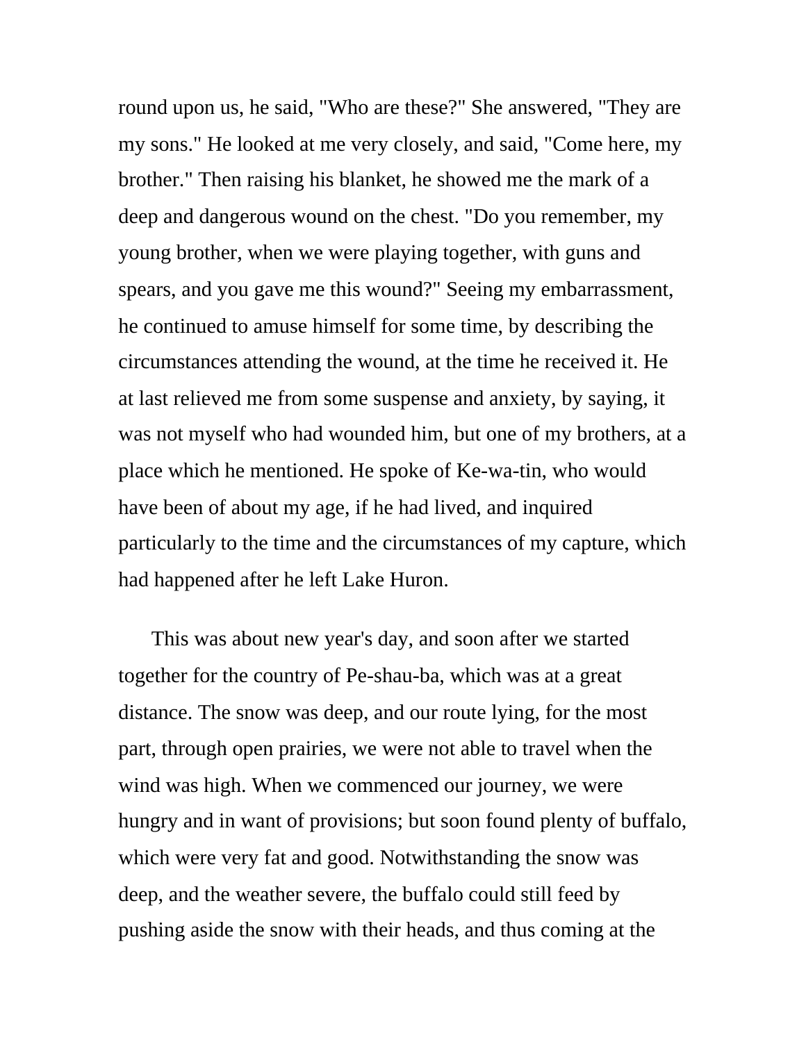round upon us, he said, "Who are these?" She answered, "They are my sons." He looked at me very closely, and said, "Come here, my brother." Then raising his blanket, he showed me the mark of a deep and dangerous wound on the chest. "Do you remember, my young brother, when we were playing together, with guns and spears, and you gave me this wound?" Seeing my embarrassment, he continued to amuse himself for some time, by describing the circumstances attending the wound, at the time he received it. He at last relieved me from some suspense and anxiety, by saying, it was not myself who had wounded him, but one of my brothers, at a place which he mentioned. He spoke of Ke-wa-tin, who would have been of about my age, if he had lived, and inquired particularly to the time and the circumstances of my capture, which had happened after he left Lake Huron.

This was about new year's day, and soon after we started together for the country of Pe-shau-ba, which was at a great distance. The snow was deep, and our route lying, for the most part, through open prairies, we were not able to travel when the wind was high. When we commenced our journey, we were hungry and in want of provisions; but soon found plenty of buffalo, which were very fat and good. Notwithstanding the snow was deep, and the weather severe, the buffalo could still feed by pushing aside the snow with their heads, and thus coming at the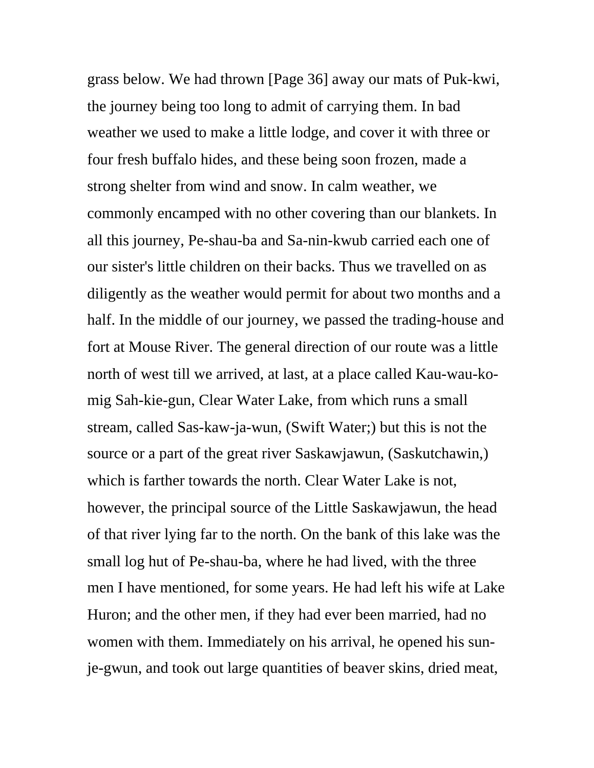grass below. We had thrown [Page 36] away our mats of Puk-kwi, the journey being too long to admit of carrying them. In bad weather we used to make a little lodge, and cover it with three or four fresh buffalo hides, and these being soon frozen, made a strong shelter from wind and snow. In calm weather, we commonly encamped with no other covering than our blankets. In all this journey, Pe-shau-ba and Sa-nin-kwub carried each one of our sister's little children on their backs. Thus we travelled on as diligently as the weather would permit for about two months and a half. In the middle of our journey, we passed the trading-house and fort at Mouse River. The general direction of our route was a little north of west till we arrived, at last, at a place called Kau-wau-ko-mig Sah-kie-gun, Clear Water Lake, from which runs a small stream, called Sas-kaw-ja-wun, (Swift Water;) but this is not the source or a part of the great river Saskawjawun, (Saskutchawin,) which is farther towards the north. Clear Water Lake is not, however, the principal source of the Little Saskawjawun, the head of that river lying far to the north. On the bank of this lake was the small log hut of Pe-shau-ba, where he had lived, with the three men I have mentioned, for some years. He had left his wife at Lake Huron; and the other men, if they had ever been married, had no women with them. Immediately on his arrival, he opened his sun-je-gwun, and took out large quantities of beaver skins, dried meat,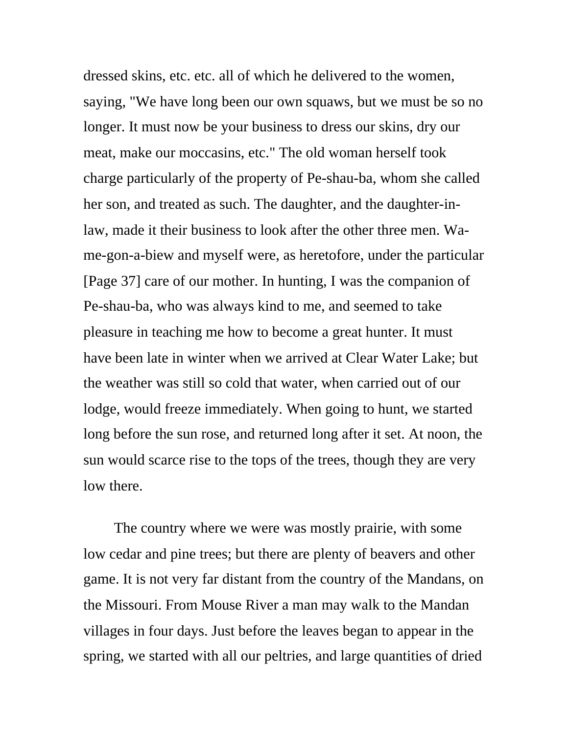dressed skins, etc. etc. all of which he delivered to the women, saying, "We have long been our own squaws, but we must be so no longer. It must now be your business to dress our skins, dry our meat, make our moccasins, etc." The old woman herself took charge particularly of the property of Pe-shau-ba, whom she called her son, and treated as such. The daughter, and the daughter-in-law, made it their business to look after the other three men. Wa-me-gon-a-biew and myself were, as heretofore, under the particular [Page 37] care of our mother. In hunting, I was the companion of Pe-shau-ba, who was always kind to me, and seemed to take pleasure in teaching me how to become a great hunter. It must have been late in winter when we arrived at Clear Water Lake; but the weather was still so cold that water, when carried out of our lodge, would freeze immediately. When going to hunt, we started long before the sun rose, and returned long after it set. At noon, the sun would scarce rise to the tops of the trees, though they are very low there.

The country where we were was mostly prairie, with some low cedar and pine trees; but there are plenty of beavers and other game. It is not very far distant from the country of the Mandans, on the Missouri. From Mouse River a man may walk to the Mandan villages in four days. Just before the leaves began to appear in the spring, we started with all our peltries, and large quantities of dried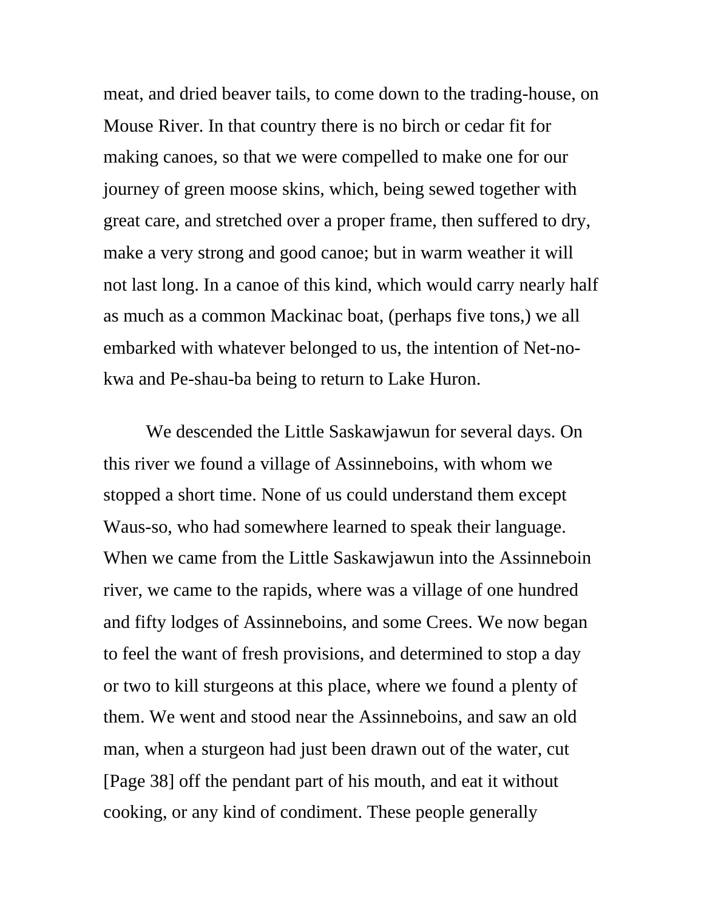meat, and dried beaver tails, to come down to the trading-house, on Mouse River. In that country there is no birch or cedar fit for making canoes, so that we were compelled to make one for our journey of green moose skins, which, being sewed together with great care, and stretched over a proper frame, then suffered to dry, make a very strong and good canoe; but in warm weather it will not last long. In a canoe of this kind, which would carry nearly half as much as a common Mackinac boat, (perhaps five tons,) we all embarked with whatever belonged to us, the intention of Net-no-kwa and Pe-shau-ba being to return to Lake Huron.

We descended the Little Saskawjawun for several days. On this river we found a village of Assinneboins, with whom we stopped a short time. None of us could understand them except Waus-so, who had somewhere learned to speak their language. When we came from the Little Saskawjawun into the Assinneboin river, we came to the rapids, where was a village of one hundred and fifty lodges of Assinneboins, and some Crees. We now began to feel the want of fresh provisions, and determined to stop a day or two to kill sturgeons at this place, where we found a plenty of them. We went and stood near the Assinneboins, and saw an old man, when a sturgeon had just been drawn out of the water, cut [Page 38] off the pendant part of his mouth, and eat it without cooking, or any kind of condiment. These people generally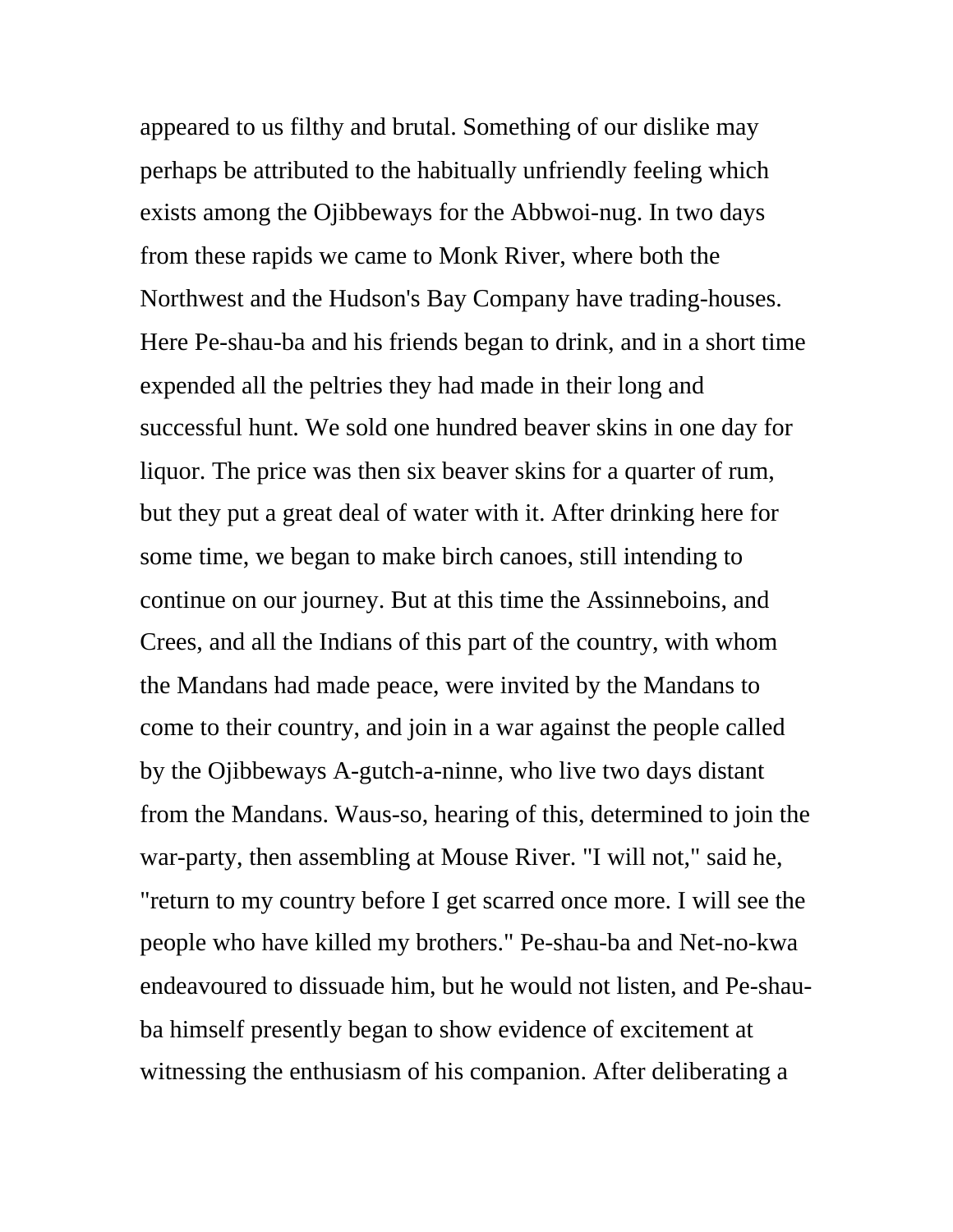appeared to us filthy and brutal. Something of our dislike may perhaps be attributed to the habitually unfriendly feeling which exists among the Ojibbeways for the Abbwoi-nug. In two days from these rapids we came to Monk River, where both the Northwest and the Hudson's Bay Company have trading-houses. Here Pe-shau-ba and his friends began to drink, and in a short time expended all the peltries they had made in their long and successful hunt. We sold one hundred beaver skins in one day for liquor. The price was then six beaver skins for a quarter of rum, but they put a great deal of water with it. After drinking here for some time, we began to make birch canoes, still intending to continue on our journey. But at this time the Assinneboins, and Crees, and all the Indians of this part of the country, with whom the Mandans had made peace, were invited by the Mandans to come to their country, and join in a war against the people called by the Ojibbeways A-gutch-a-ninne, who live two days distant from the Mandans. Waus-so, hearing of this, determined to join the war-party, then assembling at Mouse River. "I will not," said he, "return to my country before I get scarred once more. I will see the people who have killed my brothers." Pe-shau-ba and Net-no-kwa endeavoured to dissuade him, but he would not listen, and Pe-shau-ba himself presently began to show evidence of excitement at witnessing the enthusiasm of his companion. After deliberating a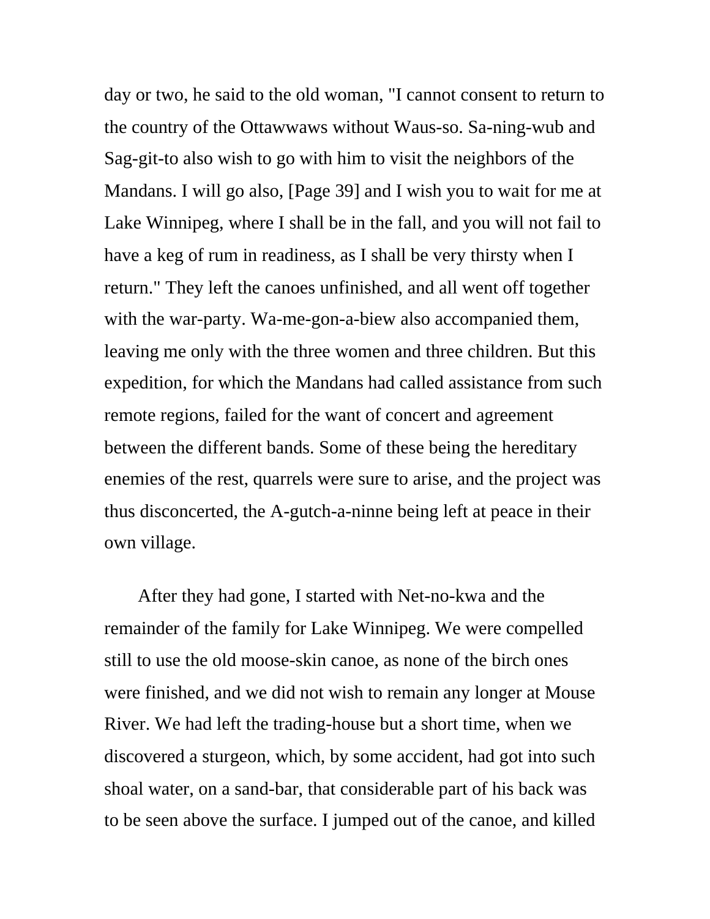day or two, he said to the old woman, "I cannot consent to return to the country of the Ottawwaws without Waus-so. Sa-ning-wub and Sag-git-to also wish to go with him to visit the neighbors of the Mandans. I will go also, [Page 39] and I wish you to wait for me at Lake Winnipeg, where I shall be in the fall, and you will not fail to have a keg of rum in readiness, as I shall be very thirsty when I return." They left the canoes unfinished, and all went off together with the war-party. Wa-me-gon-a-biew also accompanied them, leaving me only with the three women and three children. But this expedition, for which the Mandans had called assistance from such remote regions, failed for the want of concert and agreement between the different bands. Some of these being the hereditary enemies of the rest, quarrels were sure to arise, and the project was thus disconcerted, the A-gutch-a-ninne being left at peace in their own village.

After they had gone, I started with Net-no-kwa and the remainder of the family for Lake Winnipeg. We were compelled still to use the old moose-skin canoe, as none of the birch ones were finished, and we did not wish to remain any longer at Mouse River. We had left the trading-house but a short time, when we discovered a sturgeon, which, by some accident, had got into such shoal water, on a sand-bar, that considerable part of his back was to be seen above the surface. I jumped out of the canoe, and killed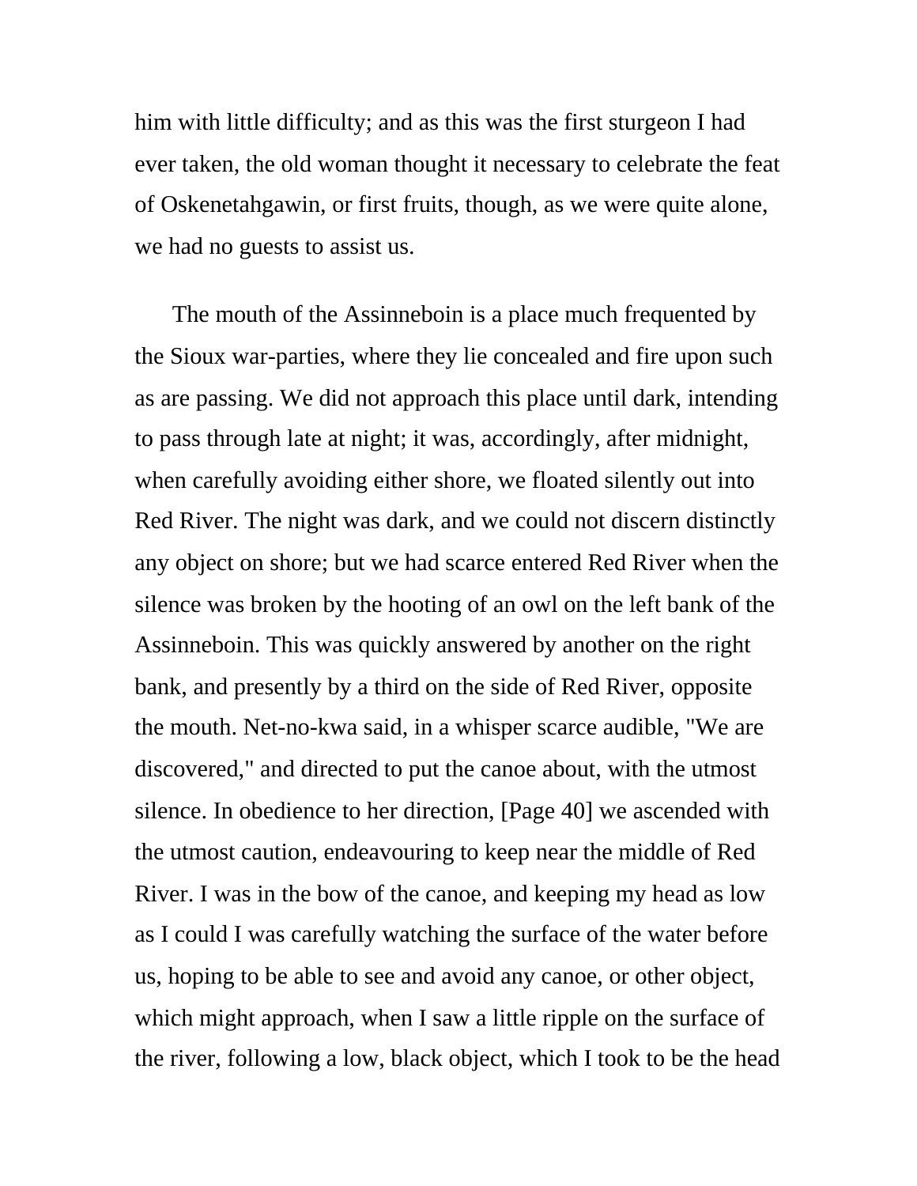him with little difficulty; and as this was the first sturgeon I had ever taken, the old woman thought it necessary to celebrate the feat of Oskenetahgawin, or first fruits, though, as we were quite alone, we had no guests to assist us.

The mouth of the Assinneboin is a place much frequented by the Sioux war-parties, where they lie concealed and fire upon such as are passing. We did not approach this place until dark, intending to pass through late at night; it was, accordingly, after midnight, when carefully avoiding either shore, we floated silently out into Red River. The night was dark, and we could not discern distinctly any object on shore; but we had scarce entered Red River when the silence was broken by the hooting of an owl on the left bank of the Assinneboin. This was quickly answered by another on the right bank, and presently by a third on the side of Red River, opposite the mouth. Net-no-kwa said, in a whisper scarce audible, "We are discovered," and directed to put the canoe about, with the utmost silence. In obedience to her direction, [Page 40] we ascended with the utmost caution, endeavouring to keep near the middle of Red River. I was in the bow of the canoe, and keeping my head as low as I could I was carefully watching the surface of the water before us, hoping to be able to see and avoid any canoe, or other object, which might approach, when I saw a little ripple on the surface of the river, following a low, black object, which I took to be the head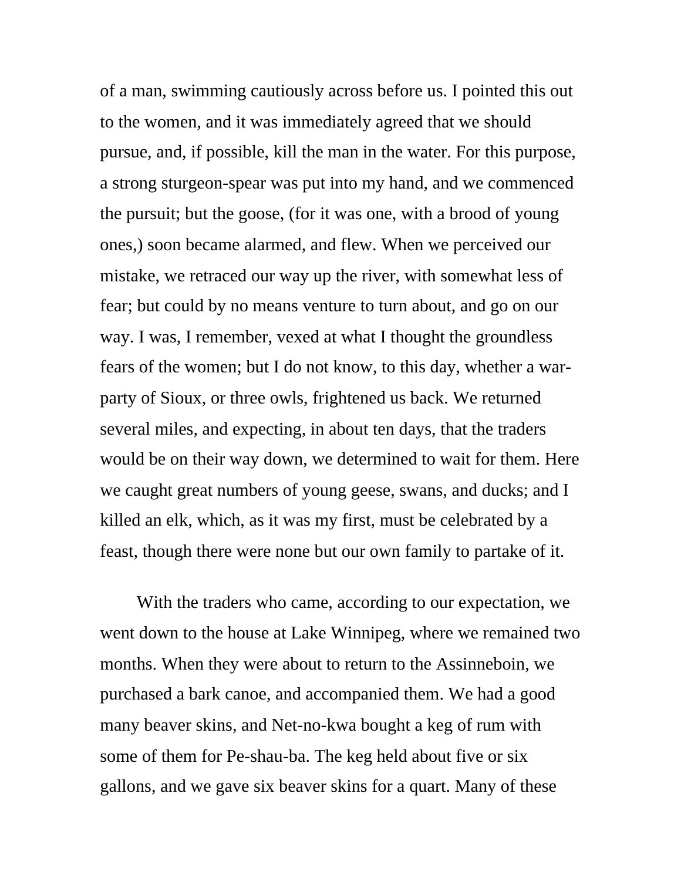of a man, swimming cautiously across before us. I pointed this out to the women, and it was immediately agreed that we should pursue, and, if possible, kill the man in the water. For this purpose, a strong sturgeon-spear was put into my hand, and we commenced the pursuit; but the goose, (for it was one, with a brood of young ones,) soon became alarmed, and flew. When we perceived our mistake, we retraced our way up the river, with somewhat less of fear; but could by no means venture to turn about, and go on our way. I was, I remember, vexed at what I thought the groundless fears of the women; but I do not know, to this day, whether a war-party of Sioux, or three owls, frightened us back. We returned several miles, and expecting, in about ten days, that the traders would be on their way down, we determined to wait for them. Here we caught great numbers of young geese, swans, and ducks; and I killed an elk, which, as it was my first, must be celebrated by a feast, though there were none but our own family to partake of it.

With the traders who came, according to our expectation, we went down to the house at Lake Winnipeg, where we remained two months. When they were about to return to the Assinneboin, we purchased a bark canoe, and accompanied them. We had a good many beaver skins, and Net-no-kwa bought a keg of rum with some of them for Pe-shau-ba. The keg held about five or six gallons, and we gave six beaver skins for a quart. Many of these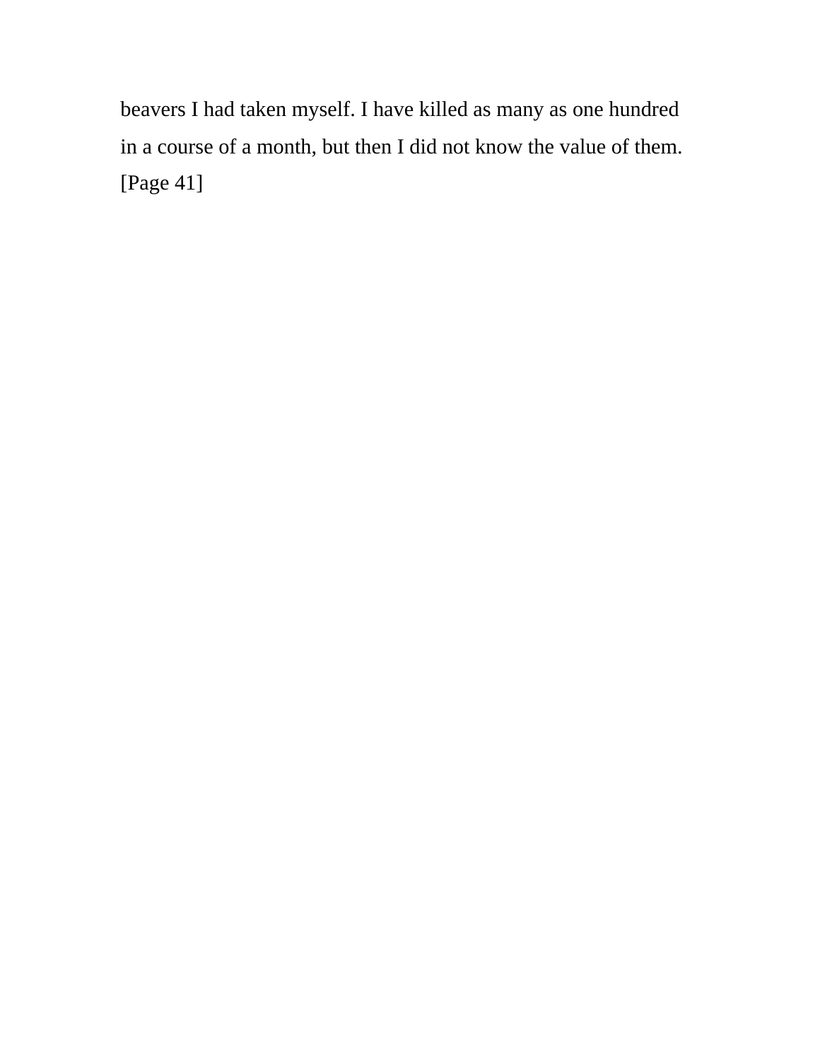beavers I had taken myself. I have killed as many as one hundred in a course of a month, but then I did not know the value of them. [Page 41]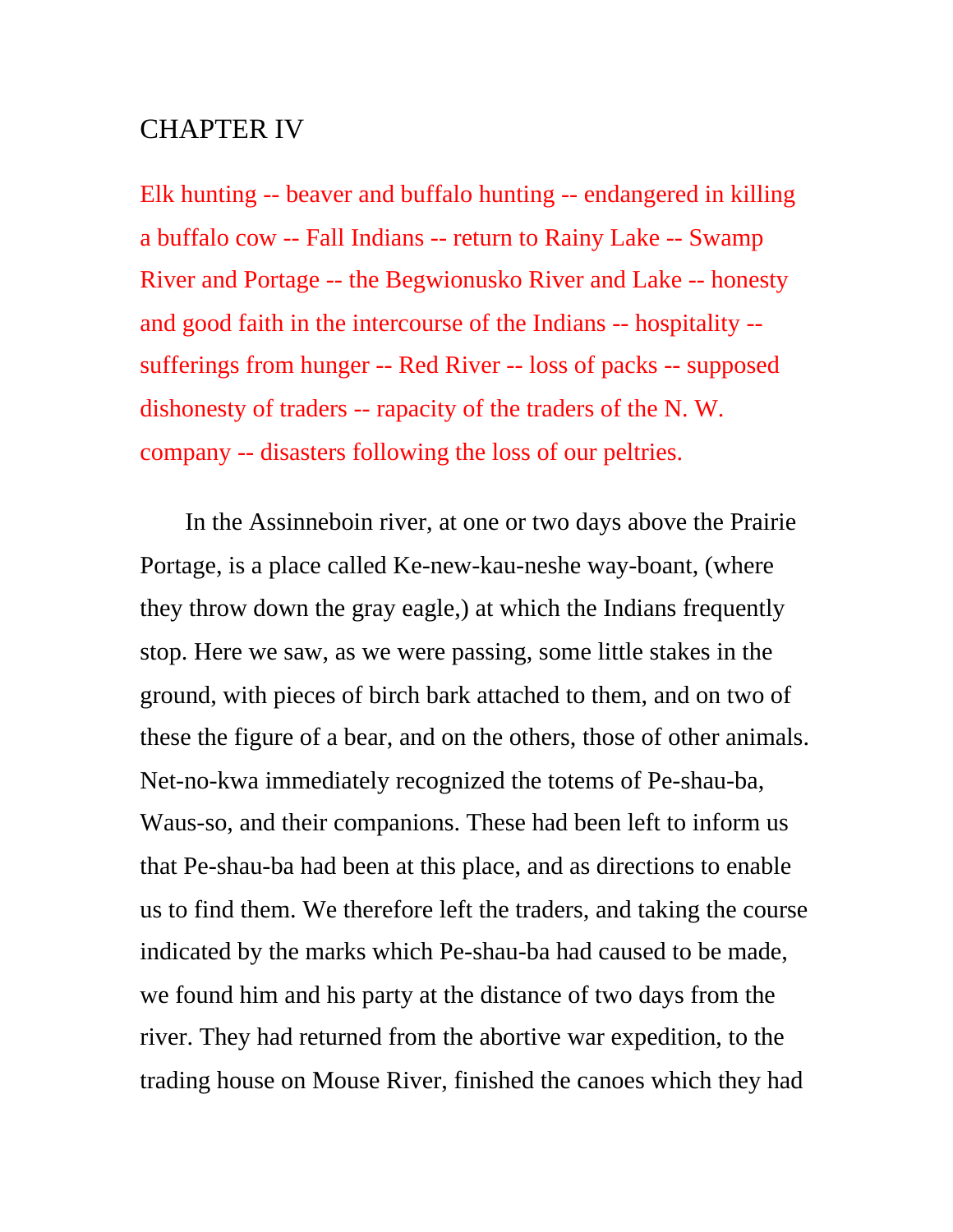# CHAPTER IV

Elk hunting -- beaver and buffalo hunting -- endangered in killing a buffalo cow -- Fall Indians -- return to Rainy Lake -- Swamp River and Portage -- the Begwionusko River and Lake -- honesty and good faith in the intercourse of the Indians -- hospitality -- sufferings from hunger -- Red River -- loss of packs -- supposed dishonesty of traders -- rapacity of the traders of the N. W. company -- disasters following the loss of our peltries.

In the Assinneboin river, at one or two days above the Prairie Portage, is a place called Ke-new-kau-neshe way-boant, (where they throw down the gray eagle,) at which the Indians frequently stop. Here we saw, as we were passing, some little stakes in the ground, with pieces of birch bark attached to them, and on two of these the figure of a bear, and on the others, those of other animals. Net-no-kwa immediately recognized the totems of Pe-shau-ba, Waus-so, and their companions. These had been left to inform us that Pe-shau-ba had been at this place, and as directions to enable us to find them. We therefore left the traders, and taking the course indicated by the marks which Pe-shau-ba had caused to be made, we found him and his party at the distance of two days from the river. They had returned from the abortive war expedition, to the trading house on Mouse River, finished the canoes which they had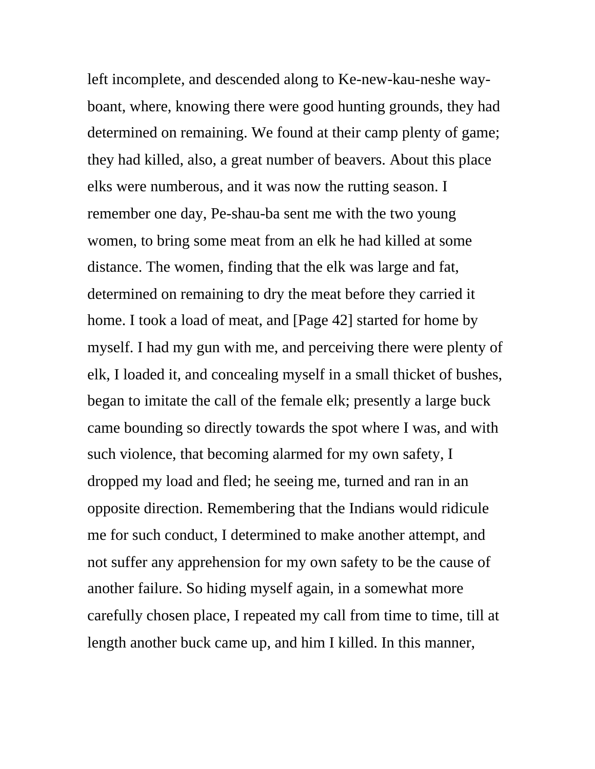left incomplete, and descended along to Ke-new-kau-neshe way-boant, where, knowing there were good hunting grounds, they had determined on remaining. We found at their camp plenty of game; they had killed, also, a great number of beavers. About this place elks were numberous, and it was now the rutting season. I remember one day, Pe-shau-ba sent me with the two young women, to bring some meat from an elk he had killed at some distance. The women, finding that the elk was large and fat, determined on remaining to dry the meat before they carried it home. I took a load of meat, and [Page 42] started for home by myself. I had my gun with me, and perceiving there were plenty of elk, I loaded it, and concealing myself in a small thicket of bushes, began to imitate the call of the female elk; presently a large buck came bounding so directly towards the spot where I was, and with such violence, that becoming alarmed for my own safety, I dropped my load and fled; he seeing me, turned and ran in an opposite direction. Remembering that the Indians would ridicule me for such conduct, I determined to make another attempt, and not suffer any apprehension for my own safety to be the cause of another failure. So hiding myself again, in a somewhat more carefully chosen place, I repeated my call from time to time, till at length another buck came up, and him I killed. In this manner,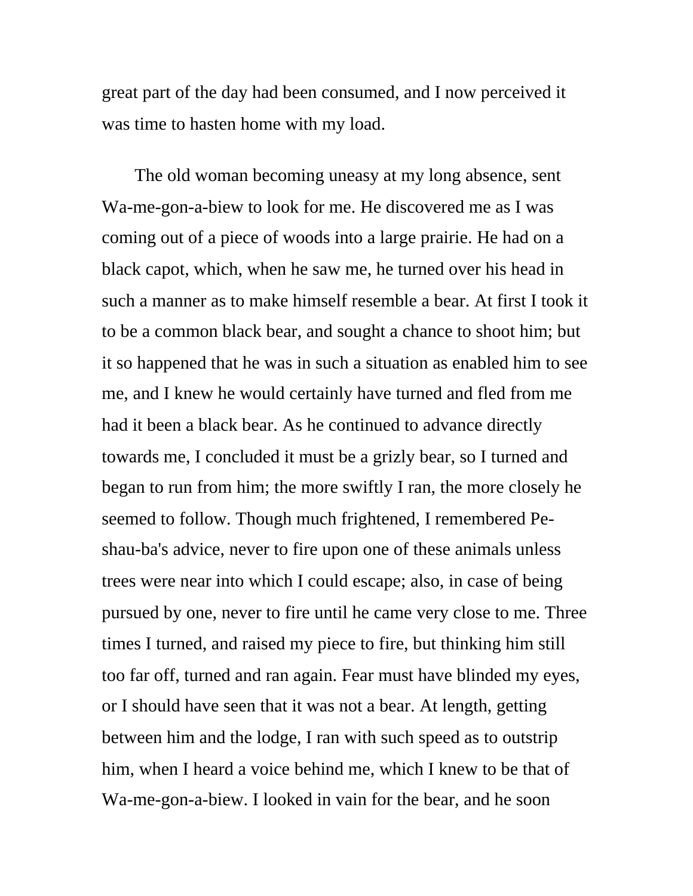great part of the day had been consumed, and I now perceived it was time to hasten home with my load.

The old woman becoming uneasy at my long absence, sent Wa-me-gon-a-biew to look for me. He discovered me as I was coming out of a piece of woods into a large prairie. He had on a black capot, which, when he saw me, he turned over his head in such a manner as to make himself resemble a bear. At first I took it to be a common black bear, and sought a chance to shoot him; but it so happened that he was in such a situation as enabled him to see me, and I knew he would certainly have turned and fled from me had it been a black bear. As he continued to advance directly towards me, I concluded it must be a grizly bear, so I turned and began to run from him; the more swiftly I ran, the more closely he seemed to follow. Though much frightened, I remembered Pe-shau-ba's advice, never to fire upon one of these animals unless trees were near into which I could escape; also, in case of being pursued by one, never to fire until he came very close to me. Three times I turned, and raised my piece to fire, but thinking him still too far off, turned and ran again. Fear must have blinded my eyes, or I should have seen that it was not a bear. At length, getting between him and the lodge, I ran with such speed as to outstrip him, when I heard a voice behind me, which I knew to be that of Wa-me-gon-a-biew. I looked in vain for the bear, and he soon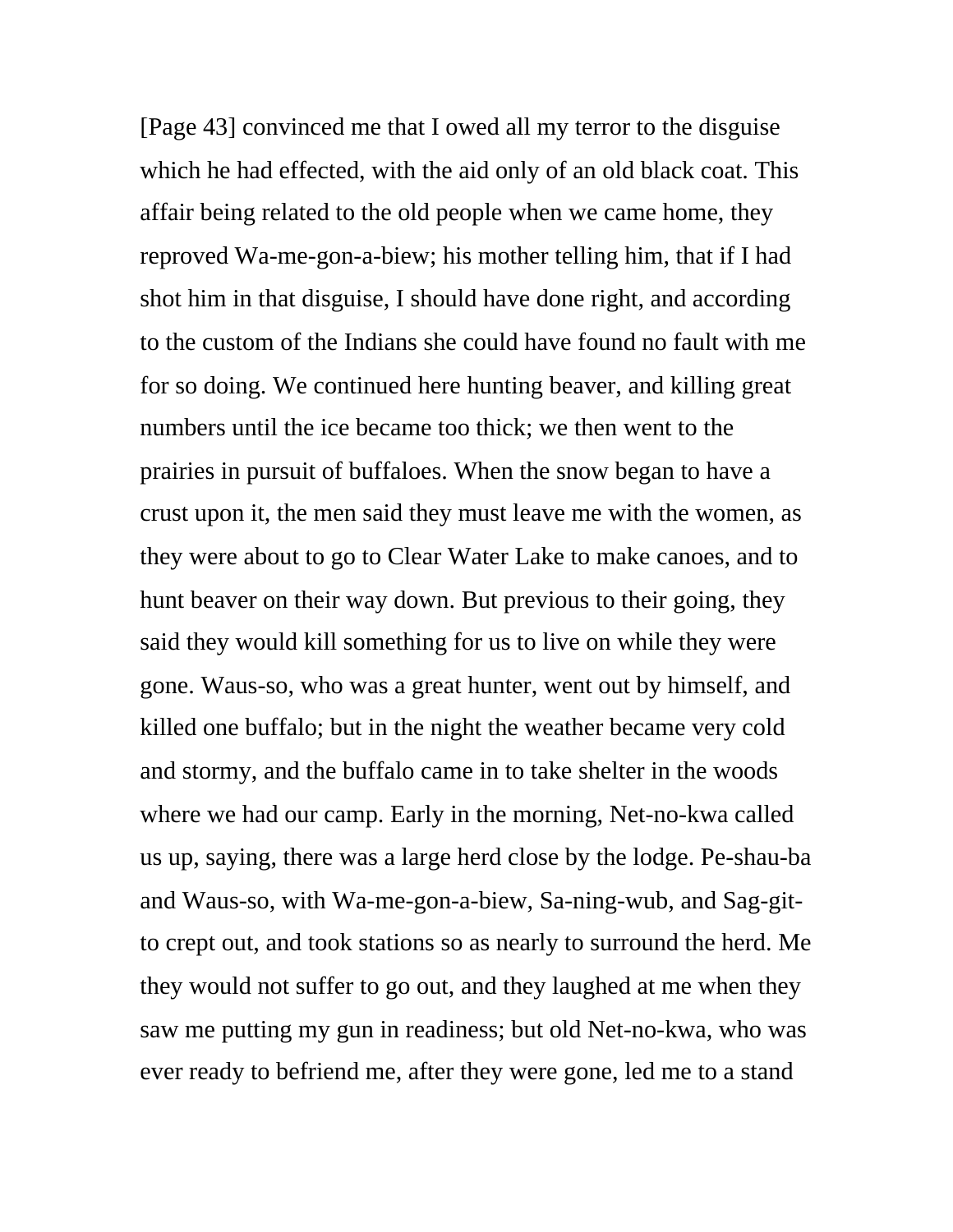[Page 43] convinced me that I owed all my terror to the disguise which he had effected, with the aid only of an old black coat. This affair being related to the old people when we came home, they reproved Wa-me-gon-a-biew; his mother telling him, that if I had shot him in that disguise, I should have done right, and according to the custom of the Indians she could have found no fault with me for so doing. We continued here hunting beaver, and killing great numbers until the ice became too thick; we then went to the prairies in pursuit of buffaloes. When the snow began to have a crust upon it, the men said they must leave me with the women, as they were about to go to Clear Water Lake to make canoes, and to hunt beaver on their way down. But previous to their going, they said they would kill something for us to live on while they were gone. Waus-so, who was a great hunter, went out by himself, and killed one buffalo; but in the night the weather became very cold and stormy, and the buffalo came in to take shelter in the woods where we had our camp. Early in the morning, Net-no-kwa called us up, saying, there was a large herd close by the lodge. Pe-shau-ba and Waus-so, with Wa-me-gon-a-biew, Sa-ning-wub, and Sag-git-to crept out, and took stations so as nearly to surround the herd. Me they would not suffer to go out, and they laughed at me when they saw me putting my gun in readiness; but old Net-no-kwa, who was ever ready to befriend me, after they were gone, led me to a stand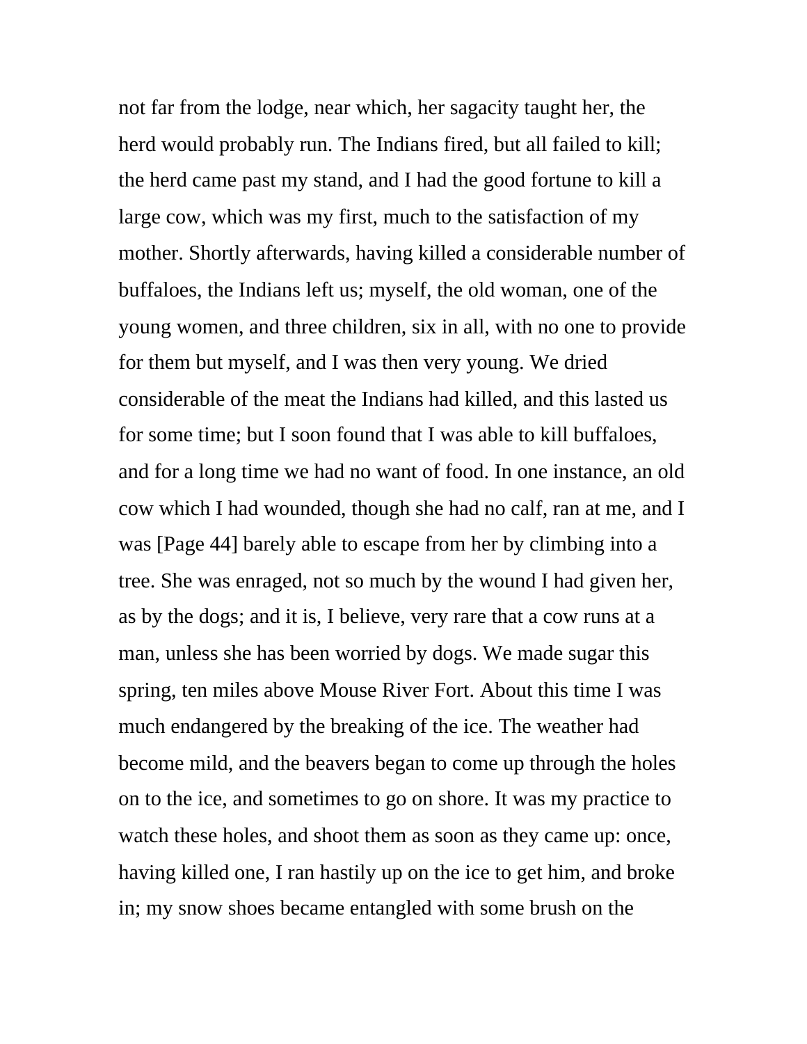not far from the lodge, near which, her sagacity taught her, the herd would probably run. The Indians fired, but all failed to kill; the herd came past my stand, and I had the good fortune to kill a large cow, which was my first, much to the satisfaction of my mother. Shortly afterwards, having killed a considerable number of buffaloes, the Indians left us; myself, the old woman, one of the young women, and three children, six in all, with no one to provide for them but myself, and I was then very young. We dried considerable of the meat the Indians had killed, and this lasted us for some time; but I soon found that I was able to kill buffaloes, and for a long time we had no want of food. In one instance, an old cow which I had wounded, though she had no calf, ran at me, and I was [Page 44] barely able to escape from her by climbing into a tree. She was enraged, not so much by the wound I had given her, as by the dogs; and it is, I believe, very rare that a cow runs at a man, unless she has been worried by dogs. We made sugar this spring, ten miles above Mouse River Fort. About this time I was much endangered by the breaking of the ice. The weather had become mild, and the beavers began to come up through the holes on to the ice, and sometimes to go on shore. It was my practice to watch these holes, and shoot them as soon as they came up: once, having killed one, I ran hastily up on the ice to get him, and broke in; my snow shoes became entangled with some brush on the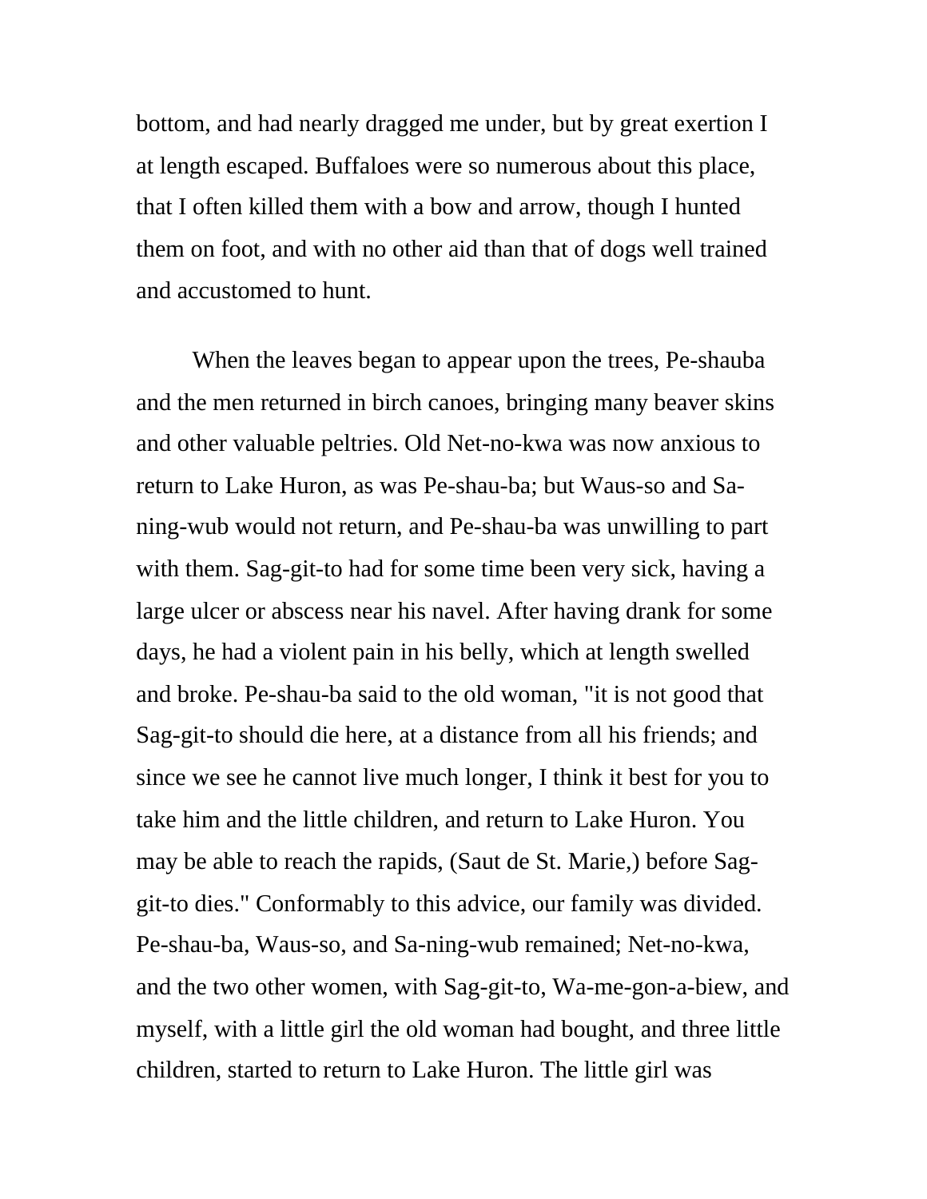bottom, and had nearly dragged me under, but by great exertion I at length escaped. Buffaloes were so numerous about this place, that I often killed them with a bow and arrow, though I hunted them on foot, and with no other aid than that of dogs well trained and accustomed to hunt.

When the leaves began to appear upon the trees, Pe-shauba and the men returned in birch canoes, bringing many beaver skins and other valuable peltries. Old Net-no-kwa was now anxious to return to Lake Huron, as was Pe-shau-ba; but Waus-so and Sa-ning-wub would not return, and Pe-shau-ba was unwilling to part with them. Sag-git-to had for some time been very sick, having a large ulcer or abscess near his navel. After having drank for some days, he had a violent pain in his belly, which at length swelled and broke. Pe-shau-ba said to the old woman, "it is not good that Sag-git-to should die here, at a distance from all his friends; and since we see he cannot live much longer, I think it best for you to take him and the little children, and return to Lake Huron. You may be able to reach the rapids, (Saut de St. Marie,) before Sag-git-to dies." Conformably to this advice, our family was divided. Pe-shau-ba, Waus-so, and Sa-ning-wub remained; Net-no-kwa, and the two other women, with Sag-git-to, Wa-me-gon-a-biew, and myself, with a little girl the old woman had bought, and three little children, started to return to Lake Huron. The little girl was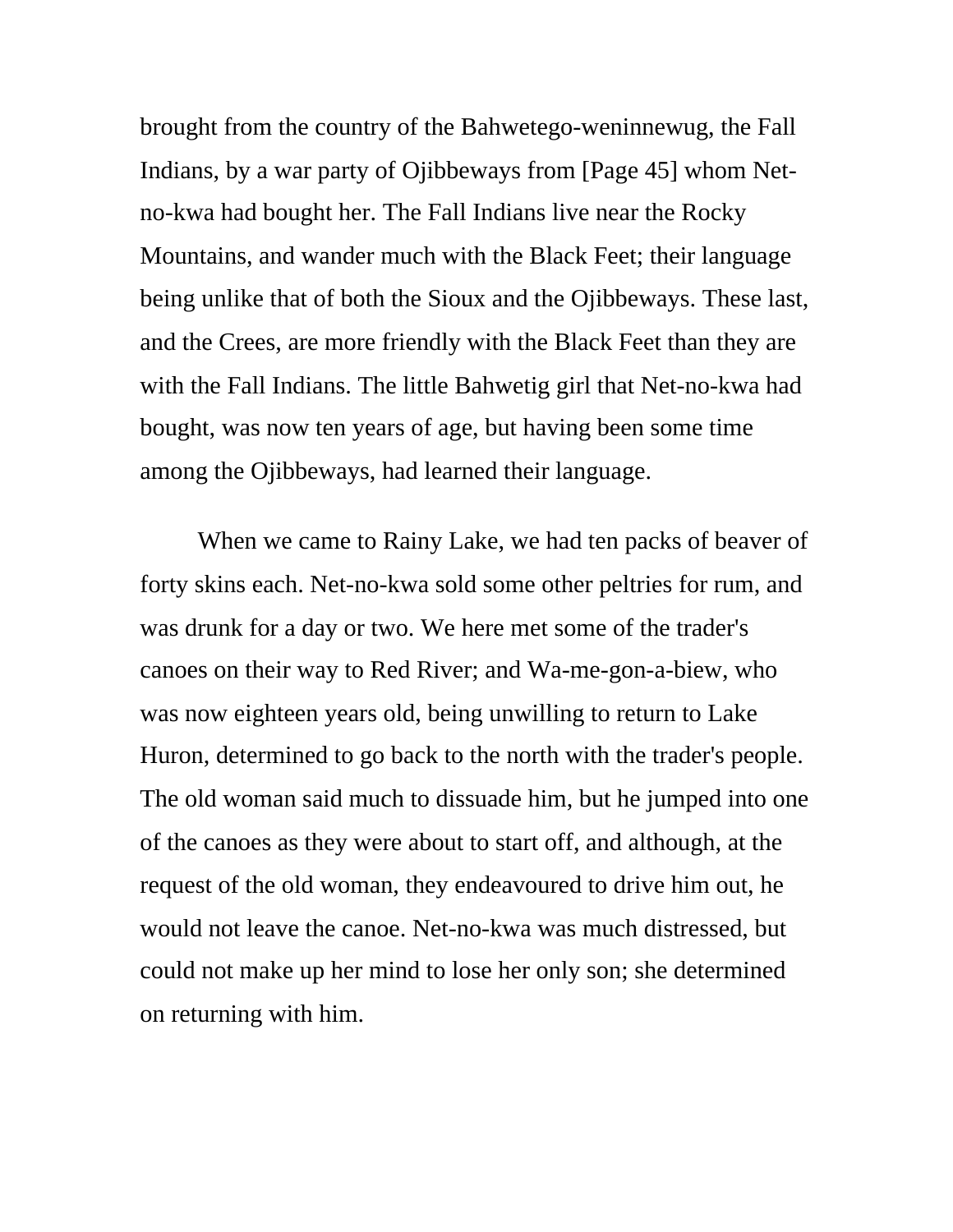brought from the country of the Bahwetego-weninnewug, the Fall Indians, by a war party of Ojibbeways from [Page 45] whom Net-no-kwa had bought her. The Fall Indians live near the Rocky Mountains, and wander much with the Black Feet; their language being unlike that of both the Sioux and the Ojibbeways. These last, and the Crees, are more friendly with the Black Feet than they are with the Fall Indians. The little Bahwetig girl that Net-no-kwa had bought, was now ten years of age, but having been some time among the Ojibbeways, had learned their language.

When we came to Rainy Lake, we had ten packs of beaver of forty skins each. Net-no-kwa sold some other peltries for rum, and was drunk for a day or two. We here met some of the trader's canoes on their way to Red River; and Wa-me-gon-a-biew, who was now eighteen years old, being unwilling to return to Lake Huron, determined to go back to the north with the trader's people. The old woman said much to dissuade him, but he jumped into one of the canoes as they were about to start off, and although, at the request of the old woman, they endeavoured to drive him out, he would not leave the canoe. Net-no-kwa was much distressed, but could not make up her mind to lose her only son; she determined on returning with him.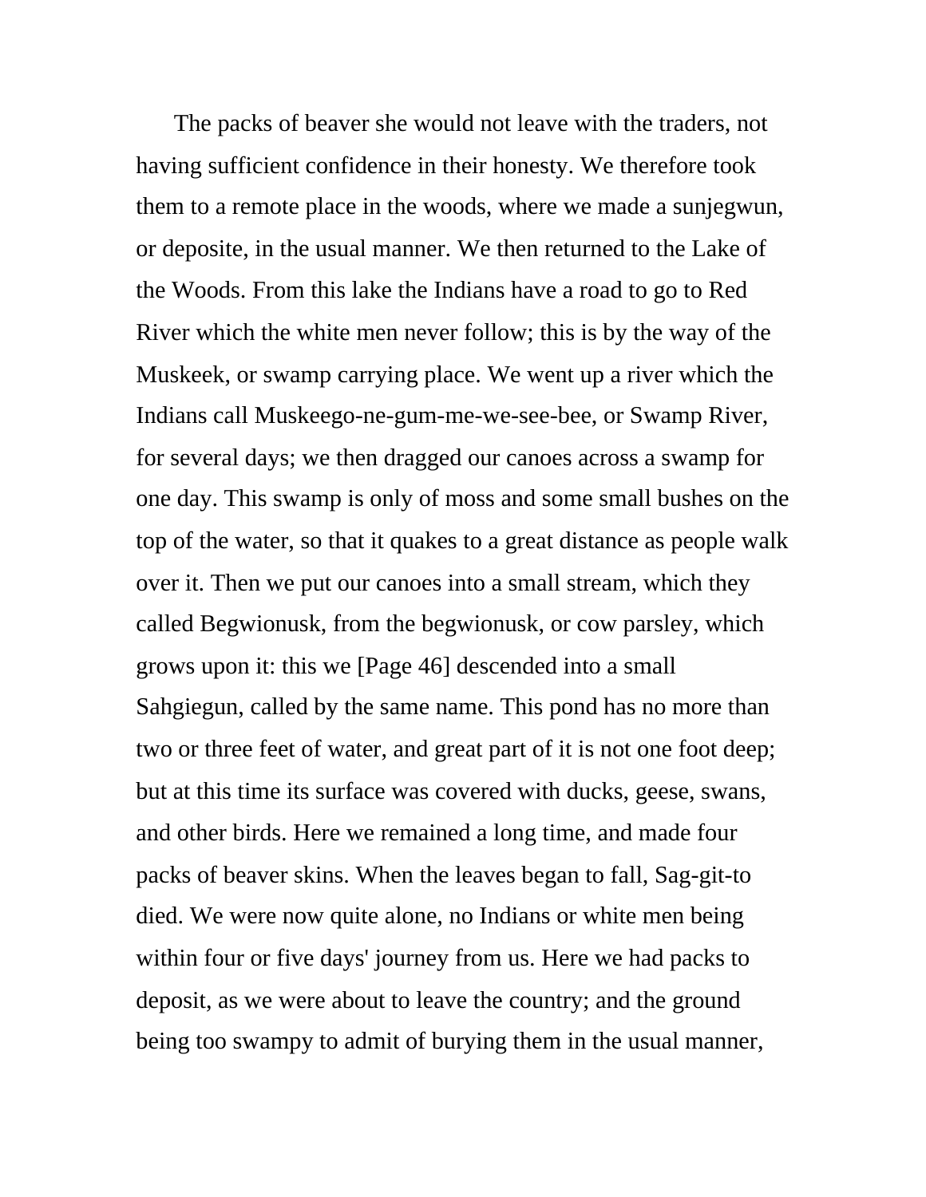The packs of beaver she would not leave with the traders, not having sufficient confidence in their honesty. We therefore took them to a remote place in the woods, where we made a sunjegwun, or deposite, in the usual manner. We then returned to the Lake of the Woods. From this lake the Indians have a road to go to Red River which the white men never follow; this is by the way of the Muskeek, or swamp carrying place. We went up a river which the Indians call Muskeego-ne-gum-me-we-see-bee, or Swamp River, for several days; we then dragged our canoes across a swamp for one day. This swamp is only of moss and some small bushes on the top of the water, so that it quakes to a great distance as people walk over it. Then we put our canoes into a small stream, which they called Begwionusk, from the begwionusk, or cow parsley, which grows upon it: this we [Page 46] descended into a small Sahgiegun, called by the same name. This pond has no more than two or three feet of water, and great part of it is not one foot deep; but at this time its surface was covered with ducks, geese, swans, and other birds. Here we remained a long time, and made four packs of beaver skins. When the leaves began to fall, Sag-git-to died. We were now quite alone, no Indians or white men being within four or five days' journey from us. Here we had packs to deposit, as we were about to leave the country; and the ground being too swampy to admit of burying them in the usual manner,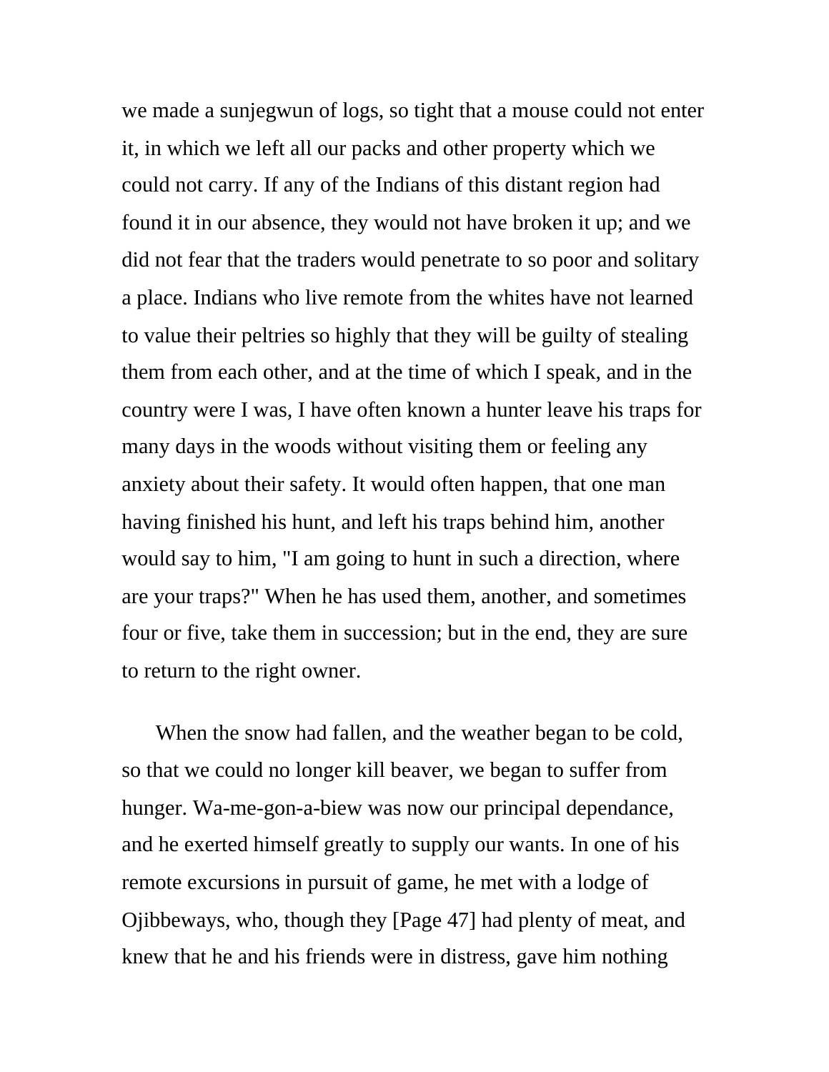we made a sunjegwun of logs, so tight that a mouse could not enter it, in which we left all our packs and other property which we could not carry. If any of the Indians of this distant region had found it in our absence, they would not have broken it up; and we did not fear that the traders would penetrate to so poor and solitary a place. Indians who live remote from the whites have not learned to value their peltries so highly that they will be guilty of stealing them from each other, and at the time of which I speak, and in the country were I was, I have often known a hunter leave his traps for many days in the woods without visiting them or feeling any anxiety about their safety. It would often happen, that one man having finished his hunt, and left his traps behind him, another would say to him, "I am going to hunt in such a direction, where are your traps?" When he has used them, another, and sometimes four or five, take them in succession; but in the end, they are sure to return to the right owner.

When the snow had fallen, and the weather began to be cold, so that we could no longer kill beaver, we began to suffer from hunger. Wa-me-gon-a-biew was now our principal dependance, and he exerted himself greatly to supply our wants. In one of his remote excursions in pursuit of game, he met with a lodge of Ojibbeways, who, though they [Page 47] had plenty of meat, and knew that he and his friends were in distress, gave him nothing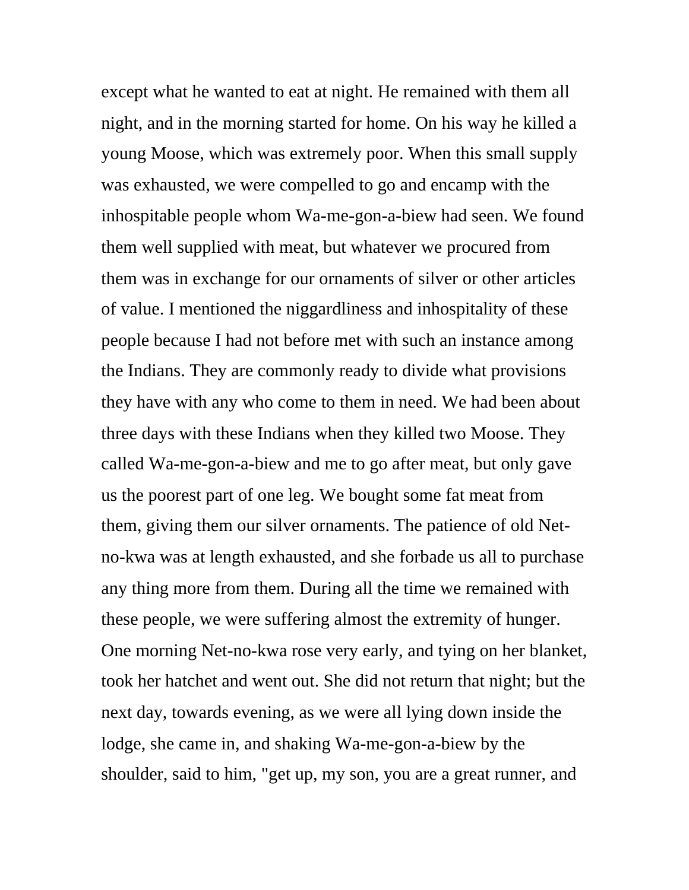except what he wanted to eat at night. He remained with them all night, and in the morning started for home. On his way he killed a young Moose, which was extremely poor. When this small supply was exhausted, we were compelled to go and encamp with the inhospitable people whom Wa-me-gon-a-biew had seen. We found them well supplied with meat, but whatever we procured from them was in exchange for our ornaments of silver or other articles of value. I mentioned the niggardliness and inhospitality of these people because I had not before met with such an instance among the Indians. They are commonly ready to divide what provisions they have with any who come to them in need. We had been about three days with these Indians when they killed two Moose. They called Wa-me-gon-a-biew and me to go after meat, but only gave us the poorest part of one leg. We bought some fat meat from them, giving them our silver ornaments. The patience of old Net-no-kwa was at length exhausted, and she forbade us all to purchase any thing more from them. During all the time we remained with these people, we were suffering almost the extremity of hunger. One morning Net-no-kwa rose very early, and tying on her blanket, took her hatchet and went out. She did not return that night; but the next day, towards evening, as we were all lying down inside the lodge, she came in, and shaking Wa-me-gon-a-biew by the shoulder, said to him, "get up, my son, you are a great runner, and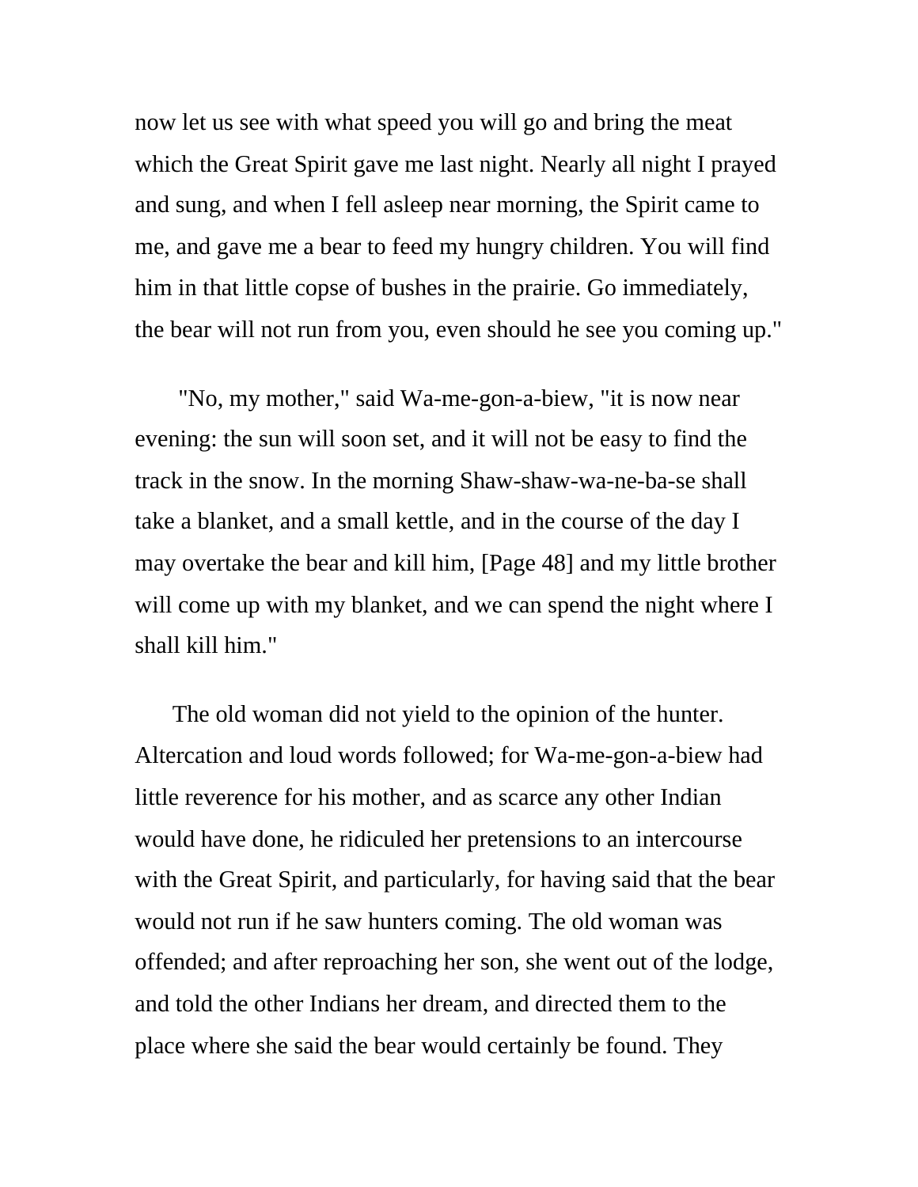now let us see with what speed you will go and bring the meat which the Great Spirit gave me last night. Nearly all night I prayed and sung, and when I fell asleep near morning, the Spirit came to me, and gave me a bear to feed my hungry children. You will find him in that little copse of bushes in the prairie. Go immediately, the bear will not run from you, even should he see you coming up."

"No, my mother," said Wa-me-gon-a-biew, "it is now near evening: the sun will soon set, and it will not be easy to find the track in the snow. In the morning Shaw-shaw-wa-ne-ba-se shall take a blanket, and a small kettle, and in the course of the day I may overtake the bear and kill him, [Page 48] and my little brother will come up with my blanket, and we can spend the night where I shall kill him."

The old woman did not yield to the opinion of the hunter. Altercation and loud words followed; for Wa-me-gon-a-biew had little reverence for his mother, and as scarce any other Indian would have done, he ridiculed her pretensions to an intercourse with the Great Spirit, and particularly, for having said that the bear would not run if he saw hunters coming. The old woman was offended; and after reproaching her son, she went out of the lodge, and told the other Indians her dream, and directed them to the place where she said the bear would certainly be found. They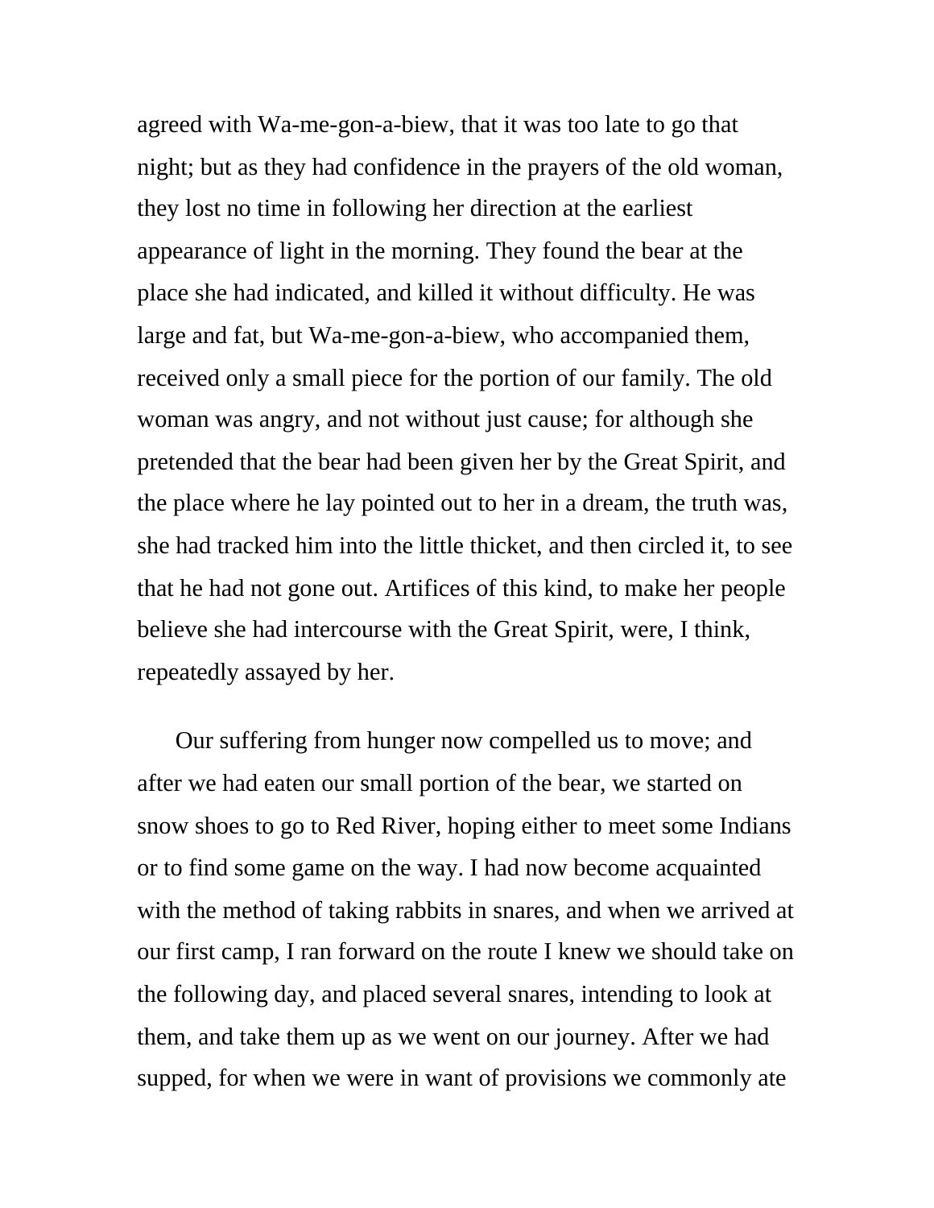agreed with Wa-me-gon-a-biew, that it was too late to go that night; but as they had confidence in the prayers of the old woman, they lost no time in following her direction at the earliest appearance of light in the morning. They found the bear at the place she had indicated, and killed it without difficulty. He was large and fat, but Wa-me-gon-a-biew, who accompanied them, received only a small piece for the portion of our family. The old woman was angry, and not without just cause; for although she pretended that the bear had been given her by the Great Spirit, and the place where he lay pointed out to her in a dream, the truth was, she had tracked him into the little thicket, and then circled it, to see that he had not gone out. Artifices of this kind, to make her people believe she had intercourse with the Great Spirit, were, I think, repeatedly assayed by her.

Our suffering from hunger now compelled us to move; and after we had eaten our small portion of the bear, we started on snow shoes to go to Red River, hoping either to meet some Indians or to find some game on the way. I had now become acquainted with the method of taking rabbits in snares, and when we arrived at our first camp, I ran forward on the route I knew we should take on the following day, and placed several snares, intending to look at them, and take them up as we went on our journey. After we had supped, for when we were in want of provisions we commonly ate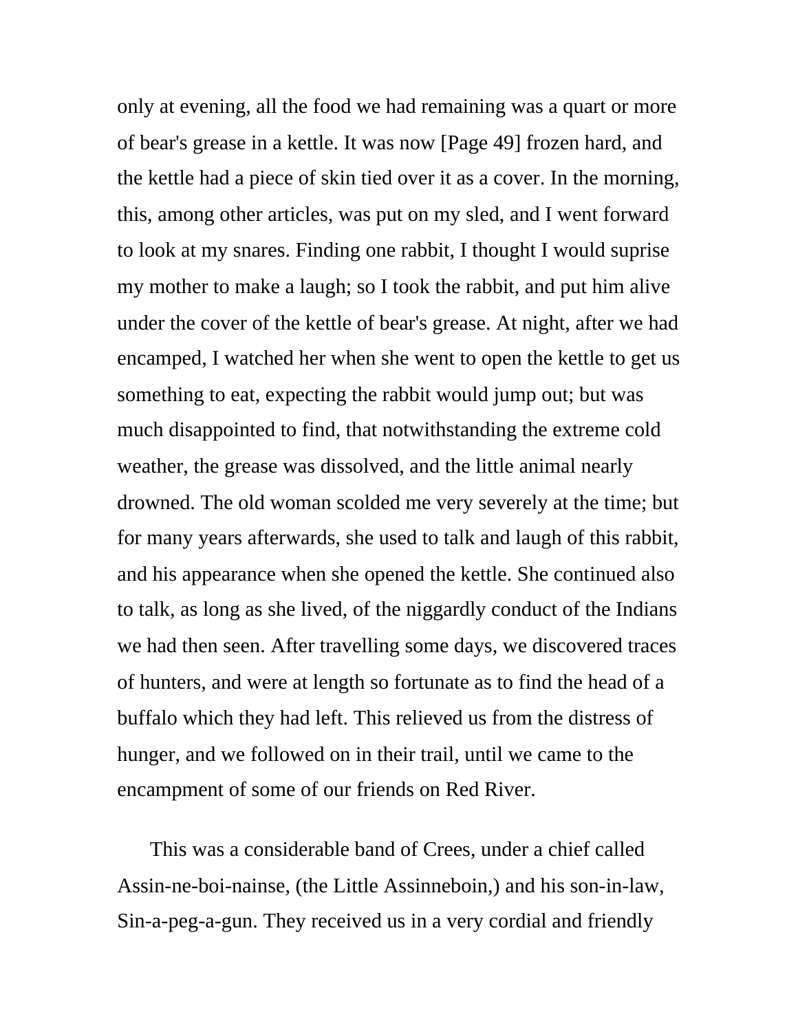only at evening, all the food we had remaining was a quart or more of bear's grease in a kettle. It was now [Page 49] frozen hard, and the kettle had a piece of skin tied over it as a cover. In the morning, this, among other articles, was put on my sled, and I went forward to look at my snares. Finding one rabbit, I thought I would suprise my mother to make a laugh; so I took the rabbit, and put him alive under the cover of the kettle of bear's grease. At night, after we had encamped, I watched her when she went to open the kettle to get us something to eat, expecting the rabbit would jump out; but was much disappointed to find, that notwithstanding the extreme cold weather, the grease was dissolved, and the little animal nearly drowned. The old woman scolded me very severely at the time; but for many years afterwards, she used to talk and laugh of this rabbit, and his appearance when she opened the kettle. She continued also to talk, as long as she lived, of the niggardly conduct of the Indians we had then seen. After travelling some days, we discovered traces of hunters, and were at length so fortunate as to find the head of a buffalo which they had left. This relieved us from the distress of hunger, and we followed on in their trail, until we came to the encampment of some of our friends on Red River.

This was a considerable band of Crees, under a chief called Assin-ne-boi-nainse, (the Little Assinneboin,) and his son-in-law, Sin-a-peg-a-gun. They received us in a very cordial and friendly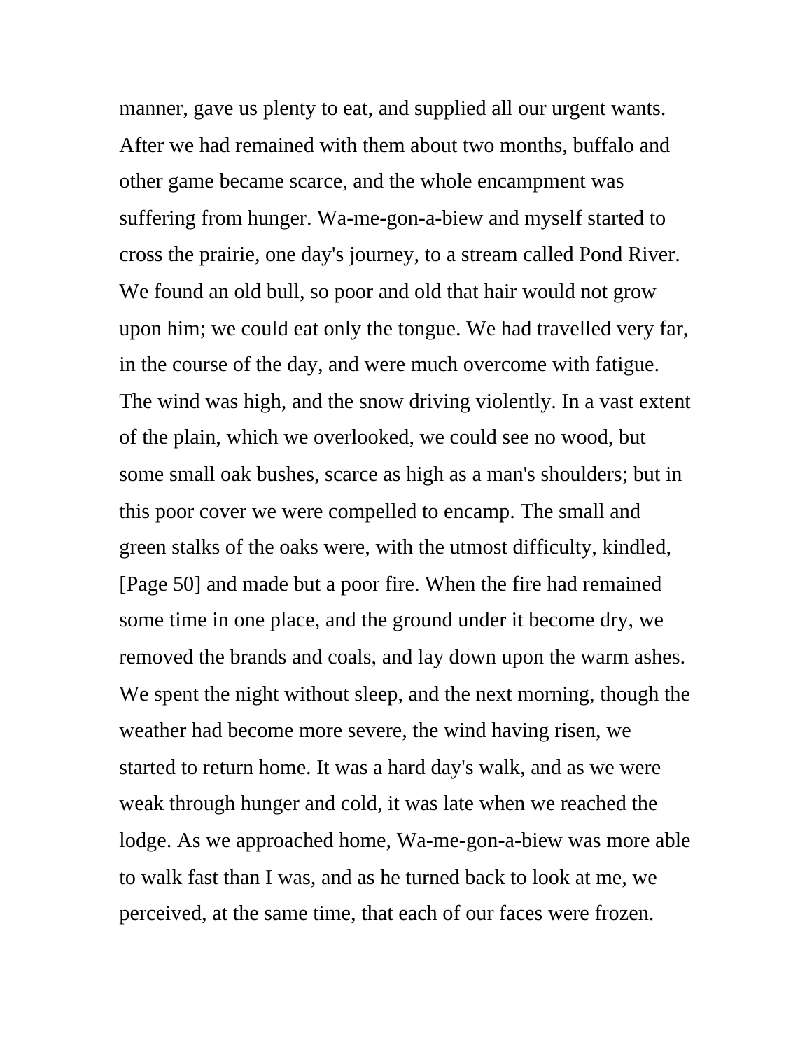manner, gave us plenty to eat, and supplied all our urgent wants. After we had remained with them about two months, buffalo and other game became scarce, and the whole encampment was suffering from hunger. Wa-me-gon-a-biew and myself started to cross the prairie, one day's journey, to a stream called Pond River. We found an old bull, so poor and old that hair would not grow upon him; we could eat only the tongue. We had travelled very far, in the course of the day, and were much overcome with fatigue. The wind was high, and the snow driving violently. In a vast extent of the plain, which we overlooked, we could see no wood, but some small oak bushes, scarce as high as a man's shoulders; but in this poor cover we were compelled to encamp. The small and green stalks of the oaks were, with the utmost difficulty, kindled, [Page 50] and made but a poor fire. When the fire had remained some time in one place, and the ground under it become dry, we removed the brands and coals, and lay down upon the warm ashes. We spent the night without sleep, and the next morning, though the weather had become more severe, the wind having risen, we started to return home. It was a hard day's walk, and as we were weak through hunger and cold, it was late when we reached the lodge. As we approached home, Wa-me-gon-a-biew was more able to walk fast than I was, and as he turned back to look at me, we perceived, at the same time, that each of our faces were frozen.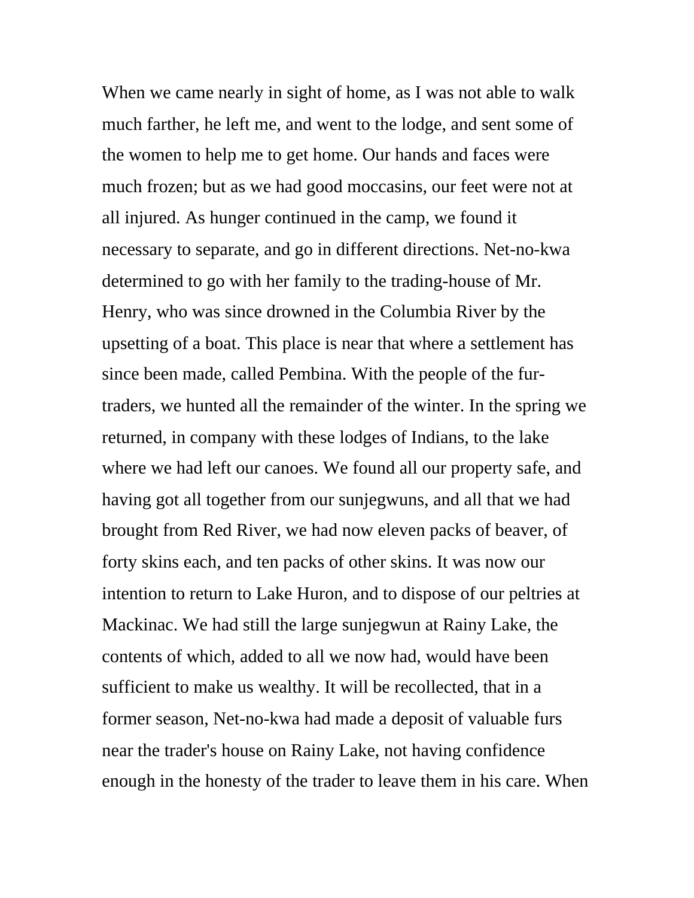When we came nearly in sight of home, as I was not able to walk much farther, he left me, and went to the lodge, and sent some of the women to help me to get home. Our hands and faces were much frozen; but as we had good moccasins, our feet were not at all injured. As hunger continued in the camp, we found it necessary to separate, and go in different directions. Net-no-kwa determined to go with her family to the trading-house of Mr. Henry, who was since drowned in the Columbia River by the upsetting of a boat. This place is near that where a settlement has since been made, called Pembina. With the people of the fur-traders, we hunted all the remainder of the winter. In the spring we returned, in company with these lodges of Indians, to the lake where we had left our canoes. We found all our property safe, and having got all together from our sunjegwuns, and all that we had brought from Red River, we had now eleven packs of beaver, of forty skins each, and ten packs of other skins. It was now our intention to return to Lake Huron, and to dispose of our peltries at Mackinac. We had still the large sunjegwun at Rainy Lake, the contents of which, added to all we now had, would have been sufficient to make us wealthy. It will be recollected, that in a former season, Net-no-kwa had made a deposit of valuable furs near the trader's house on Rainy Lake, not having confidence enough in the honesty of the trader to leave them in his care. When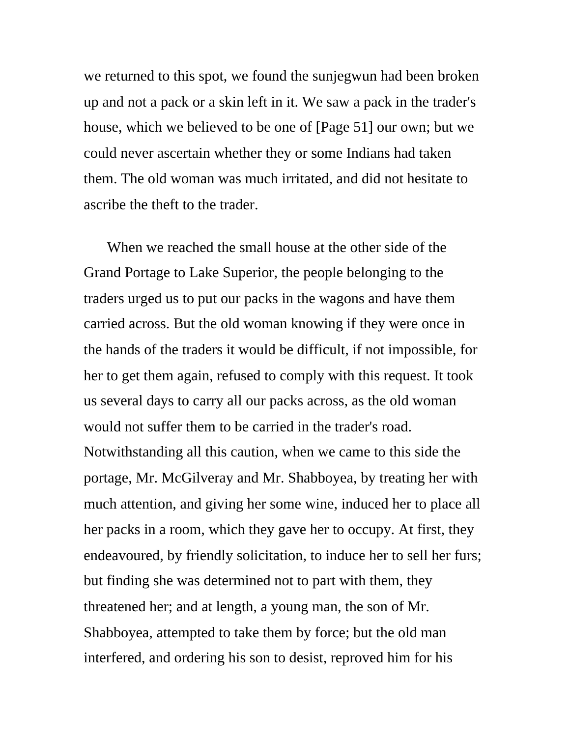we returned to this spot, we found the sunjegwun had been broken up and not a pack or a skin left in it. We saw a pack in the trader's house, which we believed to be one of [Page 51] our own; but we could never ascertain whether they or some Indians had taken them. The old woman was much irritated, and did not hesitate to ascribe the theft to the trader.

When we reached the small house at the other side of the Grand Portage to Lake Superior, the people belonging to the traders urged us to put our packs in the wagons and have them carried across. But the old woman knowing if they were once in the hands of the traders it would be difficult, if not impossible, for her to get them again, refused to comply with this request. It took us several days to carry all our packs across, as the old woman would not suffer them to be carried in the trader's road. Notwithstanding all this caution, when we came to this side the portage, Mr. McGilveray and Mr. Shabboyea, by treating her with much attention, and giving her some wine, induced her to place all her packs in a room, which they gave her to occupy. At first, they endeavoured, by friendly solicitation, to induce her to sell her furs; but finding she was determined not to part with them, they threatened her; and at length, a young man, the son of Mr. Shabboyea, attempted to take them by force; but the old man interfered, and ordering his son to desist, reproved him for his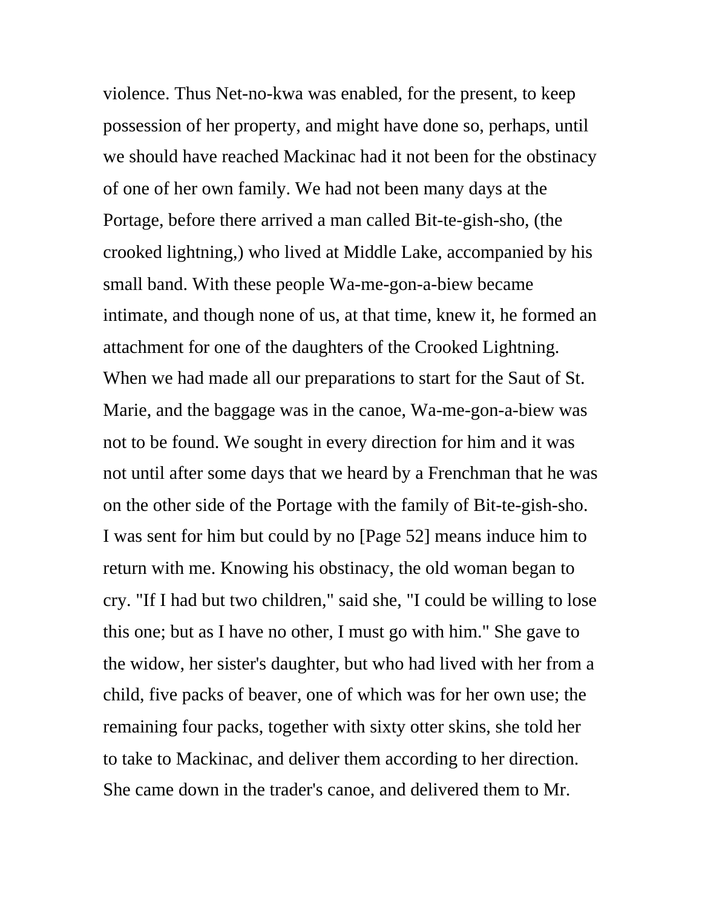violence. Thus Net-no-kwa was enabled, for the present, to keep possession of her property, and might have done so, perhaps, until we should have reached Mackinac had it not been for the obstinacy of one of her own family. We had not been many days at the Portage, before there arrived a man called Bit-te-gish-sho, (the crooked lightning,) who lived at Middle Lake, accompanied by his small band. With these people Wa-me-gon-a-biew became intimate, and though none of us, at that time, knew it, he formed an attachment for one of the daughters of the Crooked Lightning. When we had made all our preparations to start for the Saut of St. Marie, and the baggage was in the canoe, Wa-me-gon-a-biew was not to be found. We sought in every direction for him and it was not until after some days that we heard by a Frenchman that he was on the other side of the Portage with the family of Bit-te-gish-sho. I was sent for him but could by no [Page 52] means induce him to return with me. Knowing his obstinacy, the old woman began to cry. "If I had but two children," said she, "I could be willing to lose this one; but as I have no other, I must go with him." She gave to the widow, her sister's daughter, but who had lived with her from a child, five packs of beaver, one of which was for her own use; the remaining four packs, together with sixty otter skins, she told her to take to Mackinac, and deliver them according to her direction. She came down in the trader's canoe, and delivered them to Mr.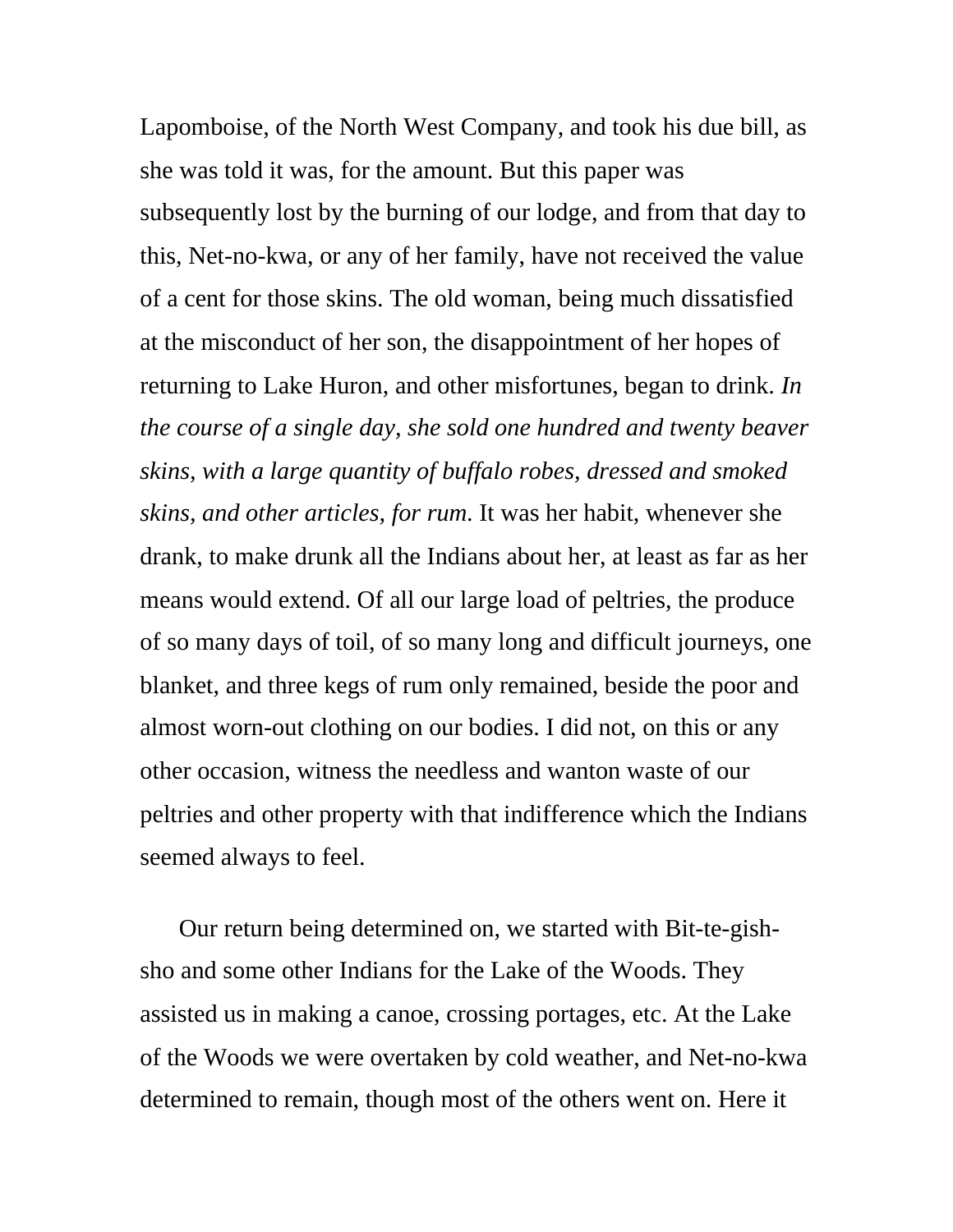Lapomboise, of the North West Company, and took his due bill, as she was told it was, for the amount. But this paper was subsequently lost by the burning of our lodge, and from that day to this, Net-no-kwa, or any of her family, have not received the value of a cent for those skins. The old woman, being much dissatisfied at the misconduct of her son, the disappointment of her hopes of returning to Lake Huron, and other misfortunes, began to drink. *In the course of a single day, she sold one hundred and twenty beaver skins, with a large quantity of buffalo robes, dressed and smoked skins, and other articles, for rum*. It was her habit, whenever she drank, to make drunk all the Indians about her, at least as far as her means would extend. Of all our large load of peltries, the produce of so many days of toil, of so many long and difficult journeys, one blanket, and three kegs of rum only remained, beside the poor and almost worn-out clothing on our bodies. I did not, on this or any other occasion, witness the needless and wanton waste of our peltries and other property with that indifference which the Indians seemed always to feel.

Our return being determined on, we started with Bit-te-gish-sho and some other Indians for the Lake of the Woods. They assisted us in making a canoe, crossing portages, etc. At the Lake of the Woods we were overtaken by cold weather, and Net-no-kwa determined to remain, though most of the others went on. Here it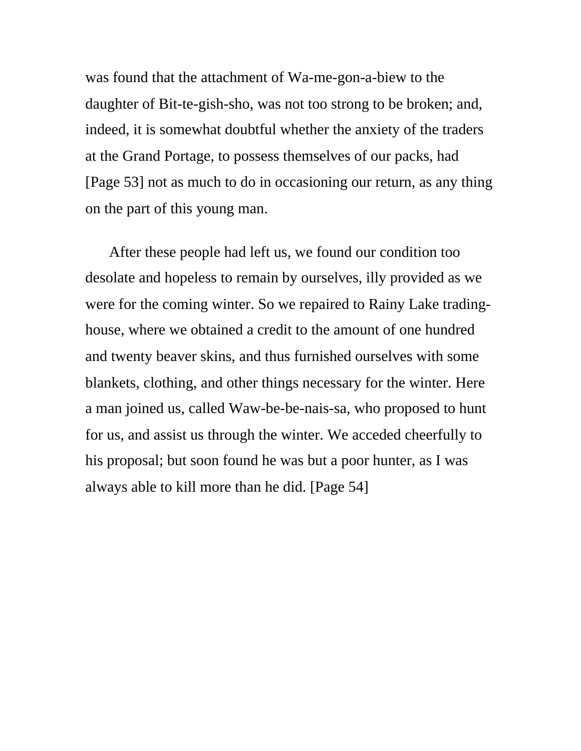was found that the attachment of Wa-me-gon-a-biew to the daughter of Bit-te-gish-sho, was not too strong to be broken; and, indeed, it is somewhat doubtful whether the anxiety of the traders at the Grand Portage, to possess themselves of our packs, had [Page 53] not as much to do in occasioning our return, as any thing on the part of this young man.

After these people had left us, we found our condition too desolate and hopeless to remain by ourselves, illy provided as we were for the coming winter. So we repaired to Rainy Lake trading-house, where we obtained a credit to the amount of one hundred and twenty beaver skins, and thus furnished ourselves with some blankets, clothing, and other things necessary for the winter. Here a man joined us, called Waw-be-be-nais-sa, who proposed to hunt for us, and assist us through the winter. We acceded cheerfully to his proposal; but soon found he was but a poor hunter, as I was always able to kill more than he did. [Page 54]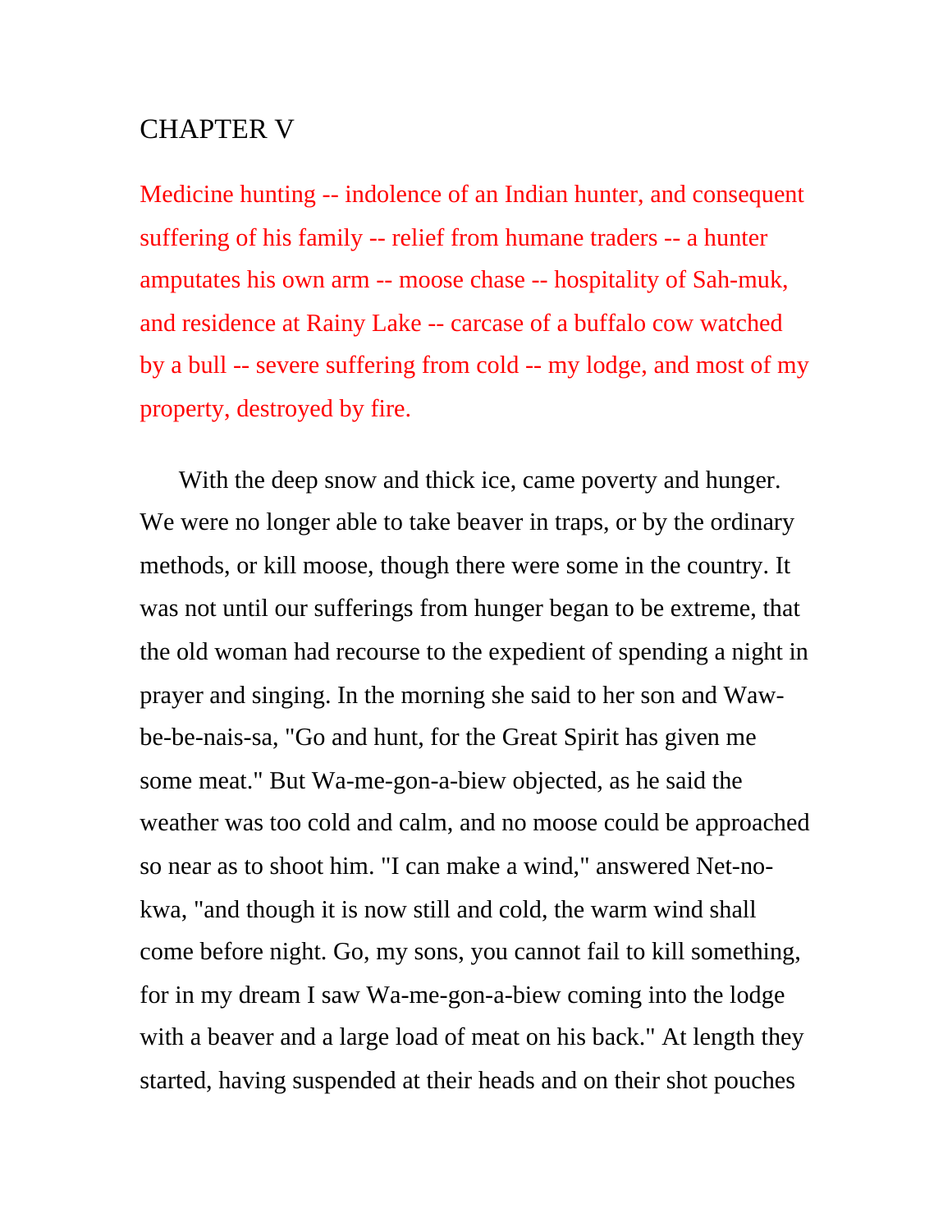# CHAPTER V

Medicine hunting -- indolence of an Indian hunter, and consequent suffering of his family -- relief from humane traders -- a hunter amputates his own arm -- moose chase -- hospitality of Sah-muk, and residence at Rainy Lake -- carcase of a buffalo cow watched by a bull -- severe suffering from cold -- my lodge, and most of my property, destroyed by fire.

With the deep snow and thick ice, came poverty and hunger. We were no longer able to take beaver in traps, or by the ordinary methods, or kill moose, though there were some in the country. It was not until our sufferings from hunger began to be extreme, that the old woman had recourse to the expedient of spending a night in prayer and singing. In the morning she said to her son and Waw-be-be-nais-sa, "Go and hunt, for the Great Spirit has given me some meat." But Wa-me-gon-a-biew objected, as he said the weather was too cold and calm, and no moose could be approached so near as to shoot him. "I can make a wind," answered Net-no-kwa, "and though it is now still and cold, the warm wind shall come before night. Go, my sons, you cannot fail to kill something, for in my dream I saw Wa-me-gon-a-biew coming into the lodge with a beaver and a large load of meat on his back." At length they started, having suspended at their heads and on their shot pouches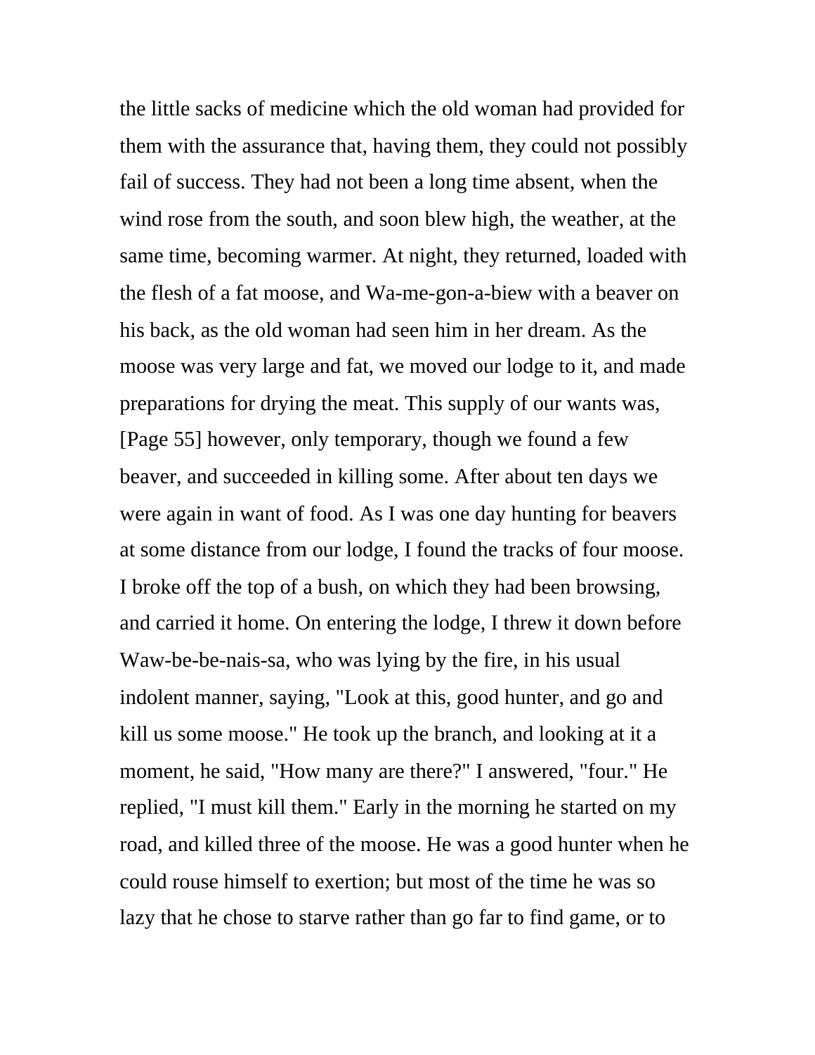the little sacks of medicine which the old woman had provided for them with the assurance that, having them, they could not possibly fail of success. They had not been a long time absent, when the wind rose from the south, and soon blew high, the weather, at the same time, becoming warmer. At night, they returned, loaded with the flesh of a fat moose, and Wa-me-gon-a-biew with a beaver on his back, as the old woman had seen him in her dream. As the moose was very large and fat, we moved our lodge to it, and made preparations for drying the meat. This supply of our wants was, [Page 55] however, only temporary, though we found a few beaver, and succeeded in killing some. After about ten days we were again in want of food. As I was one day hunting for beavers at some distance from our lodge, I found the tracks of four moose. I broke off the top of a bush, on which they had been browsing, and carried it home. On entering the lodge, I threw it down before Waw-be-be-nais-sa, who was lying by the fire, in his usual indolent manner, saying, "Look at this, good hunter, and go and kill us some moose." He took up the branch, and looking at it a moment, he said, "How many are there?" I answered, "four." He replied, "I must kill them." Early in the morning he started on my road, and killed three of the moose. He was a good hunter when he could rouse himself to exertion; but most of the time he was so lazy that he chose to starve rather than go far to find game, or to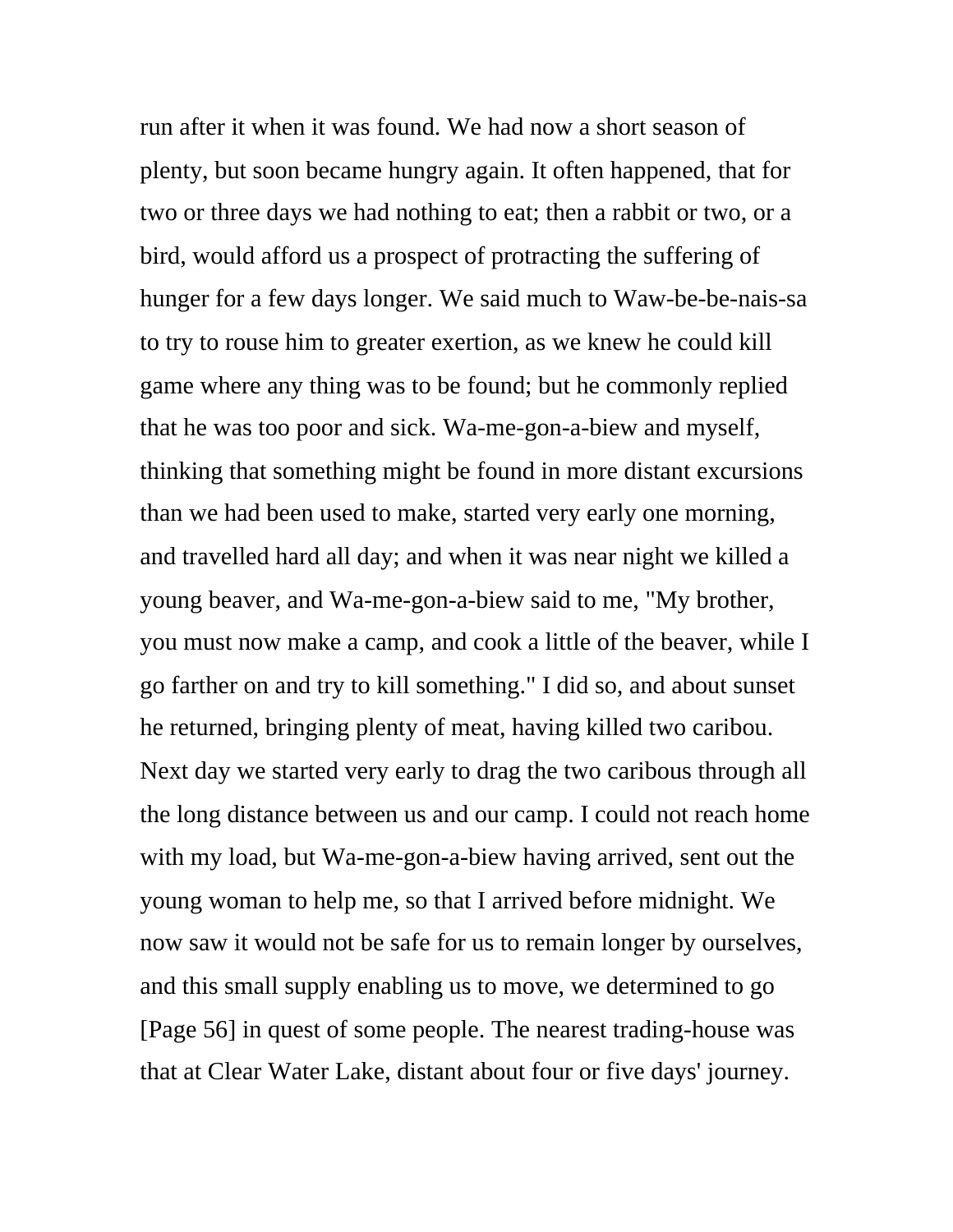run after it when it was found. We had now a short season of plenty, but soon became hungry again. It often happened, that for two or three days we had nothing to eat; then a rabbit or two, or a bird, would afford us a prospect of protracting the suffering of hunger for a few days longer. We said much to Waw-be-be-nais-sa to try to rouse him to greater exertion, as we knew he could kill game where any thing was to be found; but he commonly replied that he was too poor and sick. Wa-me-gon-a-biew and myself, thinking that something might be found in more distant excursions than we had been used to make, started very early one morning, and travelled hard all day; and when it was near night we killed a young beaver, and Wa-me-gon-a-biew said to me, "My brother, you must now make a camp, and cook a little of the beaver, while I go farther on and try to kill something." I did so, and about sunset he returned, bringing plenty of meat, having killed two caribou. Next day we started very early to drag the two caribous through all the long distance between us and our camp. I could not reach home with my load, but Wa-me-gon-a-biew having arrived, sent out the young woman to help me, so that I arrived before midnight. We now saw it would not be safe for us to remain longer by ourselves, and this small supply enabling us to move, we determined to go [Page 56] in quest of some people. The nearest trading-house was that at Clear Water Lake, distant about four or five days' journey.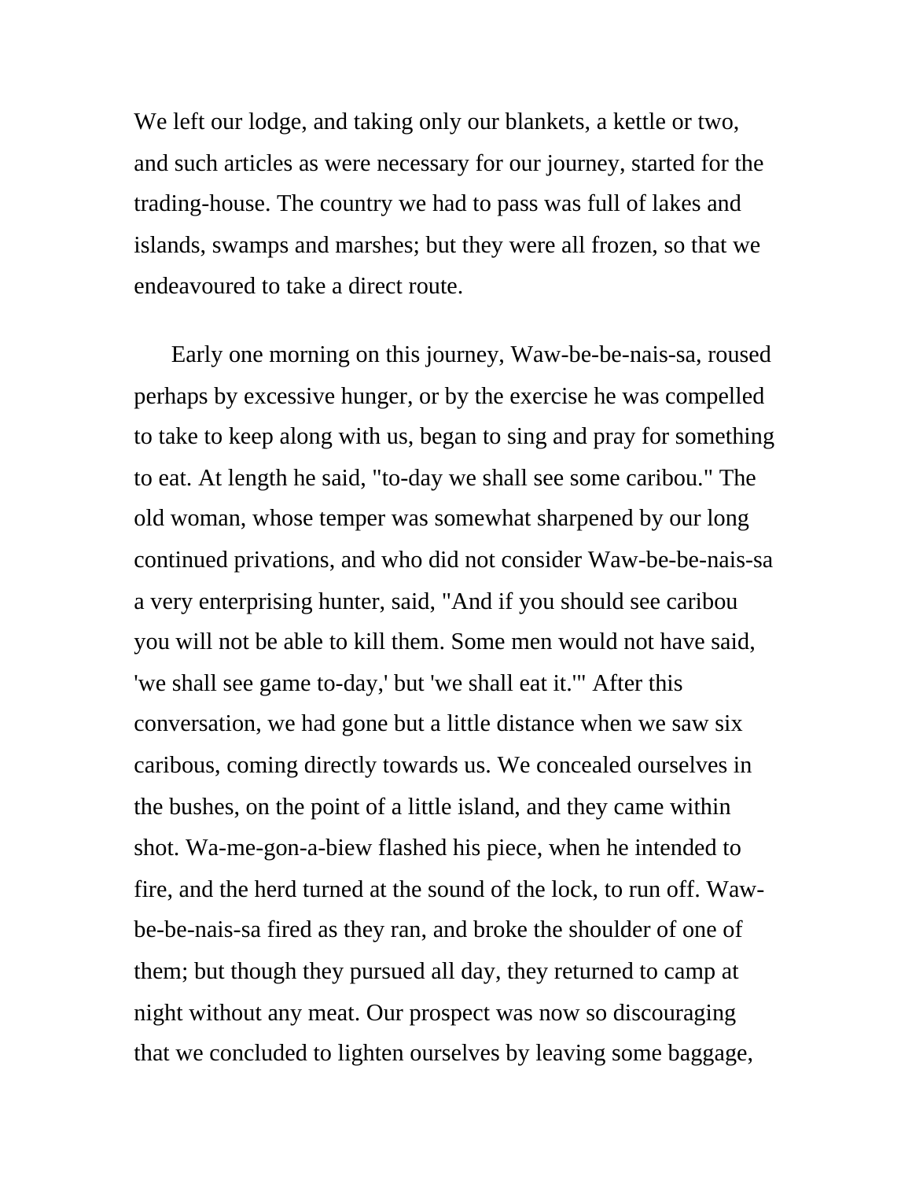We left our lodge, and taking only our blankets, a kettle or two, and such articles as were necessary for our journey, started for the trading-house. The country we had to pass was full of lakes and islands, swamps and marshes; but they were all frozen, so that we endeavoured to take a direct route.

Early one morning on this journey, Waw-be-be-nais-sa, roused perhaps by excessive hunger, or by the exercise he was compelled to take to keep along with us, began to sing and pray for something to eat. At length he said, "to-day we shall see some caribou." The old woman, whose temper was somewhat sharpened by our long continued privations, and who did not consider Waw-be-be-nais-sa a very enterprising hunter, said, "And if you should see caribou you will not be able to kill them. Some men would not have said, 'we shall see game to-day,' but 'we shall eat it.'" After this conversation, we had gone but a little distance when we saw six caribous, coming directly towards us. We concealed ourselves in the bushes, on the point of a little island, and they came within shot. Wa-me-gon-a-biew flashed his piece, when he intended to fire, and the herd turned at the sound of the lock, to run off. Waw-be-be-nais-sa fired as they ran, and broke the shoulder of one of them; but though they pursued all day, they returned to camp at night without any meat. Our prospect was now so discouraging that we concluded to lighten ourselves by leaving some baggage,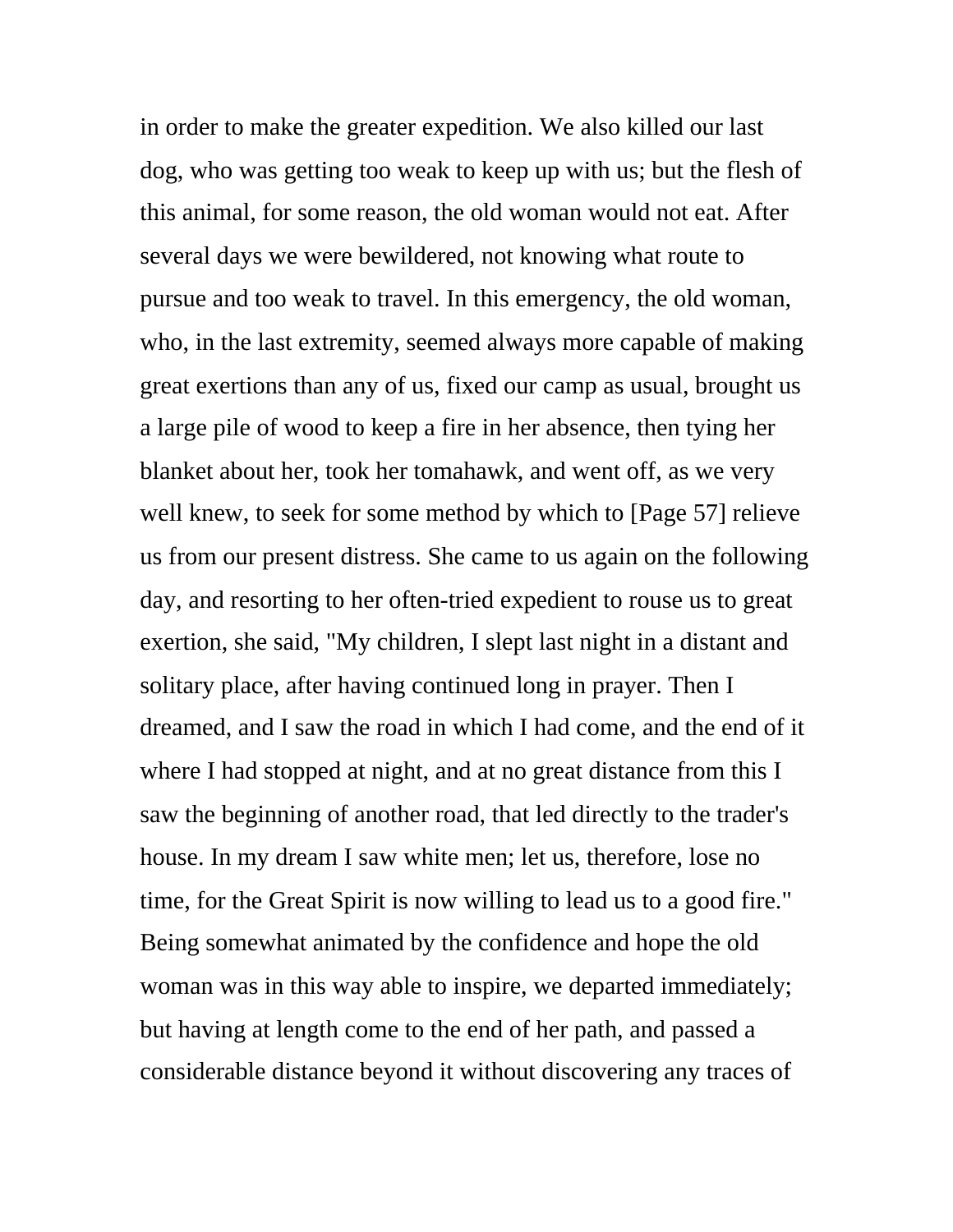in order to make the greater expedition. We also killed our last dog, who was getting too weak to keep up with us; but the flesh of this animal, for some reason, the old woman would not eat. After several days we were bewildered, not knowing what route to pursue and too weak to travel. In this emergency, the old woman, who, in the last extremity, seemed always more capable of making great exertions than any of us, fixed our camp as usual, brought us a large pile of wood to keep a fire in her absence, then tying her blanket about her, took her tomahawk, and went off, as we very well knew, to seek for some method by which to [Page 57] relieve us from our present distress. She came to us again on the following day, and resorting to her often-tried expedient to rouse us to great exertion, she said, "My children, I slept last night in a distant and solitary place, after having continued long in prayer. Then I dreamed, and I saw the road in which I had come, and the end of it where I had stopped at night, and at no great distance from this I saw the beginning of another road, that led directly to the trader's house. In my dream I saw white men; let us, therefore, lose no time, for the Great Spirit is now willing to lead us to a good fire." Being somewhat animated by the confidence and hope the old woman was in this way able to inspire, we departed immediately; but having at length come to the end of her path, and passed a considerable distance beyond it without discovering any traces of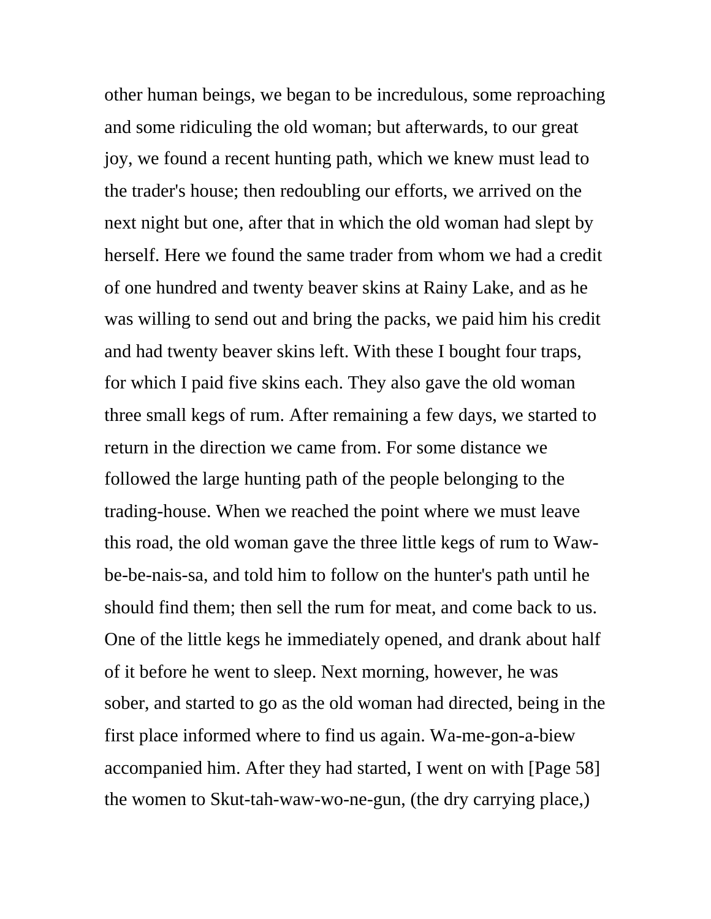other human beings, we began to be incredulous, some reproaching and some ridiculing the old woman; but afterwards, to our great joy, we found a recent hunting path, which we knew must lead to the trader's house; then redoubling our efforts, we arrived on the next night but one, after that in which the old woman had slept by herself. Here we found the same trader from whom we had a credit of one hundred and twenty beaver skins at Rainy Lake, and as he was willing to send out and bring the packs, we paid him his credit and had twenty beaver skins left. With these I bought four traps, for which I paid five skins each. They also gave the old woman three small kegs of rum. After remaining a few days, we started to return in the direction we came from. For some distance we followed the large hunting path of the people belonging to the trading-house. When we reached the point where we must leave this road, the old woman gave the three little kegs of rum to Waw-be-be-nais-sa, and told him to follow on the hunter's path until he should find them; then sell the rum for meat, and come back to us. One of the little kegs he immediately opened, and drank about half of it before he went to sleep. Next morning, however, he was sober, and started to go as the old woman had directed, being in the first place informed where to find us again. Wa-me-gon-a-biew accompanied him. After they had started, I went on with [Page 58] the women to Skut-tah-waw-wo-ne-gun, (the dry carrying place,)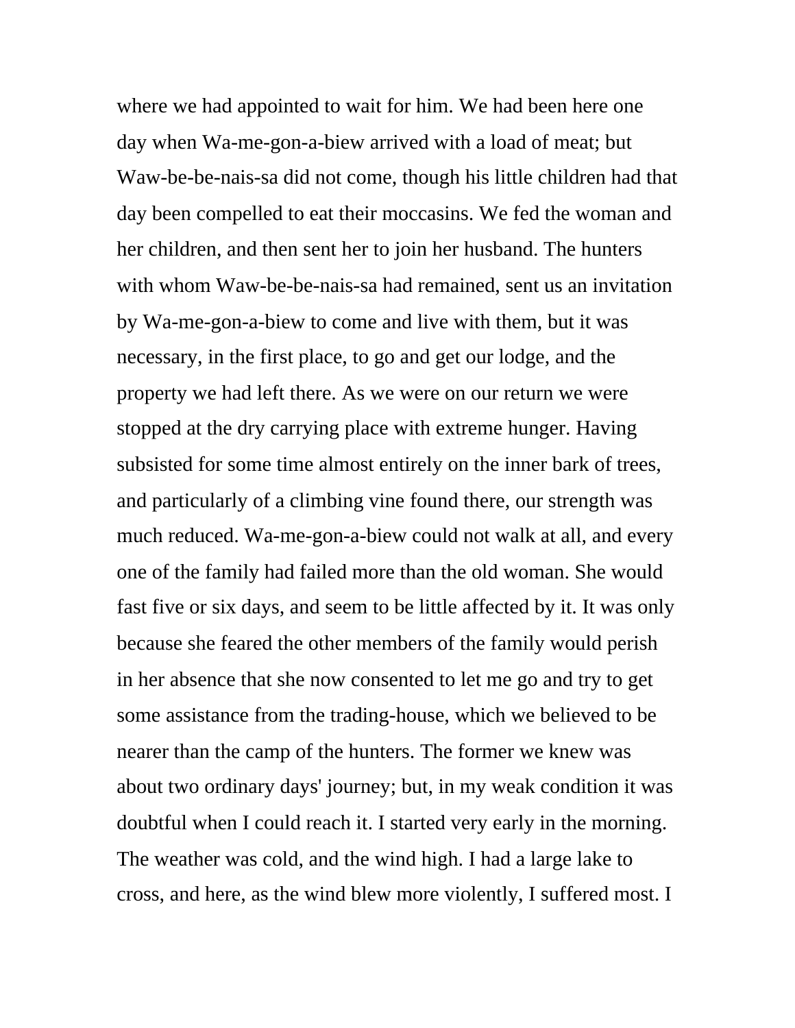where we had appointed to wait for him. We had been here one day when Wa-me-gon-a-biew arrived with a load of meat; but Waw-be-be-nais-sa did not come, though his little children had that day been compelled to eat their moccasins. We fed the woman and her children, and then sent her to join her husband. The hunters with whom Waw-be-be-nais-sa had remained, sent us an invitation by Wa-me-gon-a-biew to come and live with them, but it was necessary, in the first place, to go and get our lodge, and the property we had left there. As we were on our return we were stopped at the dry carrying place with extreme hunger. Having subsisted for some time almost entirely on the inner bark of trees, and particularly of a climbing vine found there, our strength was much reduced. Wa-me-gon-a-biew could not walk at all, and every one of the family had failed more than the old woman. She would fast five or six days, and seem to be little affected by it. It was only because she feared the other members of the family would perish in her absence that she now consented to let me go and try to get some assistance from the trading-house, which we believed to be nearer than the camp of the hunters. The former we knew was about two ordinary days' journey; but, in my weak condition it was doubtful when I could reach it. I started very early in the morning. The weather was cold, and the wind high. I had a large lake to cross, and here, as the wind blew more violently, I suffered most. I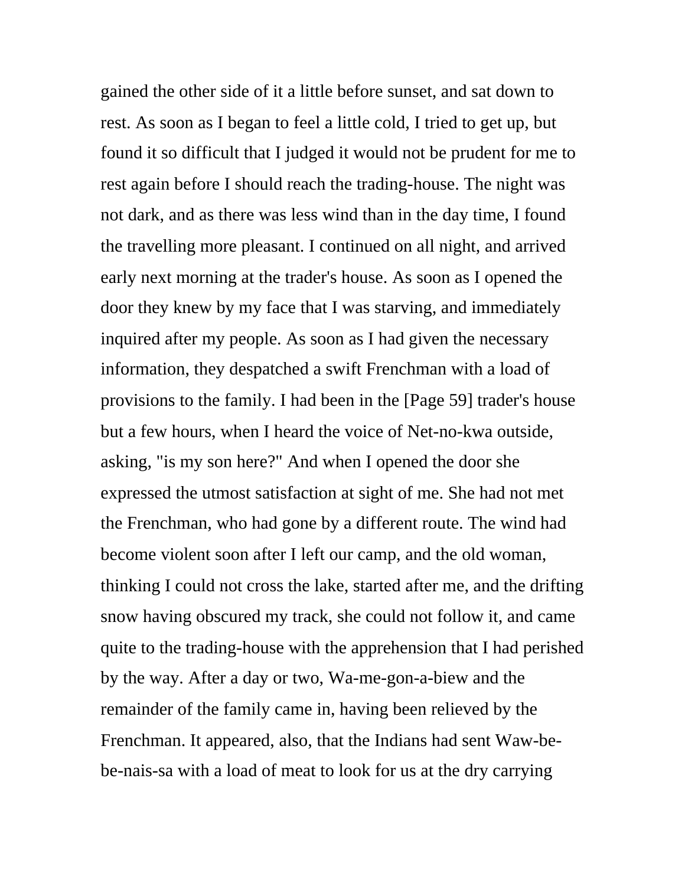gained the other side of it a little before sunset, and sat down to rest. As soon as I began to feel a little cold, I tried to get up, but found it so difficult that I judged it would not be prudent for me to rest again before I should reach the trading-house. The night was not dark, and as there was less wind than in the day time, I found the travelling more pleasant. I continued on all night, and arrived early next morning at the trader's house. As soon as I opened the door they knew by my face that I was starving, and immediately inquired after my people. As soon as I had given the necessary information, they despatched a swift Frenchman with a load of provisions to the family. I had been in the [Page 59] trader's house but a few hours, when I heard the voice of Net-no-kwa outside, asking, "is my son here?" And when I opened the door she expressed the utmost satisfaction at sight of me. She had not met the Frenchman, who had gone by a different route. The wind had become violent soon after I left our camp, and the old woman, thinking I could not cross the lake, started after me, and the drifting snow having obscured my track, she could not follow it, and came quite to the trading-house with the apprehension that I had perished by the way. After a day or two, Wa-me-gon-a-biew and the remainder of the family came in, having been relieved by the Frenchman. It appeared, also, that the Indians had sent Waw-be-be-nais-sa with a load of meat to look for us at the dry carrying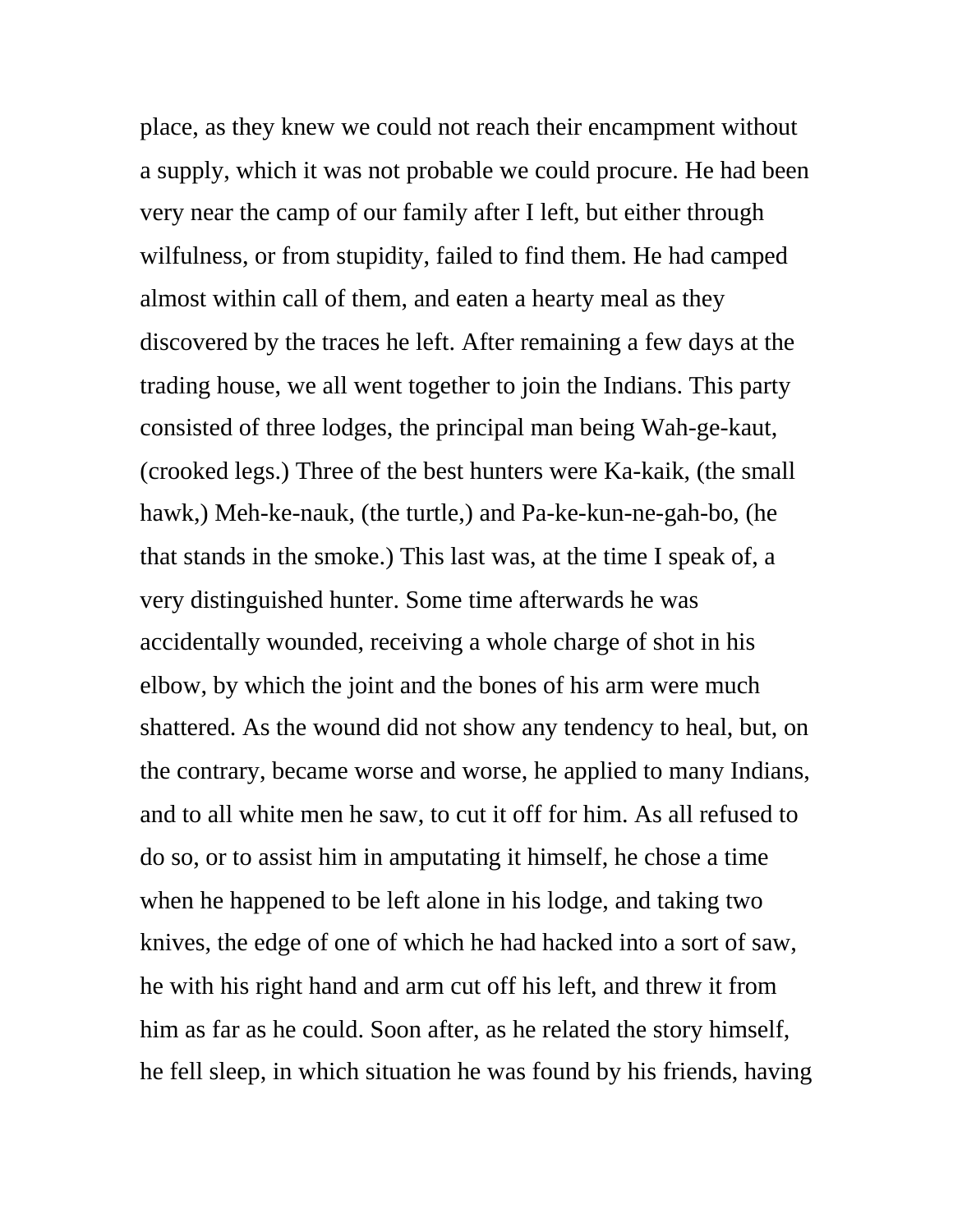place, as they knew we could not reach their encampment without a supply, which it was not probable we could procure. He had been very near the camp of our family after I left, but either through wilfulness, or from stupidity, failed to find them. He had camped almost within call of them, and eaten a hearty meal as they discovered by the traces he left. After remaining a few days at the trading house, we all went together to join the Indians. This party consisted of three lodges, the principal man being Wah-ge-kaut, (crooked legs.) Three of the best hunters were Ka-kaik, (the small hawk,) Meh-ke-nauk, (the turtle,) and Pa-ke-kun-ne-gah-bo, (he that stands in the smoke.) This last was, at the time I speak of, a very distinguished hunter. Some time afterwards he was accidentally wounded, receiving a whole charge of shot in his elbow, by which the joint and the bones of his arm were much shattered. As the wound did not show any tendency to heal, but, on the contrary, became worse and worse, he applied to many Indians, and to all white men he saw, to cut it off for him. As all refused to do so, or to assist him in amputating it himself, he chose a time when he happened to be left alone in his lodge, and taking two knives, the edge of one of which he had hacked into a sort of saw, he with his right hand and arm cut off his left, and threw it from him as far as he could. Soon after, as he related the story himself, he fell sleep, in which situation he was found by his friends, having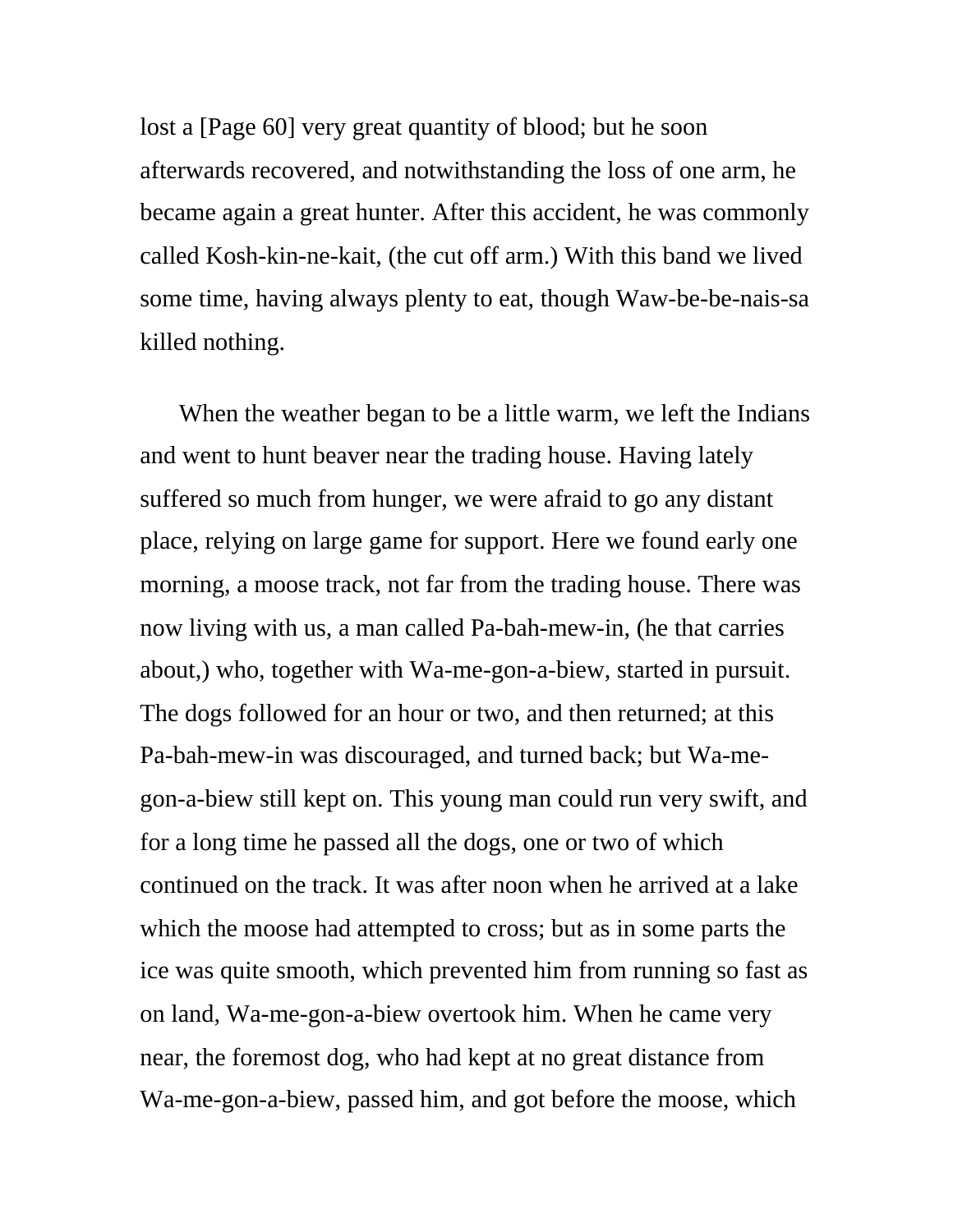lost a [Page 60] very great quantity of blood; but he soon afterwards recovered, and notwithstanding the loss of one arm, he became again a great hunter. After this accident, he was commonly called Kosh-kin-ne-kait, (the cut off arm.) With this band we lived some time, having always plenty to eat, though Waw-be-be-nais-sa killed nothing.

When the weather began to be a little warm, we left the Indians and went to hunt beaver near the trading house. Having lately suffered so much from hunger, we were afraid to go any distant place, relying on large game for support. Here we found early one morning, a moose track, not far from the trading house. There was now living with us, a man called Pa-bah-mew-in, (he that carries about,) who, together with Wa-me-gon-a-biew, started in pursuit. The dogs followed for an hour or two, and then returned; at this Pa-bah-mew-in was discouraged, and turned back; but Wa-me-gon-a-biew still kept on. This young man could run very swift, and for a long time he passed all the dogs, one or two of which continued on the track. It was after noon when he arrived at a lake which the moose had attempted to cross; but as in some parts the ice was quite smooth, which prevented him from running so fast as on land, Wa-me-gon-a-biew overtook him. When he came very near, the foremost dog, who had kept at no great distance from Wa-me-gon-a-biew, passed him, and got before the moose, which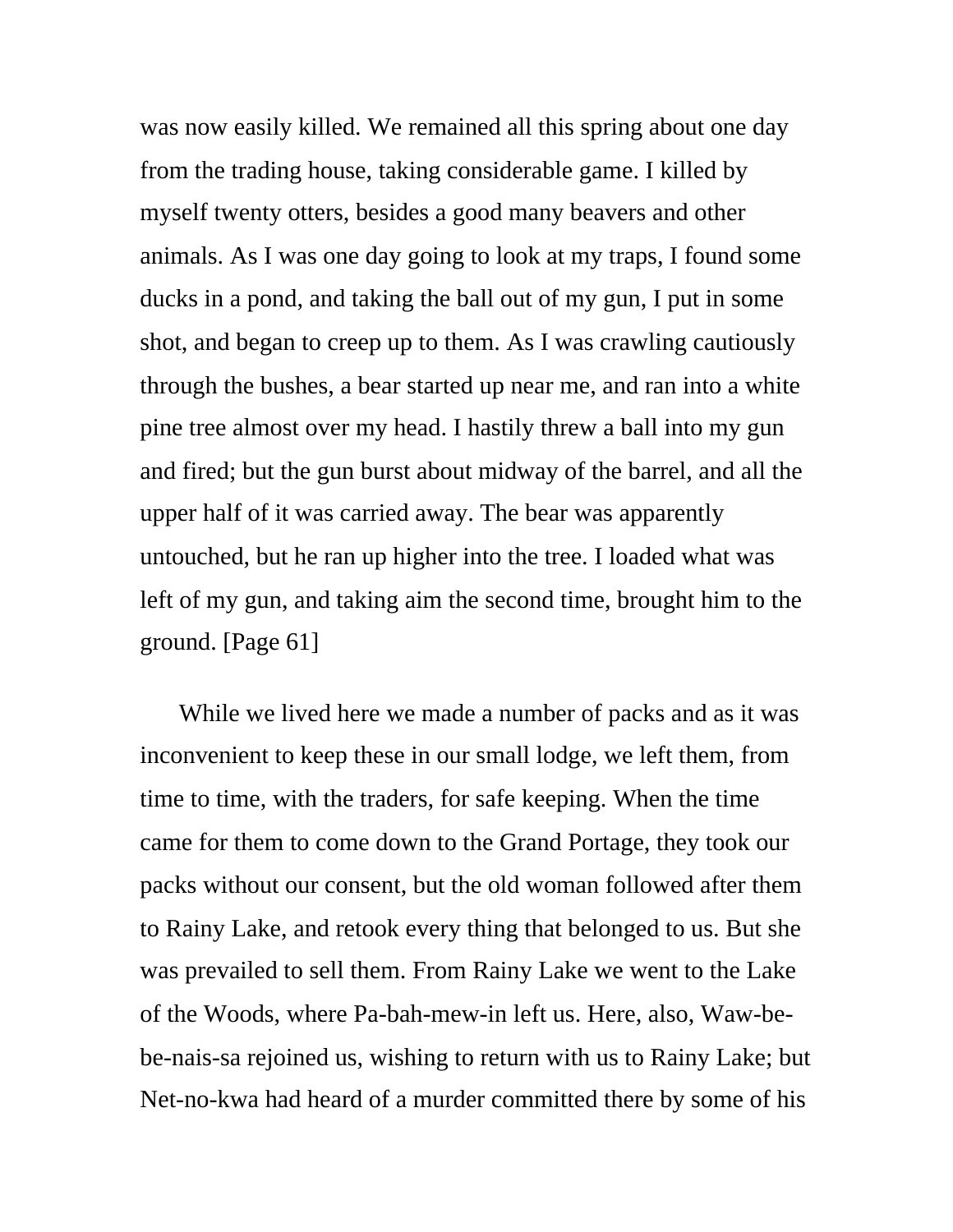was now easily killed. We remained all this spring about one day from the trading house, taking considerable game. I killed by myself twenty otters, besides a good many beavers and other animals. As I was one day going to look at my traps, I found some ducks in a pond, and taking the ball out of my gun, I put in some shot, and began to creep up to them. As I was crawling cautiously through the bushes, a bear started up near me, and ran into a white pine tree almost over my head. I hastily threw a ball into my gun and fired; but the gun burst about midway of the barrel, and all the upper half of it was carried away. The bear was apparently untouched, but he ran up higher into the tree. I loaded what was left of my gun, and taking aim the second time, brought him to the ground. [Page 61]

While we lived here we made a number of packs and as it was inconvenient to keep these in our small lodge, we left them, from time to time, with the traders, for safe keeping. When the time came for them to come down to the Grand Portage, they took our packs without our consent, but the old woman followed after them to Rainy Lake, and retook every thing that belonged to us. But she was prevailed to sell them. From Rainy Lake we went to the Lake of the Woods, where Pa-bah-mew-in left us. Here, also, Waw-be-be-nais-sa rejoined us, wishing to return with us to Rainy Lake; but Net-no-kwa had heard of a murder committed there by some of his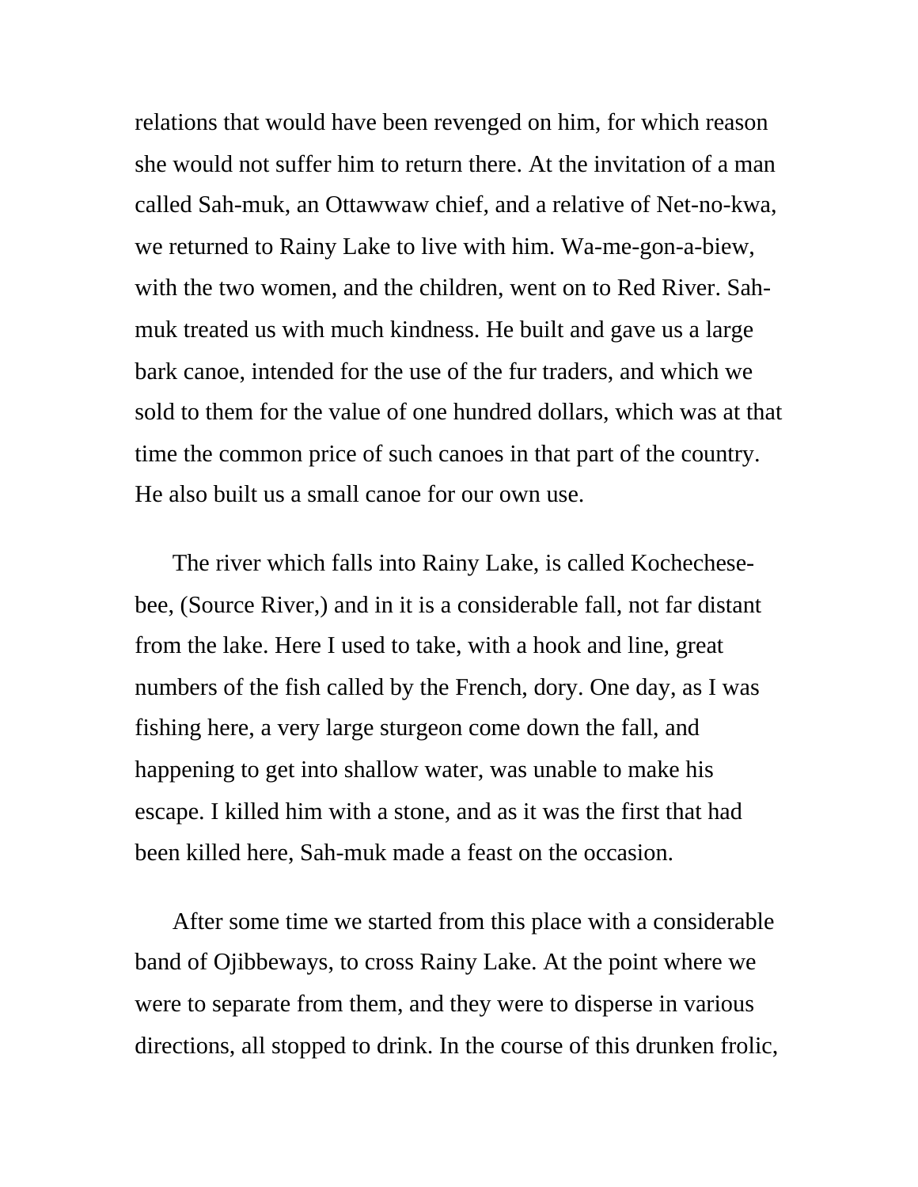relations that would have been revenged on him, for which reason she would not suffer him to return there. At the invitation of a man called Sah-muk, an Ottawwaw chief, and a relative of Net-no-kwa, we returned to Rainy Lake to live with him. Wa-me-gon-a-biew, with the two women, and the children, went on to Red River. Sah-muk treated us with much kindness. He built and gave us a large bark canoe, intended for the use of the fur traders, and which we sold to them for the value of one hundred dollars, which was at that time the common price of such canoes in that part of the country. He also built us a small canoe for our own use.

The river which falls into Rainy Lake, is called Kochechese-bee, (Source River,) and in it is a considerable fall, not far distant from the lake. Here I used to take, with a hook and line, great numbers of the fish called by the French, dory. One day, as I was fishing here, a very large sturgeon come down the fall, and happening to get into shallow water, was unable to make his escape. I killed him with a stone, and as it was the first that had been killed here, Sah-muk made a feast on the occasion.

After some time we started from this place with a considerable band of Ojibbeways, to cross Rainy Lake. At the point where we were to separate from them, and they were to disperse in various directions, all stopped to drink. In the course of this drunken frolic,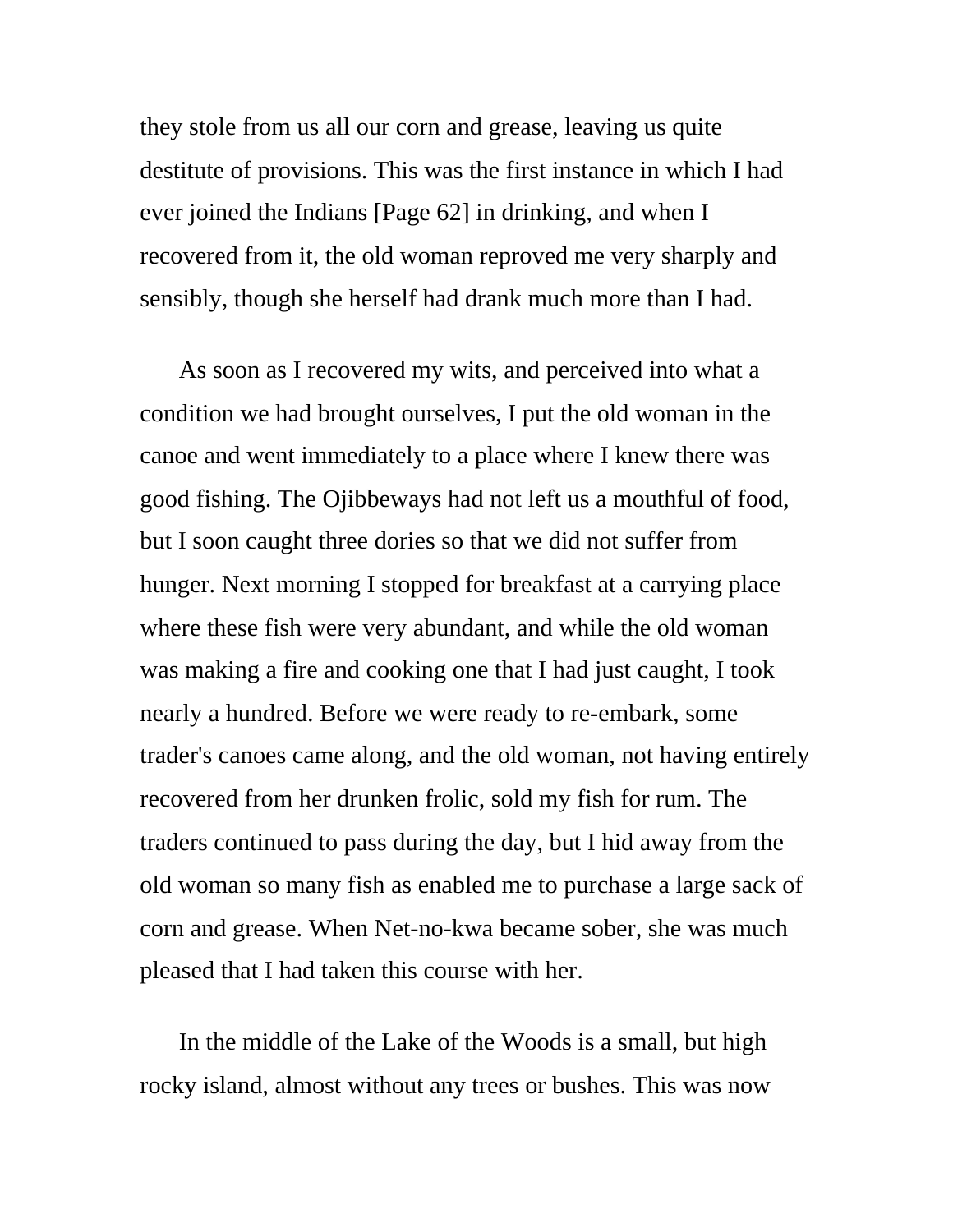they stole from us all our corn and grease, leaving us quite destitute of provisions. This was the first instance in which I had ever joined the Indians [Page 62] in drinking, and when I recovered from it, the old woman reproved me very sharply and sensibly, though she herself had drank much more than I had.

As soon as I recovered my wits, and perceived into what a condition we had brought ourselves, I put the old woman in the canoe and went immediately to a place where I knew there was good fishing. The Ojibbeways had not left us a mouthful of food, but I soon caught three dories so that we did not suffer from hunger. Next morning I stopped for breakfast at a carrying place where these fish were very abundant, and while the old woman was making a fire and cooking one that I had just caught, I took nearly a hundred. Before we were ready to re-embark, some trader's canoes came along, and the old woman, not having entirely recovered from her drunken frolic, sold my fish for rum. The traders continued to pass during the day, but I hid away from the old woman so many fish as enabled me to purchase a large sack of corn and grease. When Net-no-kwa became sober, she was much pleased that I had taken this course with her.

In the middle of the Lake of the Woods is a small, but high rocky island, almost without any trees or bushes. This was now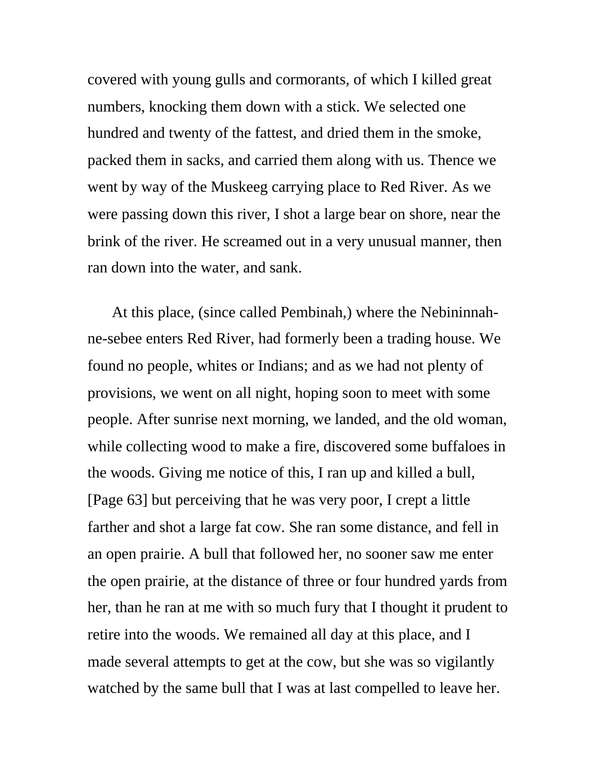covered with young gulls and cormorants, of which I killed great numbers, knocking them down with a stick. We selected one hundred and twenty of the fattest, and dried them in the smoke, packed them in sacks, and carried them along with us. Thence we went by way of the Muskeeg carrying place to Red River. As we were passing down this river, I shot a large bear on shore, near the brink of the river. He screamed out in a very unusual manner, then ran down into the water, and sank.

At this place, (since called Pembinah,) where the Nebininnah-ne-sebee enters Red River, had formerly been a trading house. We found no people, whites or Indians; and as we had not plenty of provisions, we went on all night, hoping soon to meet with some people. After sunrise next morning, we landed, and the old woman, while collecting wood to make a fire, discovered some buffaloes in the woods. Giving me notice of this, I ran up and killed a bull, [Page 63] but perceiving that he was very poor, I crept a little farther and shot a large fat cow. She ran some distance, and fell in an open prairie. A bull that followed her, no sooner saw me enter the open prairie, at the distance of three or four hundred yards from her, than he ran at me with so much fury that I thought it prudent to retire into the woods. We remained all day at this place, and I made several attempts to get at the cow, but she was so vigilantly watched by the same bull that I was at last compelled to leave her.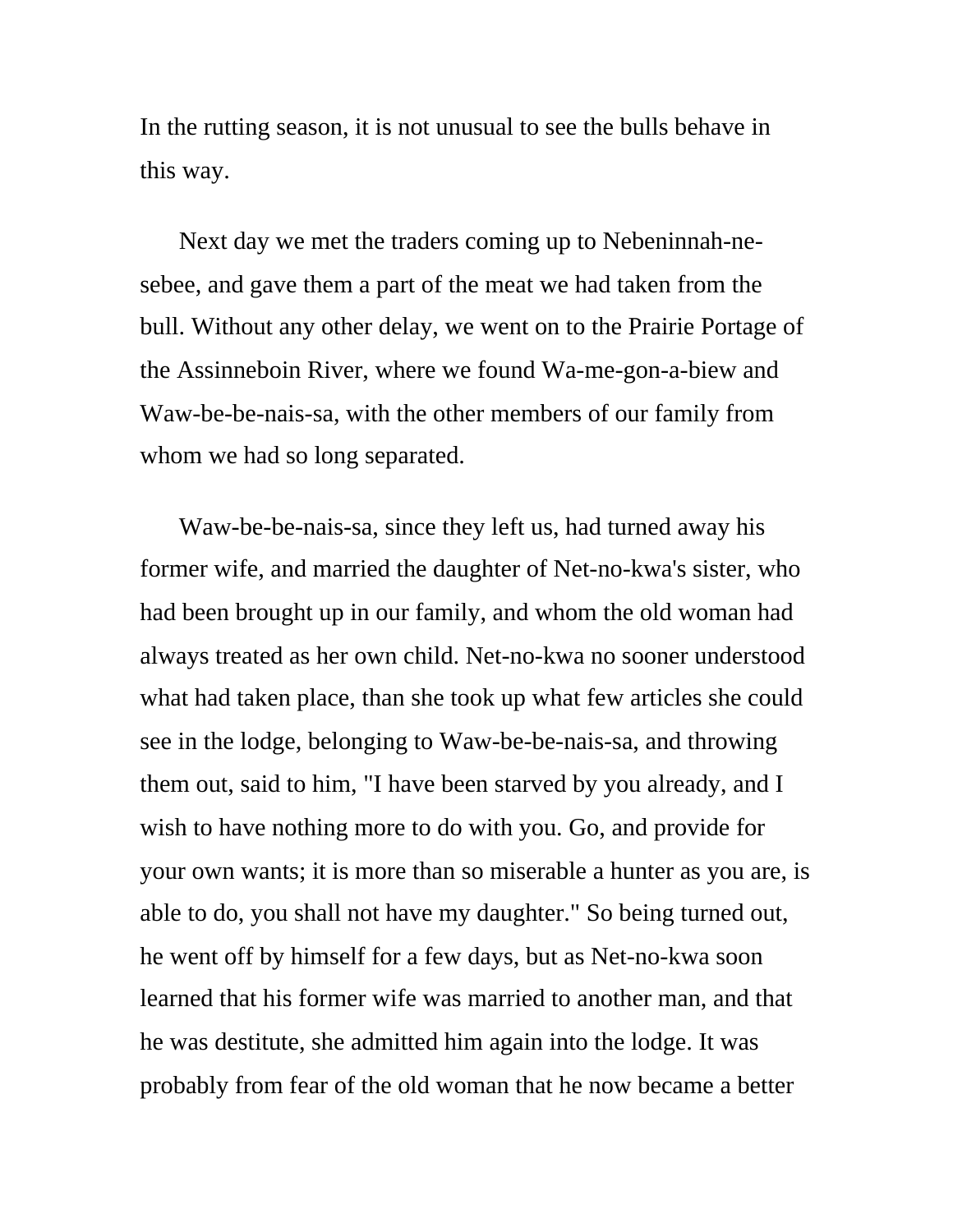In the rutting season, it is not unusual to see the bulls behave in this way.

Next day we met the traders coming up to Nebeninnah-ne-sebee, and gave them a part of the meat we had taken from the bull. Without any other delay, we went on to the Prairie Portage of the Assinneboin River, where we found Wa-me-gon-a-biew and Waw-be-be-nais-sa, with the other members of our family from whom we had so long separated.

Waw-be-be-nais-sa, since they left us, had turned away his former wife, and married the daughter of Net-no-kwa's sister, who had been brought up in our family, and whom the old woman had always treated as her own child. Net-no-kwa no sooner understood what had taken place, than she took up what few articles she could see in the lodge, belonging to Waw-be-be-nais-sa, and throwing them out, said to him, "I have been starved by you already, and I wish to have nothing more to do with you. Go, and provide for your own wants; it is more than so miserable a hunter as you are, is able to do, you shall not have my daughter." So being turned out, he went off by himself for a few days, but as Net-no-kwa soon learned that his former wife was married to another man, and that he was destitute, she admitted him again into the lodge. It was probably from fear of the old woman that he now became a better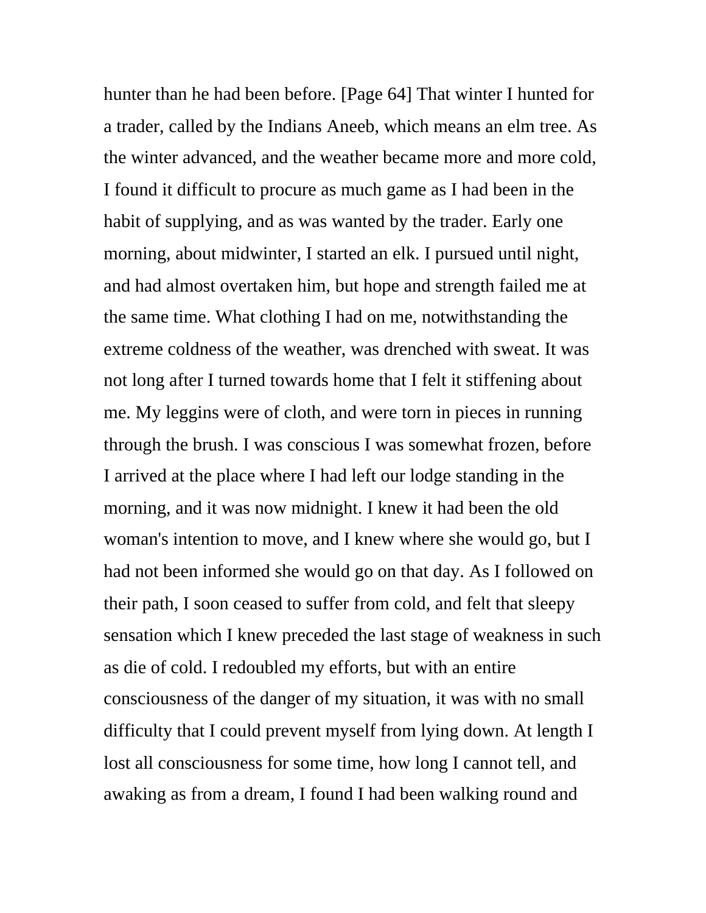hunter than he had been before. [Page 64] That winter I hunted for a trader, called by the Indians Aneeb, which means an elm tree. As the winter advanced, and the weather became more and more cold, I found it difficult to procure as much game as I had been in the habit of supplying, and as was wanted by the trader. Early one morning, about midwinter, I started an elk. I pursued until night, and had almost overtaken him, but hope and strength failed me at the same time. What clothing I had on me, notwithstanding the extreme coldness of the weather, was drenched with sweat. It was not long after I turned towards home that I felt it stiffening about me. My leggins were of cloth, and were torn in pieces in running through the brush. I was conscious I was somewhat frozen, before I arrived at the place where I had left our lodge standing in the morning, and it was now midnight. I knew it had been the old woman's intention to move, and I knew where she would go, but I had not been informed she would go on that day. As I followed on their path, I soon ceased to suffer from cold, and felt that sleepy sensation which I knew preceded the last stage of weakness in such as die of cold. I redoubled my efforts, but with an entire consciousness of the danger of my situation, it was with no small difficulty that I could prevent myself from lying down. At length I lost all consciousness for some time, how long I cannot tell, and awaking as from a dream, I found I had been walking round and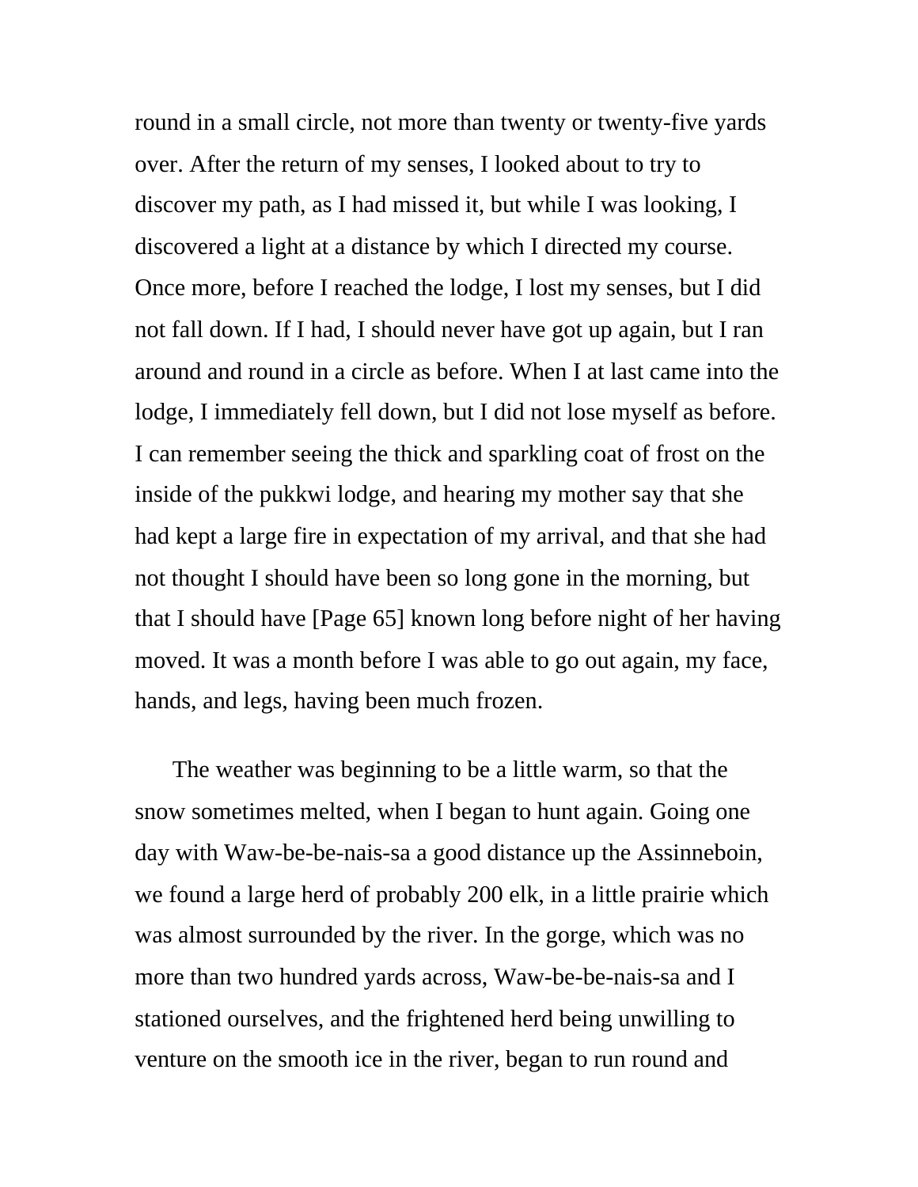round in a small circle, not more than twenty or twenty-five yards over. After the return of my senses, I looked about to try to discover my path, as I had missed it, but while I was looking, I discovered a light at a distance by which I directed my course. Once more, before I reached the lodge, I lost my senses, but I did not fall down. If I had, I should never have got up again, but I ran around and round in a circle as before. When I at last came into the lodge, I immediately fell down, but I did not lose myself as before. I can remember seeing the thick and sparkling coat of frost on the inside of the pukkwi lodge, and hearing my mother say that she had kept a large fire in expectation of my arrival, and that she had not thought I should have been so long gone in the morning, but that I should have [Page 65] known long before night of her having moved. It was a month before I was able to go out again, my face, hands, and legs, having been much frozen.

The weather was beginning to be a little warm, so that the snow sometimes melted, when I began to hunt again. Going one day with Waw-be-be-nais-sa a good distance up the Assinneboin, we found a large herd of probably 200 elk, in a little prairie which was almost surrounded by the river. In the gorge, which was no more than two hundred yards across, Waw-be-be-nais-sa and I stationed ourselves, and the frightened herd being unwilling to venture on the smooth ice in the river, began to run round and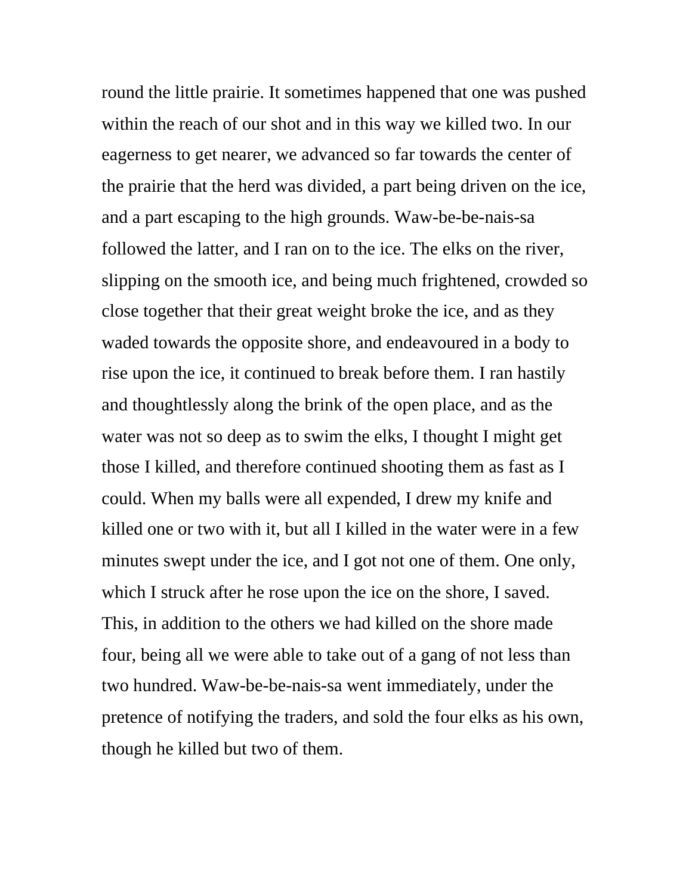round the little prairie. It sometimes happened that one was pushed within the reach of our shot and in this way we killed two. In our eagerness to get nearer, we advanced so far towards the center of the prairie that the herd was divided, a part being driven on the ice, and a part escaping to the high grounds. Waw-be-be-nais-sa followed the latter, and I ran on to the ice. The elks on the river, slipping on the smooth ice, and being much frightened, crowded so close together that their great weight broke the ice, and as they waded towards the opposite shore, and endeavoured in a body to rise upon the ice, it continued to break before them. I ran hastily and thoughtlessly along the brink of the open place, and as the water was not so deep as to swim the elks, I thought I might get those I killed, and therefore continued shooting them as fast as I could. When my balls were all expended, I drew my knife and killed one or two with it, but all I killed in the water were in a few minutes swept under the ice, and I got not one of them. One only, which I struck after he rose upon the ice on the shore, I saved. This, in addition to the others we had killed on the shore made four, being all we were able to take out of a gang of not less than two hundred. Waw-be-be-nais-sa went immediately, under the pretence of notifying the traders, and sold the four elks as his own, though he killed but two of them.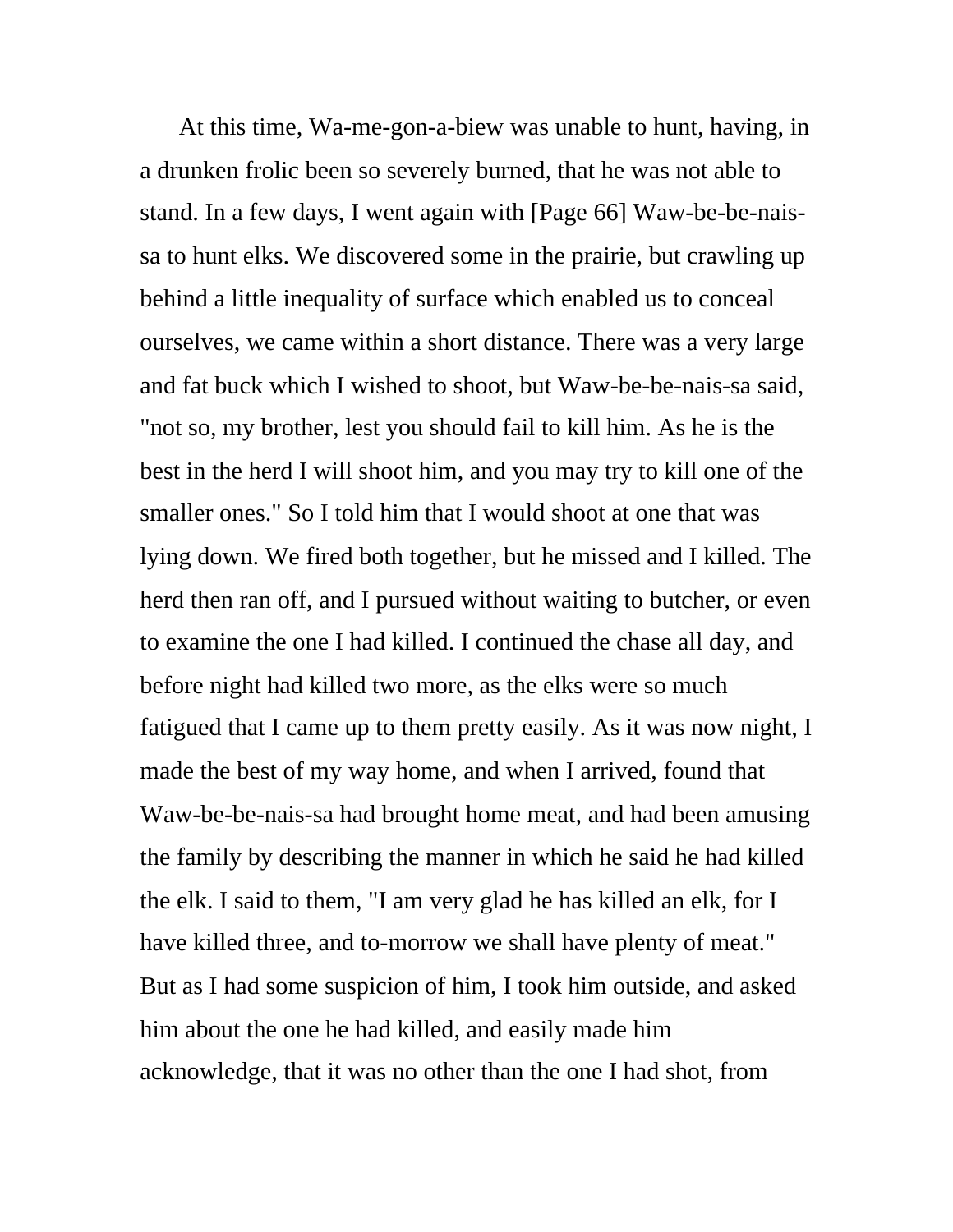At this time, Wa-me-gon-a-biew was unable to hunt, having, in a drunken frolic been so severely burned, that he was not able to stand. In a few days, I went again with [Page 66] Waw-be-be-nais-sa to hunt elks. We discovered some in the prairie, but crawling up behind a little inequality of surface which enabled us to conceal ourselves, we came within a short distance. There was a very large and fat buck which I wished to shoot, but Waw-be-be-nais-sa said, "not so, my brother, lest you should fail to kill him. As he is the best in the herd I will shoot him, and you may try to kill one of the smaller ones." So I told him that I would shoot at one that was lying down. We fired both together, but he missed and I killed. The herd then ran off, and I pursued without waiting to butcher, or even to examine the one I had killed. I continued the chase all day, and before night had killed two more, as the elks were so much fatigued that I came up to them pretty easily. As it was now night, I made the best of my way home, and when I arrived, found that Waw-be-be-nais-sa had brought home meat, and had been amusing the family by describing the manner in which he said he had killed the elk. I said to them, "I am very glad he has killed an elk, for I have killed three, and to-morrow we shall have plenty of meat." But as I had some suspicion of him, I took him outside, and asked him about the one he had killed, and easily made him acknowledge, that it was no other than the one I had shot, from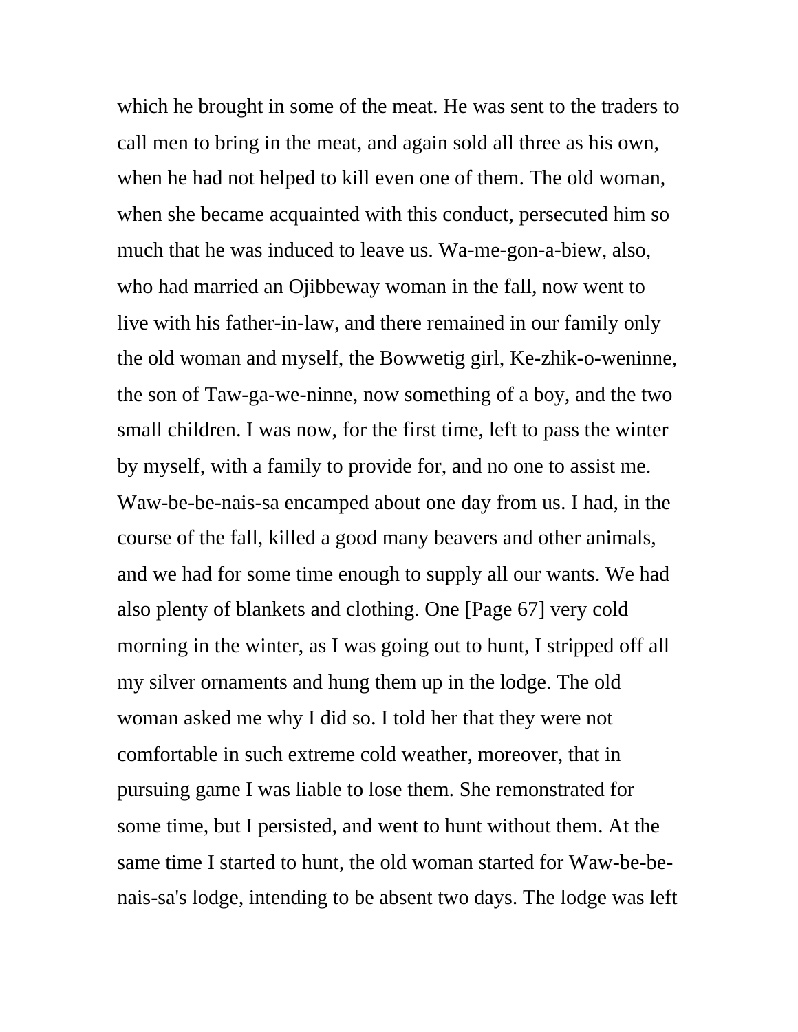which he brought in some of the meat. He was sent to the traders to call men to bring in the meat, and again sold all three as his own, when he had not helped to kill even one of them. The old woman, when she became acquainted with this conduct, persecuted him so much that he was induced to leave us. Wa-me-gon-a-biew, also, who had married an Ojibbeway woman in the fall, now went to live with his father-in-law, and there remained in our family only the old woman and myself, the Bowwetig girl, Ke-zhik-o-weninne, the son of Taw-ga-we-ninne, now something of a boy, and the two small children. I was now, for the first time, left to pass the winter by myself, with a family to provide for, and no one to assist me. Waw-be-be-nais-sa encamped about one day from us. I had, in the course of the fall, killed a good many beavers and other animals, and we had for some time enough to supply all our wants. We had also plenty of blankets and clothing. One [Page 67] very cold morning in the winter, as I was going out to hunt, I stripped off all my silver ornaments and hung them up in the lodge. The old woman asked me why I did so. I told her that they were not comfortable in such extreme cold weather, moreover, that in pursuing game I was liable to lose them. She remonstrated for some time, but I persisted, and went to hunt without them. At the same time I started to hunt, the old woman started for Waw-be-be-nais-sa's lodge, intending to be absent two days. The lodge was left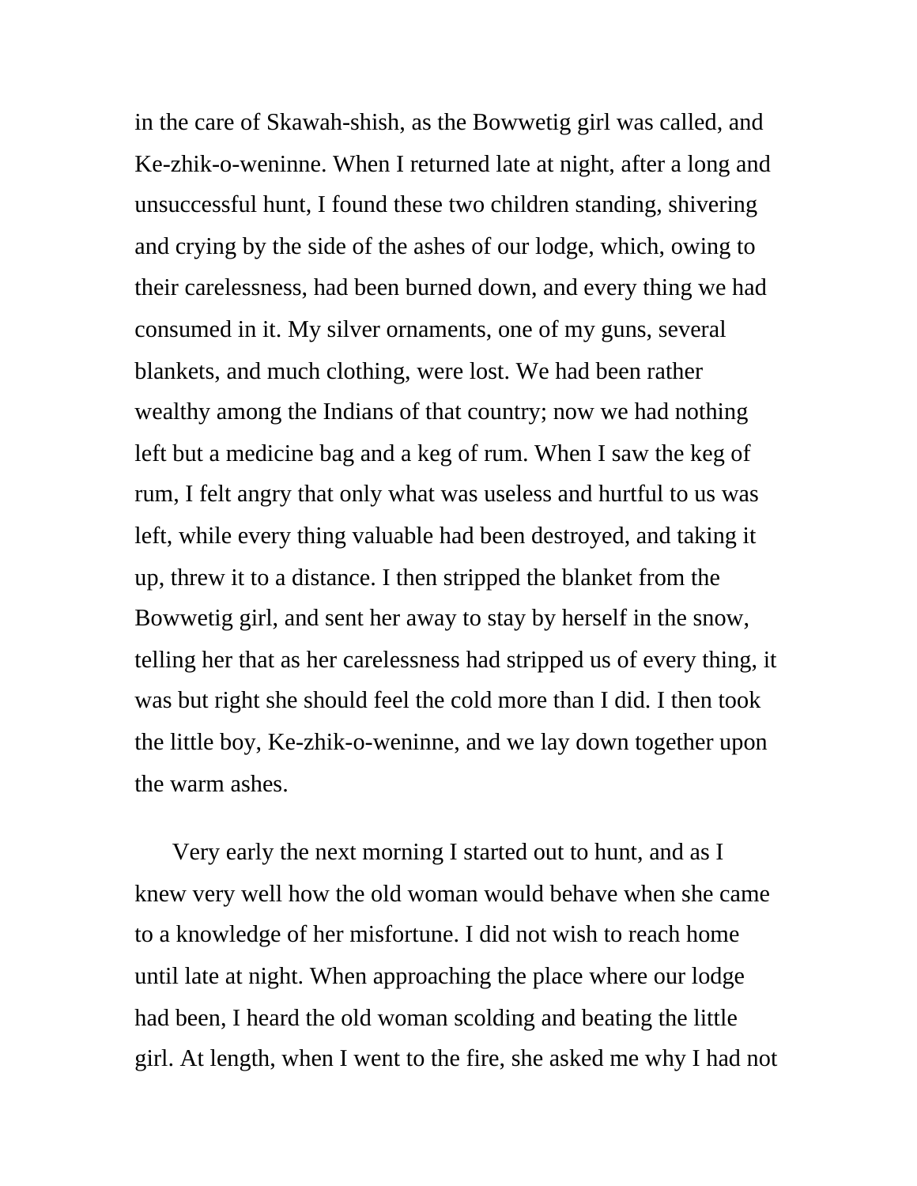in the care of Skawah-shish, as the Bowwetig girl was called, and Ke-zhik-o-weninne. When I returned late at night, after a long and unsuccessful hunt, I found these two children standing, shivering and crying by the side of the ashes of our lodge, which, owing to their carelessness, had been burned down, and every thing we had consumed in it. My silver ornaments, one of my guns, several blankets, and much clothing, were lost. We had been rather wealthy among the Indians of that country; now we had nothing left but a medicine bag and a keg of rum. When I saw the keg of rum, I felt angry that only what was useless and hurtful to us was left, while every thing valuable had been destroyed, and taking it up, threw it to a distance. I then stripped the blanket from the Bowwetig girl, and sent her away to stay by herself in the snow, telling her that as her carelessness had stripped us of every thing, it was but right she should feel the cold more than I did. I then took the little boy, Ke-zhik-o-weninne, and we lay down together upon the warm ashes.

Very early the next morning I started out to hunt, and as I knew very well how the old woman would behave when she came to a knowledge of her misfortune. I did not wish to reach home until late at night. When approaching the place where our lodge had been, I heard the old woman scolding and beating the little girl. At length, when I went to the fire, she asked me why I had not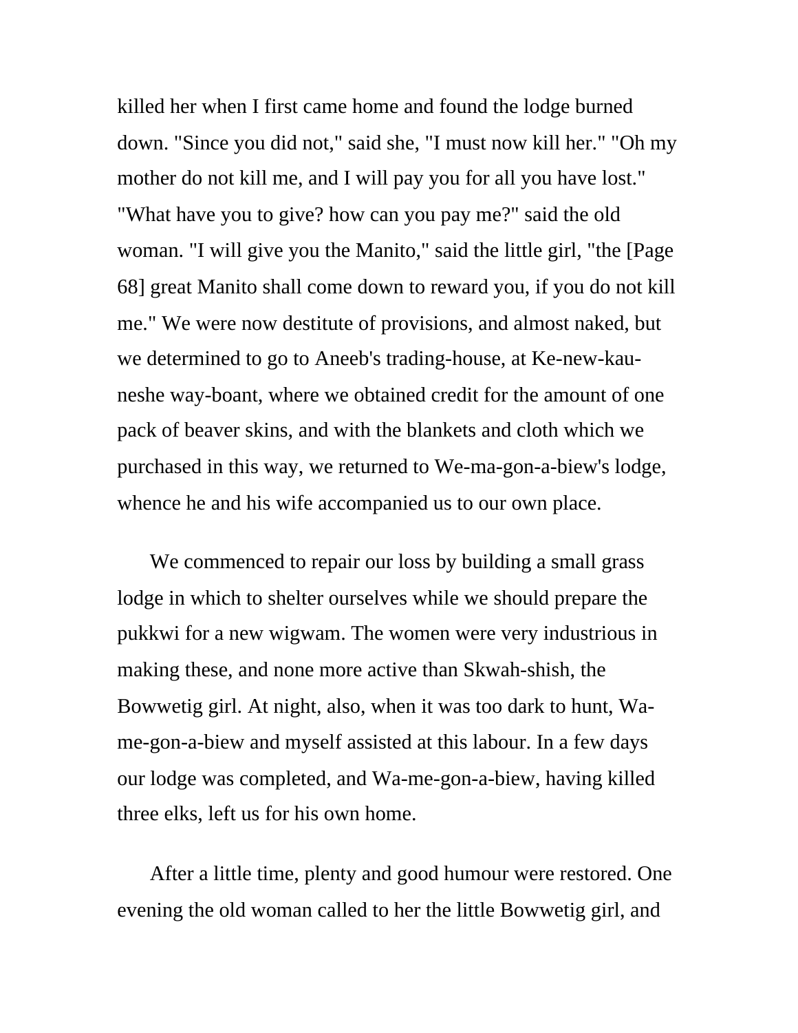killed her when I first came home and found the lodge burned down. "Since you did not," said she, "I must now kill her." "Oh my mother do not kill me, and I will pay you for all you have lost." "What have you to give? how can you pay me?" said the old woman. "I will give you the Manito," said the little girl, "the [Page 68] great Manito shall come down to reward you, if you do not kill me." We were now destitute of provisions, and almost naked, but we determined to go to Aneeb's trading-house, at Ke-new-kau-neshe way-boant, where we obtained credit for the amount of one pack of beaver skins, and with the blankets and cloth which we purchased in this way, we returned to We-ma-gon-a-biew's lodge, whence he and his wife accompanied us to our own place.

We commenced to repair our loss by building a small grass lodge in which to shelter ourselves while we should prepare the pukkwi for a new wigwam. The women were very industrious in making these, and none more active than Skwah-shish, the Bowwetig girl. At night, also, when it was too dark to hunt, Wa-me-gon-a-biew and myself assisted at this labour. In a few days our lodge was completed, and Wa-me-gon-a-biew, having killed three elks, left us for his own home.

After a little time, plenty and good humour were restored. One evening the old woman called to her the little Bowwetig girl, and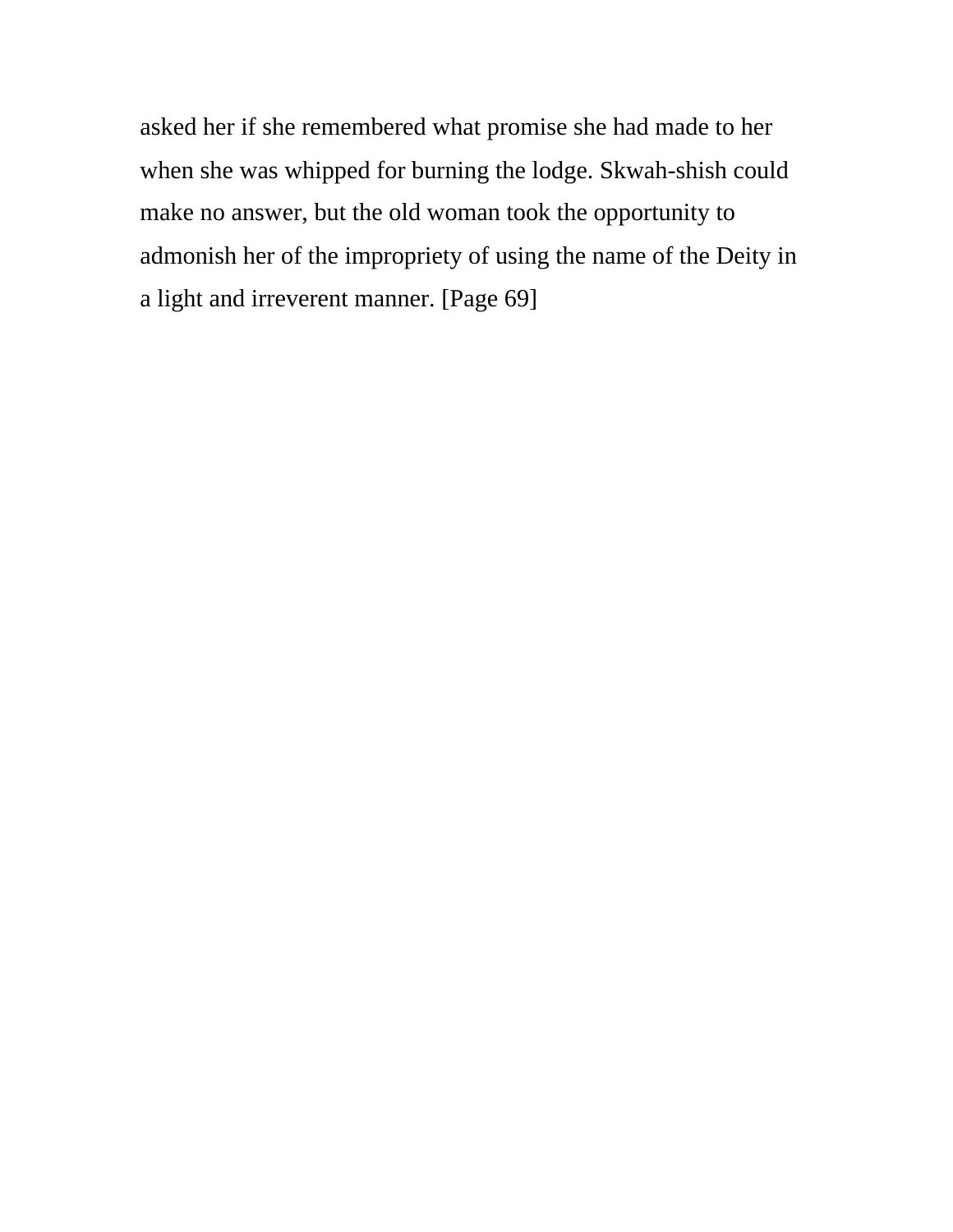asked her if she remembered what promise she had made to her when she was whipped for burning the lodge. Skwah-shish could make no answer, but the old woman took the opportunity to admonish her of the impropriety of using the name of the Deity in a light and irreverent manner. [Page 69]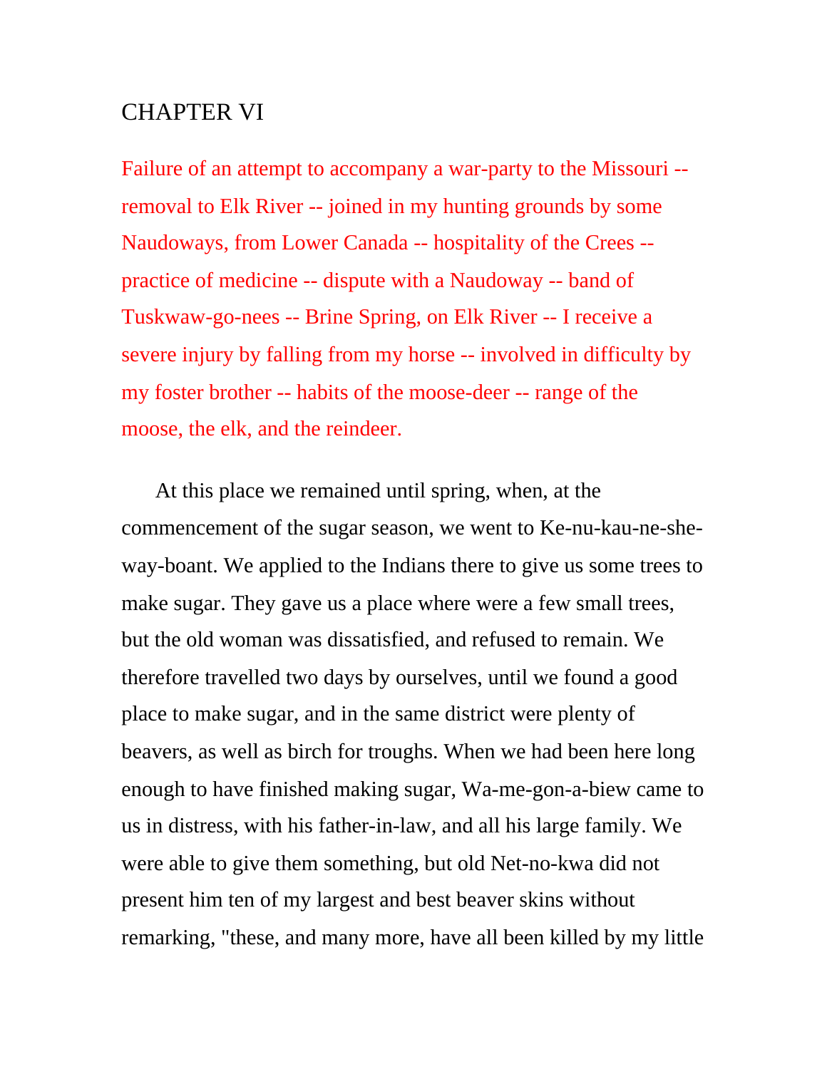# CHAPTER VI

Failure of an attempt to accompany a war-party to the Missouri -- removal to Elk River -- joined in my hunting grounds by some Naudoways, from Lower Canada -- hospitality of the Crees -- practice of medicine -- dispute with a Naudoway -- band of Tuskwaw-go-nees -- Brine Spring, on Elk River -- I receive a severe injury by falling from my horse -- involved in difficulty by my foster brother -- habits of the moose-deer -- range of the moose, the elk, and the reindeer.

At this place we remained until spring, when, at the commencement of the sugar season, we went to Ke-nu-kau-ne-she-way-boant. We applied to the Indians there to give us some trees to make sugar. They gave us a place where were a few small trees, but the old woman was dissatisfied, and refused to remain. We therefore travelled two days by ourselves, until we found a good place to make sugar, and in the same district were plenty of beavers, as well as birch for troughs. When we had been here long enough to have finished making sugar, Wa-me-gon-a-biew came to us in distress, with his father-in-law, and all his large family. We were able to give them something, but old Net-no-kwa did not present him ten of my largest and best beaver skins without remarking, "these, and many more, have all been killed by my little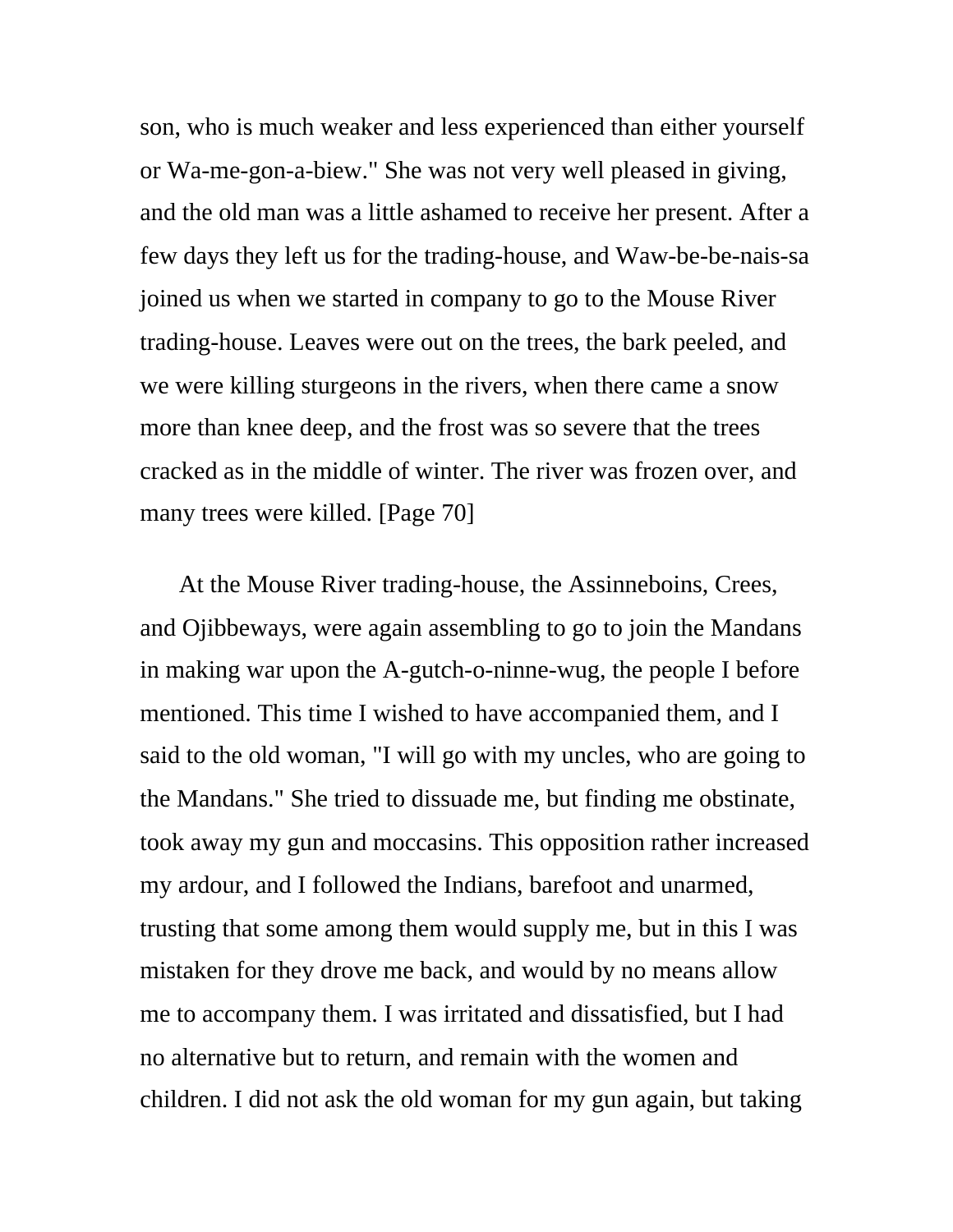son, who is much weaker and less experienced than either yourself or Wa-me-gon-a-biew." She was not very well pleased in giving, and the old man was a little ashamed to receive her present. After a few days they left us for the trading-house, and Waw-be-be-nais-sa joined us when we started in company to go to the Mouse River trading-house. Leaves were out on the trees, the bark peeled, and we were killing sturgeons in the rivers, when there came a snow more than knee deep, and the frost was so severe that the trees cracked as in the middle of winter. The river was frozen over, and many trees were killed. [Page 70]

At the Mouse River trading-house, the Assinneboins, Crees, and Ojibbeways, were again assembling to go to join the Mandans in making war upon the A-gutch-o-ninne-wug, the people I before mentioned. This time I wished to have accompanied them, and I said to the old woman, "I will go with my uncles, who are going to the Mandans." She tried to dissuade me, but finding me obstinate, took away my gun and moccasins. This opposition rather increased my ardour, and I followed the Indians, barefoot and unarmed, trusting that some among them would supply me, but in this I was mistaken for they drove me back, and would by no means allow me to accompany them. I was irritated and dissatisfied, but I had no alternative but to return, and remain with the women and children. I did not ask the old woman for my gun again, but taking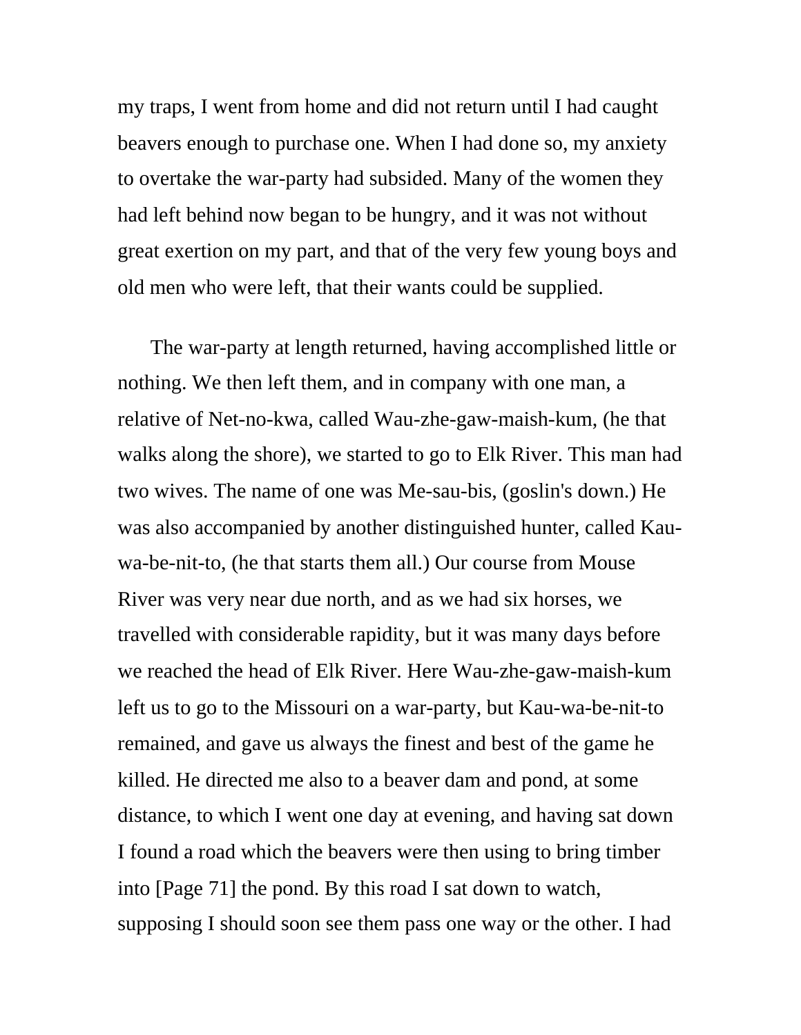my traps, I went from home and did not return until I had caught beavers enough to purchase one. When I had done so, my anxiety to overtake the war-party had subsided. Many of the women they had left behind now began to be hungry, and it was not without great exertion on my part, and that of the very few young boys and old men who were left, that their wants could be supplied.

The war-party at length returned, having accomplished little or nothing. We then left them, and in company with one man, a relative of Net-no-kwa, called Wau-zhe-gaw-maish-kum, (he that walks along the shore), we started to go to Elk River. This man had two wives. The name of one was Me-sau-bis, (goslin's down.) He was also accompanied by another distinguished hunter, called Kau-wa-be-nit-to, (he that starts them all.) Our course from Mouse River was very near due north, and as we had six horses, we travelled with considerable rapidity, but it was many days before we reached the head of Elk River. Here Wau-zhe-gaw-maish-kum left us to go to the Missouri on a war-party, but Kau-wa-be-nit-to remained, and gave us always the finest and best of the game he killed. He directed me also to a beaver dam and pond, at some distance, to which I went one day at evening, and having sat down I found a road which the beavers were then using to bring timber into [Page 71] the pond. By this road I sat down to watch, supposing I should soon see them pass one way or the other. I had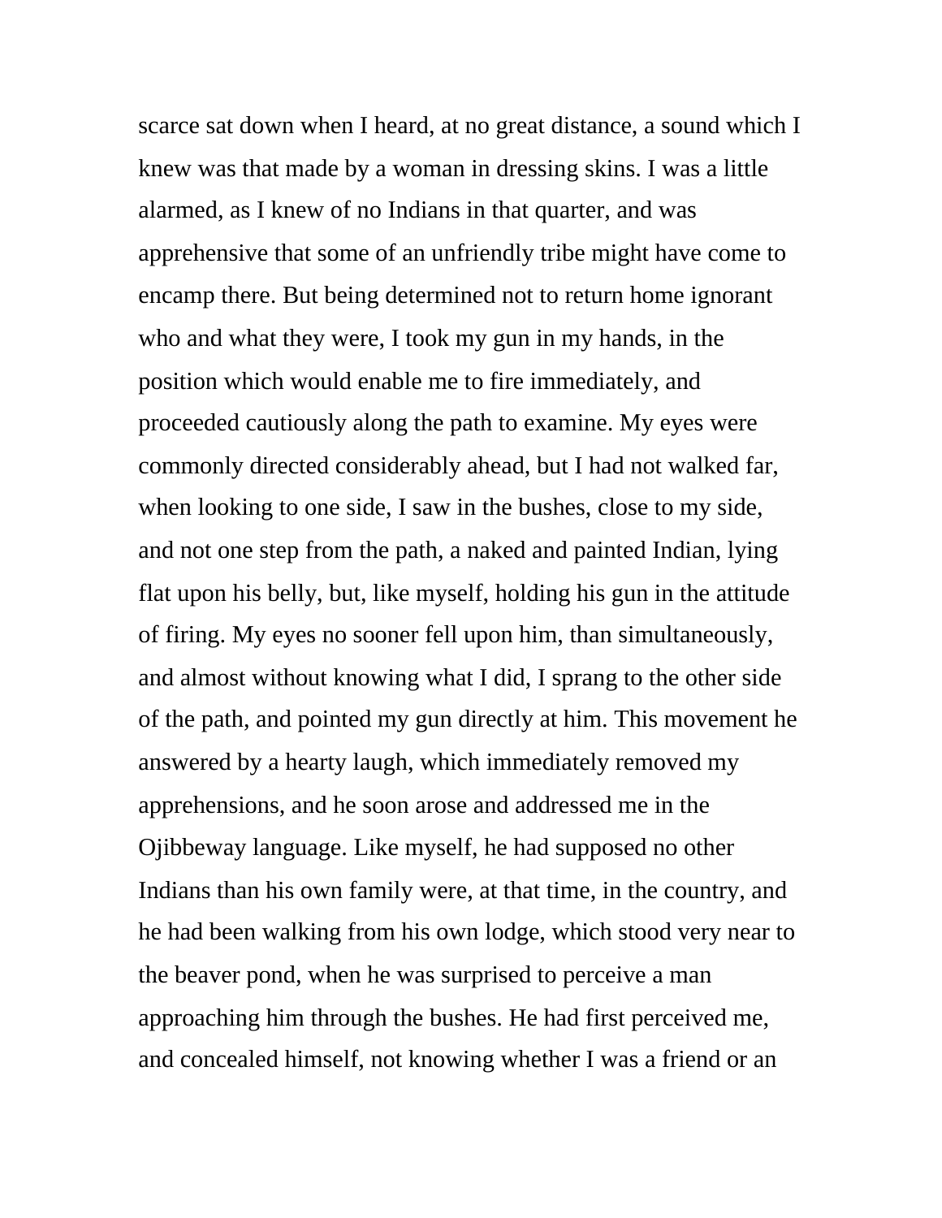scarce sat down when I heard, at no great distance, a sound which I knew was that made by a woman in dressing skins. I was a little alarmed, as I knew of no Indians in that quarter, and was apprehensive that some of an unfriendly tribe might have come to encamp there. But being determined not to return home ignorant who and what they were, I took my gun in my hands, in the position which would enable me to fire immediately, and proceeded cautiously along the path to examine. My eyes were commonly directed considerably ahead, but I had not walked far, when looking to one side, I saw in the bushes, close to my side, and not one step from the path, a naked and painted Indian, lying flat upon his belly, but, like myself, holding his gun in the attitude of firing. My eyes no sooner fell upon him, than simultaneously, and almost without knowing what I did, I sprang to the other side of the path, and pointed my gun directly at him. This movement he answered by a hearty laugh, which immediately removed my apprehensions, and he soon arose and addressed me in the Ojibbeway language. Like myself, he had supposed no other Indians than his own family were, at that time, in the country, and he had been walking from his own lodge, which stood very near to the beaver pond, when he was surprised to perceive a man approaching him through the bushes. He had first perceived me, and concealed himself, not knowing whether I was a friend or an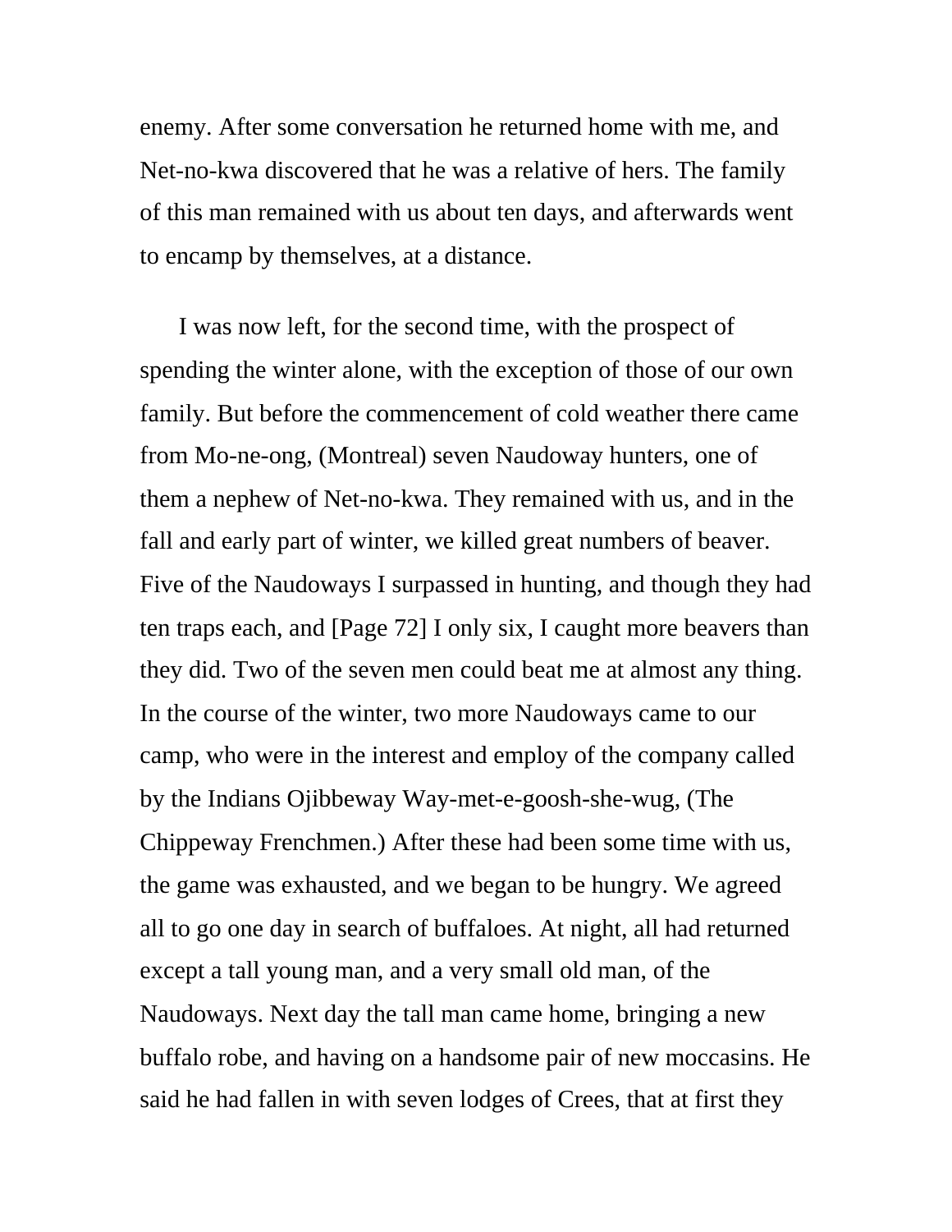enemy. After some conversation he returned home with me, and Net-no-kwa discovered that he was a relative of hers. The family of this man remained with us about ten days, and afterwards went to encamp by themselves, at a distance.

I was now left, for the second time, with the prospect of spending the winter alone, with the exception of those of our own family. But before the commencement of cold weather there came from Mo-ne-ong, (Montreal) seven Naudoway hunters, one of them a nephew of Net-no-kwa. They remained with us, and in the fall and early part of winter, we killed great numbers of beaver. Five of the Naudoways I surpassed in hunting, and though they had ten traps each, and [Page 72] I only six, I caught more beavers than they did. Two of the seven men could beat me at almost any thing. In the course of the winter, two more Naudoways came to our camp, who were in the interest and employ of the company called by the Indians Ojibbeway Way-met-e-goosh-she-wug, (The Chippeway Frenchmen.) After these had been some time with us, the game was exhausted, and we began to be hungry. We agreed all to go one day in search of buffaloes. At night, all had returned except a tall young man, and a very small old man, of the Naudoways. Next day the tall man came home, bringing a new buffalo robe, and having on a handsome pair of new moccasins. He said he had fallen in with seven lodges of Crees, that at first they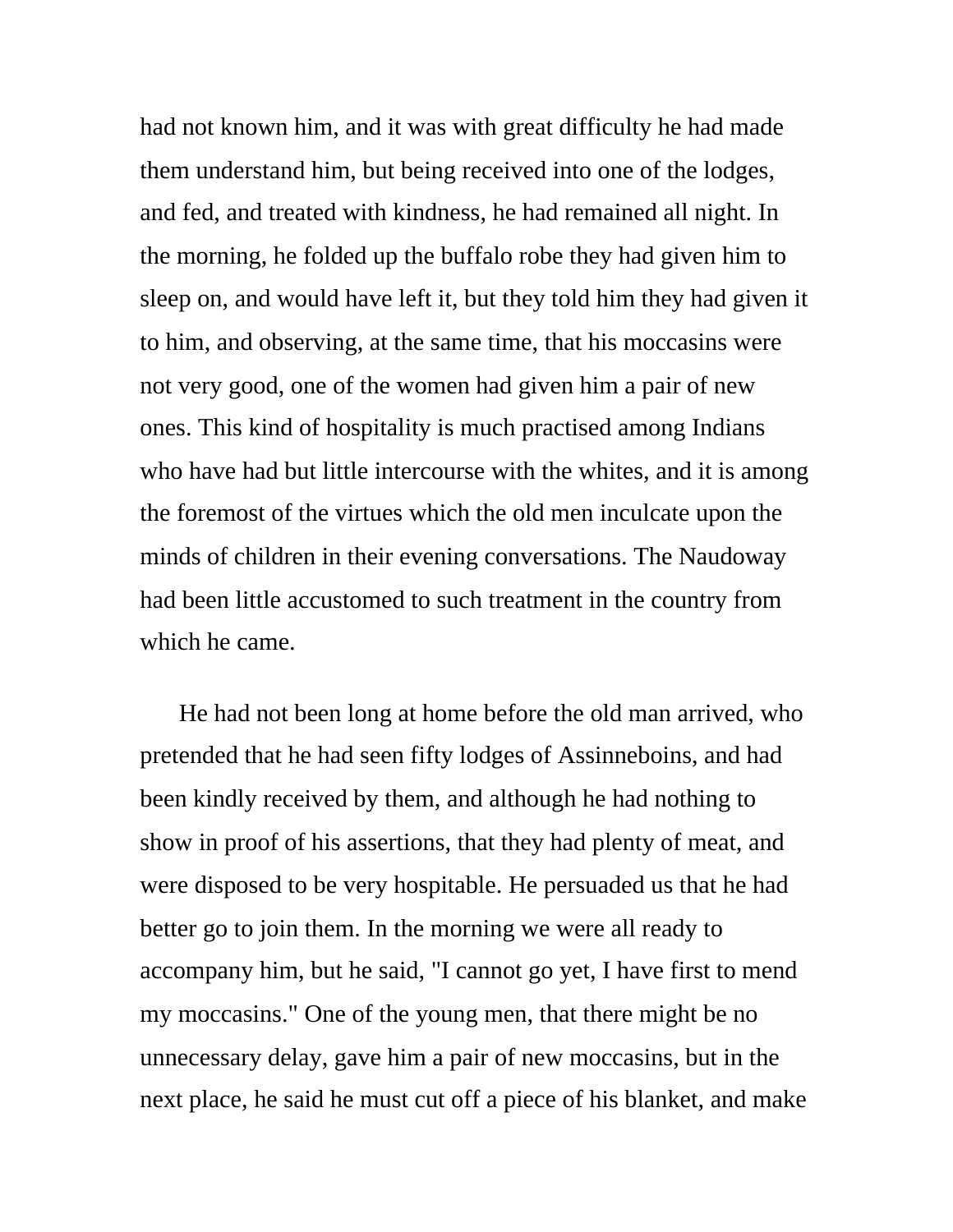had not known him, and it was with great difficulty he had made them understand him, but being received into one of the lodges, and fed, and treated with kindness, he had remained all night. In the morning, he folded up the buffalo robe they had given him to sleep on, and would have left it, but they told him they had given it to him, and observing, at the same time, that his moccasins were not very good, one of the women had given him a pair of new ones. This kind of hospitality is much practised among Indians who have had but little intercourse with the whites, and it is among the foremost of the virtues which the old men inculcate upon the minds of children in their evening conversations. The Naudoway had been little accustomed to such treatment in the country from which he came.

He had not been long at home before the old man arrived, who pretended that he had seen fifty lodges of Assinneboins, and had been kindly received by them, and although he had nothing to show in proof of his assertions, that they had plenty of meat, and were disposed to be very hospitable. He persuaded us that he had better go to join them. In the morning we were all ready to accompany him, but he said, "I cannot go yet, I have first to mend my moccasins." One of the young men, that there might be no unnecessary delay, gave him a pair of new moccasins, but in the next place, he said he must cut off a piece of his blanket, and make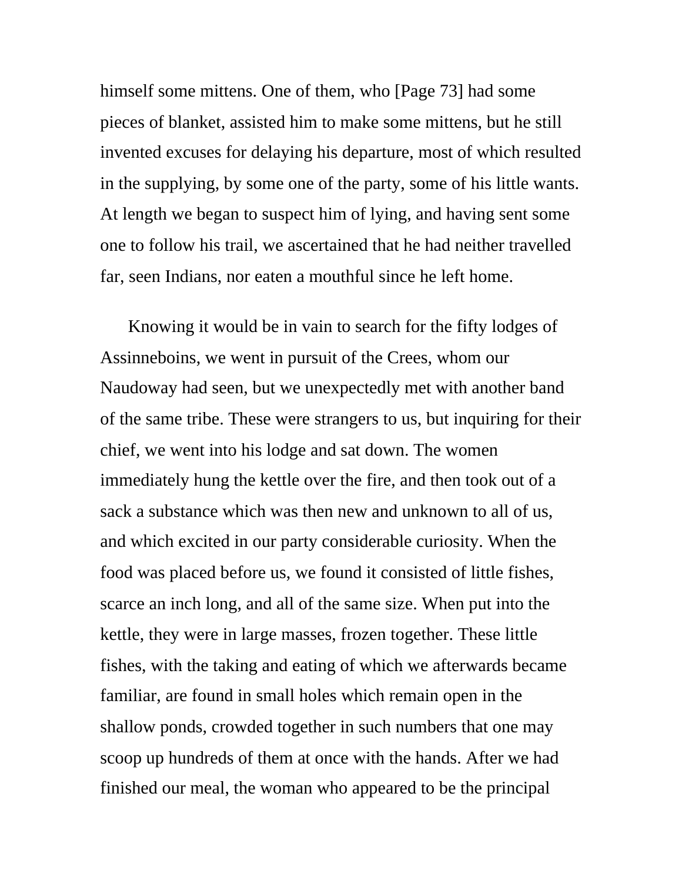himself some mittens. One of them, who [Page 73] had some pieces of blanket, assisted him to make some mittens, but he still invented excuses for delaying his departure, most of which resulted in the supplying, by some one of the party, some of his little wants. At length we began to suspect him of lying, and having sent some one to follow his trail, we ascertained that he had neither travelled far, seen Indians, nor eaten a mouthful since he left home.

Knowing it would be in vain to search for the fifty lodges of Assinneboins, we went in pursuit of the Crees, whom our Naudoway had seen, but we unexpectedly met with another band of the same tribe. These were strangers to us, but inquiring for their chief, we went into his lodge and sat down. The women immediately hung the kettle over the fire, and then took out of a sack a substance which was then new and unknown to all of us, and which excited in our party considerable curiosity. When the food was placed before us, we found it consisted of little fishes, scarce an inch long, and all of the same size. When put into the kettle, they were in large masses, frozen together. These little fishes, with the taking and eating of which we afterwards became familiar, are found in small holes which remain open in the shallow ponds, crowded together in such numbers that one may scoop up hundreds of them at once with the hands. After we had finished our meal, the woman who appeared to be the principal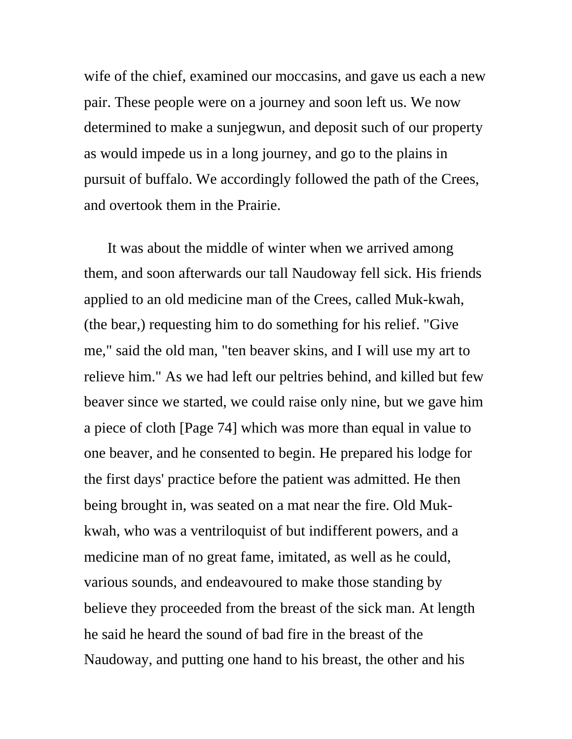wife of the chief, examined our moccasins, and gave us each a new pair. These people were on a journey and soon left us. We now determined to make a sunjegwun, and deposit such of our property as would impede us in a long journey, and go to the plains in pursuit of buffalo. We accordingly followed the path of the Crees, and overtook them in the Prairie.

It was about the middle of winter when we arrived among them, and soon afterwards our tall Naudoway fell sick. His friends applied to an old medicine man of the Crees, called Muk-kwah, (the bear,) requesting him to do something for his relief. "Give me," said the old man, "ten beaver skins, and I will use my art to relieve him." As we had left our peltries behind, and killed but few beaver since we started, we could raise only nine, but we gave him a piece of cloth [Page 74] which was more than equal in value to one beaver, and he consented to begin. He prepared his lodge for the first days' practice before the patient was admitted. He then being brought in, was seated on a mat near the fire. Old Muk-kwah, who was a ventriloquist of but indifferent powers, and a medicine man of no great fame, imitated, as well as he could, various sounds, and endeavoured to make those standing by believe they proceeded from the breast of the sick man. At length he said he heard the sound of bad fire in the breast of the Naudoway, and putting one hand to his breast, the other and his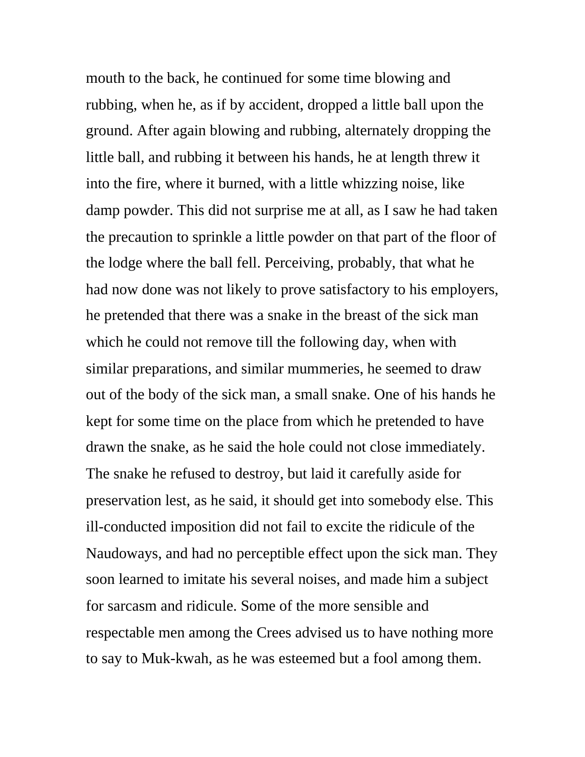mouth to the back, he continued for some time blowing and rubbing, when he, as if by accident, dropped a little ball upon the ground. After again blowing and rubbing, alternately dropping the little ball, and rubbing it between his hands, he at length threw it into the fire, where it burned, with a little whizzing noise, like damp powder. This did not surprise me at all, as I saw he had taken the precaution to sprinkle a little powder on that part of the floor of the lodge where the ball fell. Perceiving, probably, that what he had now done was not likely to prove satisfactory to his employers, he pretended that there was a snake in the breast of the sick man which he could not remove till the following day, when with similar preparations, and similar mummeries, he seemed to draw out of the body of the sick man, a small snake. One of his hands he kept for some time on the place from which he pretended to have drawn the snake, as he said the hole could not close immediately. The snake he refused to destroy, but laid it carefully aside for preservation lest, as he said, it should get into somebody else. This ill-conducted imposition did not fail to excite the ridicule of the Naudoways, and had no perceptible effect upon the sick man. They soon learned to imitate his several noises, and made him a subject for sarcasm and ridicule. Some of the more sensible and respectable men among the Crees advised us to have nothing more to say to Muk-kwah, as he was esteemed but a fool among them.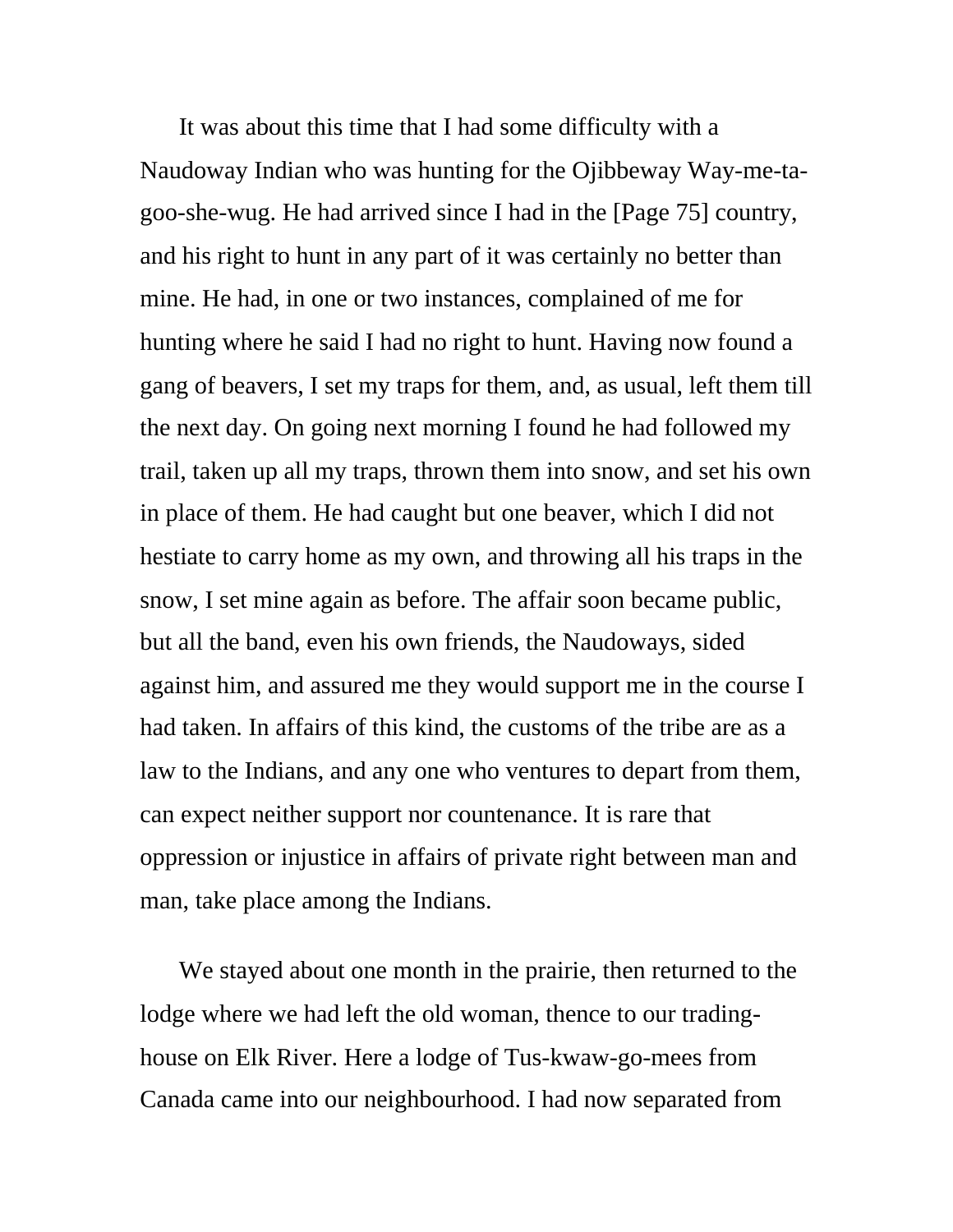It was about this time that I had some difficulty with a Naudoway Indian who was hunting for the Ojibbeway Way-me-ta-goo-she-wug. He had arrived since I had in the [Page 75] country, and his right to hunt in any part of it was certainly no better than mine. He had, in one or two instances, complained of me for hunting where he said I had no right to hunt. Having now found a gang of beavers, I set my traps for them, and, as usual, left them till the next day. On going next morning I found he had followed my trail, taken up all my traps, thrown them into snow, and set his own in place of them. He had caught but one beaver, which I did not hestiate to carry home as my own, and throwing all his traps in the snow, I set mine again as before. The affair soon became public, but all the band, even his own friends, the Naudoways, sided against him, and assured me they would support me in the course I had taken. In affairs of this kind, the customs of the tribe are as a law to the Indians, and any one who ventures to depart from them, can expect neither support nor countenance. It is rare that oppression or injustice in affairs of private right between man and man, take place among the Indians.

We stayed about one month in the prairie, then returned to the lodge where we had left the old woman, thence to our trading-house on Elk River. Here a lodge of Tus-kwaw-go-mees from Canada came into our neighbourhood. I had now separated from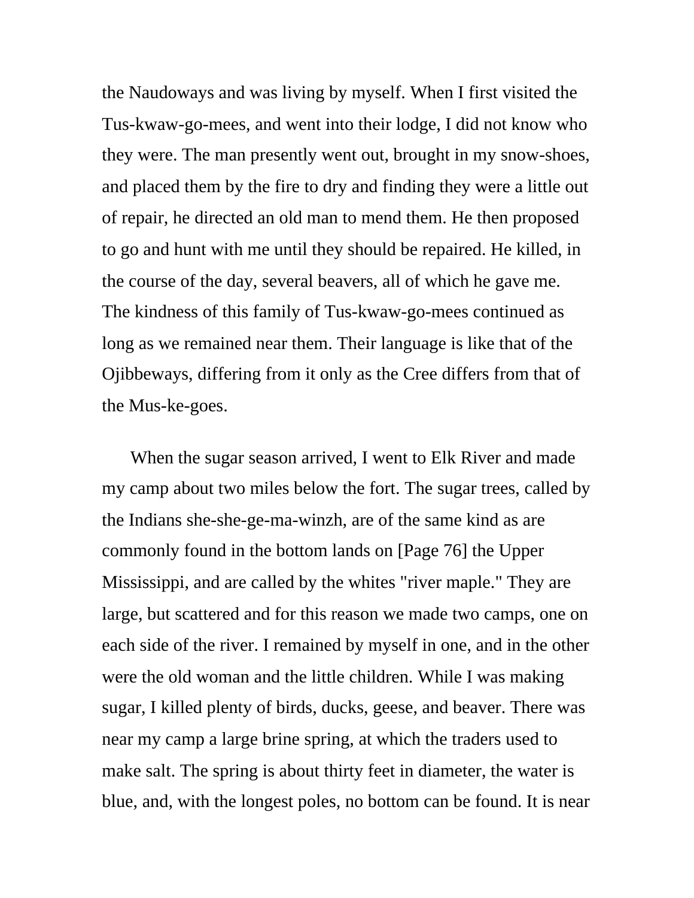the Naudoways and was living by myself. When I first visited the Tus-kwaw-go-mees, and went into their lodge, I did not know who they were. The man presently went out, brought in my snow-shoes, and placed them by the fire to dry and finding they were a little out of repair, he directed an old man to mend them. He then proposed to go and hunt with me until they should be repaired. He killed, in the course of the day, several beavers, all of which he gave me. The kindness of this family of Tus-kwaw-go-mees continued as long as we remained near them. Their language is like that of the Ojibbeways, differing from it only as the Cree differs from that of the Mus-ke-goes.

When the sugar season arrived, I went to Elk River and made my camp about two miles below the fort. The sugar trees, called by the Indians she-she-ge-ma-winzh, are of the same kind as are commonly found in the bottom lands on [Page 76] the Upper Mississippi, and are called by the whites "river maple." They are large, but scattered and for this reason we made two camps, one on each side of the river. I remained by myself in one, and in the other were the old woman and the little children. While I was making sugar, I killed plenty of birds, ducks, geese, and beaver. There was near my camp a large brine spring, at which the traders used to make salt. The spring is about thirty feet in diameter, the water is blue, and, with the longest poles, no bottom can be found. It is near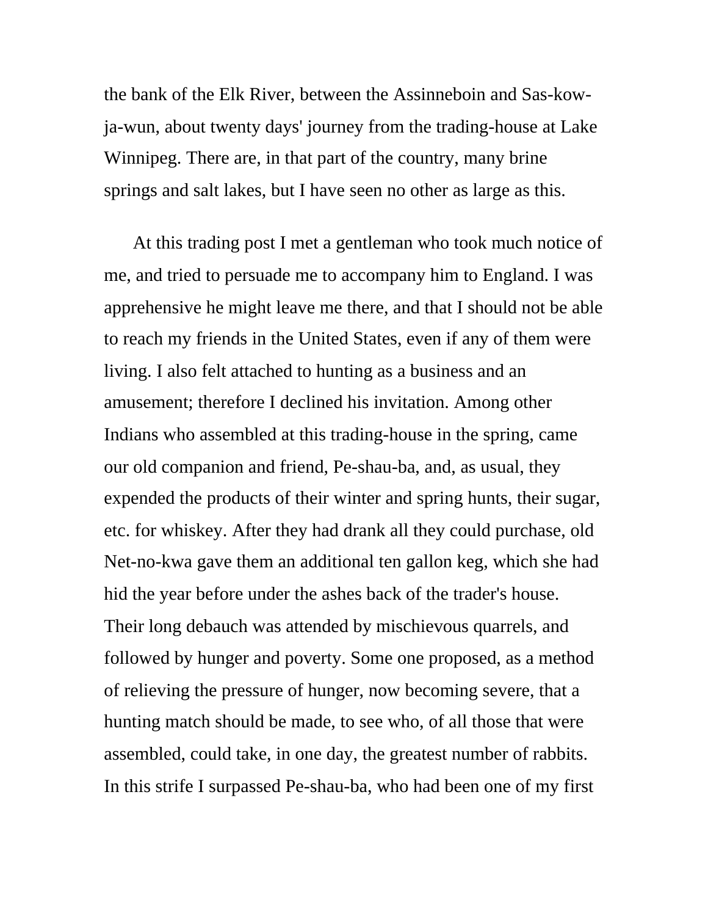the bank of the Elk River, between the Assinneboin and Sas-kow-ja-wun, about twenty days' journey from the trading-house at Lake Winnipeg. There are, in that part of the country, many brine springs and salt lakes, but I have seen no other as large as this.

At this trading post I met a gentleman who took much notice of me, and tried to persuade me to accompany him to England. I was apprehensive he might leave me there, and that I should not be able to reach my friends in the United States, even if any of them were living. I also felt attached to hunting as a business and an amusement; therefore I declined his invitation. Among other Indians who assembled at this trading-house in the spring, came our old companion and friend, Pe-shau-ba, and, as usual, they expended the products of their winter and spring hunts, their sugar, etc. for whiskey. After they had drank all they could purchase, old Net-no-kwa gave them an additional ten gallon keg, which she had hid the year before under the ashes back of the trader's house. Their long debauch was attended by mischievous quarrels, and followed by hunger and poverty. Some one proposed, as a method of relieving the pressure of hunger, now becoming severe, that a hunting match should be made, to see who, of all those that were assembled, could take, in one day, the greatest number of rabbits. In this strife I surpassed Pe-shau-ba, who had been one of my first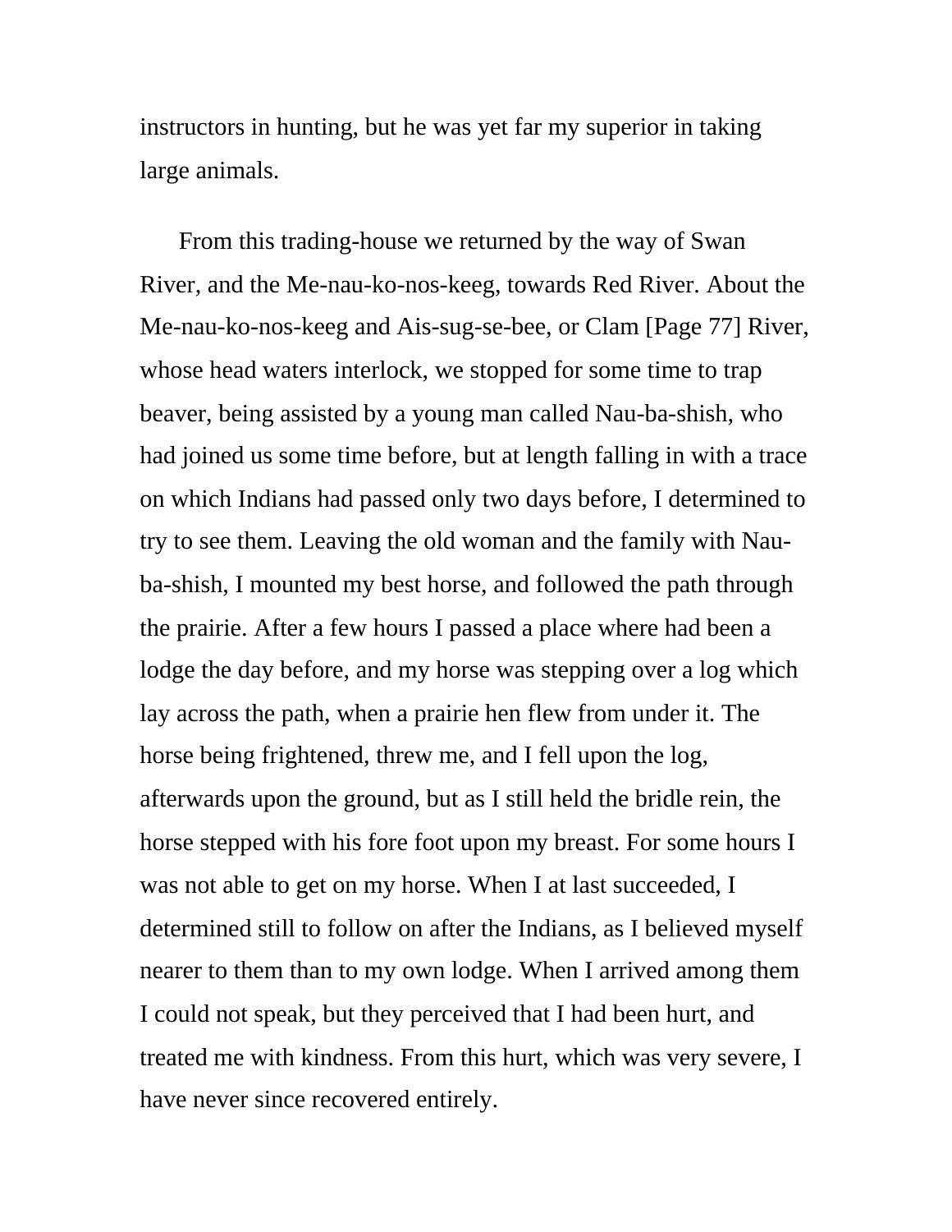instructors in hunting, but he was yet far my superior in taking large animals.

From this trading-house we returned by the way of Swan River, and the Me-nau-ko-nos-keeg, towards Red River. About the Me-nau-ko-nos-keeg and Ais-sug-se-bee, or Clam [Page 77] River, whose head waters interlock, we stopped for some time to trap beaver, being assisted by a young man called Nau-ba-shish, who had joined us some time before, but at length falling in with a trace on which Indians had passed only two days before, I determined to try to see them. Leaving the old woman and the family with Nau-ba-shish, I mounted my best horse, and followed the path through the prairie. After a few hours I passed a place where had been a lodge the day before, and my horse was stepping over a log which lay across the path, when a prairie hen flew from under it. The horse being frightened, threw me, and I fell upon the log, afterwards upon the ground, but as I still held the bridle rein, the horse stepped with his fore foot upon my breast. For some hours I was not able to get on my horse. When I at last succeeded, I determined still to follow on after the Indians, as I believed myself nearer to them than to my own lodge. When I arrived among them I could not speak, but they perceived that I had been hurt, and treated me with kindness. From this hurt, which was very severe, I have never since recovered entirely.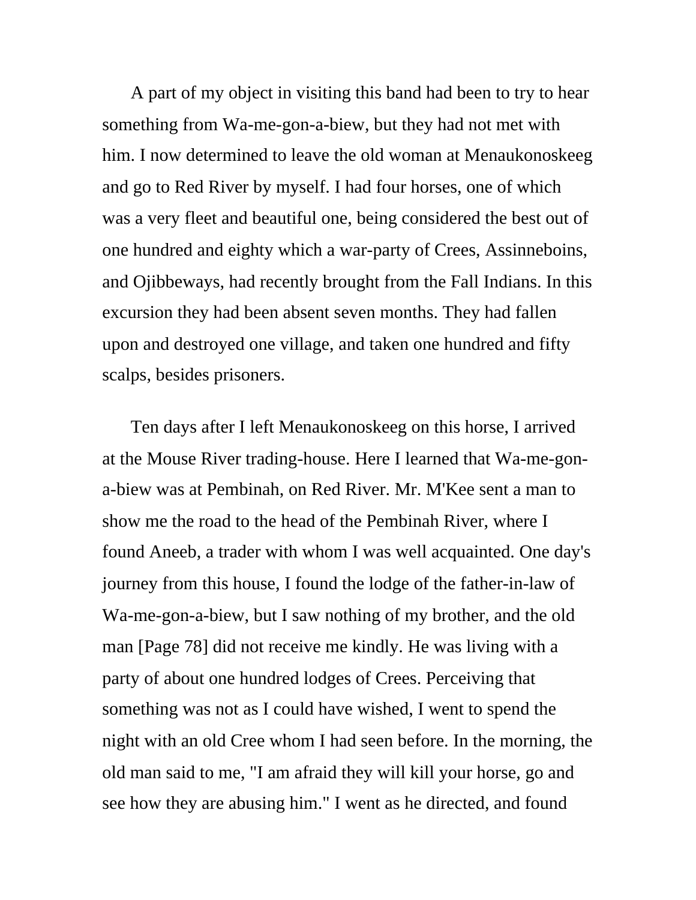A part of my object in visiting this band had been to try to hear something from Wa-me-gon-a-biew, but they had not met with him. I now determined to leave the old woman at Menaukonoskeeg and go to Red River by myself. I had four horses, one of which was a very fleet and beautiful one, being considered the best out of one hundred and eighty which a war-party of Crees, Assinneboins, and Ojibbeways, had recently brought from the Fall Indians. In this excursion they had been absent seven months. They had fallen upon and destroyed one village, and taken one hundred and fifty scalps, besides prisoners.

Ten days after I left Menaukonoskeeg on this horse, I arrived at the Mouse River trading-house. Here I learned that Wa-me-gon-a-biew was at Pembinah, on Red River. Mr. M'Kee sent a man to show me the road to the head of the Pembinah River, where I found Aneeb, a trader with whom I was well acquainted. One day's journey from this house, I found the lodge of the father-in-law of Wa-me-gon-a-biew, but I saw nothing of my brother, and the old man [Page 78] did not receive me kindly. He was living with a party of about one hundred lodges of Crees. Perceiving that something was not as I could have wished, I went to spend the night with an old Cree whom I had seen before. In the morning, the old man said to me, "I am afraid they will kill your horse, go and see how they are abusing him." I went as he directed, and found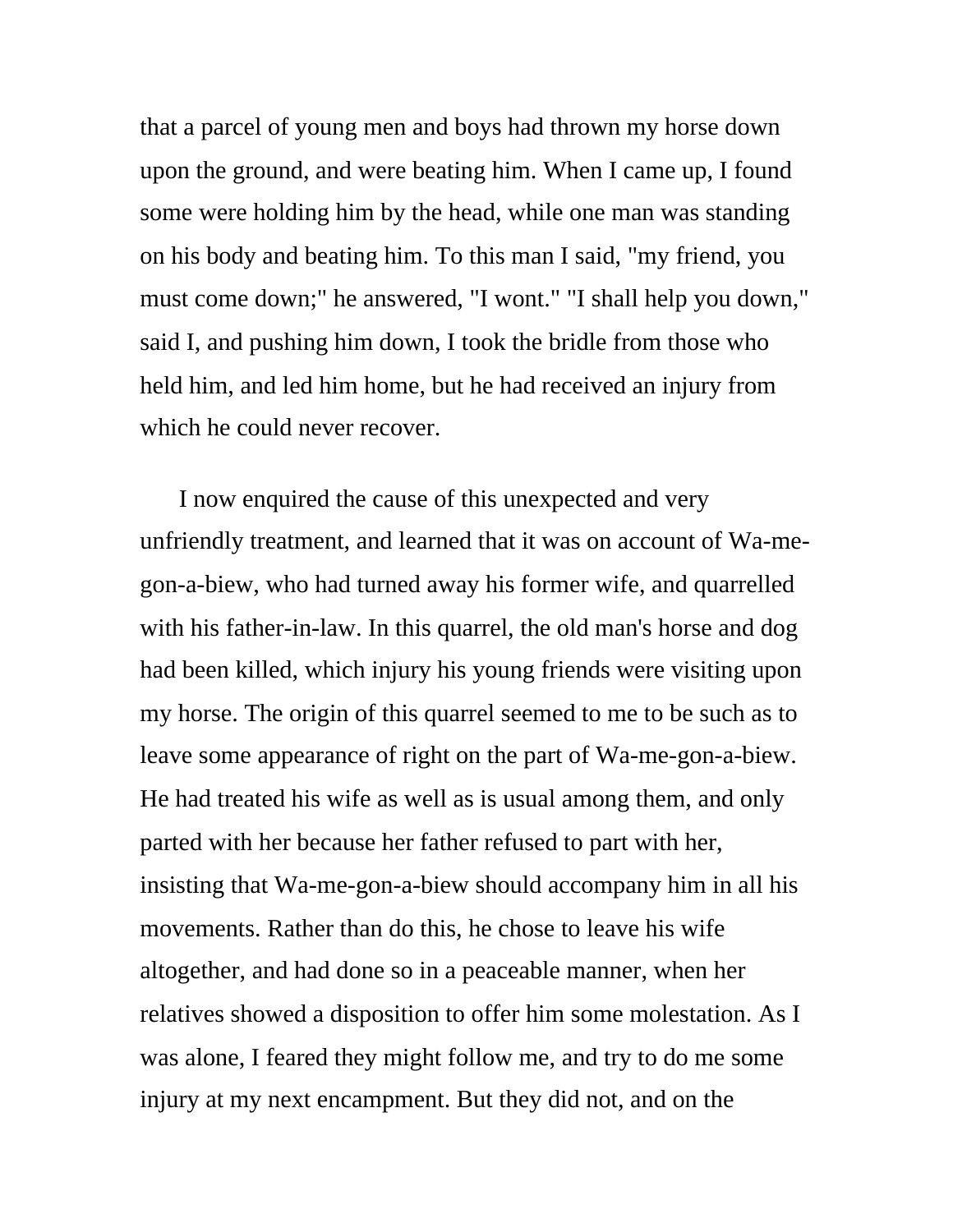that a parcel of young men and boys had thrown my horse down upon the ground, and were beating him. When I came up, I found some were holding him by the head, while one man was standing on his body and beating him. To this man I said, "my friend, you must come down;" he answered, "I wont." "I shall help you down," said I, and pushing him down, I took the bridle from those who held him, and led him home, but he had received an injury from which he could never recover.

I now enquired the cause of this unexpected and very unfriendly treatment, and learned that it was on account of Wa-me-gon-a-biew, who had turned away his former wife, and quarrelled with his father-in-law. In this quarrel, the old man's horse and dog had been killed, which injury his young friends were visiting upon my horse. The origin of this quarrel seemed to me to be such as to leave some appearance of right on the part of Wa-me-gon-a-biew. He had treated his wife as well as is usual among them, and only parted with her because her father refused to part with her, insisting that Wa-me-gon-a-biew should accompany him in all his movements. Rather than do this, he chose to leave his wife altogether, and had done so in a peaceable manner, when her relatives showed a disposition to offer him some molestation. As I was alone, I feared they might follow me, and try to do me some injury at my next encampment. But they did not, and on the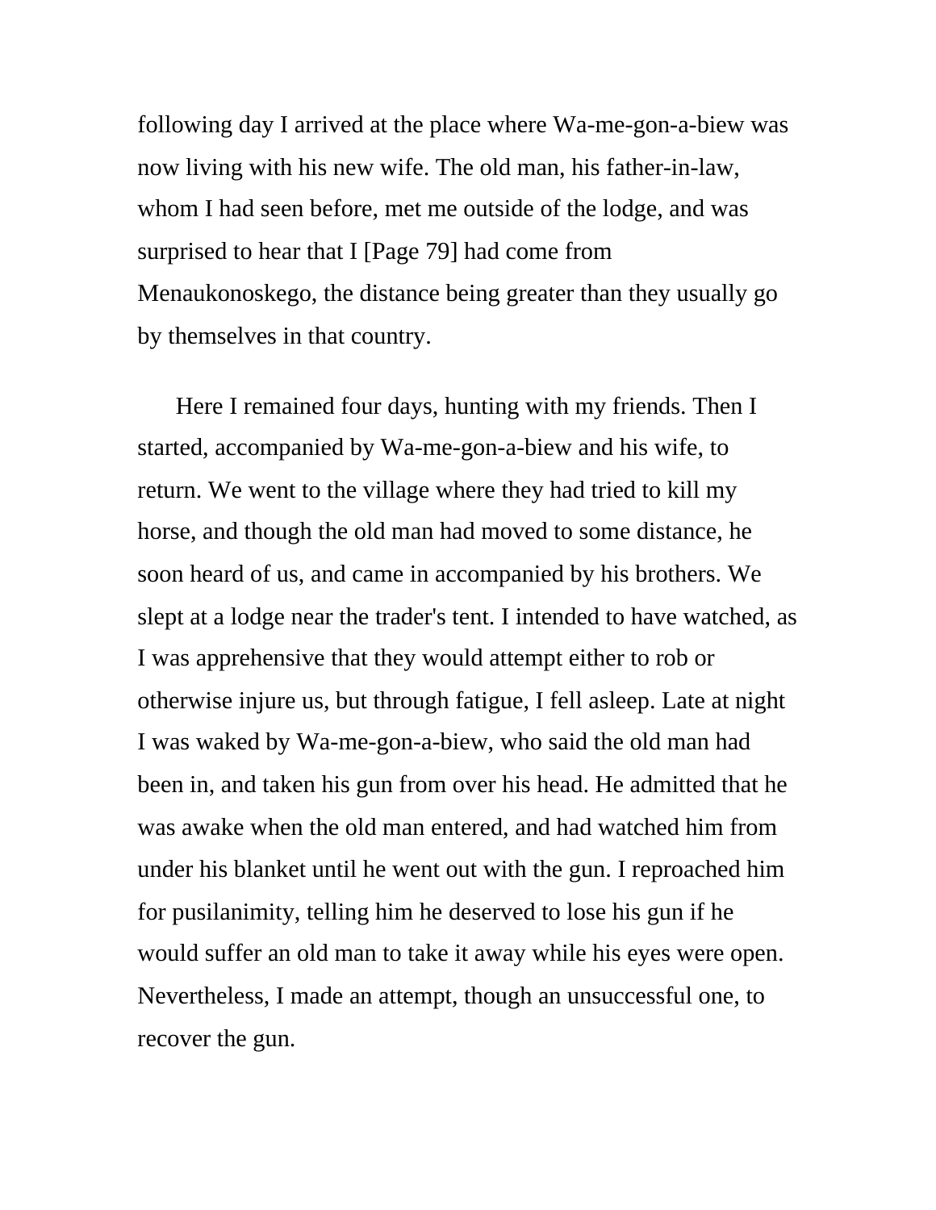following day I arrived at the place where Wa-me-gon-a-biew was now living with his new wife. The old man, his father-in-law, whom I had seen before, met me outside of the lodge, and was surprised to hear that I [Page 79] had come from Menaukonoskego, the distance being greater than they usually go by themselves in that country.

Here I remained four days, hunting with my friends. Then I started, accompanied by Wa-me-gon-a-biew and his wife, to return. We went to the village where they had tried to kill my horse, and though the old man had moved to some distance, he soon heard of us, and came in accompanied by his brothers. We slept at a lodge near the trader's tent. I intended to have watched, as I was apprehensive that they would attempt either to rob or otherwise injure us, but through fatigue, I fell asleep. Late at night I was waked by Wa-me-gon-a-biew, who said the old man had been in, and taken his gun from over his head. He admitted that he was awake when the old man entered, and had watched him from under his blanket until he went out with the gun. I reproached him for pusilanimity, telling him he deserved to lose his gun if he would suffer an old man to take it away while his eyes were open. Nevertheless, I made an attempt, though an unsuccessful one, to recover the gun.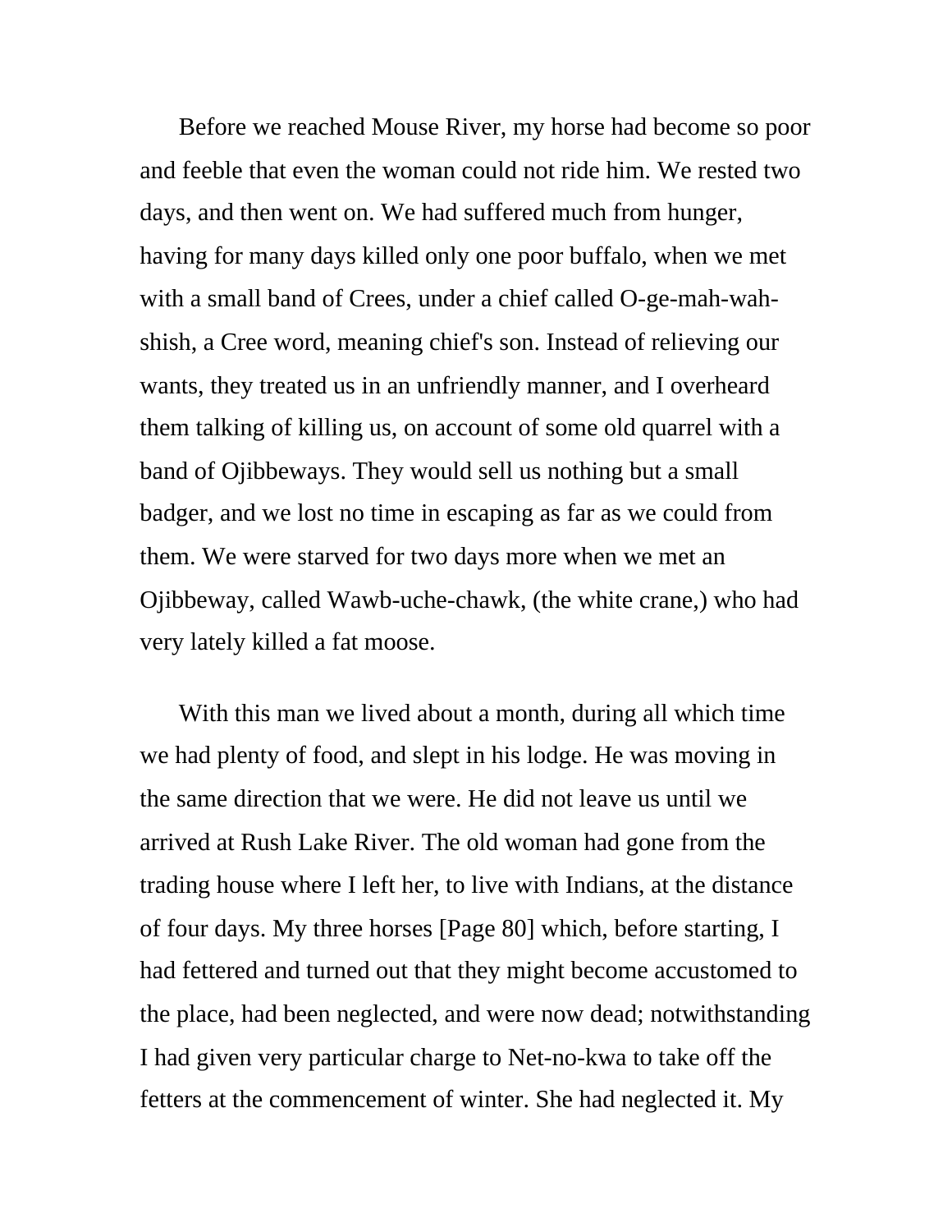Before we reached Mouse River, my horse had become so poor and feeble that even the woman could not ride him. We rested two days, and then went on. We had suffered much from hunger, having for many days killed only one poor buffalo, when we met with a small band of Crees, under a chief called O-ge-mah-wah-shish, a Cree word, meaning chief's son. Instead of relieving our wants, they treated us in an unfriendly manner, and I overheard them talking of killing us, on account of some old quarrel with a band of Ojibbeways. They would sell us nothing but a small badger, and we lost no time in escaping as far as we could from them. We were starved for two days more when we met an Ojibbeway, called Wawb-uche-chawk, (the white crane,) who had very lately killed a fat moose.

With this man we lived about a month, during all which time we had plenty of food, and slept in his lodge. He was moving in the same direction that we were. He did not leave us until we arrived at Rush Lake River. The old woman had gone from the trading house where I left her, to live with Indians, at the distance of four days. My three horses [Page 80] which, before starting, I had fettered and turned out that they might become accustomed to the place, had been neglected, and were now dead; notwithstanding I had given very particular charge to Net-no-kwa to take off the fetters at the commencement of winter. She had neglected it. My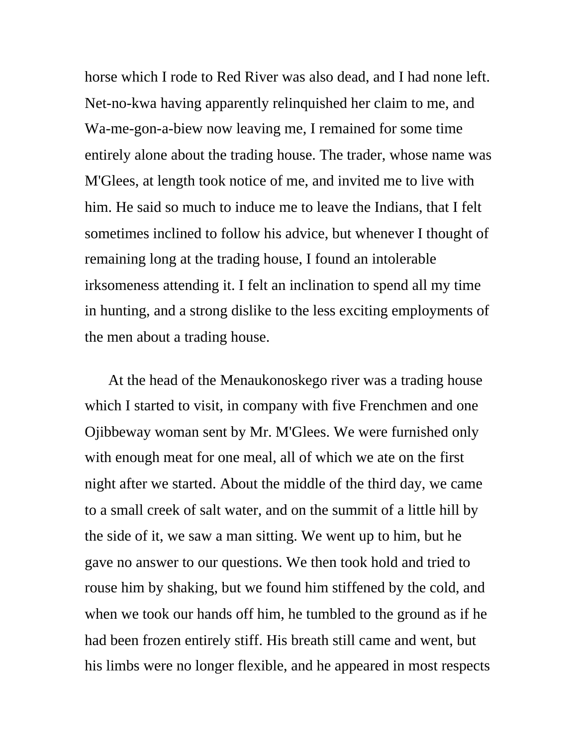horse which I rode to Red River was also dead, and I had none left. Net-no-kwa having apparently relinquished her claim to me, and Wa-me-gon-a-biew now leaving me, I remained for some time entirely alone about the trading house. The trader, whose name was M'Glees, at length took notice of me, and invited me to live with him. He said so much to induce me to leave the Indians, that I felt sometimes inclined to follow his advice, but whenever I thought of remaining long at the trading house, I found an intolerable irksomeness attending it. I felt an inclination to spend all my time in hunting, and a strong dislike to the less exciting employments of the men about a trading house.

At the head of the Menaukonoskego river was a trading house which I started to visit, in company with five Frenchmen and one Ojibbeway woman sent by Mr. M'Glees. We were furnished only with enough meat for one meal, all of which we ate on the first night after we started. About the middle of the third day, we came to a small creek of salt water, and on the summit of a little hill by the side of it, we saw a man sitting. We went up to him, but he gave no answer to our questions. We then took hold and tried to rouse him by shaking, but we found him stiffened by the cold, and when we took our hands off him, he tumbled to the ground as if he had been frozen entirely stiff. His breath still came and went, but his limbs were no longer flexible, and he appeared in most respects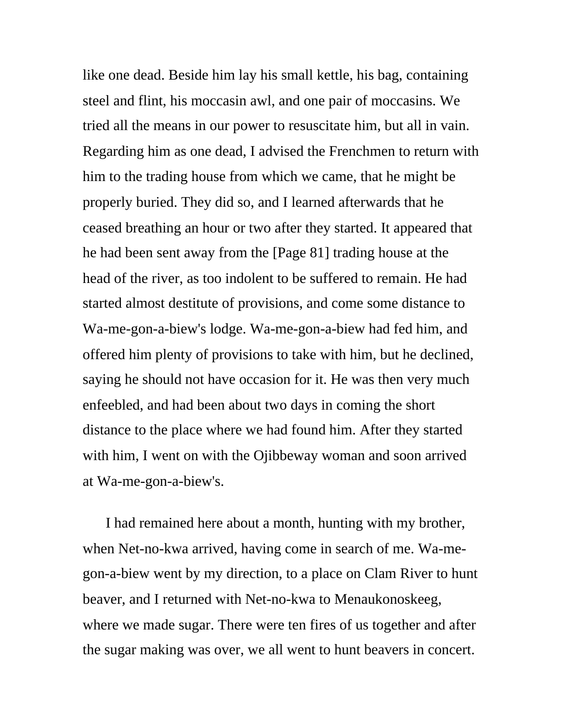like one dead. Beside him lay his small kettle, his bag, containing steel and flint, his moccasin awl, and one pair of moccasins. We tried all the means in our power to resuscitate him, but all in vain. Regarding him as one dead, I advised the Frenchmen to return with him to the trading house from which we came, that he might be properly buried. They did so, and I learned afterwards that he ceased breathing an hour or two after they started. It appeared that he had been sent away from the [Page 81] trading house at the head of the river, as too indolent to be suffered to remain. He had started almost destitute of provisions, and come some distance to Wa-me-gon-a-biew's lodge. Wa-me-gon-a-biew had fed him, and offered him plenty of provisions to take with him, but he declined, saying he should not have occasion for it. He was then very much enfeebled, and had been about two days in coming the short distance to the place where we had found him. After they started with him, I went on with the Ojibbeway woman and soon arrived at Wa-me-gon-a-biew's.

I had remained here about a month, hunting with my brother, when Net-no-kwa arrived, having come in search of me. Wa-me-gon-a-biew went by my direction, to a place on Clam River to hunt beaver, and I returned with Net-no-kwa to Menaukonoskeeg, where we made sugar. There were ten fires of us together and after the sugar making was over, we all went to hunt beavers in concert.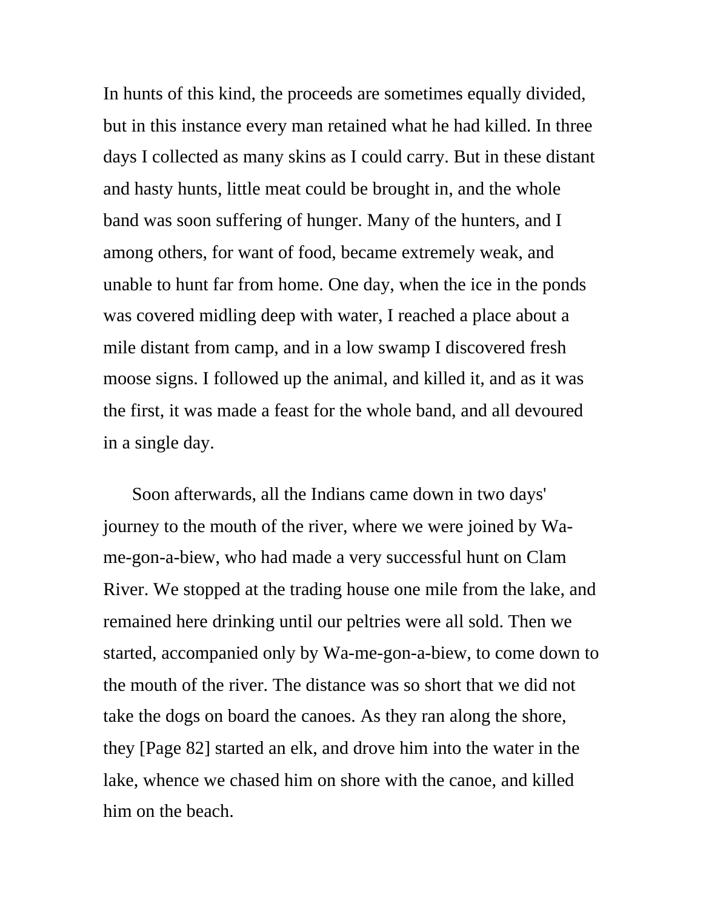In hunts of this kind, the proceeds are sometimes equally divided, but in this instance every man retained what he had killed. In three days I collected as many skins as I could carry. But in these distant and hasty hunts, little meat could be brought in, and the whole band was soon suffering of hunger. Many of the hunters, and I among others, for want of food, became extremely weak, and unable to hunt far from home. One day, when the ice in the ponds was covered midling deep with water, I reached a place about a mile distant from camp, and in a low swamp I discovered fresh moose signs. I followed up the animal, and killed it, and as it was the first, it was made a feast for the whole band, and all devoured in a single day.

Soon afterwards, all the Indians came down in two days' journey to the mouth of the river, where we were joined by Wa-me-gon-a-biew, who had made a very successful hunt on Clam River. We stopped at the trading house one mile from the lake, and remained here drinking until our peltries were all sold. Then we started, accompanied only by Wa-me-gon-a-biew, to come down to the mouth of the river. The distance was so short that we did not take the dogs on board the canoes. As they ran along the shore, they [Page 82] started an elk, and drove him into the water in the lake, whence we chased him on shore with the canoe, and killed him on the beach.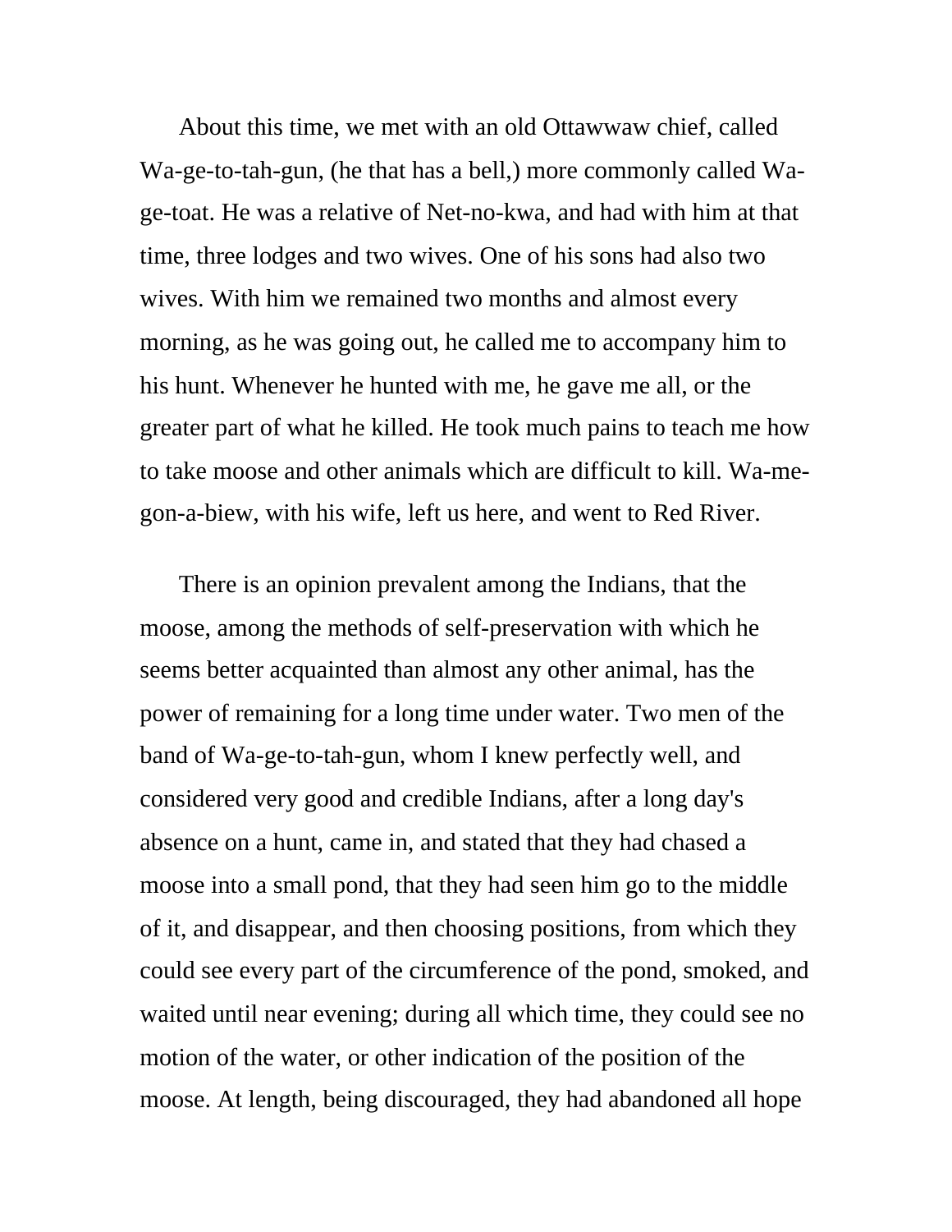About this time, we met with an old Ottawwaw chief, called Wa-ge-to-tah-gun, (he that has a bell,) more commonly called Wa-ge-toat. He was a relative of Net-no-kwa, and had with him at that time, three lodges and two wives. One of his sons had also two wives. With him we remained two months and almost every morning, as he was going out, he called me to accompany him to his hunt. Whenever he hunted with me, he gave me all, or the greater part of what he killed. He took much pains to teach me how to take moose and other animals which are difficult to kill. Wa-me-gon-a-biew, with his wife, left us here, and went to Red River.

There is an opinion prevalent among the Indians, that the moose, among the methods of self-preservation with which he seems better acquainted than almost any other animal, has the power of remaining for a long time under water. Two men of the band of Wa-ge-to-tah-gun, whom I knew perfectly well, and considered very good and credible Indians, after a long day's absence on a hunt, came in, and stated that they had chased a moose into a small pond, that they had seen him go to the middle of it, and disappear, and then choosing positions, from which they could see every part of the circumference of the pond, smoked, and waited until near evening; during all which time, they could see no motion of the water, or other indication of the position of the moose. At length, being discouraged, they had abandoned all hope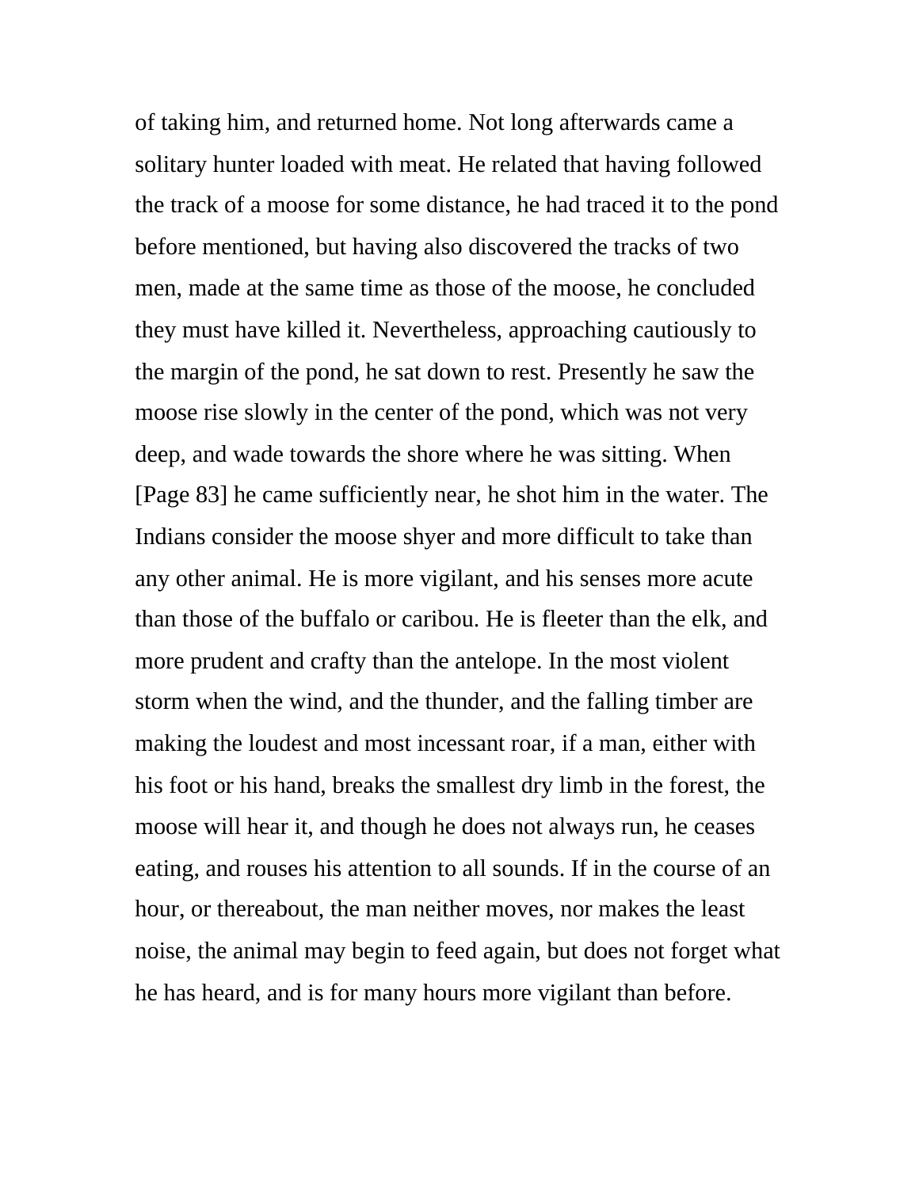of taking him, and returned home. Not long afterwards came a solitary hunter loaded with meat. He related that having followed the track of a moose for some distance, he had traced it to the pond before mentioned, but having also discovered the tracks of two men, made at the same time as those of the moose, he concluded they must have killed it. Nevertheless, approaching cautiously to the margin of the pond, he sat down to rest. Presently he saw the moose rise slowly in the center of the pond, which was not very deep, and wade towards the shore where he was sitting. When [Page 83] he came sufficiently near, he shot him in the water. The Indians consider the moose shyer and more difficult to take than any other animal. He is more vigilant, and his senses more acute than those of the buffalo or caribou. He is fleeter than the elk, and more prudent and crafty than the antelope. In the most violent storm when the wind, and the thunder, and the falling timber are making the loudest and most incessant roar, if a man, either with his foot or his hand, breaks the smallest dry limb in the forest, the moose will hear it, and though he does not always run, he ceases eating, and rouses his attention to all sounds. If in the course of an hour, or thereabout, the man neither moves, nor makes the least noise, the animal may begin to feed again, but does not forget what he has heard, and is for many hours more vigilant than before.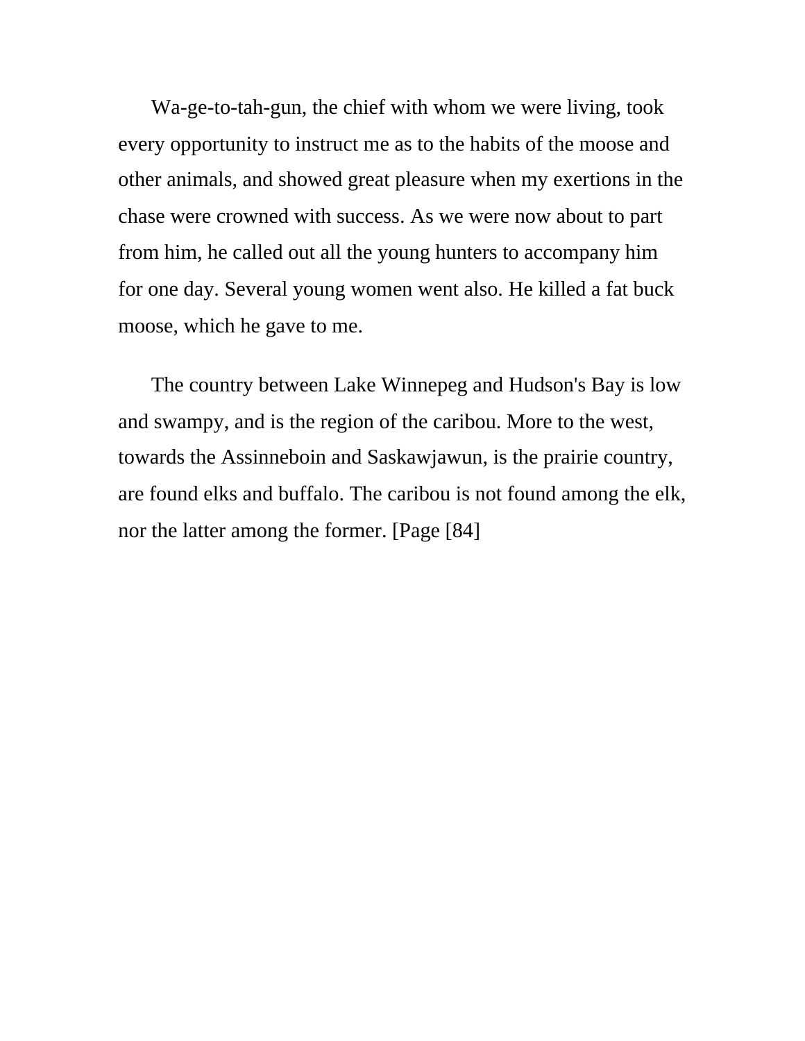Wa-ge-to-tah-gun, the chief with whom we were living, took every opportunity to instruct me as to the habits of the moose and other animals, and showed great pleasure when my exertions in the chase were crowned with success. As we were now about to part from him, he called out all the young hunters to accompany him for one day. Several young women went also. He killed a fat buck moose, which he gave to me.

The country between Lake Winnepeg and Hudson's Bay is low and swampy, and is the region of the caribou. More to the west, towards the Assinneboin and Saskawjawun, is the prairie country, are found elks and buffalo. The caribou is not found among the elk, nor the latter among the former. [Page [84]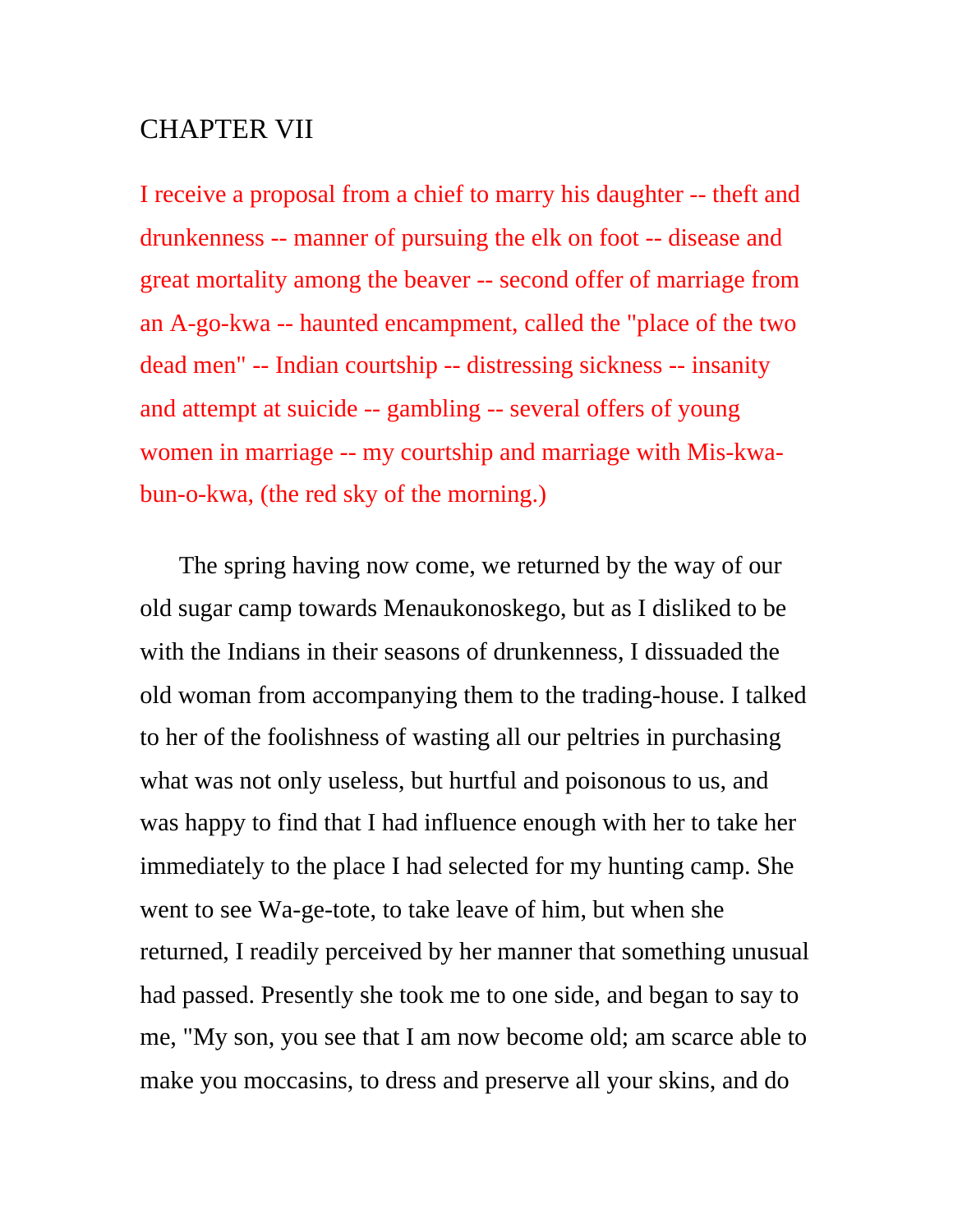## CHAPTER VII

I receive a proposal from a chief to marry his daughter -- theft and drunkenness -- manner of pursuing the elk on foot -- disease and great mortality among the beaver -- second offer of marriage from an A-go-kwa -- haunted encampment, called the "place of the two dead men" -- Indian courtship -- distressing sickness -- insanity and attempt at suicide -- gambling -- several offers of young women in marriage -- my courtship and marriage with Mis-kwa-bun-o-kwa, (the red sky of the morning.)

The spring having now come, we returned by the way of our old sugar camp towards Menaukonoskego, but as I disliked to be with the Indians in their seasons of drunkenness, I dissuaded the old woman from accompanying them to the trading-house. I talked to her of the foolishness of wasting all our peltries in purchasing what was not only useless, but hurtful and poisonous to us, and was happy to find that I had influence enough with her to take her immediately to the place I had selected for my hunting camp. She went to see Wa-ge-tote, to take leave of him, but when she returned, I readily perceived by her manner that something unusual had passed. Presently she took me to one side, and began to say to me, "My son, you see that I am now become old; am scarce able to make you moccasins, to dress and preserve all your skins, and do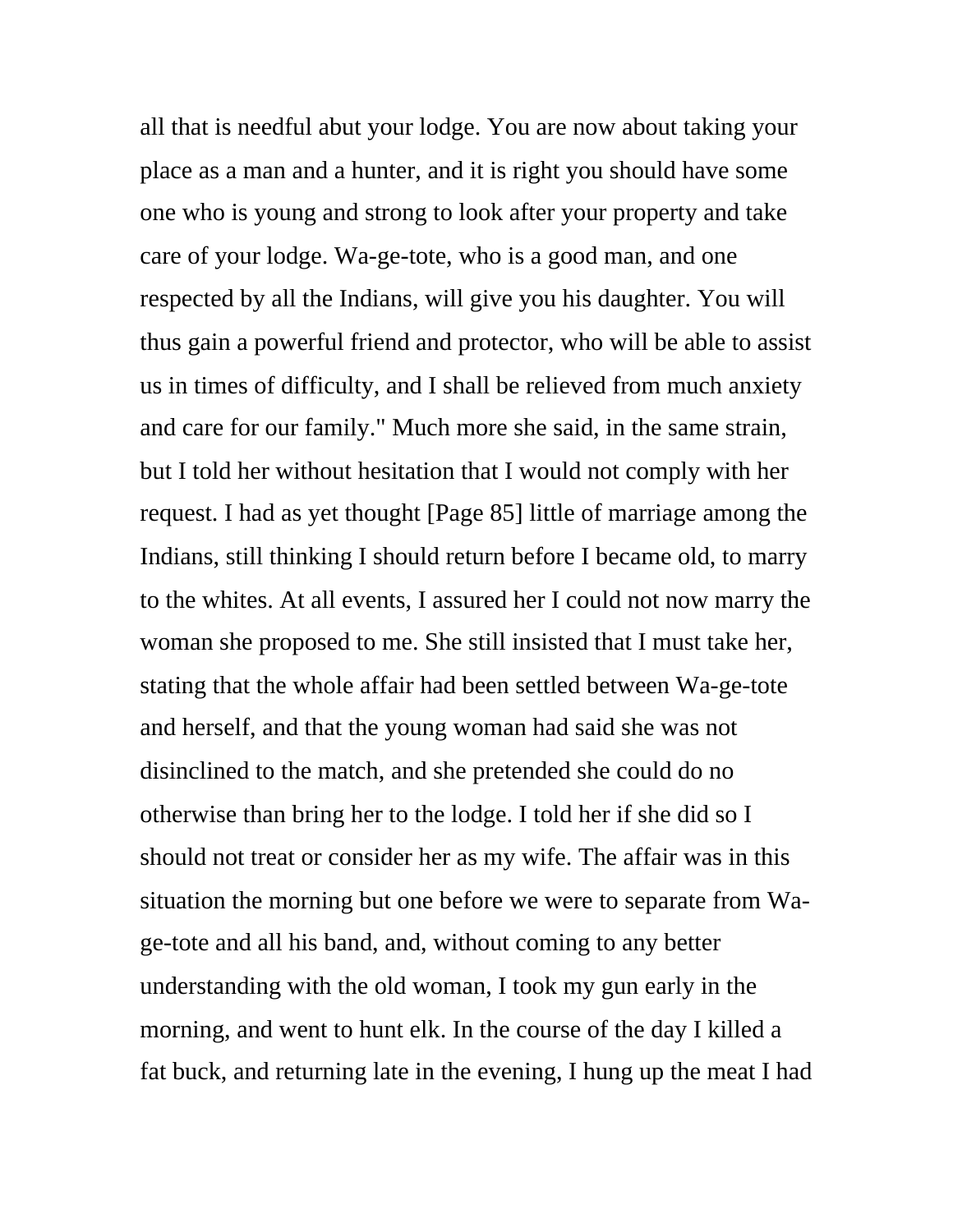all that is needful abut your lodge. You are now about taking your place as a man and a hunter, and it is right you should have some one who is young and strong to look after your property and take care of your lodge. Wa-ge-tote, who is a good man, and one respected by all the Indians, will give you his daughter. You will thus gain a powerful friend and protector, who will be able to assist us in times of difficulty, and I shall be relieved from much anxiety and care for our family." Much more she said, in the same strain, but I told her without hesitation that I would not comply with her request. I had as yet thought [Page 85] little of marriage among the Indians, still thinking I should return before I became old, to marry to the whites. At all events, I assured her I could not now marry the woman she proposed to me. She still insisted that I must take her, stating that the whole affair had been settled between Wa-ge-tote and herself, and that the young woman had said she was not disinclined to the match, and she pretended she could do no otherwise than bring her to the lodge. I told her if she did so I should not treat or consider her as my wife. The affair was in this situation the morning but one before we were to separate from Wa-ge-tote and all his band, and, without coming to any better understanding with the old woman, I took my gun early in the morning, and went to hunt elk. In the course of the day I killed a fat buck, and returning late in the evening, I hung up the meat I had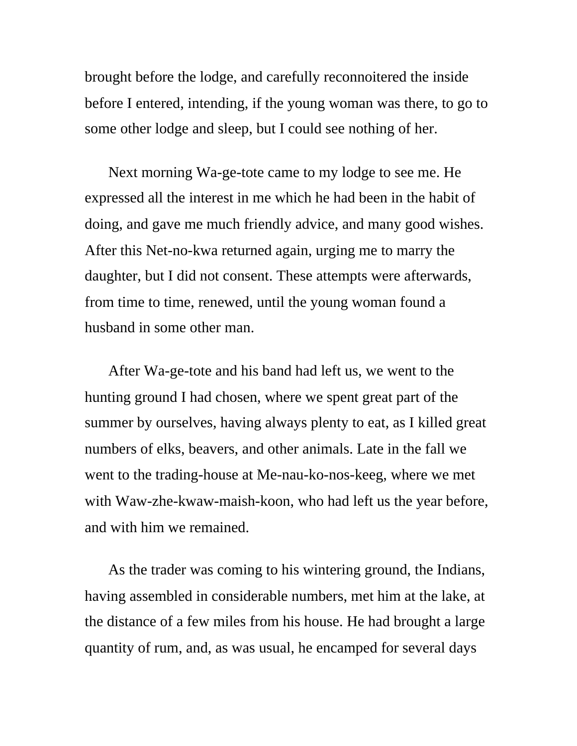brought before the lodge, and carefully reconnoitered the inside before I entered, intending, if the young woman was there, to go to some other lodge and sleep, but I could see nothing of her.

Next morning Wa-ge-tote came to my lodge to see me. He expressed all the interest in me which he had been in the habit of doing, and gave me much friendly advice, and many good wishes. After this Net-no-kwa returned again, urging me to marry the daughter, but I did not consent. These attempts were afterwards, from time to time, renewed, until the young woman found a husband in some other man.

After Wa-ge-tote and his band had left us, we went to the hunting ground I had chosen, where we spent great part of the summer by ourselves, having always plenty to eat, as I killed great numbers of elks, beavers, and other animals. Late in the fall we went to the trading-house at Me-nau-ko-nos-keeg, where we met with Waw-zhe-kwaw-maish-koon, who had left us the year before, and with him we remained.

As the trader was coming to his wintering ground, the Indians, having assembled in considerable numbers, met him at the lake, at the distance of a few miles from his house. He had brought a large quantity of rum, and, as was usual, he encamped for several days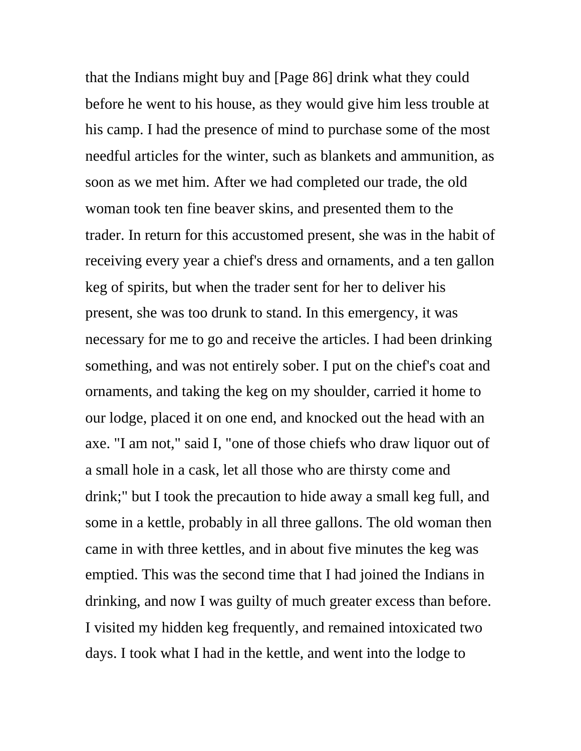that the Indians might buy and [Page 86] drink what they could before he went to his house, as they would give him less trouble at his camp. I had the presence of mind to purchase some of the most needful articles for the winter, such as blankets and ammunition, as soon as we met him. After we had completed our trade, the old woman took ten fine beaver skins, and presented them to the trader. In return for this accustomed present, she was in the habit of receiving every year a chief's dress and ornaments, and a ten gallon keg of spirits, but when the trader sent for her to deliver his present, she was too drunk to stand. In this emergency, it was necessary for me to go and receive the articles. I had been drinking something, and was not entirely sober. I put on the chief's coat and ornaments, and taking the keg on my shoulder, carried it home to our lodge, placed it on one end, and knocked out the head with an axe. "I am not," said I, "one of those chiefs who draw liquor out of a small hole in a cask, let all those who are thirsty come and drink;" but I took the precaution to hide away a small keg full, and some in a kettle, probably in all three gallons. The old woman then came in with three kettles, and in about five minutes the keg was emptied. This was the second time that I had joined the Indians in drinking, and now I was guilty of much greater excess than before. I visited my hidden keg frequently, and remained intoxicated two days. I took what I had in the kettle, and went into the lodge to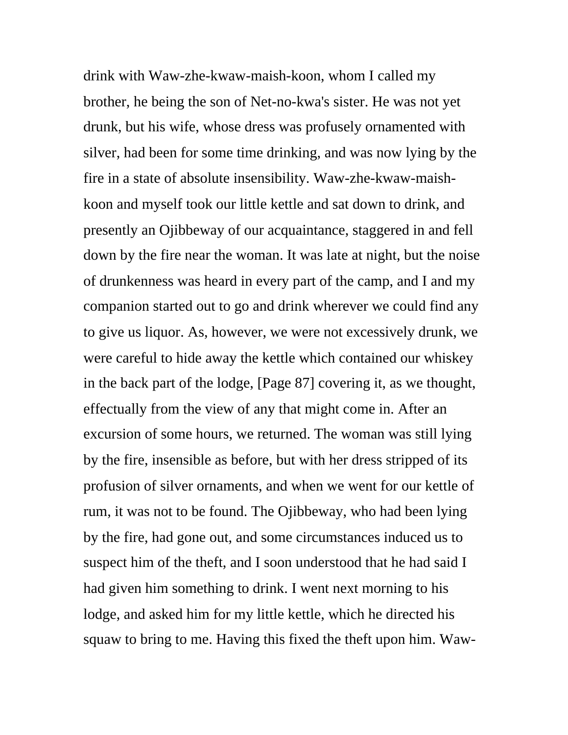drink with Waw-zhe-kwaw-maish-koon, whom I called my brother, he being the son of Net-no-kwa's sister. He was not yet drunk, but his wife, whose dress was profusely ornamented with silver, had been for some time drinking, and was now lying by the fire in a state of absolute insensibility. Waw-zhe-kwaw-maish-koon and myself took our little kettle and sat down to drink, and presently an Ojibbeway of our acquaintance, staggered in and fell down by the fire near the woman. It was late at night, but the noise of drunkenness was heard in every part of the camp, and I and my companion started out to go and drink wherever we could find any to give us liquor. As, however, we were not excessively drunk, we were careful to hide away the kettle which contained our whiskey in the back part of the lodge, [Page 87] covering it, as we thought, effectually from the view of any that might come in. After an excursion of some hours, we returned. The woman was still lying by the fire, insensible as before, but with her dress stripped of its profusion of silver ornaments, and when we went for our kettle of rum, it was not to be found. The Ojibbeway, who had been lying by the fire, had gone out, and some circumstances induced us to suspect him of the theft, and I soon understood that he had said I had given him something to drink. I went next morning to his lodge, and asked him for my little kettle, which he directed his squaw to bring to me. Having this fixed the theft upon him. Waw-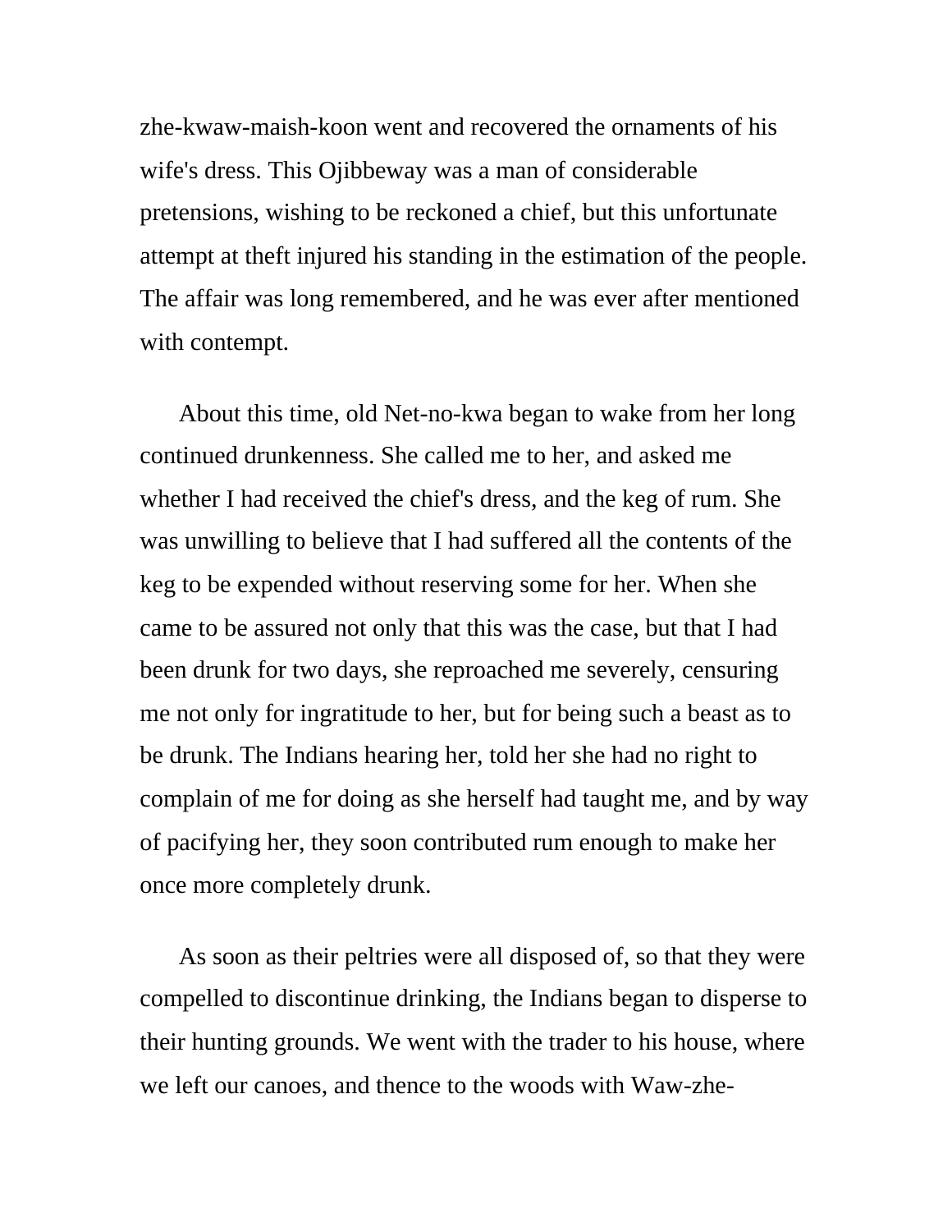zhe-kwaw-maish-koon went and recovered the ornaments of his wife's dress. This Ojibbeway was a man of considerable pretensions, wishing to be reckoned a chief, but this unfortunate attempt at theft injured his standing in the estimation of the people. The affair was long remembered, and he was ever after mentioned with contempt.

About this time, old Net-no-kwa began to wake from her long continued drunkenness. She called me to her, and asked me whether I had received the chief's dress, and the keg of rum. She was unwilling to believe that I had suffered all the contents of the keg to be expended without reserving some for her. When she came to be assured not only that this was the case, but that I had been drunk for two days, she reproached me severely, censuring me not only for ingratitude to her, but for being such a beast as to be drunk. The Indians hearing her, told her she had no right to complain of me for doing as she herself had taught me, and by way of pacifying her, they soon contributed rum enough to make her once more completely drunk.

As soon as their peltries were all disposed of, so that they were compelled to discontinue drinking, the Indians began to disperse to their hunting grounds. We went with the trader to his house, where we left our canoes, and thence to the woods with Waw-zhe-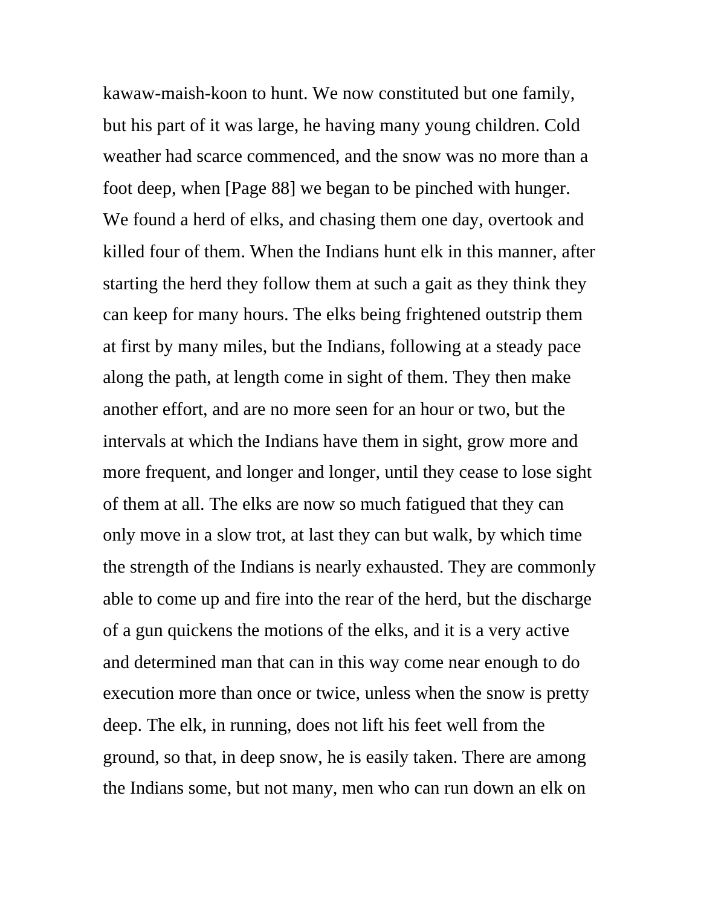kawaw-maish-koon to hunt. We now constituted but one family, but his part of it was large, he having many young children. Cold weather had scarce commenced, and the snow was no more than a foot deep, when [Page 88] we began to be pinched with hunger. We found a herd of elks, and chasing them one day, overtook and killed four of them. When the Indians hunt elk in this manner, after starting the herd they follow them at such a gait as they think they can keep for many hours. The elks being frightened outstrip them at first by many miles, but the Indians, following at a steady pace along the path, at length come in sight of them. They then make another effort, and are no more seen for an hour or two, but the intervals at which the Indians have them in sight, grow more and more frequent, and longer and longer, until they cease to lose sight of them at all. The elks are now so much fatigued that they can only move in a slow trot, at last they can but walk, by which time the strength of the Indians is nearly exhausted. They are commonly able to come up and fire into the rear of the herd, but the discharge of a gun quickens the motions of the elks, and it is a very active and determined man that can in this way come near enough to do execution more than once or twice, unless when the snow is pretty deep. The elk, in running, does not lift his feet well from the ground, so that, in deep snow, he is easily taken. There are among the Indians some, but not many, men who can run down an elk on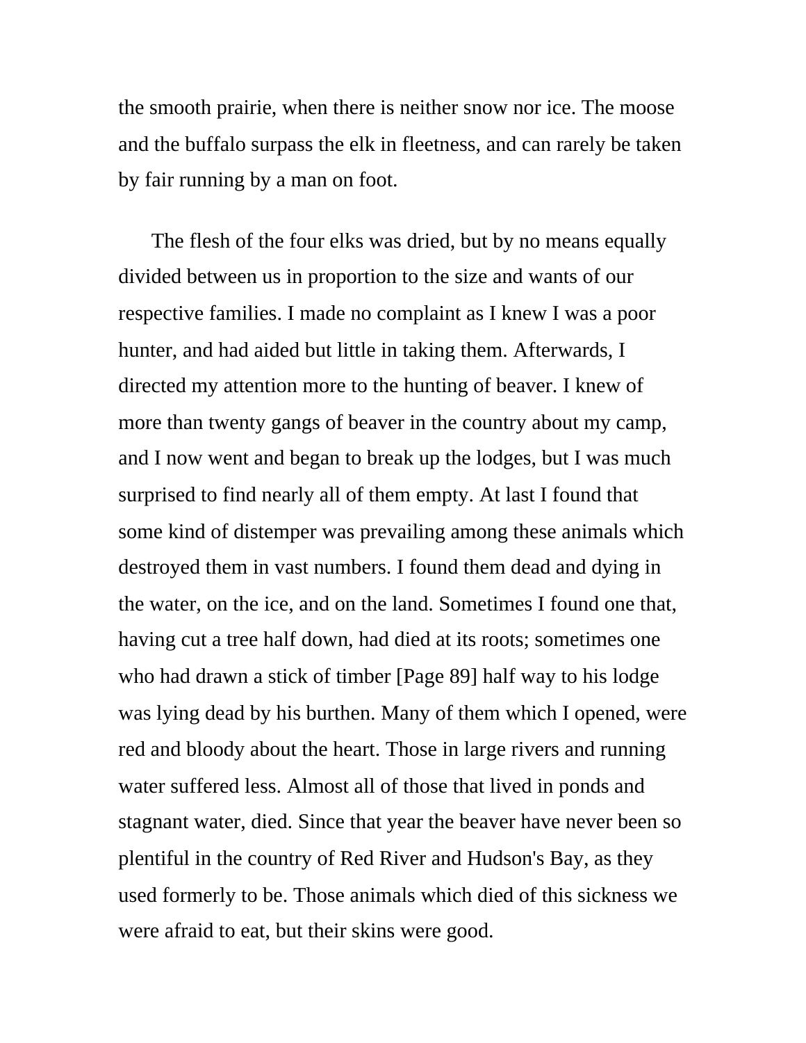the smooth prairie, when there is neither snow nor ice. The moose and the buffalo surpass the elk in fleetness, and can rarely be taken by fair running by a man on foot.

The flesh of the four elks was dried, but by no means equally divided between us in proportion to the size and wants of our respective families. I made no complaint as I knew I was a poor hunter, and had aided but little in taking them. Afterwards, I directed my attention more to the hunting of beaver. I knew of more than twenty gangs of beaver in the country about my camp, and I now went and began to break up the lodges, but I was much surprised to find nearly all of them empty. At last I found that some kind of distemper was prevailing among these animals which destroyed them in vast numbers. I found them dead and dying in the water, on the ice, and on the land. Sometimes I found one that, having cut a tree half down, had died at its roots; sometimes one who had drawn a stick of timber [Page 89] half way to his lodge was lying dead by his burthen. Many of them which I opened, were red and bloody about the heart. Those in large rivers and running water suffered less. Almost all of those that lived in ponds and stagnant water, died. Since that year the beaver have never been so plentiful in the country of Red River and Hudson's Bay, as they used formerly to be. Those animals which died of this sickness we were afraid to eat, but their skins were good.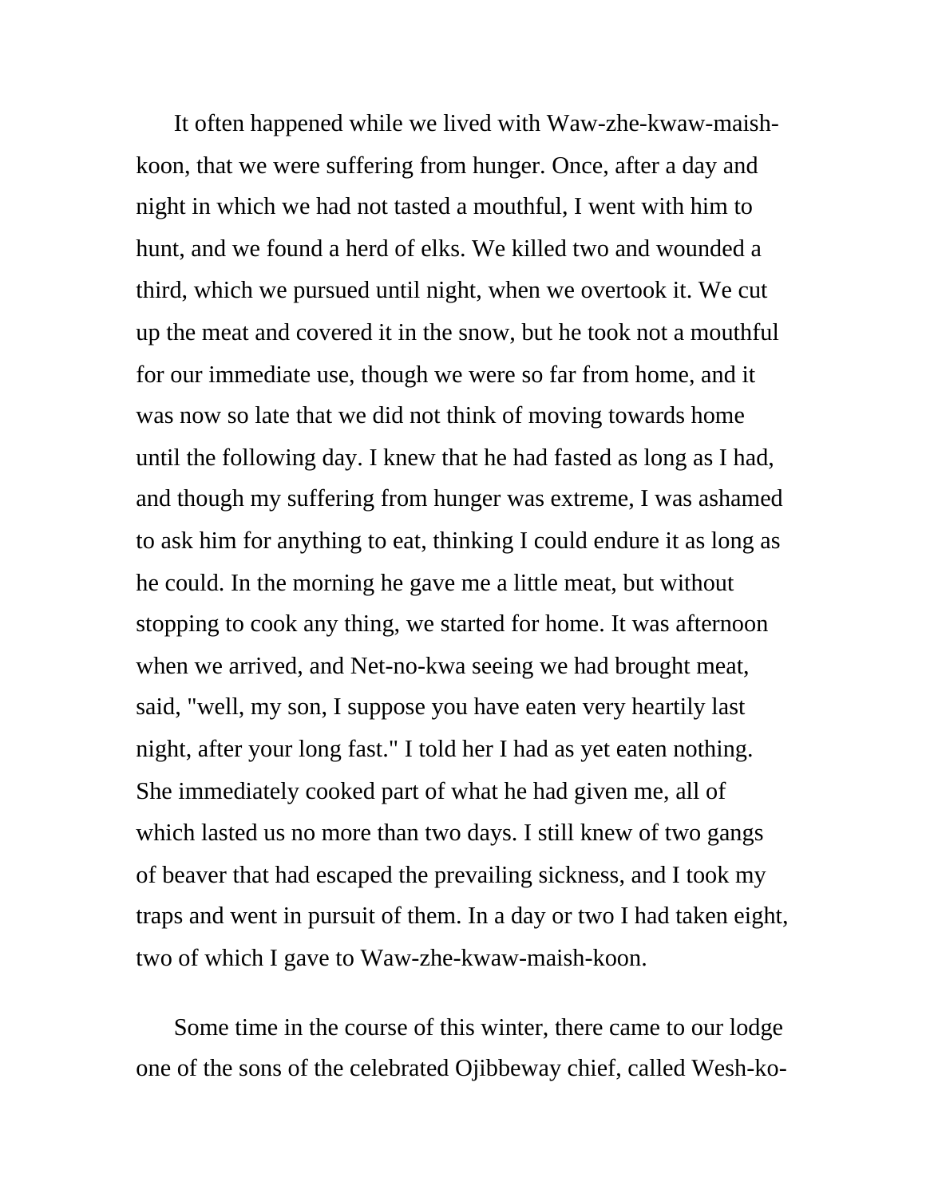It often happened while we lived with Waw-zhe-kwaw-maish-koon, that we were suffering from hunger. Once, after a day and night in which we had not tasted a mouthful, I went with him to hunt, and we found a herd of elks. We killed two and wounded a third, which we pursued until night, when we overtook it. We cut up the meat and covered it in the snow, but he took not a mouthful for our immediate use, though we were so far from home, and it was now so late that we did not think of moving towards home until the following day. I knew that he had fasted as long as I had, and though my suffering from hunger was extreme, I was ashamed to ask him for anything to eat, thinking I could endure it as long as he could. In the morning he gave me a little meat, but without stopping to cook any thing, we started for home. It was afternoon when we arrived, and Net-no-kwa seeing we had brought meat, said, "well, my son, I suppose you have eaten very heartily last night, after your long fast." I told her I had as yet eaten nothing. She immediately cooked part of what he had given me, all of which lasted us no more than two days. I still knew of two gangs of beaver that had escaped the prevailing sickness, and I took my traps and went in pursuit of them. In a day or two I had taken eight, two of which I gave to Waw-zhe-kwaw-maish-koon.

Some time in the course of this winter, there came to our lodge one of the sons of the celebrated Ojibbeway chief, called Wesh-ko-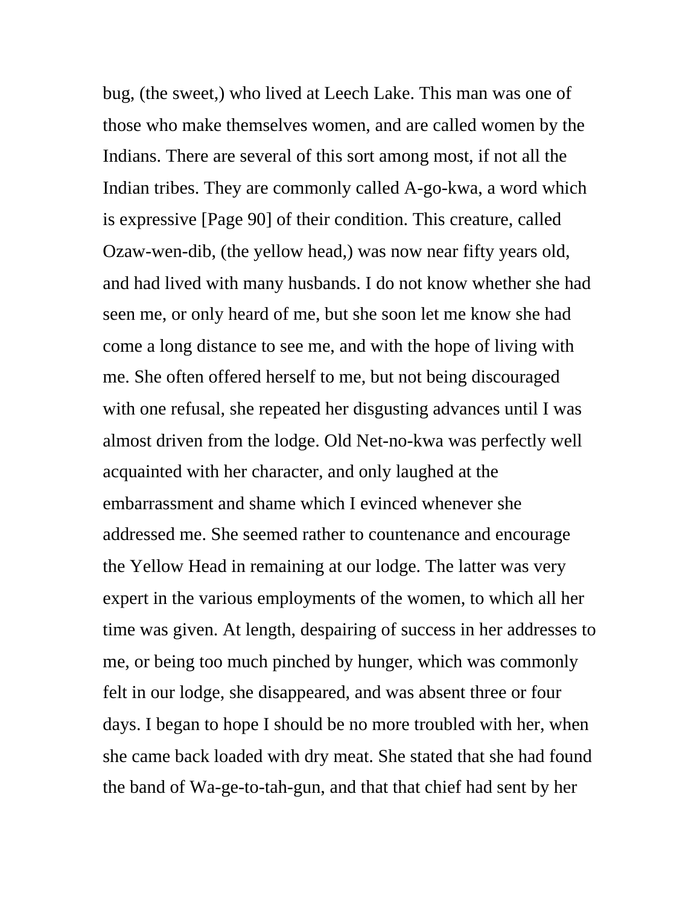bug, (the sweet,) who lived at Leech Lake. This man was one of those who make themselves women, and are called women by the Indians. There are several of this sort among most, if not all the Indian tribes. They are commonly called A-go-kwa, a word which is expressive [Page 90] of their condition. This creature, called Ozaw-wen-dib, (the yellow head,) was now near fifty years old, and had lived with many husbands. I do not know whether she had seen me, or only heard of me, but she soon let me know she had come a long distance to see me, and with the hope of living with me. She often offered herself to me, but not being discouraged with one refusal, she repeated her disgusting advances until I was almost driven from the lodge. Old Net-no-kwa was perfectly well acquainted with her character, and only laughed at the embarrassment and shame which I evinced whenever she addressed me. She seemed rather to countenance and encourage the Yellow Head in remaining at our lodge. The latter was very expert in the various employments of the women, to which all her time was given. At length, despairing of success in her addresses to me, or being too much pinched by hunger, which was commonly felt in our lodge, she disappeared, and was absent three or four days. I began to hope I should be no more troubled with her, when she came back loaded with dry meat. She stated that she had found the band of Wa-ge-to-tah-gun, and that that chief had sent by her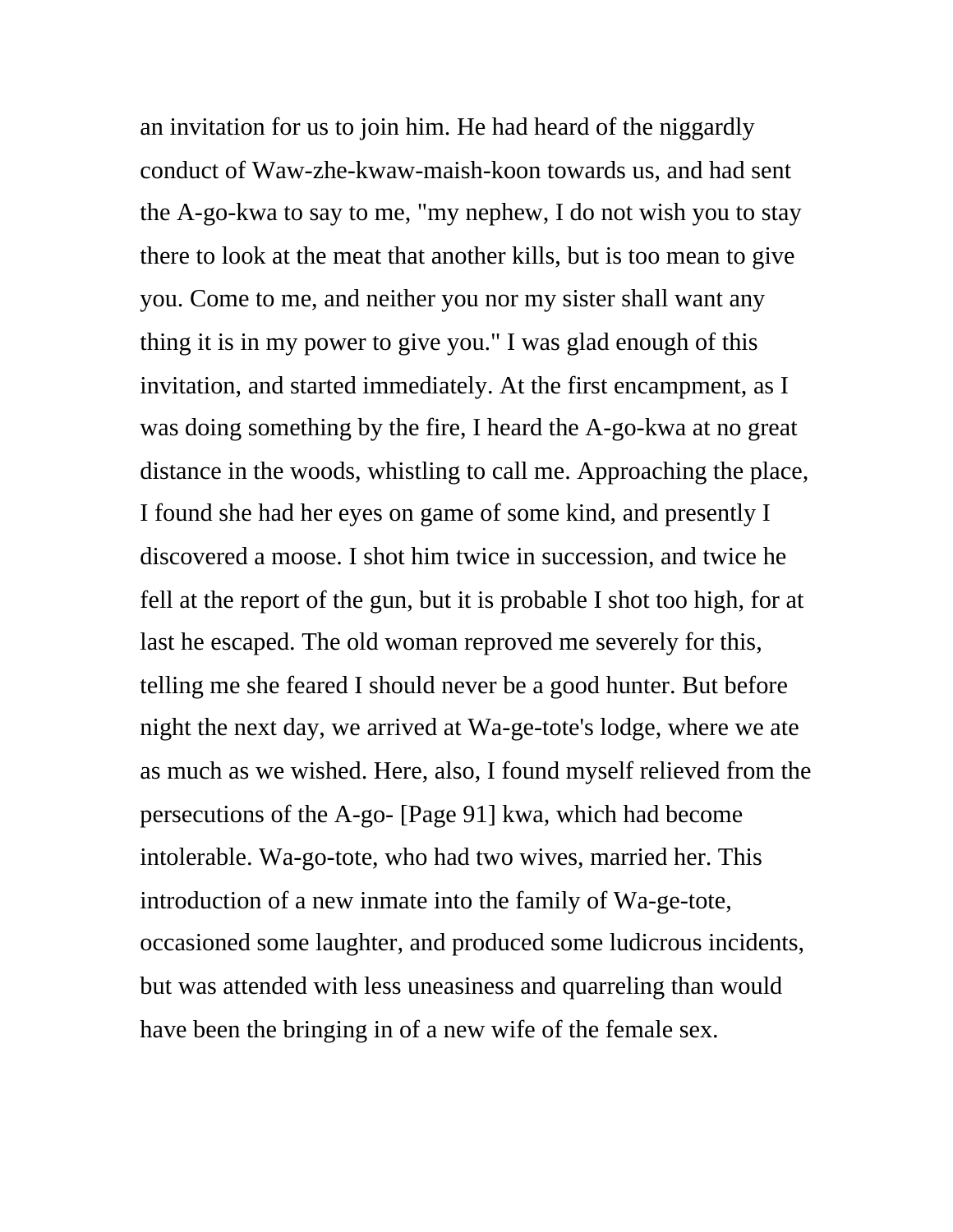an invitation for us to join him. He had heard of the niggardly conduct of Waw-zhe-kwaw-maish-koon towards us, and had sent the A-go-kwa to say to me, "my nephew, I do not wish you to stay there to look at the meat that another kills, but is too mean to give you. Come to me, and neither you nor my sister shall want any thing it is in my power to give you." I was glad enough of this invitation, and started immediately. At the first encampment, as I was doing something by the fire, I heard the A-go-kwa at no great distance in the woods, whistling to call me. Approaching the place, I found she had her eyes on game of some kind, and presently I discovered a moose. I shot him twice in succession, and twice he fell at the report of the gun, but it is probable I shot too high, for at last he escaped. The old woman reproved me severely for this, telling me she feared I should never be a good hunter. But before night the next day, we arrived at Wa-ge-tote's lodge, where we ate as much as we wished. Here, also, I found myself relieved from the persecutions of the A-go- [Page 91] kwa, which had become intolerable. Wa-go-tote, who had two wives, married her. This introduction of a new inmate into the family of Wa-ge-tote, occasioned some laughter, and produced some ludicrous incidents, but was attended with less uneasiness and quarreling than would have been the bringing in of a new wife of the female sex.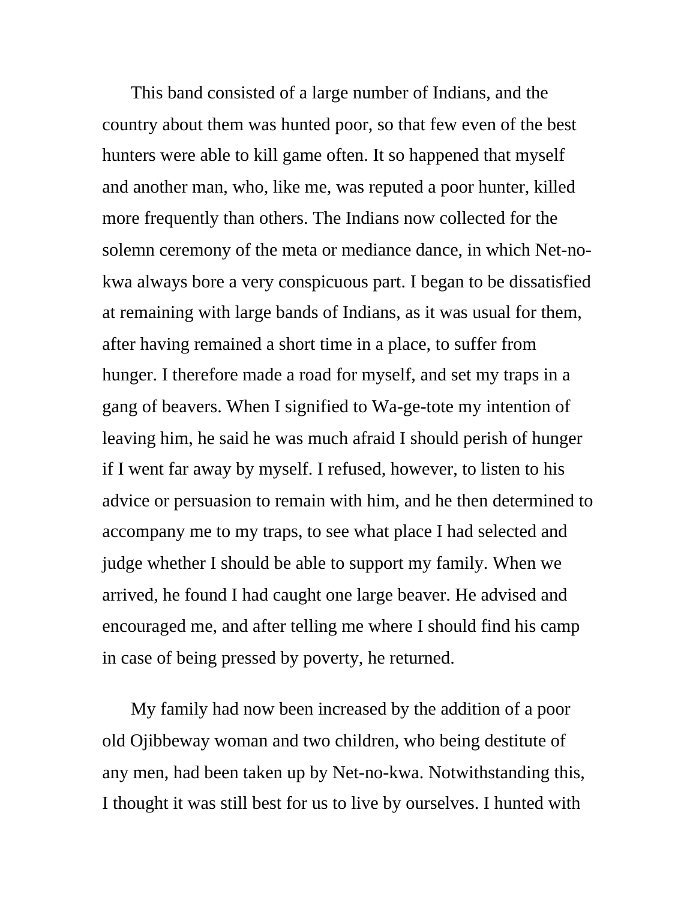This band consisted of a large number of Indians, and the country about them was hunted poor, so that few even of the best hunters were able to kill game often. It so happened that myself and another man, who, like me, was reputed a poor hunter, killed more frequently than others. The Indians now collected for the solemn ceremony of the meta or mediance dance, in which Net-no-kwa always bore a very conspicuous part. I began to be dissatisfied at remaining with large bands of Indians, as it was usual for them, after having remained a short time in a place, to suffer from hunger. I therefore made a road for myself, and set my traps in a gang of beavers. When I signified to Wa-ge-tote my intention of leaving him, he said he was much afraid I should perish of hunger if I went far away by myself. I refused, however, to listen to his advice or persuasion to remain with him, and he then determined to accompany me to my traps, to see what place I had selected and judge whether I should be able to support my family. When we arrived, he found I had caught one large beaver. He advised and encouraged me, and after telling me where I should find his camp in case of being pressed by poverty, he returned.

My family had now been increased by the addition of a poor old Ojibbeway woman and two children, who being destitute of any men, had been taken up by Net-no-kwa. Notwithstanding this, I thought it was still best for us to live by ourselves. I hunted with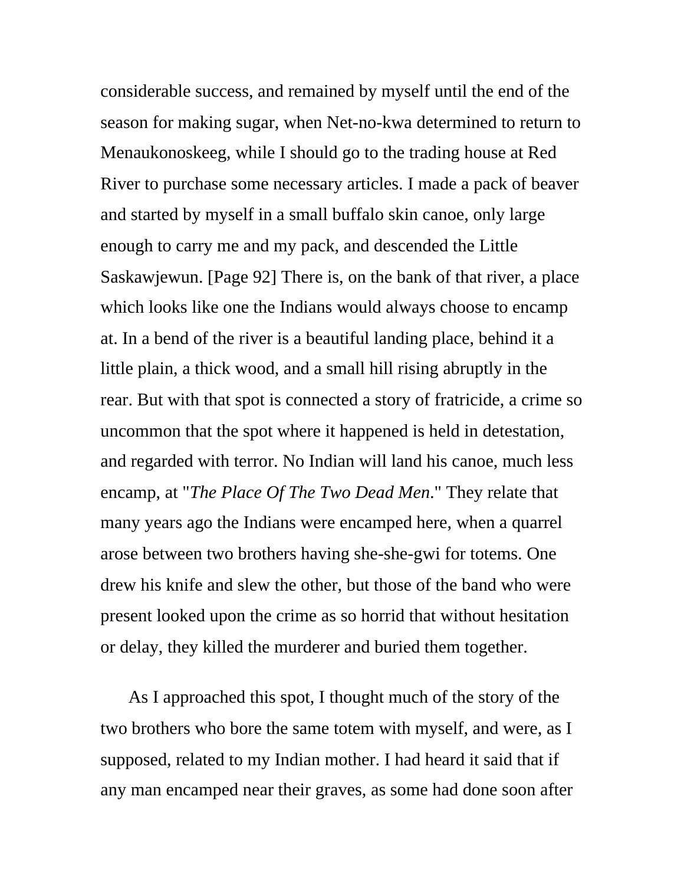considerable success, and remained by myself until the end of the season for making sugar, when Net-no-kwa determined to return to Menaukonoskeeg, while I should go to the trading house at Red River to purchase some necessary articles. I made a pack of beaver and started by myself in a small buffalo skin canoe, only large enough to carry me and my pack, and descended the Little Saskawjewun. [Page 92] There is, on the bank of that river, a place which looks like one the Indians would always choose to encamp at. In a bend of the river is a beautiful landing place, behind it a little plain, a thick wood, and a small hill rising abruptly in the rear. But with that spot is connected a story of fratricide, a crime so uncommon that the spot where it happened is held in detestation, and regarded with terror. No Indian will land his canoe, much less encamp, at "*The Place Of The Two Dead Men*." They relate that many years ago the Indians were encamped here, when a quarrel arose between two brothers having she-she-gwi for totems. One drew his knife and slew the other, but those of the band who were present looked upon the crime as so horrid that without hesitation or delay, they killed the murderer and buried them together.

As I approached this spot, I thought much of the story of the two brothers who bore the same totem with myself, and were, as I supposed, related to my Indian mother. I had heard it said that if any man encamped near their graves, as some had done soon after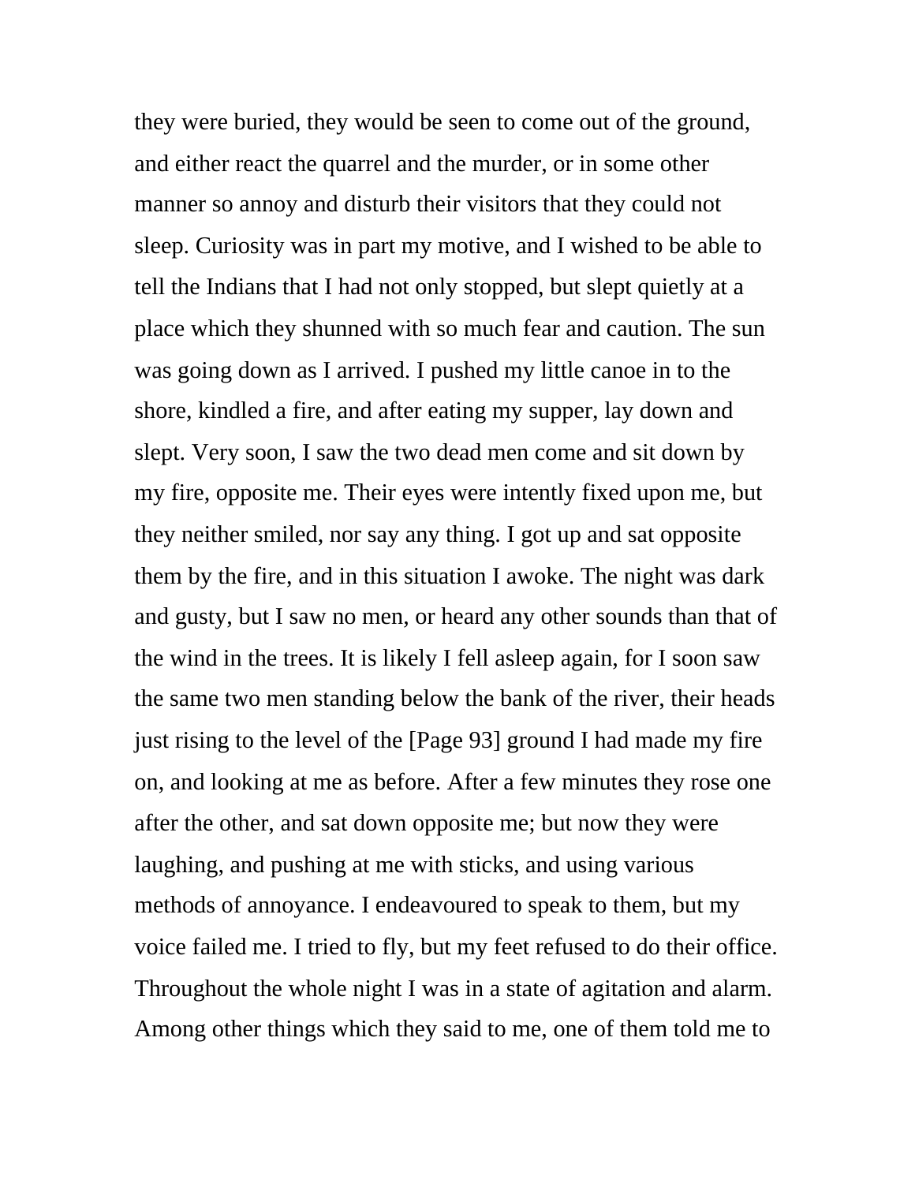they were buried, they would be seen to come out of the ground, and either react the quarrel and the murder, or in some other manner so annoy and disturb their visitors that they could not sleep. Curiosity was in part my motive, and I wished to be able to tell the Indians that I had not only stopped, but slept quietly at a place which they shunned with so much fear and caution. The sun was going down as I arrived. I pushed my little canoe in to the shore, kindled a fire, and after eating my supper, lay down and slept. Very soon, I saw the two dead men come and sit down by my fire, opposite me. Their eyes were intently fixed upon me, but they neither smiled, nor say any thing. I got up and sat opposite them by the fire, and in this situation I awoke. The night was dark and gusty, but I saw no men, or heard any other sounds than that of the wind in the trees. It is likely I fell asleep again, for I soon saw the same two men standing below the bank of the river, their heads just rising to the level of the [Page 93] ground I had made my fire on, and looking at me as before. After a few minutes they rose one after the other, and sat down opposite me; but now they were laughing, and pushing at me with sticks, and using various methods of annoyance. I endeavoured to speak to them, but my voice failed me. I tried to fly, but my feet refused to do their office. Throughout the whole night I was in a state of agitation and alarm. Among other things which they said to me, one of them told me to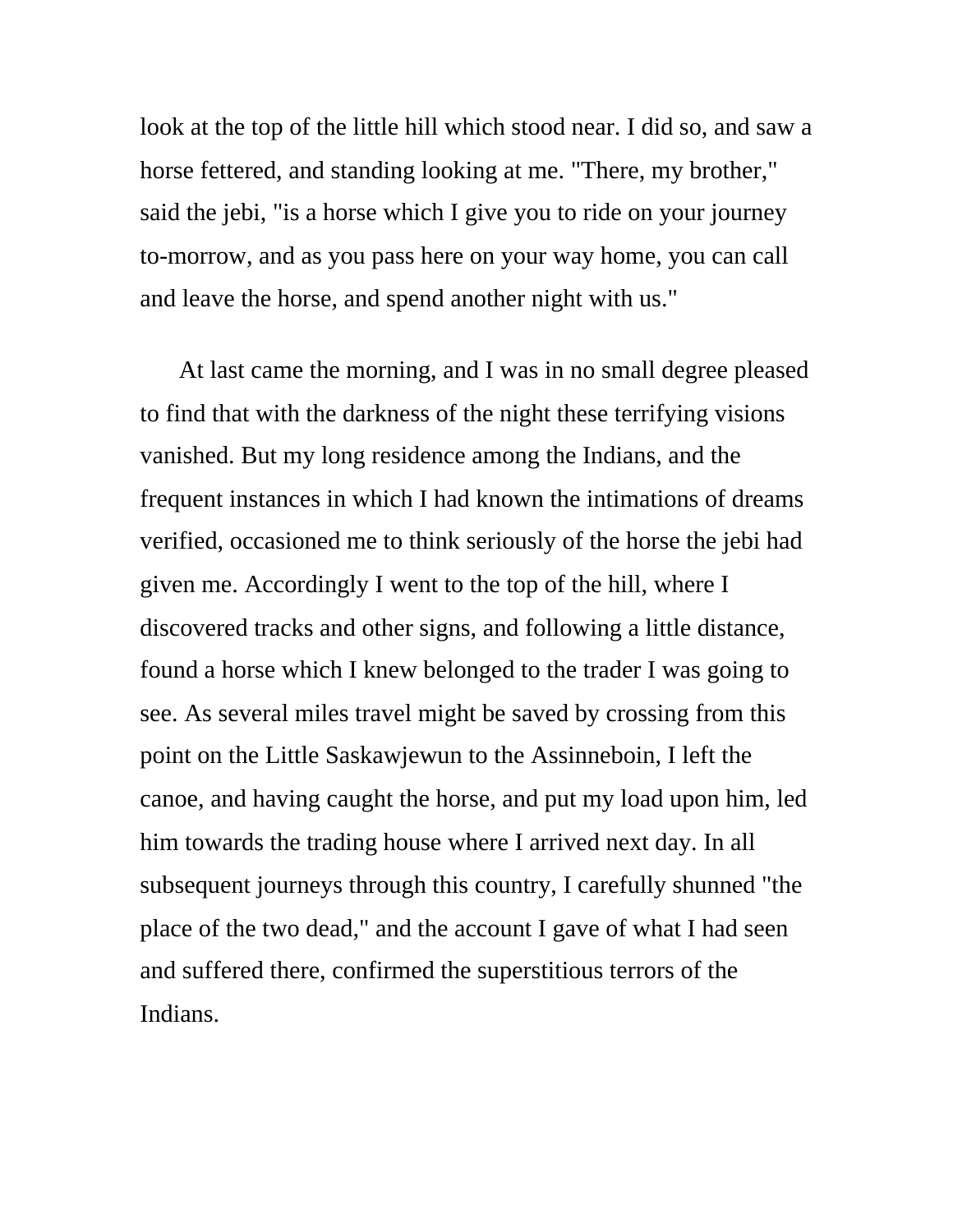look at the top of the little hill which stood near. I did so, and saw a horse fettered, and standing looking at me. "There, my brother," said the jebi, "is a horse which I give you to ride on your journey to-morrow, and as you pass here on your way home, you can call and leave the horse, and spend another night with us."

At last came the morning, and I was in no small degree pleased to find that with the darkness of the night these terrifying visions vanished. But my long residence among the Indians, and the frequent instances in which I had known the intimations of dreams verified, occasioned me to think seriously of the horse the jebi had given me. Accordingly I went to the top of the hill, where I discovered tracks and other signs, and following a little distance, found a horse which I knew belonged to the trader I was going to see. As several miles travel might be saved by crossing from this point on the Little Saskawjewun to the Assinneboin, I left the canoe, and having caught the horse, and put my load upon him, led him towards the trading house where I arrived next day. In all subsequent journeys through this country, I carefully shunned "the place of the two dead," and the account I gave of what I had seen and suffered there, confirmed the superstitious terrors of the Indians.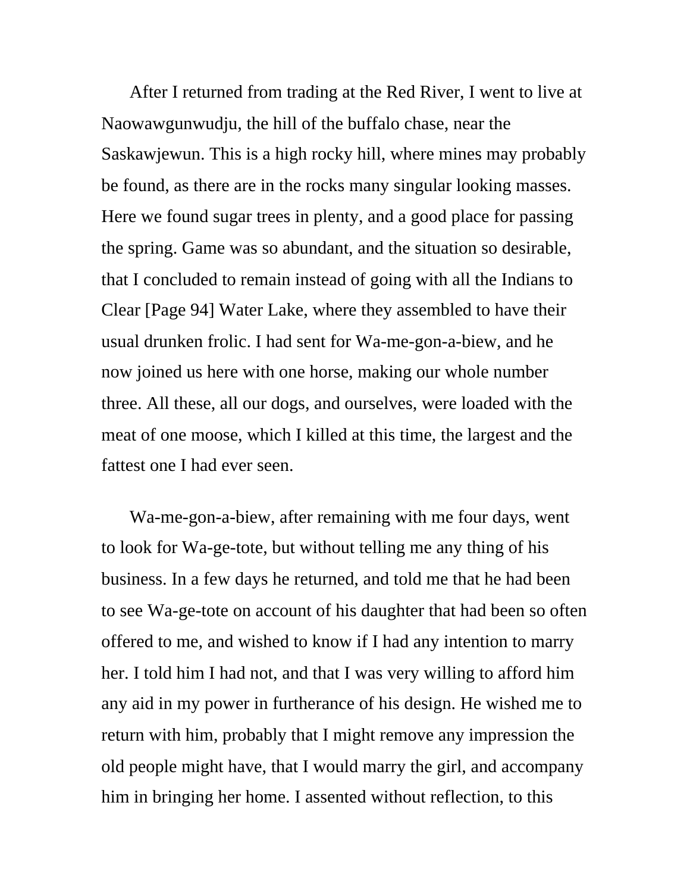After I returned from trading at the Red River, I went to live at Naowawgunwudju, the hill of the buffalo chase, near the Saskawjewun. This is a high rocky hill, where mines may probably be found, as there are in the rocks many singular looking masses. Here we found sugar trees in plenty, and a good place for passing the spring. Game was so abundant, and the situation so desirable, that I concluded to remain instead of going with all the Indians to Clear [Page 94] Water Lake, where they assembled to have their usual drunken frolic. I had sent for Wa-me-gon-a-biew, and he now joined us here with one horse, making our whole number three. All these, all our dogs, and ourselves, were loaded with the meat of one moose, which I killed at this time, the largest and the fattest one I had ever seen.

Wa-me-gon-a-biew, after remaining with me four days, went to look for Wa-ge-tote, but without telling me any thing of his business. In a few days he returned, and told me that he had been to see Wa-ge-tote on account of his daughter that had been so often offered to me, and wished to know if I had any intention to marry her. I told him I had not, and that I was very willing to afford him any aid in my power in furtherance of his design. He wished me to return with him, probably that I might remove any impression the old people might have, that I would marry the girl, and accompany him in bringing her home. I assented without reflection, to this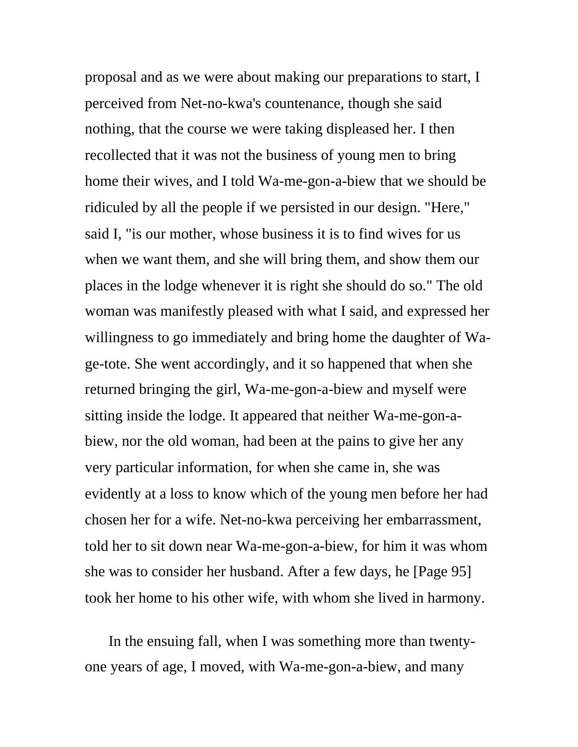proposal and as we were about making our preparations to start, I perceived from Net-no-kwa's countenance, though she said nothing, that the course we were taking displeased her. I then recollected that it was not the business of young men to bring home their wives, and I told Wa-me-gon-a-biew that we should be ridiculed by all the people if we persisted in our design. "Here," said I, "is our mother, whose business it is to find wives for us when we want them, and she will bring them, and show them our places in the lodge whenever it is right she should do so." The old woman was manifestly pleased with what I said, and expressed her willingness to go immediately and bring home the daughter of Wa-ge-tote. She went accordingly, and it so happened that when she returned bringing the girl, Wa-me-gon-a-biew and myself were sitting inside the lodge. It appeared that neither Wa-me-gon-a-biew, nor the old woman, had been at the pains to give her any very particular information, for when she came in, she was evidently at a loss to know which of the young men before her had chosen her for a wife. Net-no-kwa perceiving her embarrassment, told her to sit down near Wa-me-gon-a-biew, for him it was whom she was to consider her husband. After a few days, he [Page 95] took her home to his other wife, with whom she lived in harmony.

In the ensuing fall, when I was something more than twenty-one years of age, I moved, with Wa-me-gon-a-biew, and many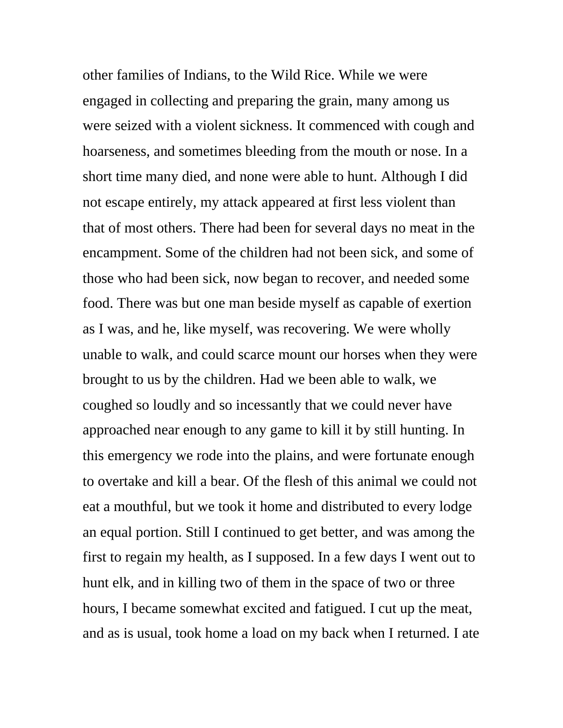other families of Indians, to the Wild Rice. While we were engaged in collecting and preparing the grain, many among us were seized with a violent sickness. It commenced with cough and hoarseness, and sometimes bleeding from the mouth or nose. In a short time many died, and none were able to hunt. Although I did not escape entirely, my attack appeared at first less violent than that of most others. There had been for several days no meat in the encampment. Some of the children had not been sick, and some of those who had been sick, now began to recover, and needed some food. There was but one man beside myself as capable of exertion as I was, and he, like myself, was recovering. We were wholly unable to walk, and could scarce mount our horses when they were brought to us by the children. Had we been able to walk, we coughed so loudly and so incessantly that we could never have approached near enough to any game to kill it by still hunting. In this emergency we rode into the plains, and were fortunate enough to overtake and kill a bear. Of the flesh of this animal we could not eat a mouthful, but we took it home and distributed to every lodge an equal portion. Still I continued to get better, and was among the first to regain my health, as I supposed. In a few days I went out to hunt elk, and in killing two of them in the space of two or three hours, I became somewhat excited and fatigued. I cut up the meat, and as is usual, took home a load on my back when I returned. I ate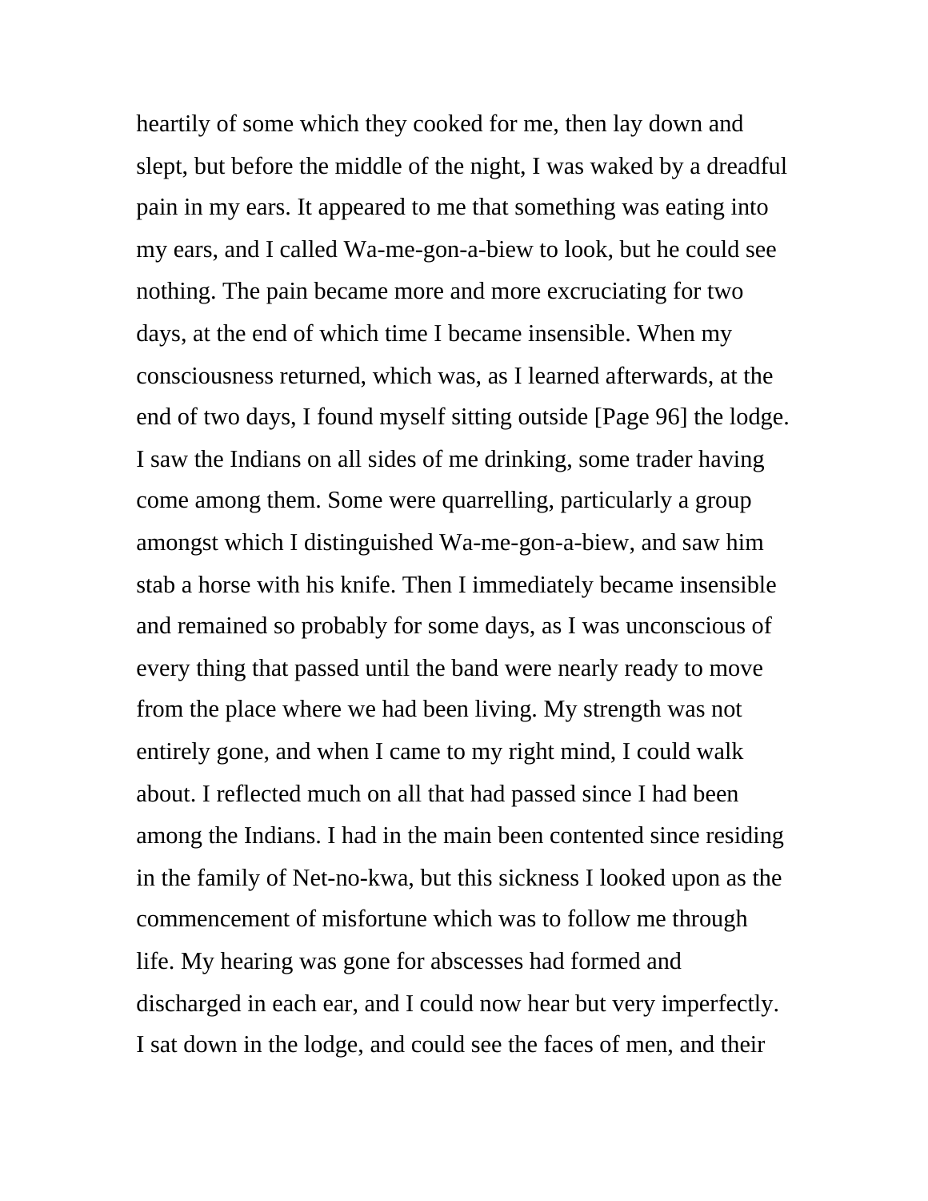heartily of some which they cooked for me, then lay down and slept, but before the middle of the night, I was waked by a dreadful pain in my ears. It appeared to me that something was eating into my ears, and I called Wa-me-gon-a-biew to look, but he could see nothing. The pain became more and more excruciating for two days, at the end of which time I became insensible. When my consciousness returned, which was, as I learned afterwards, at the end of two days, I found myself sitting outside [Page 96] the lodge. I saw the Indians on all sides of me drinking, some trader having come among them. Some were quarrelling, particularly a group amongst which I distinguished Wa-me-gon-a-biew, and saw him stab a horse with his knife. Then I immediately became insensible and remained so probably for some days, as I was unconscious of every thing that passed until the band were nearly ready to move from the place where we had been living. My strength was not entirely gone, and when I came to my right mind, I could walk about. I reflected much on all that had passed since I had been among the Indians. I had in the main been contented since residing in the family of Net-no-kwa, but this sickness I looked upon as the commencement of misfortune which was to follow me through life. My hearing was gone for abscesses had formed and discharged in each ear, and I could now hear but very imperfectly. I sat down in the lodge, and could see the faces of men, and their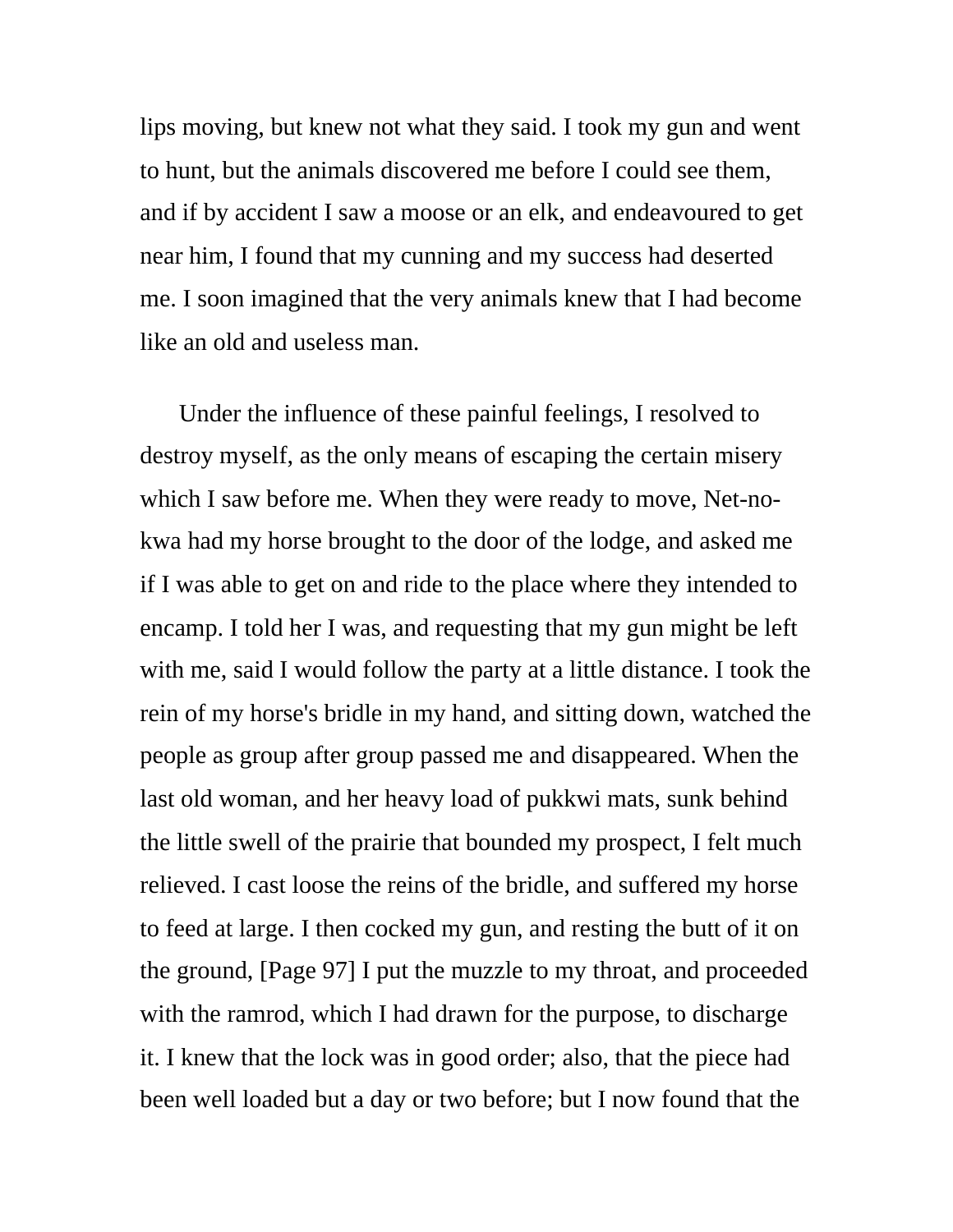lips moving, but knew not what they said. I took my gun and went to hunt, but the animals discovered me before I could see them, and if by accident I saw a moose or an elk, and endeavoured to get near him, I found that my cunning and my success had deserted me. I soon imagined that the very animals knew that I had become like an old and useless man.

Under the influence of these painful feelings, I resolved to destroy myself, as the only means of escaping the certain misery which I saw before me. When they were ready to move, Net-no-kwa had my horse brought to the door of the lodge, and asked me if I was able to get on and ride to the place where they intended to encamp. I told her I was, and requesting that my gun might be left with me, said I would follow the party at a little distance. I took the rein of my horse's bridle in my hand, and sitting down, watched the people as group after group passed me and disappeared. When the last old woman, and her heavy load of pukkwi mats, sunk behind the little swell of the prairie that bounded my prospect, I felt much relieved. I cast loose the reins of the bridle, and suffered my horse to feed at large. I then cocked my gun, and resting the butt of it on the ground, [Page 97] I put the muzzle to my throat, and proceeded with the ramrod, which I had drawn for the purpose, to discharge it. I knew that the lock was in good order; also, that the piece had been well loaded but a day or two before; but I now found that the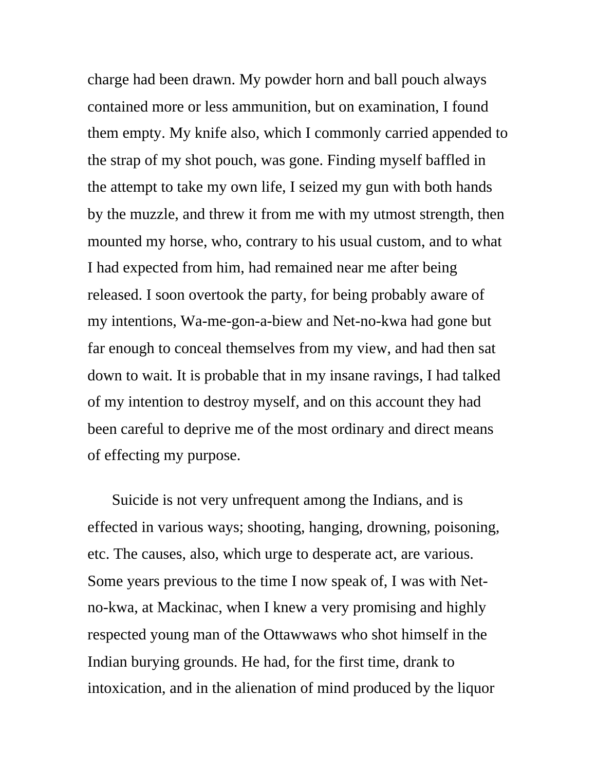charge had been drawn. My powder horn and ball pouch always contained more or less ammunition, but on examination, I found them empty. My knife also, which I commonly carried appended to the strap of my shot pouch, was gone. Finding myself baffled in the attempt to take my own life, I seized my gun with both hands by the muzzle, and threw it from me with my utmost strength, then mounted my horse, who, contrary to his usual custom, and to what I had expected from him, had remained near me after being released. I soon overtook the party, for being probably aware of my intentions, Wa-me-gon-a-biew and Net-no-kwa had gone but far enough to conceal themselves from my view, and had then sat down to wait. It is probable that in my insane ravings, I had talked of my intention to destroy myself, and on this account they had been careful to deprive me of the most ordinary and direct means of effecting my purpose.

Suicide is not very unfrequent among the Indians, and is effected in various ways; shooting, hanging, drowning, poisoning, etc. The causes, also, which urge to desperate act, are various. Some years previous to the time I now speak of, I was with Net-no-kwa, at Mackinac, when I knew a very promising and highly respected young man of the Ottawwaws who shot himself in the Indian burying grounds. He had, for the first time, drank to intoxication, and in the alienation of mind produced by the liquor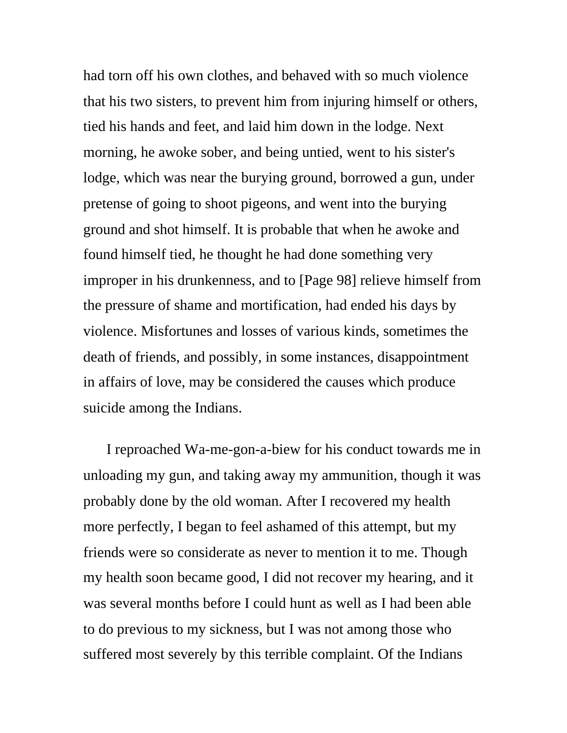had torn off his own clothes, and behaved with so much violence that his two sisters, to prevent him from injuring himself or others, tied his hands and feet, and laid him down in the lodge. Next morning, he awoke sober, and being untied, went to his sister's lodge, which was near the burying ground, borrowed a gun, under pretense of going to shoot pigeons, and went into the burying ground and shot himself. It is probable that when he awoke and found himself tied, he thought he had done something very improper in his drunkenness, and to [Page 98] relieve himself from the pressure of shame and mortification, had ended his days by violence. Misfortunes and losses of various kinds, sometimes the death of friends, and possibly, in some instances, disappointment in affairs of love, may be considered the causes which produce suicide among the Indians.

I reproached Wa-me-gon-a-biew for his conduct towards me in unloading my gun, and taking away my ammunition, though it was probably done by the old woman. After I recovered my health more perfectly, I began to feel ashamed of this attempt, but my friends were so considerate as never to mention it to me. Though my health soon became good, I did not recover my hearing, and it was several months before I could hunt as well as I had been able to do previous to my sickness, but I was not among those who suffered most severely by this terrible complaint. Of the Indians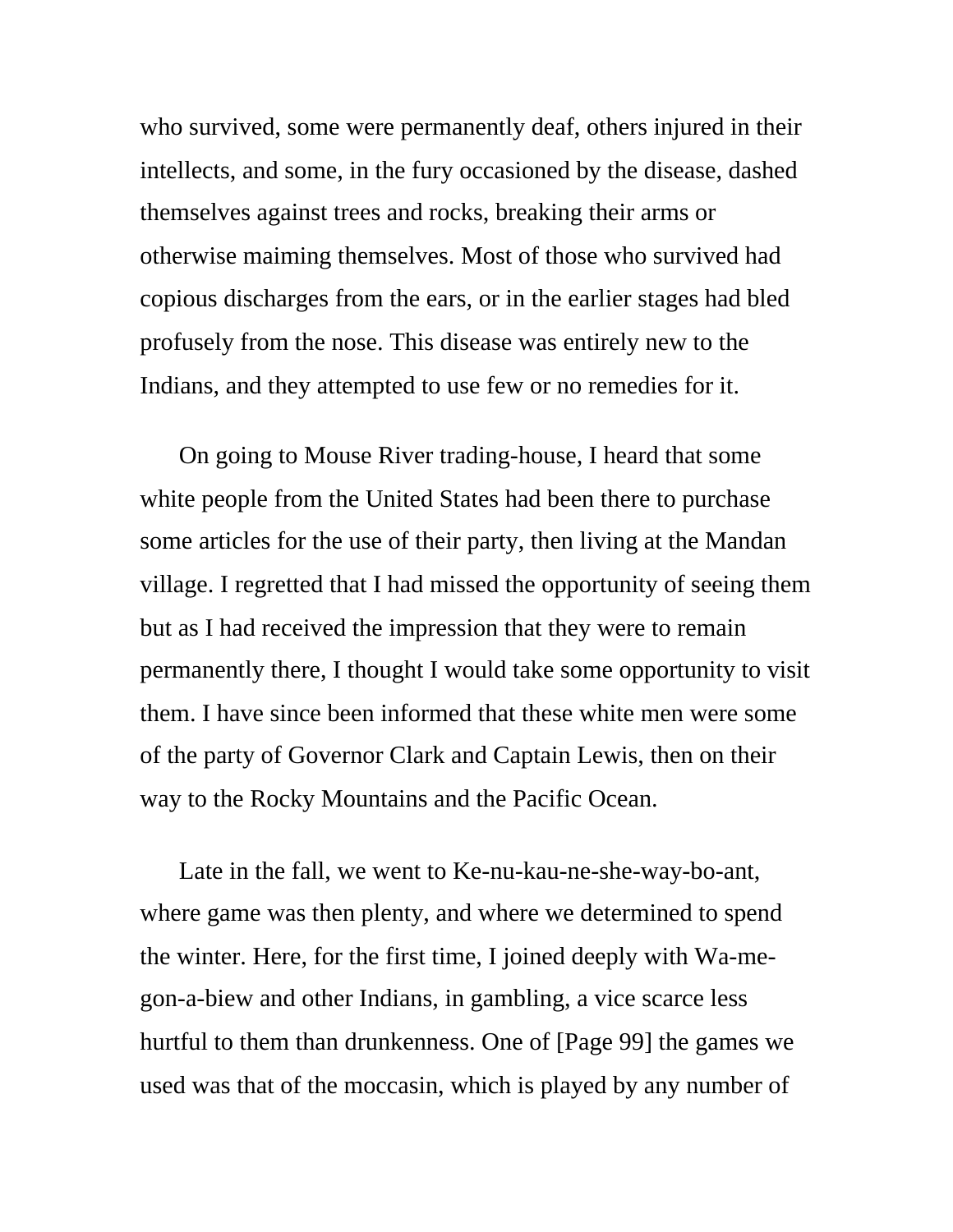who survived, some were permanently deaf, others injured in their intellects, and some, in the fury occasioned by the disease, dashed themselves against trees and rocks, breaking their arms or otherwise maiming themselves. Most of those who survived had copious discharges from the ears, or in the earlier stages had bled profusely from the nose. This disease was entirely new to the Indians, and they attempted to use few or no remedies for it.

On going to Mouse River trading-house, I heard that some white people from the United States had been there to purchase some articles for the use of their party, then living at the Mandan village. I regretted that I had missed the opportunity of seeing them but as I had received the impression that they were to remain permanently there, I thought I would take some opportunity to visit them. I have since been informed that these white men were some of the party of Governor Clark and Captain Lewis, then on their way to the Rocky Mountains and the Pacific Ocean.

Late in the fall, we went to Ke-nu-kau-ne-she-way-bo-ant, where game was then plenty, and where we determined to spend the winter. Here, for the first time, I joined deeply with Wa-me-gon-a-biew and other Indians, in gambling, a vice scarce less hurtful to them than drunkenness. One of [Page 99] the games we used was that of the moccasin, which is played by any number of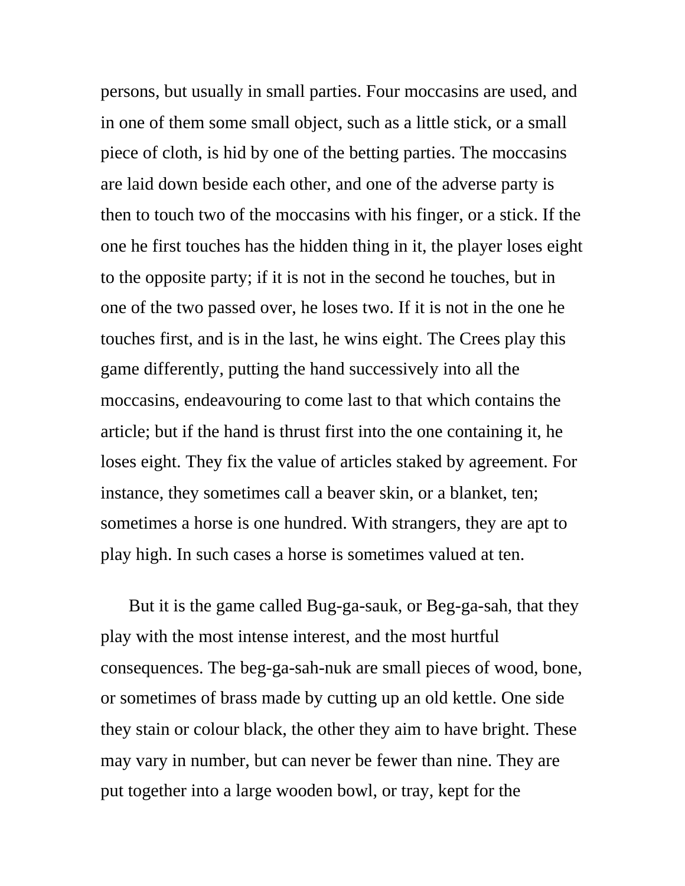persons, but usually in small parties. Four moccasins are used, and in one of them some small object, such as a little stick, or a small piece of cloth, is hid by one of the betting parties. The moccasins are laid down beside each other, and one of the adverse party is then to touch two of the moccasins with his finger, or a stick. If the one he first touches has the hidden thing in it, the player loses eight to the opposite party; if it is not in the second he touches, but in one of the two passed over, he loses two. If it is not in the one he touches first, and is in the last, he wins eight. The Crees play this game differently, putting the hand successively into all the moccasins, endeavouring to come last to that which contains the article; but if the hand is thrust first into the one containing it, he loses eight. They fix the value of articles staked by agreement. For instance, they sometimes call a beaver skin, or a blanket, ten; sometimes a horse is one hundred. With strangers, they are apt to play high. In such cases a horse is sometimes valued at ten.

But it is the game called Bug-ga-sauk, or Beg-ga-sah, that they play with the most intense interest, and the most hurtful consequences. The beg-ga-sah-nuk are small pieces of wood, bone, or sometimes of brass made by cutting up an old kettle. One side they stain or colour black, the other they aim to have bright. These may vary in number, but can never be fewer than nine. They are put together into a large wooden bowl, or tray, kept for the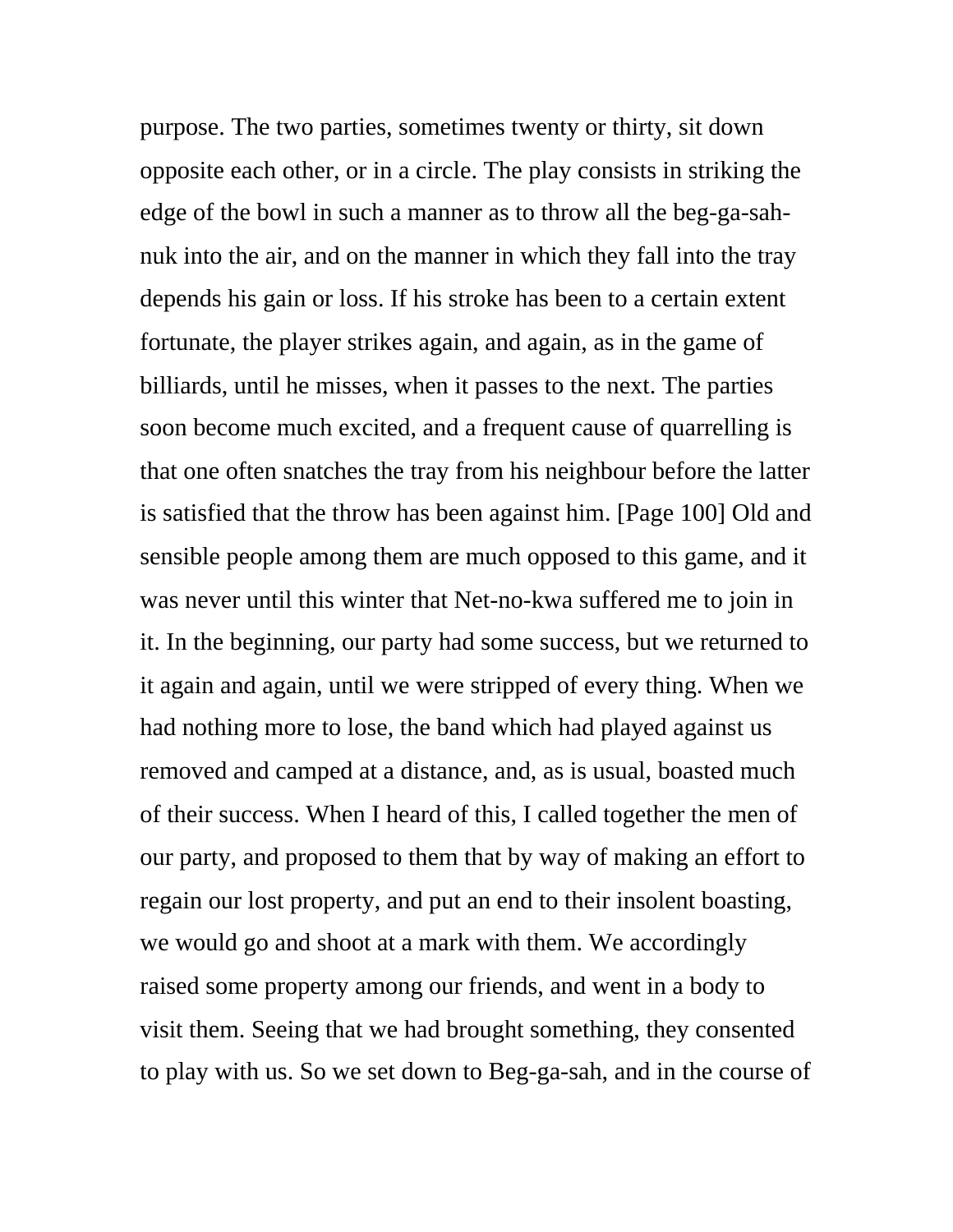purpose. The two parties, sometimes twenty or thirty, sit down opposite each other, or in a circle. The play consists in striking the edge of the bowl in such a manner as to throw all the beg-ga-sah-nuk into the air, and on the manner in which they fall into the tray depends his gain or loss. If his stroke has been to a certain extent fortunate, the player strikes again, and again, as in the game of billiards, until he misses, when it passes to the next. The parties soon become much excited, and a frequent cause of quarrelling is that one often snatches the tray from his neighbour before the latter is satisfied that the throw has been against him. [Page 100] Old and sensible people among them are much opposed to this game, and it was never until this winter that Net-no-kwa suffered me to join in it. In the beginning, our party had some success, but we returned to it again and again, until we were stripped of every thing. When we had nothing more to lose, the band which had played against us removed and camped at a distance, and, as is usual, boasted much of their success. When I heard of this, I called together the men of our party, and proposed to them that by way of making an effort to regain our lost property, and put an end to their insolent boasting, we would go and shoot at a mark with them. We accordingly raised some property among our friends, and went in a body to visit them. Seeing that we had brought something, they consented to play with us. So we set down to Beg-ga-sah, and in the course of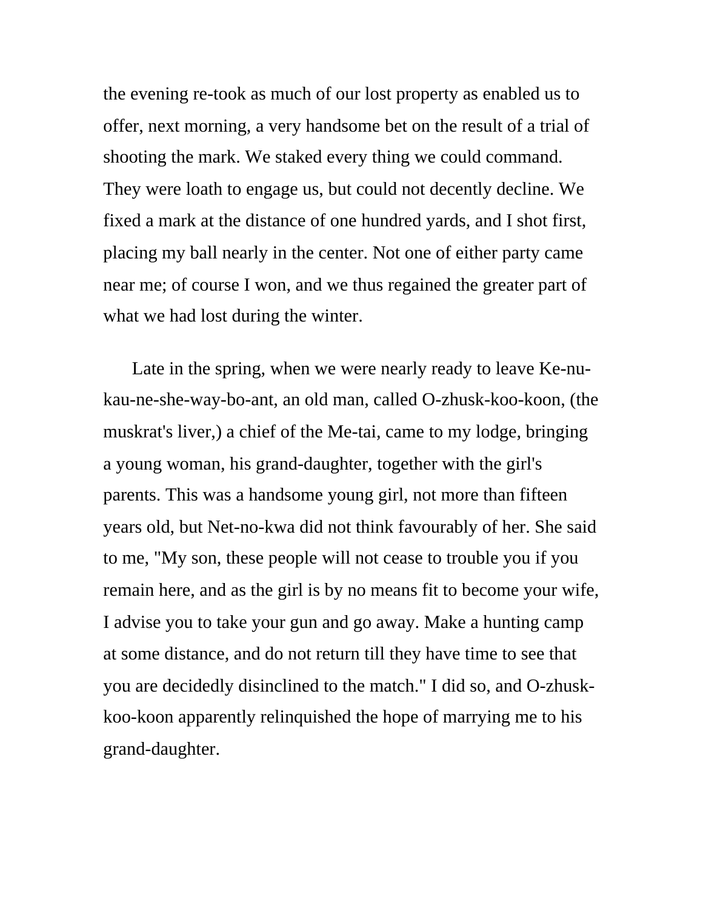the evening re-took as much of our lost property as enabled us to offer, next morning, a very handsome bet on the result of a trial of shooting the mark. We staked every thing we could command. They were loath to engage us, but could not decently decline. We fixed a mark at the distance of one hundred yards, and I shot first, placing my ball nearly in the center. Not one of either party came near me; of course I won, and we thus regained the greater part of what we had lost during the winter.

Late in the spring, when we were nearly ready to leave Ke-nu-kau-ne-she-way-bo-ant, an old man, called O-zhusk-koo-koon, (the muskrat's liver,) a chief of the Me-tai, came to my lodge, bringing a young woman, his grand-daughter, together with the girl's parents. This was a handsome young girl, not more than fifteen years old, but Net-no-kwa did not think favourably of her. She said to me, "My son, these people will not cease to trouble you if you remain here, and as the girl is by no means fit to become your wife, I advise you to take your gun and go away. Make a hunting camp at some distance, and do not return till they have time to see that you are decidedly disinclined to the match." I did so, and O-zhusk-koo-koon apparently relinquished the hope of marrying me to his grand-daughter.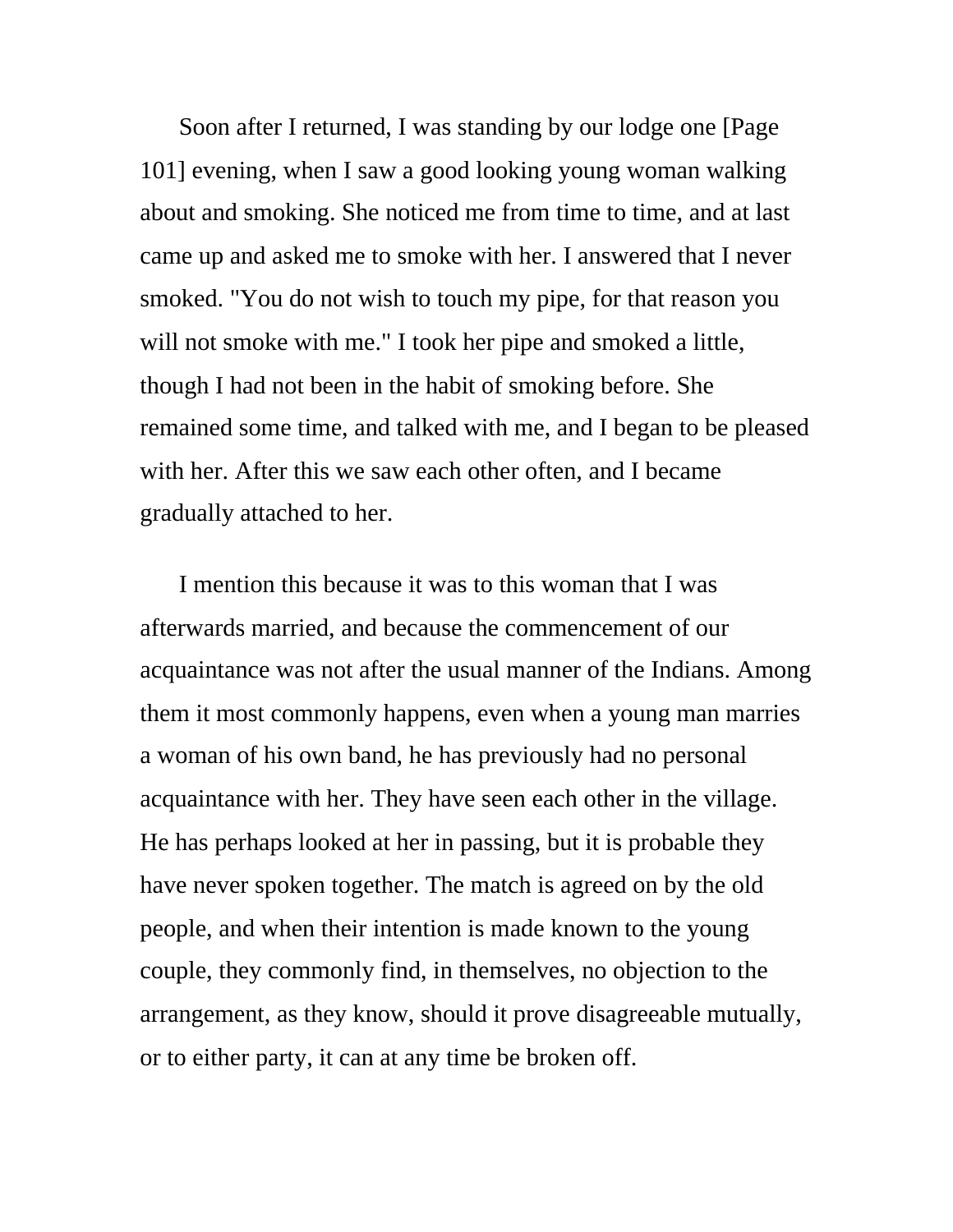Soon after I returned, I was standing by our lodge one [Page 101] evening, when I saw a good looking young woman walking about and smoking. She noticed me from time to time, and at last came up and asked me to smoke with her. I answered that I never smoked. "You do not wish to touch my pipe, for that reason you will not smoke with me." I took her pipe and smoked a little, though I had not been in the habit of smoking before. She remained some time, and talked with me, and I began to be pleased with her. After this we saw each other often, and I became gradually attached to her.

I mention this because it was to this woman that I was afterwards married, and because the commencement of our acquaintance was not after the usual manner of the Indians. Among them it most commonly happens, even when a young man marries a woman of his own band, he has previously had no personal acquaintance with her. They have seen each other in the village. He has perhaps looked at her in passing, but it is probable they have never spoken together. The match is agreed on by the old people, and when their intention is made known to the young couple, they commonly find, in themselves, no objection to the arrangement, as they know, should it prove disagreeable mutually, or to either party, it can at any time be broken off.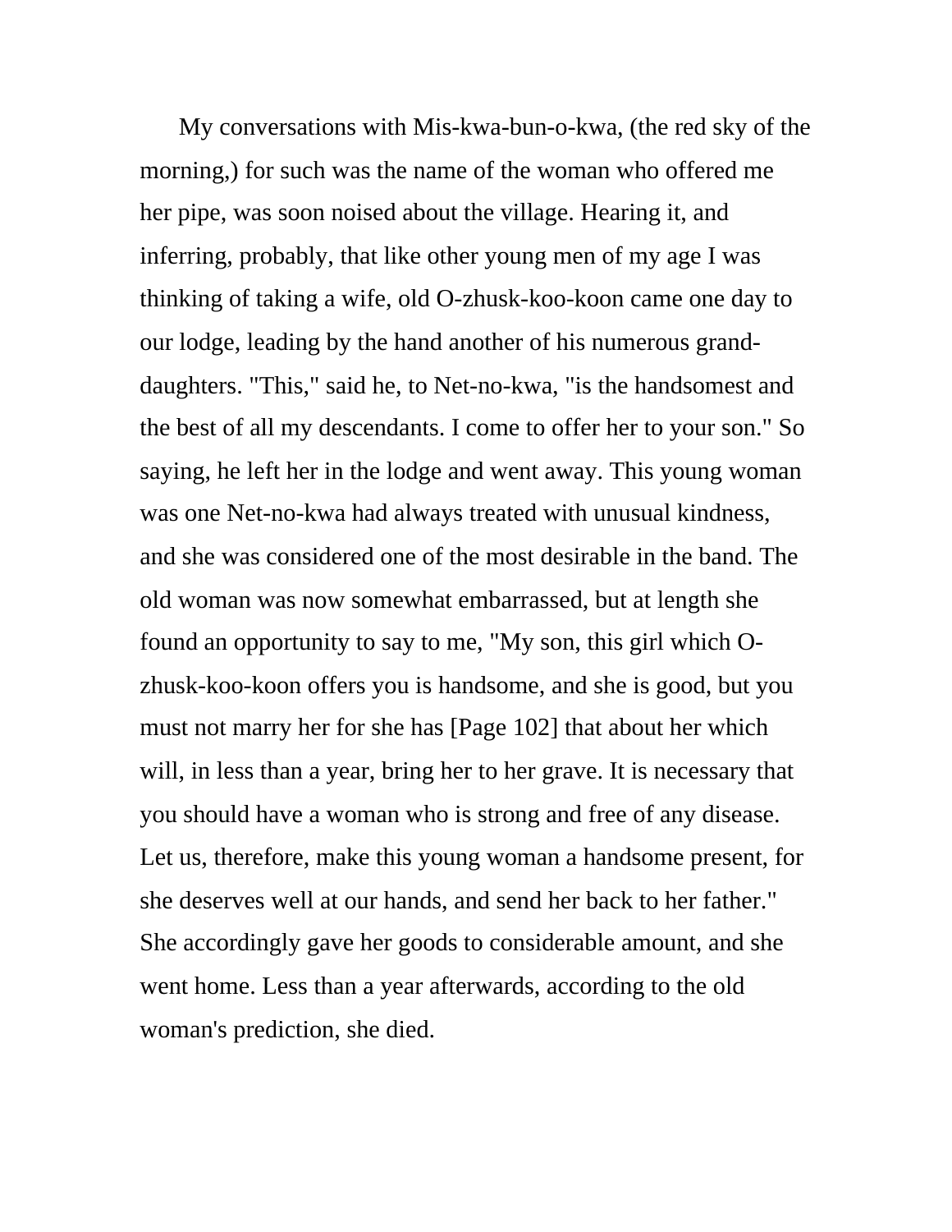My conversations with Mis-kwa-bun-o-kwa, (the red sky of the morning,) for such was the name of the woman who offered me her pipe, was soon noised about the village. Hearing it, and inferring, probably, that like other young men of my age I was thinking of taking a wife, old O-zhusk-koo-koon came one day to our lodge, leading by the hand another of his numerous grand-daughters. "This," said he, to Net-no-kwa, "is the handsomest and the best of all my descendants. I come to offer her to your son." So saying, he left her in the lodge and went away. This young woman was one Net-no-kwa had always treated with unusual kindness, and she was considered one of the most desirable in the band. The old woman was now somewhat embarrassed, but at length she found an opportunity to say to me, "My son, this girl which O-zhusk-koo-koon offers you is handsome, and she is good, but you must not marry her for she has [Page 102] that about her which will, in less than a year, bring her to her grave. It is necessary that you should have a woman who is strong and free of any disease. Let us, therefore, make this young woman a handsome present, for she deserves well at our hands, and send her back to her father." She accordingly gave her goods to considerable amount, and she went home. Less than a year afterwards, according to the old woman's prediction, she died.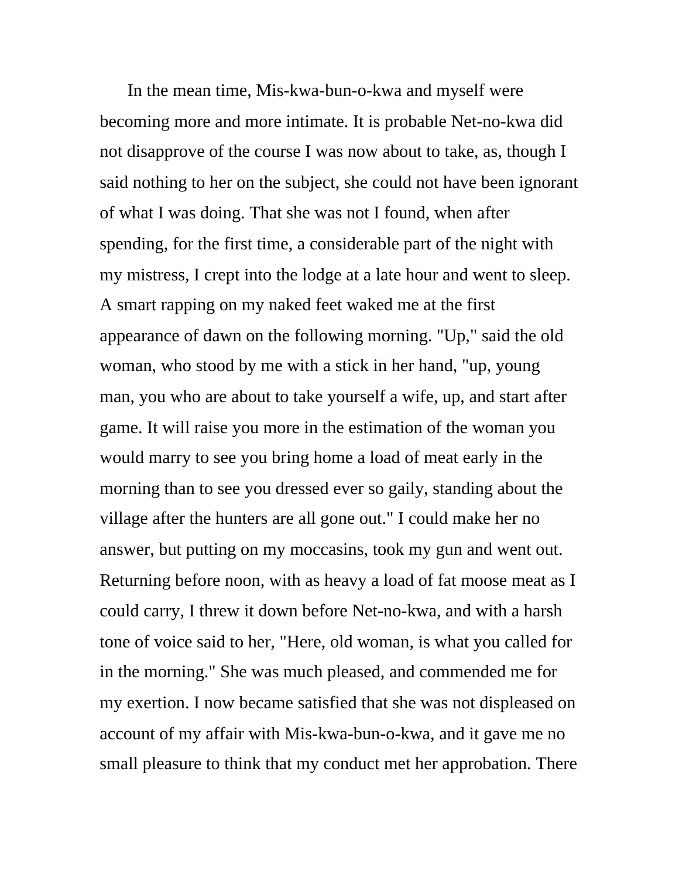In the mean time, Mis-kwa-bun-o-kwa and myself were becoming more and more intimate. It is probable Net-no-kwa did not disapprove of the course I was now about to take, as, though I said nothing to her on the subject, she could not have been ignorant of what I was doing. That she was not I found, when after spending, for the first time, a considerable part of the night with my mistress, I crept into the lodge at a late hour and went to sleep. A smart rapping on my naked feet waked me at the first appearance of dawn on the following morning. "Up," said the old woman, who stood by me with a stick in her hand, "up, young man, you who are about to take yourself a wife, up, and start after game. It will raise you more in the estimation of the woman you would marry to see you bring home a load of meat early in the morning than to see you dressed ever so gaily, standing about the village after the hunters are all gone out." I could make her no answer, but putting on my moccasins, took my gun and went out. Returning before noon, with as heavy a load of fat moose meat as I could carry, I threw it down before Net-no-kwa, and with a harsh tone of voice said to her, "Here, old woman, is what you called for in the morning." She was much pleased, and commended me for my exertion. I now became satisfied that she was not displeased on account of my affair with Mis-kwa-bun-o-kwa, and it gave me no small pleasure to think that my conduct met her approbation. There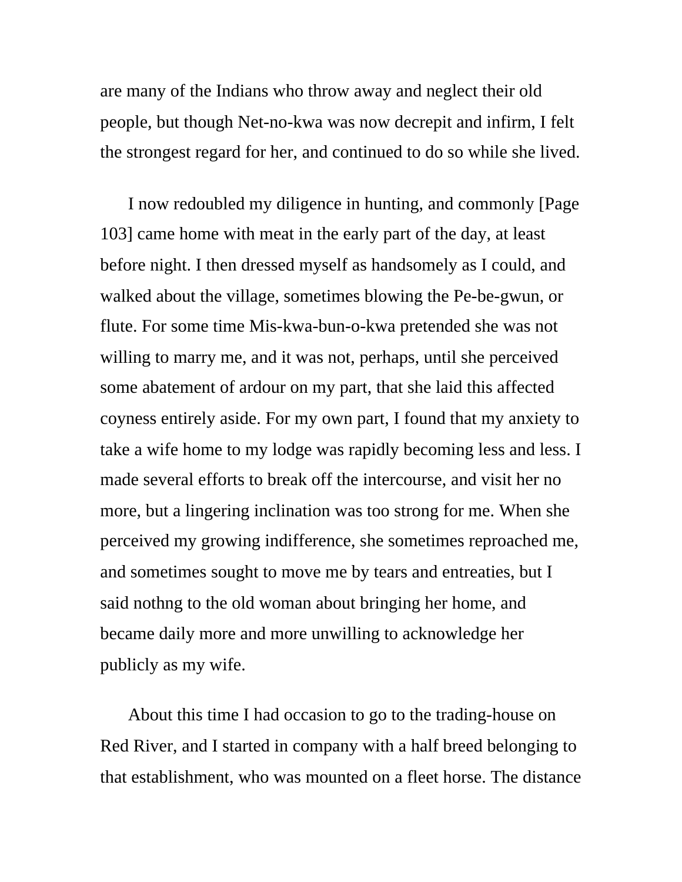are many of the Indians who throw away and neglect their old people, but though Net-no-kwa was now decrepit and infirm, I felt the strongest regard for her, and continued to do so while she lived.

I now redoubled my diligence in hunting, and commonly [Page 103] came home with meat in the early part of the day, at least before night. I then dressed myself as handsomely as I could, and walked about the village, sometimes blowing the Pe-be-gwun, or flute. For some time Mis-kwa-bun-o-kwa pretended she was not willing to marry me, and it was not, perhaps, until she perceived some abatement of ardour on my part, that she laid this affected coyness entirely aside. For my own part, I found that my anxiety to take a wife home to my lodge was rapidly becoming less and less. I made several efforts to break off the intercourse, and visit her no more, but a lingering inclination was too strong for me. When she perceived my growing indifference, she sometimes reproached me, and sometimes sought to move me by tears and entreaties, but I said nothng to the old woman about bringing her home, and became daily more and more unwilling to acknowledge her publicly as my wife.

About this time I had occasion to go to the trading-house on Red River, and I started in company with a half breed belonging to that establishment, who was mounted on a fleet horse. The distance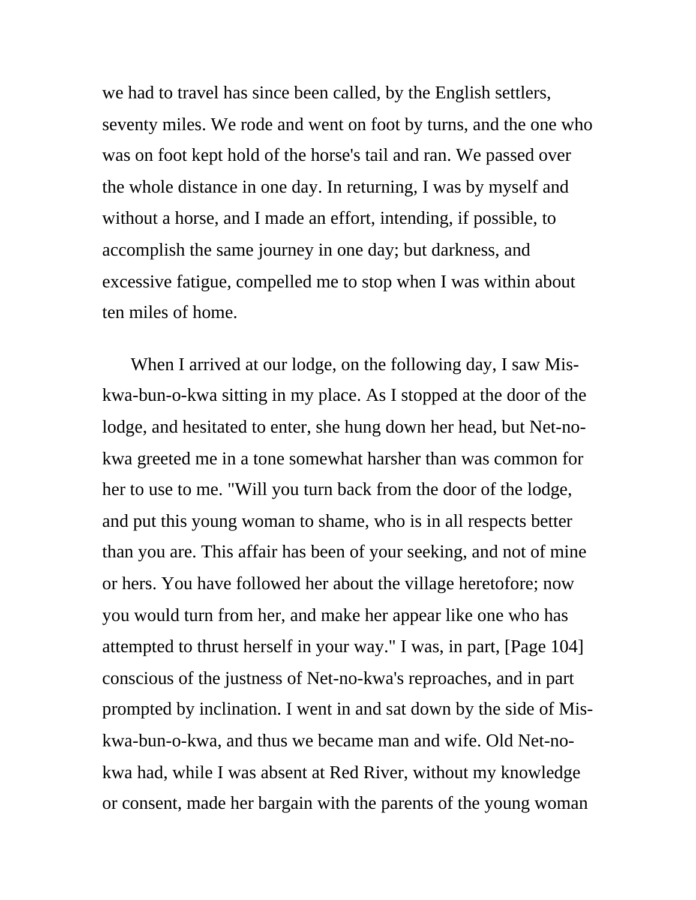we had to travel has since been called, by the English settlers, seventy miles. We rode and went on foot by turns, and the one who was on foot kept hold of the horse's tail and ran. We passed over the whole distance in one day. In returning, I was by myself and without a horse, and I made an effort, intending, if possible, to accomplish the same journey in one day; but darkness, and excessive fatigue, compelled me to stop when I was within about ten miles of home.

When I arrived at our lodge, on the following day, I saw Mis-kwa-bun-o-kwa sitting in my place. As I stopped at the door of the lodge, and hesitated to enter, she hung down her head, but Net-no-kwa greeted me in a tone somewhat harsher than was common for her to use to me. "Will you turn back from the door of the lodge, and put this young woman to shame, who is in all respects better than you are. This affair has been of your seeking, and not of mine or hers. You have followed her about the village heretofore; now you would turn from her, and make her appear like one who has attempted to thrust herself in your way." I was, in part, [Page 104] conscious of the justness of Net-no-kwa's reproaches, and in part prompted by inclination. I went in and sat down by the side of Mis-kwa-bun-o-kwa, and thus we became man and wife. Old Net-no-kwa had, while I was absent at Red River, without my knowledge or consent, made her bargain with the parents of the young woman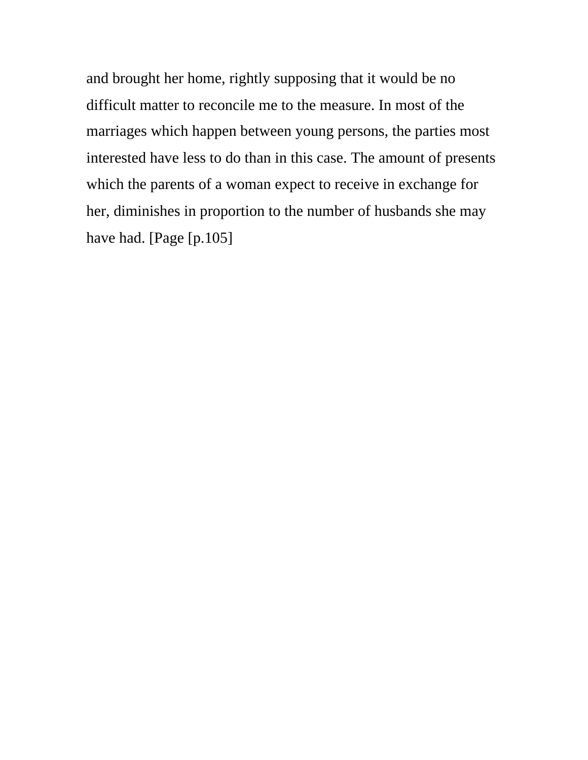and brought her home, rightly supposing that it would be no difficult matter to reconcile me to the measure. In most of the marriages which happen between young persons, the parties most interested have less to do than in this case. The amount of presents which the parents of a woman expect to receive in exchange for her, diminishes in proportion to the number of husbands she may have had. [Page [p.105]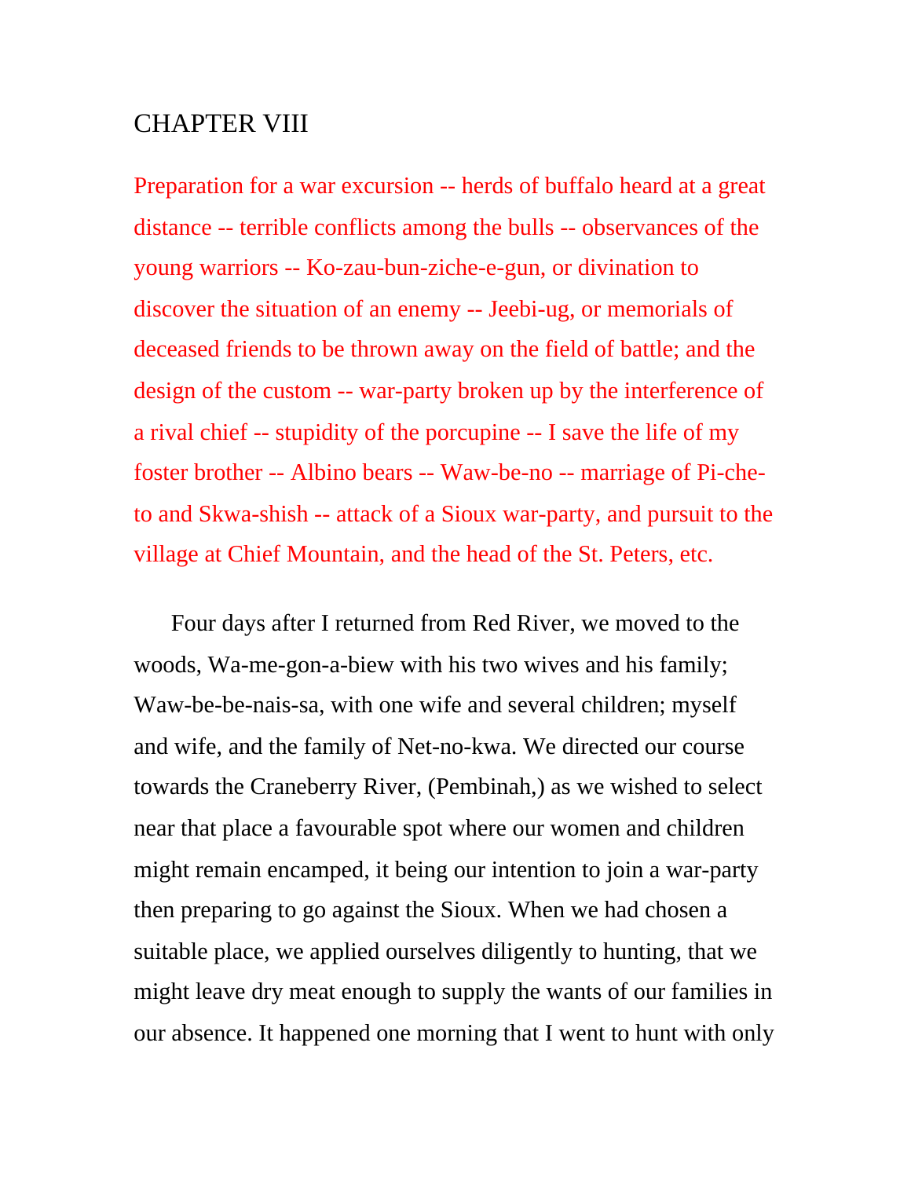# CHAPTER VIII

Preparation for a war excursion -- herds of buffalo heard at a great distance -- terrible conflicts among the bulls -- observances of the young warriors -- Ko-zau-bun-ziche-e-gun, or divination to discover the situation of an enemy -- Jeebi-ug, or memorials of deceased friends to be thrown away on the field of battle; and the design of the custom -- war-party broken up by the interference of a rival chief -- stupidity of the porcupine -- I save the life of my foster brother -- Albino bears -- Waw-be-no -- marriage of Pi-che-to and Skwa-shish -- attack of a Sioux war-party, and pursuit to the village at Chief Mountain, and the head of the St. Peters, etc.

Four days after I returned from Red River, we moved to the woods, Wa-me-gon-a-biew with his two wives and his family; Waw-be-be-nais-sa, with one wife and several children; myself and wife, and the family of Net-no-kwa. We directed our course towards the Craneberry River, (Pembinah,) as we wished to select near that place a favourable spot where our women and children might remain encamped, it being our intention to join a war-party then preparing to go against the Sioux. When we had chosen a suitable place, we applied ourselves diligently to hunting, that we might leave dry meat enough to supply the wants of our families in our absence. It happened one morning that I went to hunt with only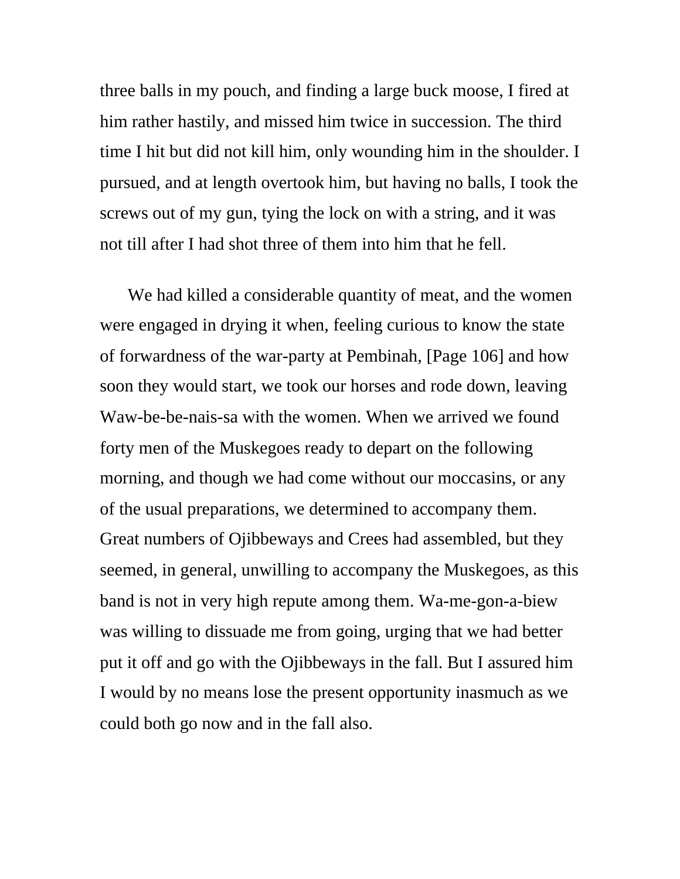three balls in my pouch, and finding a large buck moose, I fired at him rather hastily, and missed him twice in succession. The third time I hit but did not kill him, only wounding him in the shoulder. I pursued, and at length overtook him, but having no balls, I took the screws out of my gun, tying the lock on with a string, and it was not till after I had shot three of them into him that he fell.

We had killed a considerable quantity of meat, and the women were engaged in drying it when, feeling curious to know the state of forwardness of the war-party at Pembinah, [Page 106] and how soon they would start, we took our horses and rode down, leaving Waw-be-be-nais-sa with the women. When we arrived we found forty men of the Muskegoes ready to depart on the following morning, and though we had come without our moccasins, or any of the usual preparations, we determined to accompany them. Great numbers of Ojibbeways and Crees had assembled, but they seemed, in general, unwilling to accompany the Muskegoes, as this band is not in very high repute among them. Wa-me-gon-a-biew was willing to dissuade me from going, urging that we had better put it off and go with the Ojibbeways in the fall. But I assured him I would by no means lose the present opportunity inasmuch as we could both go now and in the fall also.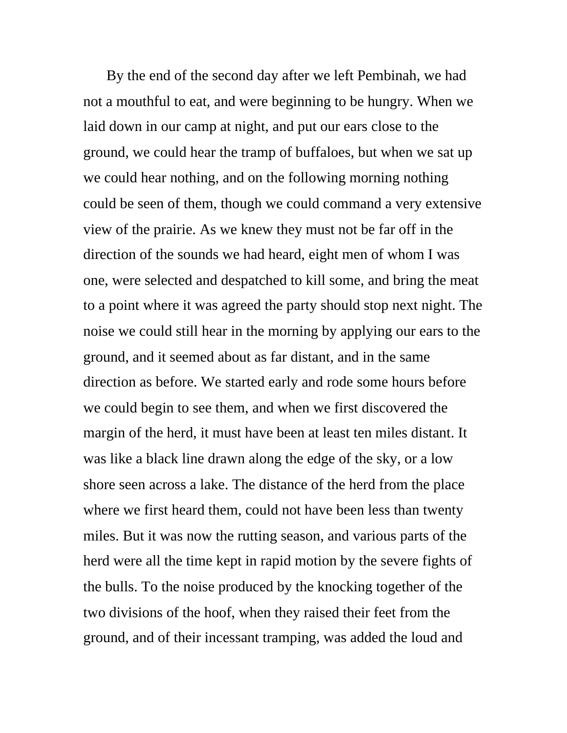By the end of the second day after we left Pembinah, we had not a mouthful to eat, and were beginning to be hungry. When we laid down in our camp at night, and put our ears close to the ground, we could hear the tramp of buffaloes, but when we sat up we could hear nothing, and on the following morning nothing could be seen of them, though we could command a very extensive view of the prairie. As we knew they must not be far off in the direction of the sounds we had heard, eight men of whom I was one, were selected and despatched to kill some, and bring the meat to a point where it was agreed the party should stop next night. The noise we could still hear in the morning by applying our ears to the ground, and it seemed about as far distant, and in the same direction as before. We started early and rode some hours before we could begin to see them, and when we first discovered the margin of the herd, it must have been at least ten miles distant. It was like a black line drawn along the edge of the sky, or a low shore seen across a lake. The distance of the herd from the place where we first heard them, could not have been less than twenty miles. But it was now the rutting season, and various parts of the herd were all the time kept in rapid motion by the severe fights of the bulls. To the noise produced by the knocking together of the two divisions of the hoof, when they raised their feet from the ground, and of their incessant tramping, was added the loud and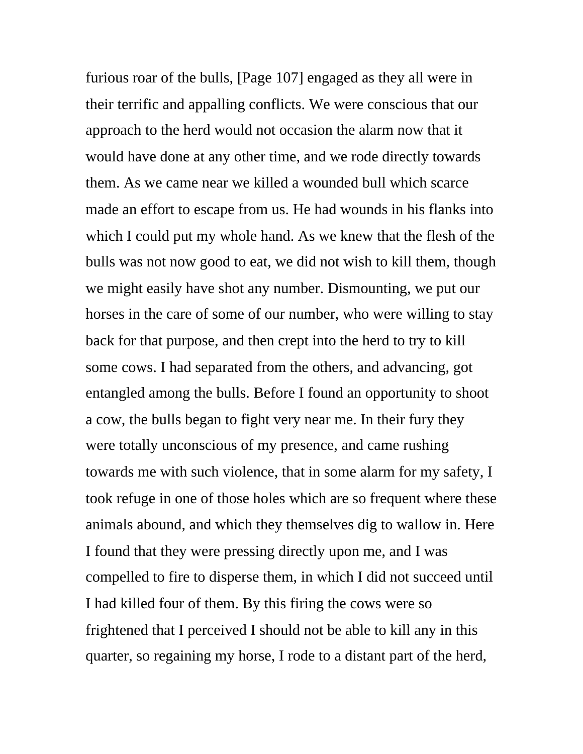furious roar of the bulls, [Page 107] engaged as they all were in their terrific and appalling conflicts. We were conscious that our approach to the herd would not occasion the alarm now that it would have done at any other time, and we rode directly towards them. As we came near we killed a wounded bull which scarce made an effort to escape from us. He had wounds in his flanks into which I could put my whole hand. As we knew that the flesh of the bulls was not now good to eat, we did not wish to kill them, though we might easily have shot any number. Dismounting, we put our horses in the care of some of our number, who were willing to stay back for that purpose, and then crept into the herd to try to kill some cows. I had separated from the others, and advancing, got entangled among the bulls. Before I found an opportunity to shoot a cow, the bulls began to fight very near me. In their fury they were totally unconscious of my presence, and came rushing towards me with such violence, that in some alarm for my safety, I took refuge in one of those holes which are so frequent where these animals abound, and which they themselves dig to wallow in. Here I found that they were pressing directly upon me, and I was compelled to fire to disperse them, in which I did not succeed until I had killed four of them. By this firing the cows were so frightened that I perceived I should not be able to kill any in this quarter, so regaining my horse, I rode to a distant part of the herd,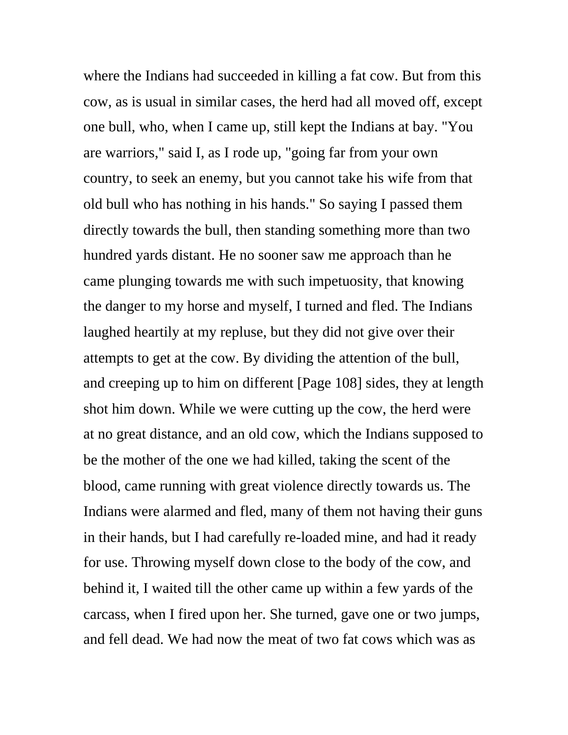where the Indians had succeeded in killing a fat cow. But from this cow, as is usual in similar cases, the herd had all moved off, except one bull, who, when I came up, still kept the Indians at bay. "You are warriors," said I, as I rode up, "going far from your own country, to seek an enemy, but you cannot take his wife from that old bull who has nothing in his hands." So saying I passed them directly towards the bull, then standing something more than two hundred yards distant. He no sooner saw me approach than he came plunging towards me with such impetuosity, that knowing the danger to my horse and myself, I turned and fled. The Indians laughed heartily at my repluse, but they did not give over their attempts to get at the cow. By dividing the attention of the bull, and creeping up to him on different [Page 108] sides, they at length shot him down. While we were cutting up the cow, the herd were at no great distance, and an old cow, which the Indians supposed to be the mother of the one we had killed, taking the scent of the blood, came running with great violence directly towards us. The Indians were alarmed and fled, many of them not having their guns in their hands, but I had carefully re-loaded mine, and had it ready for use. Throwing myself down close to the body of the cow, and behind it, I waited till the other came up within a few yards of the carcass, when I fired upon her. She turned, gave one or two jumps, and fell dead. We had now the meat of two fat cows which was as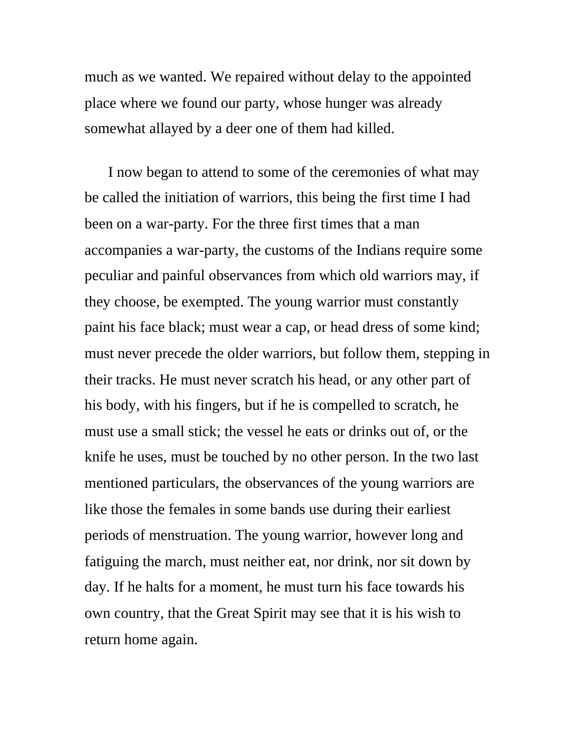much as we wanted. We repaired without delay to the appointed place where we found our party, whose hunger was already somewhat allayed by a deer one of them had killed.

I now began to attend to some of the ceremonies of what may be called the initiation of warriors, this being the first time I had been on a war-party. For the three first times that a man accompanies a war-party, the customs of the Indians require some peculiar and painful observances from which old warriors may, if they choose, be exempted. The young warrior must constantly paint his face black; must wear a cap, or head dress of some kind; must never precede the older warriors, but follow them, stepping in their tracks. He must never scratch his head, or any other part of his body, with his fingers, but if he is compelled to scratch, he must use a small stick; the vessel he eats or drinks out of, or the knife he uses, must be touched by no other person. In the two last mentioned particulars, the observances of the young warriors are like those the females in some bands use during their earliest periods of menstruation. The young warrior, however long and fatiguing the march, must neither eat, nor drink, nor sit down by day. If he halts for a moment, he must turn his face towards his own country, that the Great Spirit may see that it is his wish to return home again.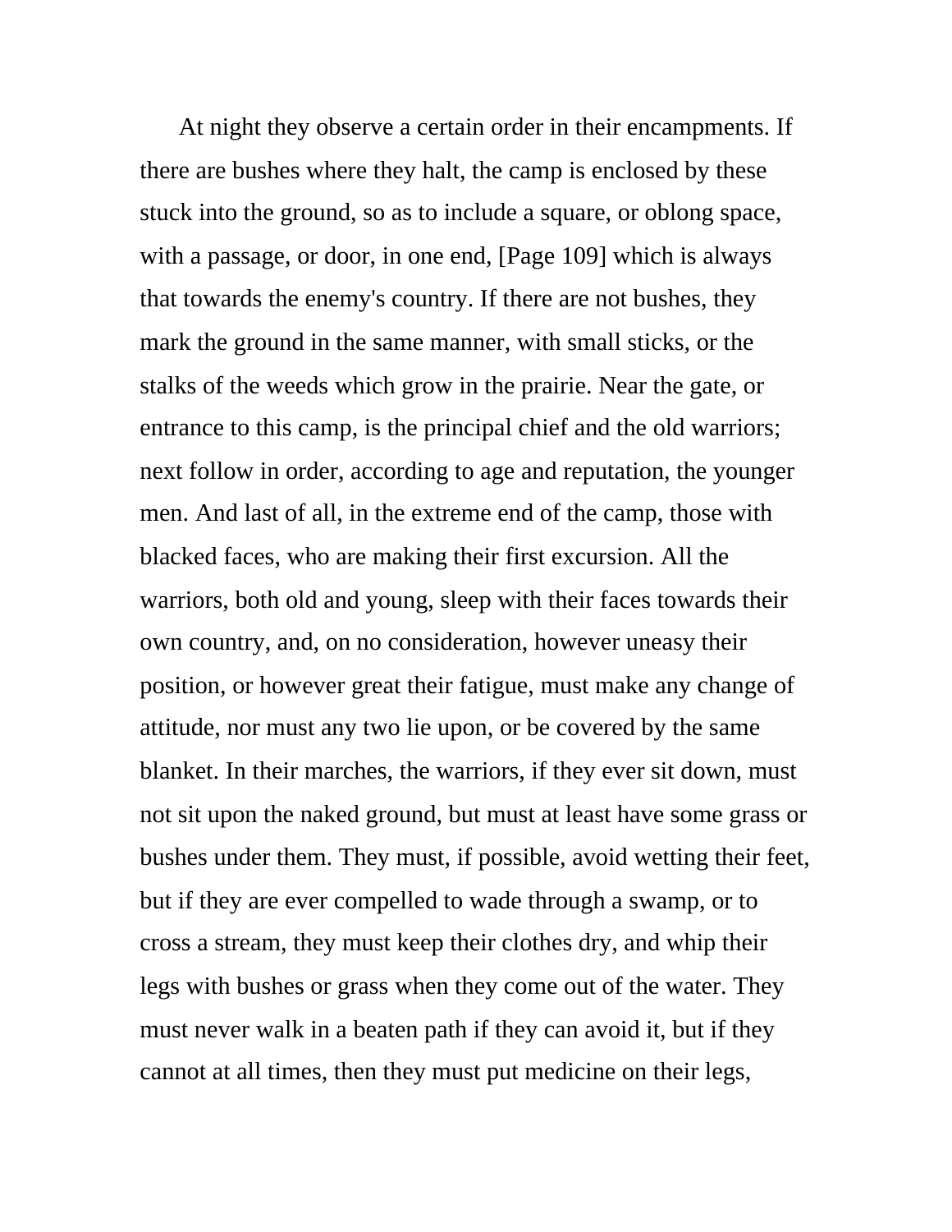At night they observe a certain order in their encampments. If there are bushes where they halt, the camp is enclosed by these stuck into the ground, so as to include a square, or oblong space, with a passage, or door, in one end, [Page 109] which is always that towards the enemy's country. If there are not bushes, they mark the ground in the same manner, with small sticks, or the stalks of the weeds which grow in the prairie. Near the gate, or entrance to this camp, is the principal chief and the old warriors; next follow in order, according to age and reputation, the younger men. And last of all, in the extreme end of the camp, those with blacked faces, who are making their first excursion. All the warriors, both old and young, sleep with their faces towards their own country, and, on no consideration, however uneasy their position, or however great their fatigue, must make any change of attitude, nor must any two lie upon, or be covered by the same blanket. In their marches, the warriors, if they ever sit down, must not sit upon the naked ground, but must at least have some grass or bushes under them. They must, if possible, avoid wetting their feet, but if they are ever compelled to wade through a swamp, or to cross a stream, they must keep their clothes dry, and whip their legs with bushes or grass when they come out of the water. They must never walk in a beaten path if they can avoid it, but if they cannot at all times, then they must put medicine on their legs,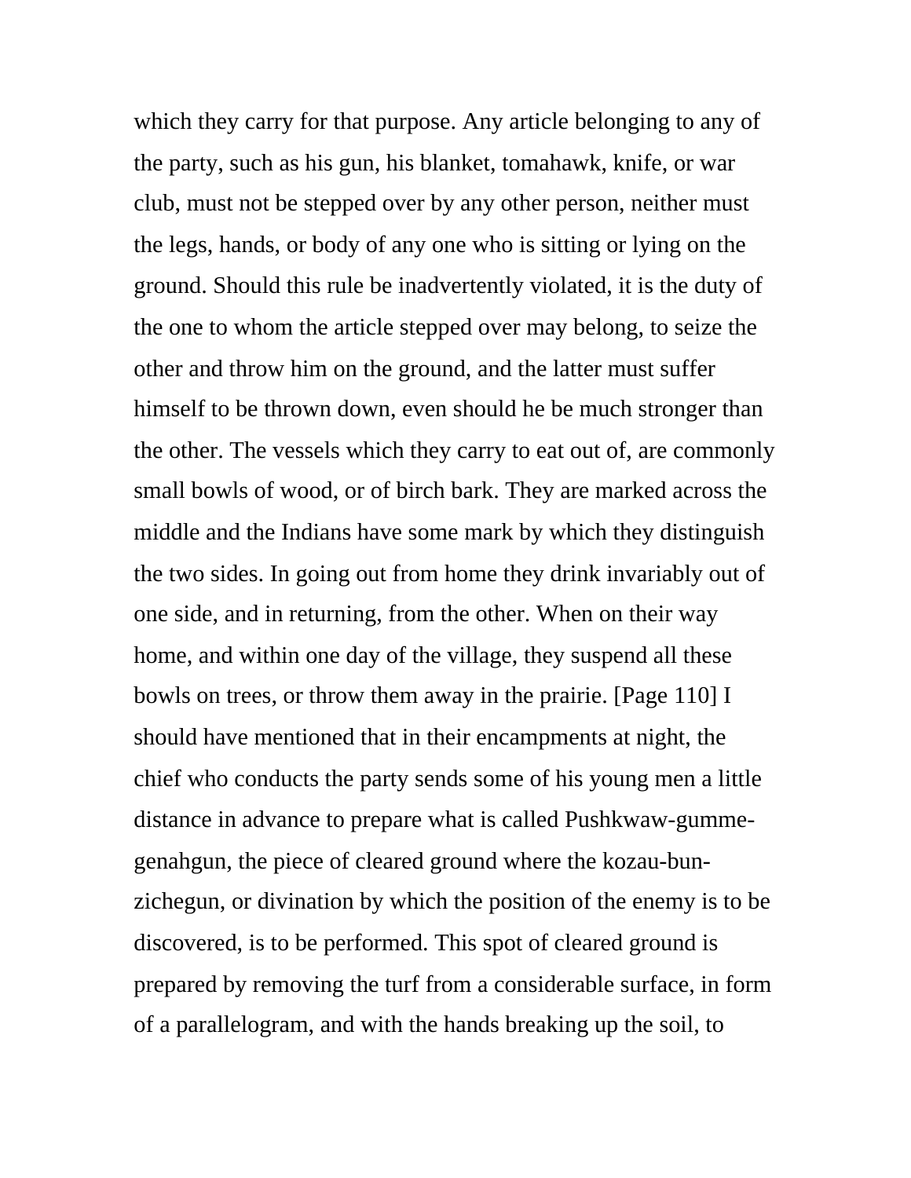which they carry for that purpose. Any article belonging to any of the party, such as his gun, his blanket, tomahawk, knife, or war club, must not be stepped over by any other person, neither must the legs, hands, or body of any one who is sitting or lying on the ground. Should this rule be inadvertently violated, it is the duty of the one to whom the article stepped over may belong, to seize the other and throw him on the ground, and the latter must suffer himself to be thrown down, even should he be much stronger than the other. The vessels which they carry to eat out of, are commonly small bowls of wood, or of birch bark. They are marked across the middle and the Indians have some mark by which they distinguish the two sides. In going out from home they drink invariably out of one side, and in returning, from the other. When on their way home, and within one day of the village, they suspend all these bowls on trees, or throw them away in the prairie. [Page 110] I should have mentioned that in their encampments at night, the chief who conducts the party sends some of his young men a little distance in advance to prepare what is called Pushkwaw-gumme-genahgun, the piece of cleared ground where the kozau-bun-zichegun, or divination by which the position of the enemy is to be discovered, is to be performed. This spot of cleared ground is prepared by removing the turf from a considerable surface, in form of a parallelogram, and with the hands breaking up the soil, to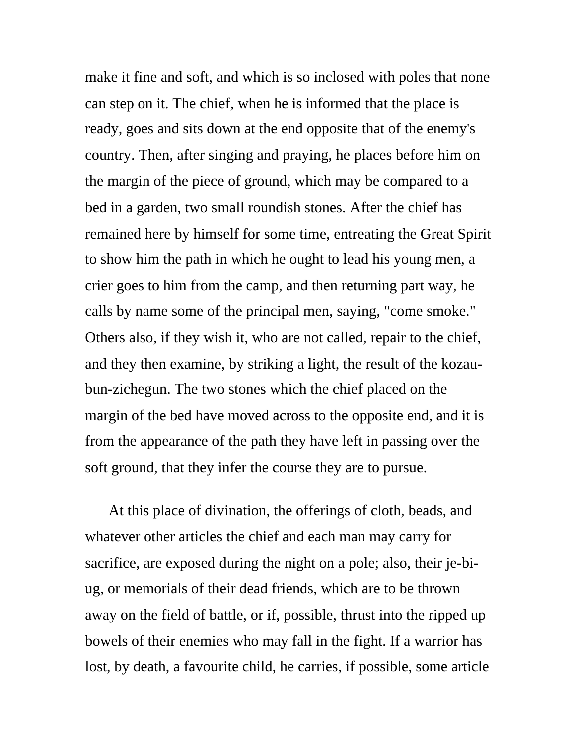make it fine and soft, and which is so inclosed with poles that none can step on it. The chief, when he is informed that the place is ready, goes and sits down at the end opposite that of the enemy's country. Then, after singing and praying, he places before him on the margin of the piece of ground, which may be compared to a bed in a garden, two small roundish stones. After the chief has remained here by himself for some time, entreating the Great Spirit to show him the path in which he ought to lead his young men, a crier goes to him from the camp, and then returning part way, he calls by name some of the principal men, saying, "come smoke." Others also, if they wish it, who are not called, repair to the chief, and they then examine, by striking a light, the result of the kozau-bun-zichegun. The two stones which the chief placed on the margin of the bed have moved across to the opposite end, and it is from the appearance of the path they have left in passing over the soft ground, that they infer the course they are to pursue.

At this place of divination, the offerings of cloth, beads, and whatever other articles the chief and each man may carry for sacrifice, are exposed during the night on a pole; also, their je-bi-ug, or memorials of their dead friends, which are to be thrown away on the field of battle, or if, possible, thrust into the ripped up bowels of their enemies who may fall in the fight. If a warrior has lost, by death, a favourite child, he carries, if possible, some article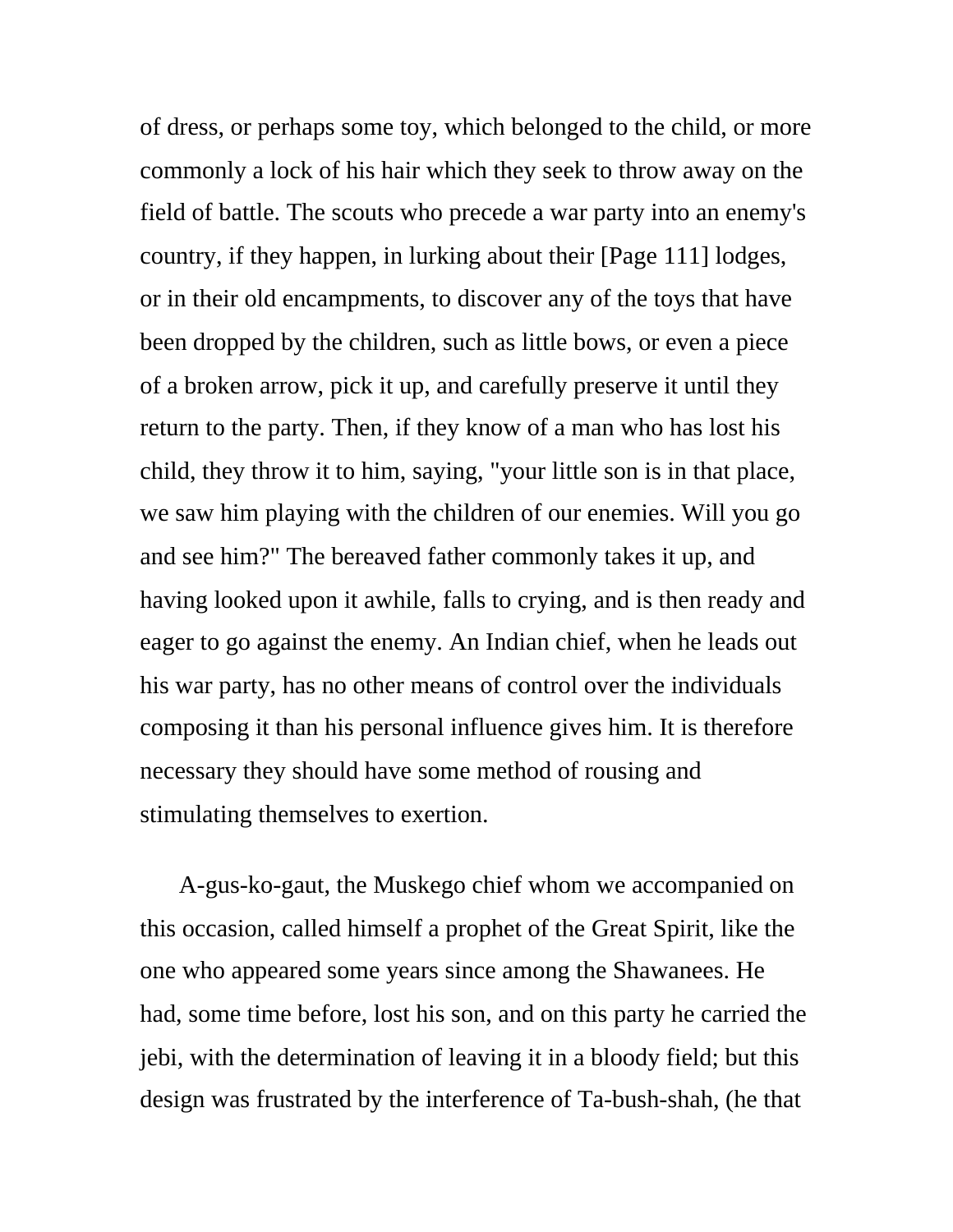of dress, or perhaps some toy, which belonged to the child, or more commonly a lock of his hair which they seek to throw away on the field of battle. The scouts who precede a war party into an enemy's country, if they happen, in lurking about their [Page 111] lodges, or in their old encampments, to discover any of the toys that have been dropped by the children, such as little bows, or even a piece of a broken arrow, pick it up, and carefully preserve it until they return to the party. Then, if they know of a man who has lost his child, they throw it to him, saying, "your little son is in that place, we saw him playing with the children of our enemies. Will you go and see him?" The bereaved father commonly takes it up, and having looked upon it awhile, falls to crying, and is then ready and eager to go against the enemy. An Indian chief, when he leads out his war party, has no other means of control over the individuals composing it than his personal influence gives him. It is therefore necessary they should have some method of rousing and stimulating themselves to exertion.

A-gus-ko-gaut, the Muskego chief whom we accompanied on this occasion, called himself a prophet of the Great Spirit, like the one who appeared some years since among the Shawanees. He had, some time before, lost his son, and on this party he carried the jebi, with the determination of leaving it in a bloody field; but this design was frustrated by the interference of Ta-bush-shah, (he that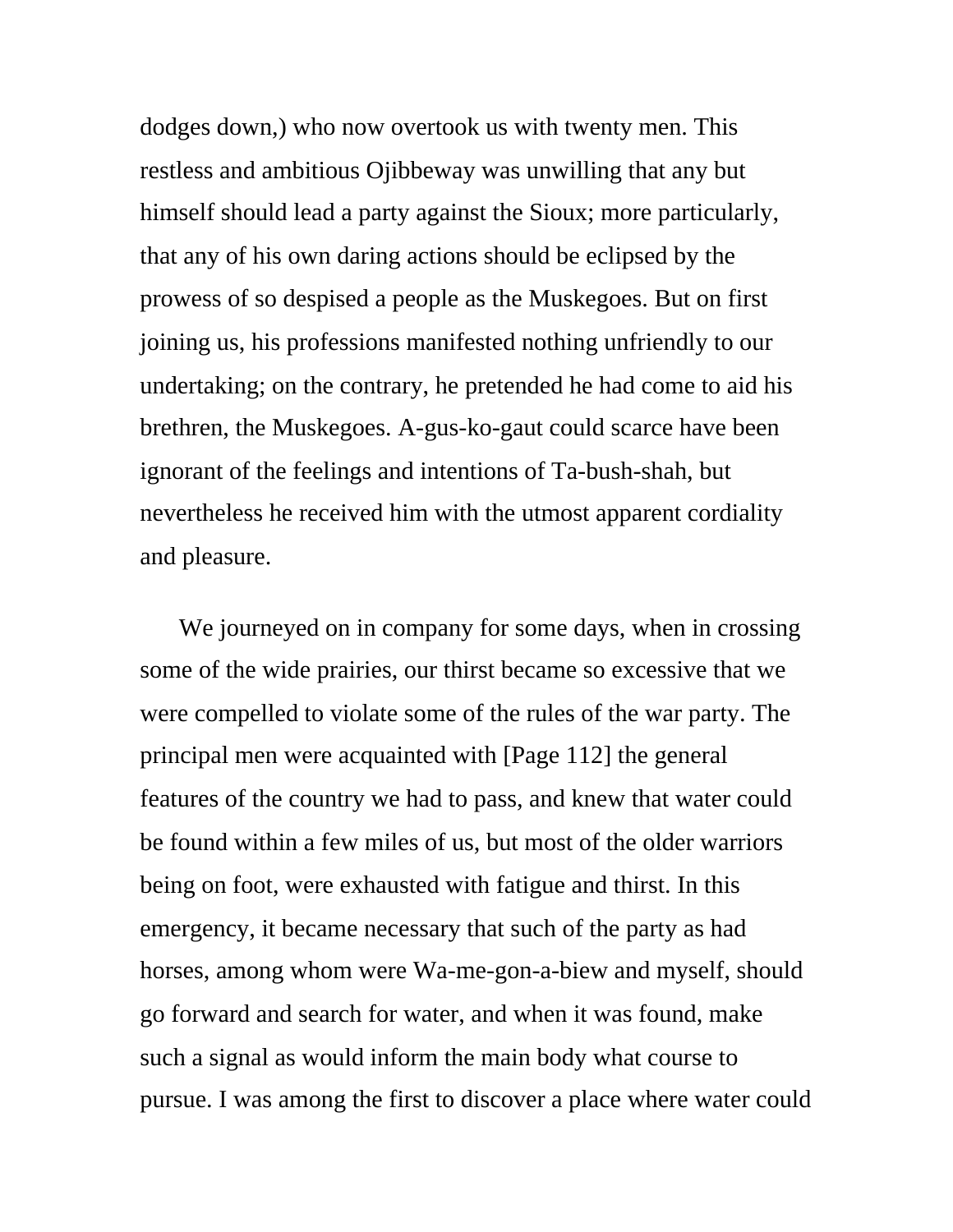dodges down,) who now overtook us with twenty men. This restless and ambitious Ojibbeway was unwilling that any but himself should lead a party against the Sioux; more particularly, that any of his own daring actions should be eclipsed by the prowess of so despised a people as the Muskegoes. But on first joining us, his professions manifested nothing unfriendly to our undertaking; on the contrary, he pretended he had come to aid his brethren, the Muskegoes. A-gus-ko-gaut could scarce have been ignorant of the feelings and intentions of Ta-bush-shah, but nevertheless he received him with the utmost apparent cordiality and pleasure.

We journeyed on in company for some days, when in crossing some of the wide prairies, our thirst became so excessive that we were compelled to violate some of the rules of the war party. The principal men were acquainted with [Page 112] the general features of the country we had to pass, and knew that water could be found within a few miles of us, but most of the older warriors being on foot, were exhausted with fatigue and thirst. In this emergency, it became necessary that such of the party as had horses, among whom were Wa-me-gon-a-biew and myself, should go forward and search for water, and when it was found, make such a signal as would inform the main body what course to pursue. I was among the first to discover a place where water could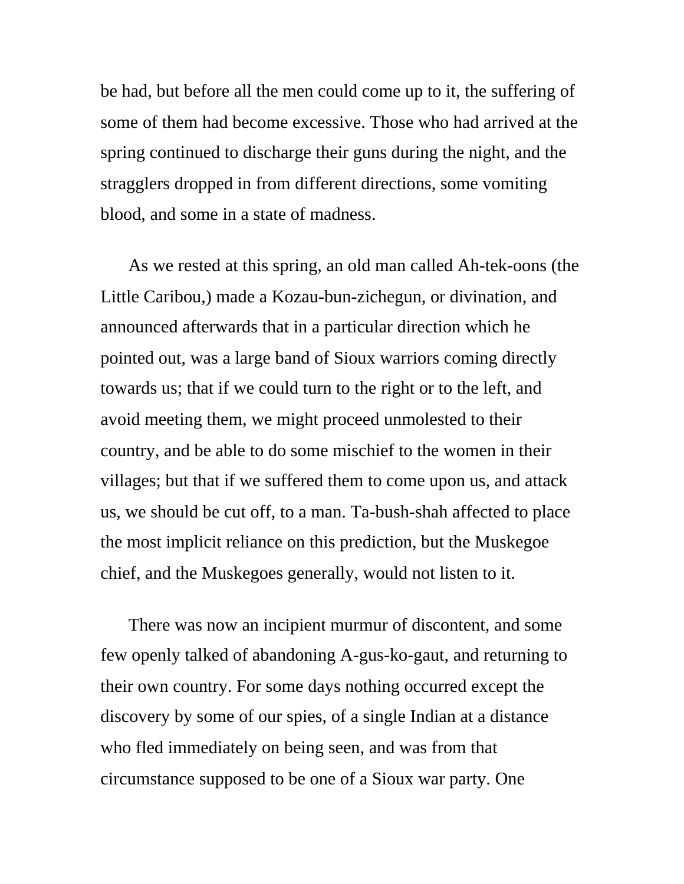be had, but before all the men could come up to it, the suffering of some of them had become excessive. Those who had arrived at the spring continued to discharge their guns during the night, and the stragglers dropped in from different directions, some vomiting blood, and some in a state of madness.

As we rested at this spring, an old man called Ah-tek-oons (the Little Caribou,) made a Kozau-bun-zichegun, or divination, and announced afterwards that in a particular direction which he pointed out, was a large band of Sioux warriors coming directly towards us; that if we could turn to the right or to the left, and avoid meeting them, we might proceed unmolested to their country, and be able to do some mischief to the women in their villages; but that if we suffered them to come upon us, and attack us, we should be cut off, to a man. Ta-bush-shah affected to place the most implicit reliance on this prediction, but the Muskegoe chief, and the Muskegoes generally, would not listen to it.

There was now an incipient murmur of discontent, and some few openly talked of abandoning A-gus-ko-gaut, and returning to their own country. For some days nothing occurred except the discovery by some of our spies, of a single Indian at a distance who fled immediately on being seen, and was from that circumstance supposed to be one of a Sioux war party. One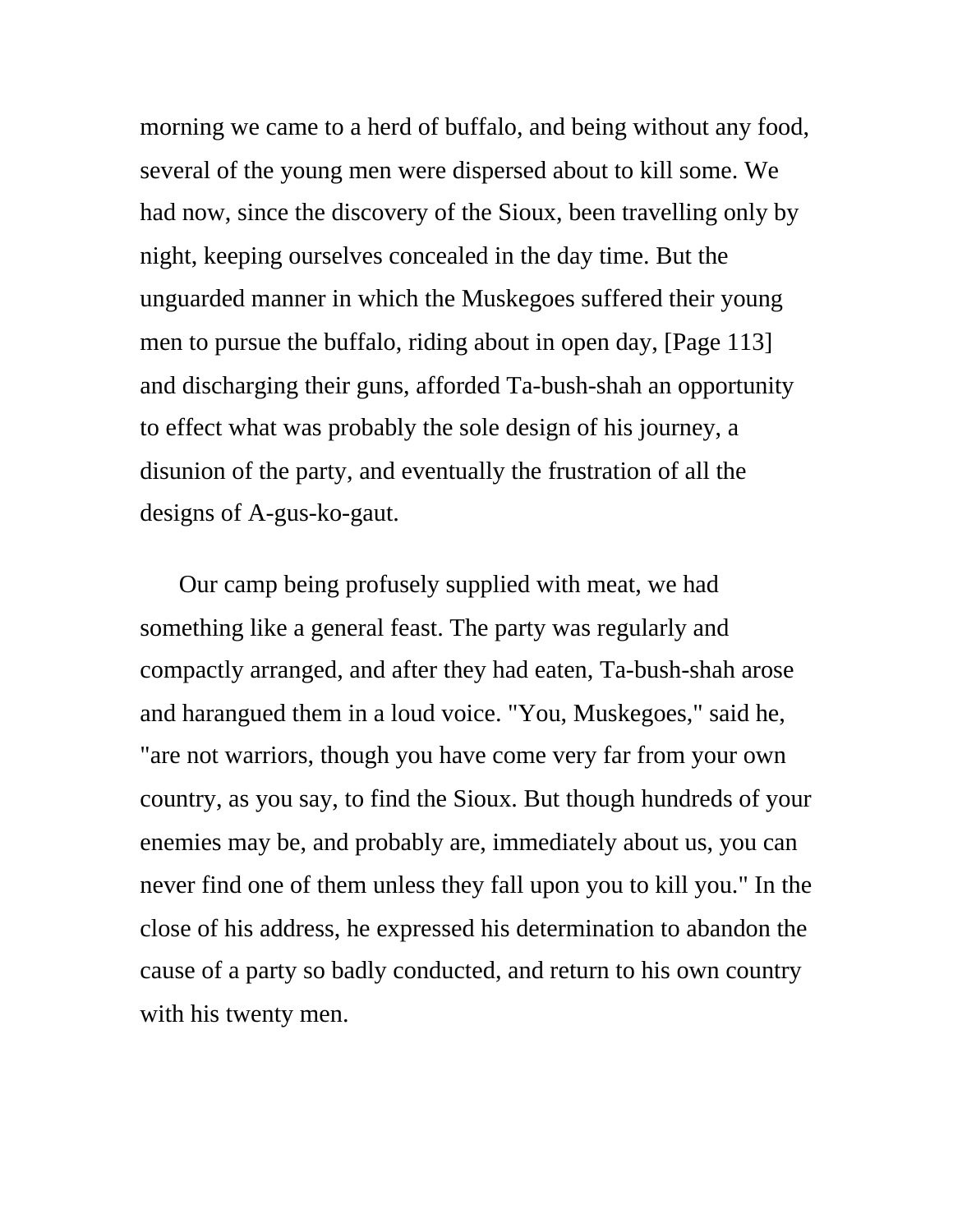morning we came to a herd of buffalo, and being without any food, several of the young men were dispersed about to kill some. We had now, since the discovery of the Sioux, been travelling only by night, keeping ourselves concealed in the day time. But the unguarded manner in which the Muskegoes suffered their young men to pursue the buffalo, riding about in open day, [Page 113] and discharging their guns, afforded Ta-bush-shah an opportunity to effect what was probably the sole design of his journey, a disunion of the party, and eventually the frustration of all the designs of A-gus-ko-gaut.

Our camp being profusely supplied with meat, we had something like a general feast. The party was regularly and compactly arranged, and after they had eaten, Ta-bush-shah arose and harangued them in a loud voice. "You, Muskegoes," said he, "are not warriors, though you have come very far from your own country, as you say, to find the Sioux. But though hundreds of your enemies may be, and probably are, immediately about us, you can never find one of them unless they fall upon you to kill you." In the close of his address, he expressed his determination to abandon the cause of a party so badly conducted, and return to his own country with his twenty men.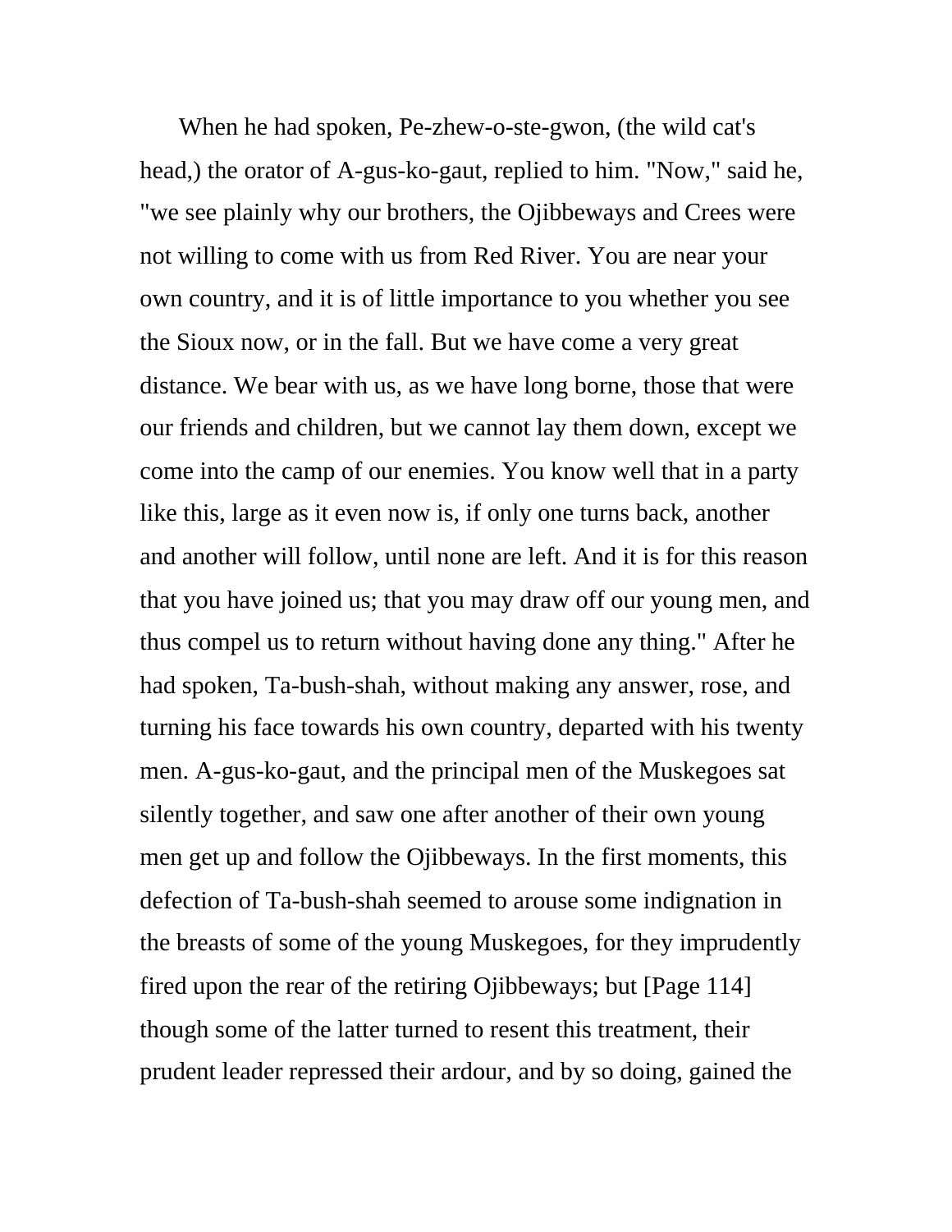When he had spoken, Pe-zhew-o-ste-gwon, (the wild cat's head,) the orator of A-gus-ko-gaut, replied to him. "Now," said he, "we see plainly why our brothers, the Ojibbeways and Crees were not willing to come with us from Red River. You are near your own country, and it is of little importance to you whether you see the Sioux now, or in the fall. But we have come a very great distance. We bear with us, as we have long borne, those that were our friends and children, but we cannot lay them down, except we come into the camp of our enemies. You know well that in a party like this, large as it even now is, if only one turns back, another and another will follow, until none are left. And it is for this reason that you have joined us; that you may draw off our young men, and thus compel us to return without having done any thing." After he had spoken, Ta-bush-shah, without making any answer, rose, and turning his face towards his own country, departed with his twenty men. A-gus-ko-gaut, and the principal men of the Muskegoes sat silently together, and saw one after another of their own young men get up and follow the Ojibbeways. In the first moments, this defection of Ta-bush-shah seemed to arouse some indignation in the breasts of some of the young Muskegoes, for they imprudently fired upon the rear of the retiring Ojibbeways; but [Page 114] though some of the latter turned to resent this treatment, their prudent leader repressed their ardour, and by so doing, gained the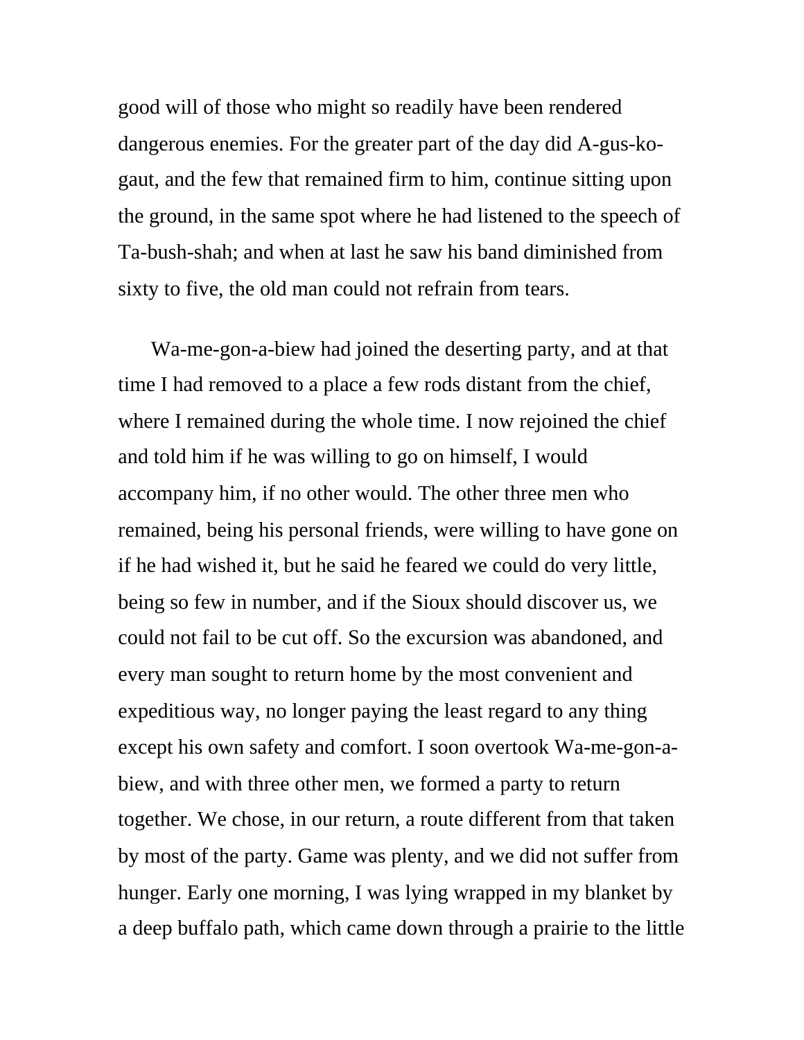good will of those who might so readily have been rendered dangerous enemies. For the greater part of the day did A-gus-ko-gaut, and the few that remained firm to him, continue sitting upon the ground, in the same spot where he had listened to the speech of Ta-bush-shah; and when at last he saw his band diminished from sixty to five, the old man could not refrain from tears.

Wa-me-gon-a-biew had joined the deserting party, and at that time I had removed to a place a few rods distant from the chief, where I remained during the whole time. I now rejoined the chief and told him if he was willing to go on himself, I would accompany him, if no other would. The other three men who remained, being his personal friends, were willing to have gone on if he had wished it, but he said he feared we could do very little, being so few in number, and if the Sioux should discover us, we could not fail to be cut off. So the excursion was abandoned, and every man sought to return home by the most convenient and expeditious way, no longer paying the least regard to any thing except his own safety and comfort. I soon overtook Wa-me-gon-a-biew, and with three other men, we formed a party to return together. We chose, in our return, a route different from that taken by most of the party. Game was plenty, and we did not suffer from hunger. Early one morning, I was lying wrapped in my blanket by a deep buffalo path, which came down through a prairie to the little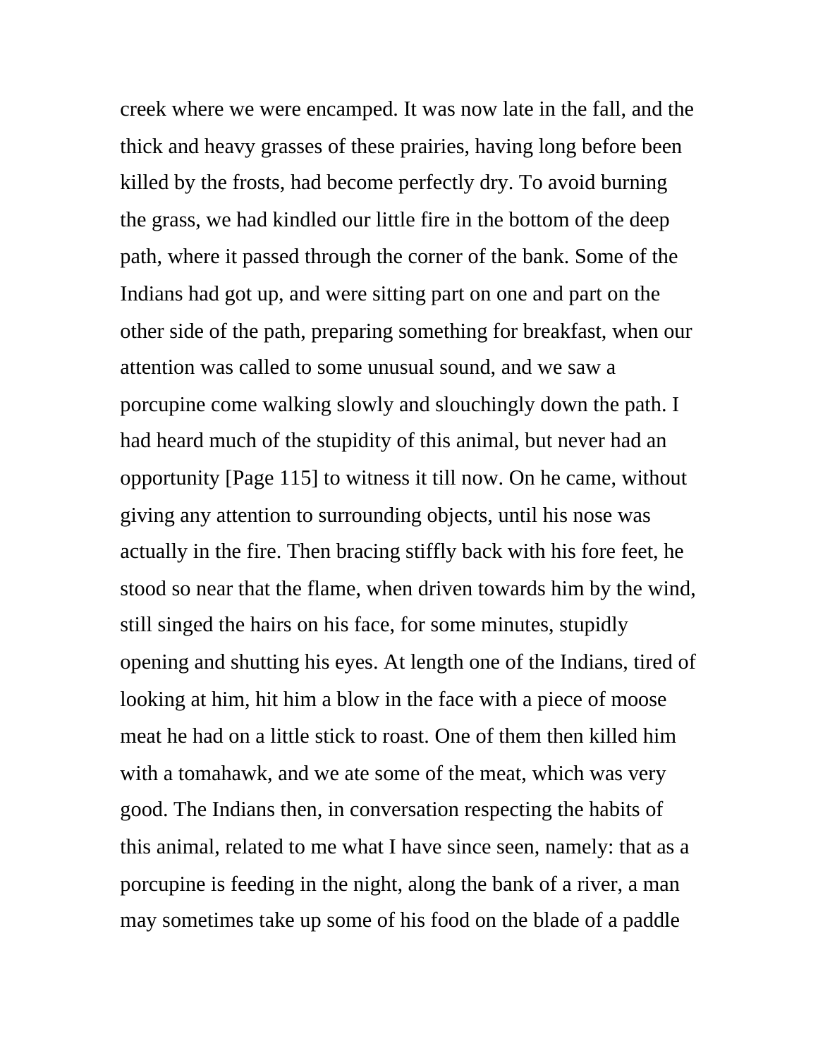creek where we were encamped. It was now late in the fall, and the thick and heavy grasses of these prairies, having long before been killed by the frosts, had become perfectly dry. To avoid burning the grass, we had kindled our little fire in the bottom of the deep path, where it passed through the corner of the bank. Some of the Indians had got up, and were sitting part on one and part on the other side of the path, preparing something for breakfast, when our attention was called to some unusual sound, and we saw a porcupine come walking slowly and slouchingly down the path. I had heard much of the stupidity of this animal, but never had an opportunity [Page 115] to witness it till now. On he came, without giving any attention to surrounding objects, until his nose was actually in the fire. Then bracing stiffly back with his fore feet, he stood so near that the flame, when driven towards him by the wind, still singed the hairs on his face, for some minutes, stupidly opening and shutting his eyes. At length one of the Indians, tired of looking at him, hit him a blow in the face with a piece of moose meat he had on a little stick to roast. One of them then killed him with a tomahawk, and we ate some of the meat, which was very good. The Indians then, in conversation respecting the habits of this animal, related to me what I have since seen, namely: that as a porcupine is feeding in the night, along the bank of a river, a man may sometimes take up some of his food on the blade of a paddle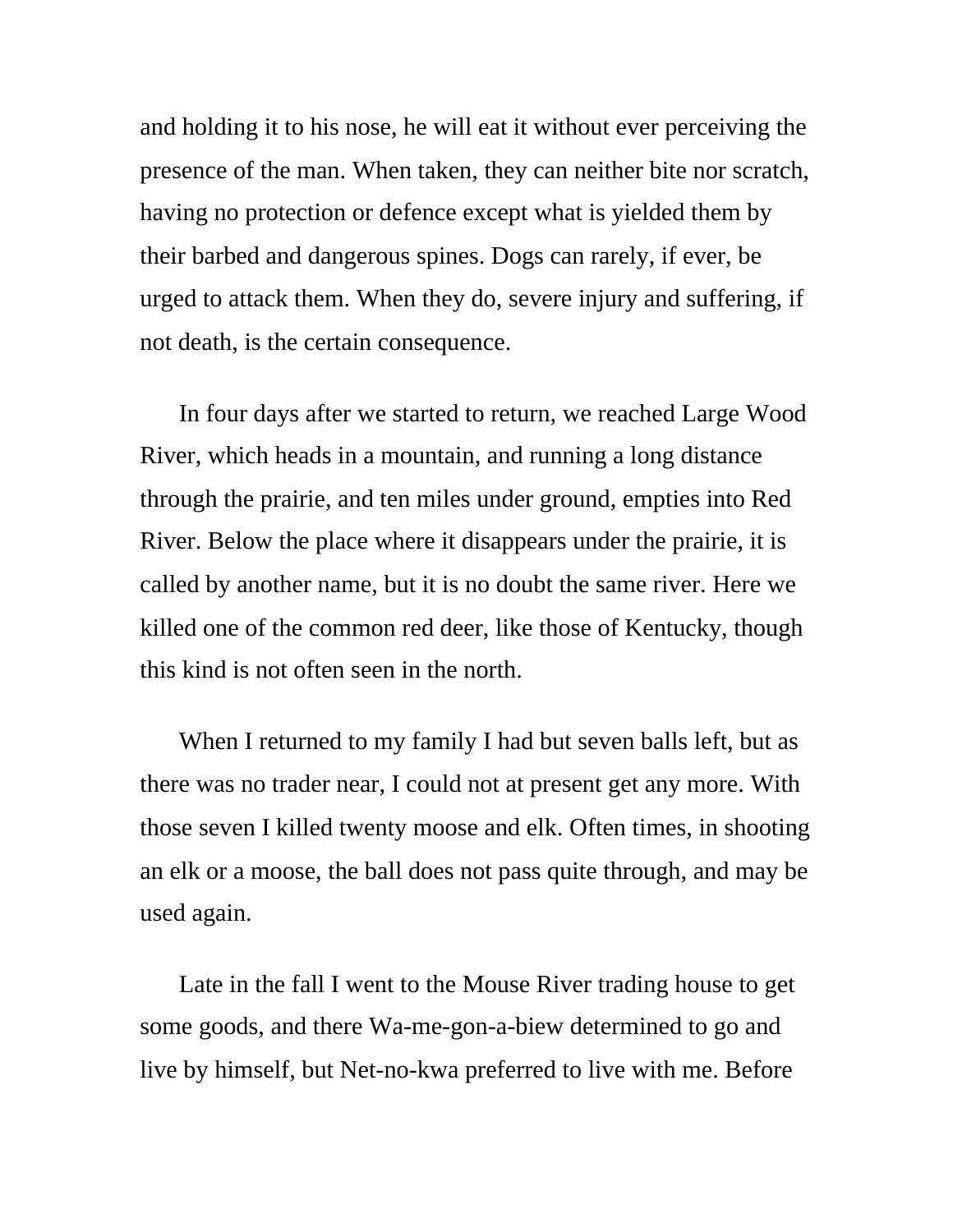and holding it to his nose, he will eat it without ever perceiving the presence of the man. When taken, they can neither bite nor scratch, having no protection or defence except what is yielded them by their barbed and dangerous spines. Dogs can rarely, if ever, be urged to attack them. When they do, severe injury and suffering, if not death, is the certain consequence.

In four days after we started to return, we reached Large Wood River, which heads in a mountain, and running a long distance through the prairie, and ten miles under ground, empties into Red River. Below the place where it disappears under the prairie, it is called by another name, but it is no doubt the same river. Here we killed one of the common red deer, like those of Kentucky, though this kind is not often seen in the north.

When I returned to my family I had but seven balls left, but as there was no trader near, I could not at present get any more. With those seven I killed twenty moose and elk. Often times, in shooting an elk or a moose, the ball does not pass quite through, and may be used again.

Late in the fall I went to the Mouse River trading house to get some goods, and there Wa-me-gon-a-biew determined to go and live by himself, but Net-no-kwa preferred to live with me. Before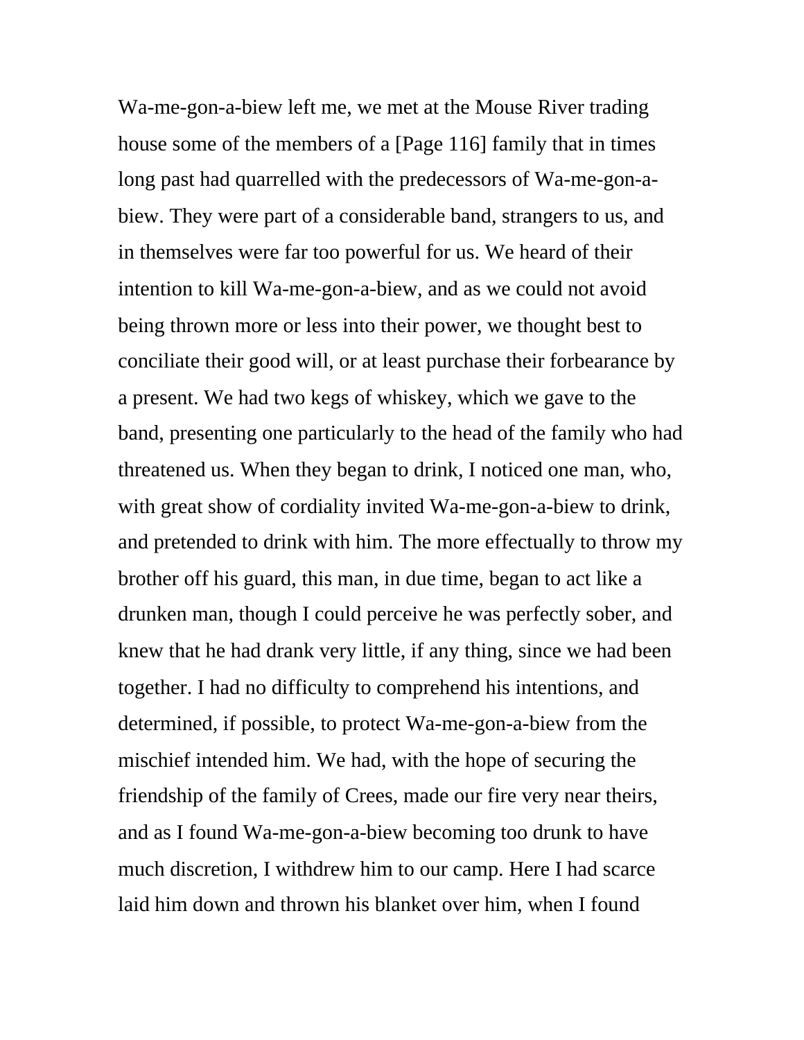Wa-me-gon-a-biew left me, we met at the Mouse River trading house some of the members of a [Page 116] family that in times long past had quarrelled with the predecessors of Wa-me-gon-a-biew. They were part of a considerable band, strangers to us, and in themselves were far too powerful for us. We heard of their intention to kill Wa-me-gon-a-biew, and as we could not avoid being thrown more or less into their power, we thought best to conciliate their good will, or at least purchase their forbearance by a present. We had two kegs of whiskey, which we gave to the band, presenting one particularly to the head of the family who had threatened us. When they began to drink, I noticed one man, who, with great show of cordiality invited Wa-me-gon-a-biew to drink, and pretended to drink with him. The more effectually to throw my brother off his guard, this man, in due time, began to act like a drunken man, though I could perceive he was perfectly sober, and knew that he had drank very little, if any thing, since we had been together. I had no difficulty to comprehend his intentions, and determined, if possible, to protect Wa-me-gon-a-biew from the mischief intended him. We had, with the hope of securing the friendship of the family of Crees, made our fire very near theirs, and as I found Wa-me-gon-a-biew becoming too drunk to have much discretion, I withdrew him to our camp. Here I had scarce laid him down and thrown his blanket over him, when I found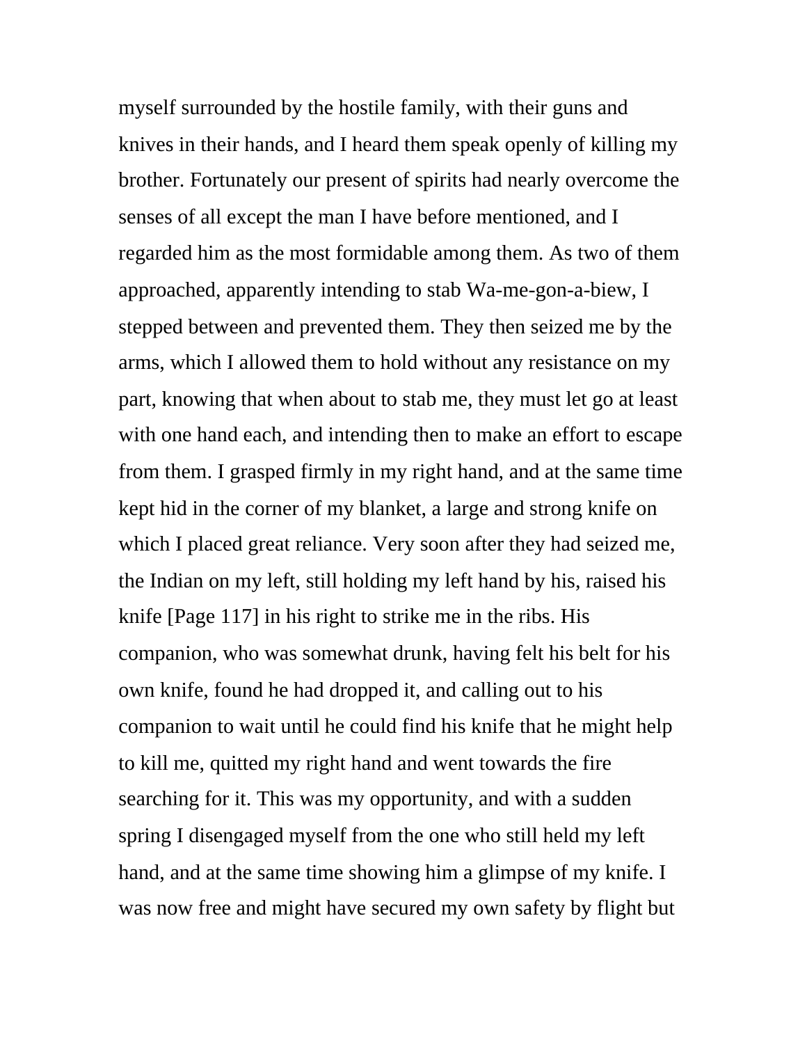myself surrounded by the hostile family, with their guns and knives in their hands, and I heard them speak openly of killing my brother. Fortunately our present of spirits had nearly overcome the senses of all except the man I have before mentioned, and I regarded him as the most formidable among them. As two of them approached, apparently intending to stab Wa-me-gon-a-biew, I stepped between and prevented them. They then seized me by the arms, which I allowed them to hold without any resistance on my part, knowing that when about to stab me, they must let go at least with one hand each, and intending then to make an effort to escape from them. I grasped firmly in my right hand, and at the same time kept hid in the corner of my blanket, a large and strong knife on which I placed great reliance. Very soon after they had seized me, the Indian on my left, still holding my left hand by his, raised his knife [Page 117] in his right to strike me in the ribs. His companion, who was somewhat drunk, having felt his belt for his own knife, found he had dropped it, and calling out to his companion to wait until he could find his knife that he might help to kill me, quitted my right hand and went towards the fire searching for it. This was my opportunity, and with a sudden spring I disengaged myself from the one who still held my left hand, and at the same time showing him a glimpse of my knife. I was now free and might have secured my own safety by flight but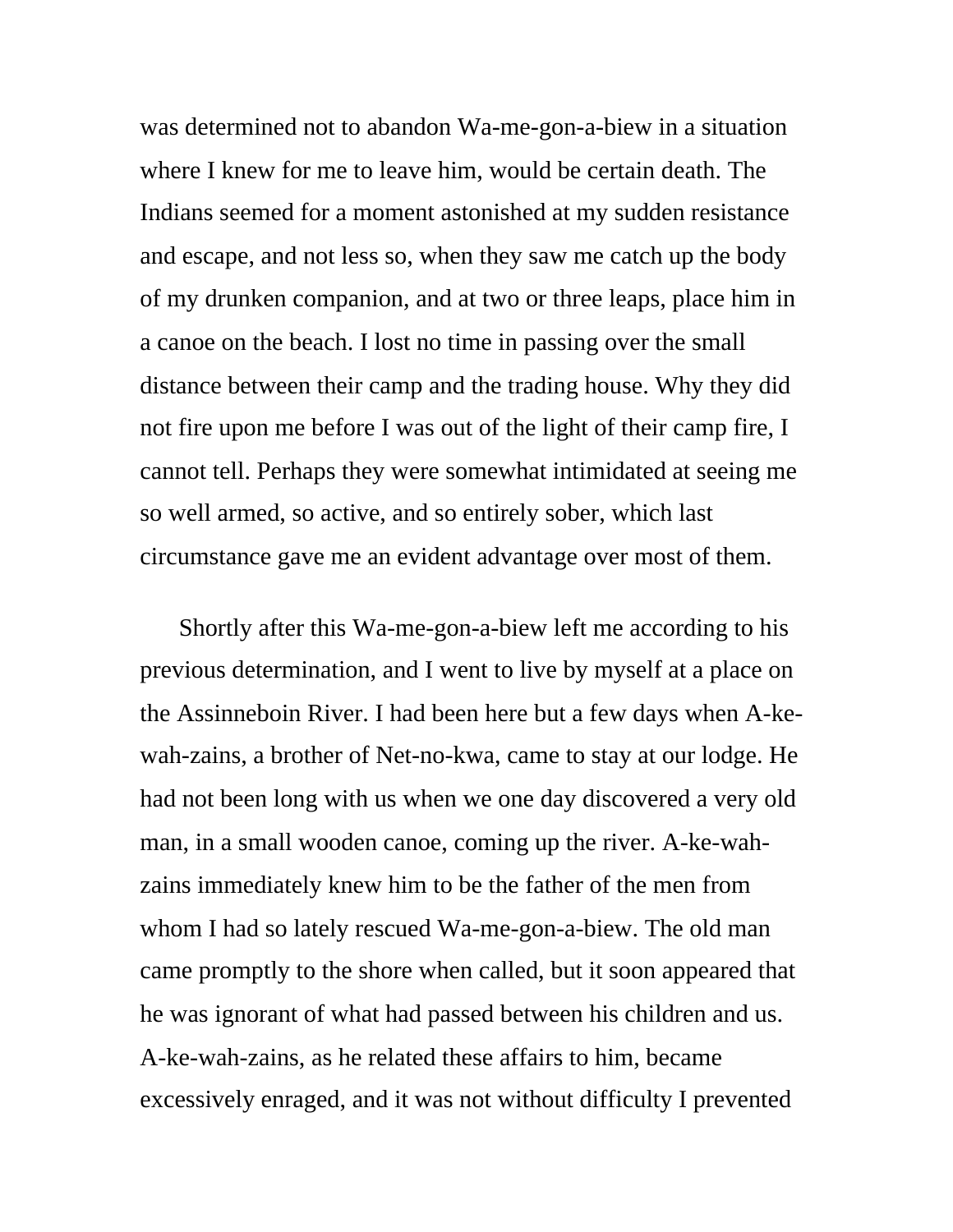was determined not to abandon Wa-me-gon-a-biew in a situation where I knew for me to leave him, would be certain death. The Indians seemed for a moment astonished at my sudden resistance and escape, and not less so, when they saw me catch up the body of my drunken companion, and at two or three leaps, place him in a canoe on the beach. I lost no time in passing over the small distance between their camp and the trading house. Why they did not fire upon me before I was out of the light of their camp fire, I cannot tell. Perhaps they were somewhat intimidated at seeing me so well armed, so active, and so entirely sober, which last circumstance gave me an evident advantage over most of them.

Shortly after this Wa-me-gon-a-biew left me according to his previous determination, and I went to live by myself at a place on the Assinneboin River. I had been here but a few days when A-ke-wah-zains, a brother of Net-no-kwa, came to stay at our lodge. He had not been long with us when we one day discovered a very old man, in a small wooden canoe, coming up the river. A-ke-wah-zains immediately knew him to be the father of the men from whom I had so lately rescued Wa-me-gon-a-biew. The old man came promptly to the shore when called, but it soon appeared that he was ignorant of what had passed between his children and us. A-ke-wah-zains, as he related these affairs to him, became excessively enraged, and it was not without difficulty I prevented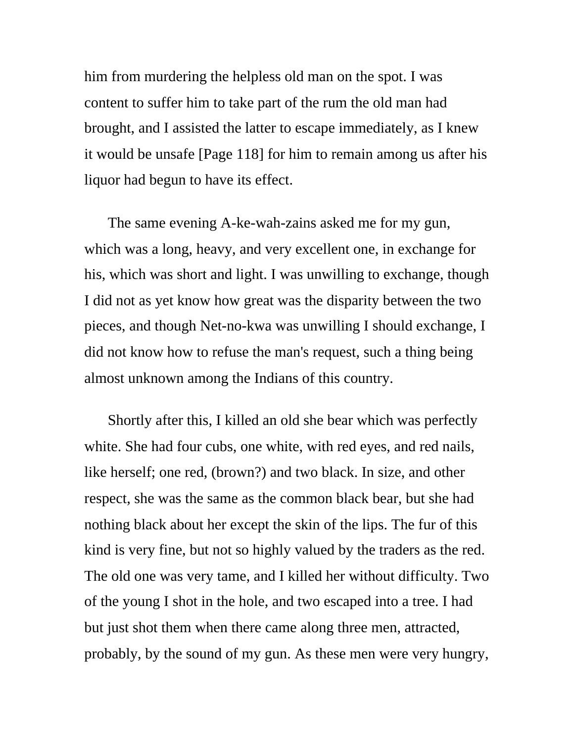him from murdering the helpless old man on the spot. I was content to suffer him to take part of the rum the old man had brought, and I assisted the latter to escape immediately, as I knew it would be unsafe [Page 118] for him to remain among us after his liquor had begun to have its effect.

The same evening A-ke-wah-zains asked me for my gun, which was a long, heavy, and very excellent one, in exchange for his, which was short and light. I was unwilling to exchange, though I did not as yet know how great was the disparity between the two pieces, and though Net-no-kwa was unwilling I should exchange, I did not know how to refuse the man's request, such a thing being almost unknown among the Indians of this country.

Shortly after this, I killed an old she bear which was perfectly white. She had four cubs, one white, with red eyes, and red nails, like herself; one red, (brown?) and two black. In size, and other respect, she was the same as the common black bear, but she had nothing black about her except the skin of the lips. The fur of this kind is very fine, but not so highly valued by the traders as the red. The old one was very tame, and I killed her without difficulty. Two of the young I shot in the hole, and two escaped into a tree. I had but just shot them when there came along three men, attracted, probably, by the sound of my gun. As these men were very hungry,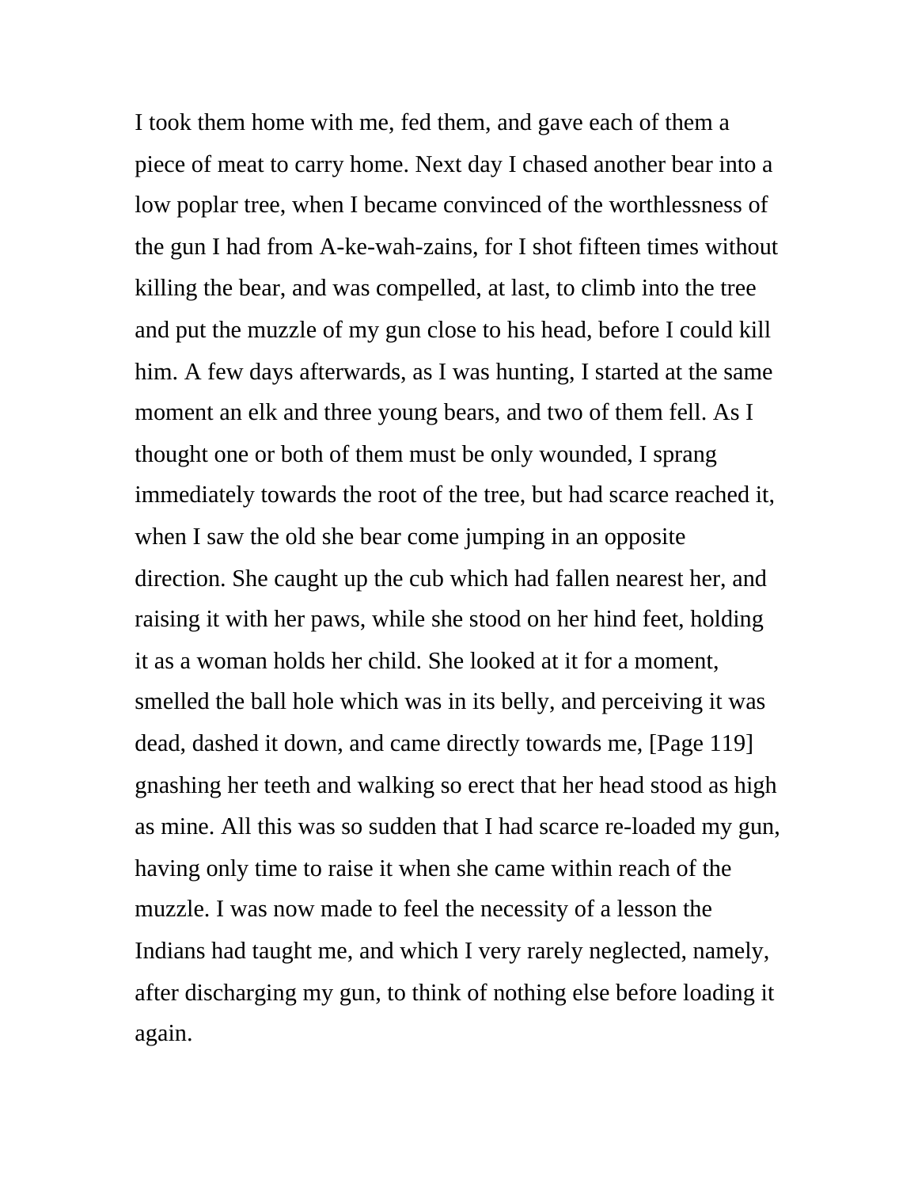I took them home with me, fed them, and gave each of them a piece of meat to carry home. Next day I chased another bear into a low poplar tree, when I became convinced of the worthlessness of the gun I had from A-ke-wah-zains, for I shot fifteen times without killing the bear, and was compelled, at last, to climb into the tree and put the muzzle of my gun close to his head, before I could kill him. A few days afterwards, as I was hunting, I started at the same moment an elk and three young bears, and two of them fell. As I thought one or both of them must be only wounded, I sprang immediately towards the root of the tree, but had scarce reached it, when I saw the old she bear come jumping in an opposite direction. She caught up the cub which had fallen nearest her, and raising it with her paws, while she stood on her hind feet, holding it as a woman holds her child. She looked at it for a moment, smelled the ball hole which was in its belly, and perceiving it was dead, dashed it down, and came directly towards me, [Page 119] gnashing her teeth and walking so erect that her head stood as high as mine. All this was so sudden that I had scarce re-loaded my gun, having only time to raise it when she came within reach of the muzzle. I was now made to feel the necessity of a lesson the Indians had taught me, and which I very rarely neglected, namely, after discharging my gun, to think of nothing else before loading it again.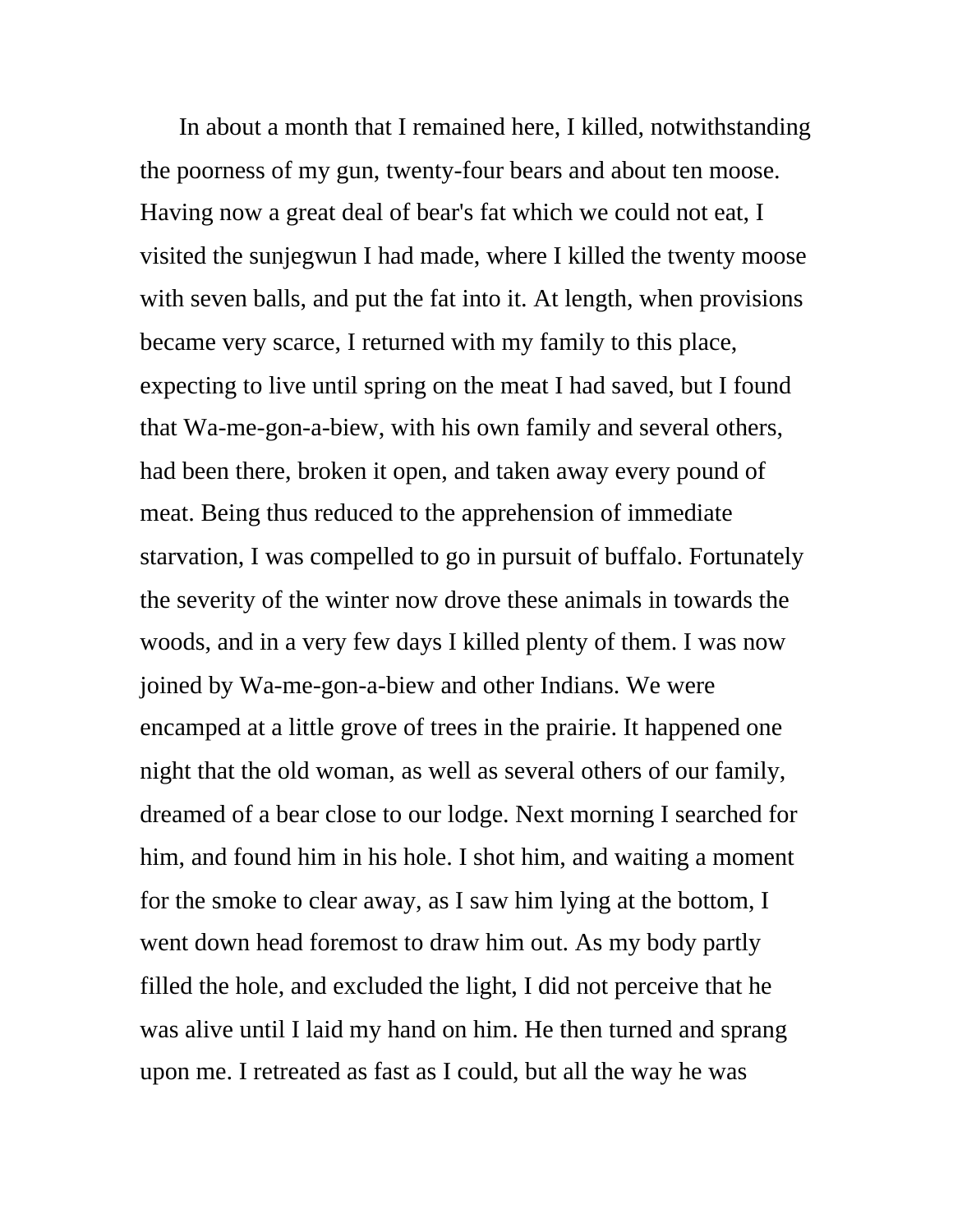In about a month that I remained here, I killed, notwithstanding the poorness of my gun, twenty-four bears and about ten moose. Having now a great deal of bear's fat which we could not eat, I visited the sunjegwun I had made, where I killed the twenty moose with seven balls, and put the fat into it. At length, when provisions became very scarce, I returned with my family to this place, expecting to live until spring on the meat I had saved, but I found that Wa-me-gon-a-biew, with his own family and several others, had been there, broken it open, and taken away every pound of meat. Being thus reduced to the apprehension of immediate starvation, I was compelled to go in pursuit of buffalo. Fortunately the severity of the winter now drove these animals in towards the woods, and in a very few days I killed plenty of them. I was now joined by Wa-me-gon-a-biew and other Indians. We were encamped at a little grove of trees in the prairie. It happened one night that the old woman, as well as several others of our family, dreamed of a bear close to our lodge. Next morning I searched for him, and found him in his hole. I shot him, and waiting a moment for the smoke to clear away, as I saw him lying at the bottom, I went down head foremost to draw him out. As my body partly filled the hole, and excluded the light, I did not perceive that he was alive until I laid my hand on him. He then turned and sprang upon me. I retreated as fast as I could, but all the way he was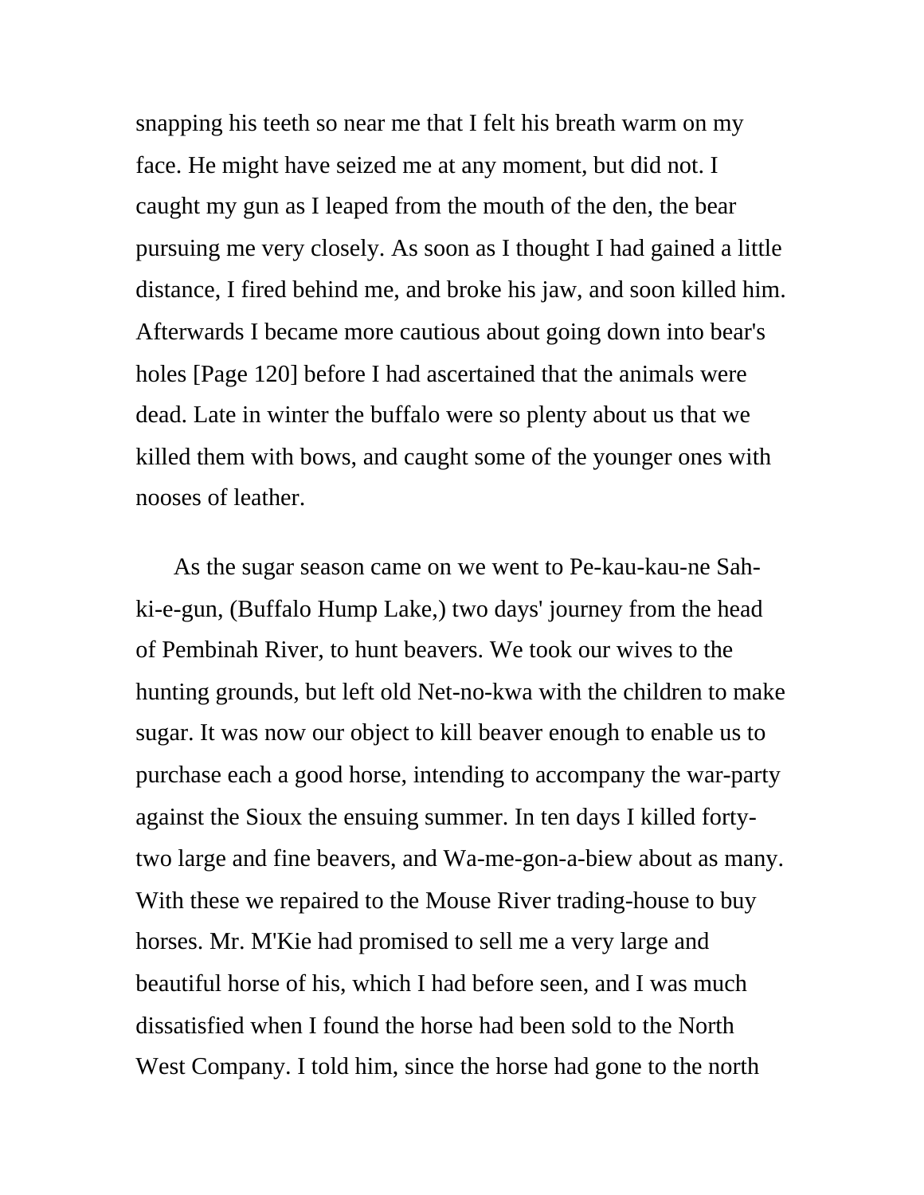snapping his teeth so near me that I felt his breath warm on my face. He might have seized me at any moment, but did not. I caught my gun as I leaped from the mouth of the den, the bear pursuing me very closely. As soon as I thought I had gained a little distance, I fired behind me, and broke his jaw, and soon killed him. Afterwards I became more cautious about going down into bear's holes [Page 120] before I had ascertained that the animals were dead. Late in winter the buffalo were so plenty about us that we killed them with bows, and caught some of the younger ones with nooses of leather.

As the sugar season came on we went to Pe-kau-kau-ne Sah-ki-e-gun, (Buffalo Hump Lake,) two days' journey from the head of Pembinah River, to hunt beavers. We took our wives to the hunting grounds, but left old Net-no-kwa with the children to make sugar. It was now our object to kill beaver enough to enable us to purchase each a good horse, intending to accompany the war-party against the Sioux the ensuing summer. In ten days I killed forty-two large and fine beavers, and Wa-me-gon-a-biew about as many. With these we repaired to the Mouse River trading-house to buy horses. Mr. M'Kie had promised to sell me a very large and beautiful horse of his, which I had before seen, and I was much dissatisfied when I found the horse had been sold to the North West Company. I told him, since the horse had gone to the north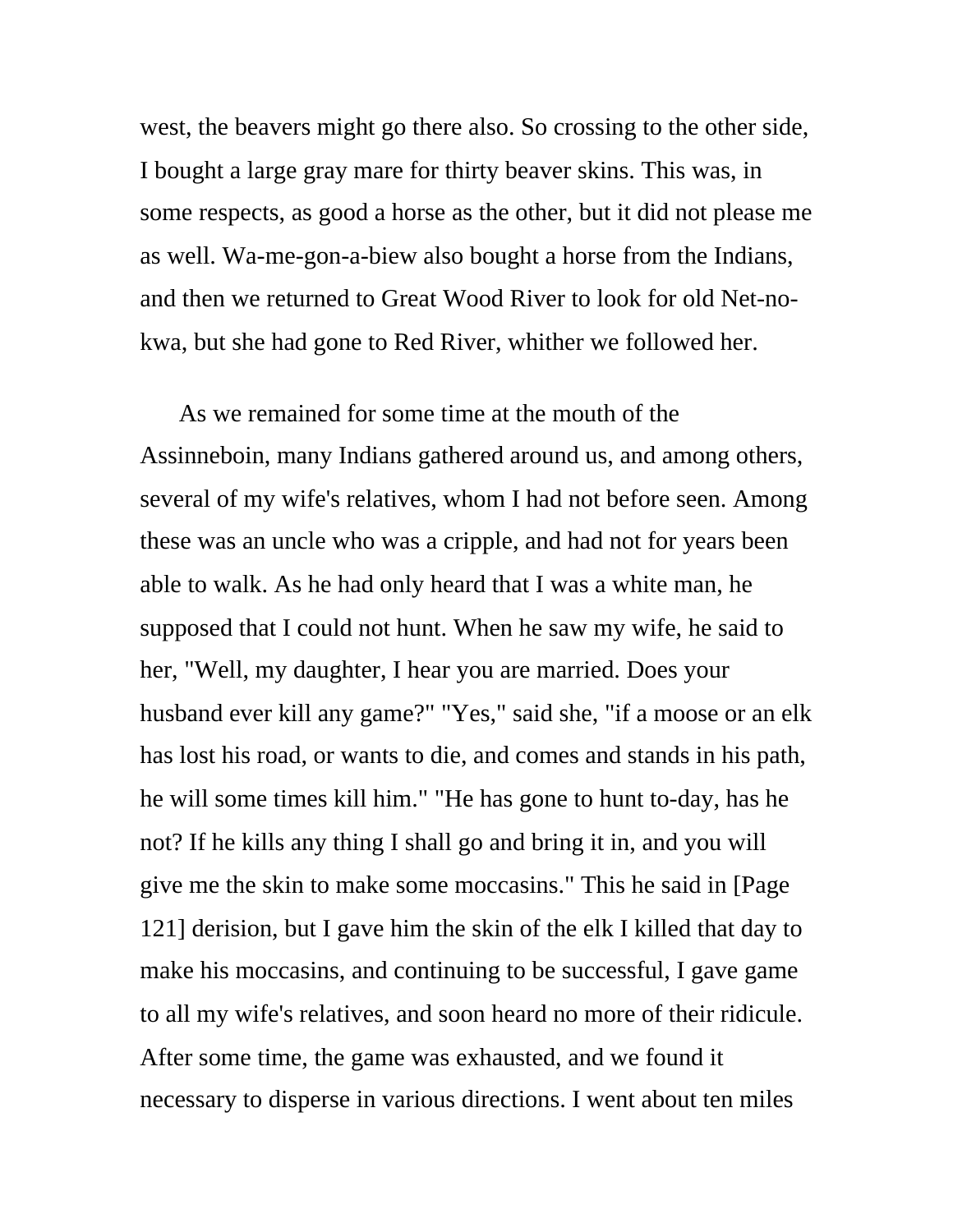west, the beavers might go there also. So crossing to the other side, I bought a large gray mare for thirty beaver skins. This was, in some respects, as good a horse as the other, but it did not please me as well. Wa-me-gon-a-biew also bought a horse from the Indians, and then we returned to Great Wood River to look for old Net-no-kwa, but she had gone to Red River, whither we followed her.

As we remained for some time at the mouth of the Assinneboin, many Indians gathered around us, and among others, several of my wife's relatives, whom I had not before seen. Among these was an uncle who was a cripple, and had not for years been able to walk. As he had only heard that I was a white man, he supposed that I could not hunt. When he saw my wife, he said to her, "Well, my daughter, I hear you are married. Does your husband ever kill any game?" "Yes," said she, "if a moose or an elk has lost his road, or wants to die, and comes and stands in his path, he will some times kill him." "He has gone to hunt to-day, has he not? If he kills any thing I shall go and bring it in, and you will give me the skin to make some moccasins." This he said in [Page 121] derision, but I gave him the skin of the elk I killed that day to make his moccasins, and continuing to be successful, I gave game to all my wife's relatives, and soon heard no more of their ridicule. After some time, the game was exhausted, and we found it necessary to disperse in various directions. I went about ten miles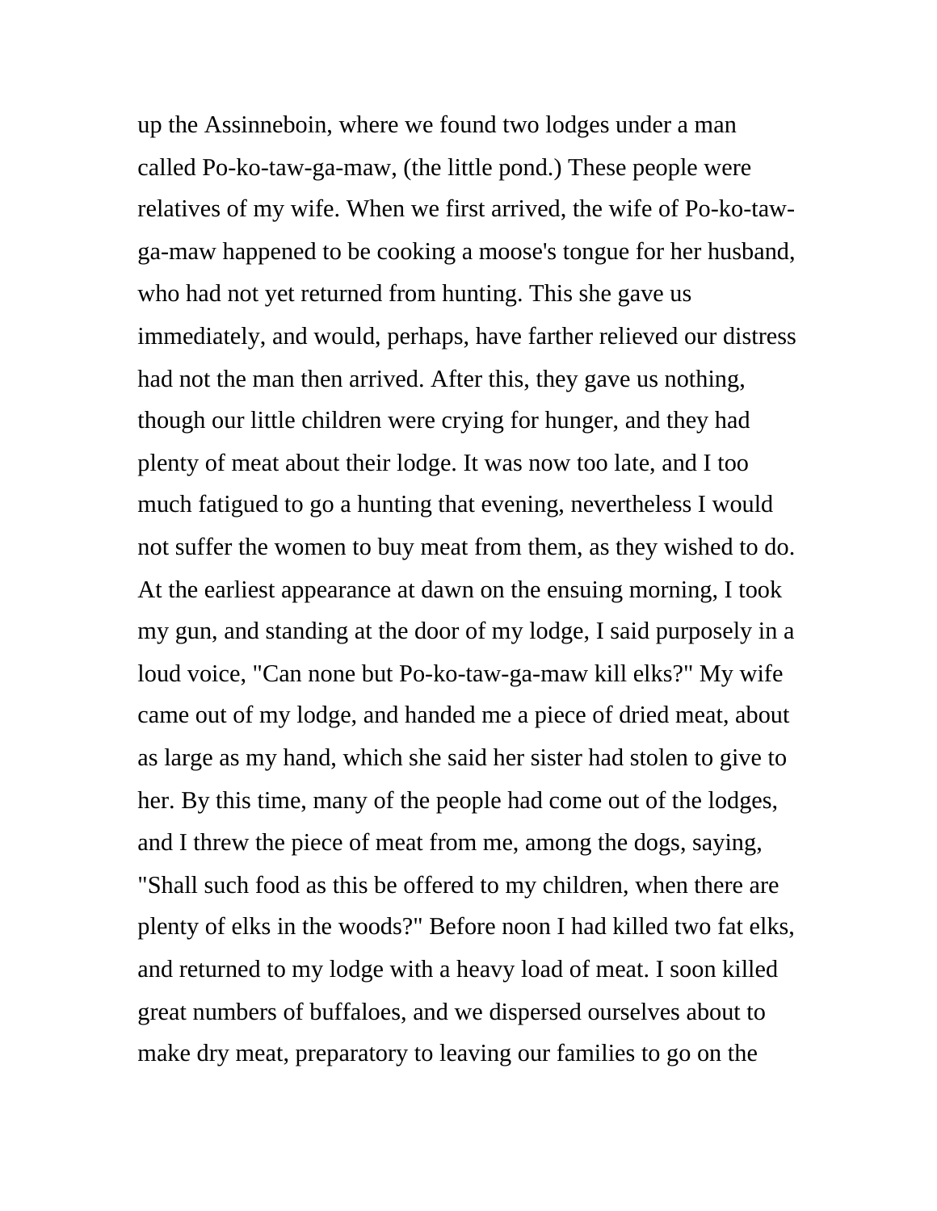up the Assinneboin, where we found two lodges under a man called Po-ko-taw-ga-maw, (the little pond.) These people were relatives of my wife. When we first arrived, the wife of Po-ko-taw-ga-maw happened to be cooking a moose's tongue for her husband, who had not yet returned from hunting. This she gave us immediately, and would, perhaps, have farther relieved our distress had not the man then arrived. After this, they gave us nothing, though our little children were crying for hunger, and they had plenty of meat about their lodge. It was now too late, and I too much fatigued to go a hunting that evening, nevertheless I would not suffer the women to buy meat from them, as they wished to do. At the earliest appearance at dawn on the ensuing morning, I took my gun, and standing at the door of my lodge, I said purposely in a loud voice, "Can none but Po-ko-taw-ga-maw kill elks?" My wife came out of my lodge, and handed me a piece of dried meat, about as large as my hand, which she said her sister had stolen to give to her. By this time, many of the people had come out of the lodges, and I threw the piece of meat from me, among the dogs, saying, "Shall such food as this be offered to my children, when there are plenty of elks in the woods?" Before noon I had killed two fat elks, and returned to my lodge with a heavy load of meat. I soon killed great numbers of buffaloes, and we dispersed ourselves about to make dry meat, preparatory to leaving our families to go on the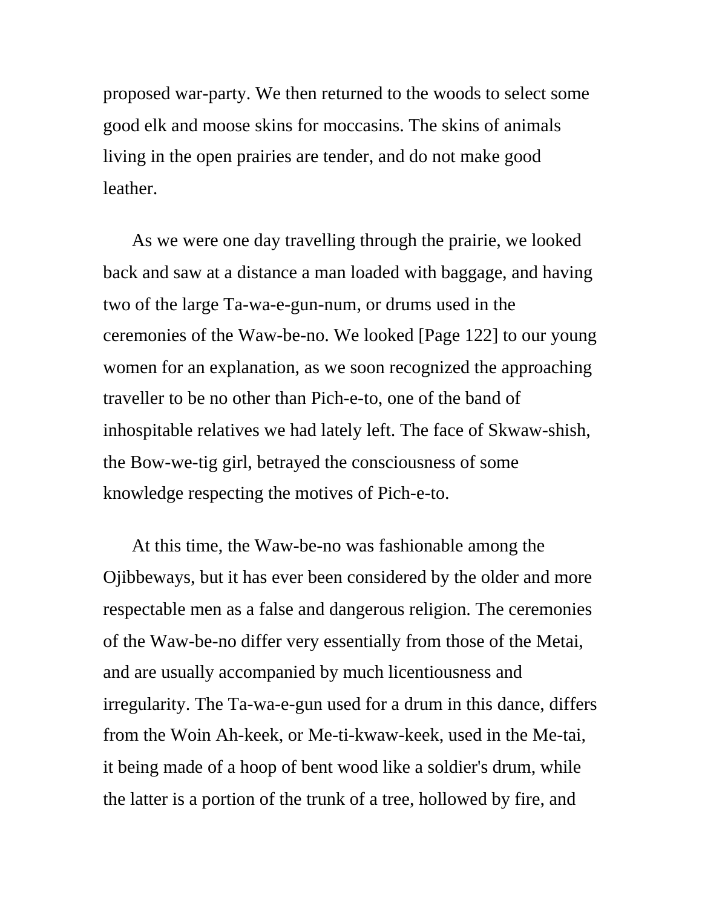proposed war-party. We then returned to the woods to select some good elk and moose skins for moccasins. The skins of animals living in the open prairies are tender, and do not make good leather.

As we were one day travelling through the prairie, we looked back and saw at a distance a man loaded with baggage, and having two of the large Ta-wa-e-gun-num, or drums used in the ceremonies of the Waw-be-no. We looked [Page 122] to our young women for an explanation, as we soon recognized the approaching traveller to be no other than Pich-e-to, one of the band of inhospitable relatives we had lately left. The face of Skwaw-shish, the Bow-we-tig girl, betrayed the consciousness of some knowledge respecting the motives of Pich-e-to.

At this time, the Waw-be-no was fashionable among the Ojibbeways, but it has ever been considered by the older and more respectable men as a false and dangerous religion. The ceremonies of the Waw-be-no differ very essentially from those of the Metai, and are usually accompanied by much licentiousness and irregularity. The Ta-wa-e-gun used for a drum in this dance, differs from the Woin Ah-keek, or Me-ti-kwaw-keek, used in the Me-tai, it being made of a hoop of bent wood like a soldier's drum, while the latter is a portion of the trunk of a tree, hollowed by fire, and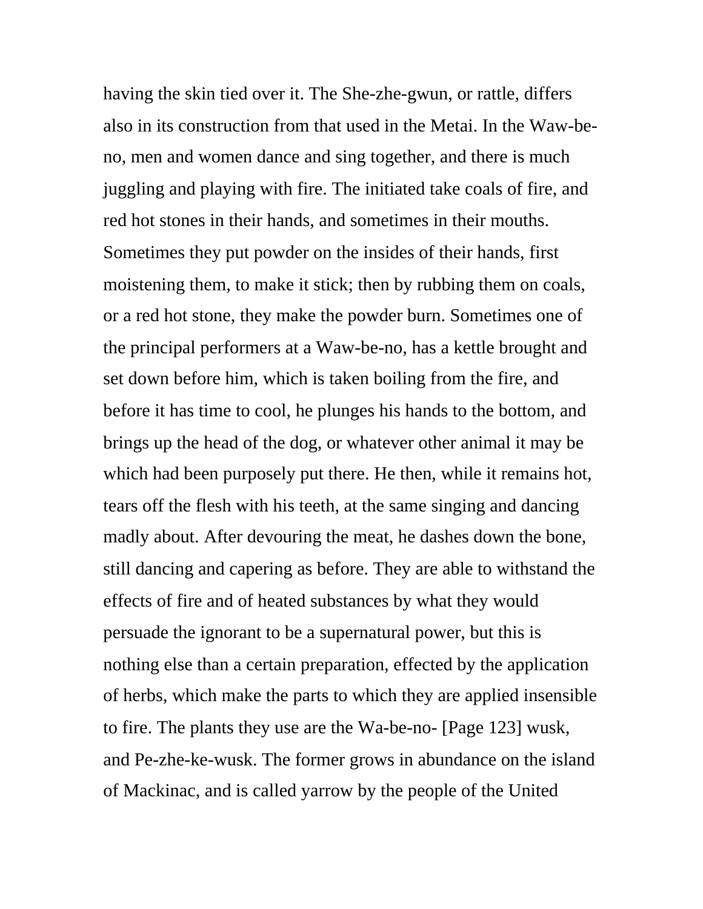having the skin tied over it. The She-zhe-gwun, or rattle, differs also in its construction from that used in the Metai. In the Waw-be-no, men and women dance and sing together, and there is much juggling and playing with fire. The initiated take coals of fire, and red hot stones in their hands, and sometimes in their mouths. Sometimes they put powder on the insides of their hands, first moistening them, to make it stick; then by rubbing them on coals, or a red hot stone, they make the powder burn. Sometimes one of the principal performers at a Waw-be-no, has a kettle brought and set down before him, which is taken boiling from the fire, and before it has time to cool, he plunges his hands to the bottom, and brings up the head of the dog, or whatever other animal it may be which had been purposely put there. He then, while it remains hot, tears off the flesh with his teeth, at the same singing and dancing madly about. After devouring the meat, he dashes down the bone, still dancing and capering as before. They are able to withstand the effects of fire and of heated substances by what they would persuade the ignorant to be a supernatural power, but this is nothing else than a certain preparation, effected by the application of herbs, which make the parts to which they are applied insensible to fire. The plants they use are the Wa-be-no- [Page 123] wusk, and Pe-zhe-ke-wusk. The former grows in abundance on the island of Mackinac, and is called yarrow by the people of the United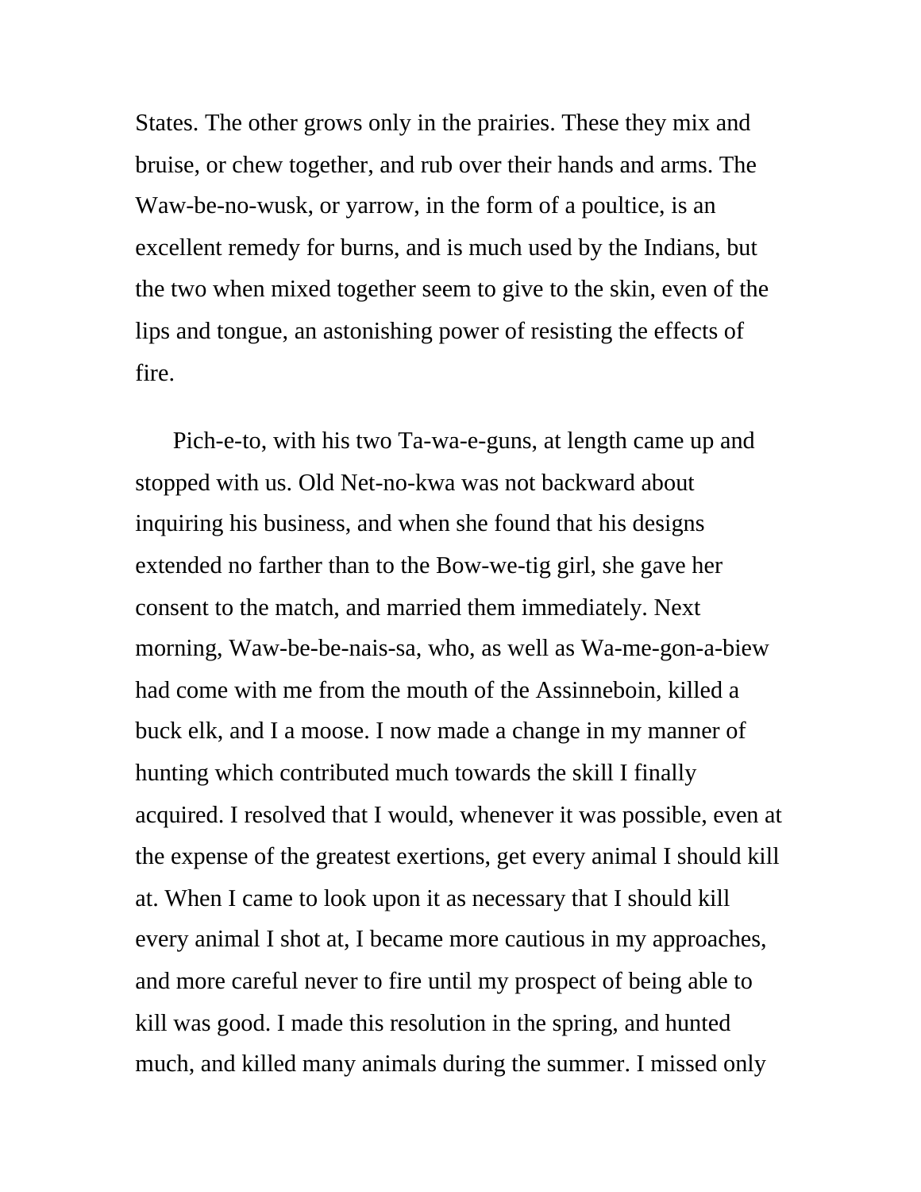States. The other grows only in the prairies. These they mix and bruise, or chew together, and rub over their hands and arms. The Waw-be-no-wusk, or yarrow, in the form of a poultice, is an excellent remedy for burns, and is much used by the Indians, but the two when mixed together seem to give to the skin, even of the lips and tongue, an astonishing power of resisting the effects of fire.

Pich-e-to, with his two Ta-wa-e-guns, at length came up and stopped with us. Old Net-no-kwa was not backward about inquiring his business, and when she found that his designs extended no farther than to the Bow-we-tig girl, she gave her consent to the match, and married them immediately. Next morning, Waw-be-be-nais-sa, who, as well as Wa-me-gon-a-biew had come with me from the mouth of the Assinneboin, killed a buck elk, and I a moose. I now made a change in my manner of hunting which contributed much towards the skill I finally acquired. I resolved that I would, whenever it was possible, even at the expense of the greatest exertions, get every animal I should kill at. When I came to look upon it as necessary that I should kill every animal I shot at, I became more cautious in my approaches, and more careful never to fire until my prospect of being able to kill was good. I made this resolution in the spring, and hunted much, and killed many animals during the summer. I missed only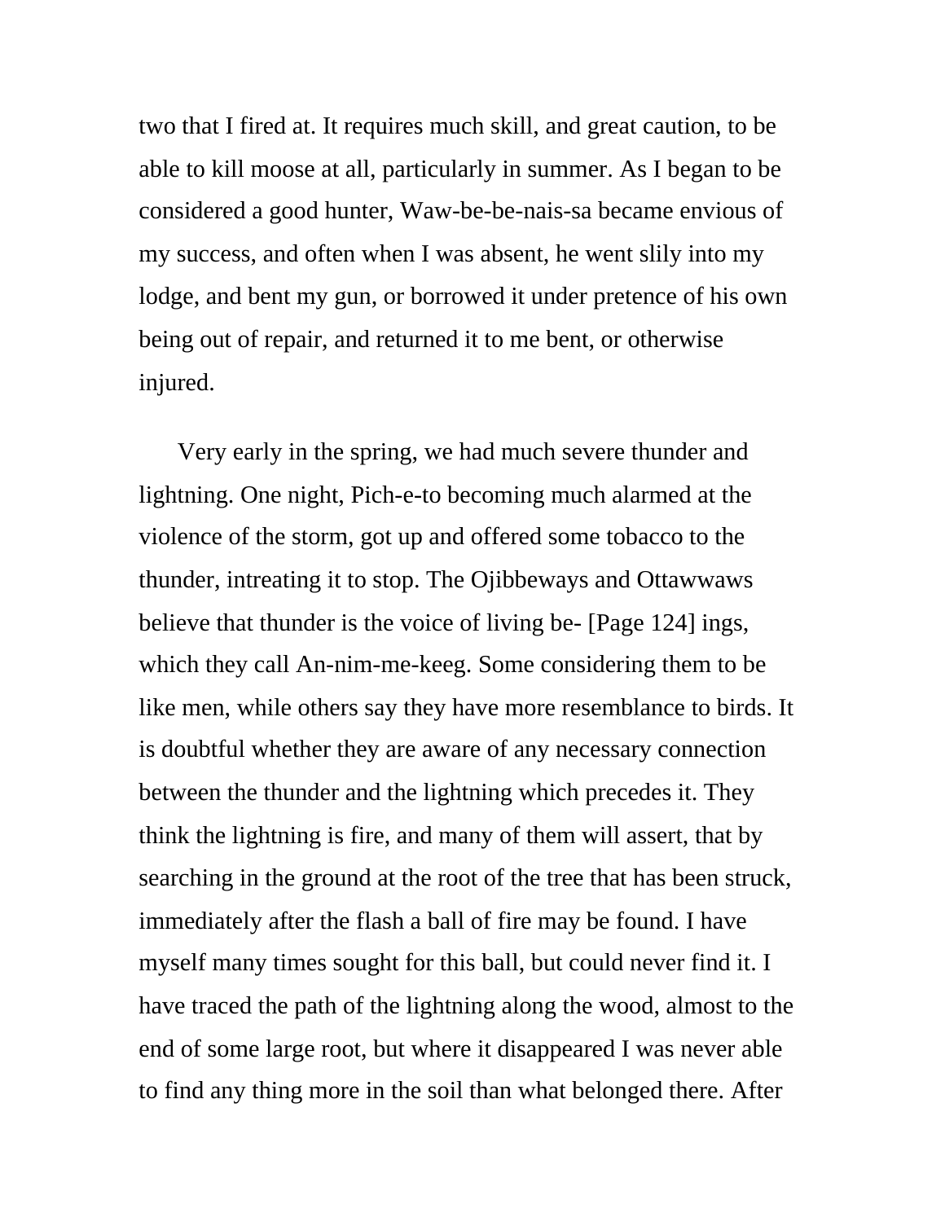two that I fired at. It requires much skill, and great caution, to be able to kill moose at all, particularly in summer. As I began to be considered a good hunter, Waw-be-be-nais-sa became envious of my success, and often when I was absent, he went slily into my lodge, and bent my gun, or borrowed it under pretence of his own being out of repair, and returned it to me bent, or otherwise injured.

Very early in the spring, we had much severe thunder and lightning. One night, Pich-e-to becoming much alarmed at the violence of the storm, got up and offered some tobacco to the thunder, intreating it to stop. The Ojibbeways and Ottawwaws believe that thunder is the voice of living be- [Page 124] ings, which they call An-nim-me-keeg. Some considering them to be like men, while others say they have more resemblance to birds. It is doubtful whether they are aware of any necessary connection between the thunder and the lightning which precedes it. They think the lightning is fire, and many of them will assert, that by searching in the ground at the root of the tree that has been struck, immediately after the flash a ball of fire may be found. I have myself many times sought for this ball, but could never find it. I have traced the path of the lightning along the wood, almost to the end of some large root, but where it disappeared I was never able to find any thing more in the soil than what belonged there. After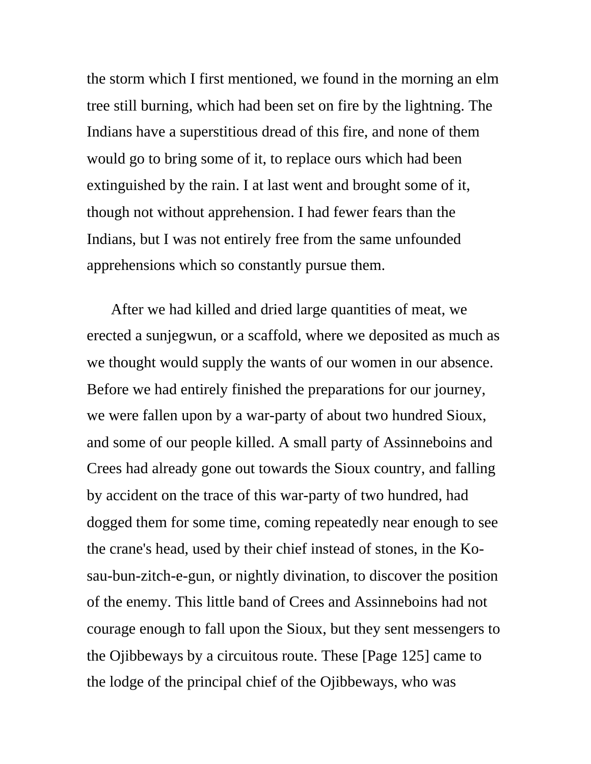the storm which I first mentioned, we found in the morning an elm tree still burning, which had been set on fire by the lightning. The Indians have a superstitious dread of this fire, and none of them would go to bring some of it, to replace ours which had been extinguished by the rain. I at last went and brought some of it, though not without apprehension. I had fewer fears than the Indians, but I was not entirely free from the same unfounded apprehensions which so constantly pursue them.

After we had killed and dried large quantities of meat, we erected a sunjegwun, or a scaffold, where we deposited as much as we thought would supply the wants of our women in our absence. Before we had entirely finished the preparations for our journey, we were fallen upon by a war-party of about two hundred Sioux, and some of our people killed. A small party of Assinneboins and Crees had already gone out towards the Sioux country, and falling by accident on the trace of this war-party of two hundred, had dogged them for some time, coming repeatedly near enough to see the crane's head, used by their chief instead of stones, in the Ko-sau-bun-zitch-e-gun, or nightly divination, to discover the position of the enemy. This little band of Crees and Assinneboins had not courage enough to fall upon the Sioux, but they sent messengers to the Ojibbeways by a circuitous route. These [Page 125] came to the lodge of the principal chief of the Ojibbeways, who was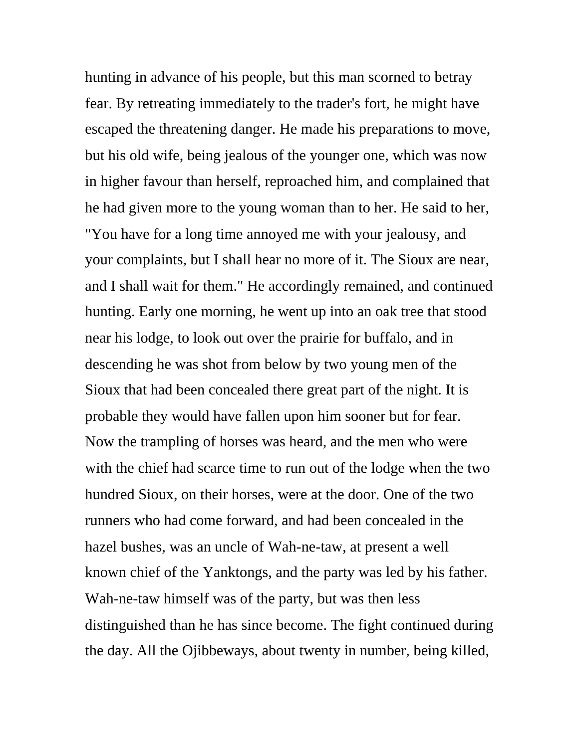hunting in advance of his people, but this man scorned to betray fear. By retreating immediately to the trader's fort, he might have escaped the threatening danger. He made his preparations to move, but his old wife, being jealous of the younger one, which was now in higher favour than herself, reproached him, and complained that he had given more to the young woman than to her. He said to her, "You have for a long time annoyed me with your jealousy, and your complaints, but I shall hear no more of it. The Sioux are near, and I shall wait for them." He accordingly remained, and continued hunting. Early one morning, he went up into an oak tree that stood near his lodge, to look out over the prairie for buffalo, and in descending he was shot from below by two young men of the Sioux that had been concealed there great part of the night. It is probable they would have fallen upon him sooner but for fear. Now the trampling of horses was heard, and the men who were with the chief had scarce time to run out of the lodge when the two hundred Sioux, on their horses, were at the door. One of the two runners who had come forward, and had been concealed in the hazel bushes, was an uncle of Wah-ne-taw, at present a well known chief of the Yanktongs, and the party was led by his father. Wah-ne-taw himself was of the party, but was then less distinguished than he has since become. The fight continued during the day. All the Ojibbeways, about twenty in number, being killed,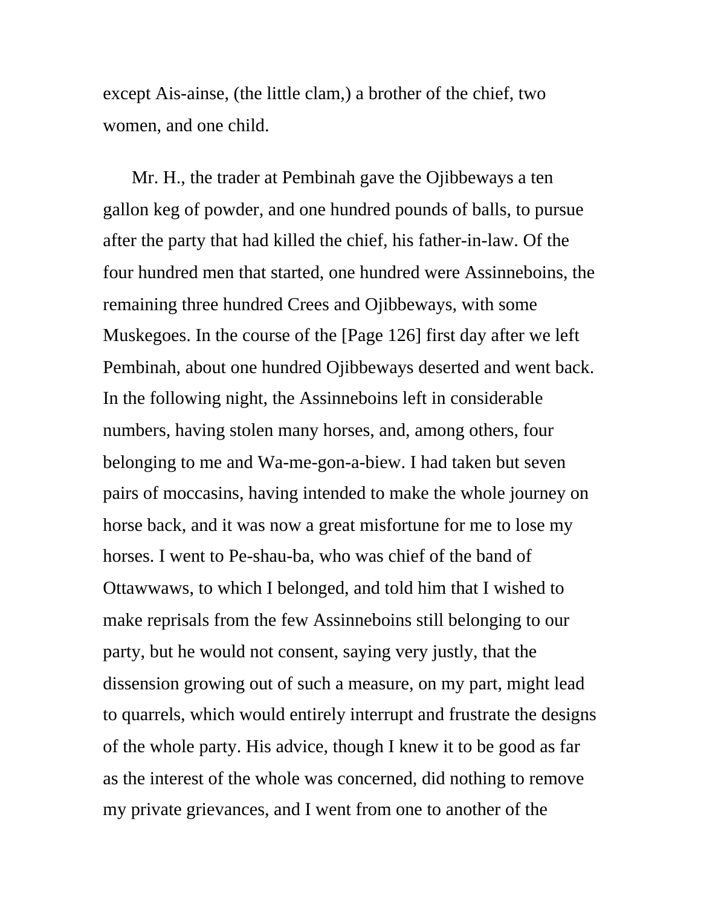except Ais-ainse, (the little clam,) a brother of the chief, two women, and one child.

Mr. H., the trader at Pembinah gave the Ojibbeways a ten gallon keg of powder, and one hundred pounds of balls, to pursue after the party that had killed the chief, his father-in-law. Of the four hundred men that started, one hundred were Assinneboins, the remaining three hundred Crees and Ojibbeways, with some Muskegoes. In the course of the [Page 126] first day after we left Pembinah, about one hundred Ojibbeways deserted and went back. In the following night, the Assinneboins left in considerable numbers, having stolen many horses, and, among others, four belonging to me and Wa-me-gon-a-biew. I had taken but seven pairs of moccasins, having intended to make the whole journey on horse back, and it was now a great misfortune for me to lose my horses. I went to Pe-shau-ba, who was chief of the band of Ottawwaws, to which I belonged, and told him that I wished to make reprisals from the few Assinneboins still belonging to our party, but he would not consent, saying very justly, that the dissension growing out of such a measure, on my part, might lead to quarrels, which would entirely interrupt and frustrate the designs of the whole party. His advice, though I knew it to be good as far as the interest of the whole was concerned, did nothing to remove my private grievances, and I went from one to another of the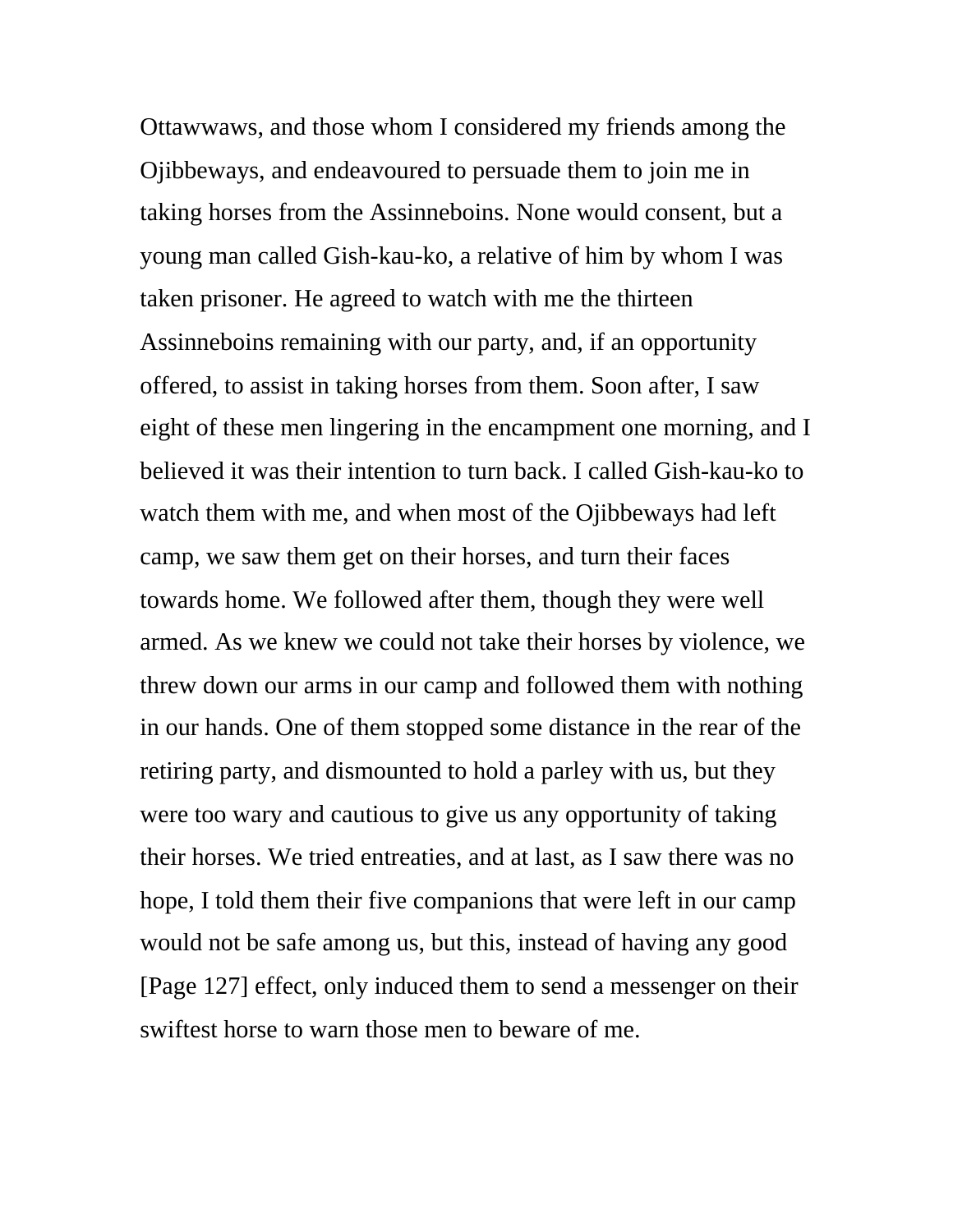Ottawwaws, and those whom I considered my friends among the Ojibbeways, and endeavoured to persuade them to join me in taking horses from the Assinneboins. None would consent, but a young man called Gish-kau-ko, a relative of him by whom I was taken prisoner. He agreed to watch with me the thirteen Assinneboins remaining with our party, and, if an opportunity offered, to assist in taking horses from them. Soon after, I saw eight of these men lingering in the encampment one morning, and I believed it was their intention to turn back. I called Gish-kau-ko to watch them with me, and when most of the Ojibbeways had left camp, we saw them get on their horses, and turn their faces towards home. We followed after them, though they were well armed. As we knew we could not take their horses by violence, we threw down our arms in our camp and followed them with nothing in our hands. One of them stopped some distance in the rear of the retiring party, and dismounted to hold a parley with us, but they were too wary and cautious to give us any opportunity of taking their horses. We tried entreaties, and at last, as I saw there was no hope, I told them their five companions that were left in our camp would not be safe among us, but this, instead of having any good [Page 127] effect, only induced them to send a messenger on their swiftest horse to warn those men to beware of me.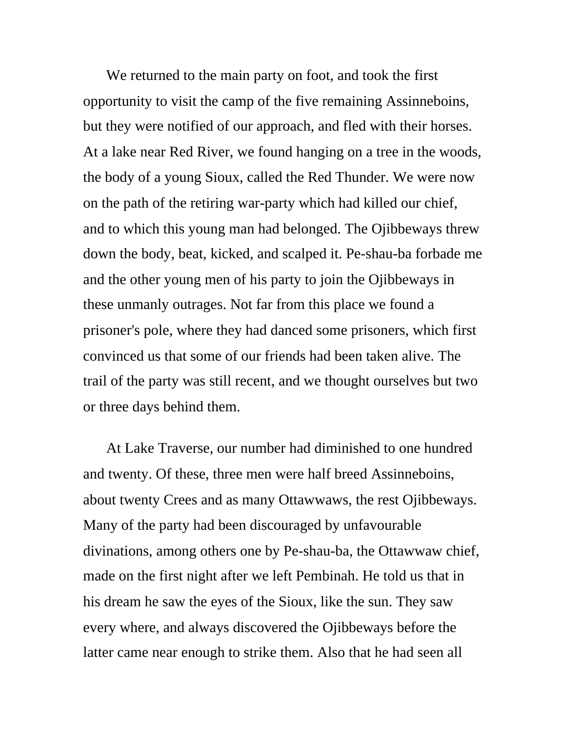We returned to the main party on foot, and took the first opportunity to visit the camp of the five remaining Assinneboins, but they were notified of our approach, and fled with their horses. At a lake near Red River, we found hanging on a tree in the woods, the body of a young Sioux, called the Red Thunder. We were now on the path of the retiring war-party which had killed our chief, and to which this young man had belonged. The Ojibbeways threw down the body, beat, kicked, and scalped it. Pe-shau-ba forbade me and the other young men of his party to join the Ojibbeways in these unmanly outrages. Not far from this place we found a prisoner's pole, where they had danced some prisoners, which first convinced us that some of our friends had been taken alive. The trail of the party was still recent, and we thought ourselves but two or three days behind them.

At Lake Traverse, our number had diminished to one hundred and twenty. Of these, three men were half breed Assinneboins, about twenty Crees and as many Ottawwaws, the rest Ojibbeways. Many of the party had been discouraged by unfavourable divinations, among others one by Pe-shau-ba, the Ottawwaw chief, made on the first night after we left Pembinah. He told us that in his dream he saw the eyes of the Sioux, like the sun. They saw every where, and always discovered the Ojibbeways before the latter came near enough to strike them. Also that he had seen all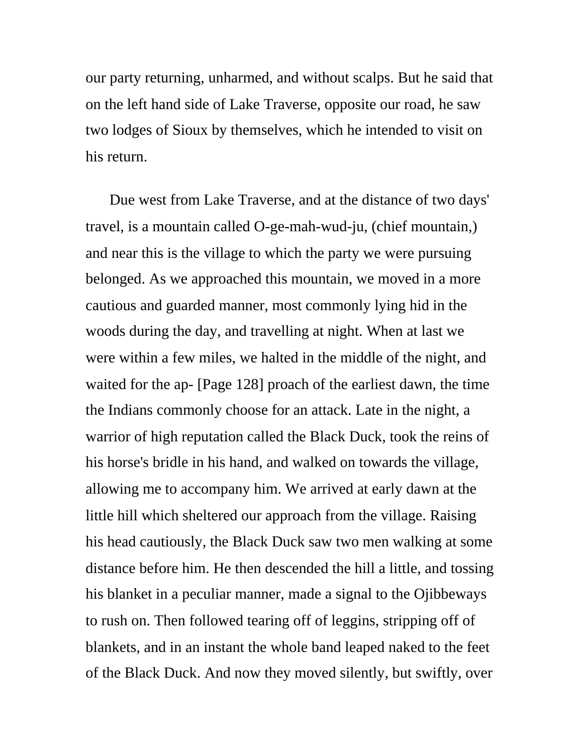our party returning, unharmed, and without scalps. But he said that on the left hand side of Lake Traverse, opposite our road, he saw two lodges of Sioux by themselves, which he intended to visit on his return.

Due west from Lake Traverse, and at the distance of two days' travel, is a mountain called O-ge-mah-wud-ju, (chief mountain,) and near this is the village to which the party we were pursuing belonged. As we approached this mountain, we moved in a more cautious and guarded manner, most commonly lying hid in the woods during the day, and travelling at night. When at last we were within a few miles, we halted in the middle of the night, and waited for the ap- [Page 128] proach of the earliest dawn, the time the Indians commonly choose for an attack. Late in the night, a warrior of high reputation called the Black Duck, took the reins of his horse's bridle in his hand, and walked on towards the village, allowing me to accompany him. We arrived at early dawn at the little hill which sheltered our approach from the village. Raising his head cautiously, the Black Duck saw two men walking at some distance before him. He then descended the hill a little, and tossing his blanket in a peculiar manner, made a signal to the Ojibbeways to rush on. Then followed tearing off of leggins, stripping off of blankets, and in an instant the whole band leaped naked to the feet of the Black Duck. And now they moved silently, but swiftly, over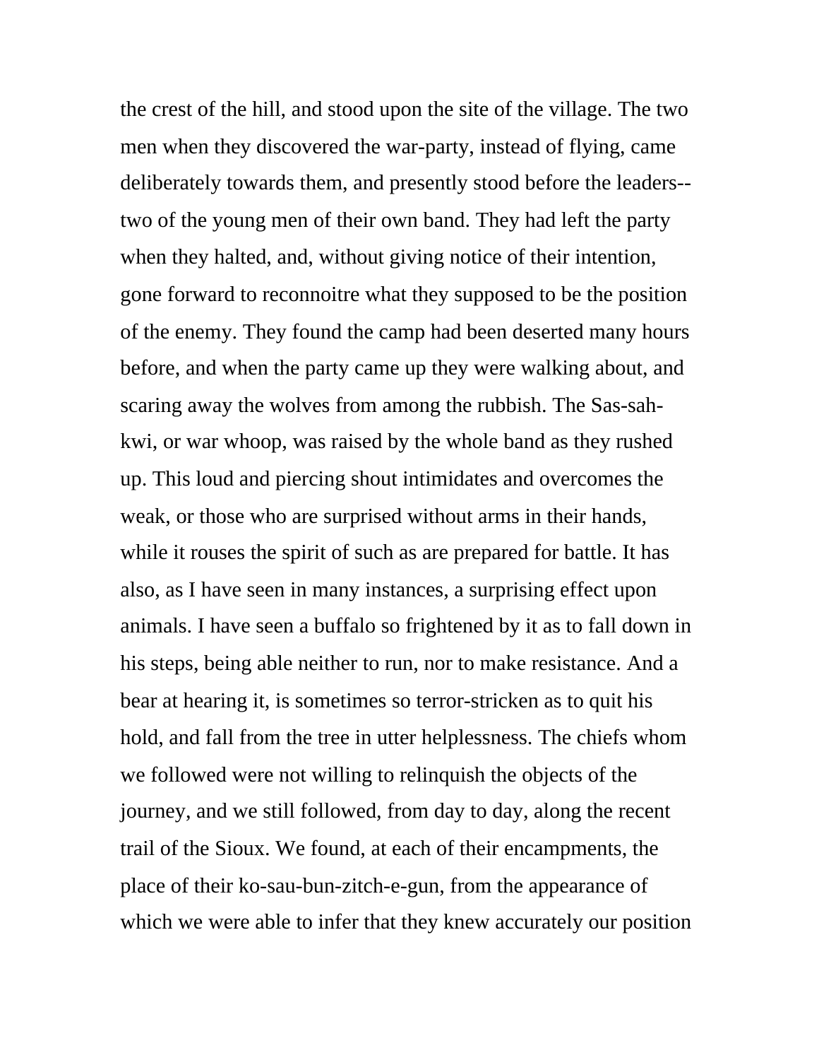the crest of the hill, and stood upon the site of the village. The two men when they discovered the war-party, instead of flying, came deliberately towards them, and presently stood before the leaders--two of the young men of their own band. They had left the party when they halted, and, without giving notice of their intention, gone forward to reconnoitre what they supposed to be the position of the enemy. They found the camp had been deserted many hours before, and when the party came up they were walking about, and scaring away the wolves from among the rubbish. The Sas-sah-kwi, or war whoop, was raised by the whole band as they rushed up. This loud and piercing shout intimidates and overcomes the weak, or those who are surprised without arms in their hands, while it rouses the spirit of such as are prepared for battle. It has also, as I have seen in many instances, a surprising effect upon animals. I have seen a buffalo so frightened by it as to fall down in his steps, being able neither to run, nor to make resistance. And a bear at hearing it, is sometimes so terror-stricken as to quit his hold, and fall from the tree in utter helplessness. The chiefs whom we followed were not willing to relinquish the objects of the journey, and we still followed, from day to day, along the recent trail of the Sioux. We found, at each of their encampments, the place of their ko-sau-bun-zitch-e-gun, from the appearance of which we were able to infer that they knew accurately our position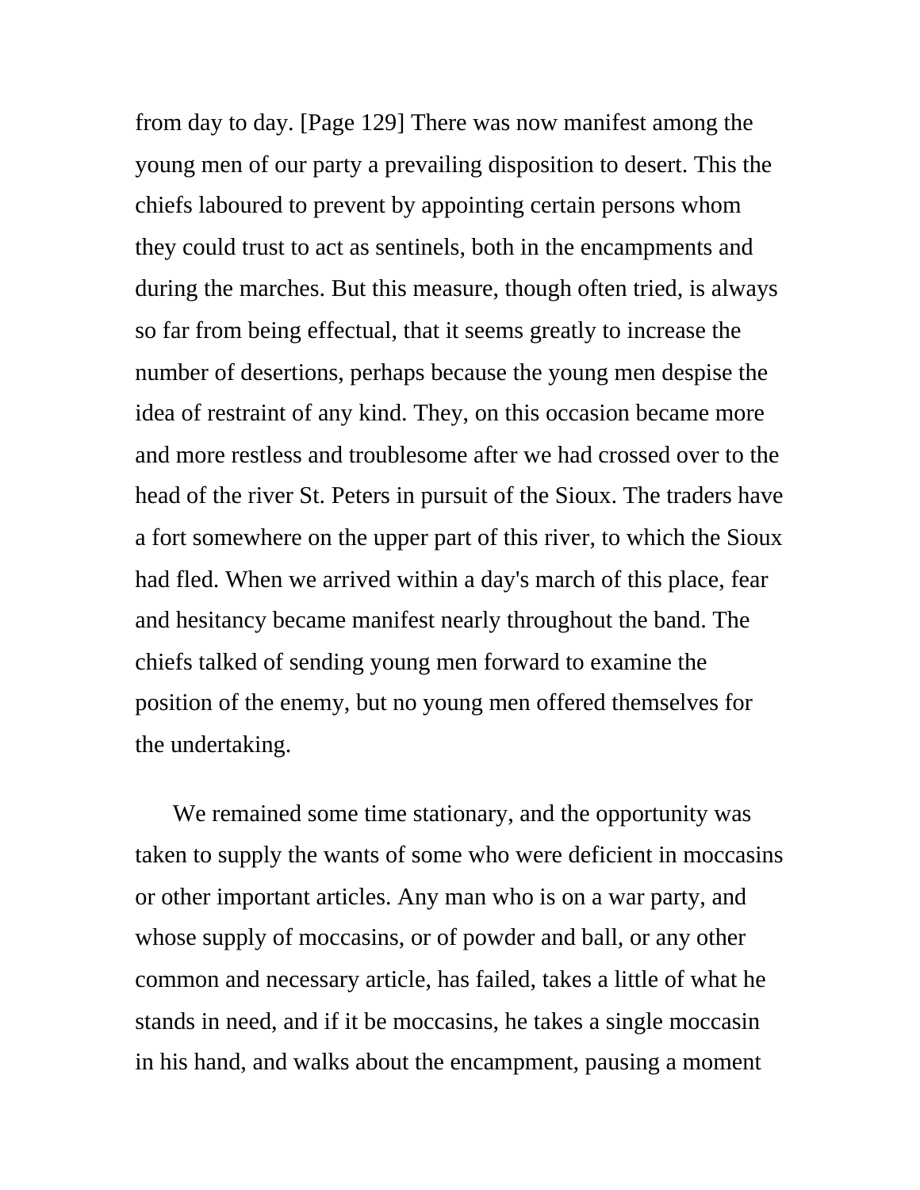from day to day. [Page 129] There was now manifest among the young men of our party a prevailing disposition to desert. This the chiefs laboured to prevent by appointing certain persons whom they could trust to act as sentinels, both in the encampments and during the marches. But this measure, though often tried, is always so far from being effectual, that it seems greatly to increase the number of desertions, perhaps because the young men despise the idea of restraint of any kind. They, on this occasion became more and more restless and troublesome after we had crossed over to the head of the river St. Peters in pursuit of the Sioux. The traders have a fort somewhere on the upper part of this river, to which the Sioux had fled. When we arrived within a day's march of this place, fear and hesitancy became manifest nearly throughout the band. The chiefs talked of sending young men forward to examine the position of the enemy, but no young men offered themselves for the undertaking.

We remained some time stationary, and the opportunity was taken to supply the wants of some who were deficient in moccasins or other important articles. Any man who is on a war party, and whose supply of moccasins, or of powder and ball, or any other common and necessary article, has failed, takes a little of what he stands in need, and if it be moccasins, he takes a single moccasin in his hand, and walks about the encampment, pausing a moment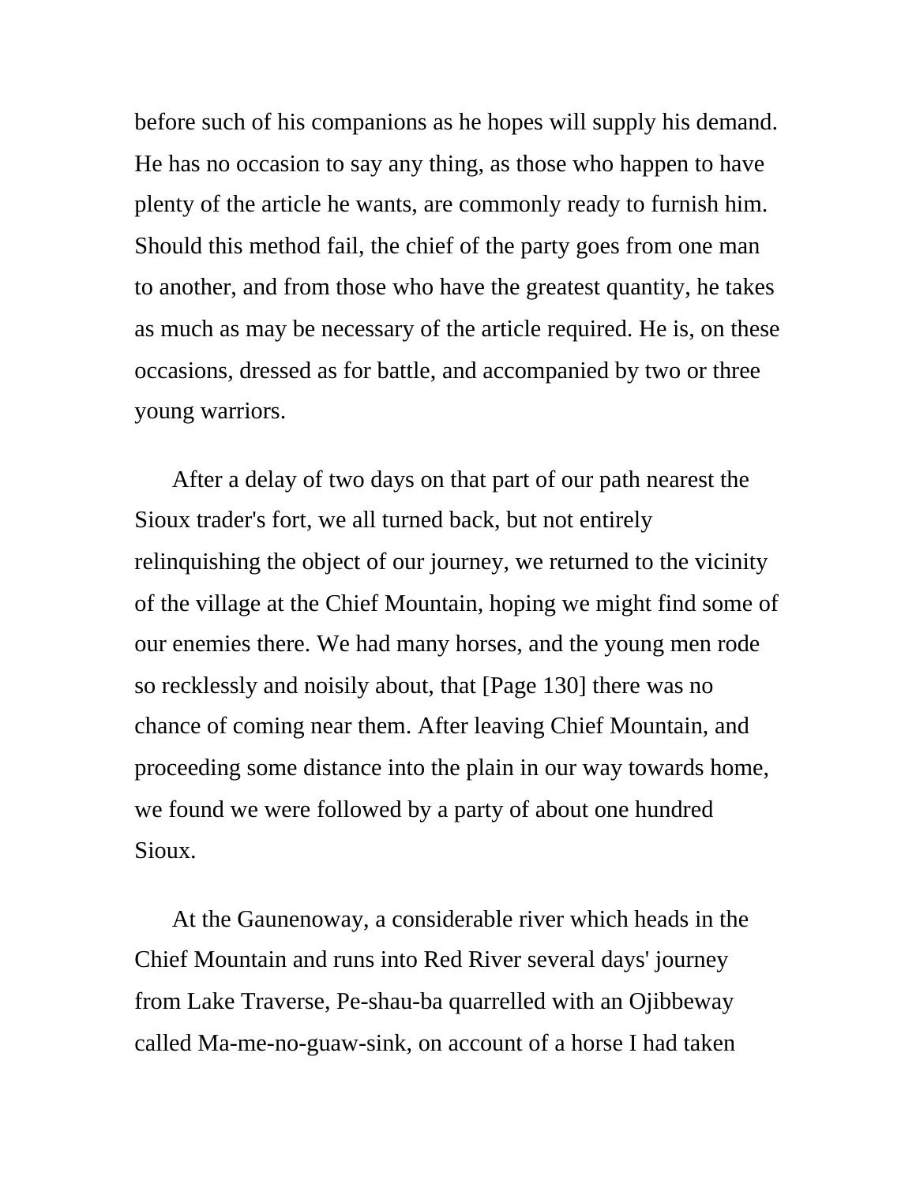before such of his companions as he hopes will supply his demand. He has no occasion to say any thing, as those who happen to have plenty of the article he wants, are commonly ready to furnish him. Should this method fail, the chief of the party goes from one man to another, and from those who have the greatest quantity, he takes as much as may be necessary of the article required. He is, on these occasions, dressed as for battle, and accompanied by two or three young warriors.

After a delay of two days on that part of our path nearest the Sioux trader's fort, we all turned back, but not entirely relinquishing the object of our journey, we returned to the vicinity of the village at the Chief Mountain, hoping we might find some of our enemies there. We had many horses, and the young men rode so recklessly and noisily about, that [Page 130] there was no chance of coming near them. After leaving Chief Mountain, and proceeding some distance into the plain in our way towards home, we found we were followed by a party of about one hundred Sioux.

At the Gaunenoway, a considerable river which heads in the Chief Mountain and runs into Red River several days' journey from Lake Traverse, Pe-shau-ba quarrelled with an Ojibbeway called Ma-me-no-guaw-sink, on account of a horse I had taken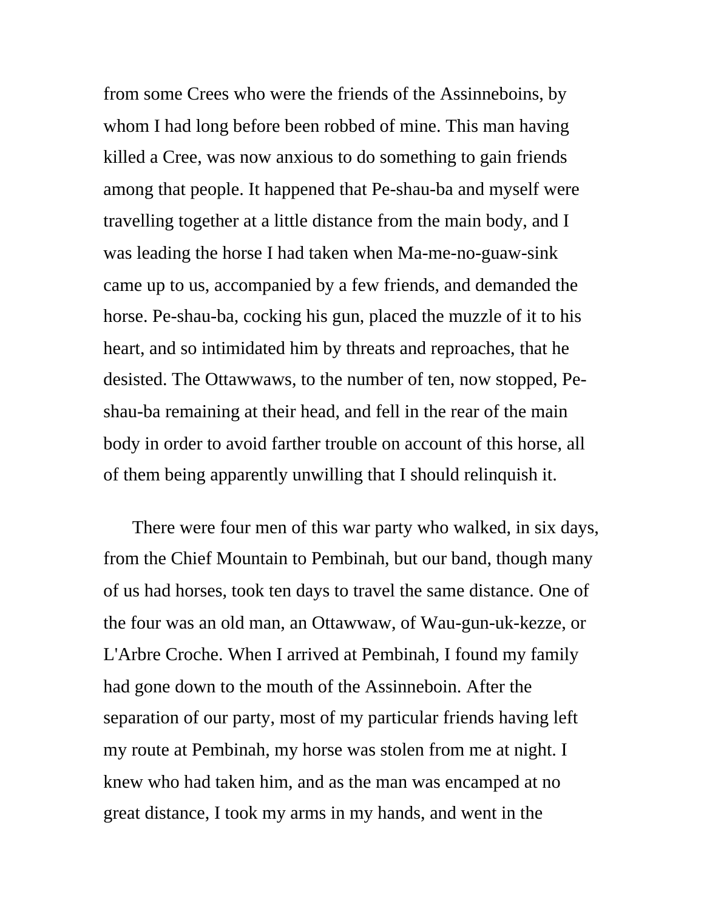from some Crees who were the friends of the Assinneboins, by whom I had long before been robbed of mine. This man having killed a Cree, was now anxious to do something to gain friends among that people. It happened that Pe-shau-ba and myself were travelling together at a little distance from the main body, and I was leading the horse I had taken when Ma-me-no-guaw-sink came up to us, accompanied by a few friends, and demanded the horse. Pe-shau-ba, cocking his gun, placed the muzzle of it to his heart, and so intimidated him by threats and reproaches, that he desisted. The Ottawwaws, to the number of ten, now stopped, Pe-shau-ba remaining at their head, and fell in the rear of the main body in order to avoid farther trouble on account of this horse, all of them being apparently unwilling that I should relinquish it.

There were four men of this war party who walked, in six days, from the Chief Mountain to Pembinah, but our band, though many of us had horses, took ten days to travel the same distance. One of the four was an old man, an Ottawwaw, of Wau-gun-uk-kezze, or L'Arbre Croche. When I arrived at Pembinah, I found my family had gone down to the mouth of the Assinneboin. After the separation of our party, most of my particular friends having left my route at Pembinah, my horse was stolen from me at night. I knew who had taken him, and as the man was encamped at no great distance, I took my arms in my hands, and went in the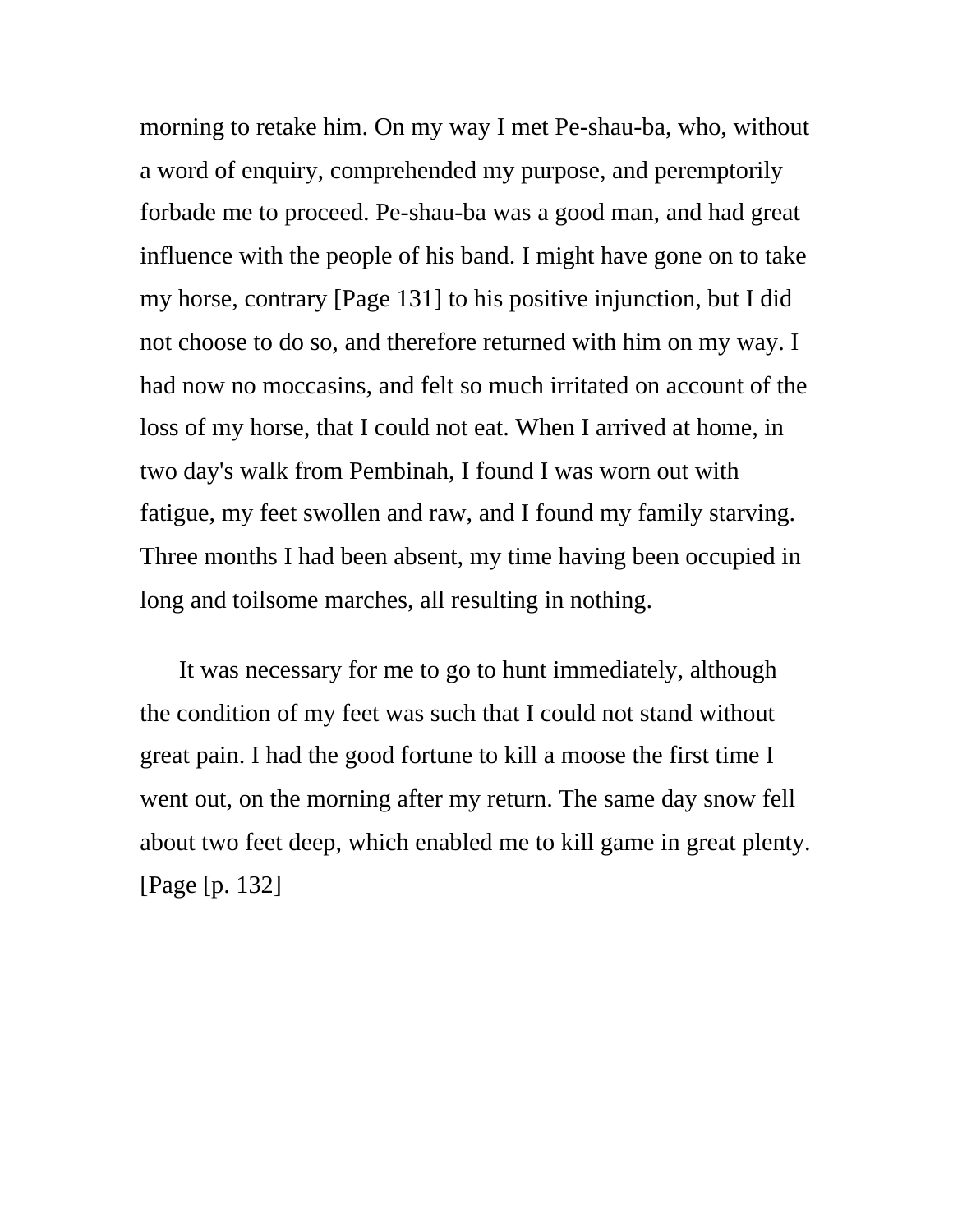morning to retake him. On my way I met Pe-shau-ba, who, without a word of enquiry, comprehended my purpose, and peremptorily forbade me to proceed. Pe-shau-ba was a good man, and had great influence with the people of his band. I might have gone on to take my horse, contrary [Page 131] to his positive injunction, but I did not choose to do so, and therefore returned with him on my way. I had now no moccasins, and felt so much irritated on account of the loss of my horse, that I could not eat. When I arrived at home, in two day's walk from Pembinah, I found I was worn out with fatigue, my feet swollen and raw, and I found my family starving. Three months I had been absent, my time having been occupied in long and toilsome marches, all resulting in nothing.

It was necessary for me to go to hunt immediately, although the condition of my feet was such that I could not stand without great pain. I had the good fortune to kill a moose the first time I went out, on the morning after my return. The same day snow fell about two feet deep, which enabled me to kill game in great plenty. [Page [p. 132]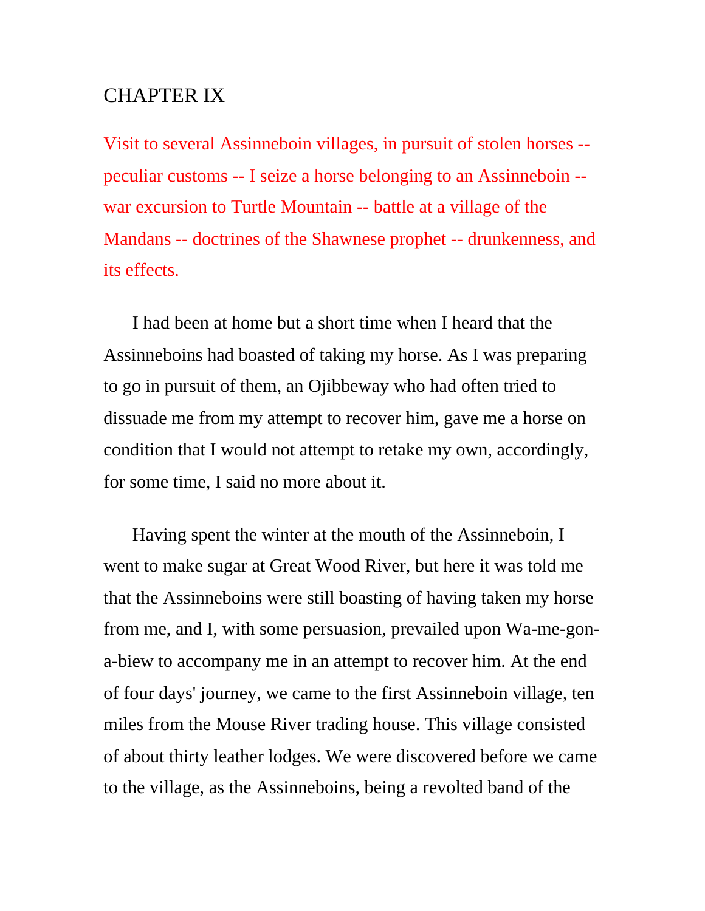# CHAPTER IX

Visit to several Assinneboin villages, in pursuit of stolen horses -- peculiar customs -- I seize a horse belonging to an Assinneboin -- war excursion to Turtle Mountain -- battle at a village of the Mandans -- doctrines of the Shawnese prophet -- drunkenness, and its effects.

I had been at home but a short time when I heard that the Assinneboins had boasted of taking my horse. As I was preparing to go in pursuit of them, an Ojibbeway who had often tried to dissuade me from my attempt to recover him, gave me a horse on condition that I would not attempt to retake my own, accordingly, for some time, I said no more about it.

Having spent the winter at the mouth of the Assinneboin, I went to make sugar at Great Wood River, but here it was told me that the Assinneboins were still boasting of having taken my horse from me, and I, with some persuasion, prevailed upon Wa-me-gon-a-biew to accompany me in an attempt to recover him. At the end of four days' journey, we came to the first Assinneboin village, ten miles from the Mouse River trading house. This village consisted of about thirty leather lodges. We were discovered before we came to the village, as the Assinneboins, being a revolted band of the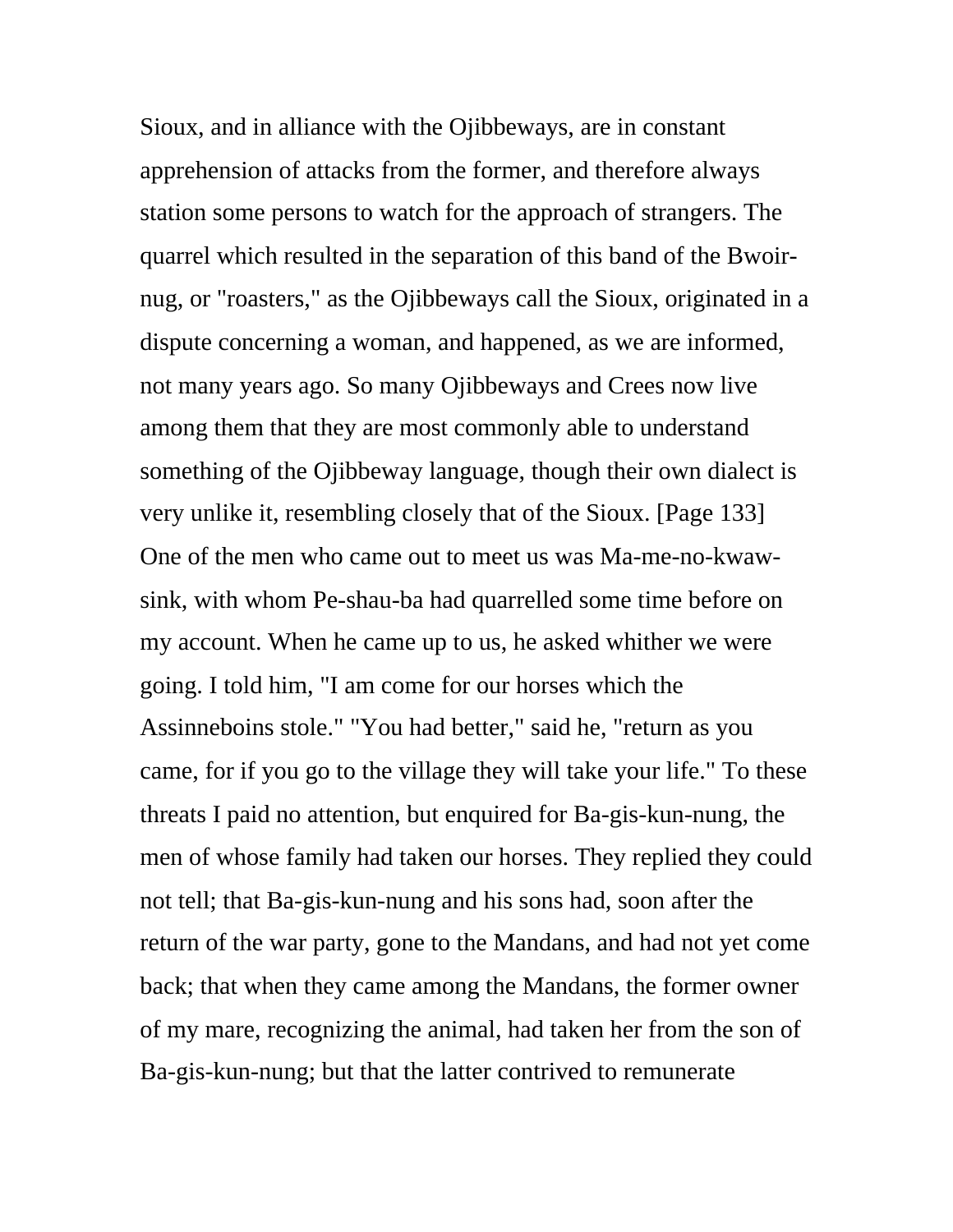Sioux, and in alliance with the Ojibbeways, are in constant apprehension of attacks from the former, and therefore always station some persons to watch for the approach of strangers. The quarrel which resulted in the separation of this band of the Bwoir-nug, or "roasters," as the Ojibbeways call the Sioux, originated in a dispute concerning a woman, and happened, as we are informed, not many years ago. So many Ojibbeways and Crees now live among them that they are most commonly able to understand something of the Ojibbeway language, though their own dialect is very unlike it, resembling closely that of the Sioux. [Page 133] One of the men who came out to meet us was Ma-me-no-kwaw-sink, with whom Pe-shau-ba had quarrelled some time before on my account. When he came up to us, he asked whither we were going. I told him, "I am come for our horses which the Assinneboins stole." "You had better," said he, "return as you came, for if you go to the village they will take your life." To these threats I paid no attention, but enquired for Ba-gis-kun-nung, the men of whose family had taken our horses. They replied they could not tell; that Ba-gis-kun-nung and his sons had, soon after the return of the war party, gone to the Mandans, and had not yet come back; that when they came among the Mandans, the former owner of my mare, recognizing the animal, had taken her from the son of Ba-gis-kun-nung; but that the latter contrived to remunerate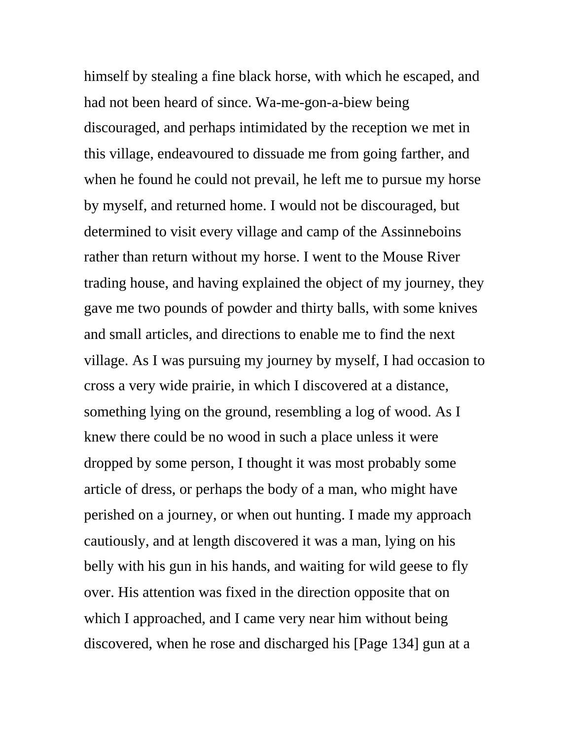himself by stealing a fine black horse, with which he escaped, and had not been heard of since. Wa-me-gon-a-biew being discouraged, and perhaps intimidated by the reception we met in this village, endeavoured to dissuade me from going farther, and when he found he could not prevail, he left me to pursue my horse by myself, and returned home. I would not be discouraged, but determined to visit every village and camp of the Assinneboins rather than return without my horse. I went to the Mouse River trading house, and having explained the object of my journey, they gave me two pounds of powder and thirty balls, with some knives and small articles, and directions to enable me to find the next village. As I was pursuing my journey by myself, I had occasion to cross a very wide prairie, in which I discovered at a distance, something lying on the ground, resembling a log of wood. As I knew there could be no wood in such a place unless it were dropped by some person, I thought it was most probably some article of dress, or perhaps the body of a man, who might have perished on a journey, or when out hunting. I made my approach cautiously, and at length discovered it was a man, lying on his belly with his gun in his hands, and waiting for wild geese to fly over. His attention was fixed in the direction opposite that on which I approached, and I came very near him without being discovered, when he rose and discharged his [Page 134] gun at a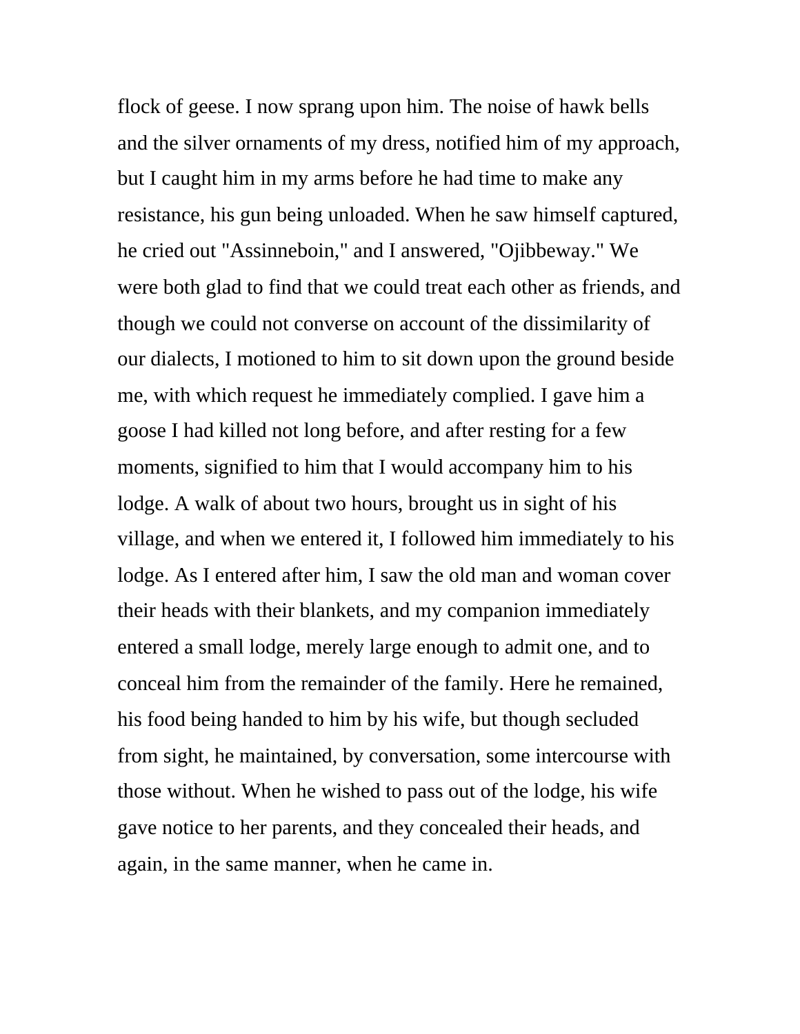flock of geese. I now sprang upon him. The noise of hawk bells and the silver ornaments of my dress, notified him of my approach, but I caught him in my arms before he had time to make any resistance, his gun being unloaded. When he saw himself captured, he cried out "Assinneboin," and I answered, "Ojibbeway." We were both glad to find that we could treat each other as friends, and though we could not converse on account of the dissimilarity of our dialects, I motioned to him to sit down upon the ground beside me, with which request he immediately complied. I gave him a goose I had killed not long before, and after resting for a few moments, signified to him that I would accompany him to his lodge. A walk of about two hours, brought us in sight of his village, and when we entered it, I followed him immediately to his lodge. As I entered after him, I saw the old man and woman cover their heads with their blankets, and my companion immediately entered a small lodge, merely large enough to admit one, and to conceal him from the remainder of the family. Here he remained, his food being handed to him by his wife, but though secluded from sight, he maintained, by conversation, some intercourse with those without. When he wished to pass out of the lodge, his wife gave notice to her parents, and they concealed their heads, and again, in the same manner, when he came in.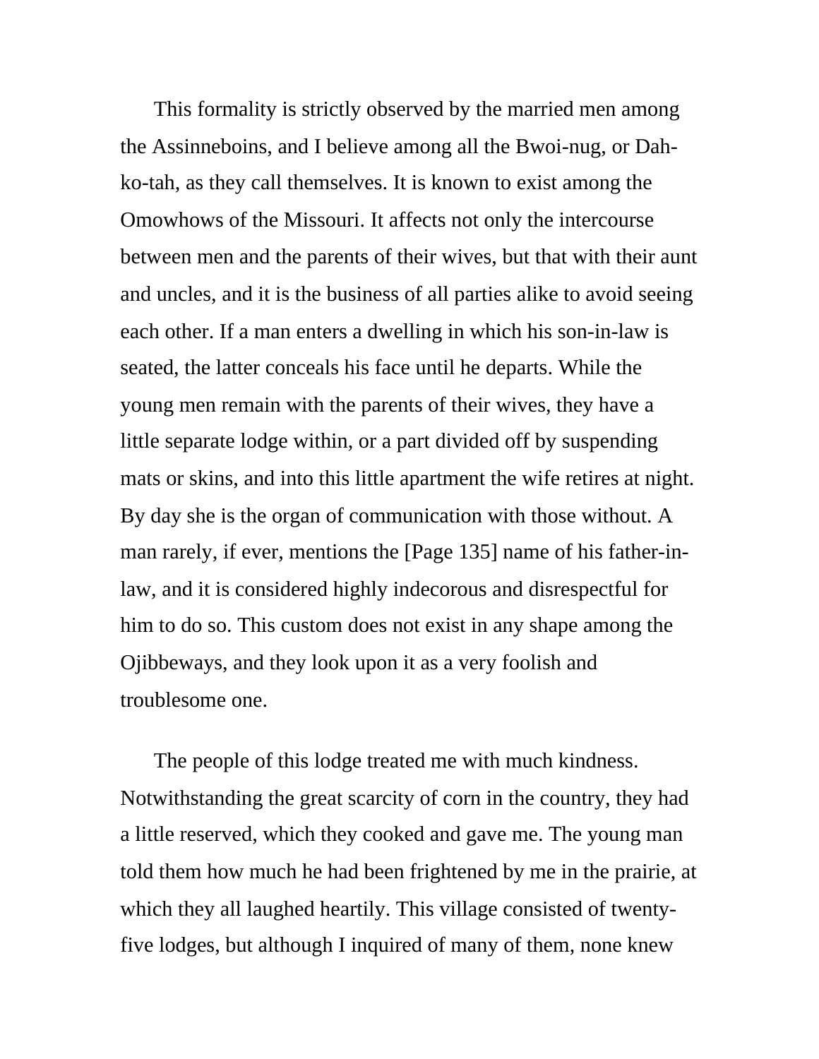This formality is strictly observed by the married men among the Assinneboins, and I believe among all the Bwoi-nug, or Dah-ko-tah, as they call themselves. It is known to exist among the Omowhows of the Missouri. It affects not only the intercourse between men and the parents of their wives, but that with their aunt and uncles, and it is the business of all parties alike to avoid seeing each other. If a man enters a dwelling in which his son-in-law is seated, the latter conceals his face until he departs. While the young men remain with the parents of their wives, they have a little separate lodge within, or a part divided off by suspending mats or skins, and into this little apartment the wife retires at night. By day she is the organ of communication with those without. A man rarely, if ever, mentions the [Page 135] name of his father-in-law, and it is considered highly indecorous and disrespectful for him to do so. This custom does not exist in any shape among the Ojibbeways, and they look upon it as a very foolish and troublesome one.

The people of this lodge treated me with much kindness. Notwithstanding the great scarcity of corn in the country, they had a little reserved, which they cooked and gave me. The young man told them how much he had been frightened by me in the prairie, at which they all laughed heartily. This village consisted of twenty-five lodges, but although I inquired of many of them, none knew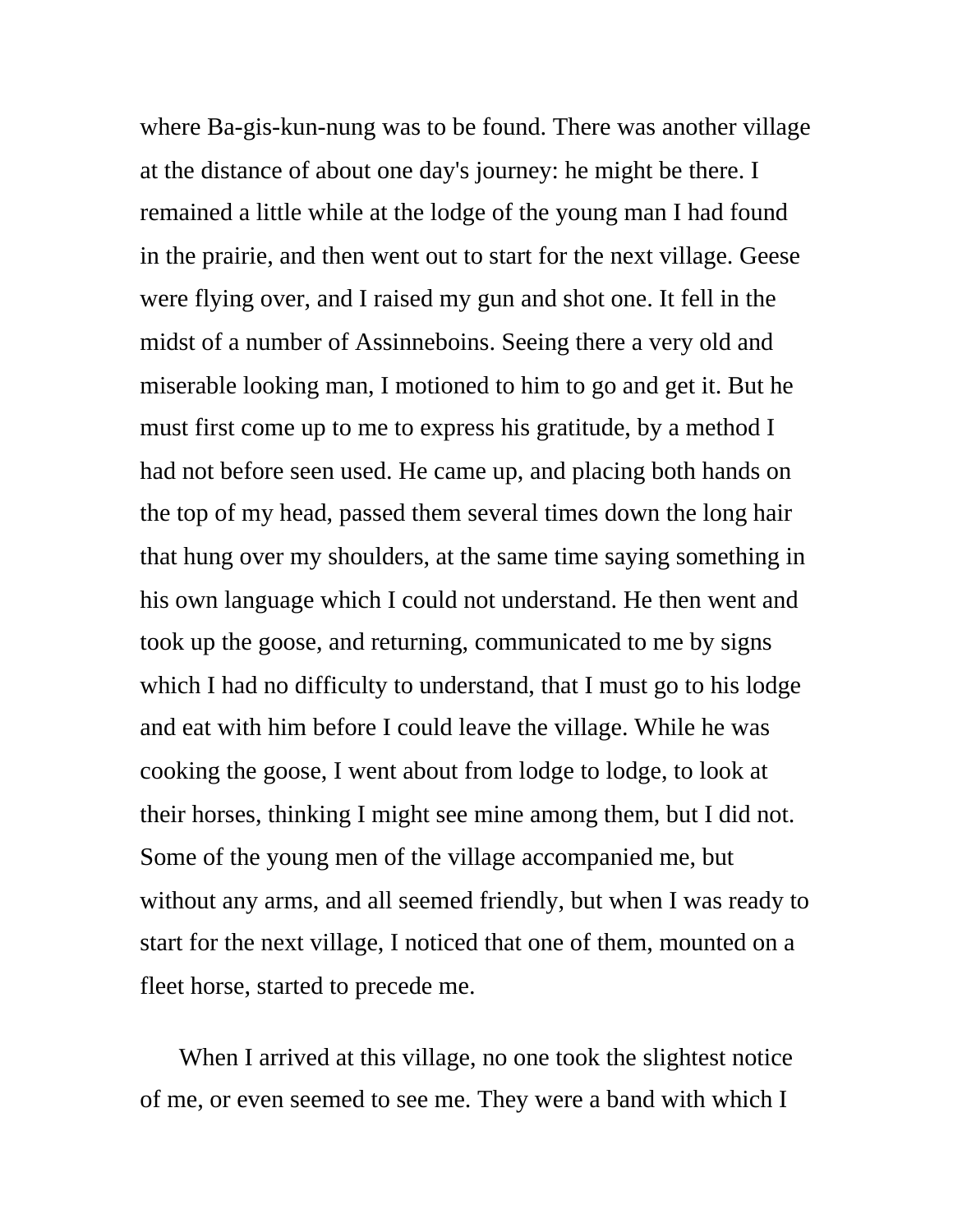where Ba-gis-kun-nung was to be found. There was another village at the distance of about one day's journey: he might be there. I remained a little while at the lodge of the young man I had found in the prairie, and then went out to start for the next village. Geese were flying over, and I raised my gun and shot one. It fell in the midst of a number of Assinneboins. Seeing there a very old and miserable looking man, I motioned to him to go and get it. But he must first come up to me to express his gratitude, by a method I had not before seen used. He came up, and placing both hands on the top of my head, passed them several times down the long hair that hung over my shoulders, at the same time saying something in his own language which I could not understand. He then went and took up the goose, and returning, communicated to me by signs which I had no difficulty to understand, that I must go to his lodge and eat with him before I could leave the village. While he was cooking the goose, I went about from lodge to lodge, to look at their horses, thinking I might see mine among them, but I did not. Some of the young men of the village accompanied me, but without any arms, and all seemed friendly, but when I was ready to start for the next village, I noticed that one of them, mounted on a fleet horse, started to precede me.

When I arrived at this village, no one took the slightest notice of me, or even seemed to see me. They were a band with which I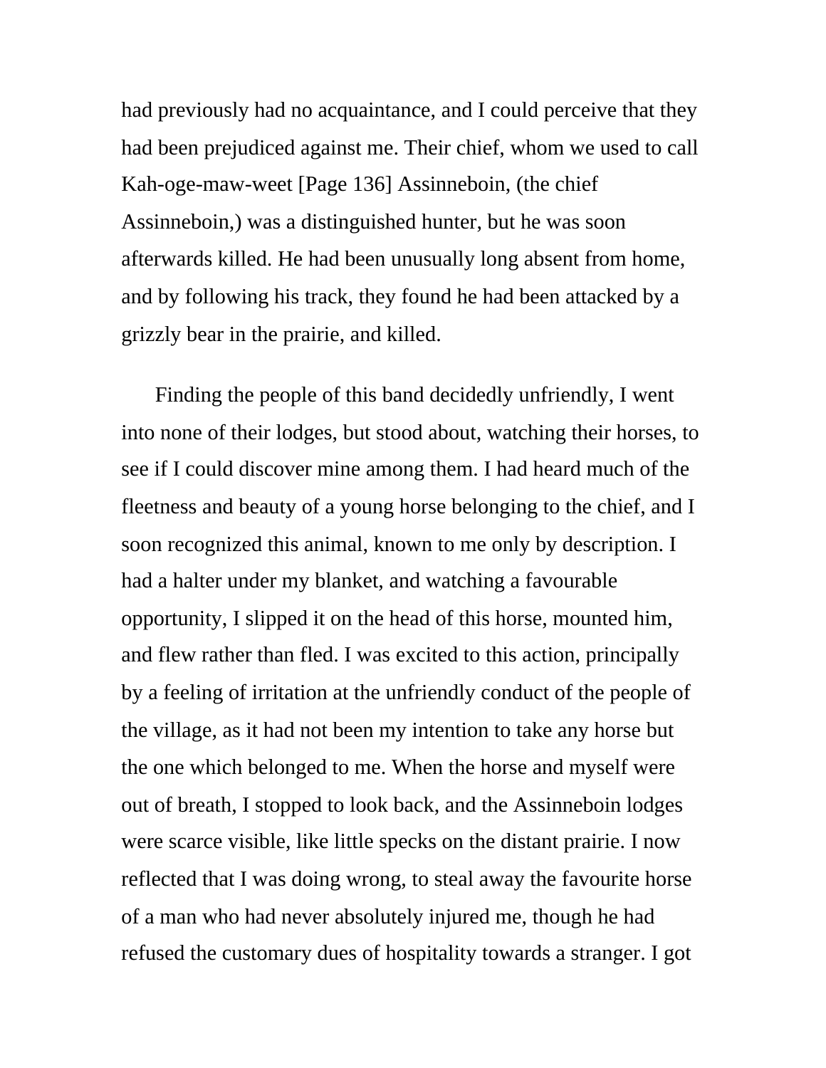had previously had no acquaintance, and I could perceive that they had been prejudiced against me. Their chief, whom we used to call Kah-oge-maw-weet [Page 136] Assinneboin, (the chief Assinneboin,) was a distinguished hunter, but he was soon afterwards killed. He had been unusually long absent from home, and by following his track, they found he had been attacked by a grizzly bear in the prairie, and killed.

Finding the people of this band decidedly unfriendly, I went into none of their lodges, but stood about, watching their horses, to see if I could discover mine among them. I had heard much of the fleetness and beauty of a young horse belonging to the chief, and I soon recognized this animal, known to me only by description. I had a halter under my blanket, and watching a favourable opportunity, I slipped it on the head of this horse, mounted him, and flew rather than fled. I was excited to this action, principally by a feeling of irritation at the unfriendly conduct of the people of the village, as it had not been my intention to take any horse but the one which belonged to me. When the horse and myself were out of breath, I stopped to look back, and the Assinneboin lodges were scarce visible, like little specks on the distant prairie. I now reflected that I was doing wrong, to steal away the favourite horse of a man who had never absolutely injured me, though he had refused the customary dues of hospitality towards a stranger. I got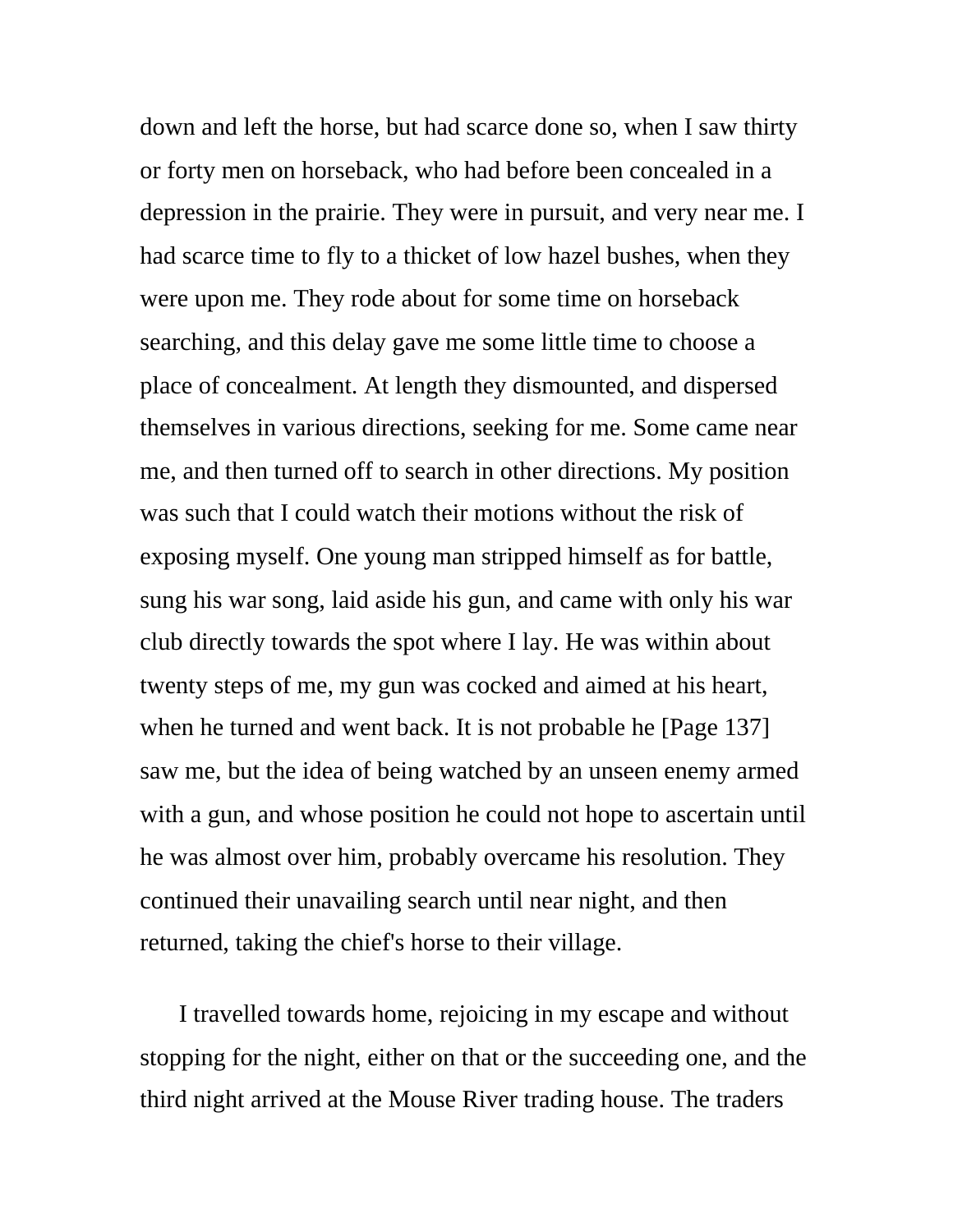down and left the horse, but had scarce done so, when I saw thirty or forty men on horseback, who had before been concealed in a depression in the prairie. They were in pursuit, and very near me. I had scarce time to fly to a thicket of low hazel bushes, when they were upon me. They rode about for some time on horseback searching, and this delay gave me some little time to choose a place of concealment. At length they dismounted, and dispersed themselves in various directions, seeking for me. Some came near me, and then turned off to search in other directions. My position was such that I could watch their motions without the risk of exposing myself. One young man stripped himself as for battle, sung his war song, laid aside his gun, and came with only his war club directly towards the spot where I lay. He was within about twenty steps of me, my gun was cocked and aimed at his heart, when he turned and went back. It is not probable he [Page 137] saw me, but the idea of being watched by an unseen enemy armed with a gun, and whose position he could not hope to ascertain until he was almost over him, probably overcame his resolution. They continued their unavailing search until near night, and then returned, taking the chief's horse to their village.

I travelled towards home, rejoicing in my escape and without stopping for the night, either on that or the succeeding one, and the third night arrived at the Mouse River trading house. The traders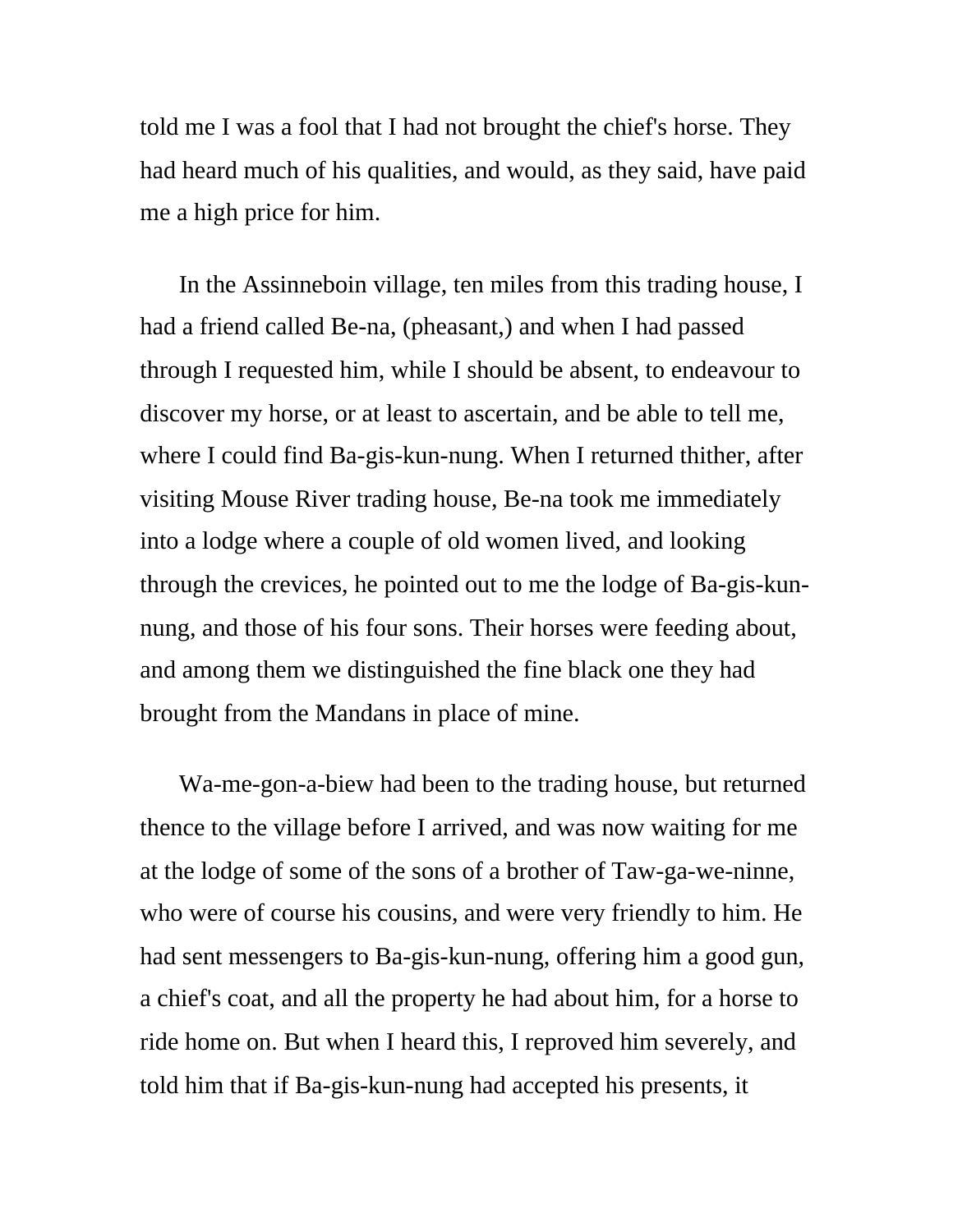told me I was a fool that I had not brought the chief's horse. They had heard much of his qualities, and would, as they said, have paid me a high price for him.

In the Assinneboin village, ten miles from this trading house, I had a friend called Be-na, (pheasant,) and when I had passed through I requested him, while I should be absent, to endeavour to discover my horse, or at least to ascertain, and be able to tell me, where I could find Ba-gis-kun-nung. When I returned thither, after visiting Mouse River trading house, Be-na took me immediately into a lodge where a couple of old women lived, and looking through the crevices, he pointed out to me the lodge of Ba-gis-kun-nung, and those of his four sons. Their horses were feeding about, and among them we distinguished the fine black one they had brought from the Mandans in place of mine.

Wa-me-gon-a-biew had been to the trading house, but returned thence to the village before I arrived, and was now waiting for me at the lodge of some of the sons of a brother of Taw-ga-we-ninne, who were of course his cousins, and were very friendly to him. He had sent messengers to Ba-gis-kun-nung, offering him a good gun, a chief's coat, and all the property he had about him, for a horse to ride home on. But when I heard this, I reproved him severely, and told him that if Ba-gis-kun-nung had accepted his presents, it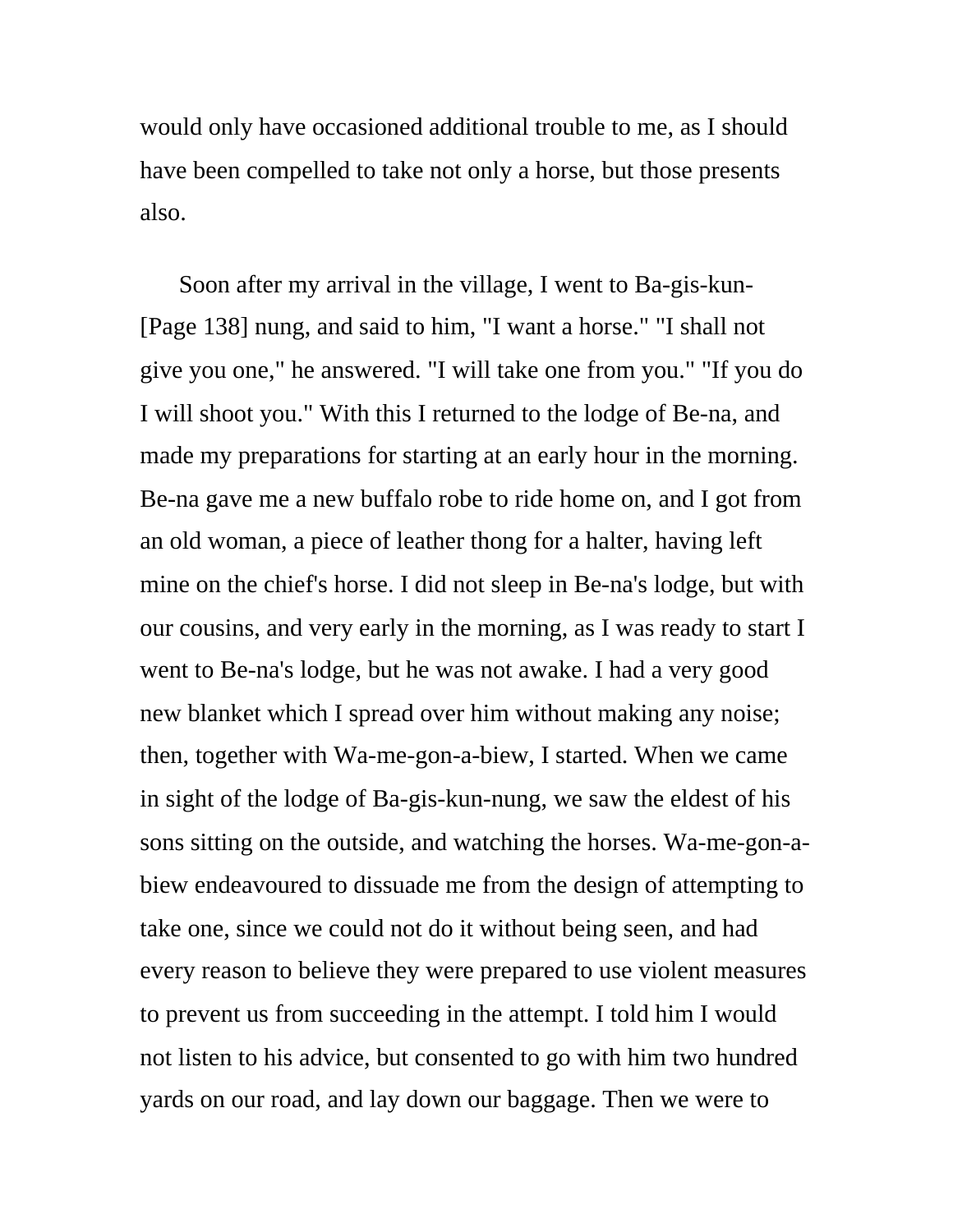would only have occasioned additional trouble to me, as I should have been compelled to take not only a horse, but those presents also.

Soon after my arrival in the village, I went to Ba-gis-kun-[Page 138] nung, and said to him, "I want a horse." "I shall not give you one," he answered. "I will take one from you." "If you do I will shoot you." With this I returned to the lodge of Be-na, and made my preparations for starting at an early hour in the morning. Be-na gave me a new buffalo robe to ride home on, and I got from an old woman, a piece of leather thong for a halter, having left mine on the chief's horse. I did not sleep in Be-na's lodge, but with our cousins, and very early in the morning, as I was ready to start I went to Be-na's lodge, but he was not awake. I had a very good new blanket which I spread over him without making any noise; then, together with Wa-me-gon-a-biew, I started. When we came in sight of the lodge of Ba-gis-kun-nung, we saw the eldest of his sons sitting on the outside, and watching the horses. Wa-me-gon-a-biew endeavoured to dissuade me from the design of attempting to take one, since we could not do it without being seen, and had every reason to believe they were prepared to use violent measures to prevent us from succeeding in the attempt. I told him I would not listen to his advice, but consented to go with him two hundred yards on our road, and lay down our baggage. Then we were to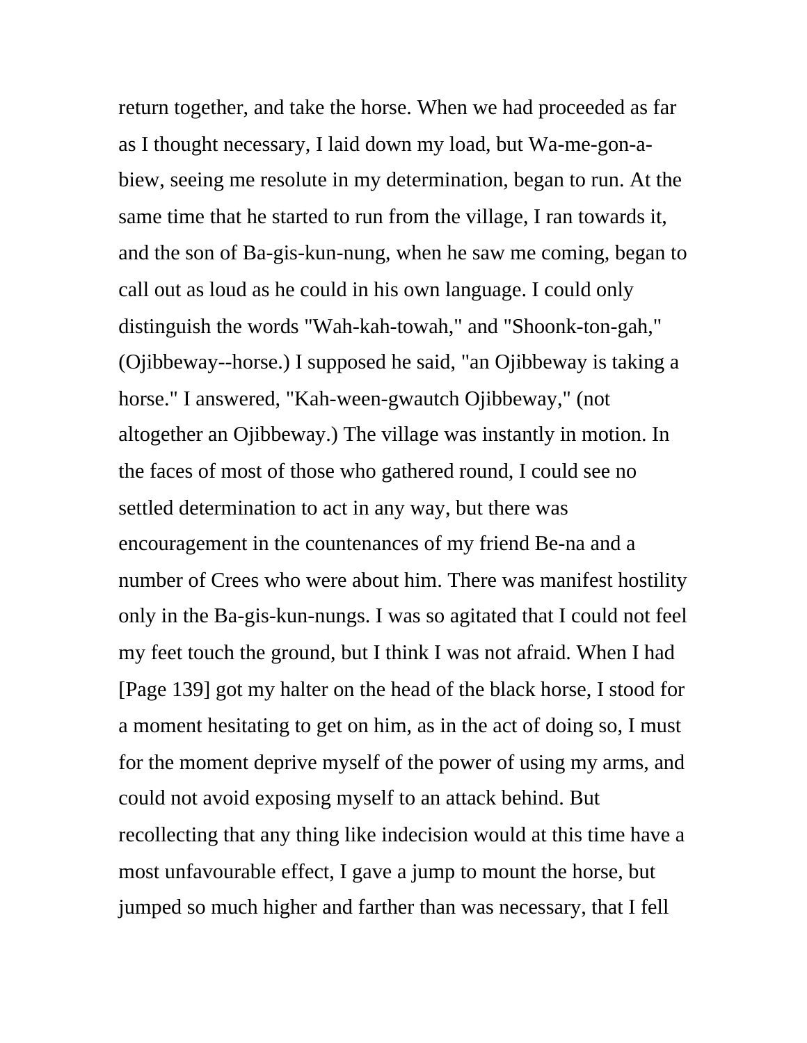return together, and take the horse. When we had proceeded as far as I thought necessary, I laid down my load, but Wa-me-gon-a-biew, seeing me resolute in my determination, began to run. At the same time that he started to run from the village, I ran towards it, and the son of Ba-gis-kun-nung, when he saw me coming, began to call out as loud as he could in his own language. I could only distinguish the words "Wah-kah-towah," and "Shoonk-ton-gah," (Ojibbeway--horse.) I supposed he said, "an Ojibbeway is taking a horse." I answered, "Kah-ween-gwautch Ojibbeway," (not altogether an Ojibbeway.) The village was instantly in motion. In the faces of most of those who gathered round, I could see no settled determination to act in any way, but there was encouragement in the countenances of my friend Be-na and a number of Crees who were about him. There was manifest hostility only in the Ba-gis-kun-nungs. I was so agitated that I could not feel my feet touch the ground, but I think I was not afraid. When I had [Page 139] got my halter on the head of the black horse, I stood for a moment hesitating to get on him, as in the act of doing so, I must for the moment deprive myself of the power of using my arms, and could not avoid exposing myself to an attack behind. But recollecting that any thing like indecision would at this time have a most unfavourable effect, I gave a jump to mount the horse, but jumped so much higher and farther than was necessary, that I fell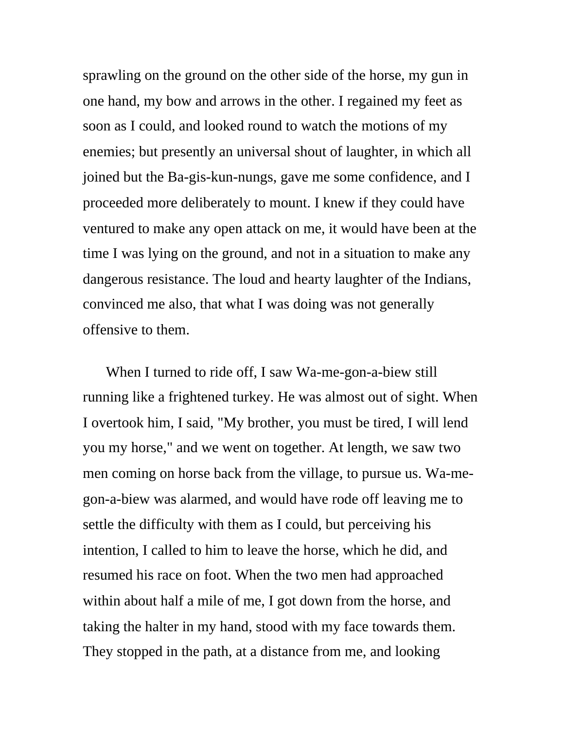sprawling on the ground on the other side of the horse, my gun in one hand, my bow and arrows in the other. I regained my feet as soon as I could, and looked round to watch the motions of my enemies; but presently an universal shout of laughter, in which all joined but the Ba-gis-kun-nungs, gave me some confidence, and I proceeded more deliberately to mount. I knew if they could have ventured to make any open attack on me, it would have been at the time I was lying on the ground, and not in a situation to make any dangerous resistance. The loud and hearty laughter of the Indians, convinced me also, that what I was doing was not generally offensive to them.

When I turned to ride off, I saw Wa-me-gon-a-biew still running like a frightened turkey. He was almost out of sight. When I overtook him, I said, "My brother, you must be tired, I will lend you my horse," and we went on together. At length, we saw two men coming on horse back from the village, to pursue us. Wa-me-gon-a-biew was alarmed, and would have rode off leaving me to settle the difficulty with them as I could, but perceiving his intention, I called to him to leave the horse, which he did, and resumed his race on foot. When the two men had approached within about half a mile of me, I got down from the horse, and taking the halter in my hand, stood with my face towards them. They stopped in the path, at a distance from me, and looking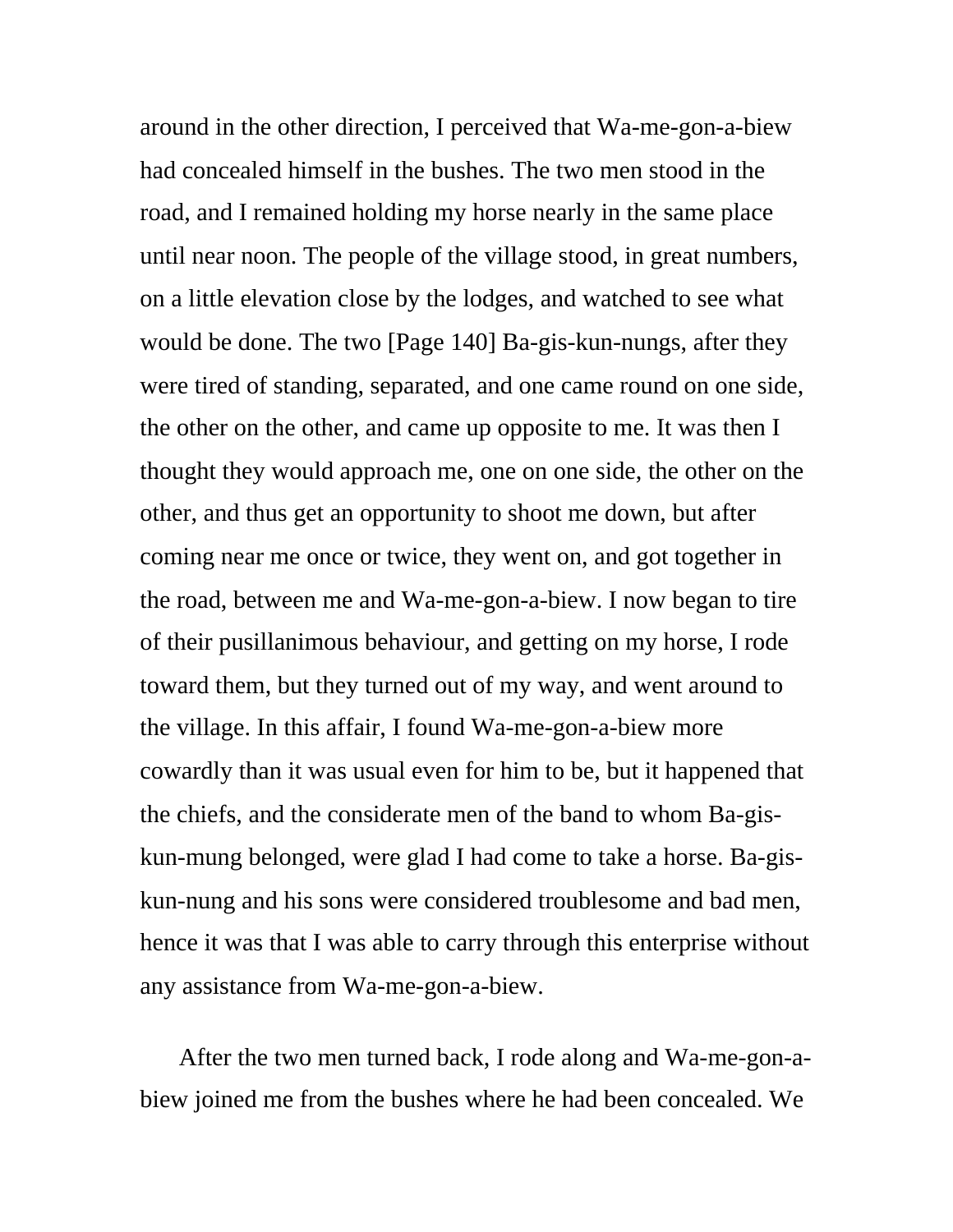around in the other direction, I perceived that Wa-me-gon-a-biew had concealed himself in the bushes. The two men stood in the road, and I remained holding my horse nearly in the same place until near noon. The people of the village stood, in great numbers, on a little elevation close by the lodges, and watched to see what would be done. The two [Page 140] Ba-gis-kun-nungs, after they were tired of standing, separated, and one came round on one side, the other on the other, and came up opposite to me. It was then I thought they would approach me, one on one side, the other on the other, and thus get an opportunity to shoot me down, but after coming near me once or twice, they went on, and got together in the road, between me and Wa-me-gon-a-biew. I now began to tire of their pusillanimous behaviour, and getting on my horse, I rode toward them, but they turned out of my way, and went around to the village. In this affair, I found Wa-me-gon-a-biew more cowardly than it was usual even for him to be, but it happened that the chiefs, and the considerate men of the band to whom Ba-gis-kun-mung belonged, were glad I had come to take a horse. Ba-gis-kun-nung and his sons were considered troublesome and bad men, hence it was that I was able to carry through this enterprise without any assistance from Wa-me-gon-a-biew.

After the two men turned back, I rode along and Wa-me-gon-a-biew joined me from the bushes where he had been concealed. We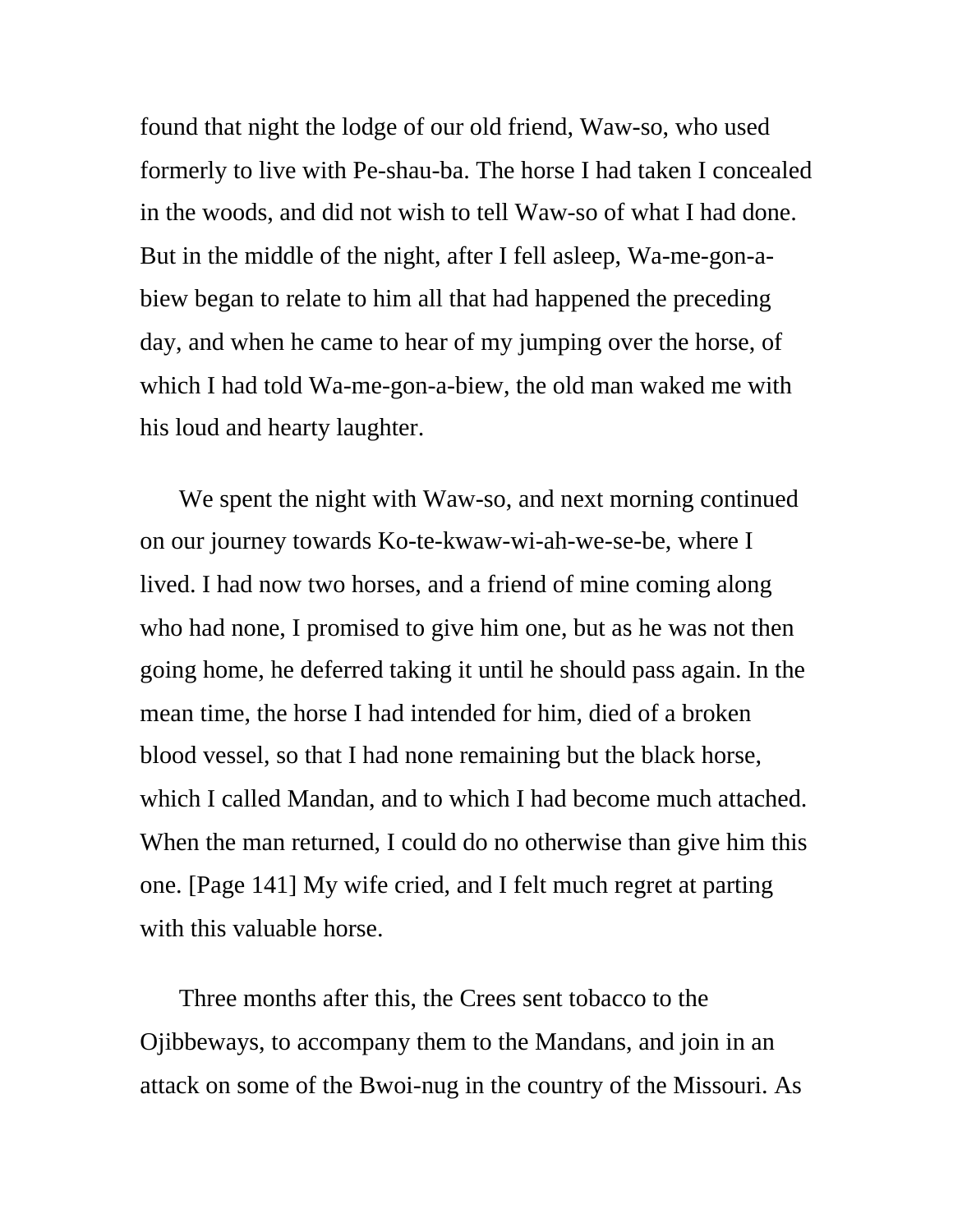found that night the lodge of our old friend, Waw-so, who used formerly to live with Pe-shau-ba. The horse I had taken I concealed in the woods, and did not wish to tell Waw-so of what I had done. But in the middle of the night, after I fell asleep, Wa-me-gon-a-biew began to relate to him all that had happened the preceding day, and when he came to hear of my jumping over the horse, of which I had told Wa-me-gon-a-biew, the old man waked me with his loud and hearty laughter.

We spent the night with Waw-so, and next morning continued on our journey towards Ko-te-kwaw-wi-ah-we-se-be, where I lived. I had now two horses, and a friend of mine coming along who had none, I promised to give him one, but as he was not then going home, he deferred taking it until he should pass again. In the mean time, the horse I had intended for him, died of a broken blood vessel, so that I had none remaining but the black horse, which I called Mandan, and to which I had become much attached. When the man returned, I could do no otherwise than give him this one. [Page 141] My wife cried, and I felt much regret at parting with this valuable horse.

Three months after this, the Crees sent tobacco to the Ojibbeways, to accompany them to the Mandans, and join in an attack on some of the Bwoi-nug in the country of the Missouri. As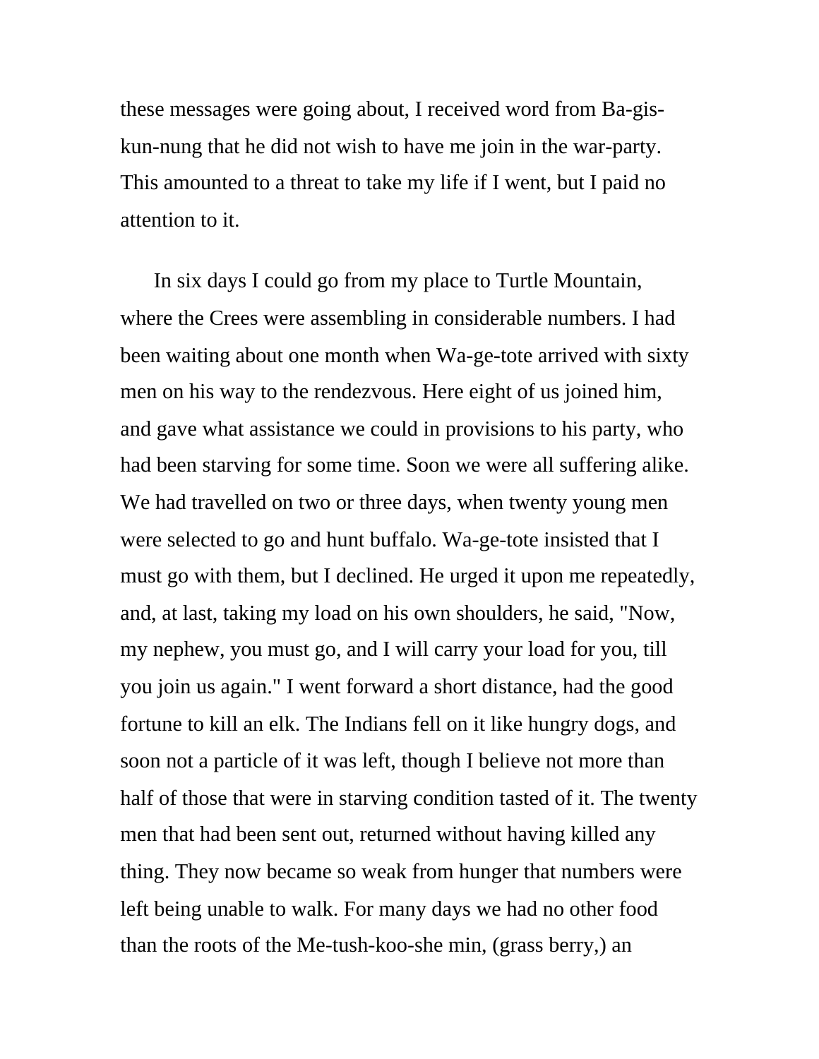these messages were going about, I received word from Ba-gis-kun-nung that he did not wish to have me join in the war-party. This amounted to a threat to take my life if I went, but I paid no attention to it.

In six days I could go from my place to Turtle Mountain, where the Crees were assembling in considerable numbers. I had been waiting about one month when Wa-ge-tote arrived with sixty men on his way to the rendezvous. Here eight of us joined him, and gave what assistance we could in provisions to his party, who had been starving for some time. Soon we were all suffering alike. We had travelled on two or three days, when twenty young men were selected to go and hunt buffalo. Wa-ge-tote insisted that I must go with them, but I declined. He urged it upon me repeatedly, and, at last, taking my load on his own shoulders, he said, "Now, my nephew, you must go, and I will carry your load for you, till you join us again." I went forward a short distance, had the good fortune to kill an elk. The Indians fell on it like hungry dogs, and soon not a particle of it was left, though I believe not more than half of those that were in starving condition tasted of it. The twenty men that had been sent out, returned without having killed any thing. They now became so weak from hunger that numbers were left being unable to walk. For many days we had no other food than the roots of the Me-tush-koo-she min, (grass berry,) an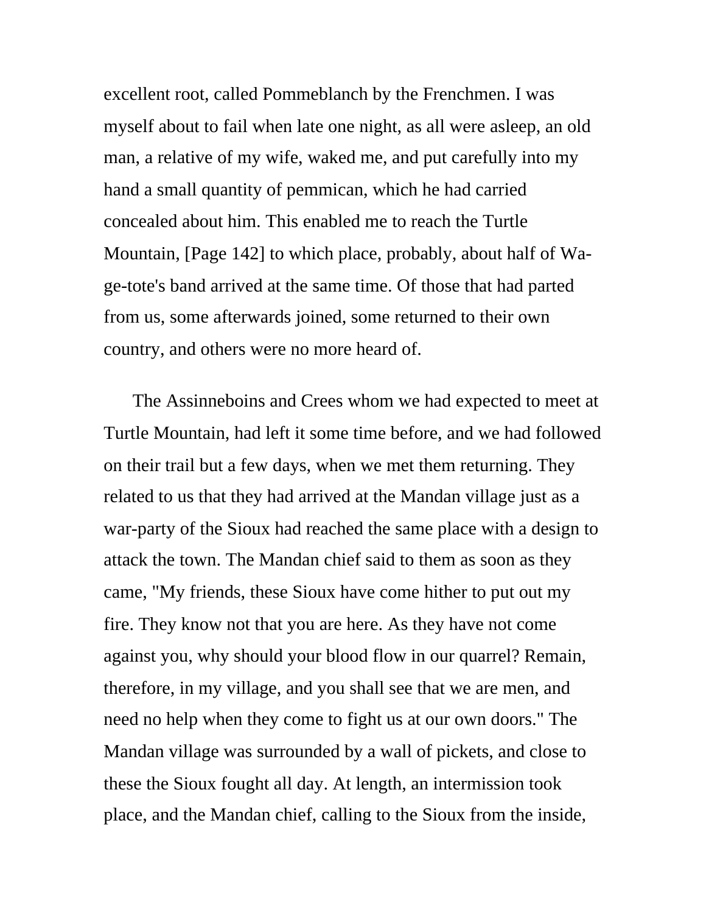excellent root, called Pommeblanch by the Frenchmen. I was myself about to fail when late one night, as all were asleep, an old man, a relative of my wife, waked me, and put carefully into my hand a small quantity of pemmican, which he had carried concealed about him. This enabled me to reach the Turtle Mountain, [Page 142] to which place, probably, about half of Wa-ge-tote's band arrived at the same time. Of those that had parted from us, some afterwards joined, some returned to their own country, and others were no more heard of.

The Assinneboins and Crees whom we had expected to meet at Turtle Mountain, had left it some time before, and we had followed on their trail but a few days, when we met them returning. They related to us that they had arrived at the Mandan village just as a war-party of the Sioux had reached the same place with a design to attack the town. The Mandan chief said to them as soon as they came, "My friends, these Sioux have come hither to put out my fire. They know not that you are here. As they have not come against you, why should your blood flow in our quarrel? Remain, therefore, in my village, and you shall see that we are men, and need no help when they come to fight us at our own doors." The Mandan village was surrounded by a wall of pickets, and close to these the Sioux fought all day. At length, an intermission took place, and the Mandan chief, calling to the Sioux from the inside,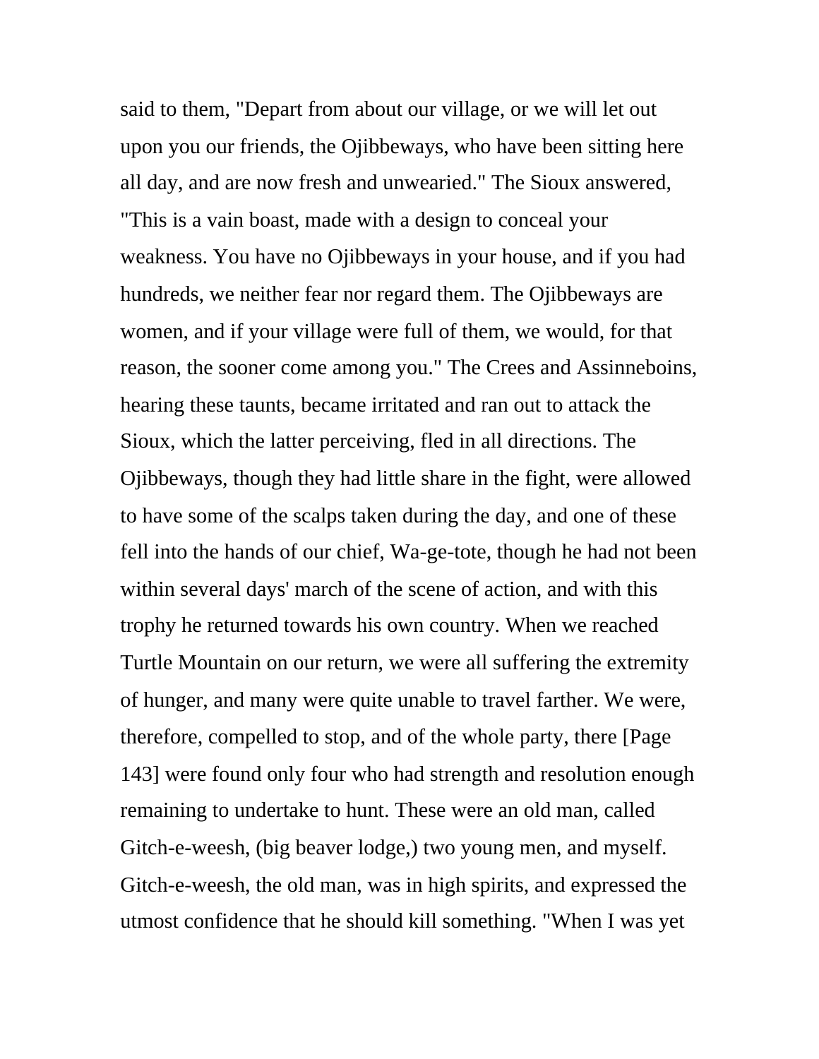said to them, "Depart from about our village, or we will let out upon you our friends, the Ojibbeways, who have been sitting here all day, and are now fresh and unwearied." The Sioux answered, "This is a vain boast, made with a design to conceal your weakness. You have no Ojibbeways in your house, and if you had hundreds, we neither fear nor regard them. The Ojibbeways are women, and if your village were full of them, we would, for that reason, the sooner come among you." The Crees and Assinneboins, hearing these taunts, became irritated and ran out to attack the Sioux, which the latter perceiving, fled in all directions. The Ojibbeways, though they had little share in the fight, were allowed to have some of the scalps taken during the day, and one of these fell into the hands of our chief, Wa-ge-tote, though he had not been within several days' march of the scene of action, and with this trophy he returned towards his own country. When we reached Turtle Mountain on our return, we were all suffering the extremity of hunger, and many were quite unable to travel farther. We were, therefore, compelled to stop, and of the whole party, there [Page 143] were found only four who had strength and resolution enough remaining to undertake to hunt. These were an old man, called Gitch-e-weesh, (big beaver lodge,) two young men, and myself. Gitch-e-weesh, the old man, was in high spirits, and expressed the utmost confidence that he should kill something. "When I was yet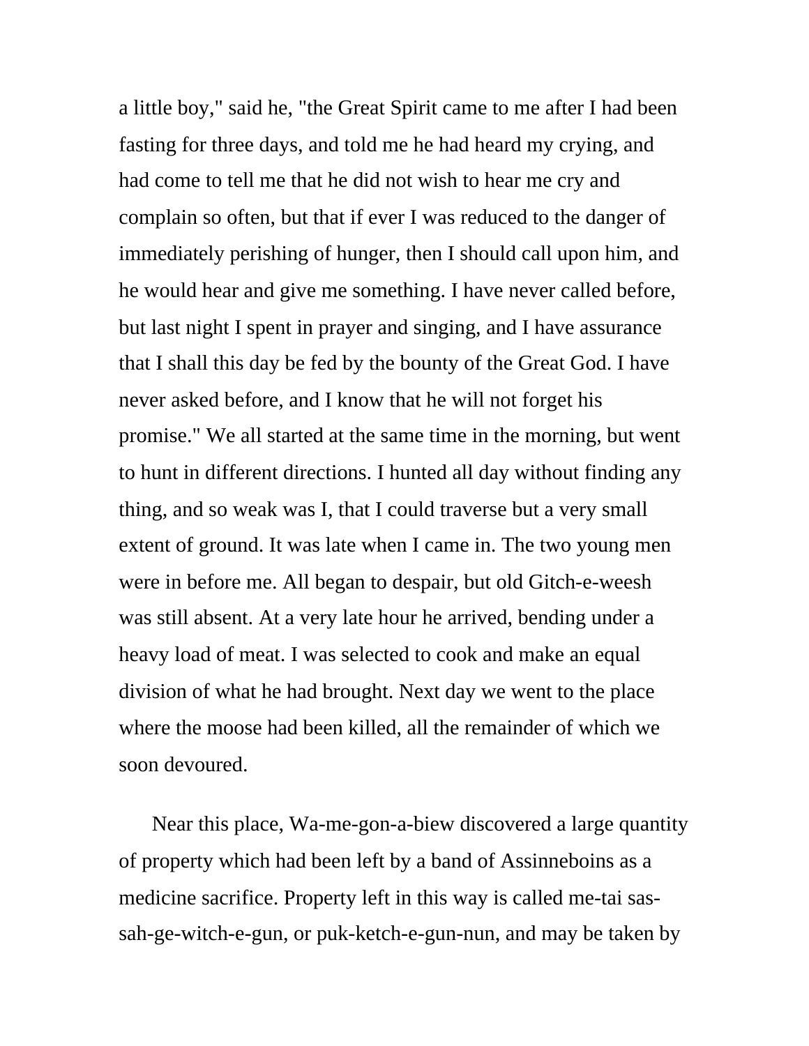a little boy," said he, "the Great Spirit came to me after I had been fasting for three days, and told me he had heard my crying, and had come to tell me that he did not wish to hear me cry and complain so often, but that if ever I was reduced to the danger of immediately perishing of hunger, then I should call upon him, and he would hear and give me something. I have never called before, but last night I spent in prayer and singing, and I have assurance that I shall this day be fed by the bounty of the Great God. I have never asked before, and I know that he will not forget his promise." We all started at the same time in the morning, but went to hunt in different directions. I hunted all day without finding any thing, and so weak was I, that I could traverse but a very small extent of ground. It was late when I came in. The two young men were in before me. All began to despair, but old Gitch-e-weesh was still absent. At a very late hour he arrived, bending under a heavy load of meat. I was selected to cook and make an equal division of what he had brought. Next day we went to the place where the moose had been killed, all the remainder of which we soon devoured.

Near this place, Wa-me-gon-a-biew discovered a large quantity of property which had been left by a band of Assinneboins as a medicine sacrifice. Property left in this way is called me-tai sas-sah-ge-witch-e-gun, or puk-ketch-e-gun-nun, and may be taken by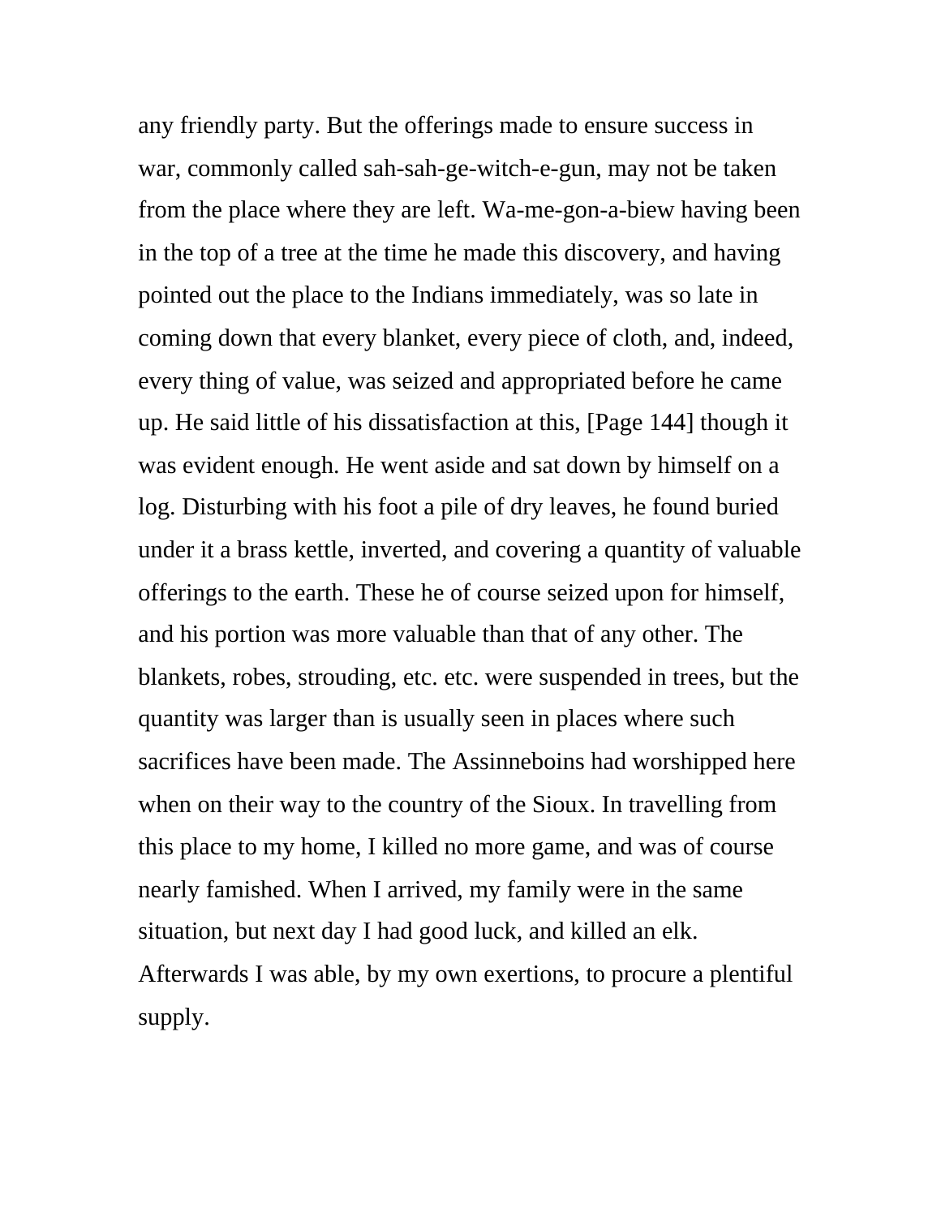any friendly party. But the offerings made to ensure success in war, commonly called sah-sah-ge-witch-e-gun, may not be taken from the place where they are left. Wa-me-gon-a-biew having been in the top of a tree at the time he made this discovery, and having pointed out the place to the Indians immediately, was so late in coming down that every blanket, every piece of cloth, and, indeed, every thing of value, was seized and appropriated before he came up. He said little of his dissatisfaction at this, [Page 144] though it was evident enough. He went aside and sat down by himself on a log. Disturbing with his foot a pile of dry leaves, he found buried under it a brass kettle, inverted, and covering a quantity of valuable offerings to the earth. These he of course seized upon for himself, and his portion was more valuable than that of any other. The blankets, robes, strouding, etc. etc. were suspended in trees, but the quantity was larger than is usually seen in places where such sacrifices have been made. The Assinneboins had worshipped here when on their way to the country of the Sioux. In travelling from this place to my home, I killed no more game, and was of course nearly famished. When I arrived, my family were in the same situation, but next day I had good luck, and killed an elk. Afterwards I was able, by my own exertions, to procure a plentiful supply.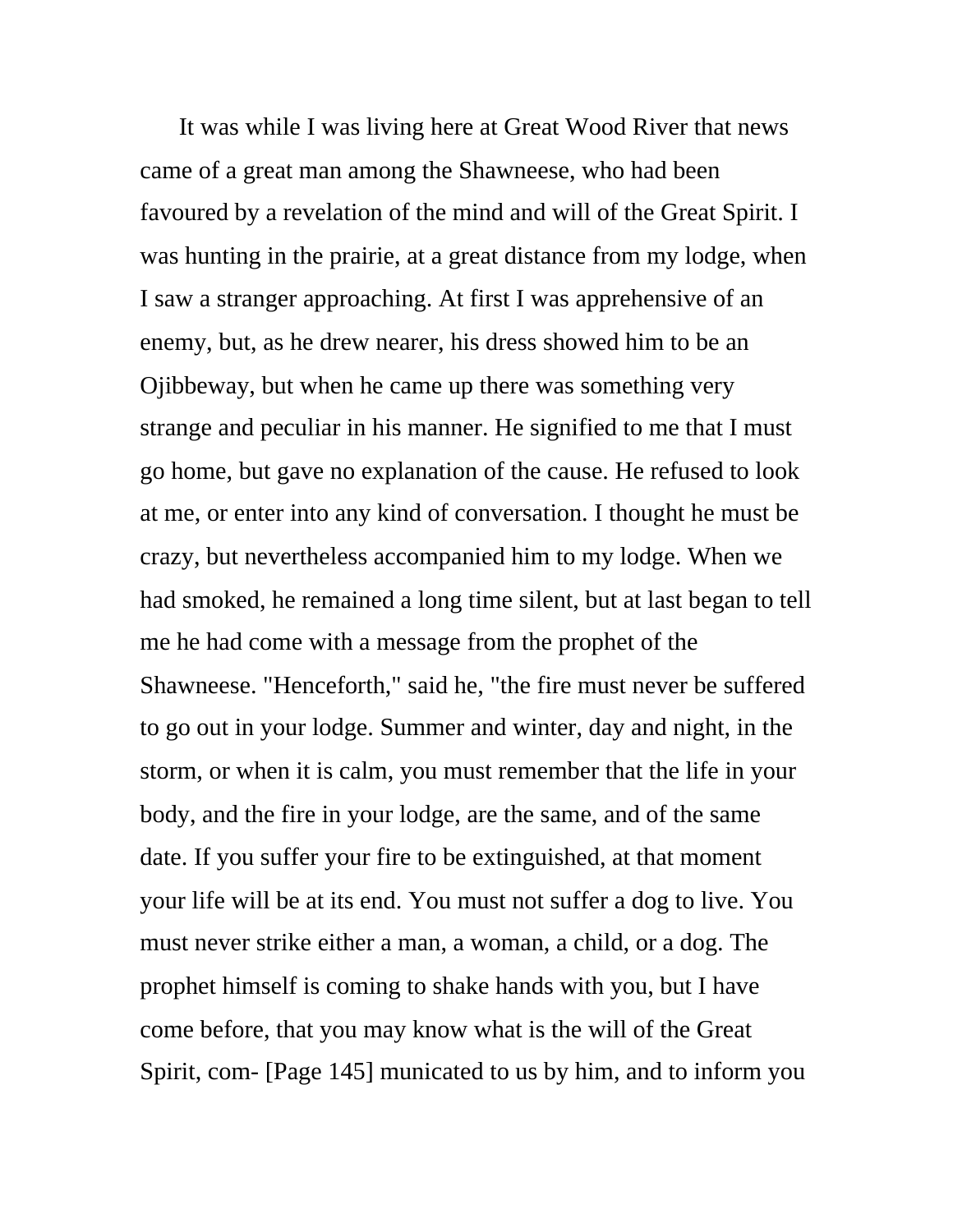It was while I was living here at Great Wood River that news came of a great man among the Shawneese, who had been favoured by a revelation of the mind and will of the Great Spirit. I was hunting in the prairie, at a great distance from my lodge, when I saw a stranger approaching. At first I was apprehensive of an enemy, but, as he drew nearer, his dress showed him to be an Ojibbeway, but when he came up there was something very strange and peculiar in his manner. He signified to me that I must go home, but gave no explanation of the cause. He refused to look at me, or enter into any kind of conversation. I thought he must be crazy, but nevertheless accompanied him to my lodge. When we had smoked, he remained a long time silent, but at last began to tell me he had come with a message from the prophet of the Shawneese. "Henceforth," said he, "the fire must never be suffered to go out in your lodge. Summer and winter, day and night, in the storm, or when it is calm, you must remember that the life in your body, and the fire in your lodge, are the same, and of the same date. If you suffer your fire to be extinguished, at that moment your life will be at its end. You must not suffer a dog to live. You must never strike either a man, a woman, a child, or a dog. The prophet himself is coming to shake hands with you, but I have come before, that you may know what is the will of the Great Spirit, com- [Page 145] municated to us by him, and to inform you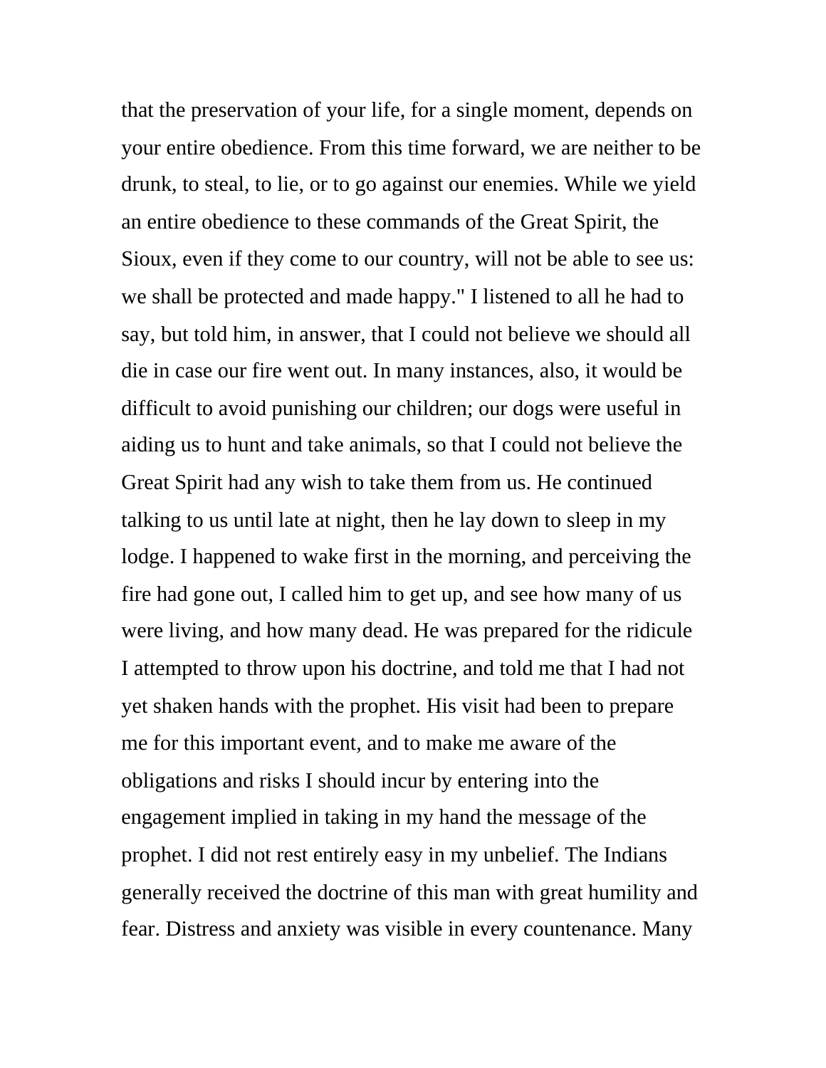that the preservation of your life, for a single moment, depends on your entire obedience. From this time forward, we are neither to be drunk, to steal, to lie, or to go against our enemies. While we yield an entire obedience to these commands of the Great Spirit, the Sioux, even if they come to our country, will not be able to see us: we shall be protected and made happy." I listened to all he had to say, but told him, in answer, that I could not believe we should all die in case our fire went out. In many instances, also, it would be difficult to avoid punishing our children; our dogs were useful in aiding us to hunt and take animals, so that I could not believe the Great Spirit had any wish to take them from us. He continued talking to us until late at night, then he lay down to sleep in my lodge. I happened to wake first in the morning, and perceiving the fire had gone out, I called him to get up, and see how many of us were living, and how many dead. He was prepared for the ridicule I attempted to throw upon his doctrine, and told me that I had not yet shaken hands with the prophet. His visit had been to prepare me for this important event, and to make me aware of the obligations and risks I should incur by entering into the engagement implied in taking in my hand the message of the prophet. I did not rest entirely easy in my unbelief. The Indians generally received the doctrine of this man with great humility and fear. Distress and anxiety was visible in every countenance. Many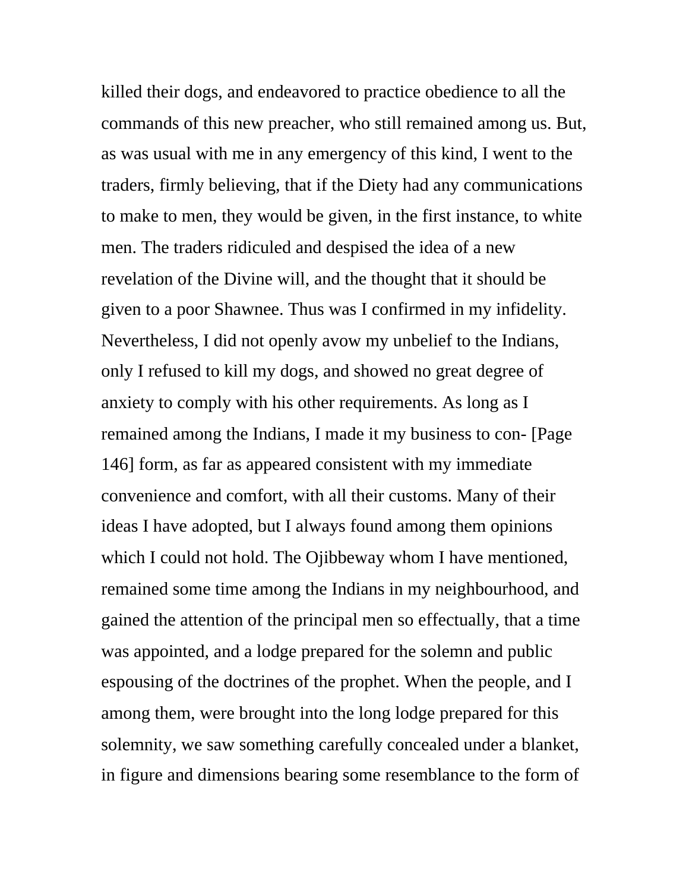killed their dogs, and endeavored to practice obedience to all the commands of this new preacher, who still remained among us. But, as was usual with me in any emergency of this kind, I went to the traders, firmly believing, that if the Diety had any communications to make to men, they would be given, in the first instance, to white men. The traders ridiculed and despised the idea of a new revelation of the Divine will, and the thought that it should be given to a poor Shawnee. Thus was I confirmed in my infidelity. Nevertheless, I did not openly avow my unbelief to the Indians, only I refused to kill my dogs, and showed no great degree of anxiety to comply with his other requirements. As long as I remained among the Indians, I made it my business to con- [Page 146] form, as far as appeared consistent with my immediate convenience and comfort, with all their customs. Many of their ideas I have adopted, but I always found among them opinions which I could not hold. The Ojibbeway whom I have mentioned, remained some time among the Indians in my neighbourhood, and gained the attention of the principal men so effectually, that a time was appointed, and a lodge prepared for the solemn and public espousing of the doctrines of the prophet. When the people, and I among them, were brought into the long lodge prepared for this solemnity, we saw something carefully concealed under a blanket, in figure and dimensions bearing some resemblance to the form of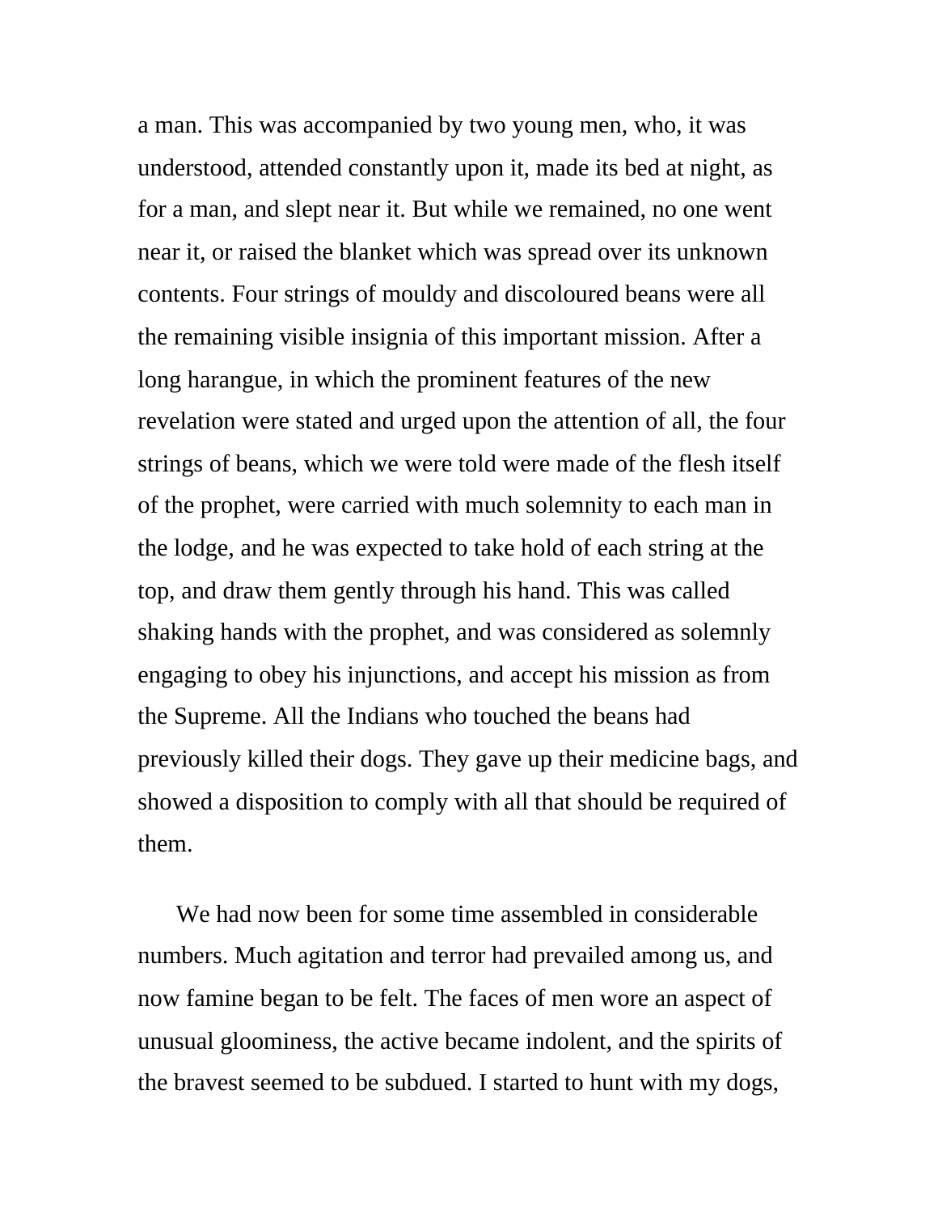a man. This was accompanied by two young men, who, it was understood, attended constantly upon it, made its bed at night, as for a man, and slept near it. But while we remained, no one went near it, or raised the blanket which was spread over its unknown contents. Four strings of mouldy and discoloured beans were all the remaining visible insignia of this important mission. After a long harangue, in which the prominent features of the new revelation were stated and urged upon the attention of all, the four strings of beans, which we were told were made of the flesh itself of the prophet, were carried with much solemnity to each man in the lodge, and he was expected to take hold of each string at the top, and draw them gently through his hand. This was called shaking hands with the prophet, and was considered as solemnly engaging to obey his injunctions, and accept his mission as from the Supreme. All the Indians who touched the beans had previously killed their dogs. They gave up their medicine bags, and showed a disposition to comply with all that should be required of them.

We had now been for some time assembled in considerable numbers. Much agitation and terror had prevailed among us, and now famine began to be felt. The faces of men wore an aspect of unusual gloominess, the active became indolent, and the spirits of the bravest seemed to be subdued. I started to hunt with my dogs,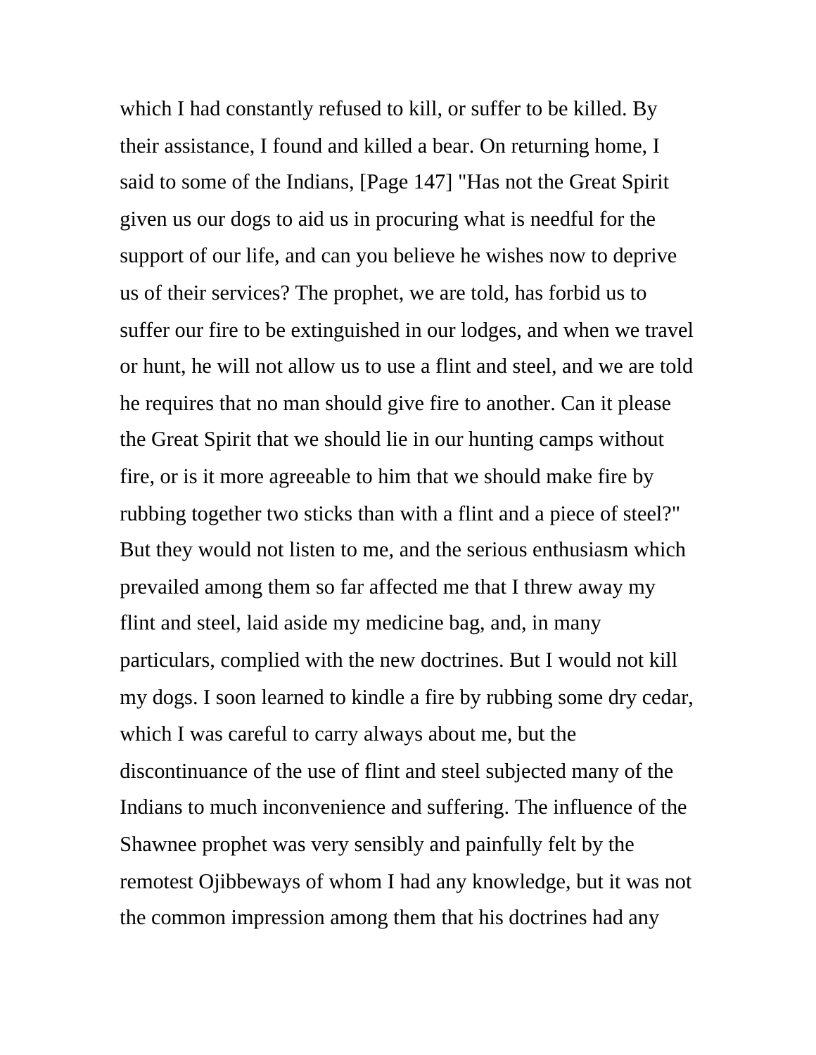which I had constantly refused to kill, or suffer to be killed. By their assistance, I found and killed a bear. On returning home, I said to some of the Indians, [Page 147] "Has not the Great Spirit given us our dogs to aid us in procuring what is needful for the support of our life, and can you believe he wishes now to deprive us of their services? The prophet, we are told, has forbid us to suffer our fire to be extinguished in our lodges, and when we travel or hunt, he will not allow us to use a flint and steel, and we are told he requires that no man should give fire to another. Can it please the Great Spirit that we should lie in our hunting camps without fire, or is it more agreeable to him that we should make fire by rubbing together two sticks than with a flint and a piece of steel?" But they would not listen to me, and the serious enthusiasm which prevailed among them so far affected me that I threw away my flint and steel, laid aside my medicine bag, and, in many particulars, complied with the new doctrines. But I would not kill my dogs. I soon learned to kindle a fire by rubbing some dry cedar, which I was careful to carry always about me, but the discontinuance of the use of flint and steel subjected many of the Indians to much inconvenience and suffering. The influence of the Shawnee prophet was very sensibly and painfully felt by the remotest Ojibbeways of whom I had any knowledge, but it was not the common impression among them that his doctrines had any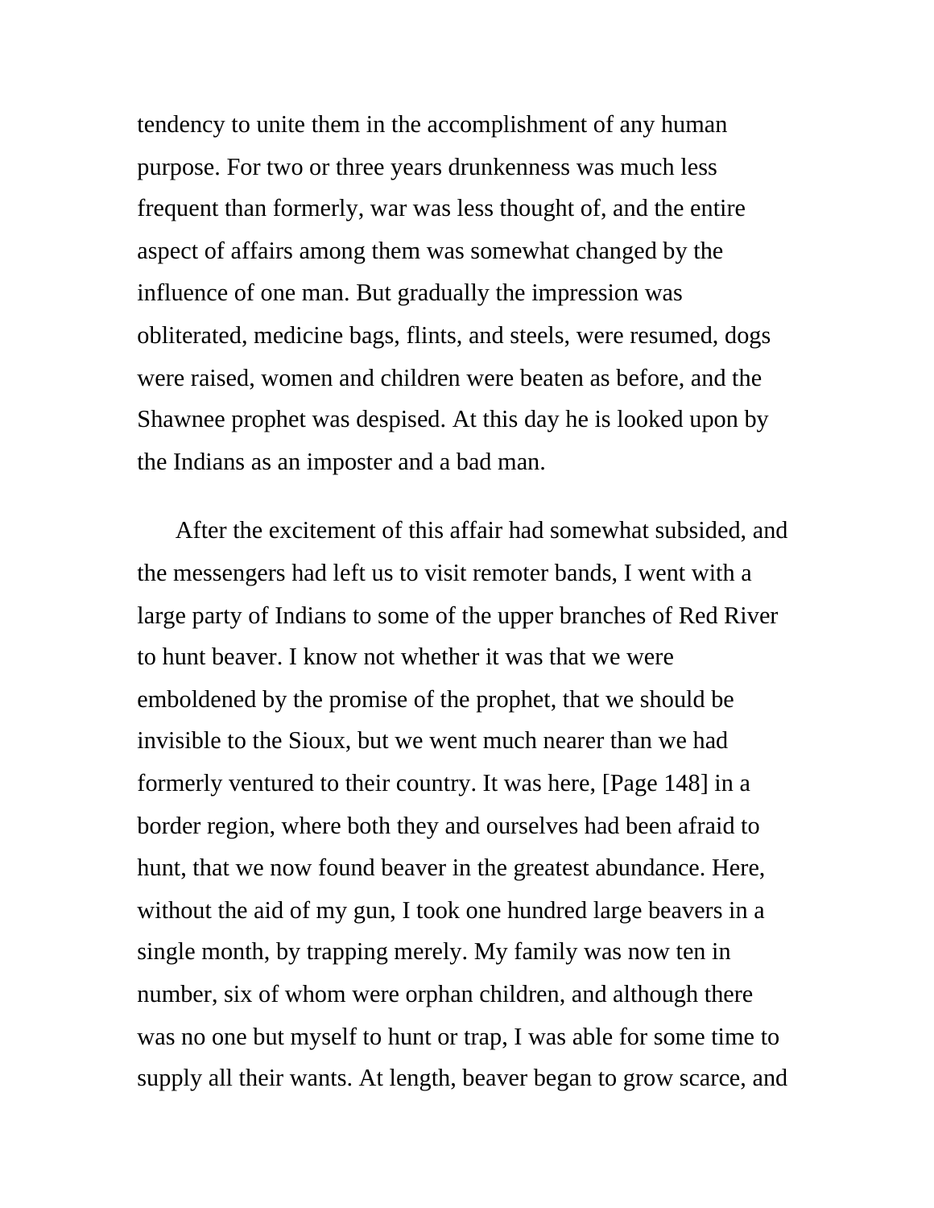tendency to unite them in the accomplishment of any human purpose. For two or three years drunkenness was much less frequent than formerly, war was less thought of, and the entire aspect of affairs among them was somewhat changed by the influence of one man. But gradually the impression was obliterated, medicine bags, flints, and steels, were resumed, dogs were raised, women and children were beaten as before, and the Shawnee prophet was despised. At this day he is looked upon by the Indians as an imposter and a bad man.

After the excitement of this affair had somewhat subsided, and the messengers had left us to visit remoter bands, I went with a large party of Indians to some of the upper branches of Red River to hunt beaver. I know not whether it was that we were emboldened by the promise of the prophet, that we should be invisible to the Sioux, but we went much nearer than we had formerly ventured to their country. It was here, [Page 148] in a border region, where both they and ourselves had been afraid to hunt, that we now found beaver in the greatest abundance. Here, without the aid of my gun, I took one hundred large beavers in a single month, by trapping merely. My family was now ten in number, six of whom were orphan children, and although there was no one but myself to hunt or trap, I was able for some time to supply all their wants. At length, beaver began to grow scarce, and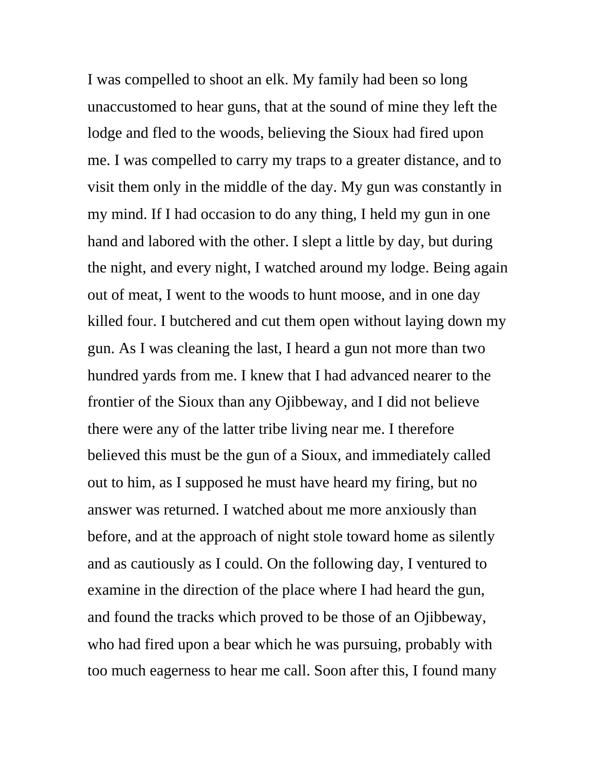I was compelled to shoot an elk. My family had been so long unaccustomed to hear guns, that at the sound of mine they left the lodge and fled to the woods, believing the Sioux had fired upon me. I was compelled to carry my traps to a greater distance, and to visit them only in the middle of the day. My gun was constantly in my mind. If I had occasion to do any thing, I held my gun in one hand and labored with the other. I slept a little by day, but during the night, and every night, I watched around my lodge. Being again out of meat, I went to the woods to hunt moose, and in one day killed four. I butchered and cut them open without laying down my gun. As I was cleaning the last, I heard a gun not more than two hundred yards from me. I knew that I had advanced nearer to the frontier of the Sioux than any Ojibbeway, and I did not believe there were any of the latter tribe living near me. I therefore believed this must be the gun of a Sioux, and immediately called out to him, as I supposed he must have heard my firing, but no answer was returned. I watched about me more anxiously than before, and at the approach of night stole toward home as silently and as cautiously as I could. On the following day, I ventured to examine in the direction of the place where I had heard the gun, and found the tracks which proved to be those of an Ojibbeway, who had fired upon a bear which he was pursuing, probably with too much eagerness to hear me call. Soon after this, I found many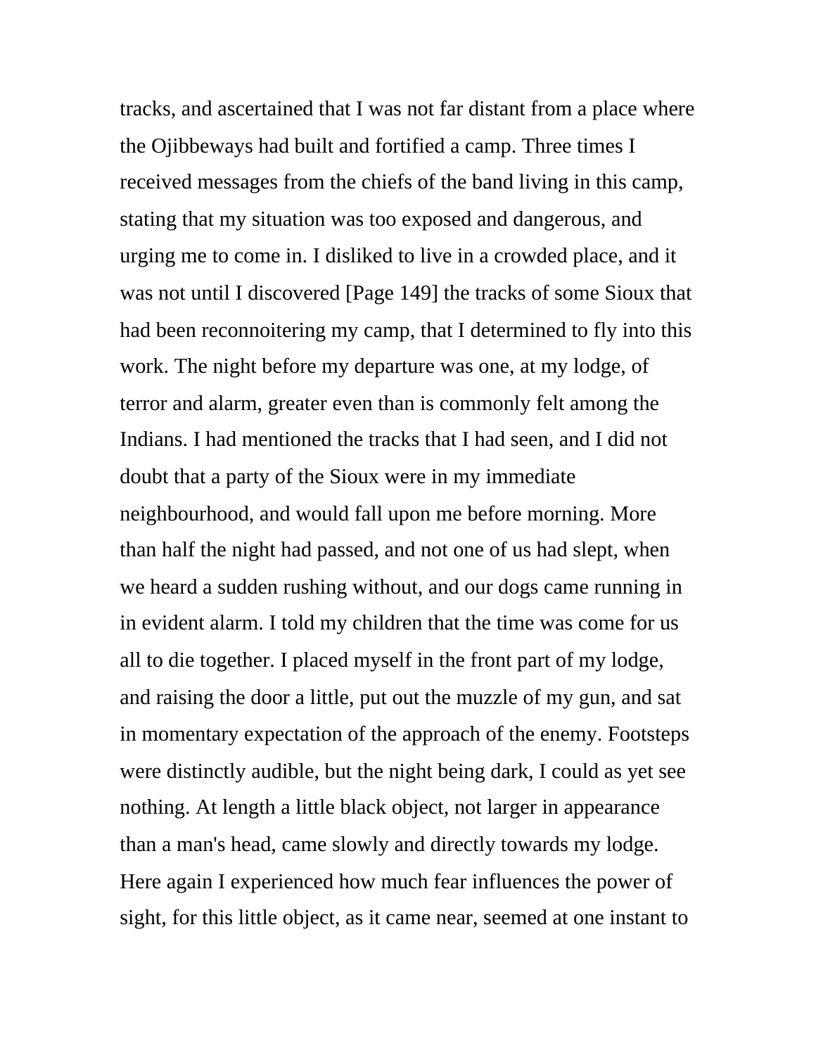tracks, and ascertained that I was not far distant from a place where the Ojibbeways had built and fortified a camp. Three times I received messages from the chiefs of the band living in this camp, stating that my situation was too exposed and dangerous, and urging me to come in. I disliked to live in a crowded place, and it was not until I discovered [Page 149] the tracks of some Sioux that had been reconnoitering my camp, that I determined to fly into this work. The night before my departure was one, at my lodge, of terror and alarm, greater even than is commonly felt among the Indians. I had mentioned the tracks that I had seen, and I did not doubt that a party of the Sioux were in my immediate neighbourhood, and would fall upon me before morning. More than half the night had passed, and not one of us had slept, when we heard a sudden rushing without, and our dogs came running in in evident alarm. I told my children that the time was come for us all to die together. I placed myself in the front part of my lodge, and raising the door a little, put out the muzzle of my gun, and sat in momentary expectation of the approach of the enemy. Footsteps were distinctly audible, but the night being dark, I could as yet see nothing. At length a little black object, not larger in appearance than a man's head, came slowly and directly towards my lodge. Here again I experienced how much fear influences the power of sight, for this little object, as it came near, seemed at one instant to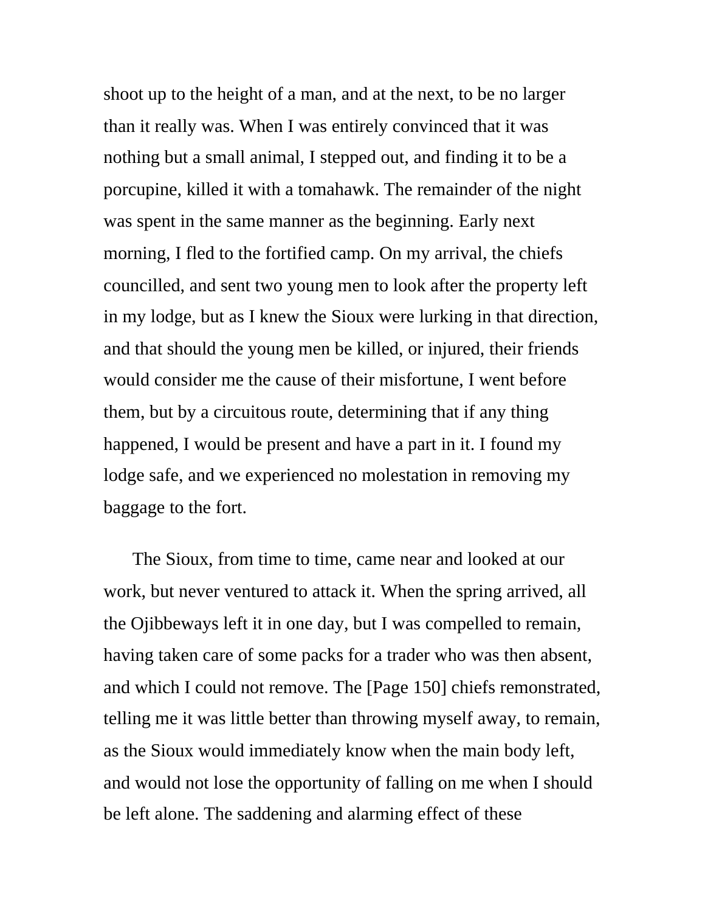shoot up to the height of a man, and at the next, to be no larger than it really was. When I was entirely convinced that it was nothing but a small animal, I stepped out, and finding it to be a porcupine, killed it with a tomahawk. The remainder of the night was spent in the same manner as the beginning. Early next morning, I fled to the fortified camp. On my arrival, the chiefs councilled, and sent two young men to look after the property left in my lodge, but as I knew the Sioux were lurking in that direction, and that should the young men be killed, or injured, their friends would consider me the cause of their misfortune, I went before them, but by a circuitous route, determining that if any thing happened, I would be present and have a part in it. I found my lodge safe, and we experienced no molestation in removing my baggage to the fort.

The Sioux, from time to time, came near and looked at our work, but never ventured to attack it. When the spring arrived, all the Ojibbeways left it in one day, but I was compelled to remain, having taken care of some packs for a trader who was then absent, and which I could not remove. The [Page 150] chiefs remonstrated, telling me it was little better than throwing myself away, to remain, as the Sioux would immediately know when the main body left, and would not lose the opportunity of falling on me when I should be left alone. The saddening and alarming effect of these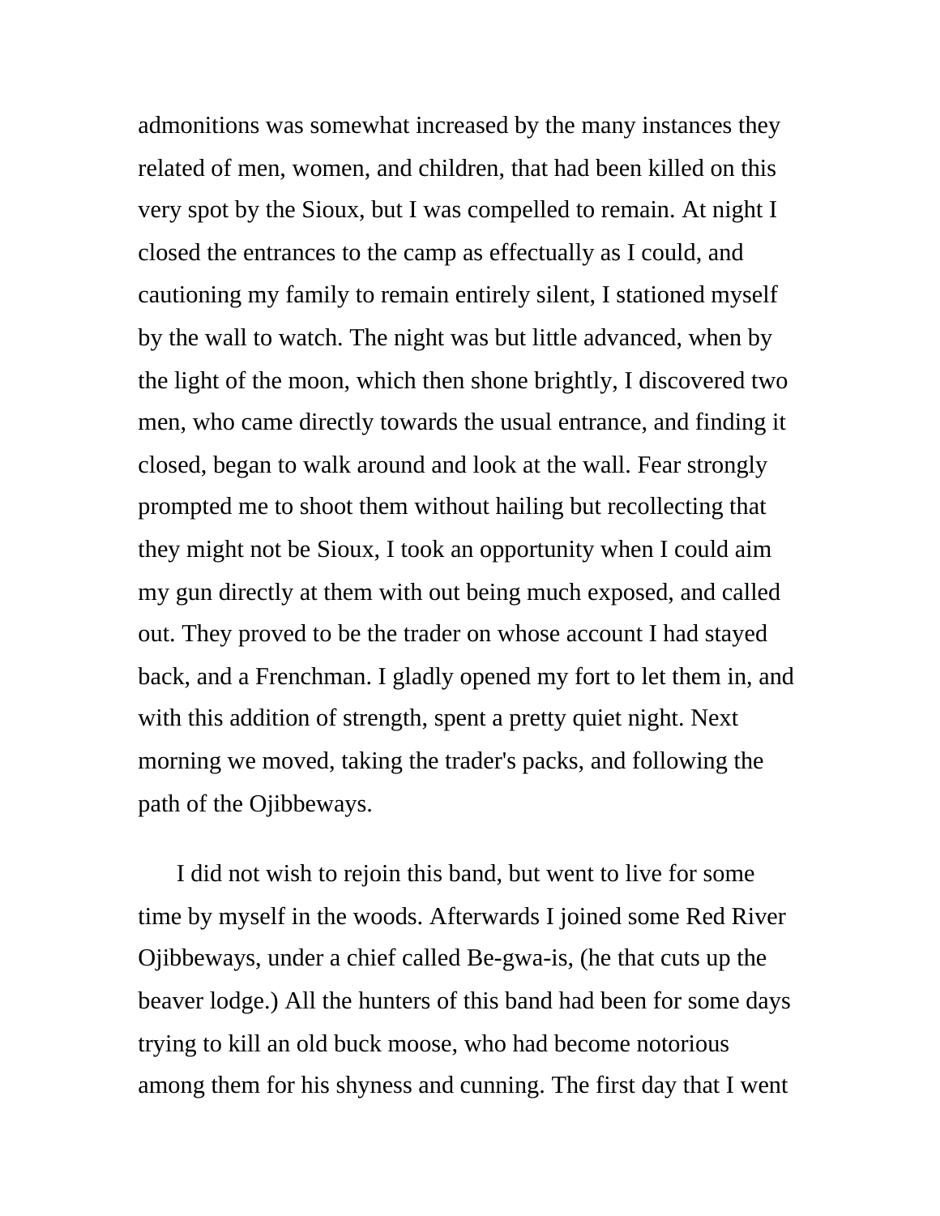admonitions was somewhat increased by the many instances they related of men, women, and children, that had been killed on this very spot by the Sioux, but I was compelled to remain. At night I closed the entrances to the camp as effectually as I could, and cautioning my family to remain entirely silent, I stationed myself by the wall to watch. The night was but little advanced, when by the light of the moon, which then shone brightly, I discovered two men, who came directly towards the usual entrance, and finding it closed, began to walk around and look at the wall. Fear strongly prompted me to shoot them without hailing but recollecting that they might not be Sioux, I took an opportunity when I could aim my gun directly at them with out being much exposed, and called out. They proved to be the trader on whose account I had stayed back, and a Frenchman. I gladly opened my fort to let them in, and with this addition of strength, spent a pretty quiet night. Next morning we moved, taking the trader's packs, and following the path of the Ojibbeways.

I did not wish to rejoin this band, but went to live for some time by myself in the woods. Afterwards I joined some Red River Ojibbeways, under a chief called Be-gwa-is, (he that cuts up the beaver lodge.) All the hunters of this band had been for some days trying to kill an old buck moose, who had become notorious among them for his shyness and cunning. The first day that I went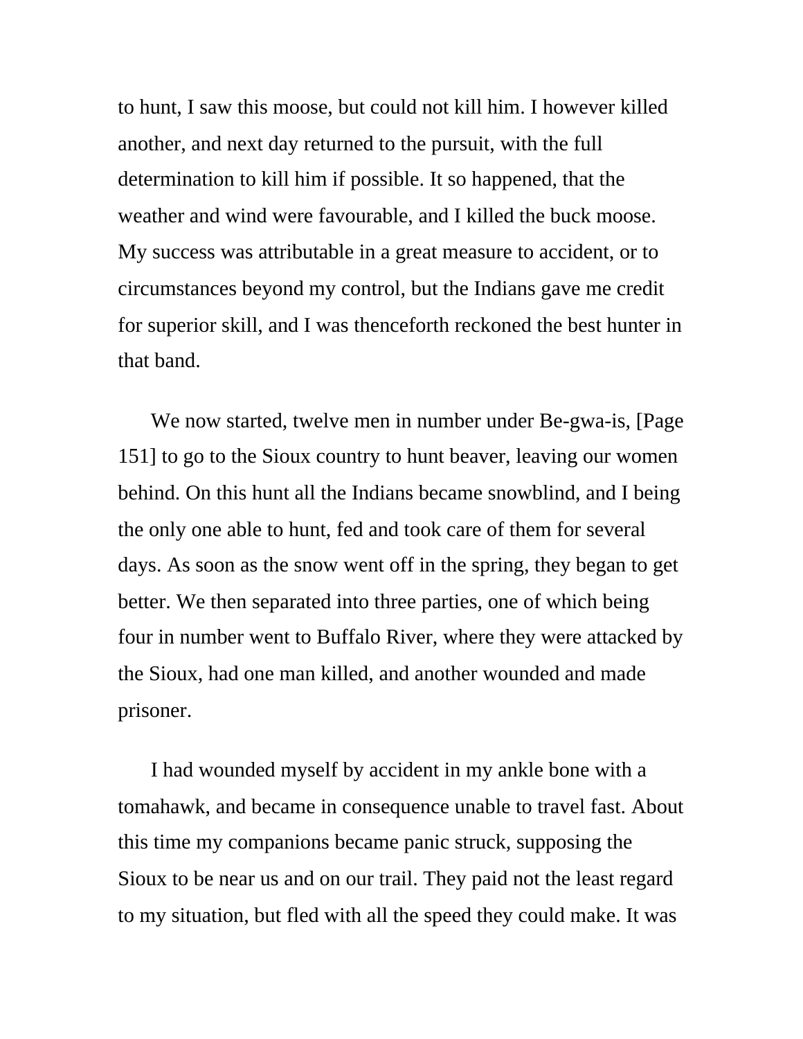to hunt, I saw this moose, but could not kill him. I however killed another, and next day returned to the pursuit, with the full determination to kill him if possible. It so happened, that the weather and wind were favourable, and I killed the buck moose. My success was attributable in a great measure to accident, or to circumstances beyond my control, but the Indians gave me credit for superior skill, and I was thenceforth reckoned the best hunter in that band.

We now started, twelve men in number under Be-gwa-is, [Page 151] to go to the Sioux country to hunt beaver, leaving our women behind. On this hunt all the Indians became snowblind, and I being the only one able to hunt, fed and took care of them for several days. As soon as the snow went off in the spring, they began to get better. We then separated into three parties, one of which being four in number went to Buffalo River, where they were attacked by the Sioux, had one man killed, and another wounded and made prisoner.

I had wounded myself by accident in my ankle bone with a tomahawk, and became in consequence unable to travel fast. About this time my companions became panic struck, supposing the Sioux to be near us and on our trail. They paid not the least regard to my situation, but fled with all the speed they could make. It was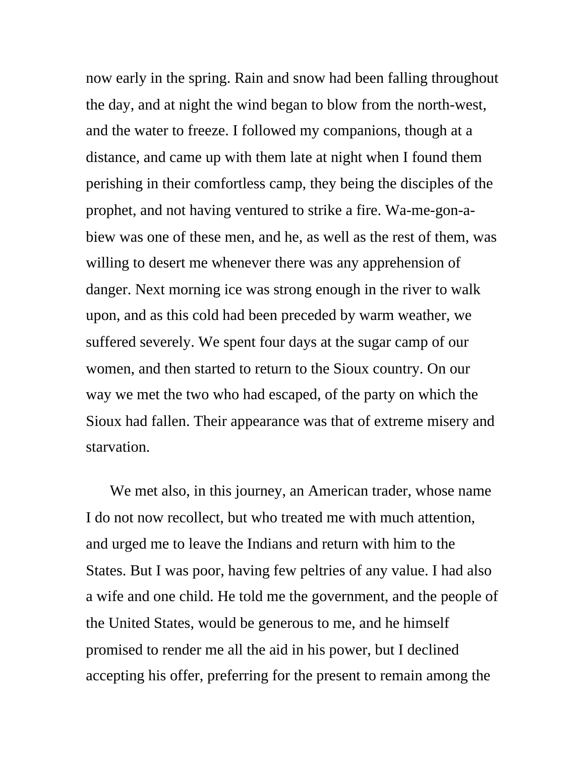now early in the spring. Rain and snow had been falling throughout the day, and at night the wind began to blow from the north-west, and the water to freeze. I followed my companions, though at a distance, and came up with them late at night when I found them perishing in their comfortless camp, they being the disciples of the prophet, and not having ventured to strike a fire. Wa-me-gon-a-biew was one of these men, and he, as well as the rest of them, was willing to desert me whenever there was any apprehension of danger. Next morning ice was strong enough in the river to walk upon, and as this cold had been preceded by warm weather, we suffered severely. We spent four days at the sugar camp of our women, and then started to return to the Sioux country. On our way we met the two who had escaped, of the party on which the Sioux had fallen. Their appearance was that of extreme misery and starvation.

We met also, in this journey, an American trader, whose name I do not now recollect, but who treated me with much attention, and urged me to leave the Indians and return with him to the States. But I was poor, having few peltries of any value. I had also a wife and one child. He told me the government, and the people of the United States, would be generous to me, and he himself promised to render me all the aid in his power, but I declined accepting his offer, preferring for the present to remain among the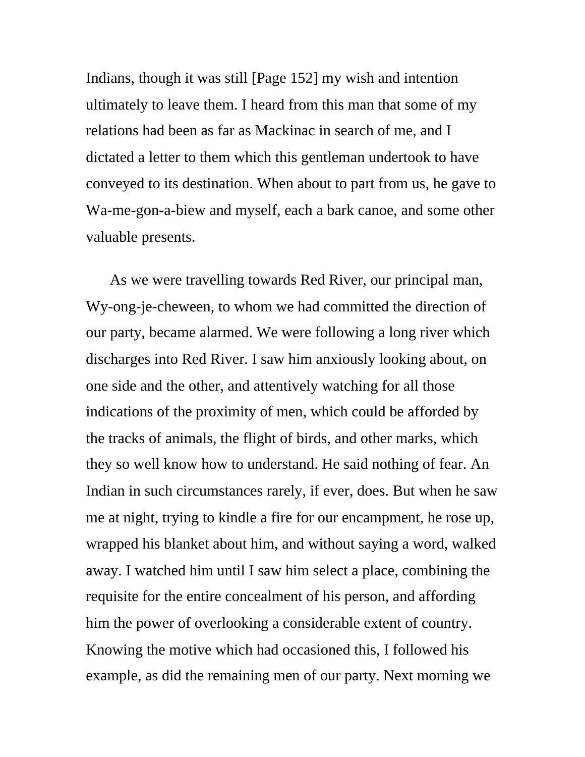Indians, though it was still [Page 152] my wish and intention ultimately to leave them. I heard from this man that some of my relations had been as far as Mackinac in search of me, and I dictated a letter to them which this gentleman undertook to have conveyed to its destination. When about to part from us, he gave to Wa-me-gon-a-biew and myself, each a bark canoe, and some other valuable presents.

As we were travelling towards Red River, our principal man, Wy-ong-je-cheween, to whom we had committed the direction of our party, became alarmed. We were following a long river which discharges into Red River. I saw him anxiously looking about, on one side and the other, and attentively watching for all those indications of the proximity of men, which could be afforded by the tracks of animals, the flight of birds, and other marks, which they so well know how to understand. He said nothing of fear. An Indian in such circumstances rarely, if ever, does. But when he saw me at night, trying to kindle a fire for our encampment, he rose up, wrapped his blanket about him, and without saying a word, walked away. I watched him until I saw him select a place, combining the requisite for the entire concealment of his person, and affording him the power of overlooking a considerable extent of country. Knowing the motive which had occasioned this, I followed his example, as did the remaining men of our party. Next morning we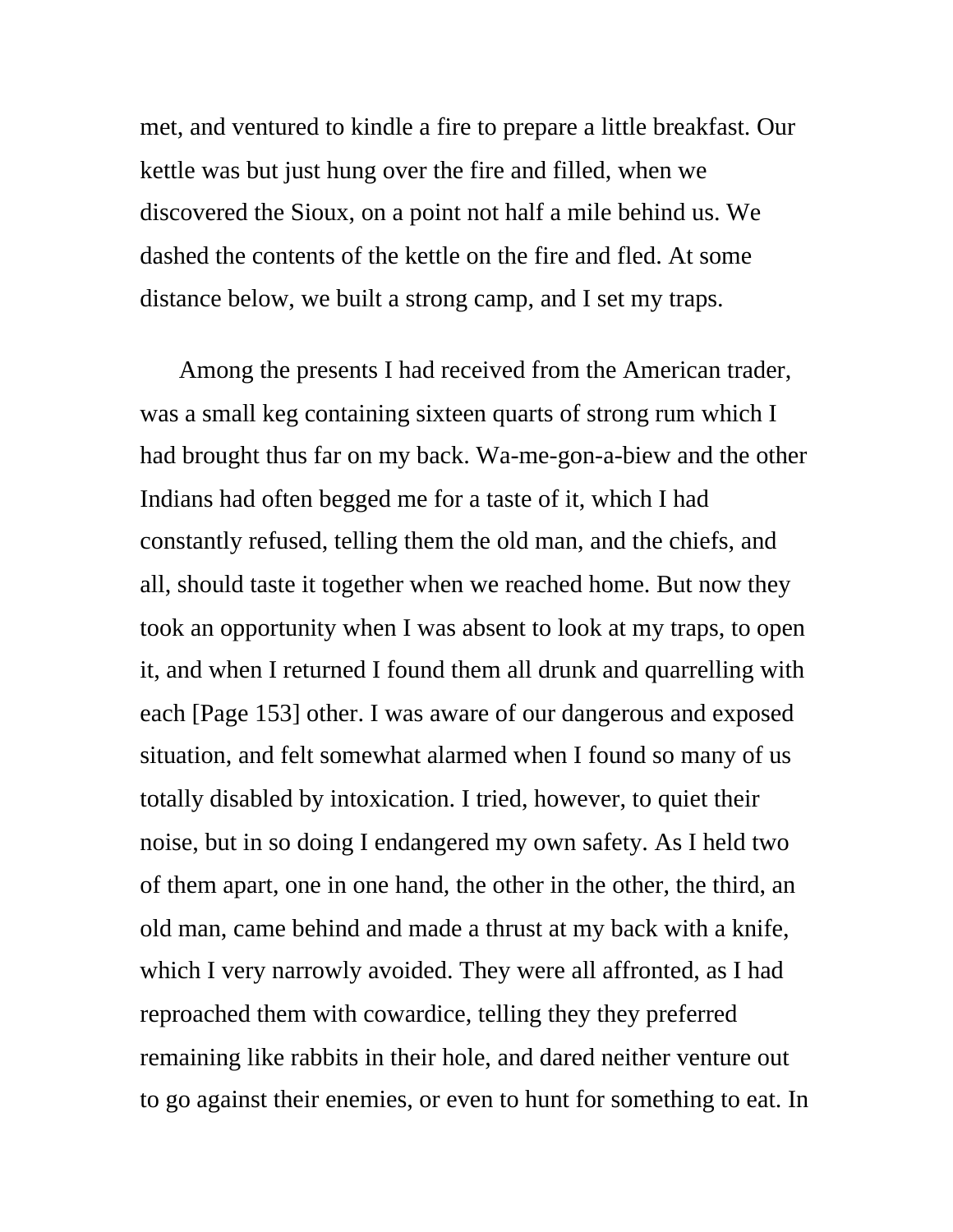met, and ventured to kindle a fire to prepare a little breakfast. Our kettle was but just hung over the fire and filled, when we discovered the Sioux, on a point not half a mile behind us. We dashed the contents of the kettle on the fire and fled. At some distance below, we built a strong camp, and I set my traps.

Among the presents I had received from the American trader, was a small keg containing sixteen quarts of strong rum which I had brought thus far on my back. Wa-me-gon-a-biew and the other Indians had often begged me for a taste of it, which I had constantly refused, telling them the old man, and the chiefs, and all, should taste it together when we reached home. But now they took an opportunity when I was absent to look at my traps, to open it, and when I returned I found them all drunk and quarrelling with each [Page 153] other. I was aware of our dangerous and exposed situation, and felt somewhat alarmed when I found so many of us totally disabled by intoxication. I tried, however, to quiet their noise, but in so doing I endangered my own safety. As I held two of them apart, one in one hand, the other in the other, the third, an old man, came behind and made a thrust at my back with a knife, which I very narrowly avoided. They were all affronted, as I had reproached them with cowardice, telling they they preferred remaining like rabbits in their hole, and dared neither venture out to go against their enemies, or even to hunt for something to eat. In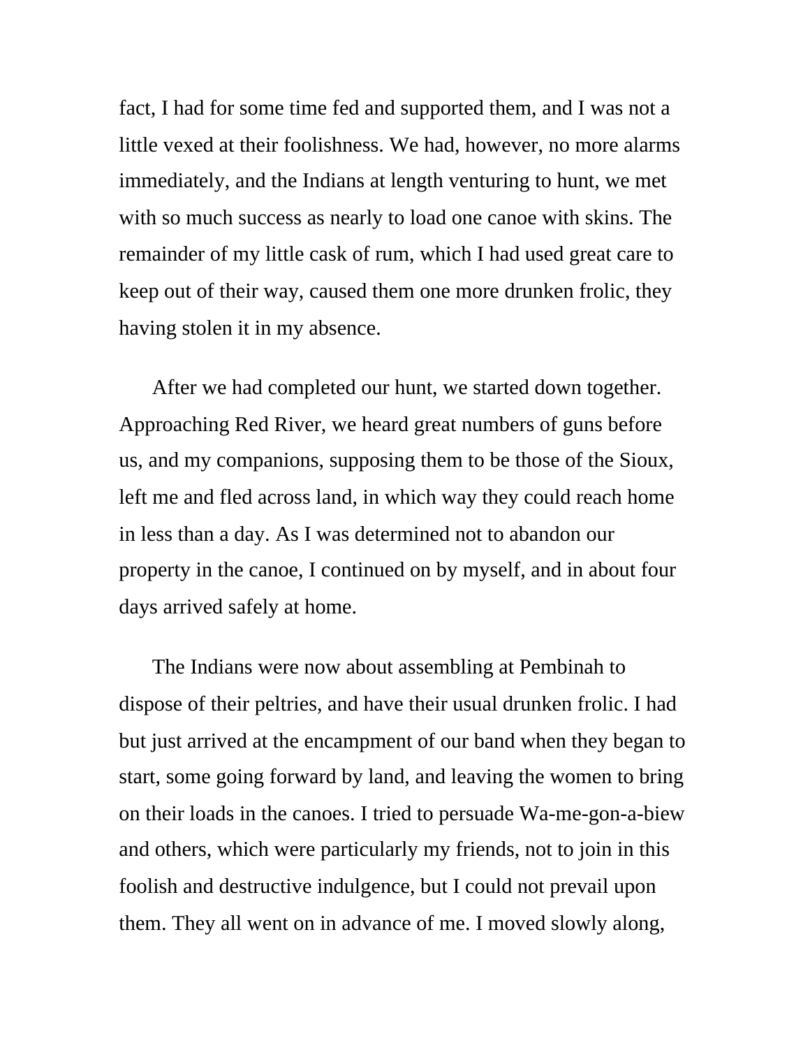fact, I had for some time fed and supported them, and I was not a little vexed at their foolishness. We had, however, no more alarms immediately, and the Indians at length venturing to hunt, we met with so much success as nearly to load one canoe with skins. The remainder of my little cask of rum, which I had used great care to keep out of their way, caused them one more drunken frolic, they having stolen it in my absence.

After we had completed our hunt, we started down together. Approaching Red River, we heard great numbers of guns before us, and my companions, supposing them to be those of the Sioux, left me and fled across land, in which way they could reach home in less than a day. As I was determined not to abandon our property in the canoe, I continued on by myself, and in about four days arrived safely at home.

The Indians were now about assembling at Pembinah to dispose of their peltries, and have their usual drunken frolic. I had but just arrived at the encampment of our band when they began to start, some going forward by land, and leaving the women to bring on their loads in the canoes. I tried to persuade Wa-me-gon-a-biew and others, which were particularly my friends, not to join in this foolish and destructive indulgence, but I could not prevail upon them. They all went on in advance of me. I moved slowly along,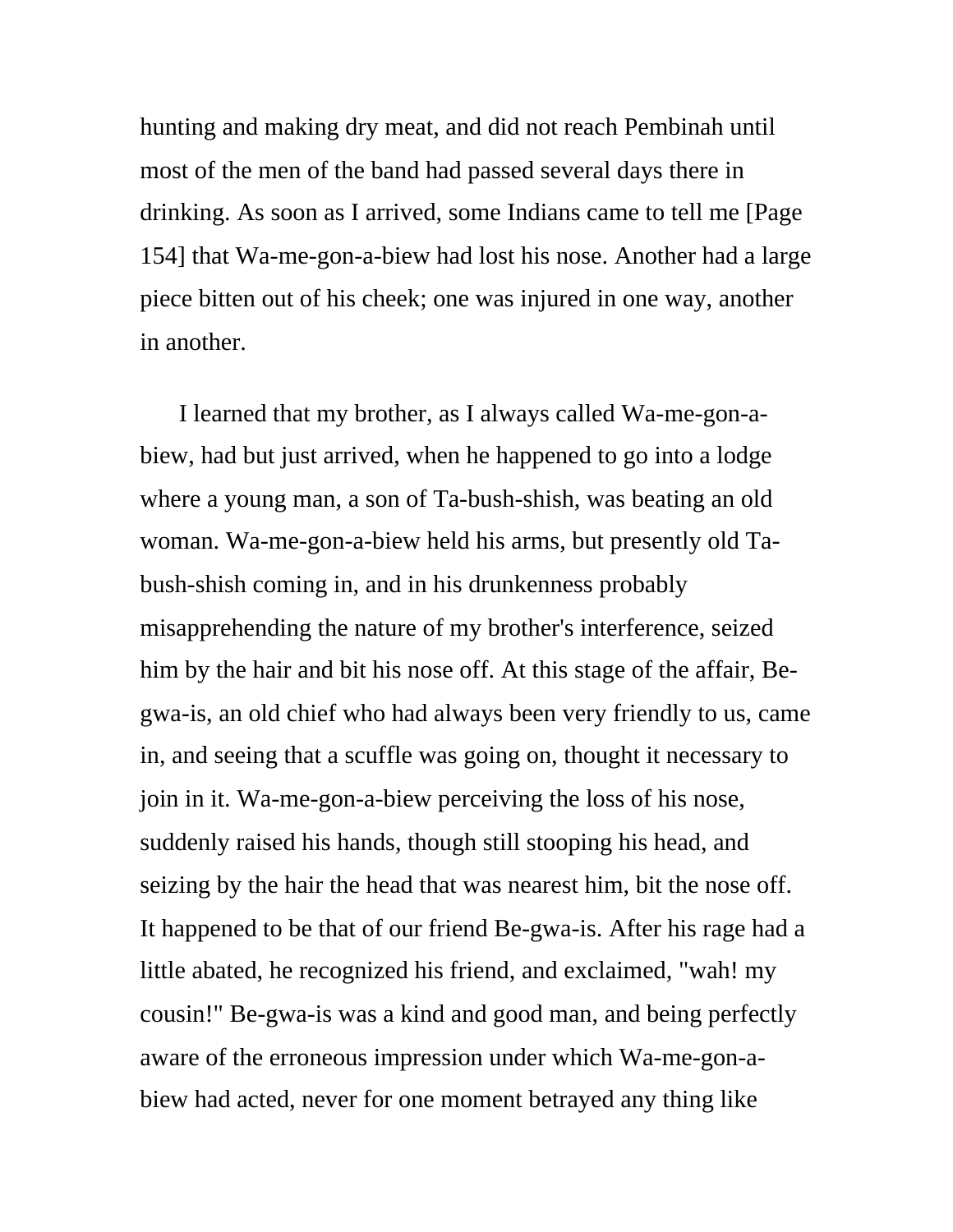hunting and making dry meat, and did not reach Pembinah until most of the men of the band had passed several days there in drinking. As soon as I arrived, some Indians came to tell me [Page 154] that Wa-me-gon-a-biew had lost his nose. Another had a large piece bitten out of his cheek; one was injured in one way, another in another.

I learned that my brother, as I always called Wa-me-gon-a-biew, had but just arrived, when he happened to go into a lodge where a young man, a son of Ta-bush-shish, was beating an old woman. Wa-me-gon-a-biew held his arms, but presently old Ta-bush-shish coming in, and in his drunkenness probably misapprehending the nature of my brother's interference, seized him by the hair and bit his nose off. At this stage of the affair, Be-gwa-is, an old chief who had always been very friendly to us, came in, and seeing that a scuffle was going on, thought it necessary to join in it. Wa-me-gon-a-biew perceiving the loss of his nose, suddenly raised his hands, though still stooping his head, and seizing by the hair the head that was nearest him, bit the nose off. It happened to be that of our friend Be-gwa-is. After his rage had a little abated, he recognized his friend, and exclaimed, "wah! my cousin!" Be-gwa-is was a kind and good man, and being perfectly aware of the erroneous impression under which Wa-me-gon-a-biew had acted, never for one moment betrayed any thing like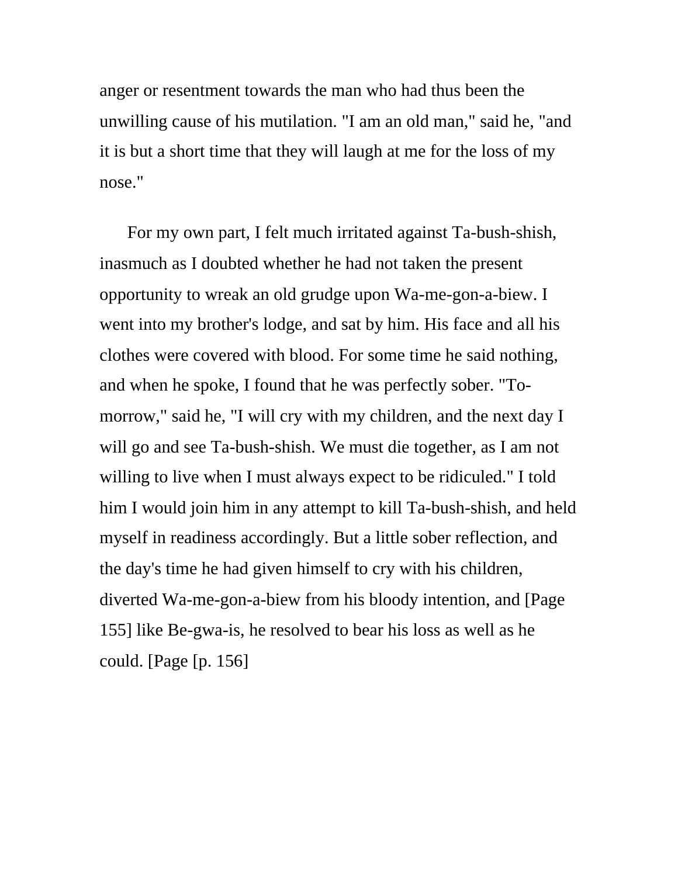anger or resentment towards the man who had thus been the unwilling cause of his mutilation. "I am an old man," said he, "and it is but a short time that they will laugh at me for the loss of my nose."

For my own part, I felt much irritated against Ta-bush-shish, inasmuch as I doubted whether he had not taken the present opportunity to wreak an old grudge upon Wa-me-gon-a-biew. I went into my brother's lodge, and sat by him. His face and all his clothes were covered with blood. For some time he said nothing, and when he spoke, I found that he was perfectly sober. "To-morrow," said he, "I will cry with my children, and the next day I will go and see Ta-bush-shish. We must die together, as I am not willing to live when I must always expect to be ridiculed." I told him I would join him in any attempt to kill Ta-bush-shish, and held myself in readiness accordingly. But a little sober reflection, and the day's time he had given himself to cry with his children, diverted Wa-me-gon-a-biew from his bloody intention, and [Page 155] like Be-gwa-is, he resolved to bear his loss as well as he could. [Page [p. 156]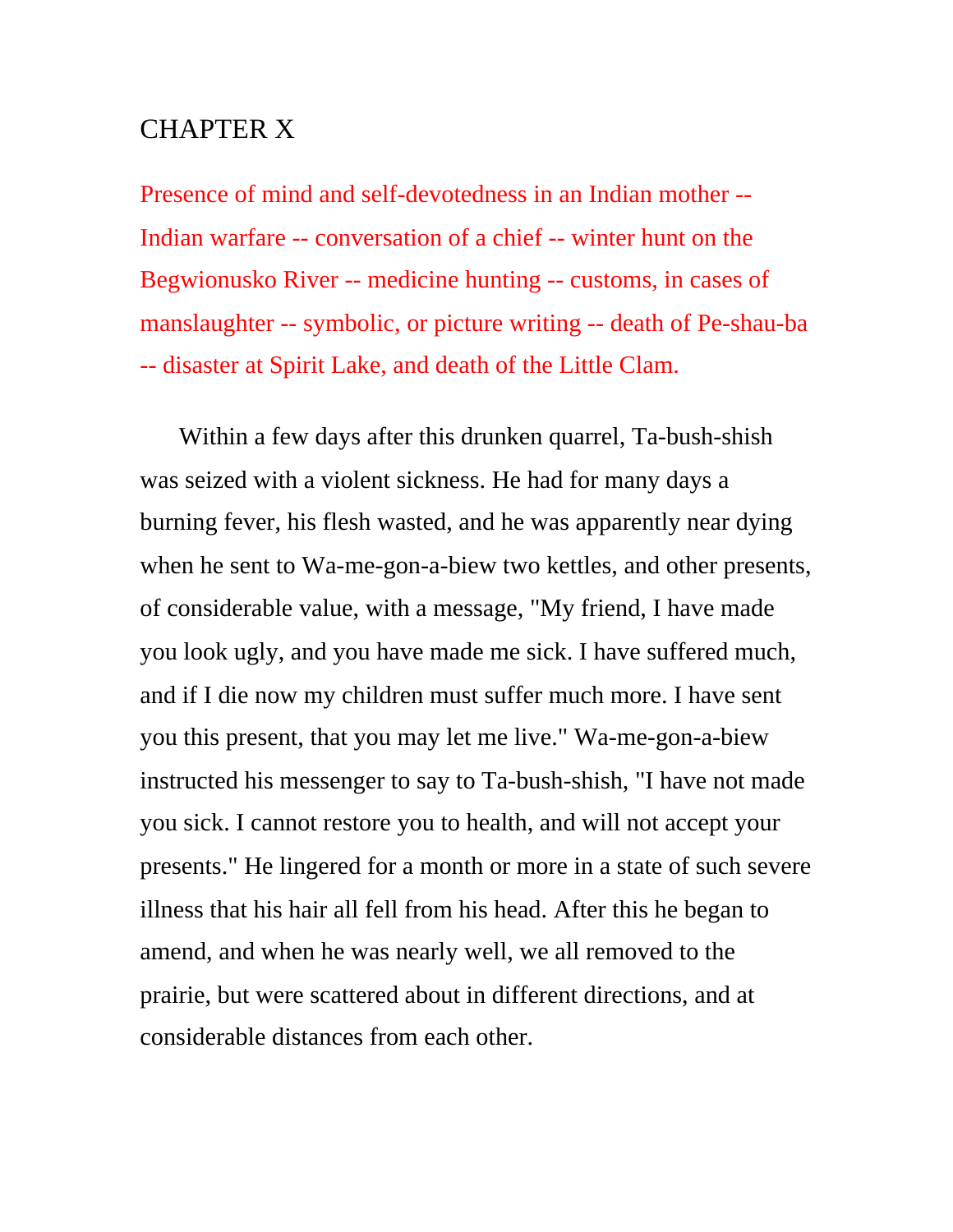# CHAPTER X

Presence of mind and self-devotedness in an Indian mother -- Indian warfare -- conversation of a chief -- winter hunt on the Begwionusko River -- medicine hunting -- customs, in cases of manslaughter -- symbolic, or picture writing -- death of Pe-shau-ba -- disaster at Spirit Lake, and death of the Little Clam.

Within a few days after this drunken quarrel, Ta-bush-shish was seized with a violent sickness. He had for many days a burning fever, his flesh wasted, and he was apparently near dying when he sent to Wa-me-gon-a-biew two kettles, and other presents, of considerable value, with a message, "My friend, I have made you look ugly, and you have made me sick. I have suffered much, and if I die now my children must suffer much more. I have sent you this present, that you may let me live." Wa-me-gon-a-biew instructed his messenger to say to Ta-bush-shish, "I have not made you sick. I cannot restore you to health, and will not accept your presents." He lingered for a month or more in a state of such severe illness that his hair all fell from his head. After this he began to amend, and when he was nearly well, we all removed to the prairie, but were scattered about in different directions, and at considerable distances from each other.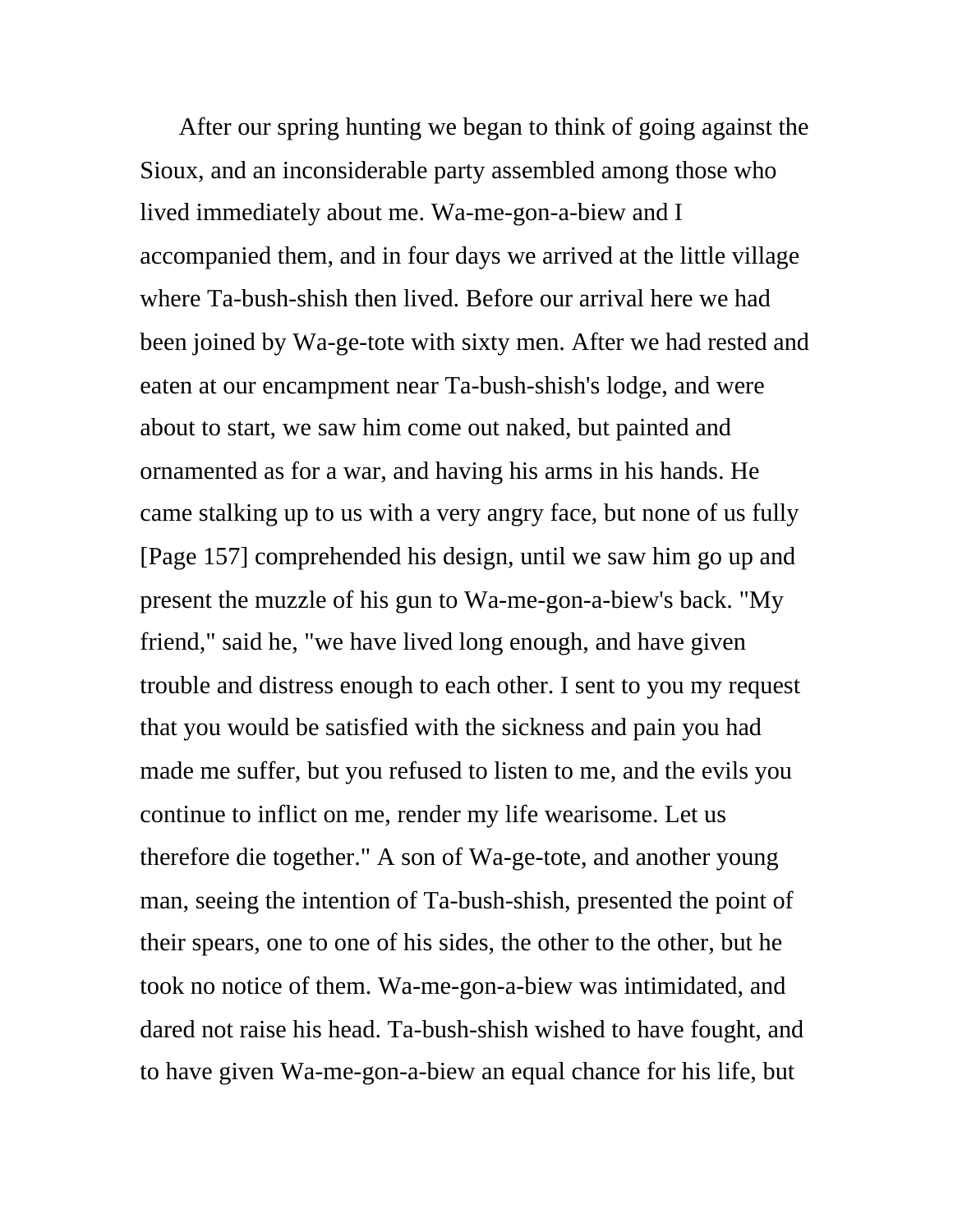After our spring hunting we began to think of going against the Sioux, and an inconsiderable party assembled among those who lived immediately about me. Wa-me-gon-a-biew and I accompanied them, and in four days we arrived at the little village where Ta-bush-shish then lived. Before our arrival here we had been joined by Wa-ge-tote with sixty men. After we had rested and eaten at our encampment near Ta-bush-shish's lodge, and were about to start, we saw him come out naked, but painted and ornamented as for a war, and having his arms in his hands. He came stalking up to us with a very angry face, but none of us fully [Page 157] comprehended his design, until we saw him go up and present the muzzle of his gun to Wa-me-gon-a-biew's back. "My friend," said he, "we have lived long enough, and have given trouble and distress enough to each other. I sent to you my request that you would be satisfied with the sickness and pain you had made me suffer, but you refused to listen to me, and the evils you continue to inflict on me, render my life wearisome. Let us therefore die together." A son of Wa-ge-tote, and another young man, seeing the intention of Ta-bush-shish, presented the point of their spears, one to one of his sides, the other to the other, but he took no notice of them. Wa-me-gon-a-biew was intimidated, and dared not raise his head. Ta-bush-shish wished to have fought, and to have given Wa-me-gon-a-biew an equal chance for his life, but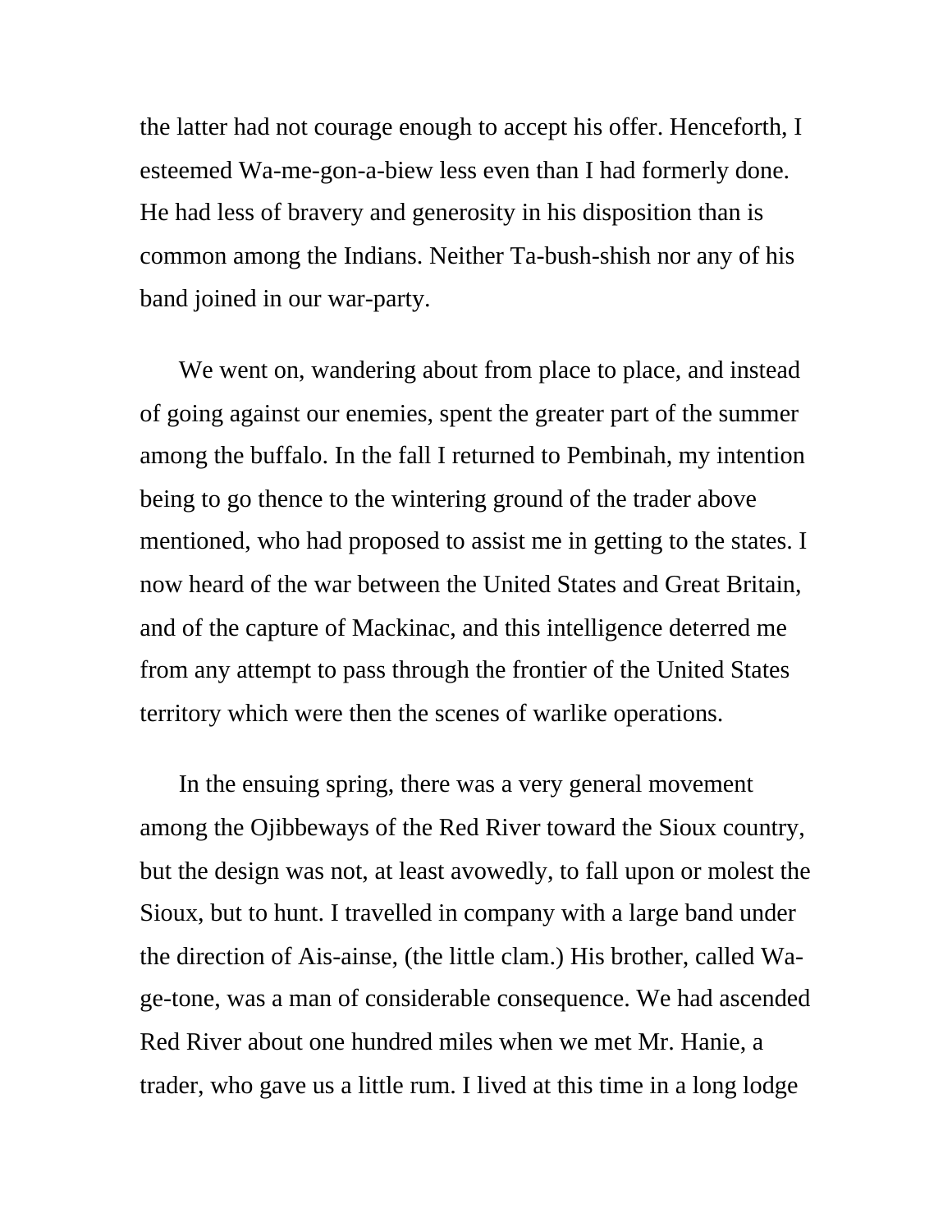the latter had not courage enough to accept his offer. Henceforth, I esteemed Wa-me-gon-a-biew less even than I had formerly done. He had less of bravery and generosity in his disposition than is common among the Indians. Neither Ta-bush-shish nor any of his band joined in our war-party.

We went on, wandering about from place to place, and instead of going against our enemies, spent the greater part of the summer among the buffalo. In the fall I returned to Pembinah, my intention being to go thence to the wintering ground of the trader above mentioned, who had proposed to assist me in getting to the states. I now heard of the war between the United States and Great Britain, and of the capture of Mackinac, and this intelligence deterred me from any attempt to pass through the frontier of the United States territory which were then the scenes of warlike operations.

In the ensuing spring, there was a very general movement among the Ojibbeways of the Red River toward the Sioux country, but the design was not, at least avowedly, to fall upon or molest the Sioux, but to hunt. I travelled in company with a large band under the direction of Ais-ainse, (the little clam.) His brother, called Wa-ge-tone, was a man of considerable consequence. We had ascended Red River about one hundred miles when we met Mr. Hanie, a trader, who gave us a little rum. I lived at this time in a long lodge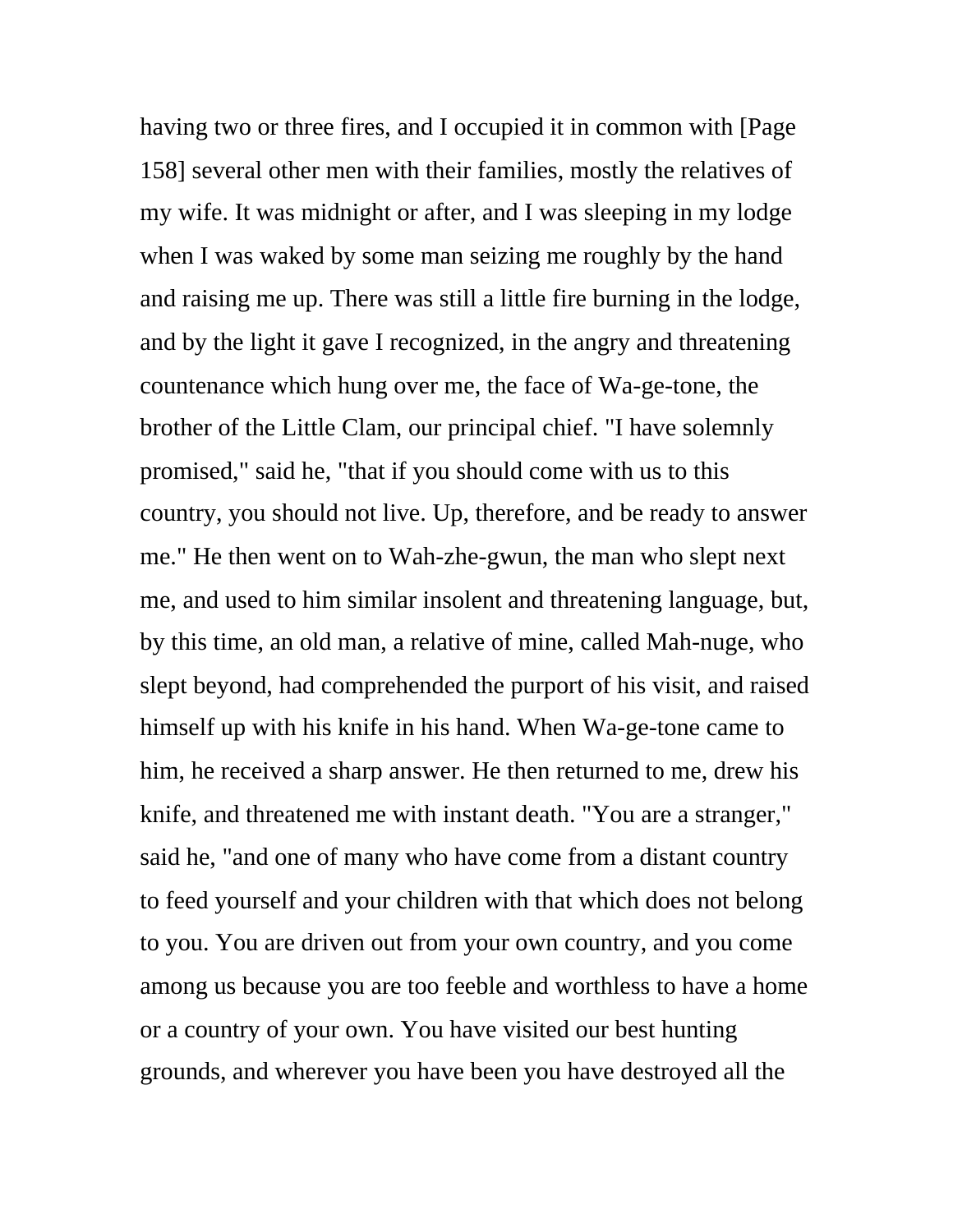having two or three fires, and I occupied it in common with [Page 158] several other men with their families, mostly the relatives of my wife. It was midnight or after, and I was sleeping in my lodge when I was waked by some man seizing me roughly by the hand and raising me up. There was still a little fire burning in the lodge, and by the light it gave I recognized, in the angry and threatening countenance which hung over me, the face of Wa-ge-tone, the brother of the Little Clam, our principal chief. "I have solemnly promised," said he, "that if you should come with us to this country, you should not live. Up, therefore, and be ready to answer me." He then went on to Wah-zhe-gwun, the man who slept next me, and used to him similar insolent and threatening language, but, by this time, an old man, a relative of mine, called Mah-nuge, who slept beyond, had comprehended the purport of his visit, and raised himself up with his knife in his hand. When Wa-ge-tone came to him, he received a sharp answer. He then returned to me, drew his knife, and threatened me with instant death. "You are a stranger," said he, "and one of many who have come from a distant country to feed yourself and your children with that which does not belong to you. You are driven out from your own country, and you come among us because you are too feeble and worthless to have a home or a country of your own. You have visited our best hunting grounds, and wherever you have been you have destroyed all the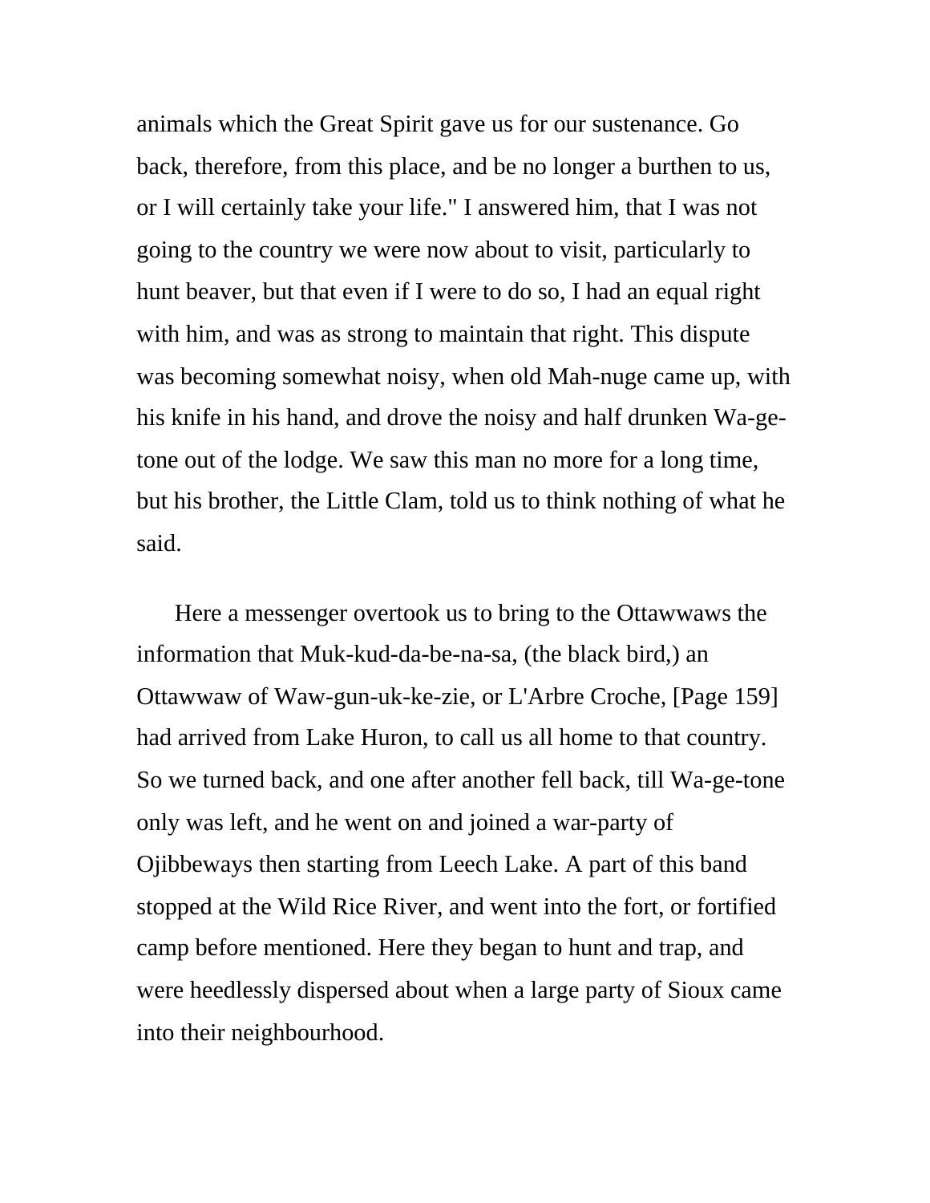animals which the Great Spirit gave us for our sustenance. Go back, therefore, from this place, and be no longer a burthen to us, or I will certainly take your life." I answered him, that I was not going to the country we were now about to visit, particularly to hunt beaver, but that even if I were to do so, I had an equal right with him, and was as strong to maintain that right. This dispute was becoming somewhat noisy, when old Mah-nuge came up, with his knife in his hand, and drove the noisy and half drunken Wa-ge-tone out of the lodge. We saw this man no more for a long time, but his brother, the Little Clam, told us to think nothing of what he said.

Here a messenger overtook us to bring to the Ottawwaws the information that Muk-kud-da-be-na-sa, (the black bird,) an Ottawwaw of Waw-gun-uk-ke-zie, or L'Arbre Croche, [Page 159] had arrived from Lake Huron, to call us all home to that country. So we turned back, and one after another fell back, till Wa-ge-tone only was left, and he went on and joined a war-party of Ojibbeways then starting from Leech Lake. A part of this band stopped at the Wild Rice River, and went into the fort, or fortified camp before mentioned. Here they began to hunt and trap, and were heedlessly dispersed about when a large party of Sioux came into their neighbourhood.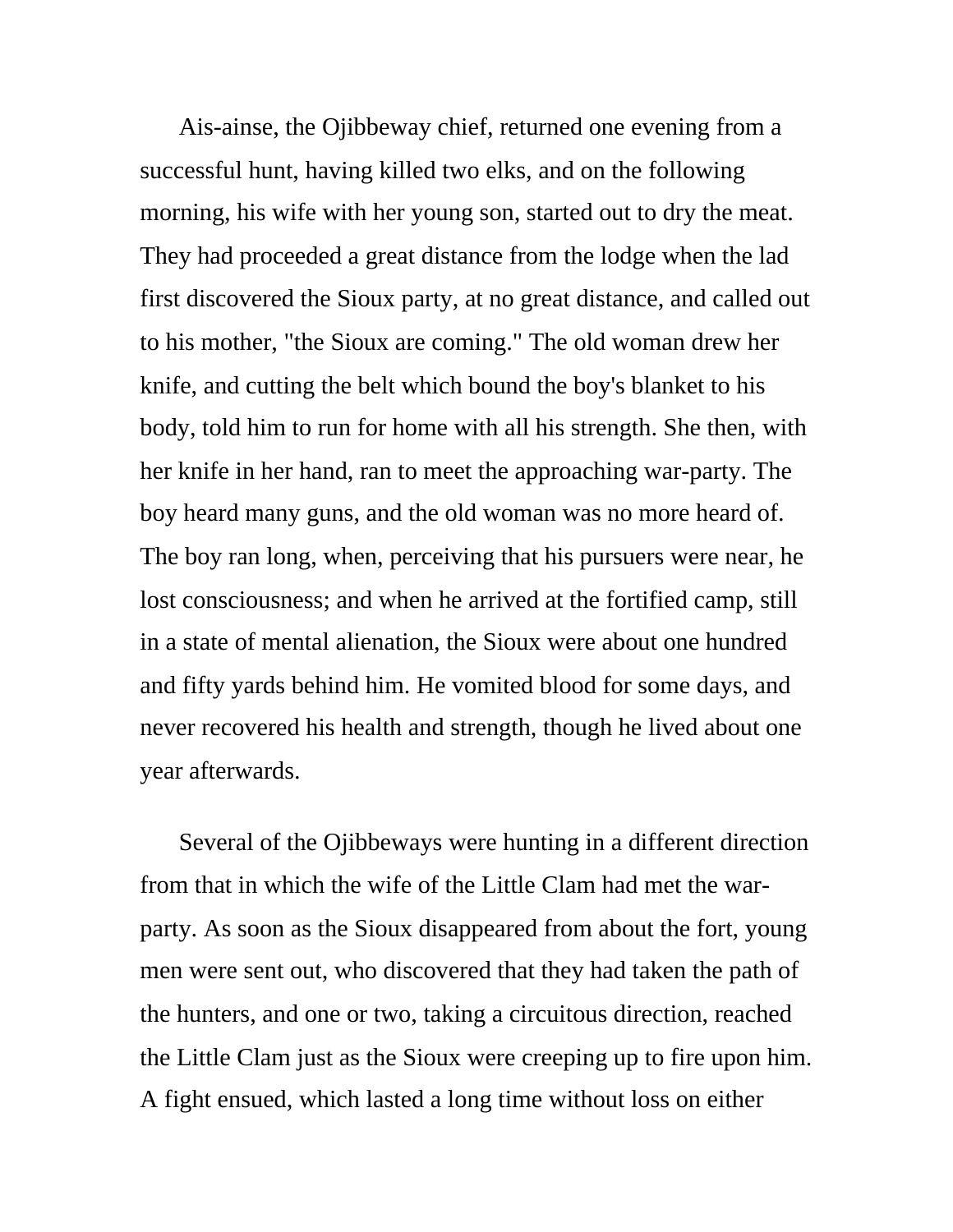Ais-ainse, the Ojibbeway chief, returned one evening from a successful hunt, having killed two elks, and on the following morning, his wife with her young son, started out to dry the meat. They had proceeded a great distance from the lodge when the lad first discovered the Sioux party, at no great distance, and called out to his mother, "the Sioux are coming." The old woman drew her knife, and cutting the belt which bound the boy's blanket to his body, told him to run for home with all his strength. She then, with her knife in her hand, ran to meet the approaching war-party. The boy heard many guns, and the old woman was no more heard of. The boy ran long, when, perceiving that his pursuers were near, he lost consciousness; and when he arrived at the fortified camp, still in a state of mental alienation, the Sioux were about one hundred and fifty yards behind him. He vomited blood for some days, and never recovered his health and strength, though he lived about one year afterwards.

Several of the Ojibbeways were hunting in a different direction from that in which the wife of the Little Clam had met the war-party. As soon as the Sioux disappeared from about the fort, young men were sent out, who discovered that they had taken the path of the hunters, and one or two, taking a circuitous direction, reached the Little Clam just as the Sioux were creeping up to fire upon him. A fight ensued, which lasted a long time without loss on either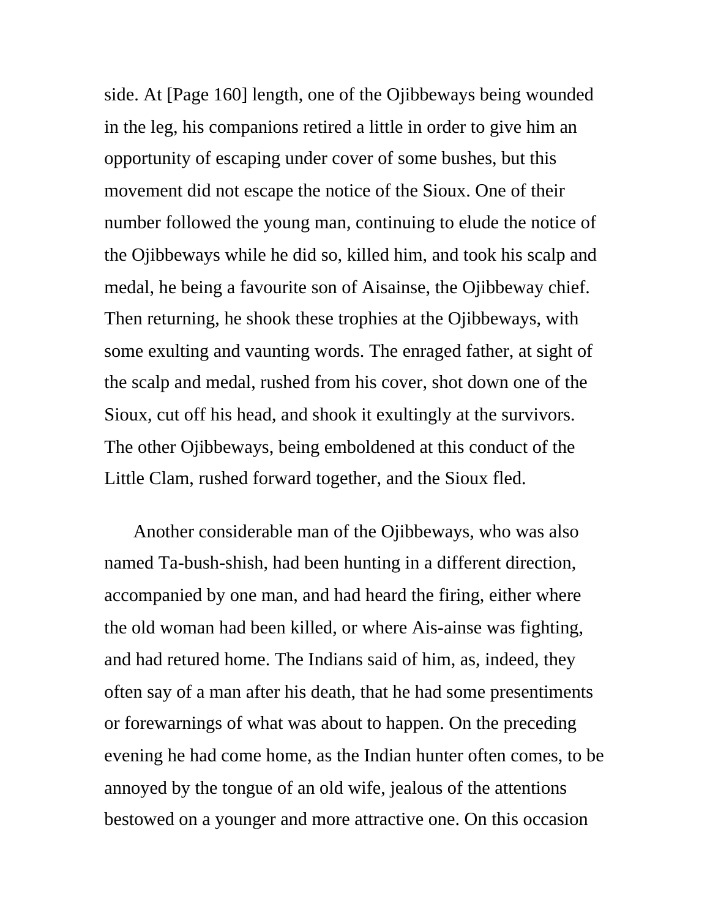side. At [Page 160] length, one of the Ojibbeways being wounded in the leg, his companions retired a little in order to give him an opportunity of escaping under cover of some bushes, but this movement did not escape the notice of the Sioux. One of their number followed the young man, continuing to elude the notice of the Ojibbeways while he did so, killed him, and took his scalp and medal, he being a favourite son of Aisainse, the Ojibbeway chief. Then returning, he shook these trophies at the Ojibbeways, with some exulting and vaunting words. The enraged father, at sight of the scalp and medal, rushed from his cover, shot down one of the Sioux, cut off his head, and shook it exultingly at the survivors. The other Ojibbeways, being emboldened at this conduct of the Little Clam, rushed forward together, and the Sioux fled.

Another considerable man of the Ojibbeways, who was also named Ta-bush-shish, had been hunting in a different direction, accompanied by one man, and had heard the firing, either where the old woman had been killed, or where Ais-ainse was fighting, and had retured home. The Indians said of him, as, indeed, they often say of a man after his death, that he had some presentiments or forewarnings of what was about to happen. On the preceding evening he had come home, as the Indian hunter often comes, to be annoyed by the tongue of an old wife, jealous of the attentions bestowed on a younger and more attractive one. On this occasion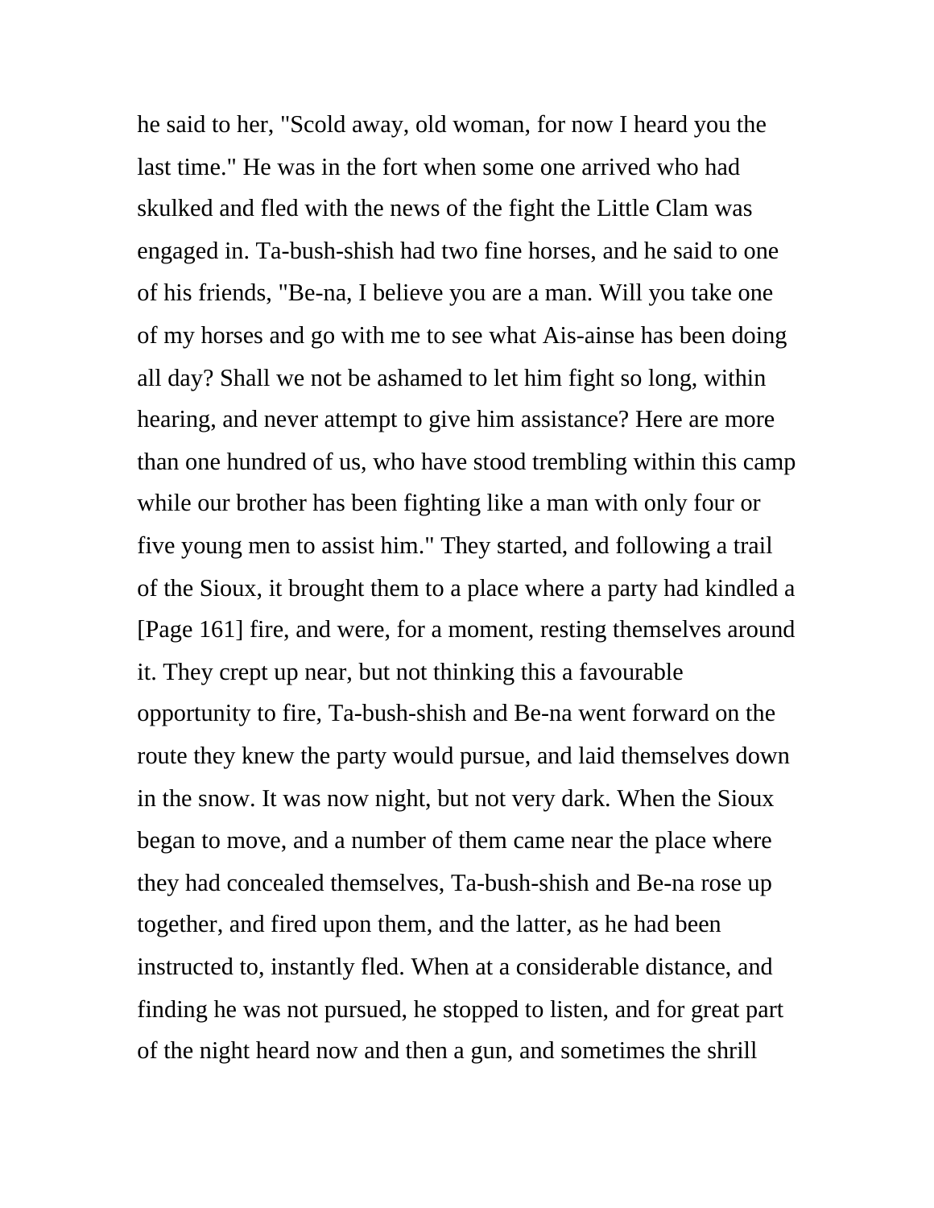he said to her, "Scold away, old woman, for now I heard you the last time." He was in the fort when some one arrived who had skulked and fled with the news of the fight the Little Clam was engaged in. Ta-bush-shish had two fine horses, and he said to one of his friends, "Be-na, I believe you are a man. Will you take one of my horses and go with me to see what Ais-ainse has been doing all day? Shall we not be ashamed to let him fight so long, within hearing, and never attempt to give him assistance? Here are more than one hundred of us, who have stood trembling within this camp while our brother has been fighting like a man with only four or five young men to assist him." They started, and following a trail of the Sioux, it brought them to a place where a party had kindled a [Page 161] fire, and were, for a moment, resting themselves around it. They crept up near, but not thinking this a favourable opportunity to fire, Ta-bush-shish and Be-na went forward on the route they knew the party would pursue, and laid themselves down in the snow. It was now night, but not very dark. When the Sioux began to move, and a number of them came near the place where they had concealed themselves, Ta-bush-shish and Be-na rose up together, and fired upon them, and the latter, as he had been instructed to, instantly fled. When at a considerable distance, and finding he was not pursued, he stopped to listen, and for great part of the night heard now and then a gun, and sometimes the shrill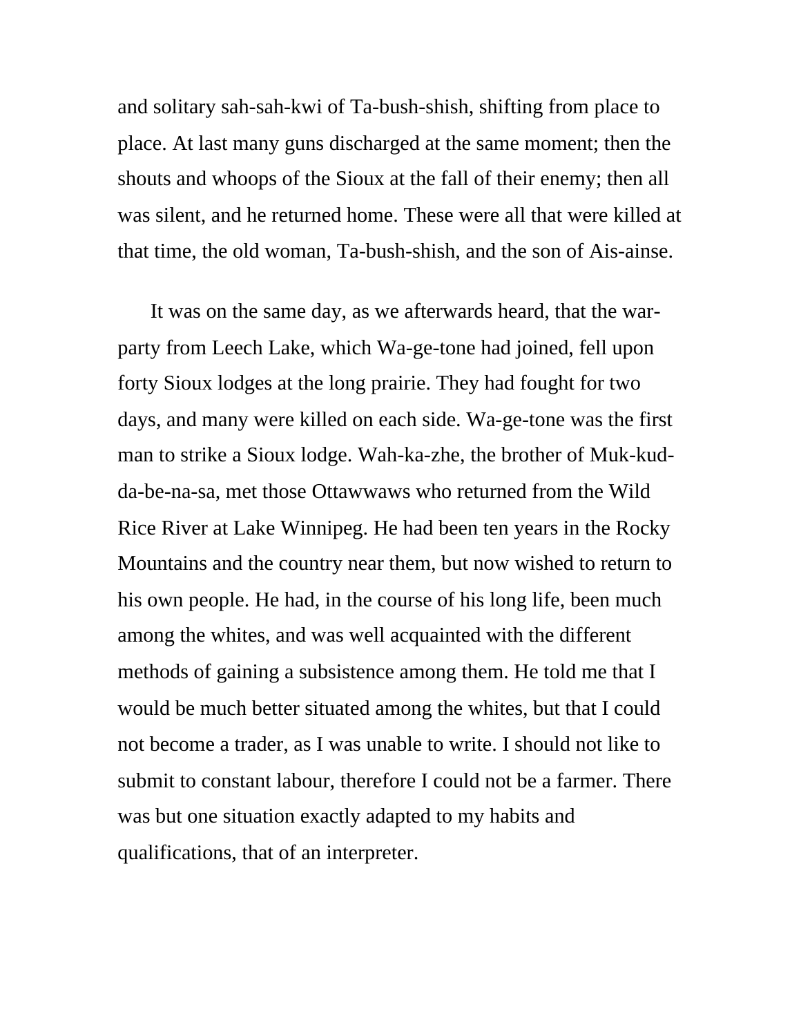and solitary sah-sah-kwi of Ta-bush-shish, shifting from place to place. At last many guns discharged at the same moment; then the shouts and whoops of the Sioux at the fall of their enemy; then all was silent, and he returned home. These were all that were killed at that time, the old woman, Ta-bush-shish, and the son of Ais-ainse.

It was on the same day, as we afterwards heard, that the war-party from Leech Lake, which Wa-ge-tone had joined, fell upon forty Sioux lodges at the long prairie. They had fought for two days, and many were killed on each side. Wa-ge-tone was the first man to strike a Sioux lodge. Wah-ka-zhe, the brother of Muk-kud-da-be-na-sa, met those Ottawwaws who returned from the Wild Rice River at Lake Winnipeg. He had been ten years in the Rocky Mountains and the country near them, but now wished to return to his own people. He had, in the course of his long life, been much among the whites, and was well acquainted with the different methods of gaining a subsistence among them. He told me that I would be much better situated among the whites, but that I could not become a trader, as I was unable to write. I should not like to submit to constant labour, therefore I could not be a farmer. There was but one situation exactly adapted to my habits and qualifications, that of an interpreter.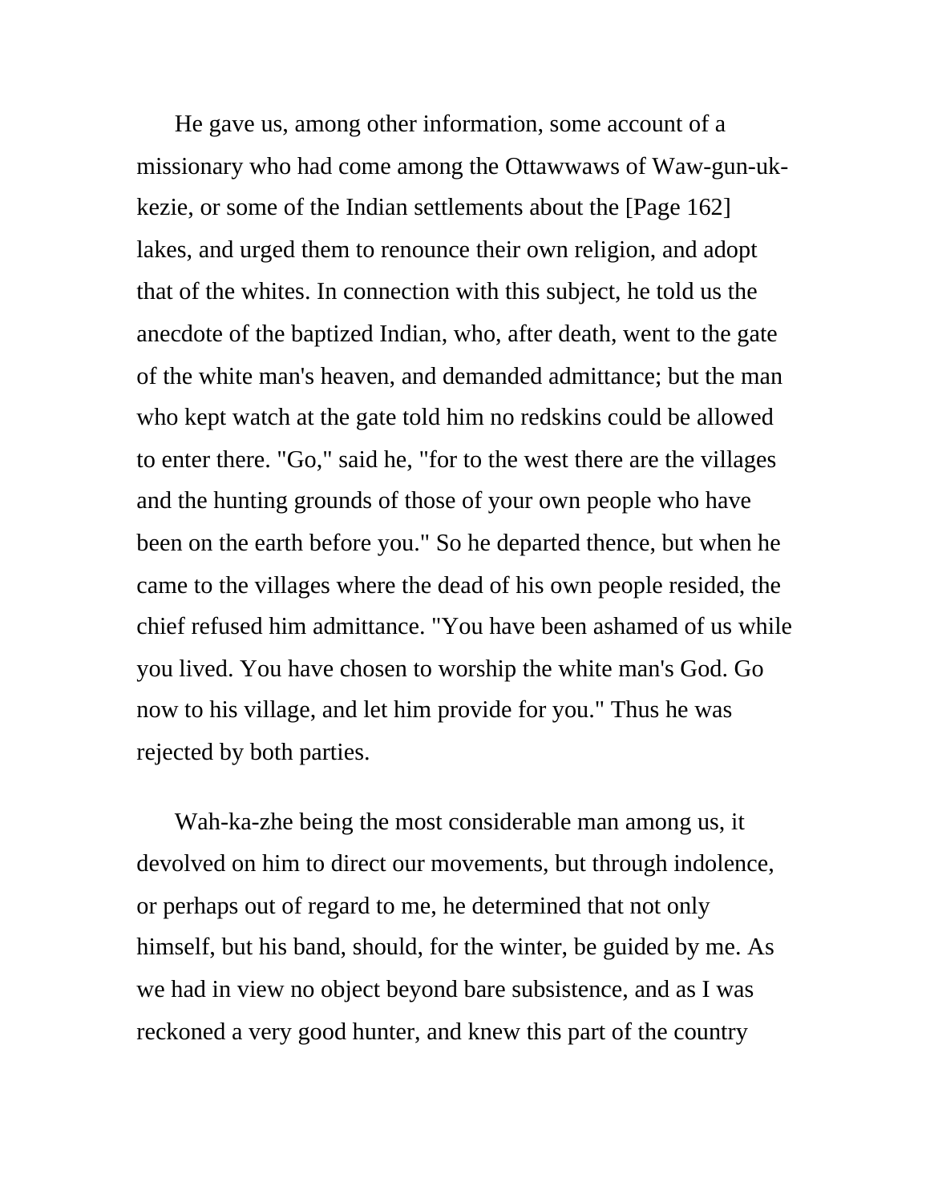He gave us, among other information, some account of a missionary who had come among the Ottawwaws of Waw-gun-uk-kezie, or some of the Indian settlements about the [Page 162] lakes, and urged them to renounce their own religion, and adopt that of the whites. In connection with this subject, he told us the anecdote of the baptized Indian, who, after death, went to the gate of the white man's heaven, and demanded admittance; but the man who kept watch at the gate told him no redskins could be allowed to enter there. "Go," said he, "for to the west there are the villages and the hunting grounds of those of your own people who have been on the earth before you." So he departed thence, but when he came to the villages where the dead of his own people resided, the chief refused him admittance. "You have been ashamed of us while you lived. You have chosen to worship the white man's God. Go now to his village, and let him provide for you." Thus he was rejected by both parties.

Wah-ka-zhe being the most considerable man among us, it devolved on him to direct our movements, but through indolence, or perhaps out of regard to me, he determined that not only himself, but his band, should, for the winter, be guided by me. As we had in view no object beyond bare subsistence, and as I was reckoned a very good hunter, and knew this part of the country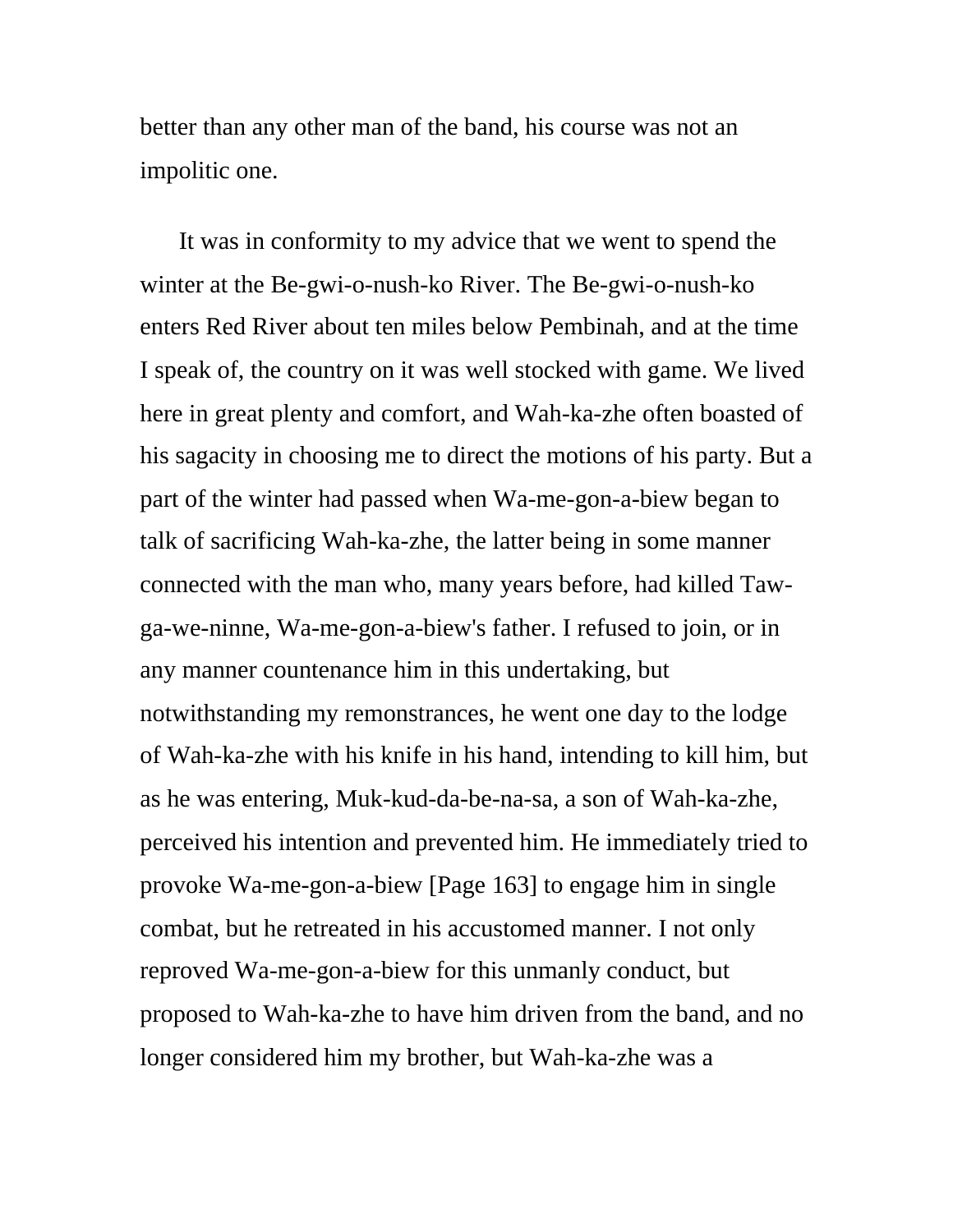better than any other man of the band, his course was not an impolitic one.

It was in conformity to my advice that we went to spend the winter at the Be-gwi-o-nush-ko River. The Be-gwi-o-nush-ko enters Red River about ten miles below Pembinah, and at the time I speak of, the country on it was well stocked with game. We lived here in great plenty and comfort, and Wah-ka-zhe often boasted of his sagacity in choosing me to direct the motions of his party. But a part of the winter had passed when Wa-me-gon-a-biew began to talk of sacrificing Wah-ka-zhe, the latter being in some manner connected with the man who, many years before, had killed Taw-ga-we-ninne, Wa-me-gon-a-biew's father. I refused to join, or in any manner countenance him in this undertaking, but notwithstanding my remonstrances, he went one day to the lodge of Wah-ka-zhe with his knife in his hand, intending to kill him, but as he was entering, Muk-kud-da-be-na-sa, a son of Wah-ka-zhe, perceived his intention and prevented him. He immediately tried to provoke Wa-me-gon-a-biew [Page 163] to engage him in single combat, but he retreated in his accustomed manner. I not only reproved Wa-me-gon-a-biew for this unmanly conduct, but proposed to Wah-ka-zhe to have him driven from the band, and no longer considered him my brother, but Wah-ka-zhe was a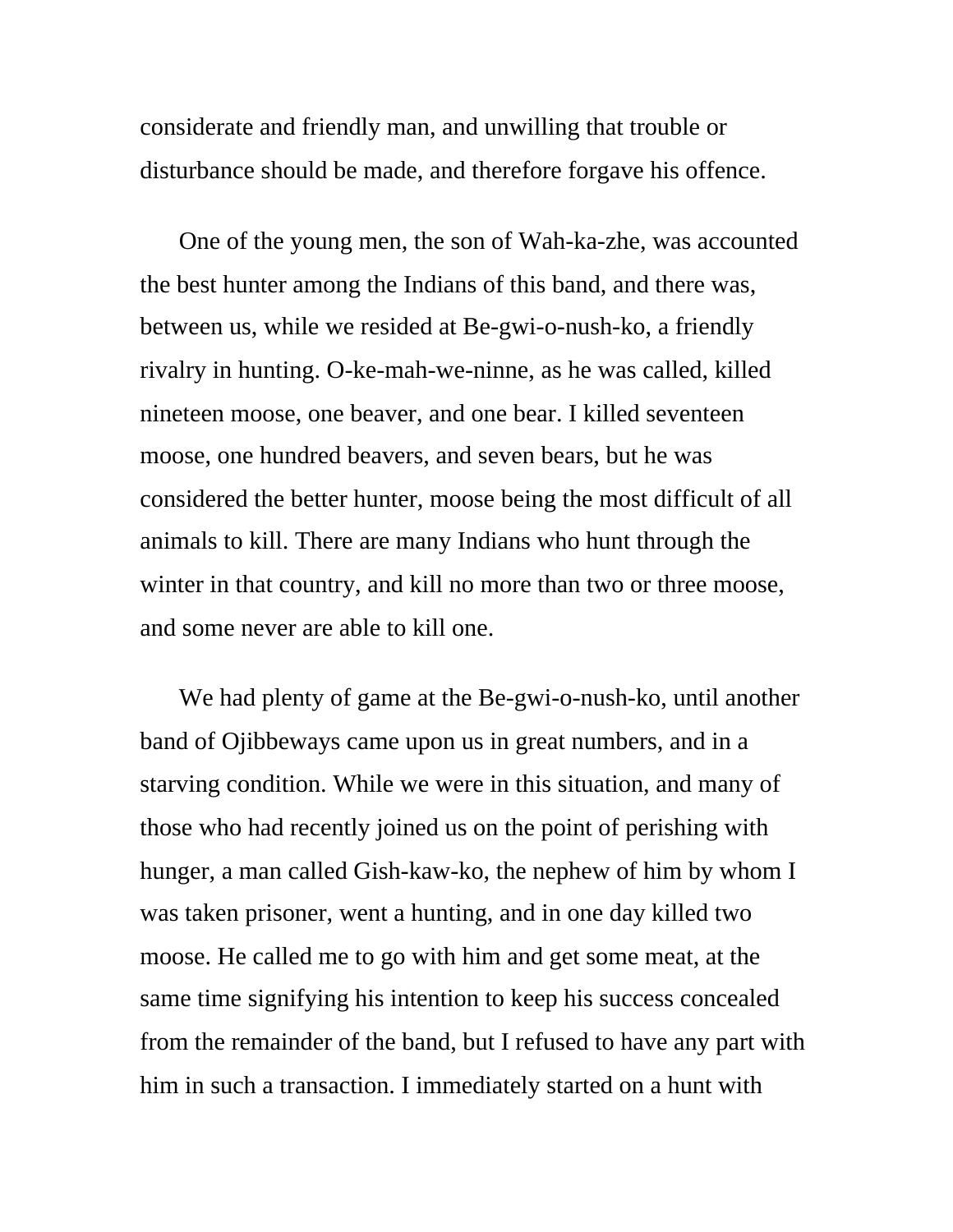considerate and friendly man, and unwilling that trouble or disturbance should be made, and therefore forgave his offence.

One of the young men, the son of Wah-ka-zhe, was accounted the best hunter among the Indians of this band, and there was, between us, while we resided at Be-gwi-o-nush-ko, a friendly rivalry in hunting. O-ke-mah-we-ninne, as he was called, killed nineteen moose, one beaver, and one bear. I killed seventeen moose, one hundred beavers, and seven bears, but he was considered the better hunter, moose being the most difficult of all animals to kill. There are many Indians who hunt through the winter in that country, and kill no more than two or three moose, and some never are able to kill one.

We had plenty of game at the Be-gwi-o-nush-ko, until another band of Ojibbeways came upon us in great numbers, and in a starving condition. While we were in this situation, and many of those who had recently joined us on the point of perishing with hunger, a man called Gish-kaw-ko, the nephew of him by whom I was taken prisoner, went a hunting, and in one day killed two moose. He called me to go with him and get some meat, at the same time signifying his intention to keep his success concealed from the remainder of the band, but I refused to have any part with him in such a transaction. I immediately started on a hunt with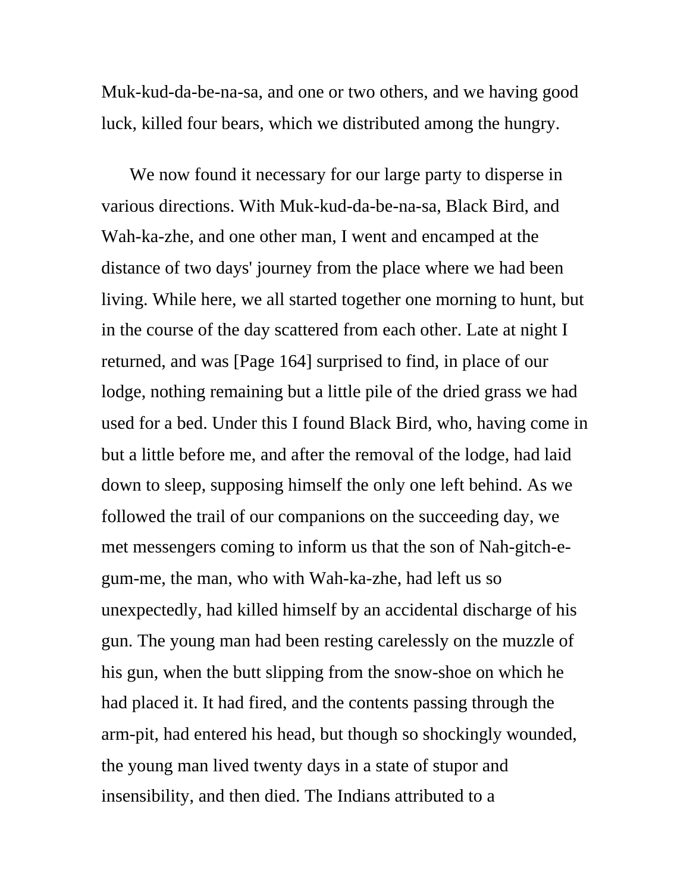Muk-kud-da-be-na-sa, and one or two others, and we having good luck, killed four bears, which we distributed among the hungry.

We now found it necessary for our large party to disperse in various directions. With Muk-kud-da-be-na-sa, Black Bird, and Wah-ka-zhe, and one other man, I went and encamped at the distance of two days' journey from the place where we had been living. While here, we all started together one morning to hunt, but in the course of the day scattered from each other. Late at night I returned, and was [Page 164] surprised to find, in place of our lodge, nothing remaining but a little pile of the dried grass we had used for a bed. Under this I found Black Bird, who, having come in but a little before me, and after the removal of the lodge, had laid down to sleep, supposing himself the only one left behind. As we followed the trail of our companions on the succeeding day, we met messengers coming to inform us that the son of Nah-gitch-e-gum-me, the man, who with Wah-ka-zhe, had left us so unexpectedly, had killed himself by an accidental discharge of his gun. The young man had been resting carelessly on the muzzle of his gun, when the butt slipping from the snow-shoe on which he had placed it. It had fired, and the contents passing through the arm-pit, had entered his head, but though so shockingly wounded, the young man lived twenty days in a state of stupor and insensibility, and then died. The Indians attributed to a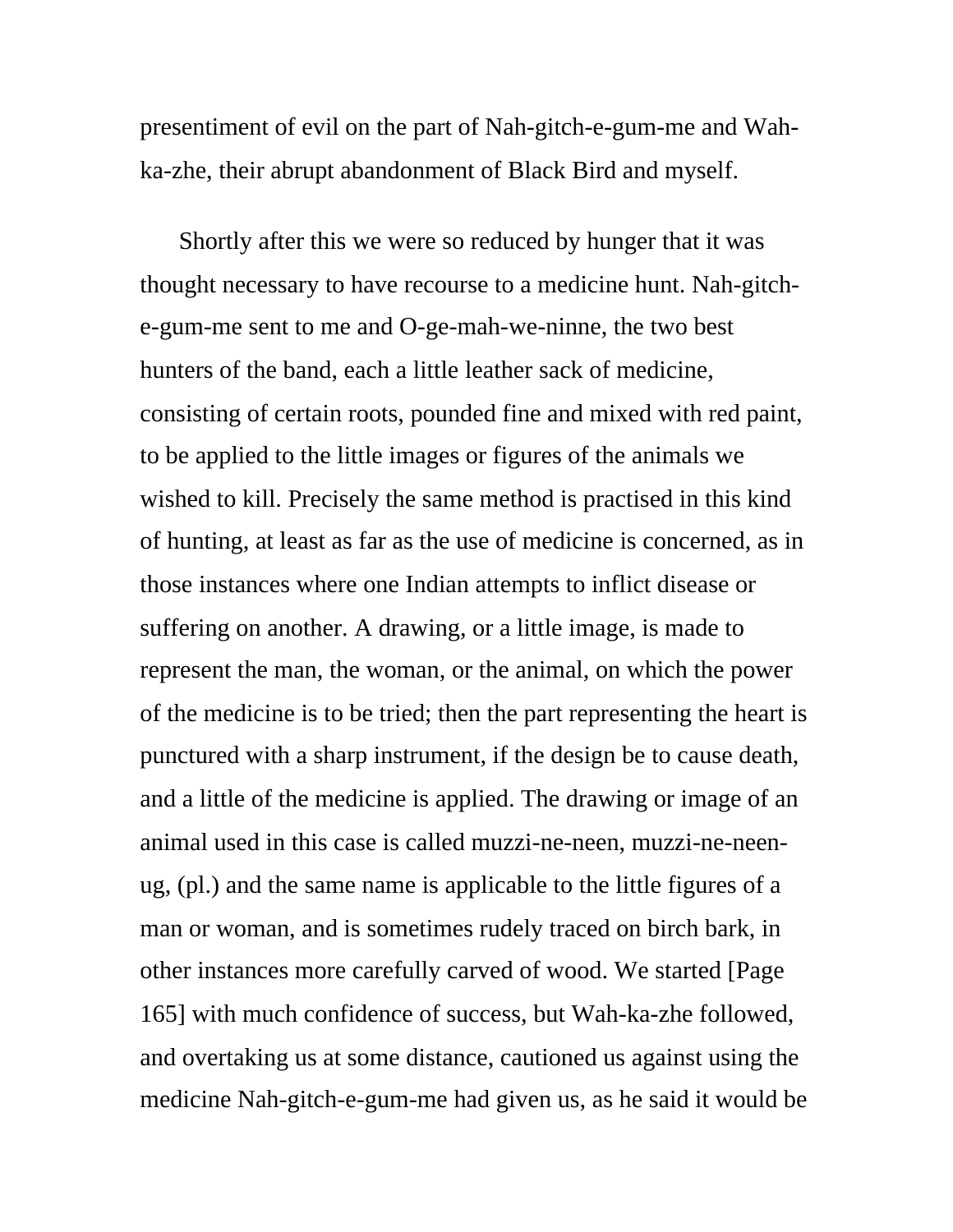presentiment of evil on the part of Nah-gitch-e-gum-me and Wah-ka-zhe, their abrupt abandonment of Black Bird and myself.

Shortly after this we were so reduced by hunger that it was thought necessary to have recourse to a medicine hunt. Nah-gitch-e-gum-me sent to me and O-ge-mah-we-ninne, the two best hunters of the band, each a little leather sack of medicine, consisting of certain roots, pounded fine and mixed with red paint, to be applied to the little images or figures of the animals we wished to kill. Precisely the same method is practised in this kind of hunting, at least as far as the use of medicine is concerned, as in those instances where one Indian attempts to inflict disease or suffering on another. A drawing, or a little image, is made to represent the man, the woman, or the animal, on which the power of the medicine is to be tried; then the part representing the heart is punctured with a sharp instrument, if the design be to cause death, and a little of the medicine is applied. The drawing or image of an animal used in this case is called muzzi-ne-neen, muzzi-ne-neen-ug, (pl.) and the same name is applicable to the little figures of a man or woman, and is sometimes rudely traced on birch bark, in other instances more carefully carved of wood. We started [Page 165] with much confidence of success, but Wah-ka-zhe followed, and overtaking us at some distance, cautioned us against using the medicine Nah-gitch-e-gum-me had given us, as he said it would be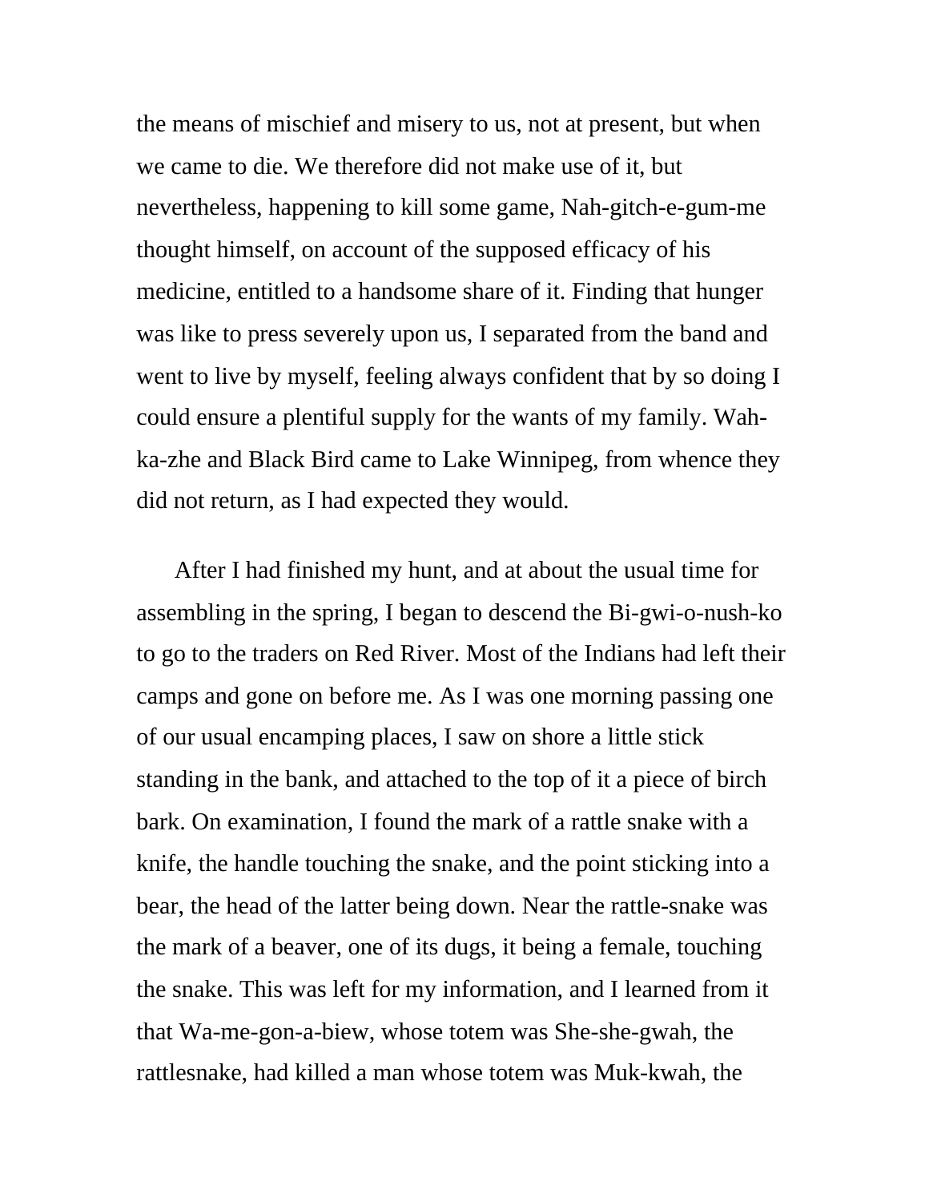the means of mischief and misery to us, not at present, but when we came to die. We therefore did not make use of it, but nevertheless, happening to kill some game, Nah-gitch-e-gum-me thought himself, on account of the supposed efficacy of his medicine, entitled to a handsome share of it. Finding that hunger was like to press severely upon us, I separated from the band and went to live by myself, feeling always confident that by so doing I could ensure a plentiful supply for the wants of my family. Wah-ka-zhe and Black Bird came to Lake Winnipeg, from whence they did not return, as I had expected they would.

After I had finished my hunt, and at about the usual time for assembling in the spring, I began to descend the Bi-gwi-o-nush-ko to go to the traders on Red River. Most of the Indians had left their camps and gone on before me. As I was one morning passing one of our usual encamping places, I saw on shore a little stick standing in the bank, and attached to the top of it a piece of birch bark. On examination, I found the mark of a rattle snake with a knife, the handle touching the snake, and the point sticking into a bear, the head of the latter being down. Near the rattle-snake was the mark of a beaver, one of its dugs, it being a female, touching the snake. This was left for my information, and I learned from it that Wa-me-gon-a-biew, whose totem was She-she-gwah, the rattlesnake, had killed a man whose totem was Muk-kwah, the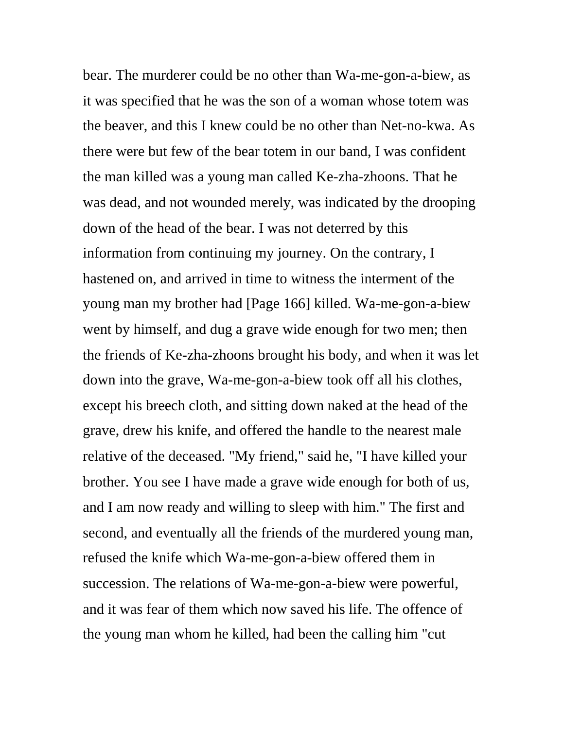bear. The murderer could be no other than Wa-me-gon-a-biew, as it was specified that he was the son of a woman whose totem was the beaver, and this I knew could be no other than Net-no-kwa. As there were but few of the bear totem in our band, I was confident the man killed was a young man called Ke-zha-zhoons. That he was dead, and not wounded merely, was indicated by the drooping down of the head of the bear. I was not deterred by this information from continuing my journey. On the contrary, I hastened on, and arrived in time to witness the interment of the young man my brother had [Page 166] killed. Wa-me-gon-a-biew went by himself, and dug a grave wide enough for two men; then the friends of Ke-zha-zhoons brought his body, and when it was let down into the grave, Wa-me-gon-a-biew took off all his clothes, except his breech cloth, and sitting down naked at the head of the grave, drew his knife, and offered the handle to the nearest male relative of the deceased. "My friend," said he, "I have killed your brother. You see I have made a grave wide enough for both of us, and I am now ready and willing to sleep with him." The first and second, and eventually all the friends of the murdered young man, refused the knife which Wa-me-gon-a-biew offered them in succession. The relations of Wa-me-gon-a-biew were powerful, and it was fear of them which now saved his life. The offence of the young man whom he killed, had been the calling him "cut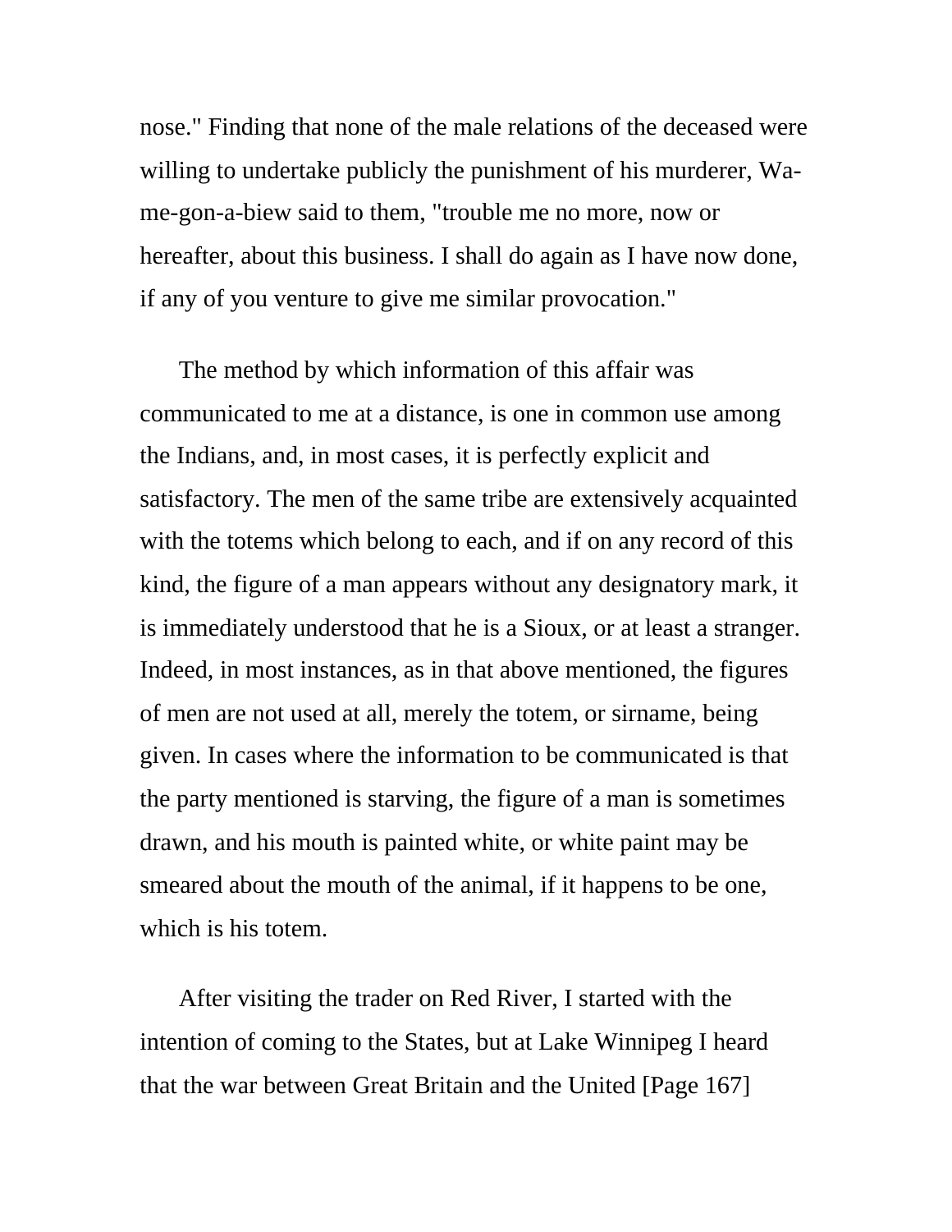nose." Finding that none of the male relations of the deceased were willing to undertake publicly the punishment of his murderer, Wa-me-gon-a-biew said to them, "trouble me no more, now or hereafter, about this business. I shall do again as I have now done, if any of you venture to give me similar provocation."

The method by which information of this affair was communicated to me at a distance, is one in common use among the Indians, and, in most cases, it is perfectly explicit and satisfactory. The men of the same tribe are extensively acquainted with the totems which belong to each, and if on any record of this kind, the figure of a man appears without any designatory mark, it is immediately understood that he is a Sioux, or at least a stranger. Indeed, in most instances, as in that above mentioned, the figures of men are not used at all, merely the totem, or sirname, being given. In cases where the information to be communicated is that the party mentioned is starving, the figure of a man is sometimes drawn, and his mouth is painted white, or white paint may be smeared about the mouth of the animal, if it happens to be one, which is his totem.

After visiting the trader on Red River, I started with the intention of coming to the States, but at Lake Winnipeg I heard that the war between Great Britain and the United [Page 167]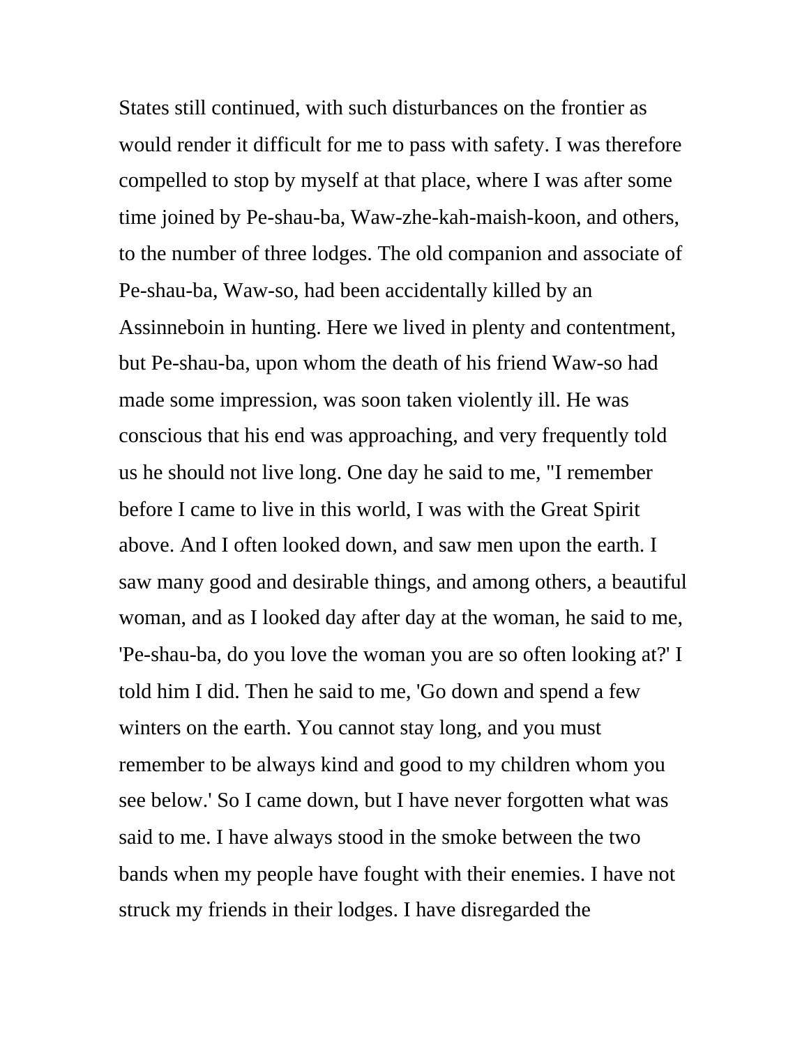States still continued, with such disturbances on the frontier as would render it difficult for me to pass with safety. I was therefore compelled to stop by myself at that place, where I was after some time joined by Pe-shau-ba, Waw-zhe-kah-maish-koon, and others, to the number of three lodges. The old companion and associate of Pe-shau-ba, Waw-so, had been accidentally killed by an Assinneboin in hunting. Here we lived in plenty and contentment, but Pe-shau-ba, upon whom the death of his friend Waw-so had made some impression, was soon taken violently ill. He was conscious that his end was approaching, and very frequently told us he should not live long. One day he said to me, "I remember before I came to live in this world, I was with the Great Spirit above. And I often looked down, and saw men upon the earth. I saw many good and desirable things, and among others, a beautiful woman, and as I looked day after day at the woman, he said to me, 'Pe-shau-ba, do you love the woman you are so often looking at?' I told him I did. Then he said to me, 'Go down and spend a few winters on the earth. You cannot stay long, and you must remember to be always kind and good to my children whom you see below.' So I came down, but I have never forgotten what was said to me. I have always stood in the smoke between the two bands when my people have fought with their enemies. I have not struck my friends in their lodges. I have disregarded the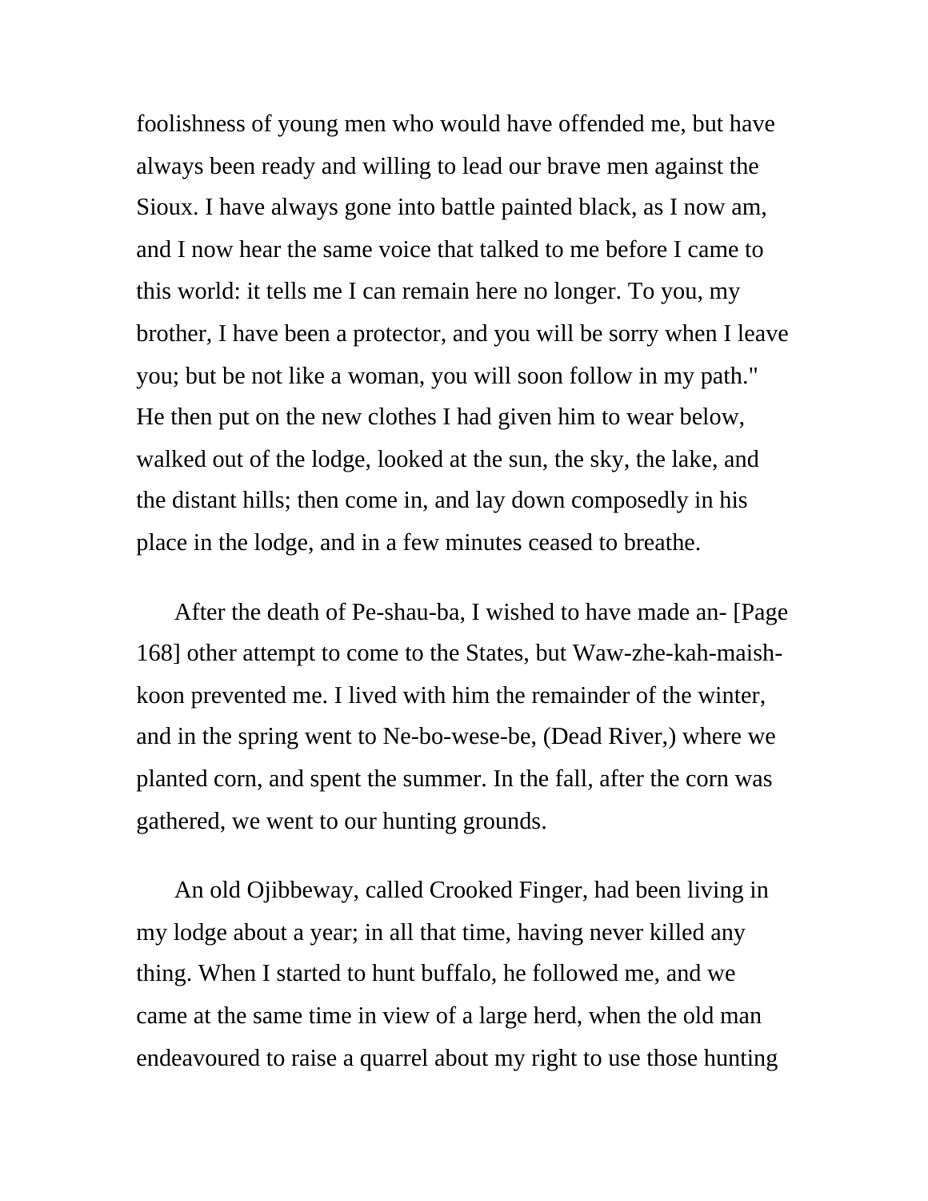foolishness of young men who would have offended me, but have always been ready and willing to lead our brave men against the Sioux. I have always gone into battle painted black, as I now am, and I now hear the same voice that talked to me before I came to this world: it tells me I can remain here no longer. To you, my brother, I have been a protector, and you will be sorry when I leave you; but be not like a woman, you will soon follow in my path." He then put on the new clothes I had given him to wear below, walked out of the lodge, looked at the sun, the sky, the lake, and the distant hills; then come in, and lay down composedly in his place in the lodge, and in a few minutes ceased to breathe.

After the death of Pe-shau-ba, I wished to have made an- [Page 168] other attempt to come to the States, but Waw-zhe-kah-maish-koon prevented me. I lived with him the remainder of the winter, and in the spring went to Ne-bo-wese-be, (Dead River,) where we planted corn, and spent the summer. In the fall, after the corn was gathered, we went to our hunting grounds.

An old Ojibbeway, called Crooked Finger, had been living in my lodge about a year; in all that time, having never killed any thing. When I started to hunt buffalo, he followed me, and we came at the same time in view of a large herd, when the old man endeavoured to raise a quarrel about my right to use those hunting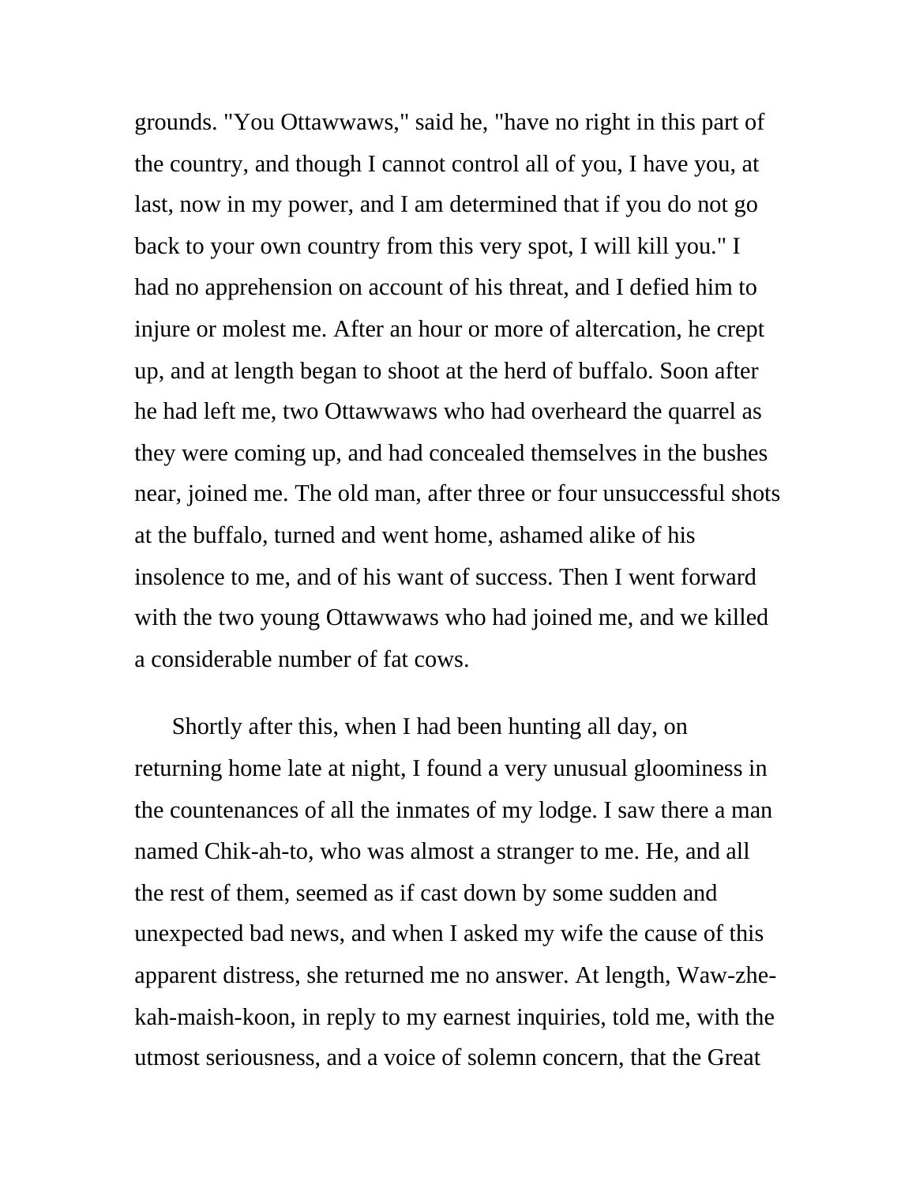grounds. "You Ottawwaws," said he, "have no right in this part of the country, and though I cannot control all of you, I have you, at last, now in my power, and I am determined that if you do not go back to your own country from this very spot, I will kill you." I had no apprehension on account of his threat, and I defied him to injure or molest me. After an hour or more of altercation, he crept up, and at length began to shoot at the herd of buffalo. Soon after he had left me, two Ottawwaws who had overheard the quarrel as they were coming up, and had concealed themselves in the bushes near, joined me. The old man, after three or four unsuccessful shots at the buffalo, turned and went home, ashamed alike of his insolence to me, and of his want of success. Then I went forward with the two young Ottawwaws who had joined me, and we killed a considerable number of fat cows.

Shortly after this, when I had been hunting all day, on returning home late at night, I found a very unusual gloominess in the countenances of all the inmates of my lodge. I saw there a man named Chik-ah-to, who was almost a stranger to me. He, and all the rest of them, seemed as if cast down by some sudden and unexpected bad news, and when I asked my wife the cause of this apparent distress, she returned me no answer. At length, Waw-zhe-kah-maish-koon, in reply to my earnest inquiries, told me, with the utmost seriousness, and a voice of solemn concern, that the Great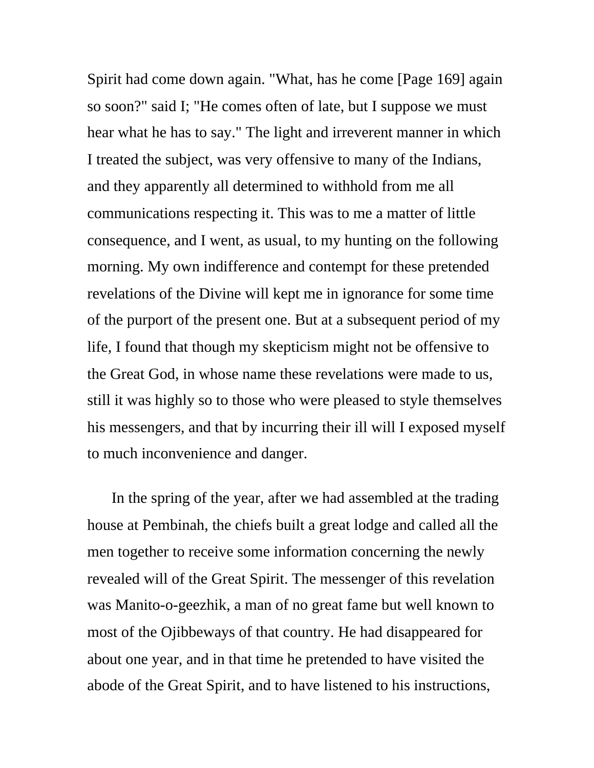Spirit had come down again. "What, has he come [Page 169] again so soon?" said I; "He comes often of late, but I suppose we must hear what he has to say." The light and irreverent manner in which I treated the subject, was very offensive to many of the Indians, and they apparently all determined to withhold from me all communications respecting it. This was to me a matter of little consequence, and I went, as usual, to my hunting on the following morning. My own indifference and contempt for these pretended revelations of the Divine will kept me in ignorance for some time of the purport of the present one. But at a subsequent period of my life, I found that though my skepticism might not be offensive to the Great God, in whose name these revelations were made to us, still it was highly so to those who were pleased to style themselves his messengers, and that by incurring their ill will I exposed myself to much inconvenience and danger.

In the spring of the year, after we had assembled at the trading house at Pembinah, the chiefs built a great lodge and called all the men together to receive some information concerning the newly revealed will of the Great Spirit. The messenger of this revelation was Manito-o-geezhik, a man of no great fame but well known to most of the Ojibbeways of that country. He had disappeared for about one year, and in that time he pretended to have visited the abode of the Great Spirit, and to have listened to his instructions,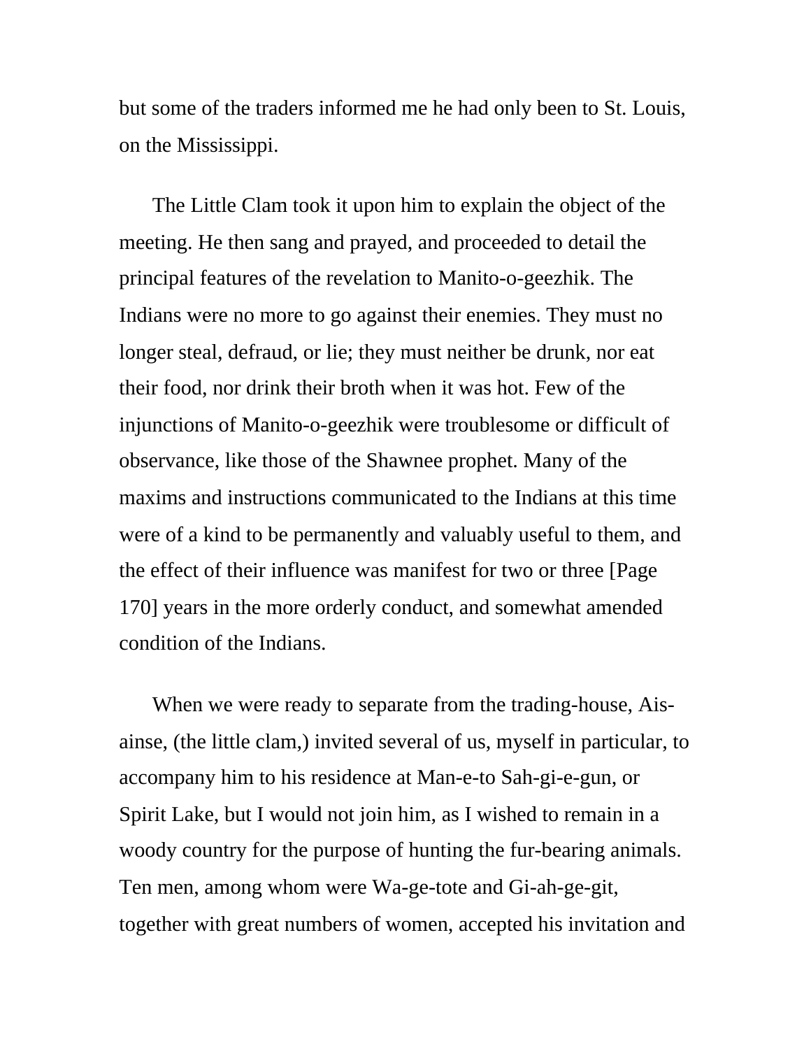but some of the traders informed me he had only been to St. Louis, on the Mississippi.

The Little Clam took it upon him to explain the object of the meeting. He then sang and prayed, and proceeded to detail the principal features of the revelation to Manito-o-geezhik. The Indians were no more to go against their enemies. They must no longer steal, defraud, or lie; they must neither be drunk, nor eat their food, nor drink their broth when it was hot. Few of the injunctions of Manito-o-geezhik were troublesome or difficult of observance, like those of the Shawnee prophet. Many of the maxims and instructions communicated to the Indians at this time were of a kind to be permanently and valuably useful to them, and the effect of their influence was manifest for two or three [Page 170] years in the more orderly conduct, and somewhat amended condition of the Indians.

When we were ready to separate from the trading-house, Ais-ainse, (the little clam,) invited several of us, myself in particular, to accompany him to his residence at Man-e-to Sah-gi-e-gun, or Spirit Lake, but I would not join him, as I wished to remain in a woody country for the purpose of hunting the fur-bearing animals. Ten men, among whom were Wa-ge-tote and Gi-ah-ge-git, together with great numbers of women, accepted his invitation and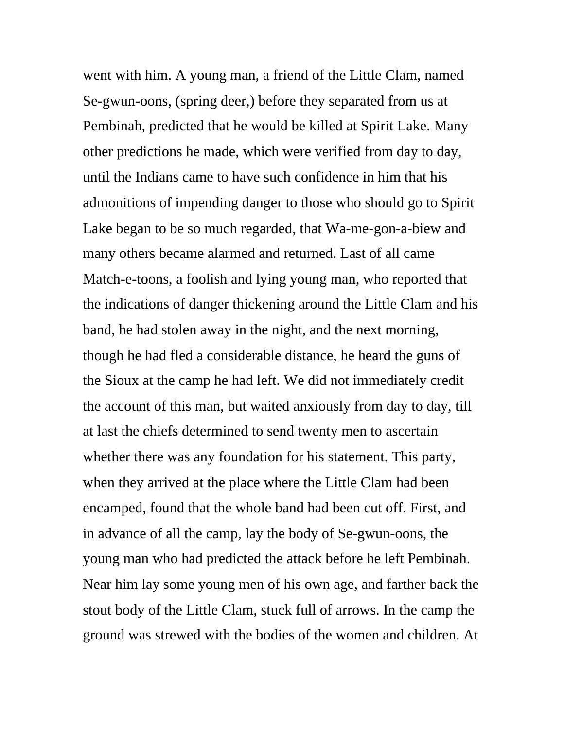went with him. A young man, a friend of the Little Clam, named Se-gwun-oons, (spring deer,) before they separated from us at Pembinah, predicted that he would be killed at Spirit Lake. Many other predictions he made, which were verified from day to day, until the Indians came to have such confidence in him that his admonitions of impending danger to those who should go to Spirit Lake began to be so much regarded, that Wa-me-gon-a-biew and many others became alarmed and returned. Last of all came Match-e-toons, a foolish and lying young man, who reported that the indications of danger thickening around the Little Clam and his band, he had stolen away in the night, and the next morning, though he had fled a considerable distance, he heard the guns of the Sioux at the camp he had left. We did not immediately credit the account of this man, but waited anxiously from day to day, till at last the chiefs determined to send twenty men to ascertain whether there was any foundation for his statement. This party, when they arrived at the place where the Little Clam had been encamped, found that the whole band had been cut off. First, and in advance of all the camp, lay the body of Se-gwun-oons, the young man who had predicted the attack before he left Pembinah. Near him lay some young men of his own age, and farther back the stout body of the Little Clam, stuck full of arrows. In the camp the ground was strewed with the bodies of the women and children. At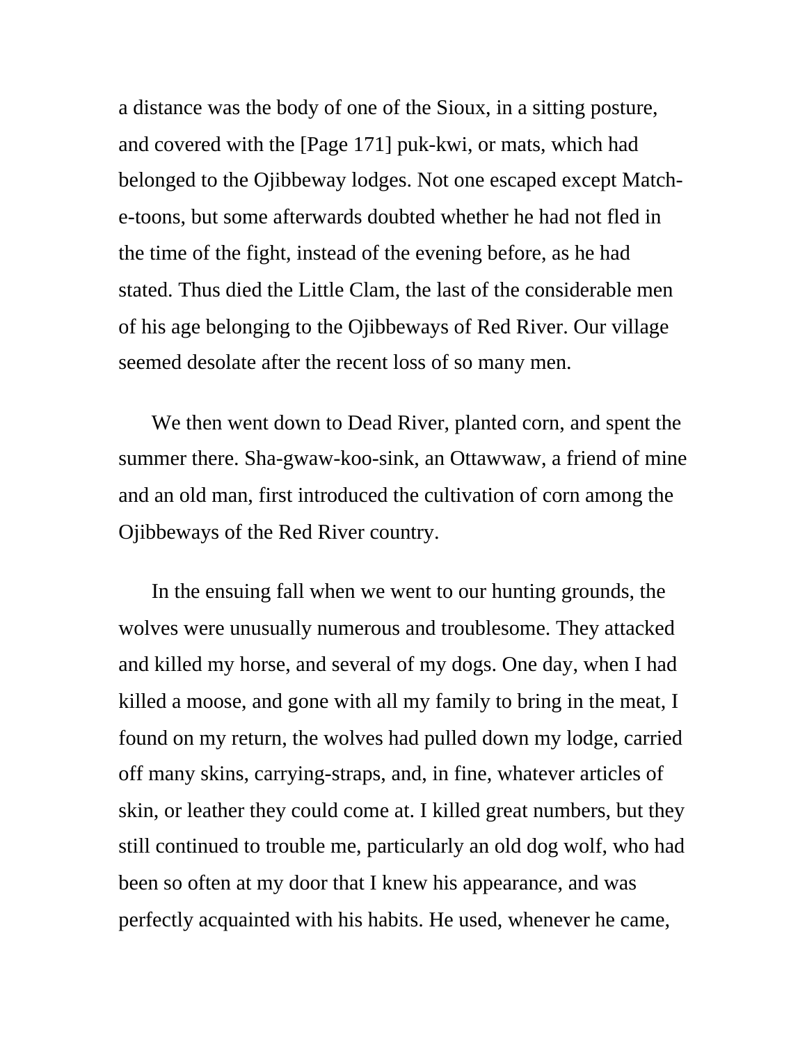a distance was the body of one of the Sioux, in a sitting posture, and covered with the [Page 171] puk-kwi, or mats, which had belonged to the Ojibbeway lodges. Not one escaped except Match-e-toons, but some afterwards doubted whether he had not fled in the time of the fight, instead of the evening before, as he had stated. Thus died the Little Clam, the last of the considerable men of his age belonging to the Ojibbeways of Red River. Our village seemed desolate after the recent loss of so many men.

We then went down to Dead River, planted corn, and spent the summer there. Sha-gwaw-koo-sink, an Ottawwaw, a friend of mine and an old man, first introduced the cultivation of corn among the Ojibbeways of the Red River country.

In the ensuing fall when we went to our hunting grounds, the wolves were unusually numerous and troublesome. They attacked and killed my horse, and several of my dogs. One day, when I had killed a moose, and gone with all my family to bring in the meat, I found on my return, the wolves had pulled down my lodge, carried off many skins, carrying-straps, and, in fine, whatever articles of skin, or leather they could come at. I killed great numbers, but they still continued to trouble me, particularly an old dog wolf, who had been so often at my door that I knew his appearance, and was perfectly acquainted with his habits. He used, whenever he came,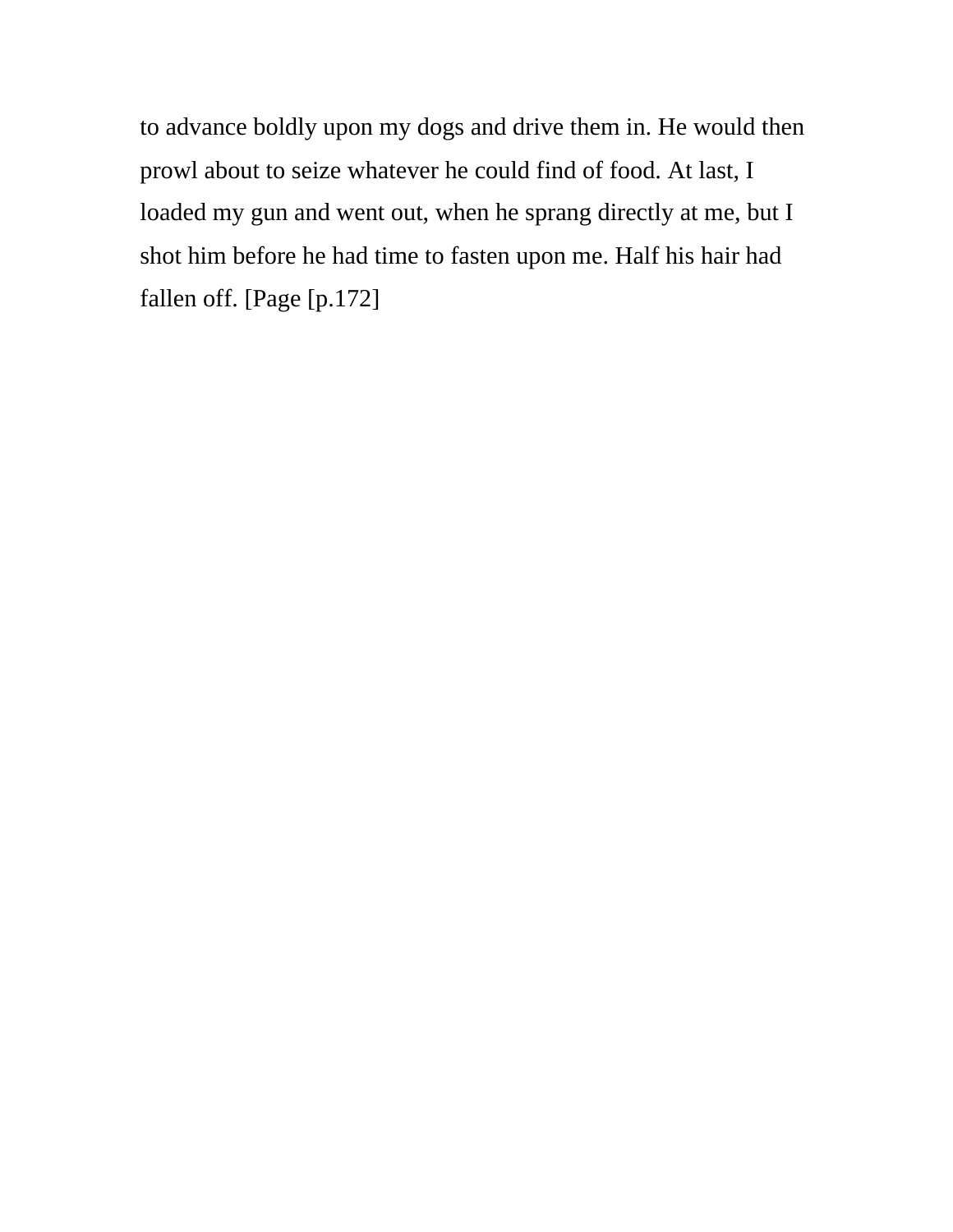to advance boldly upon my dogs and drive them in. He would then prowl about to seize whatever he could find of food. At last, I loaded my gun and went out, when he sprang directly at me, but I shot him before he had time to fasten upon me. Half his hair had fallen off. [Page [p.172]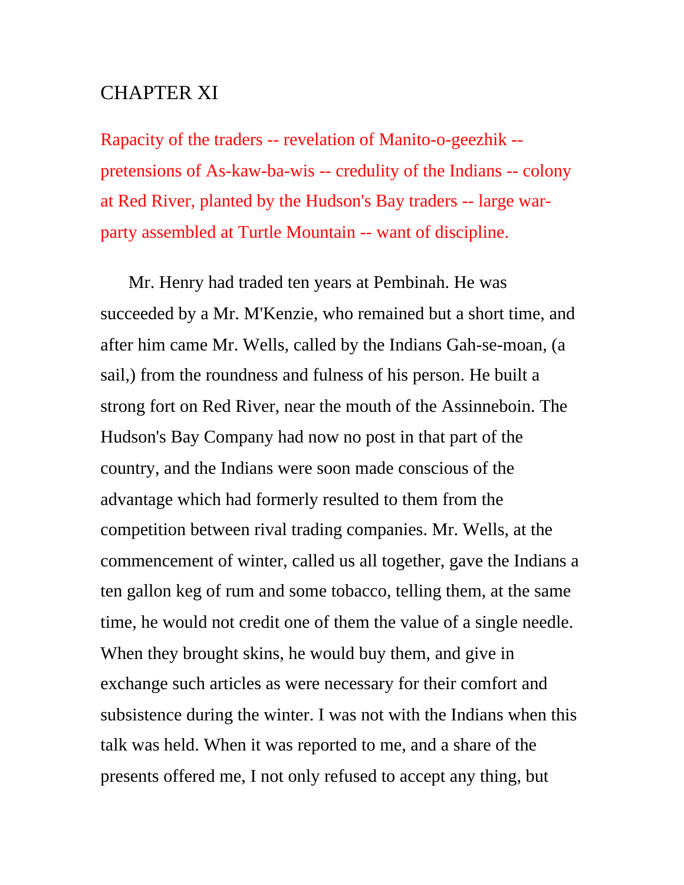# CHAPTER XI

Rapacity of the traders -- revelation of Manito-o-geezhik -- pretensions of As-kaw-ba-wis -- credulity of the Indians -- colony at Red River, planted by the Hudson's Bay traders -- large war-party assembled at Turtle Mountain -- want of discipline.

Mr. Henry had traded ten years at Pembinah. He was succeeded by a Mr. M'Kenzie, who remained but a short time, and after him came Mr. Wells, called by the Indians Gah-se-moan, (a sail,) from the roundness and fulness of his person. He built a strong fort on Red River, near the mouth of the Assinneboin. The Hudson's Bay Company had now no post in that part of the country, and the Indians were soon made conscious of the advantage which had formerly resulted to them from the competition between rival trading companies. Mr. Wells, at the commencement of winter, called us all together, gave the Indians a ten gallon keg of rum and some tobacco, telling them, at the same time, he would not credit one of them the value of a single needle. When they brought skins, he would buy them, and give in exchange such articles as were necessary for their comfort and subsistence during the winter. I was not with the Indians when this talk was held. When it was reported to me, and a share of the presents offered me, I not only refused to accept any thing, but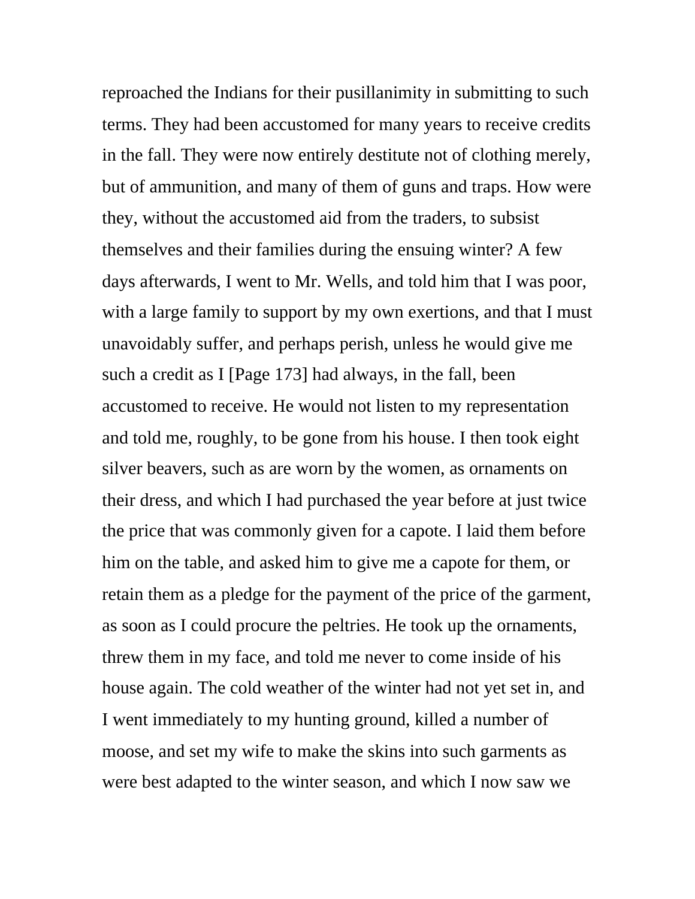reproached the Indians for their pusillanimity in submitting to such terms. They had been accustomed for many years to receive credits in the fall. They were now entirely destitute not of clothing merely, but of ammunition, and many of them of guns and traps. How were they, without the accustomed aid from the traders, to subsist themselves and their families during the ensuing winter? A few days afterwards, I went to Mr. Wells, and told him that I was poor, with a large family to support by my own exertions, and that I must unavoidably suffer, and perhaps perish, unless he would give me such a credit as I [Page 173] had always, in the fall, been accustomed to receive. He would not listen to my representation and told me, roughly, to be gone from his house. I then took eight silver beavers, such as are worn by the women, as ornaments on their dress, and which I had purchased the year before at just twice the price that was commonly given for a capote. I laid them before him on the table, and asked him to give me a capote for them, or retain them as a pledge for the payment of the price of the garment, as soon as I could procure the peltries. He took up the ornaments, threw them in my face, and told me never to come inside of his house again. The cold weather of the winter had not yet set in, and I went immediately to my hunting ground, killed a number of moose, and set my wife to make the skins into such garments as were best adapted to the winter season, and which I now saw we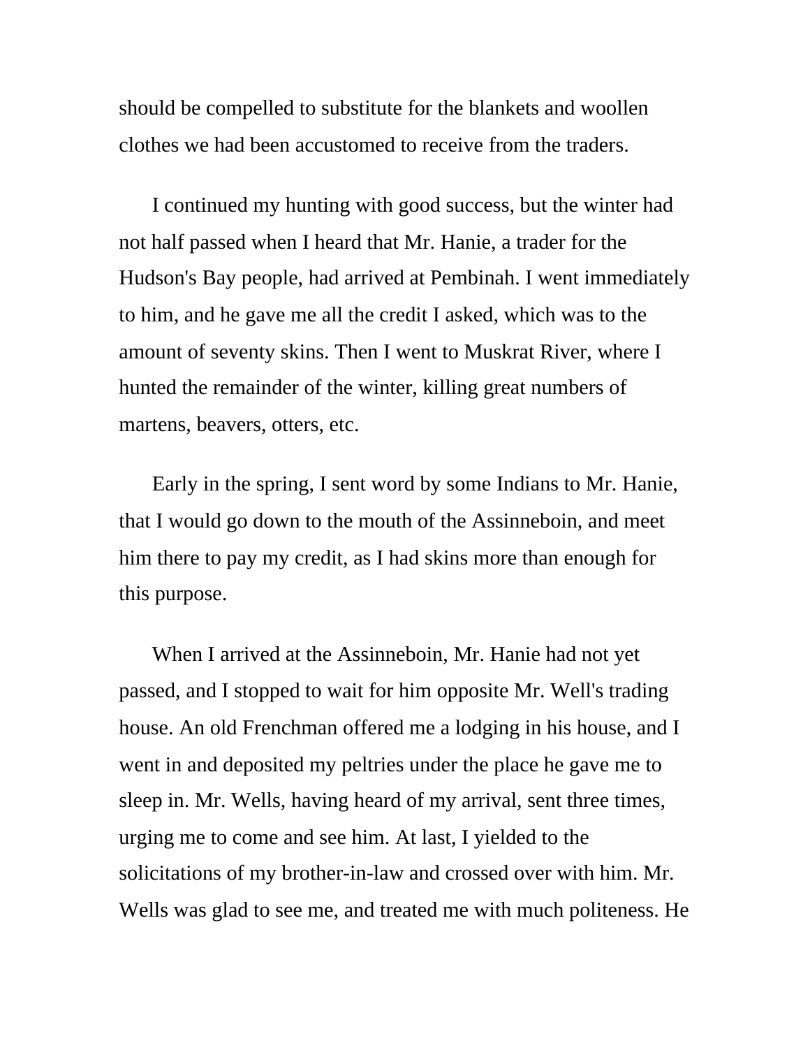should be compelled to substitute for the blankets and woollen clothes we had been accustomed to receive from the traders.

I continued my hunting with good success, but the winter had not half passed when I heard that Mr. Hanie, a trader for the Hudson's Bay people, had arrived at Pembinah. I went immediately to him, and he gave me all the credit I asked, which was to the amount of seventy skins. Then I went to Muskrat River, where I hunted the remainder of the winter, killing great numbers of martens, beavers, otters, etc.

Early in the spring, I sent word by some Indians to Mr. Hanie, that I would go down to the mouth of the Assinneboin, and meet him there to pay my credit, as I had skins more than enough for this purpose.

When I arrived at the Assinneboin, Mr. Hanie had not yet passed, and I stopped to wait for him opposite Mr. Well's trading house. An old Frenchman offered me a lodging in his house, and I went in and deposited my peltries under the place he gave me to sleep in. Mr. Wells, having heard of my arrival, sent three times, urging me to come and see him. At last, I yielded to the solicitations of my brother-in-law and crossed over with him. Mr. Wells was glad to see me, and treated me with much politeness. He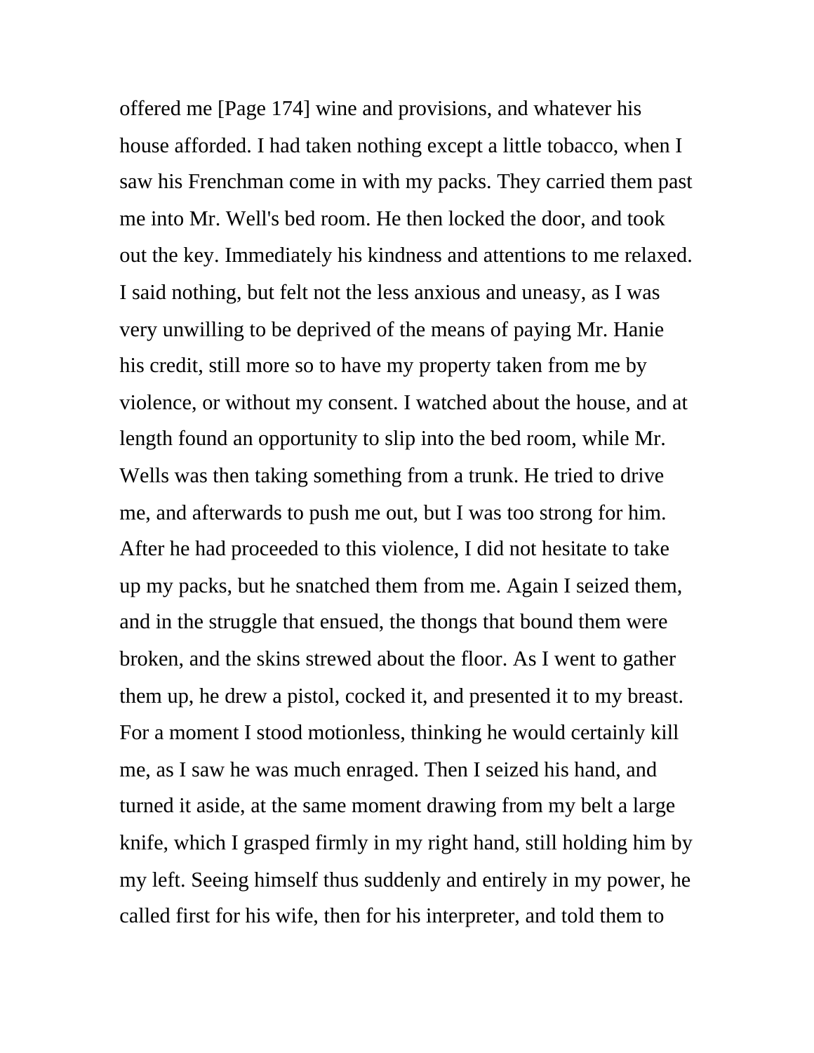offered me [Page 174] wine and provisions, and whatever his house afforded. I had taken nothing except a little tobacco, when I saw his Frenchman come in with my packs. They carried them past me into Mr. Well's bed room. He then locked the door, and took out the key. Immediately his kindness and attentions to me relaxed. I said nothing, but felt not the less anxious and uneasy, as I was very unwilling to be deprived of the means of paying Mr. Hanie his credit, still more so to have my property taken from me by violence, or without my consent. I watched about the house, and at length found an opportunity to slip into the bed room, while Mr. Wells was then taking something from a trunk. He tried to drive me, and afterwards to push me out, but I was too strong for him. After he had proceeded to this violence, I did not hesitate to take up my packs, but he snatched them from me. Again I seized them, and in the struggle that ensued, the thongs that bound them were broken, and the skins strewed about the floor. As I went to gather them up, he drew a pistol, cocked it, and presented it to my breast. For a moment I stood motionless, thinking he would certainly kill me, as I saw he was much enraged. Then I seized his hand, and turned it aside, at the same moment drawing from my belt a large knife, which I grasped firmly in my right hand, still holding him by my left. Seeing himself thus suddenly and entirely in my power, he called first for his wife, then for his interpreter, and told them to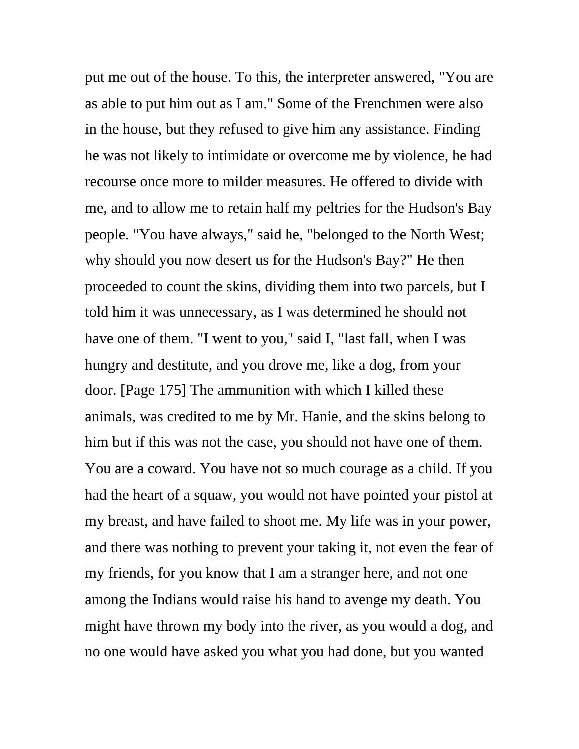put me out of the house. To this, the interpreter answered, "You are as able to put him out as I am." Some of the Frenchmen were also in the house, but they refused to give him any assistance. Finding he was not likely to intimidate or overcome me by violence, he had recourse once more to milder measures. He offered to divide with me, and to allow me to retain half my peltries for the Hudson's Bay people. "You have always," said he, "belonged to the North West; why should you now desert us for the Hudson's Bay?" He then proceeded to count the skins, dividing them into two parcels, but I told him it was unnecessary, as I was determined he should not have one of them. "I went to you," said I, "last fall, when I was hungry and destitute, and you drove me, like a dog, from your door. [Page 175] The ammunition with which I killed these animals, was credited to me by Mr. Hanie, and the skins belong to him but if this was not the case, you should not have one of them. You are a coward. You have not so much courage as a child. If you had the heart of a squaw, you would not have pointed your pistol at my breast, and have failed to shoot me. My life was in your power, and there was nothing to prevent your taking it, not even the fear of my friends, for you know that I am a stranger here, and not one among the Indians would raise his hand to avenge my death. You might have thrown my body into the river, as you would a dog, and no one would have asked you what you had done, but you wanted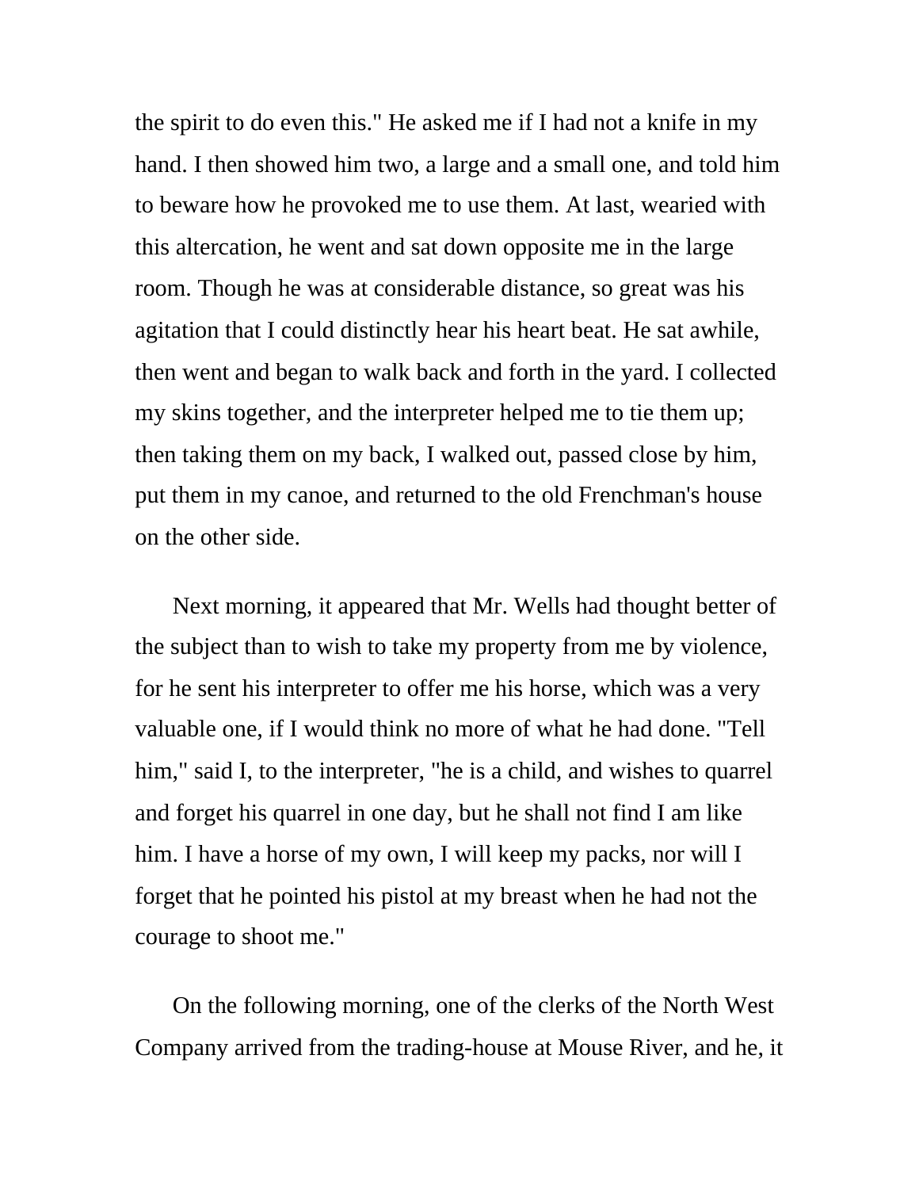the spirit to do even this." He asked me if I had not a knife in my hand. I then showed him two, a large and a small one, and told him to beware how he provoked me to use them. At last, wearied with this altercation, he went and sat down opposite me in the large room. Though he was at considerable distance, so great was his agitation that I could distinctly hear his heart beat. He sat awhile, then went and began to walk back and forth in the yard. I collected my skins together, and the interpreter helped me to tie them up; then taking them on my back, I walked out, passed close by him, put them in my canoe, and returned to the old Frenchman's house on the other side.

Next morning, it appeared that Mr. Wells had thought better of the subject than to wish to take my property from me by violence, for he sent his interpreter to offer me his horse, which was a very valuable one, if I would think no more of what he had done. "Tell him," said I, to the interpreter, "he is a child, and wishes to quarrel and forget his quarrel in one day, but he shall not find I am like him. I have a horse of my own, I will keep my packs, nor will I forget that he pointed his pistol at my breast when he had not the courage to shoot me."

On the following morning, one of the clerks of the North West Company arrived from the trading-house at Mouse River, and he, it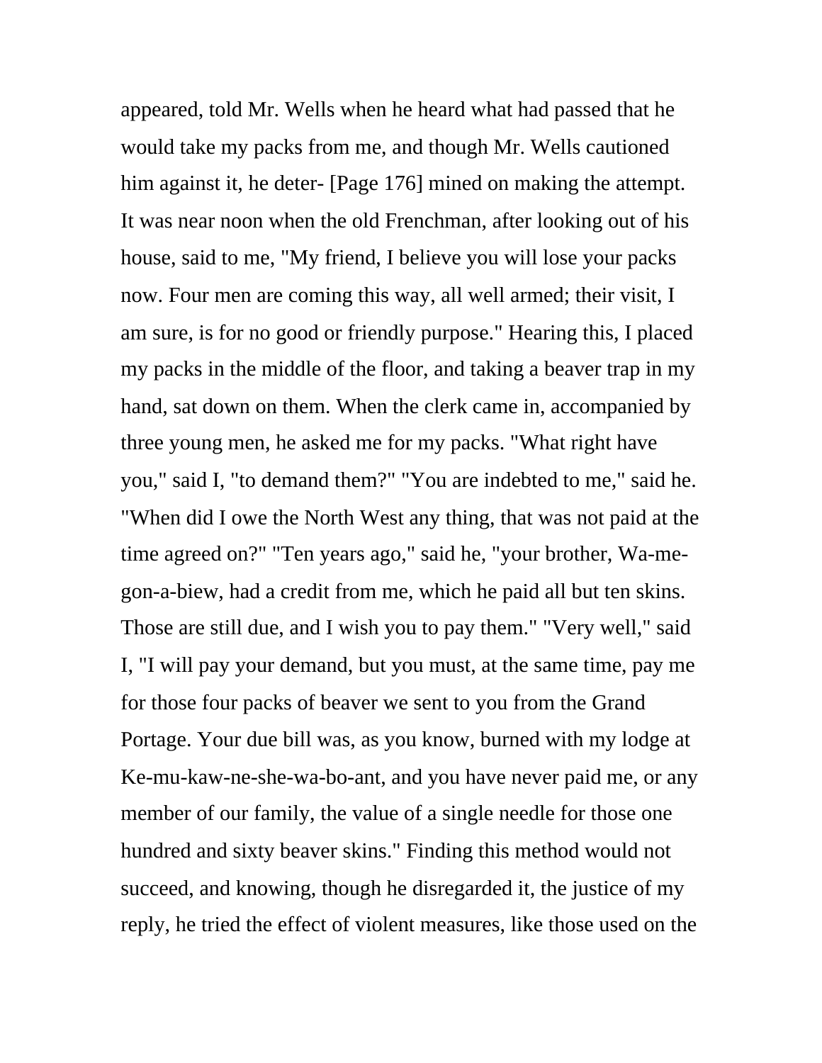appeared, told Mr. Wells when he heard what had passed that he would take my packs from me, and though Mr. Wells cautioned him against it, he deter- [Page 176] mined on making the attempt. It was near noon when the old Frenchman, after looking out of his house, said to me, "My friend, I believe you will lose your packs now. Four men are coming this way, all well armed; their visit, I am sure, is for no good or friendly purpose." Hearing this, I placed my packs in the middle of the floor, and taking a beaver trap in my hand, sat down on them. When the clerk came in, accompanied by three young men, he asked me for my packs. "What right have you," said I, "to demand them?" "You are indebted to me," said he. "When did I owe the North West any thing, that was not paid at the time agreed on?" "Ten years ago," said he, "your brother, Wa-me-gon-a-biew, had a credit from me, which he paid all but ten skins. Those are still due, and I wish you to pay them." "Very well," said I, "I will pay your demand, but you must, at the same time, pay me for those four packs of beaver we sent to you from the Grand Portage. Your due bill was, as you know, burned with my lodge at Ke-mu-kaw-ne-she-wa-bo-ant, and you have never paid me, or any member of our family, the value of a single needle for those one hundred and sixty beaver skins." Finding this method would not succeed, and knowing, though he disregarded it, the justice of my reply, he tried the effect of violent measures, like those used on the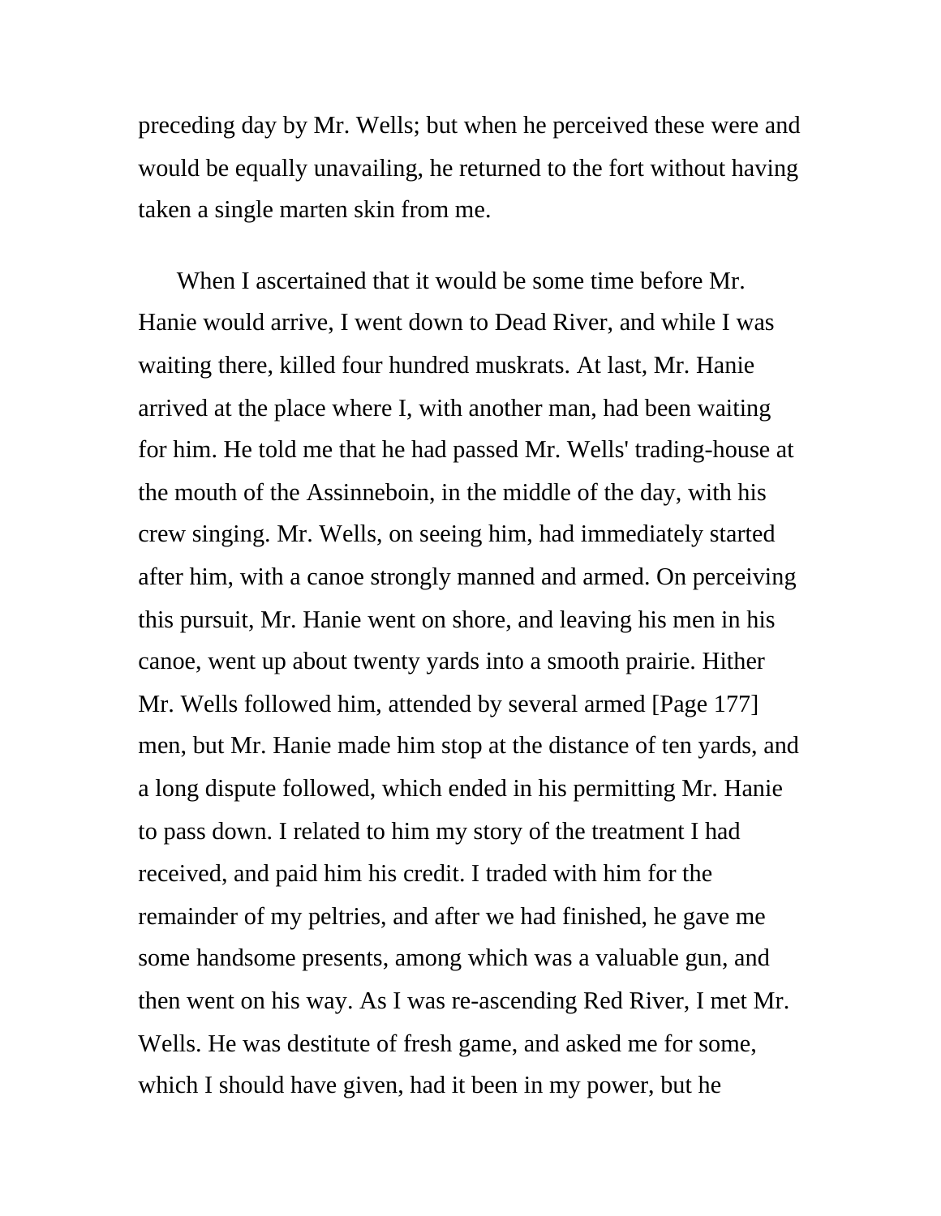preceding day by Mr. Wells; but when he perceived these were and would be equally unavailing, he returned to the fort without having taken a single marten skin from me.

When I ascertained that it would be some time before Mr. Hanie would arrive, I went down to Dead River, and while I was waiting there, killed four hundred muskrats. At last, Mr. Hanie arrived at the place where I, with another man, had been waiting for him. He told me that he had passed Mr. Wells' trading-house at the mouth of the Assinneboin, in the middle of the day, with his crew singing. Mr. Wells, on seeing him, had immediately started after him, with a canoe strongly manned and armed. On perceiving this pursuit, Mr. Hanie went on shore, and leaving his men in his canoe, went up about twenty yards into a smooth prairie. Hither Mr. Wells followed him, attended by several armed [Page 177] men, but Mr. Hanie made him stop at the distance of ten yards, and a long dispute followed, which ended in his permitting Mr. Hanie to pass down. I related to him my story of the treatment I had received, and paid him his credit. I traded with him for the remainder of my peltries, and after we had finished, he gave me some handsome presents, among which was a valuable gun, and then went on his way. As I was re-ascending Red River, I met Mr. Wells. He was destitute of fresh game, and asked me for some, which I should have given, had it been in my power, but he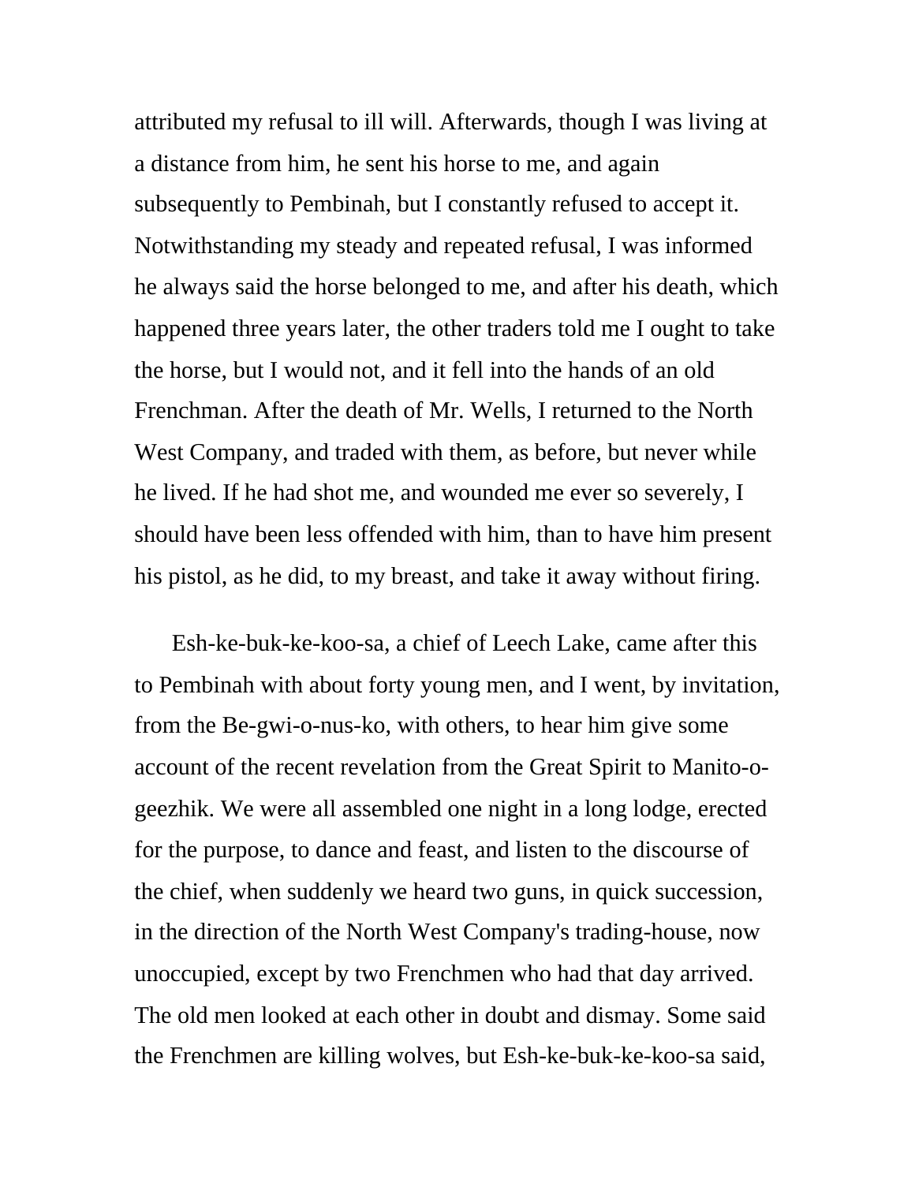attributed my refusal to ill will. Afterwards, though I was living at a distance from him, he sent his horse to me, and again subsequently to Pembinah, but I constantly refused to accept it. Notwithstanding my steady and repeated refusal, I was informed he always said the horse belonged to me, and after his death, which happened three years later, the other traders told me I ought to take the horse, but I would not, and it fell into the hands of an old Frenchman. After the death of Mr. Wells, I returned to the North West Company, and traded with them, as before, but never while he lived. If he had shot me, and wounded me ever so severely, I should have been less offended with him, than to have him present his pistol, as he did, to my breast, and take it away without firing.

Esh-ke-buk-ke-koo-sa, a chief of Leech Lake, came after this to Pembinah with about forty young men, and I went, by invitation, from the Be-gwi-o-nus-ko, with others, to hear him give some account of the recent revelation from the Great Spirit to Manito-o-geezhik. We were all assembled one night in a long lodge, erected for the purpose, to dance and feast, and listen to the discourse of the chief, when suddenly we heard two guns, in quick succession, in the direction of the North West Company's trading-house, now unoccupied, except by two Frenchmen who had that day arrived. The old men looked at each other in doubt and dismay. Some said the Frenchmen are killing wolves, but Esh-ke-buk-ke-koo-sa said,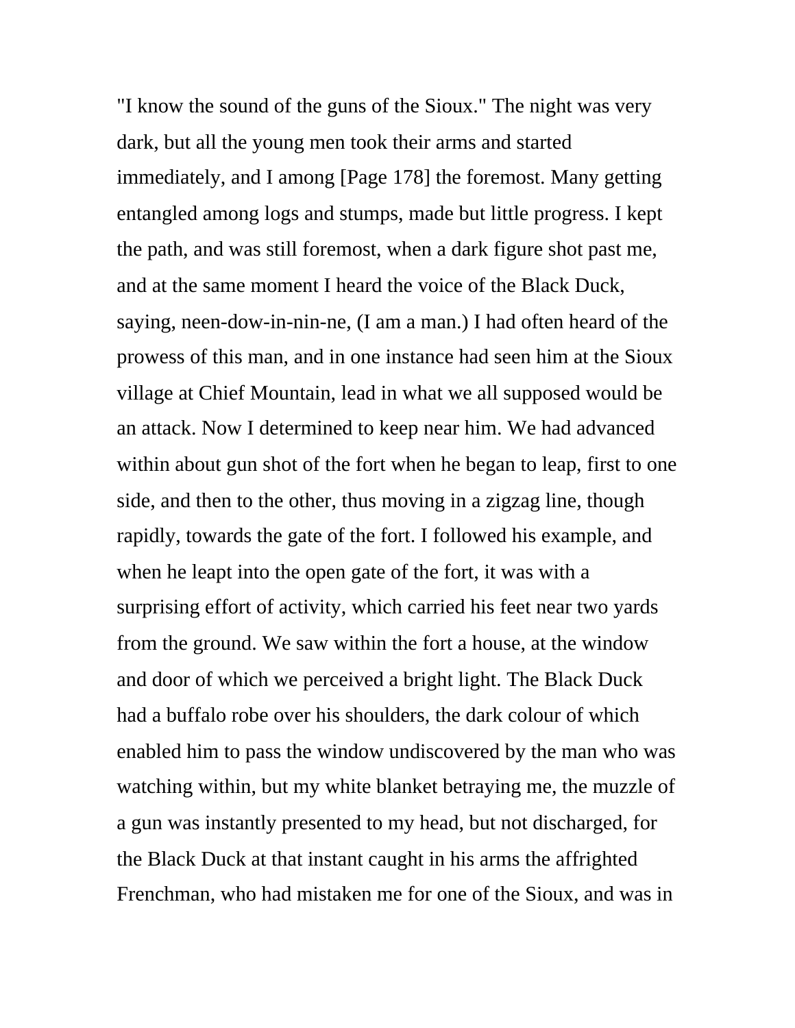"I know the sound of the guns of the Sioux." The night was very dark, but all the young men took their arms and started immediately, and I among [Page 178] the foremost. Many getting entangled among logs and stumps, made but little progress. I kept the path, and was still foremost, when a dark figure shot past me, and at the same moment I heard the voice of the Black Duck, saying, neen-dow-in-nin-ne, (I am a man.) I had often heard of the prowess of this man, and in one instance had seen him at the Sioux village at Chief Mountain, lead in what we all supposed would be an attack. Now I determined to keep near him. We had advanced within about gun shot of the fort when he began to leap, first to one side, and then to the other, thus moving in a zigzag line, though rapidly, towards the gate of the fort. I followed his example, and when he leapt into the open gate of the fort, it was with a surprising effort of activity, which carried his feet near two yards from the ground. We saw within the fort a house, at the window and door of which we perceived a bright light. The Black Duck had a buffalo robe over his shoulders, the dark colour of which enabled him to pass the window undiscovered by the man who was watching within, but my white blanket betraying me, the muzzle of a gun was instantly presented to my head, but not discharged, for the Black Duck at that instant caught in his arms the affrighted Frenchman, who had mistaken me for one of the Sioux, and was in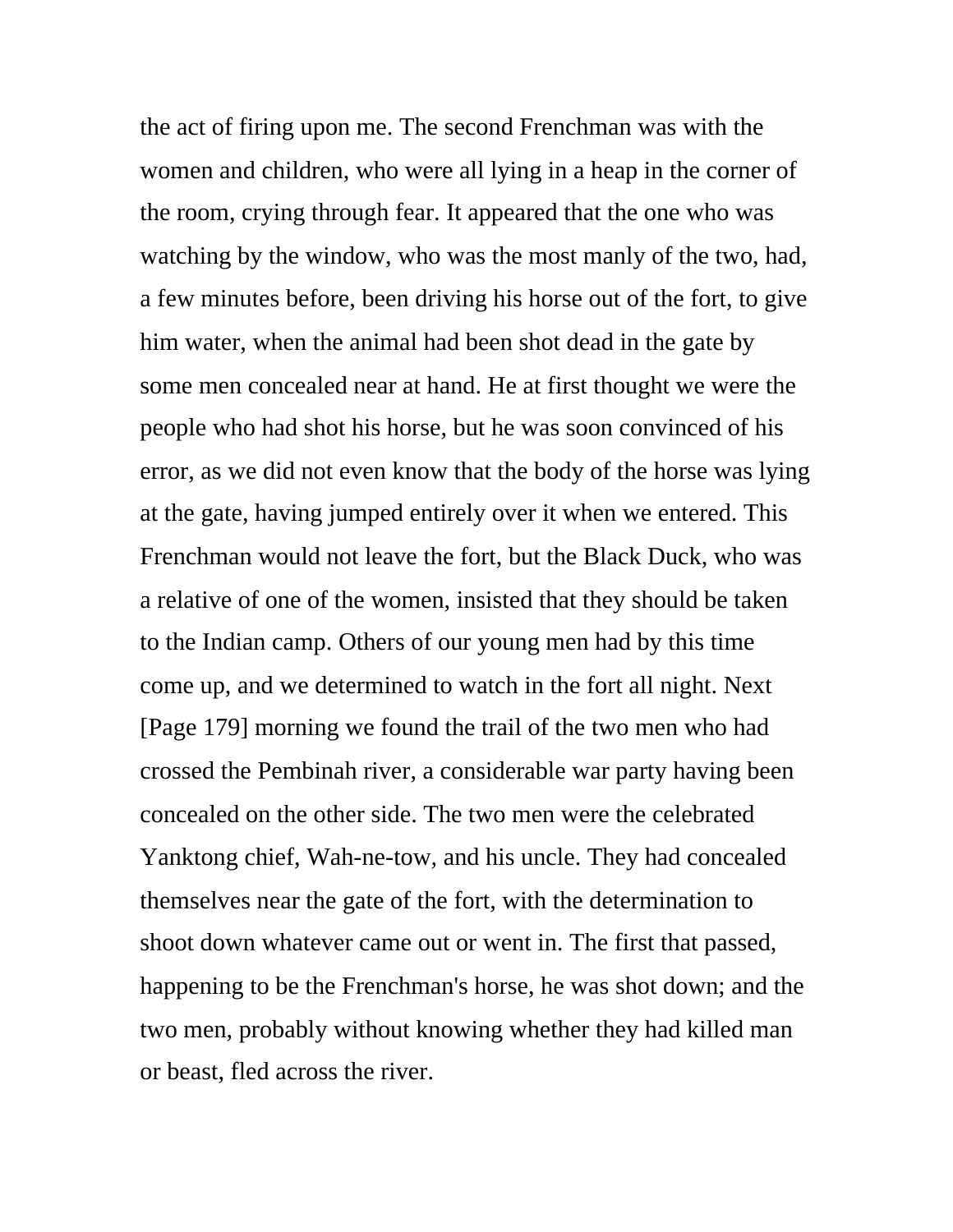the act of firing upon me. The second Frenchman was with the women and children, who were all lying in a heap in the corner of the room, crying through fear. It appeared that the one who was watching by the window, who was the most manly of the two, had, a few minutes before, been driving his horse out of the fort, to give him water, when the animal had been shot dead in the gate by some men concealed near at hand. He at first thought we were the people who had shot his horse, but he was soon convinced of his error, as we did not even know that the body of the horse was lying at the gate, having jumped entirely over it when we entered. This Frenchman would not leave the fort, but the Black Duck, who was a relative of one of the women, insisted that they should be taken to the Indian camp. Others of our young men had by this time come up, and we determined to watch in the fort all night. Next [Page 179] morning we found the trail of the two men who had crossed the Pembinah river, a considerable war party having been concealed on the other side. The two men were the celebrated Yanktong chief, Wah-ne-tow, and his uncle. They had concealed themselves near the gate of the fort, with the determination to shoot down whatever came out or went in. The first that passed, happening to be the Frenchman's horse, he was shot down; and the two men, probably without knowing whether they had killed man or beast, fled across the river.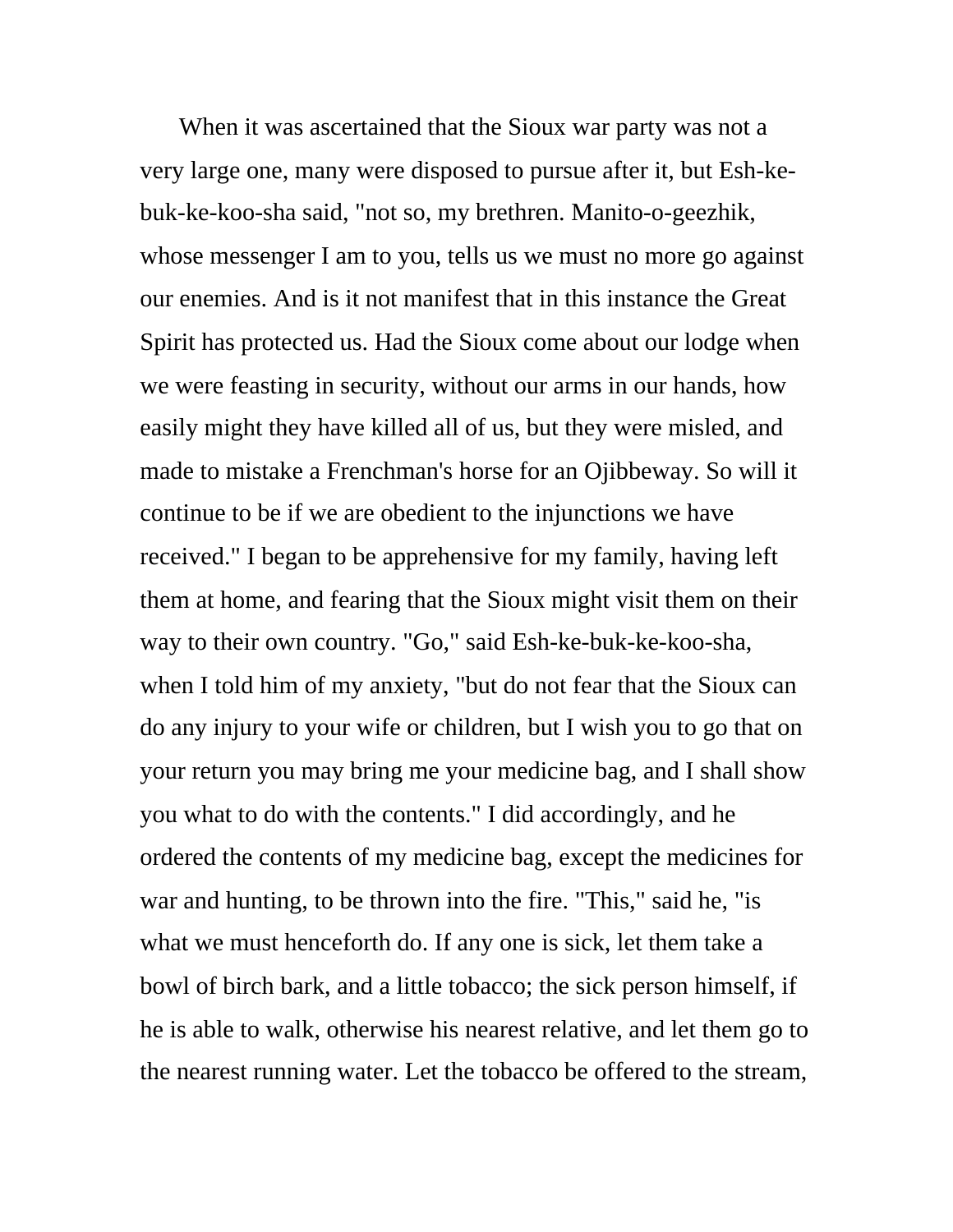When it was ascertained that the Sioux war party was not a very large one, many were disposed to pursue after it, but Esh-ke-buk-ke-koo-sha said, "not so, my brethren. Manito-o-geezhik, whose messenger I am to you, tells us we must no more go against our enemies. And is it not manifest that in this instance the Great Spirit has protected us. Had the Sioux come about our lodge when we were feasting in security, without our arms in our hands, how easily might they have killed all of us, but they were misled, and made to mistake a Frenchman's horse for an Ojibbeway. So will it continue to be if we are obedient to the injunctions we have received." I began to be apprehensive for my family, having left them at home, and fearing that the Sioux might visit them on their way to their own country. "Go," said Esh-ke-buk-ke-koo-sha, when I told him of my anxiety, "but do not fear that the Sioux can do any injury to your wife or children, but I wish you to go that on your return you may bring me your medicine bag, and I shall show you what to do with the contents." I did accordingly, and he ordered the contents of my medicine bag, except the medicines for war and hunting, to be thrown into the fire. "This," said he, "is what we must henceforth do. If any one is sick, let them take a bowl of birch bark, and a little tobacco; the sick person himself, if he is able to walk, otherwise his nearest relative, and let them go to the nearest running water. Let the tobacco be offered to the stream,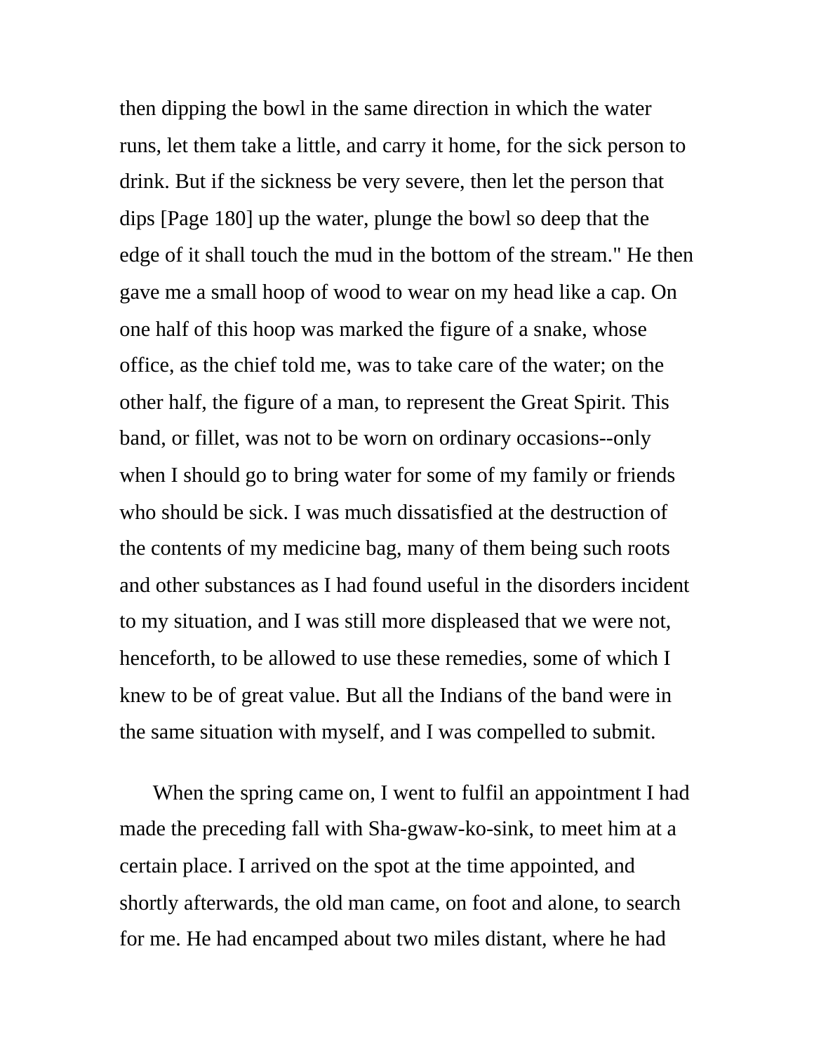then dipping the bowl in the same direction in which the water runs, let them take a little, and carry it home, for the sick person to drink. But if the sickness be very severe, then let the person that dips [Page 180] up the water, plunge the bowl so deep that the edge of it shall touch the mud in the bottom of the stream." He then gave me a small hoop of wood to wear on my head like a cap. On one half of this hoop was marked the figure of a snake, whose office, as the chief told me, was to take care of the water; on the other half, the figure of a man, to represent the Great Spirit. This band, or fillet, was not to be worn on ordinary occasions--only when I should go to bring water for some of my family or friends who should be sick. I was much dissatisfied at the destruction of the contents of my medicine bag, many of them being such roots and other substances as I had found useful in the disorders incident to my situation, and I was still more displeased that we were not, henceforth, to be allowed to use these remedies, some of which I knew to be of great value. But all the Indians of the band were in the same situation with myself, and I was compelled to submit.

When the spring came on, I went to fulfil an appointment I had made the preceding fall with Sha-gwaw-ko-sink, to meet him at a certain place. I arrived on the spot at the time appointed, and shortly afterwards, the old man came, on foot and alone, to search for me. He had encamped about two miles distant, where he had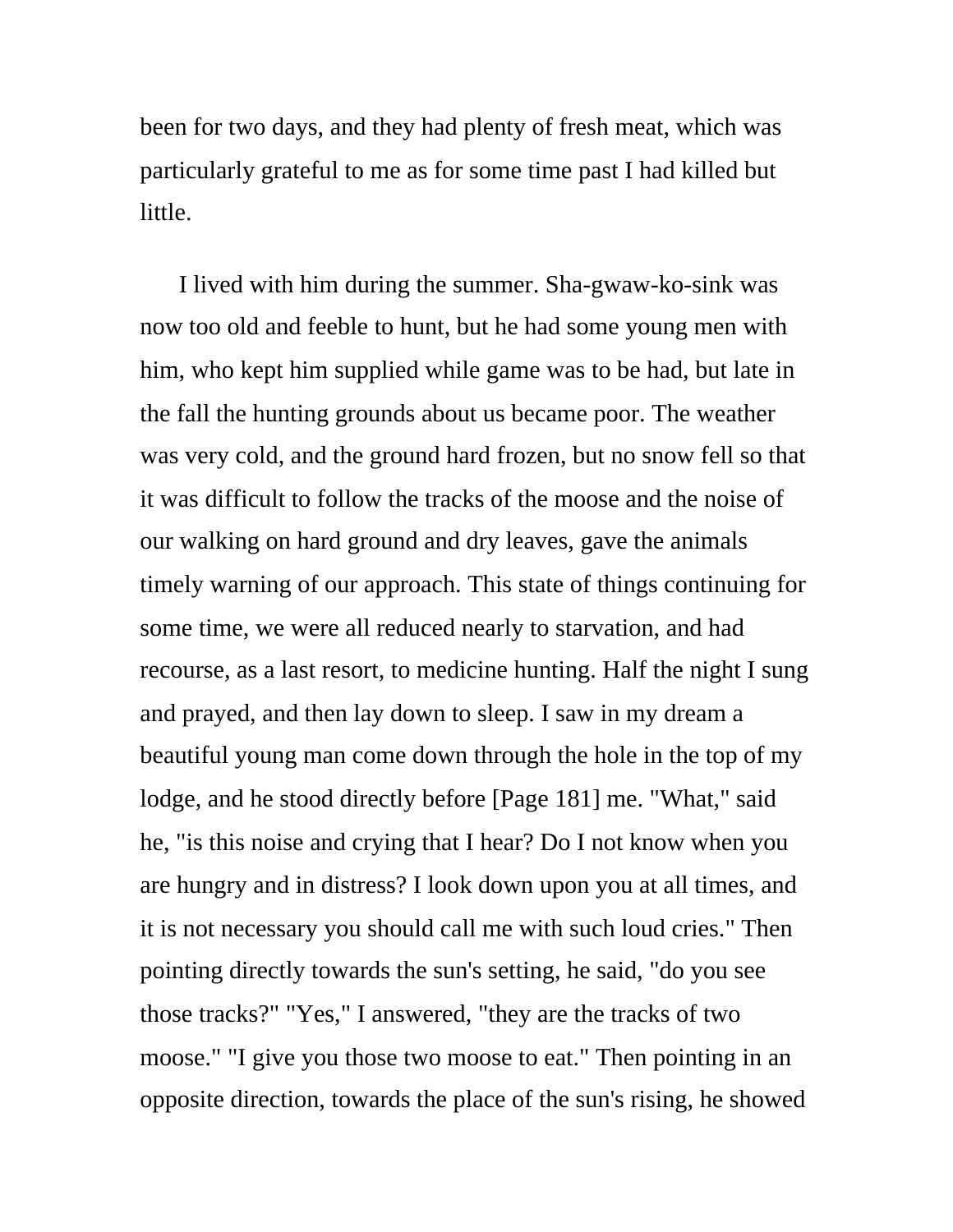been for two days, and they had plenty of fresh meat, which was particularly grateful to me as for some time past I had killed but little.

I lived with him during the summer. Sha-gwaw-ko-sink was now too old and feeble to hunt, but he had some young men with him, who kept him supplied while game was to be had, but late in the fall the hunting grounds about us became poor. The weather was very cold, and the ground hard frozen, but no snow fell so that it was difficult to follow the tracks of the moose and the noise of our walking on hard ground and dry leaves, gave the animals timely warning of our approach. This state of things continuing for some time, we were all reduced nearly to starvation, and had recourse, as a last resort, to medicine hunting. Half the night I sung and prayed, and then lay down to sleep. I saw in my dream a beautiful young man come down through the hole in the top of my lodge, and he stood directly before [Page 181] me. "What," said he, "is this noise and crying that I hear? Do I not know when you are hungry and in distress? I look down upon you at all times, and it is not necessary you should call me with such loud cries." Then pointing directly towards the sun's setting, he said, "do you see those tracks?" "Yes," I answered, "they are the tracks of two moose." "I give you those two moose to eat." Then pointing in an opposite direction, towards the place of the sun's rising, he showed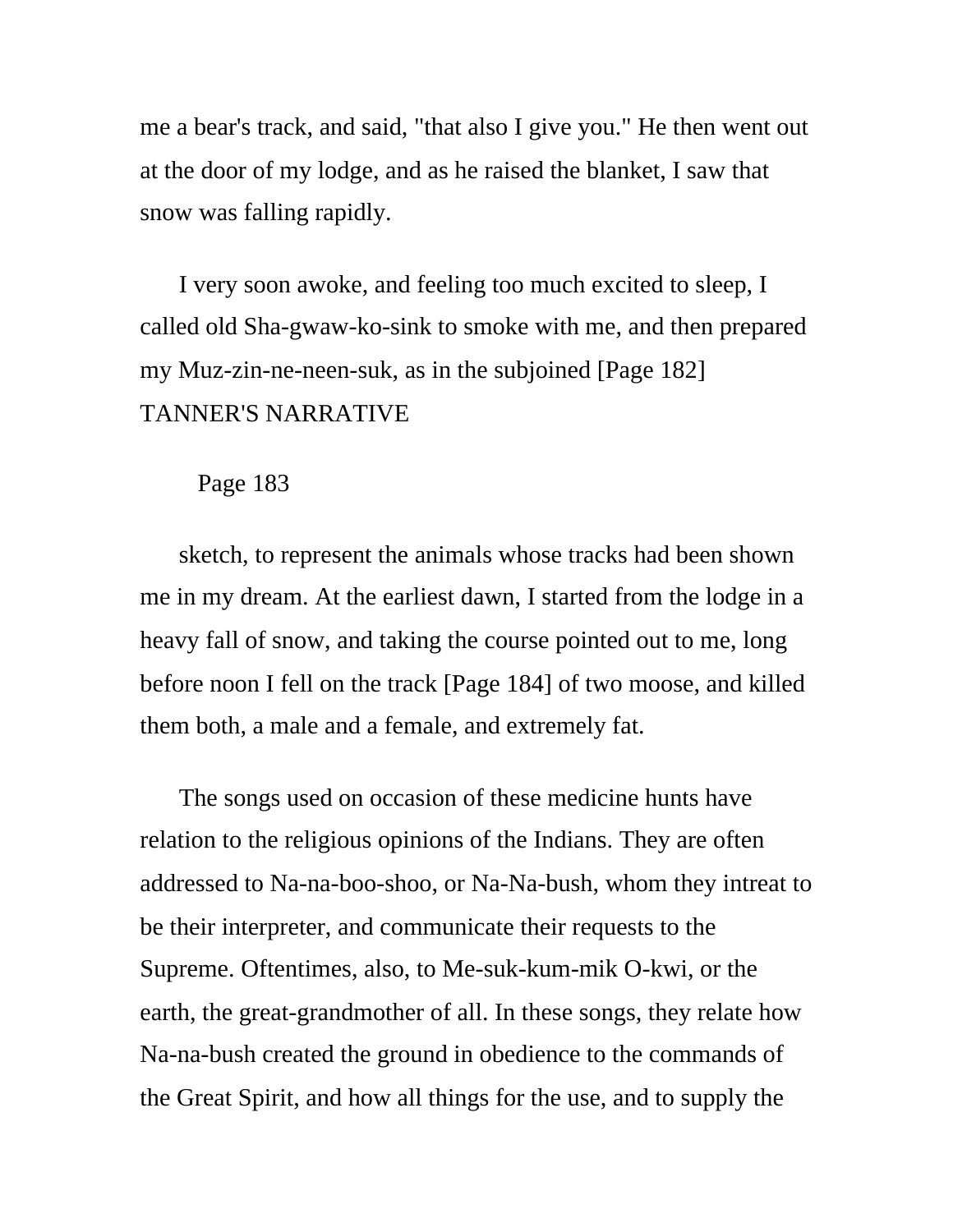me a bear's track, and said, "that also I give you." He then went out at the door of my lodge, and as he raised the blanket, I saw that snow was falling rapidly.

I very soon awoke, and feeling too much excited to sleep, I called old Sha-gwaw-ko-sink to smoke with me, and then prepared my Muz-zin-ne-neen-suk, as in the subjoined [Page 182] TANNER'S NARRATIVE

Page 183

sketch, to represent the animals whose tracks had been shown me in my dream. At the earliest dawn, I started from the lodge in a heavy fall of snow, and taking the course pointed out to me, long before noon I fell on the track [Page 184] of two moose, and killed them both, a male and a female, and extremely fat.

The songs used on occasion of these medicine hunts have relation to the religious opinions of the Indians. They are often addressed to Na-na-boo-shoo, or Na-Na-bush, whom they intreat to be their interpreter, and communicate their requests to the Supreme. Oftentimes, also, to Me-suk-kum-mik O-kwi, or the earth, the great-grandmother of all. In these songs, they relate how Na-na-bush created the ground in obedience to the commands of the Great Spirit, and how all things for the use, and to supply the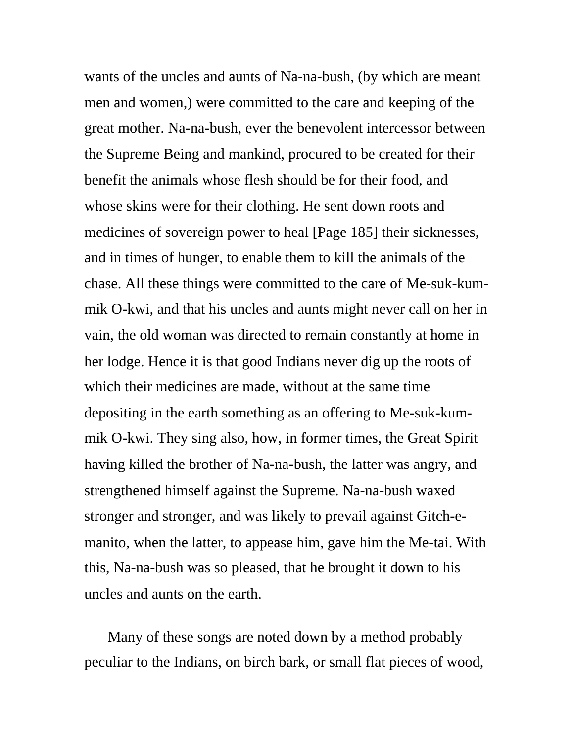wants of the uncles and aunts of Na-na-bush, (by which are meant men and women,) were committed to the care and keeping of the great mother. Na-na-bush, ever the benevolent intercessor between the Supreme Being and mankind, procured to be created for their benefit the animals whose flesh should be for their food, and whose skins were for their clothing. He sent down roots and medicines of sovereign power to heal [Page 185] their sicknesses, and in times of hunger, to enable them to kill the animals of the chase. All these things were committed to the care of Me-suk-kum-mik O-kwi, and that his uncles and aunts might never call on her in vain, the old woman was directed to remain constantly at home in her lodge. Hence it is that good Indians never dig up the roots of which their medicines are made, without at the same time depositing in the earth something as an offering to Me-suk-kum-mik O-kwi. They sing also, how, in former times, the Great Spirit having killed the brother of Na-na-bush, the latter was angry, and strengthened himself against the Supreme. Na-na-bush waxed stronger and stronger, and was likely to prevail against Gitch-e-manito, when the latter, to appease him, gave him the Me-tai. With this, Na-na-bush was so pleased, that he brought it down to his uncles and aunts on the earth.

Many of these songs are noted down by a method probably peculiar to the Indians, on birch bark, or small flat pieces of wood,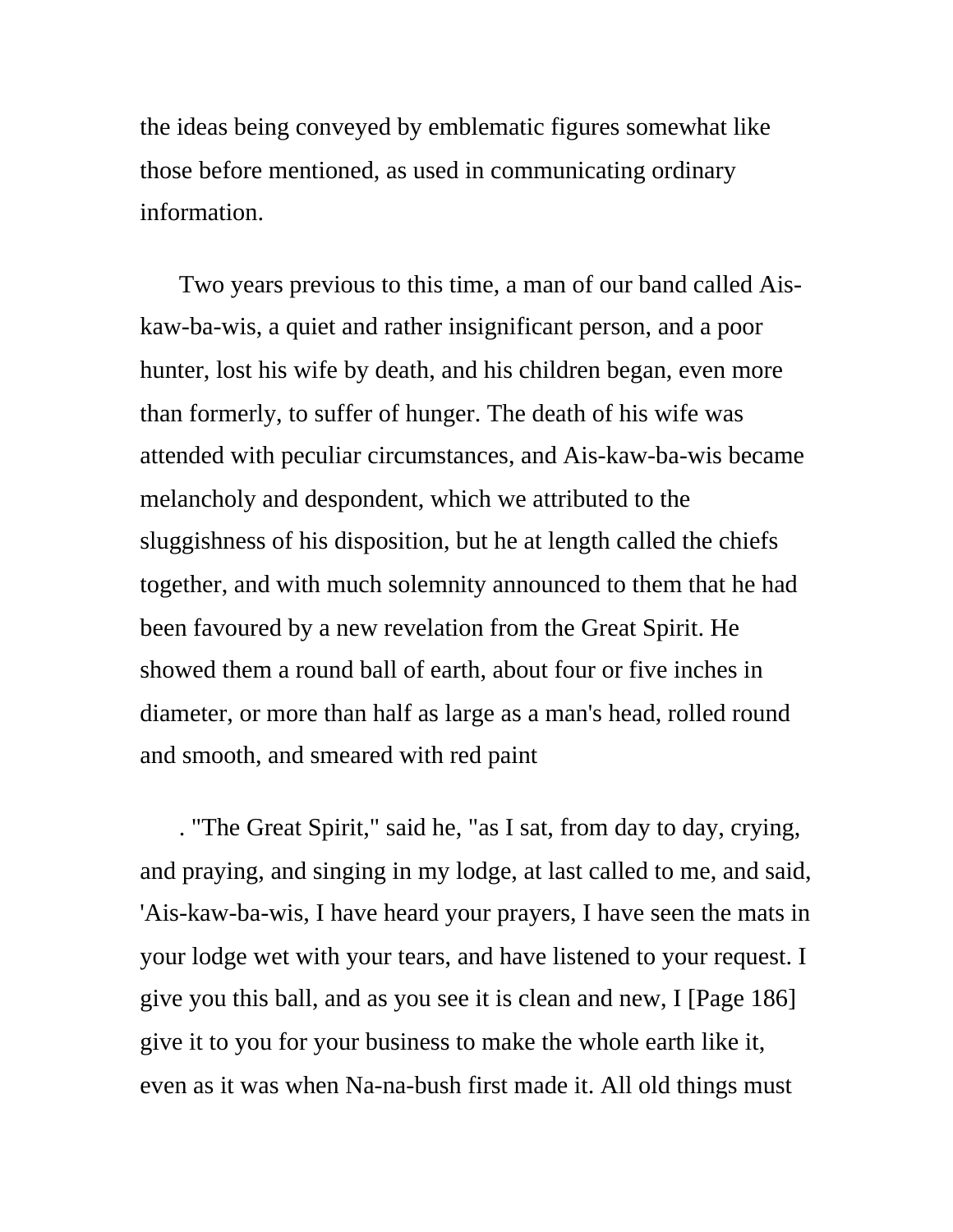the ideas being conveyed by emblematic figures somewhat like those before mentioned, as used in communicating ordinary information.

Two years previous to this time, a man of our band called Ais-kaw-ba-wis, a quiet and rather insignificant person, and a poor hunter, lost his wife by death, and his children began, even more than formerly, to suffer of hunger. The death of his wife was attended with peculiar circumstances, and Ais-kaw-ba-wis became melancholy and despondent, which we attributed to the sluggishness of his disposition, but he at length called the chiefs together, and with much solemnity announced to them that he had been favoured by a new revelation from the Great Spirit. He showed them a round ball of earth, about four or five inches in diameter, or more than half as large as a man's head, rolled round and smooth, and smeared with red paint

. "The Great Spirit," said he, "as I sat, from day to day, crying, and praying, and singing in my lodge, at last called to me, and said, 'Ais-kaw-ba-wis, I have heard your prayers, I have seen the mats in your lodge wet with your tears, and have listened to your request. I give you this ball, and as you see it is clean and new, I [Page 186] give it to you for your business to make the whole earth like it, even as it was when Na-na-bush first made it. All old things must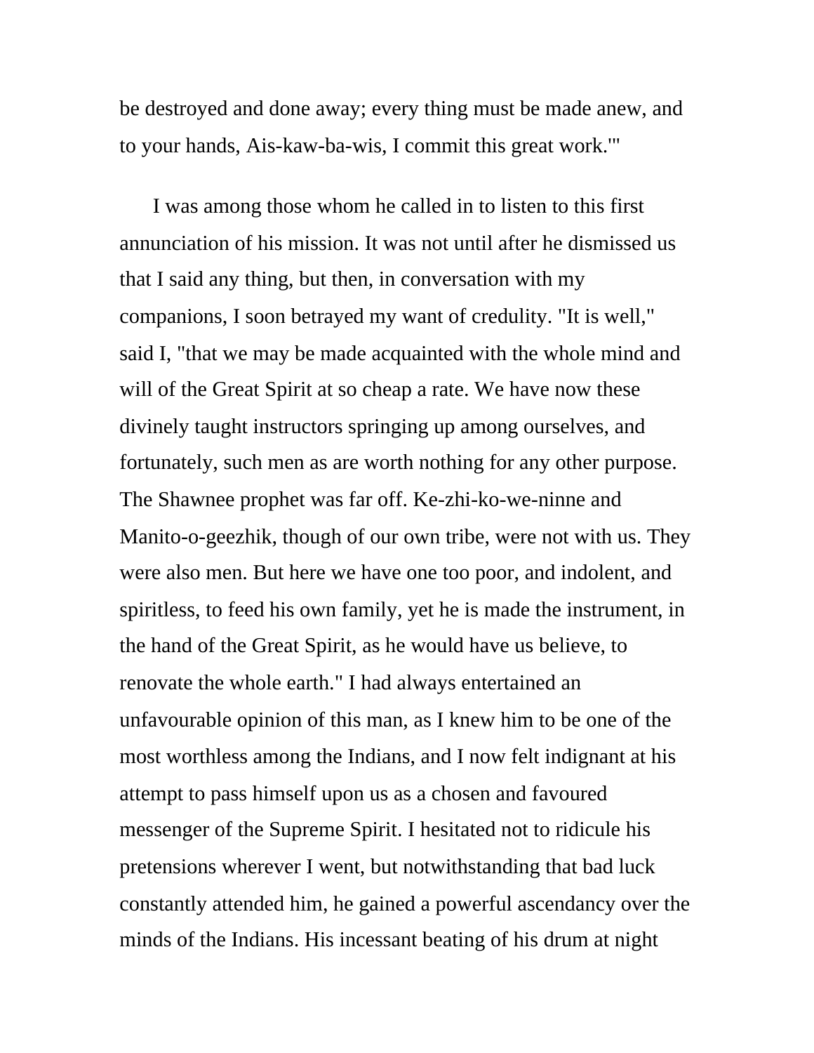be destroyed and done away; every thing must be made anew, and to your hands, Ais-kaw-ba-wis, I commit this great work.'"

I was among those whom he called in to listen to this first annunciation of his mission. It was not until after he dismissed us that I said any thing, but then, in conversation with my companions, I soon betrayed my want of credulity. "It is well," said I, "that we may be made acquainted with the whole mind and will of the Great Spirit at so cheap a rate. We have now these divinely taught instructors springing up among ourselves, and fortunately, such men as are worth nothing for any other purpose. The Shawnee prophet was far off. Ke-zhi-ko-we-ninne and Manito-o-geezhik, though of our own tribe, were not with us. They were also men. But here we have one too poor, and indolent, and spiritless, to feed his own family, yet he is made the instrument, in the hand of the Great Spirit, as he would have us believe, to renovate the whole earth." I had always entertained an unfavourable opinion of this man, as I knew him to be one of the most worthless among the Indians, and I now felt indignant at his attempt to pass himself upon us as a chosen and favoured messenger of the Supreme Spirit. I hesitated not to ridicule his pretensions wherever I went, but notwithstanding that bad luck constantly attended him, he gained a powerful ascendancy over the minds of the Indians. His incessant beating of his drum at night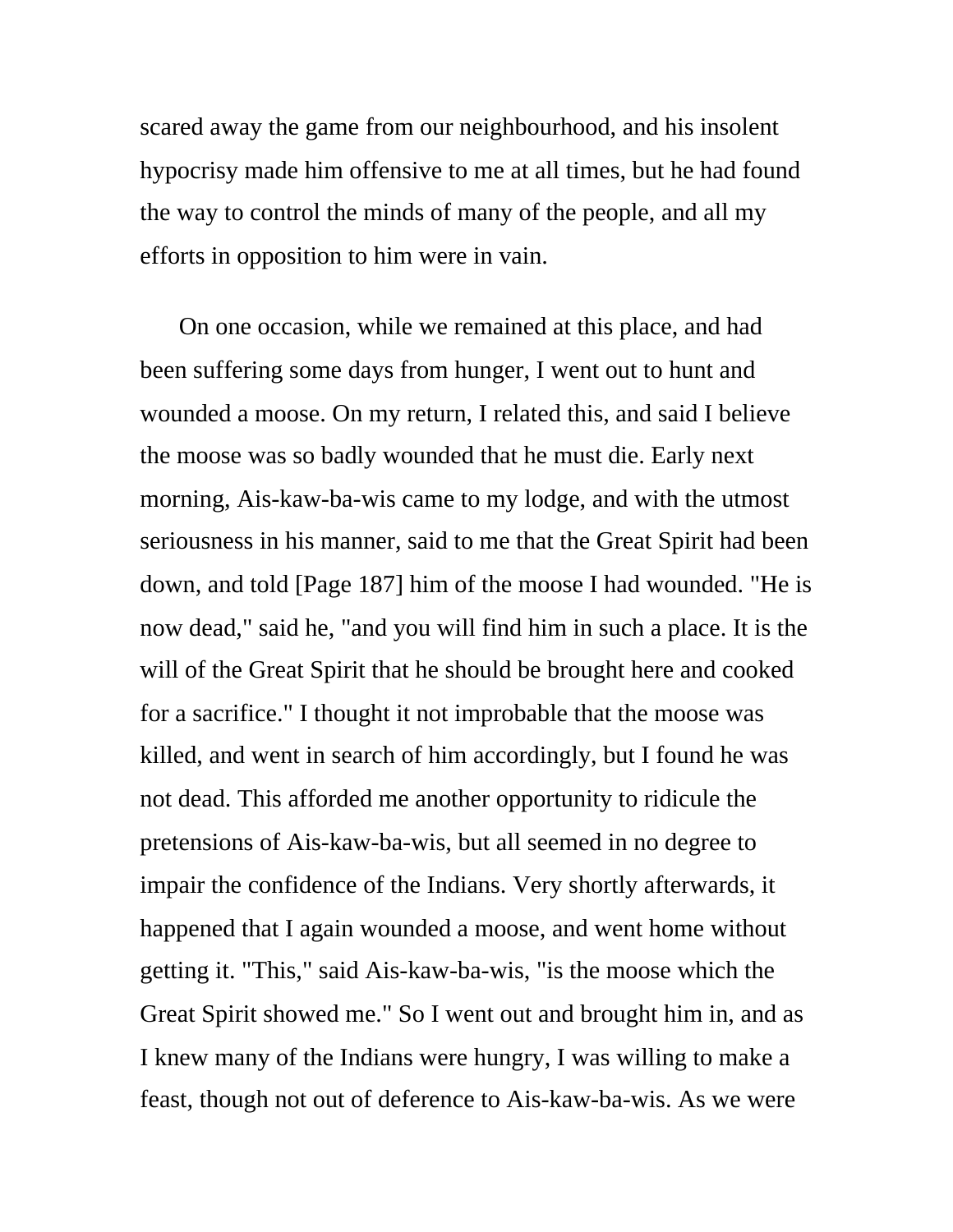scared away the game from our neighbourhood, and his insolent hypocrisy made him offensive to me at all times, but he had found the way to control the minds of many of the people, and all my efforts in opposition to him were in vain.

On one occasion, while we remained at this place, and had been suffering some days from hunger, I went out to hunt and wounded a moose. On my return, I related this, and said I believe the moose was so badly wounded that he must die. Early next morning, Ais-kaw-ba-wis came to my lodge, and with the utmost seriousness in his manner, said to me that the Great Spirit had been down, and told [Page 187] him of the moose I had wounded. "He is now dead," said he, "and you will find him in such a place. It is the will of the Great Spirit that he should be brought here and cooked for a sacrifice." I thought it not improbable that the moose was killed, and went in search of him accordingly, but I found he was not dead. This afforded me another opportunity to ridicule the pretensions of Ais-kaw-ba-wis, but all seemed in no degree to impair the confidence of the Indians. Very shortly afterwards, it happened that I again wounded a moose, and went home without getting it. "This," said Ais-kaw-ba-wis, "is the moose which the Great Spirit showed me." So I went out and brought him in, and as I knew many of the Indians were hungry, I was willing to make a feast, though not out of deference to Ais-kaw-ba-wis. As we were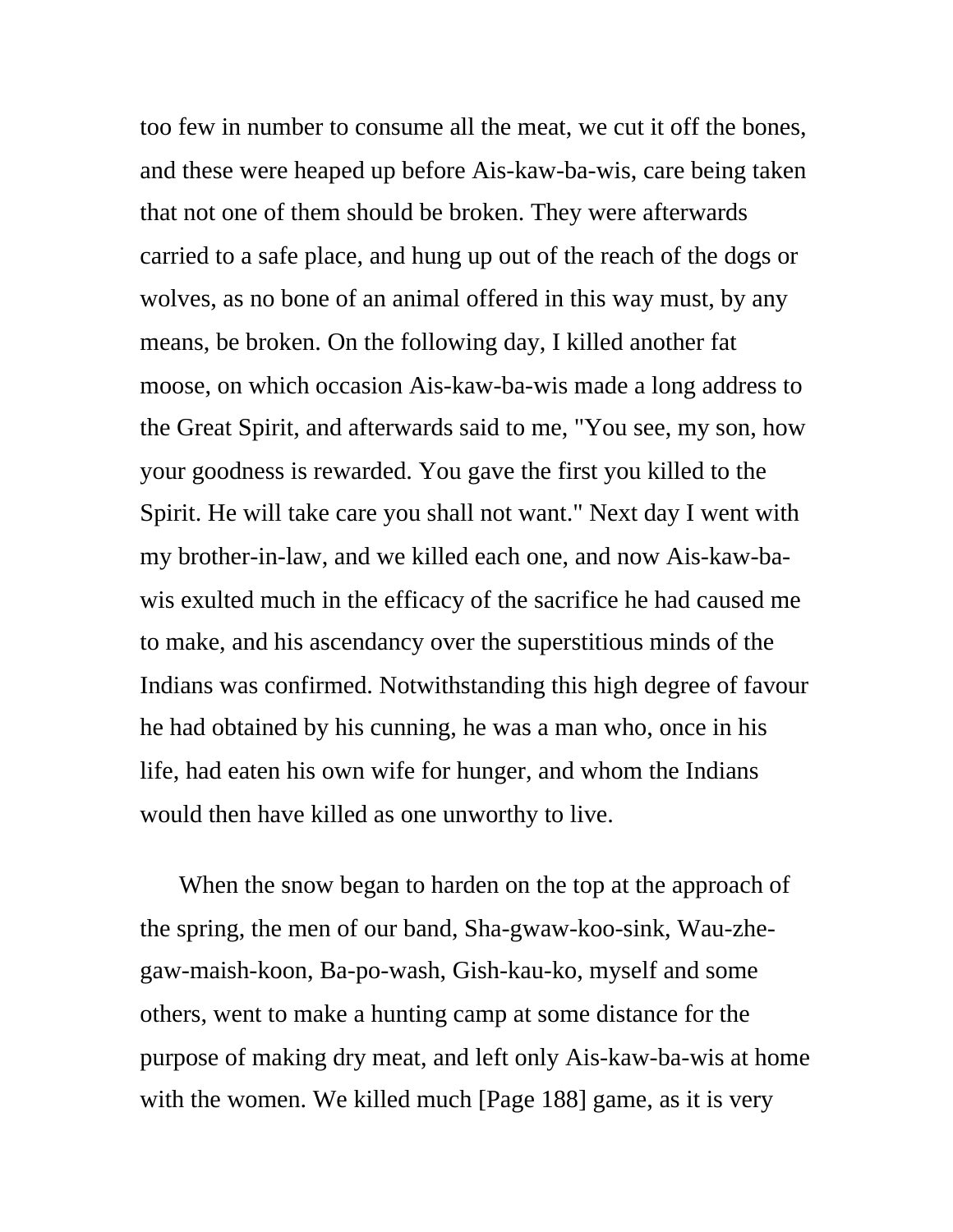too few in number to consume all the meat, we cut it off the bones, and these were heaped up before Ais-kaw-ba-wis, care being taken that not one of them should be broken. They were afterwards carried to a safe place, and hung up out of the reach of the dogs or wolves, as no bone of an animal offered in this way must, by any means, be broken. On the following day, I killed another fat moose, on which occasion Ais-kaw-ba-wis made a long address to the Great Spirit, and afterwards said to me, "You see, my son, how your goodness is rewarded. You gave the first you killed to the Spirit. He will take care you shall not want." Next day I went with my brother-in-law, and we killed each one, and now Ais-kaw-ba-wis exulted much in the efficacy of the sacrifice he had caused me to make, and his ascendancy over the superstitious minds of the Indians was confirmed. Notwithstanding this high degree of favour he had obtained by his cunning, he was a man who, once in his life, had eaten his own wife for hunger, and whom the Indians would then have killed as one unworthy to live.

When the snow began to harden on the top at the approach of the spring, the men of our band, Sha-gwaw-koo-sink, Wau-zhe-gaw-maish-koon, Ba-po-wash, Gish-kau-ko, myself and some others, went to make a hunting camp at some distance for the purpose of making dry meat, and left only Ais-kaw-ba-wis at home with the women. We killed much [Page 188] game, as it is very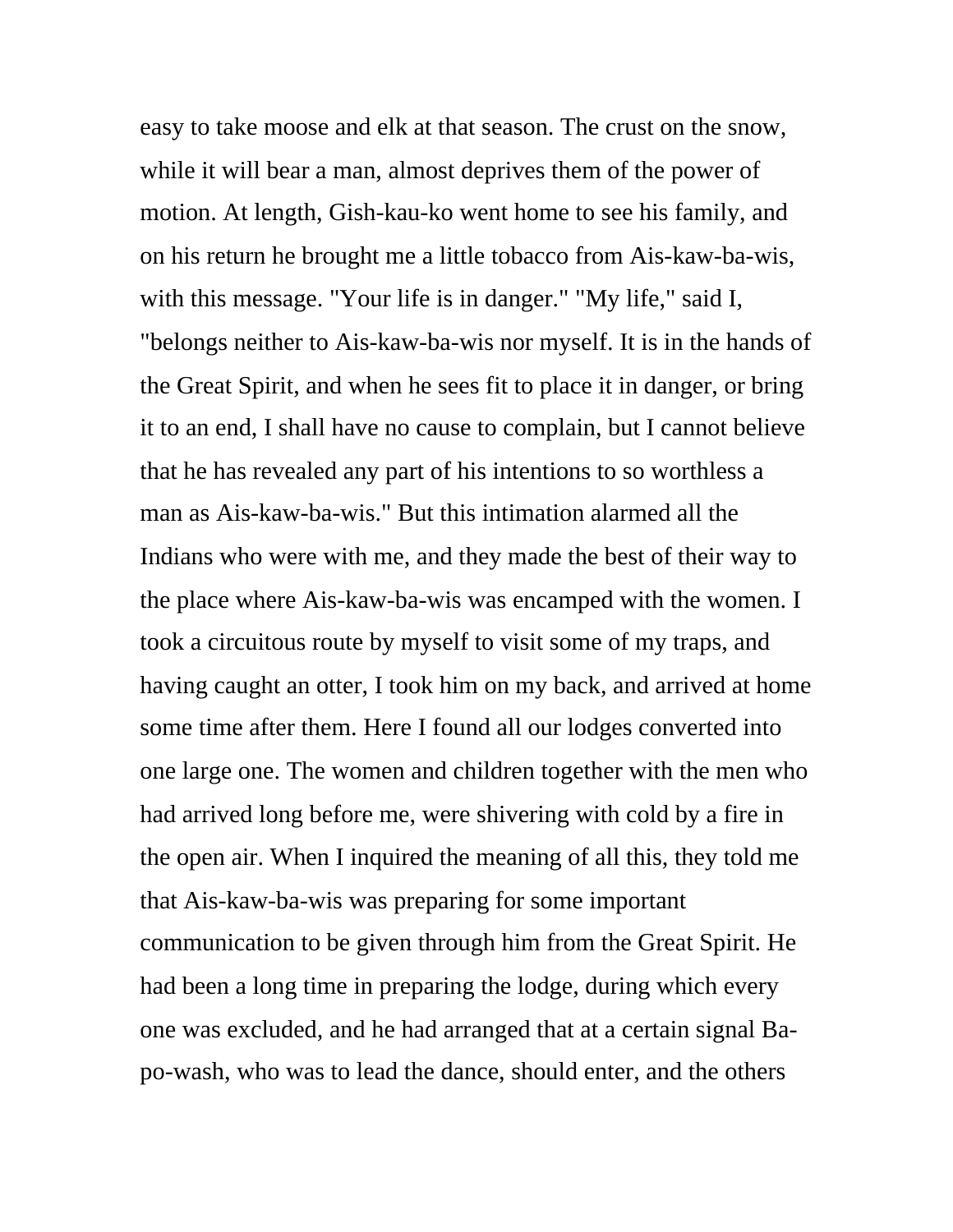easy to take moose and elk at that season. The crust on the snow, while it will bear a man, almost deprives them of the power of motion. At length, Gish-kau-ko went home to see his family, and on his return he brought me a little tobacco from Ais-kaw-ba-wis, with this message. "Your life is in danger." "My life," said I, "belongs neither to Ais-kaw-ba-wis nor myself. It is in the hands of the Great Spirit, and when he sees fit to place it in danger, or bring it to an end, I shall have no cause to complain, but I cannot believe that he has revealed any part of his intentions to so worthless a man as Ais-kaw-ba-wis." But this intimation alarmed all the Indians who were with me, and they made the best of their way to the place where Ais-kaw-ba-wis was encamped with the women. I took a circuitous route by myself to visit some of my traps, and having caught an otter, I took him on my back, and arrived at home some time after them. Here I found all our lodges converted into one large one. The women and children together with the men who had arrived long before me, were shivering with cold by a fire in the open air. When I inquired the meaning of all this, they told me that Ais-kaw-ba-wis was preparing for some important communication to be given through him from the Great Spirit. He had been a long time in preparing the lodge, during which every one was excluded, and he had arranged that at a certain signal Ba-po-wash, who was to lead the dance, should enter, and the others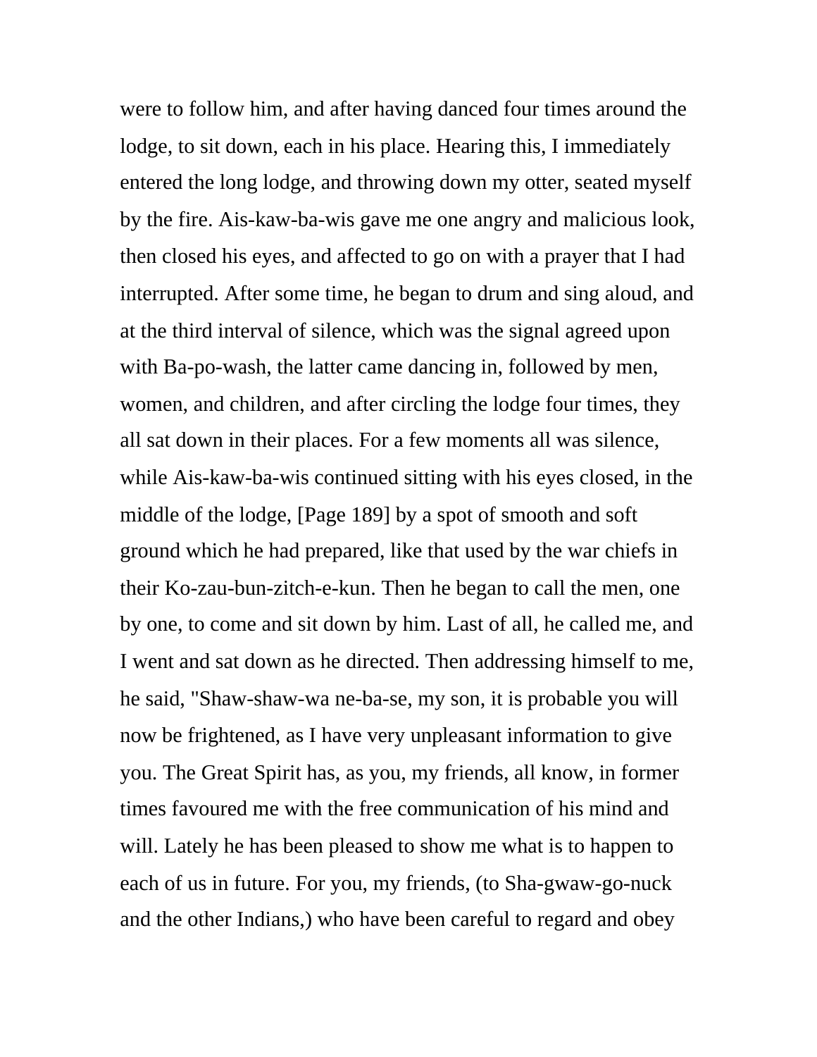were to follow him, and after having danced four times around the lodge, to sit down, each in his place. Hearing this, I immediately entered the long lodge, and throwing down my otter, seated myself by the fire. Ais-kaw-ba-wis gave me one angry and malicious look, then closed his eyes, and affected to go on with a prayer that I had interrupted. After some time, he began to drum and sing aloud, and at the third interval of silence, which was the signal agreed upon with Ba-po-wash, the latter came dancing in, followed by men, women, and children, and after circling the lodge four times, they all sat down in their places. For a few moments all was silence, while Ais-kaw-ba-wis continued sitting with his eyes closed, in the middle of the lodge, [Page 189] by a spot of smooth and soft ground which he had prepared, like that used by the war chiefs in their Ko-zau-bun-zitch-e-kun. Then he began to call the men, one by one, to come and sit down by him. Last of all, he called me, and I went and sat down as he directed. Then addressing himself to me, he said, "Shaw-shaw-wa ne-ba-se, my son, it is probable you will now be frightened, as I have very unpleasant information to give you. The Great Spirit has, as you, my friends, all know, in former times favoured me with the free communication of his mind and will. Lately he has been pleased to show me what is to happen to each of us in future. For you, my friends, (to Sha-gwaw-go-nuck and the other Indians,) who have been careful to regard and obey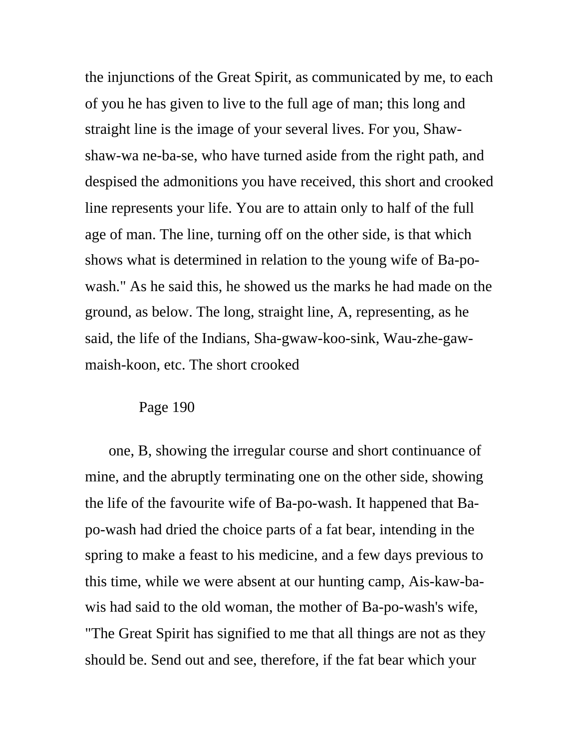the injunctions of the Great Spirit, as communicated by me, to each of you he has given to live to the full age of man; this long and straight line is the image of your several lives. For you, Shaw-shaw-wa ne-ba-se, who have turned aside from the right path, and despised the admonitions you have received, this short and crooked line represents your life. You are to attain only to half of the full age of man. The line, turning off on the other side, is that which shows what is determined in relation to the young wife of Ba-po-wash." As he said this, he showed us the marks he had made on the ground, as below. The long, straight line, A, representing, as he said, the life of the Indians, Sha-gwaw-koo-sink, Wau-zhe-gaw-maish-koon, etc. The short crooked one, B, showing the irregular course and short continuance of mine, and the abruptly terminating one on the other side, showing the life of the favourite wife of Ba-po-wash. It happened that Ba-po-wash had dried the choice parts of a fat bear, intending in the spring to make a feast to his medicine, and a few days previous to this time, while we were absent at our hunting camp, Ais-kaw-ba-wis had said to the old woman, the mother of Ba-po-wash's wife, "The Great Spirit has signified to me that all things are not as they should be. Send out and see, therefore, if the fat bear which your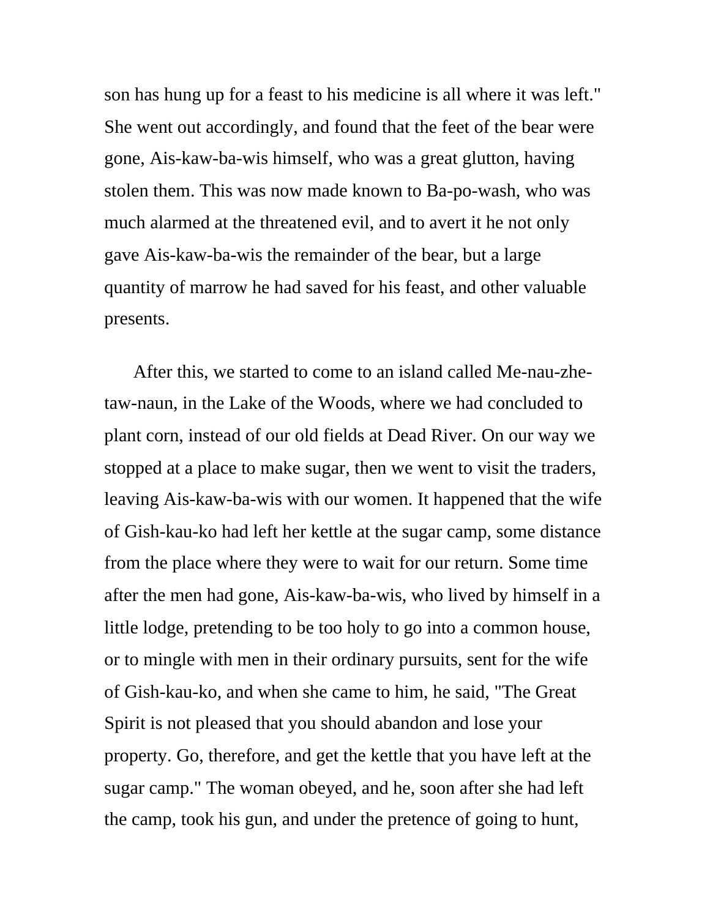son has hung up for a feast to his medicine is all where it was left." She went out accordingly, and found that the feet of the bear were gone, Ais-kaw-ba-wis himself, who was a great glutton, having stolen them. This was now made known to Ba-po-wash, who was much alarmed at the threatened evil, and to avert it he not only gave Ais-kaw-ba-wis the remainder of the bear, but a large quantity of marrow he had saved for his feast, and other valuable presents.

After this, we started to come to an island called Me-nau-zhe-taw-naun, in the Lake of the Woods, where we had concluded to plant corn, instead of our old fields at Dead River. On our way we stopped at a place to make sugar, then we went to visit the traders, leaving Ais-kaw-ba-wis with our women. It happened that the wife of Gish-kau-ko had left her kettle at the sugar camp, some distance from the place where they were to wait for our return. Some time after the men had gone, Ais-kaw-ba-wis, who lived by himself in a little lodge, pretending to be too holy to go into a common house, or to mingle with men in their ordinary pursuits, sent for the wife of Gish-kau-ko, and when she came to him, he said, "The Great Spirit is not pleased that you should abandon and lose your property. Go, therefore, and get the kettle that you have left at the sugar camp." The woman obeyed, and he, soon after she had left the camp, took his gun, and under the pretence of going to hunt,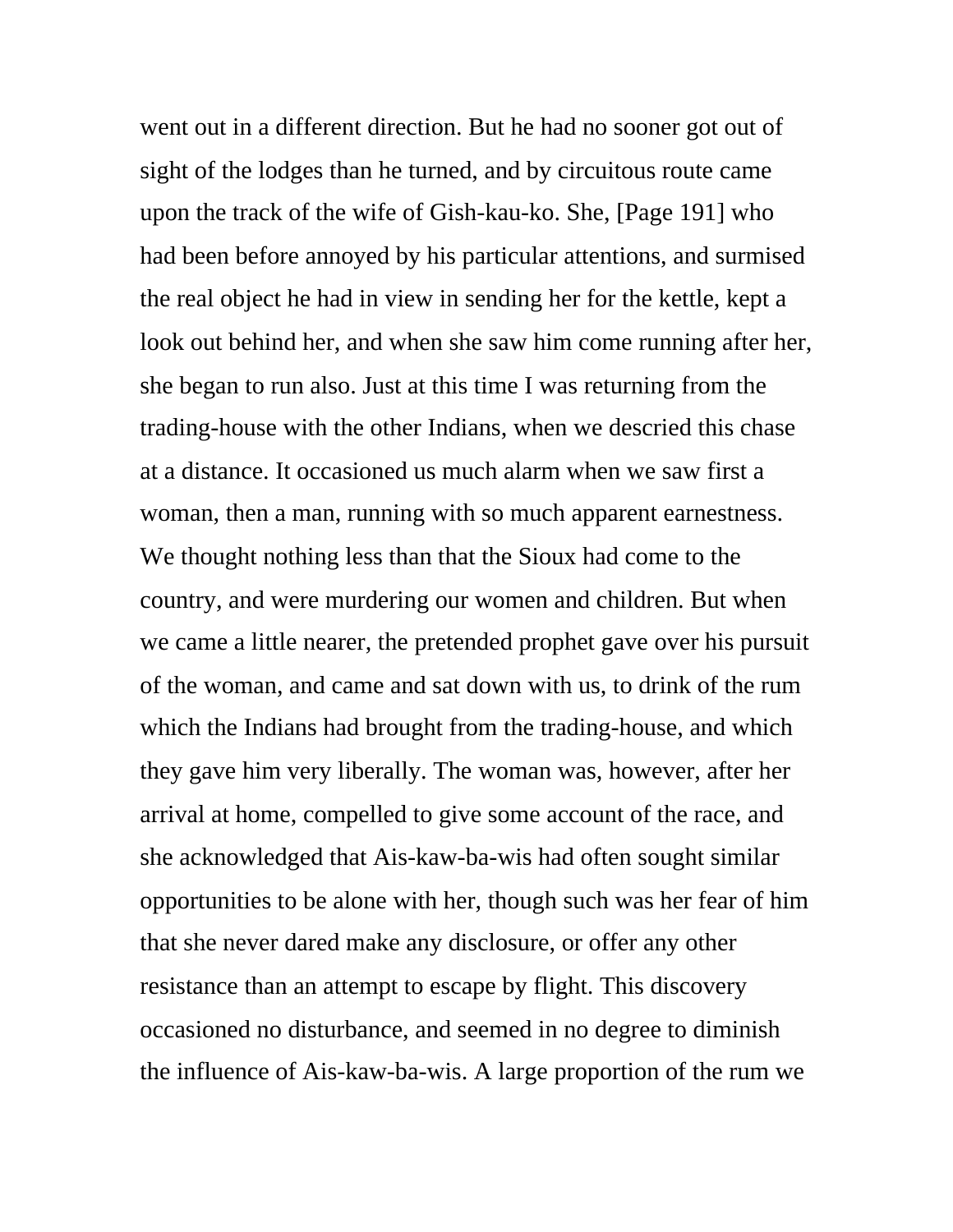went out in a different direction. But he had no sooner got out of sight of the lodges than he turned, and by circuitous route came upon the track of the wife of Gish-kau-ko. She, [Page 191] who had been before annoyed by his particular attentions, and surmised the real object he had in view in sending her for the kettle, kept a look out behind her, and when she saw him come running after her, she began to run also. Just at this time I was returning from the trading-house with the other Indians, when we descried this chase at a distance. It occasioned us much alarm when we saw first a woman, then a man, running with so much apparent earnestness. We thought nothing less than that the Sioux had come to the country, and were murdering our women and children. But when we came a little nearer, the pretended prophet gave over his pursuit of the woman, and came and sat down with us, to drink of the rum which the Indians had brought from the trading-house, and which they gave him very liberally. The woman was, however, after her arrival at home, compelled to give some account of the race, and she acknowledged that Ais-kaw-ba-wis had often sought similar opportunities to be alone with her, though such was her fear of him that she never dared make any disclosure, or offer any other resistance than an attempt to escape by flight. This discovery occasioned no disturbance, and seemed in no degree to diminish the influence of Ais-kaw-ba-wis. A large proportion of the rum we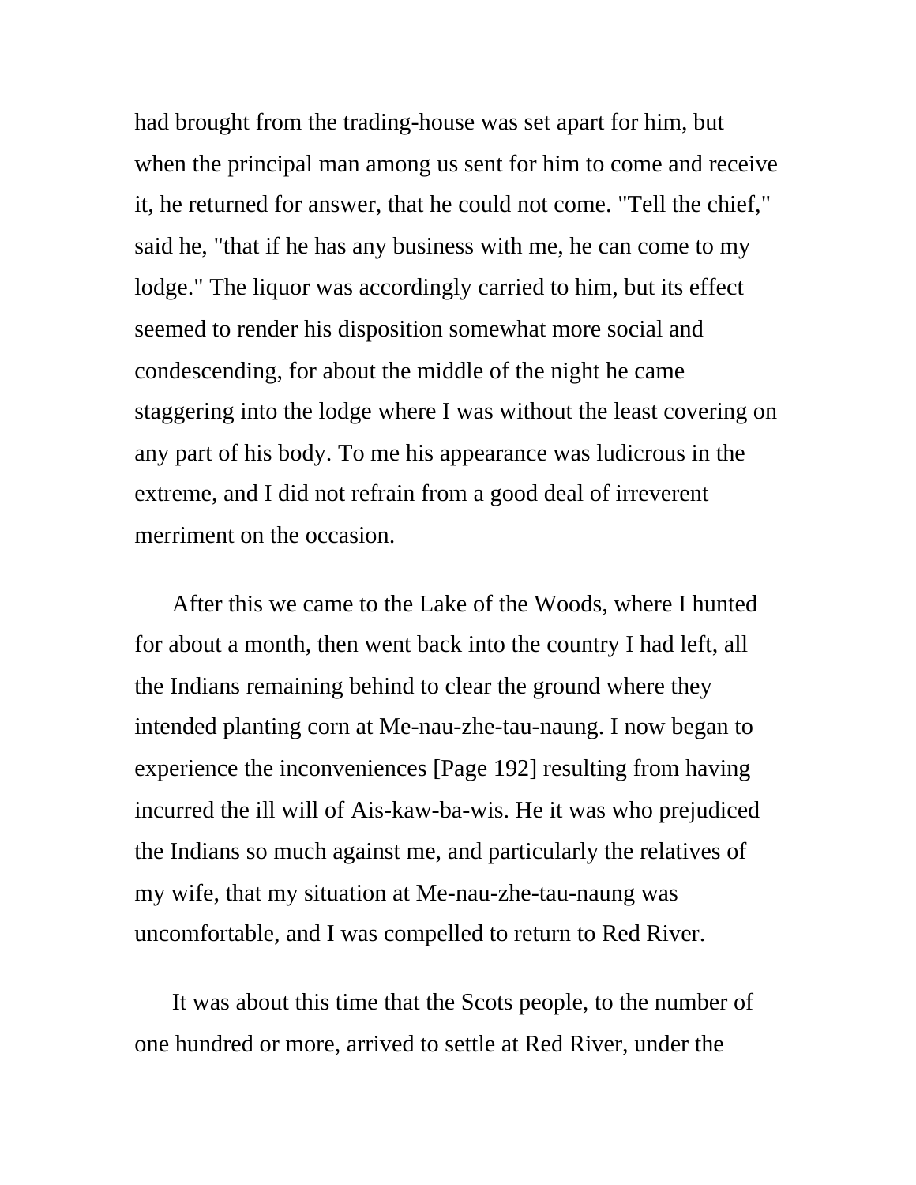had brought from the trading-house was set apart for him, but when the principal man among us sent for him to come and receive it, he returned for answer, that he could not come. "Tell the chief," said he, "that if he has any business with me, he can come to my lodge." The liquor was accordingly carried to him, but its effect seemed to render his disposition somewhat more social and condescending, for about the middle of the night he came staggering into the lodge where I was without the least covering on any part of his body. To me his appearance was ludicrous in the extreme, and I did not refrain from a good deal of irreverent merriment on the occasion.

After this we came to the Lake of the Woods, where I hunted for about a month, then went back into the country I had left, all the Indians remaining behind to clear the ground where they intended planting corn at Me-nau-zhe-tau-naung. I now began to experience the inconveniences [Page 192] resulting from having incurred the ill will of Ais-kaw-ba-wis. He it was who prejudiced the Indians so much against me, and particularly the relatives of my wife, that my situation at Me-nau-zhe-tau-naung was uncomfortable, and I was compelled to return to Red River.

It was about this time that the Scots people, to the number of one hundred or more, arrived to settle at Red River, under the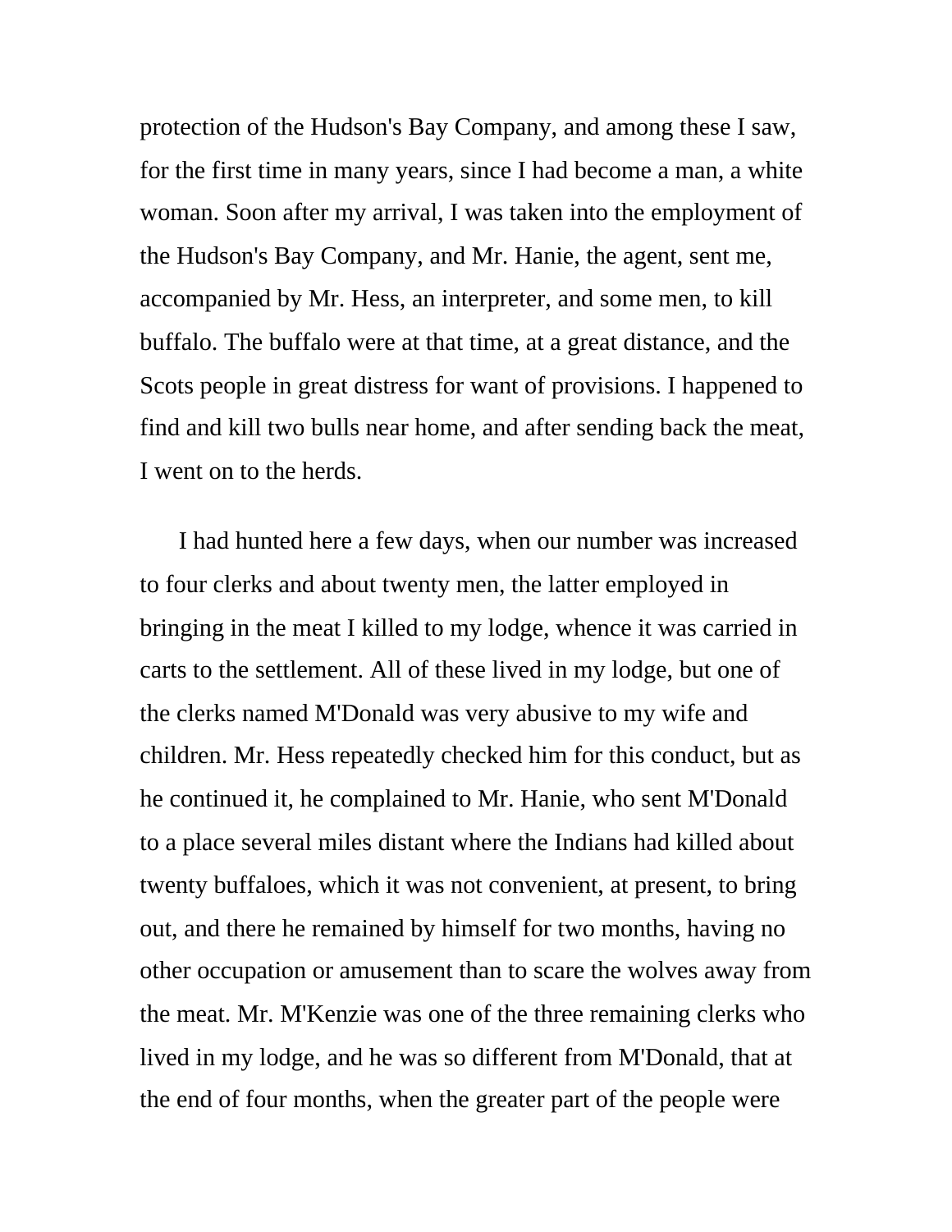protection of the Hudson's Bay Company, and among these I saw, for the first time in many years, since I had become a man, a white woman. Soon after my arrival, I was taken into the employment of the Hudson's Bay Company, and Mr. Hanie, the agent, sent me, accompanied by Mr. Hess, an interpreter, and some men, to kill buffalo. The buffalo were at that time, at a great distance, and the Scots people in great distress for want of provisions. I happened to find and kill two bulls near home, and after sending back the meat, I went on to the herds.

I had hunted here a few days, when our number was increased to four clerks and about twenty men, the latter employed in bringing in the meat I killed to my lodge, whence it was carried in carts to the settlement. All of these lived in my lodge, but one of the clerks named M'Donald was very abusive to my wife and children. Mr. Hess repeatedly checked him for this conduct, but as he continued it, he complained to Mr. Hanie, who sent M'Donald to a place several miles distant where the Indians had killed about twenty buffaloes, which it was not convenient, at present, to bring out, and there he remained by himself for two months, having no other occupation or amusement than to scare the wolves away from the meat. Mr. M'Kenzie was one of the three remaining clerks who lived in my lodge, and he was so different from M'Donald, that at the end of four months, when the greater part of the people were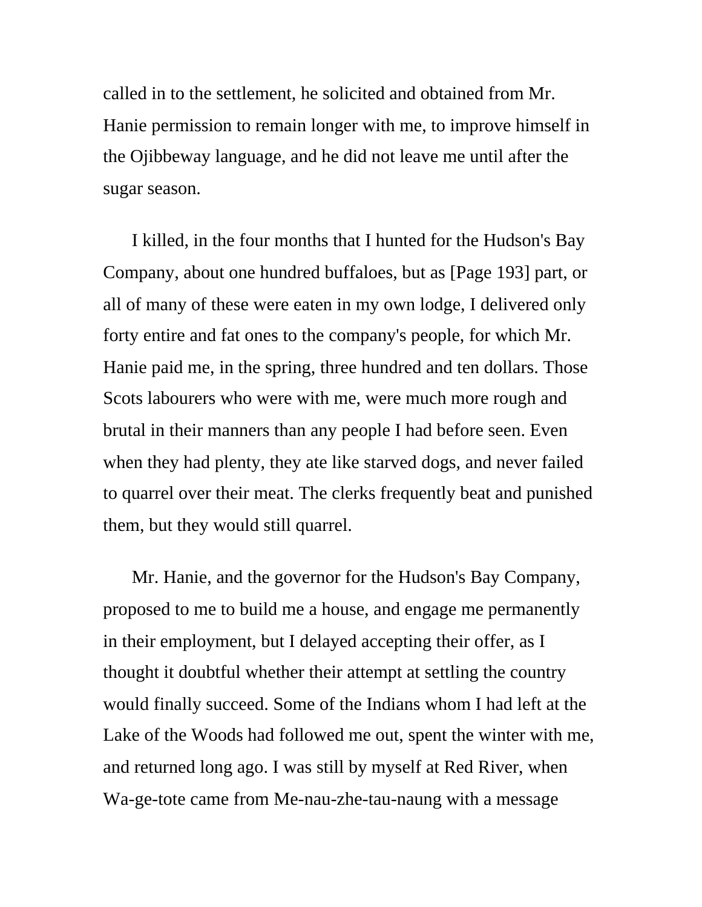called in to the settlement, he solicited and obtained from Mr. Hanie permission to remain longer with me, to improve himself in the Ojibbeway language, and he did not leave me until after the sugar season.

I killed, in the four months that I hunted for the Hudson's Bay Company, about one hundred buffaloes, but as [Page 193] part, or all of many of these were eaten in my own lodge, I delivered only forty entire and fat ones to the company's people, for which Mr. Hanie paid me, in the spring, three hundred and ten dollars. Those Scots labourers who were with me, were much more rough and brutal in their manners than any people I had before seen. Even when they had plenty, they ate like starved dogs, and never failed to quarrel over their meat. The clerks frequently beat and punished them, but they would still quarrel.

Mr. Hanie, and the governor for the Hudson's Bay Company, proposed to me to build me a house, and engage me permanently in their employment, but I delayed accepting their offer, as I thought it doubtful whether their attempt at settling the country would finally succeed. Some of the Indians whom I had left at the Lake of the Woods had followed me out, spent the winter with me, and returned long ago. I was still by myself at Red River, when Wa-ge-tote came from Me-nau-zhe-tau-naung with a message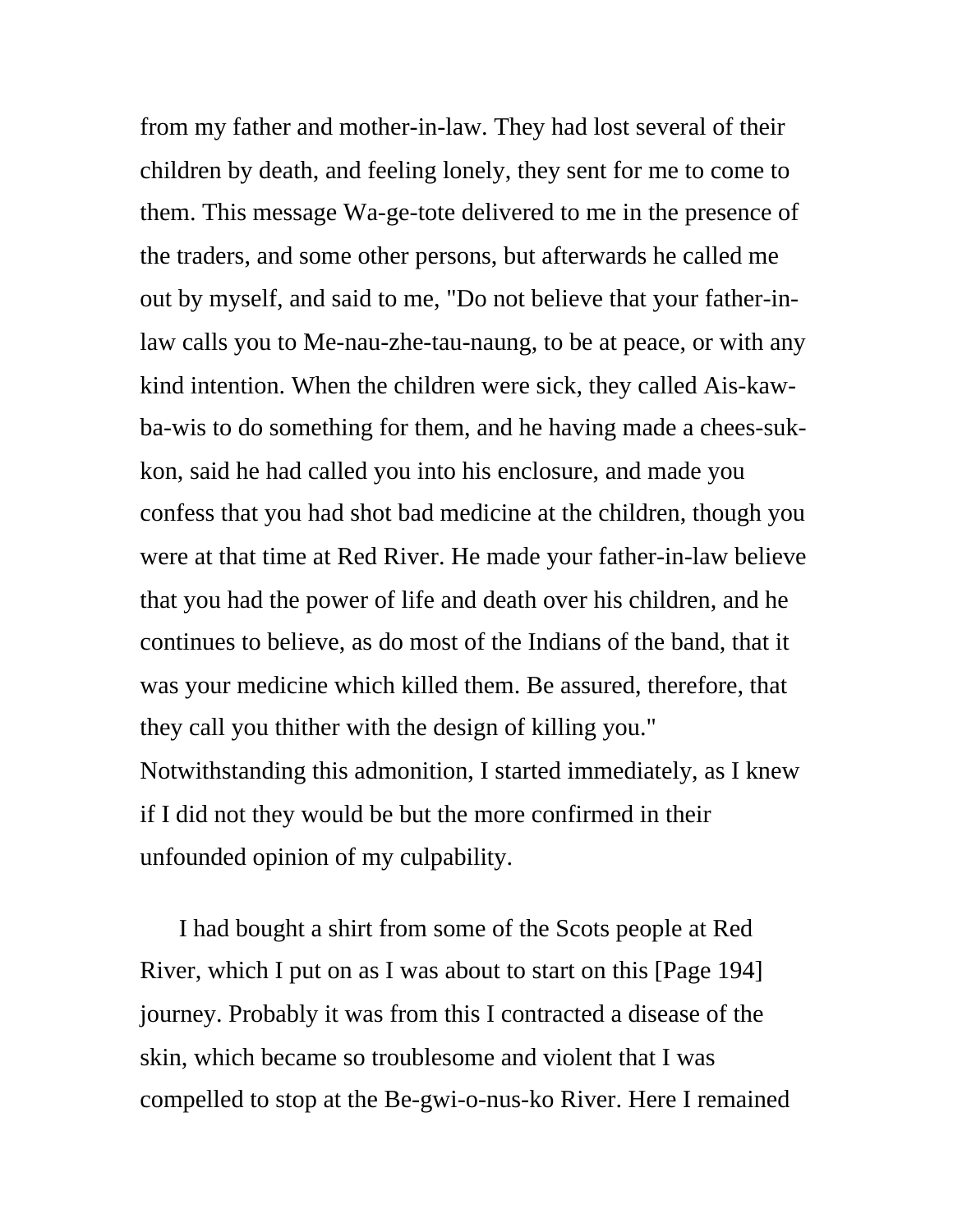from my father and mother-in-law. They had lost several of their children by death, and feeling lonely, they sent for me to come to them. This message Wa-ge-tote delivered to me in the presence of the traders, and some other persons, but afterwards he called me out by myself, and said to me, "Do not believe that your father-in-law calls you to Me-nau-zhe-tau-naung, to be at peace, or with any kind intention. When the children were sick, they called Ais-kaw-ba-wis to do something for them, and he having made a chees-suk-kon, said he had called you into his enclosure, and made you confess that you had shot bad medicine at the children, though you were at that time at Red River. He made your father-in-law believe that you had the power of life and death over his children, and he continues to believe, as do most of the Indians of the band, that it was your medicine which killed them. Be assured, therefore, that they call you thither with the design of killing you." Notwithstanding this admonition, I started immediately, as I knew if I did not they would be but the more confirmed in their unfounded opinion of my culpability.

I had bought a shirt from some of the Scots people at Red River, which I put on as I was about to start on this [Page 194] journey. Probably it was from this I contracted a disease of the skin, which became so troublesome and violent that I was compelled to stop at the Be-gwi-o-nus-ko River. Here I remained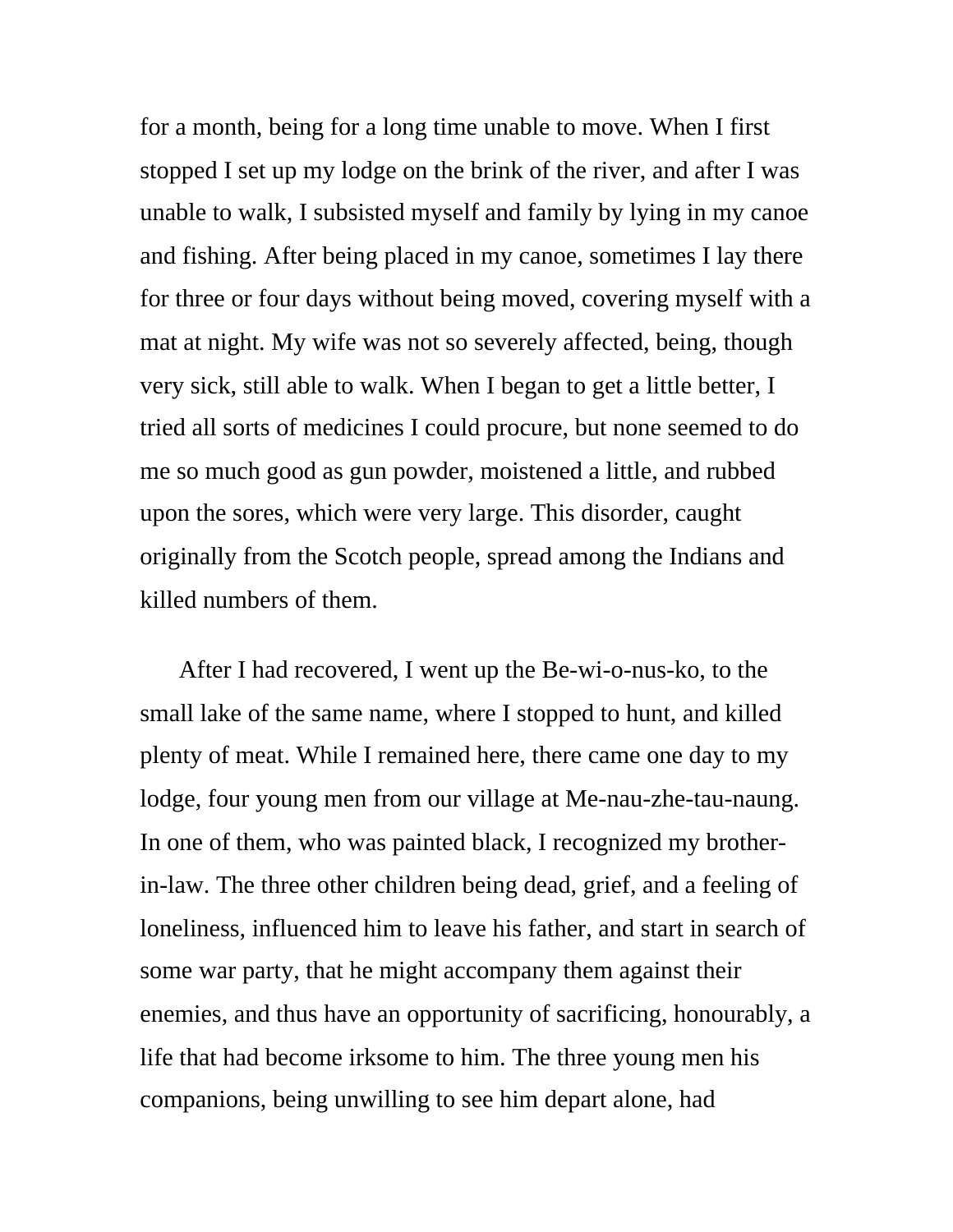for a month, being for a long time unable to move. When I first stopped I set up my lodge on the brink of the river, and after I was unable to walk, I subsisted myself and family by lying in my canoe and fishing. After being placed in my canoe, sometimes I lay there for three or four days without being moved, covering myself with a mat at night. My wife was not so severely affected, being, though very sick, still able to walk. When I began to get a little better, I tried all sorts of medicines I could procure, but none seemed to do me so much good as gun powder, moistened a little, and rubbed upon the sores, which were very large. This disorder, caught originally from the Scotch people, spread among the Indians and killed numbers of them.

After I had recovered, I went up the Be-wi-o-nus-ko, to the small lake of the same name, where I stopped to hunt, and killed plenty of meat. While I remained here, there came one day to my lodge, four young men from our village at Me-nau-zhe-tau-naung. In one of them, who was painted black, I recognized my brother-in-law. The three other children being dead, grief, and a feeling of loneliness, influenced him to leave his father, and start in search of some war party, that he might accompany them against their enemies, and thus have an opportunity of sacrificing, honourably, a life that had become irksome to him. The three young men his companions, being unwilling to see him depart alone, had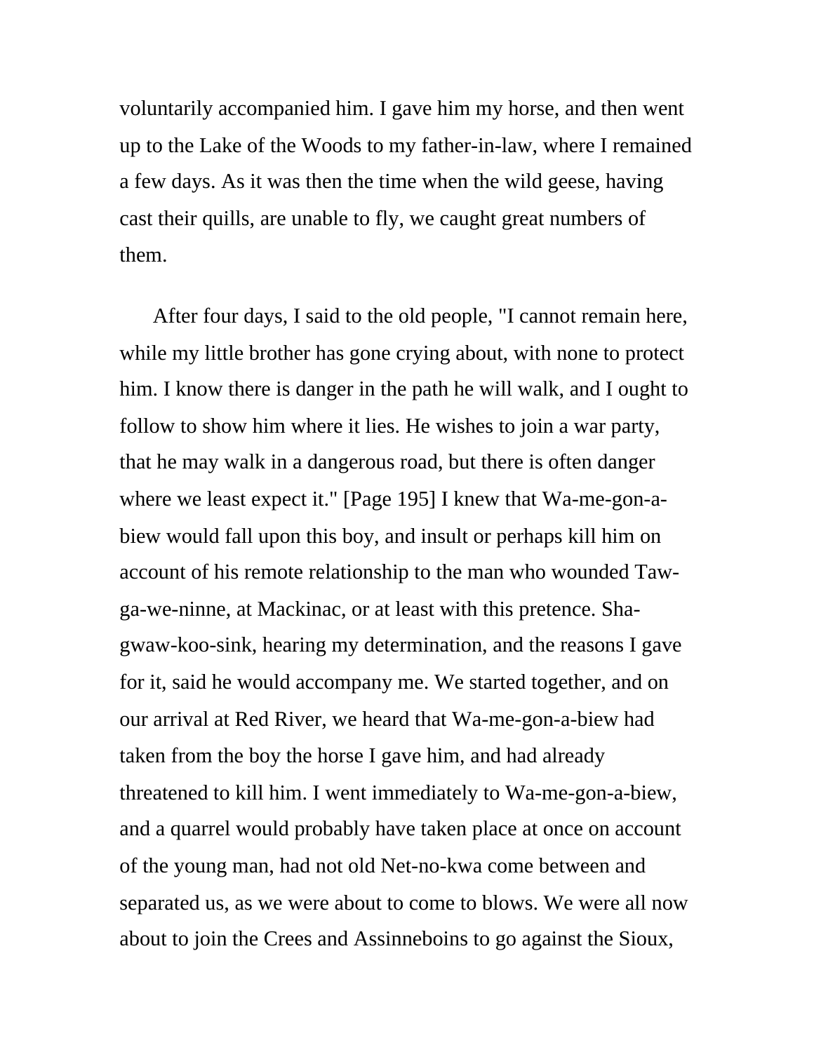voluntarily accompanied him. I gave him my horse, and then went up to the Lake of the Woods to my father-in-law, where I remained a few days. As it was then the time when the wild geese, having cast their quills, are unable to fly, we caught great numbers of them.

After four days, I said to the old people, "I cannot remain here, while my little brother has gone crying about, with none to protect him. I know there is danger in the path he will walk, and I ought to follow to show him where it lies. He wishes to join a war party, that he may walk in a dangerous road, but there is often danger where we least expect it." [Page 195] I knew that Wa-me-gon-a-biew would fall upon this boy, and insult or perhaps kill him on account of his remote relationship to the man who wounded Taw-ga-we-ninne, at Mackinac, or at least with this pretence. Sha-gwaw-koo-sink, hearing my determination, and the reasons I gave for it, said he would accompany me. We started together, and on our arrival at Red River, we heard that Wa-me-gon-a-biew had taken from the boy the horse I gave him, and had already threatened to kill him. I went immediately to Wa-me-gon-a-biew, and a quarrel would probably have taken place at once on account of the young man, had not old Net-no-kwa come between and separated us, as we were about to come to blows. We were all now about to join the Crees and Assinneboins to go against the Sioux,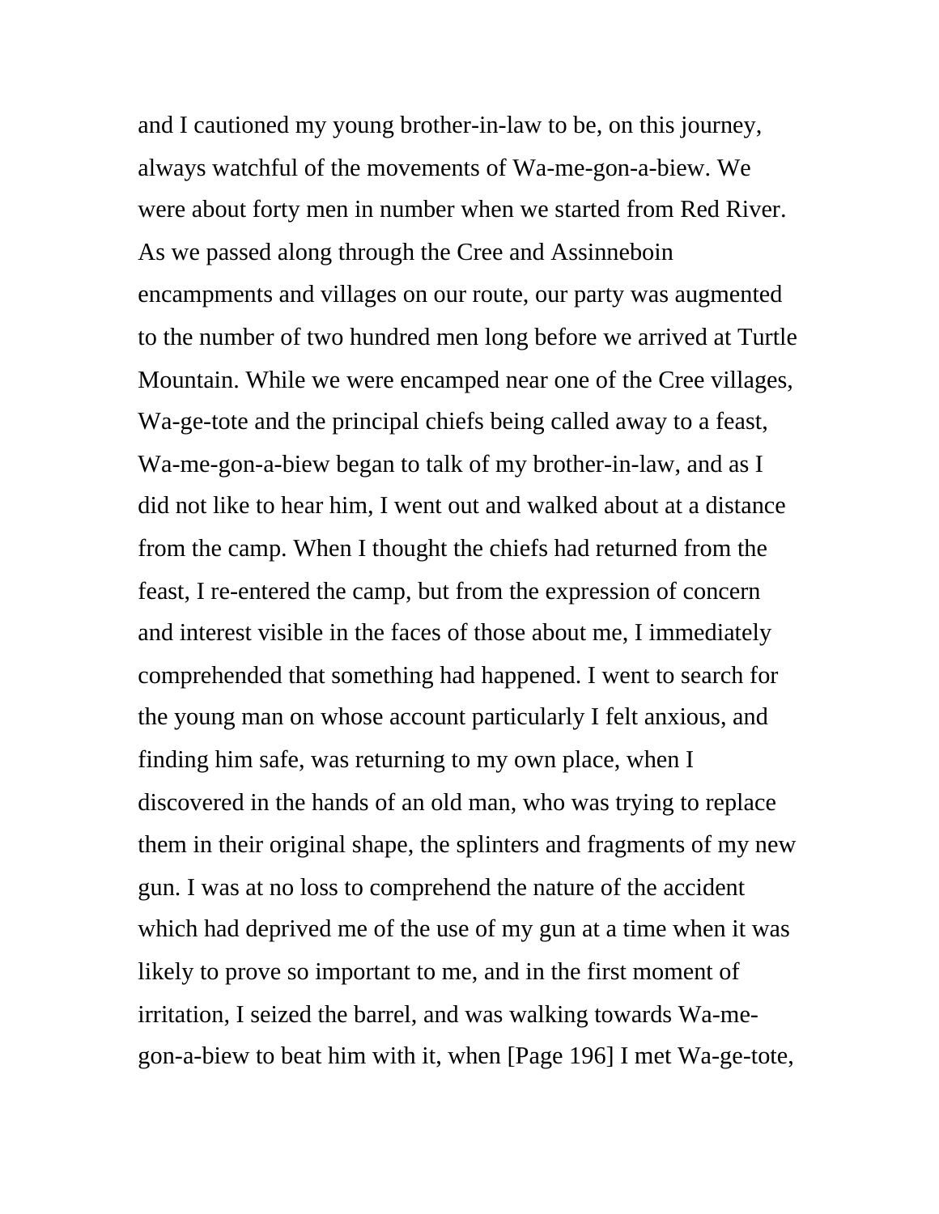and I cautioned my young brother-in-law to be, on this journey, always watchful of the movements of Wa-me-gon-a-biew. We were about forty men in number when we started from Red River. As we passed along through the Cree and Assinneboin encampments and villages on our route, our party was augmented to the number of two hundred men long before we arrived at Turtle Mountain. While we were encamped near one of the Cree villages, Wa-ge-tote and the principal chiefs being called away to a feast, Wa-me-gon-a-biew began to talk of my brother-in-law, and as I did not like to hear him, I went out and walked about at a distance from the camp. When I thought the chiefs had returned from the feast, I re-entered the camp, but from the expression of concern and interest visible in the faces of those about me, I immediately comprehended that something had happened. I went to search for the young man on whose account particularly I felt anxious, and finding him safe, was returning to my own place, when I discovered in the hands of an old man, who was trying to replace them in their original shape, the splinters and fragments of my new gun. I was at no loss to comprehend the nature of the accident which had deprived me of the use of my gun at a time when it was likely to prove so important to me, and in the first moment of irritation, I seized the barrel, and was walking towards Wa-me-gon-a-biew to beat him with it, when [Page 196] I met Wa-ge-tote,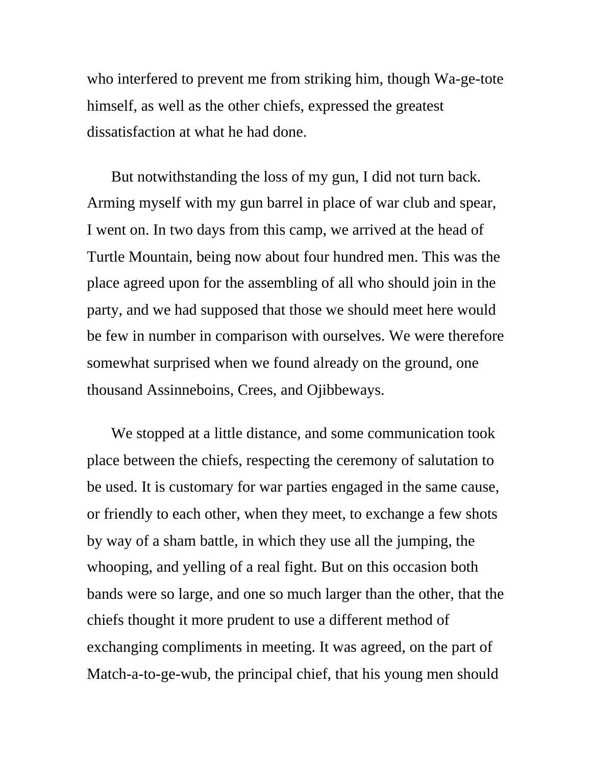who interfered to prevent me from striking him, though Wa-ge-tote himself, as well as the other chiefs, expressed the greatest dissatisfaction at what he had done.

But notwithstanding the loss of my gun, I did not turn back. Arming myself with my gun barrel in place of war club and spear, I went on. In two days from this camp, we arrived at the head of Turtle Mountain, being now about four hundred men. This was the place agreed upon for the assembling of all who should join in the party, and we had supposed that those we should meet here would be few in number in comparison with ourselves. We were therefore somewhat surprised when we found already on the ground, one thousand Assinneboins, Crees, and Ojibbeways.

We stopped at a little distance, and some communication took place between the chiefs, respecting the ceremony of salutation to be used. It is customary for war parties engaged in the same cause, or friendly to each other, when they meet, to exchange a few shots by way of a sham battle, in which they use all the jumping, the whooping, and yelling of a real fight. But on this occasion both bands were so large, and one so much larger than the other, that the chiefs thought it more prudent to use a different method of exchanging compliments in meeting. It was agreed, on the part of Match-a-to-ge-wub, the principal chief, that his young men should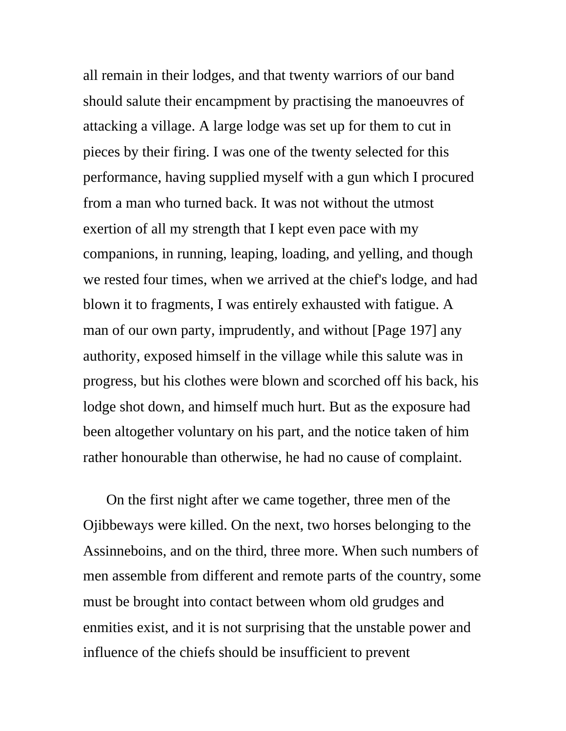all remain in their lodges, and that twenty warriors of our band should salute their encampment by practising the manoeuvres of attacking a village. A large lodge was set up for them to cut in pieces by their firing. I was one of the twenty selected for this performance, having supplied myself with a gun which I procured from a man who turned back. It was not without the utmost exertion of all my strength that I kept even pace with my companions, in running, leaping, loading, and yelling, and though we rested four times, when we arrived at the chief's lodge, and had blown it to fragments, I was entirely exhausted with fatigue. A man of our own party, imprudently, and without [Page 197] any authority, exposed himself in the village while this salute was in progress, but his clothes were blown and scorched off his back, his lodge shot down, and himself much hurt. But as the exposure had been altogether voluntary on his part, and the notice taken of him rather honourable than otherwise, he had no cause of complaint.

On the first night after we came together, three men of the Ojibbeways were killed. On the next, two horses belonging to the Assinneboins, and on the third, three more. When such numbers of men assemble from different and remote parts of the country, some must be brought into contact between whom old grudges and enmities exist, and it is not surprising that the unstable power and influence of the chiefs should be insufficient to prevent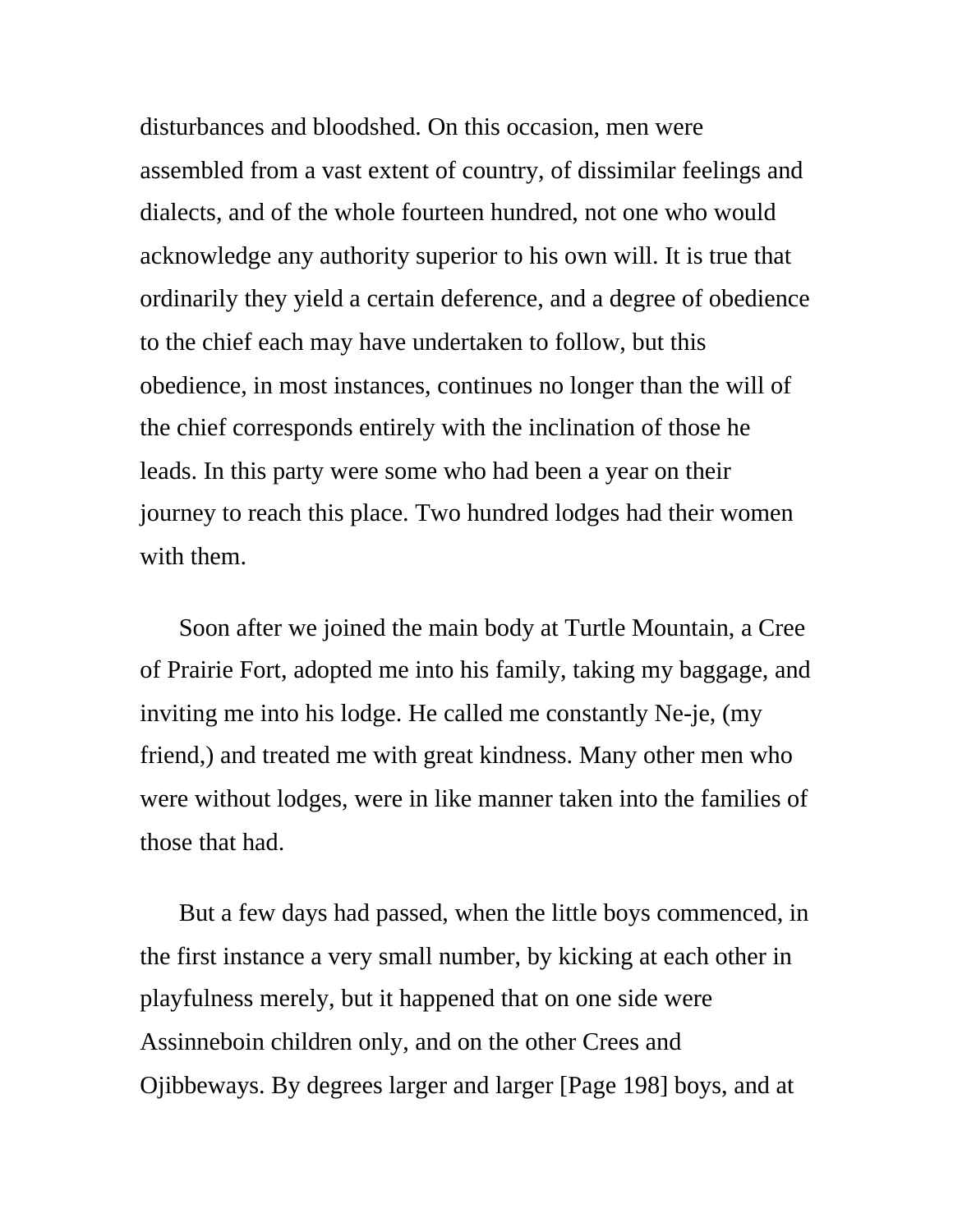disturbances and bloodshed. On this occasion, men were assembled from a vast extent of country, of dissimilar feelings and dialects, and of the whole fourteen hundred, not one who would acknowledge any authority superior to his own will. It is true that ordinarily they yield a certain deference, and a degree of obedience to the chief each may have undertaken to follow, but this obedience, in most instances, continues no longer than the will of the chief corresponds entirely with the inclination of those he leads. In this party were some who had been a year on their journey to reach this place. Two hundred lodges had their women with them.

Soon after we joined the main body at Turtle Mountain, a Cree of Prairie Fort, adopted me into his family, taking my baggage, and inviting me into his lodge. He called me constantly Ne-je, (my friend,) and treated me with great kindness. Many other men who were without lodges, were in like manner taken into the families of those that had.

But a few days had passed, when the little boys commenced, in the first instance a very small number, by kicking at each other in playfulness merely, but it happened that on one side were Assinneboin children only, and on the other Crees and Ojibbeways. By degrees larger and larger [Page 198] boys, and at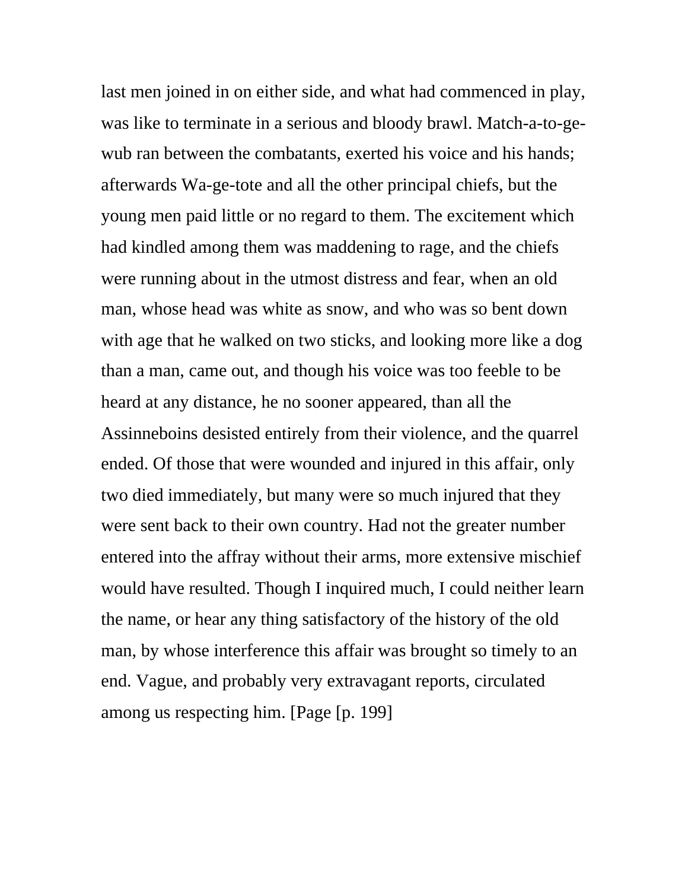last men joined in on either side, and what had commenced in play, was like to terminate in a serious and bloody brawl. Match-a-to-ge-wub ran between the combatants, exerted his voice and his hands; afterwards Wa-ge-tote and all the other principal chiefs, but the young men paid little or no regard to them. The excitement which had kindled among them was maddening to rage, and the chiefs were running about in the utmost distress and fear, when an old man, whose head was white as snow, and who was so bent down with age that he walked on two sticks, and looking more like a dog than a man, came out, and though his voice was too feeble to be heard at any distance, he no sooner appeared, than all the Assinneboins desisted entirely from their violence, and the quarrel ended. Of those that were wounded and injured in this affair, only two died immediately, but many were so much injured that they were sent back to their own country. Had not the greater number entered into the affray without their arms, more extensive mischief would have resulted. Though I inquired much, I could neither learn the name, or hear any thing satisfactory of the history of the old man, by whose interference this affair was brought so timely to an end. Vague, and probably very extravagant reports, circulated among us respecting him. [Page [p. 199]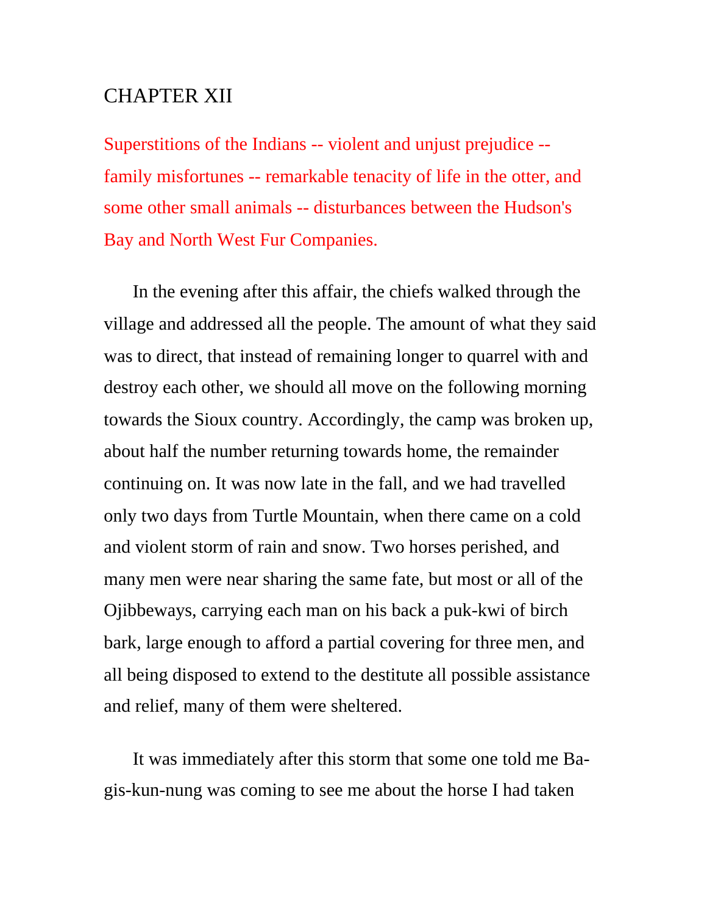# CHAPTER XII

Superstitions of the Indians -- violent and unjust prejudice -- family misfortunes -- remarkable tenacity of life in the otter, and some other small animals -- disturbances between the Hudson's Bay and North West Fur Companies.

In the evening after this affair, the chiefs walked through the village and addressed all the people. The amount of what they said was to direct, that instead of remaining longer to quarrel with and destroy each other, we should all move on the following morning towards the Sioux country. Accordingly, the camp was broken up, about half the number returning towards home, the remainder continuing on. It was now late in the fall, and we had travelled only two days from Turtle Mountain, when there came on a cold and violent storm of rain and snow. Two horses perished, and many men were near sharing the same fate, but most or all of the Ojibbeways, carrying each man on his back a puk-kwi of birch bark, large enough to afford a partial covering for three men, and all being disposed to extend to the destitute all possible assistance and relief, many of them were sheltered.

It was immediately after this storm that some one told me Ba-gis-kun-nung was coming to see me about the horse I had taken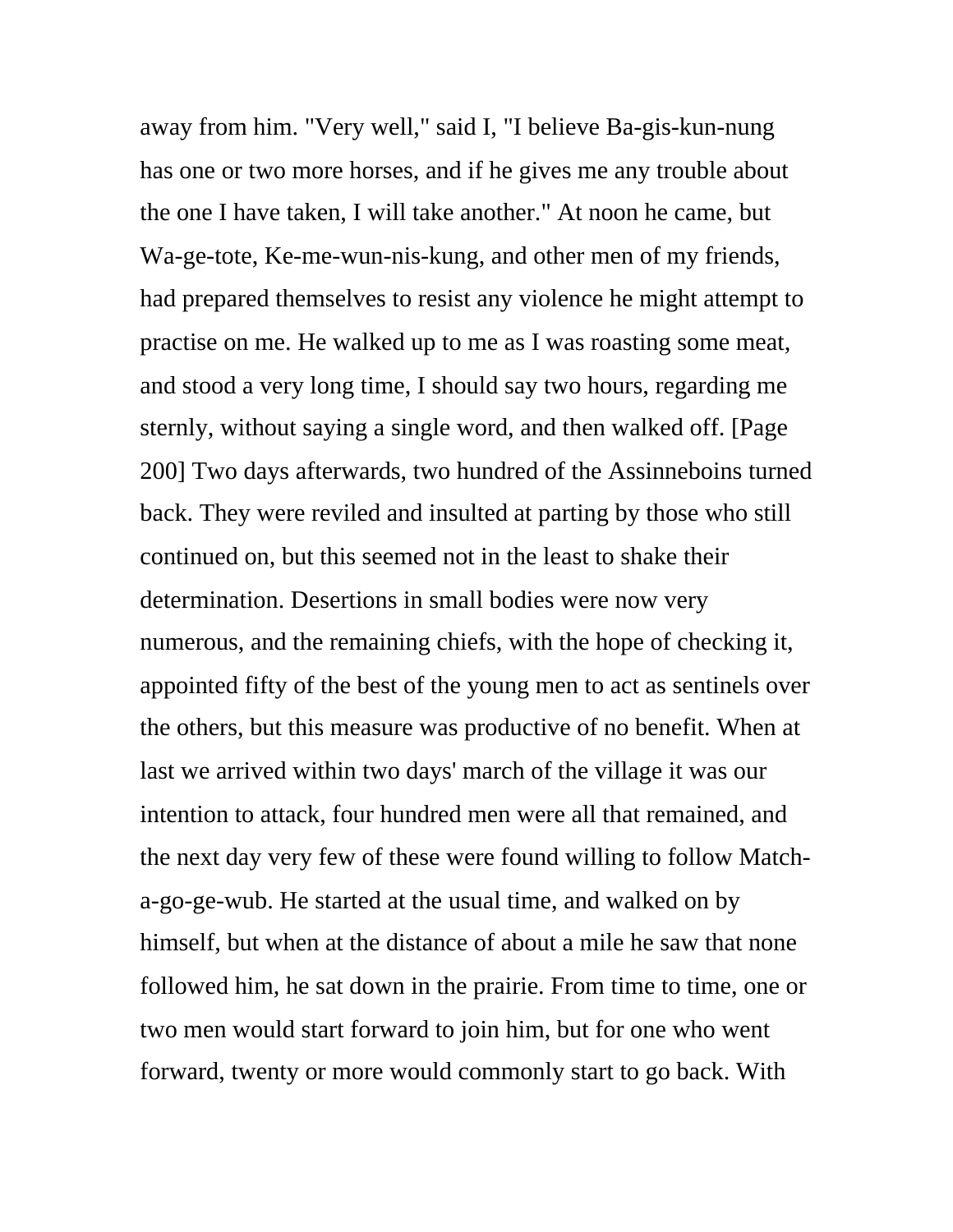away from him. "Very well," said I, "I believe Ba-gis-kun-nung has one or two more horses, and if he gives me any trouble about the one I have taken, I will take another." At noon he came, but Wa-ge-tote, Ke-me-wun-nis-kung, and other men of my friends, had prepared themselves to resist any violence he might attempt to practise on me. He walked up to me as I was roasting some meat, and stood a very long time, I should say two hours, regarding me sternly, without saying a single word, and then walked off. [Page 200] Two days afterwards, two hundred of the Assinneboins turned back. They were reviled and insulted at parting by those who still continued on, but this seemed not in the least to shake their determination. Desertions in small bodies were now very numerous, and the remaining chiefs, with the hope of checking it, appointed fifty of the best of the young men to act as sentinels over the others, but this measure was productive of no benefit. When at last we arrived within two days' march of the village it was our intention to attack, four hundred men were all that remained, and the next day very few of these were found willing to follow Match-a-go-ge-wub. He started at the usual time, and walked on by himself, but when at the distance of about a mile he saw that none followed him, he sat down in the prairie. From time to time, one or two men would start forward to join him, but for one who went forward, twenty or more would commonly start to go back. With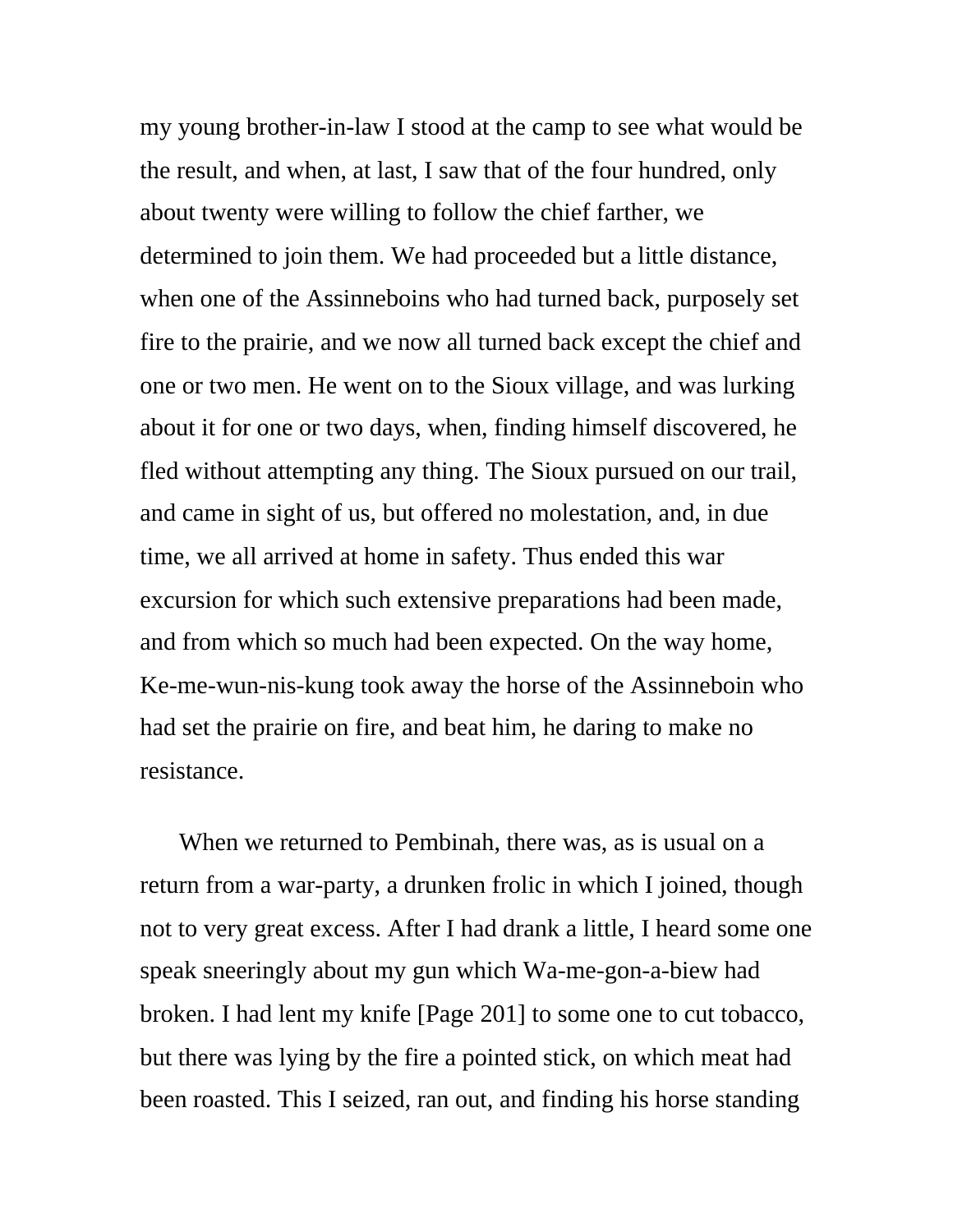my young brother-in-law I stood at the camp to see what would be the result, and when, at last, I saw that of the four hundred, only about twenty were willing to follow the chief farther, we determined to join them. We had proceeded but a little distance, when one of the Assinneboins who had turned back, purposely set fire to the prairie, and we now all turned back except the chief and one or two men. He went on to the Sioux village, and was lurking about it for one or two days, when, finding himself discovered, he fled without attempting any thing. The Sioux pursued on our trail, and came in sight of us, but offered no molestation, and, in due time, we all arrived at home in safety. Thus ended this war excursion for which such extensive preparations had been made, and from which so much had been expected. On the way home, Ke-me-wun-nis-kung took away the horse of the Assinneboin who had set the prairie on fire, and beat him, he daring to make no resistance.

When we returned to Pembinah, there was, as is usual on a return from a war-party, a drunken frolic in which I joined, though not to very great excess. After I had drank a little, I heard some one speak sneeringly about my gun which Wa-me-gon-a-biew had broken. I had lent my knife [Page 201] to some one to cut tobacco, but there was lying by the fire a pointed stick, on which meat had been roasted. This I seized, ran out, and finding his horse standing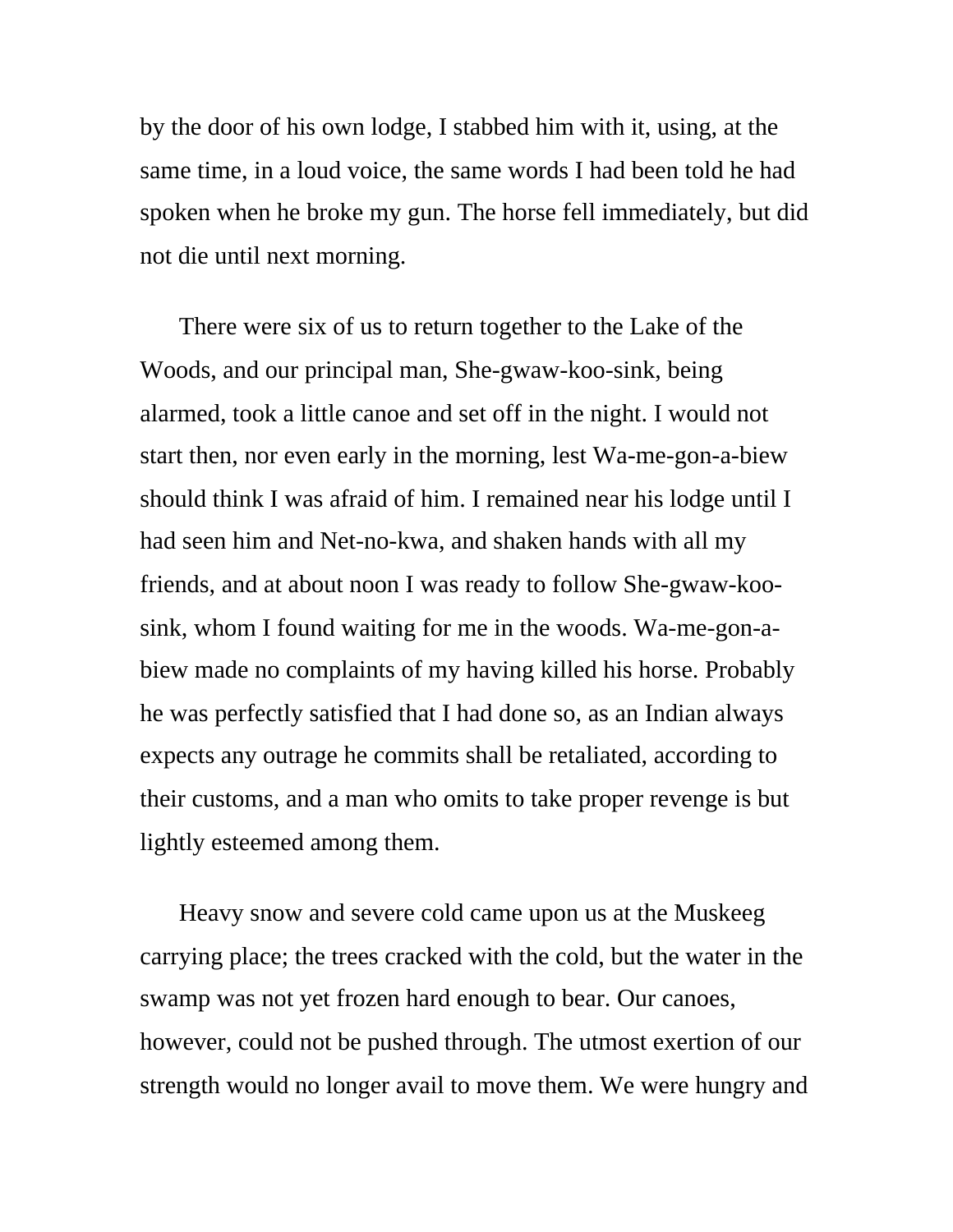by the door of his own lodge, I stabbed him with it, using, at the same time, in a loud voice, the same words I had been told he had spoken when he broke my gun. The horse fell immediately, but did not die until next morning.

There were six of us to return together to the Lake of the Woods, and our principal man, She-gwaw-koo-sink, being alarmed, took a little canoe and set off in the night. I would not start then, nor even early in the morning, lest Wa-me-gon-a-biew should think I was afraid of him. I remained near his lodge until I had seen him and Net-no-kwa, and shaken hands with all my friends, and at about noon I was ready to follow She-gwaw-koo-sink, whom I found waiting for me in the woods. Wa-me-gon-a-biew made no complaints of my having killed his horse. Probably he was perfectly satisfied that I had done so, as an Indian always expects any outrage he commits shall be retaliated, according to their customs, and a man who omits to take proper revenge is but lightly esteemed among them.

Heavy snow and severe cold came upon us at the Muskeeg carrying place; the trees cracked with the cold, but the water in the swamp was not yet frozen hard enough to bear. Our canoes, however, could not be pushed through. The utmost exertion of our strength would no longer avail to move them. We were hungry and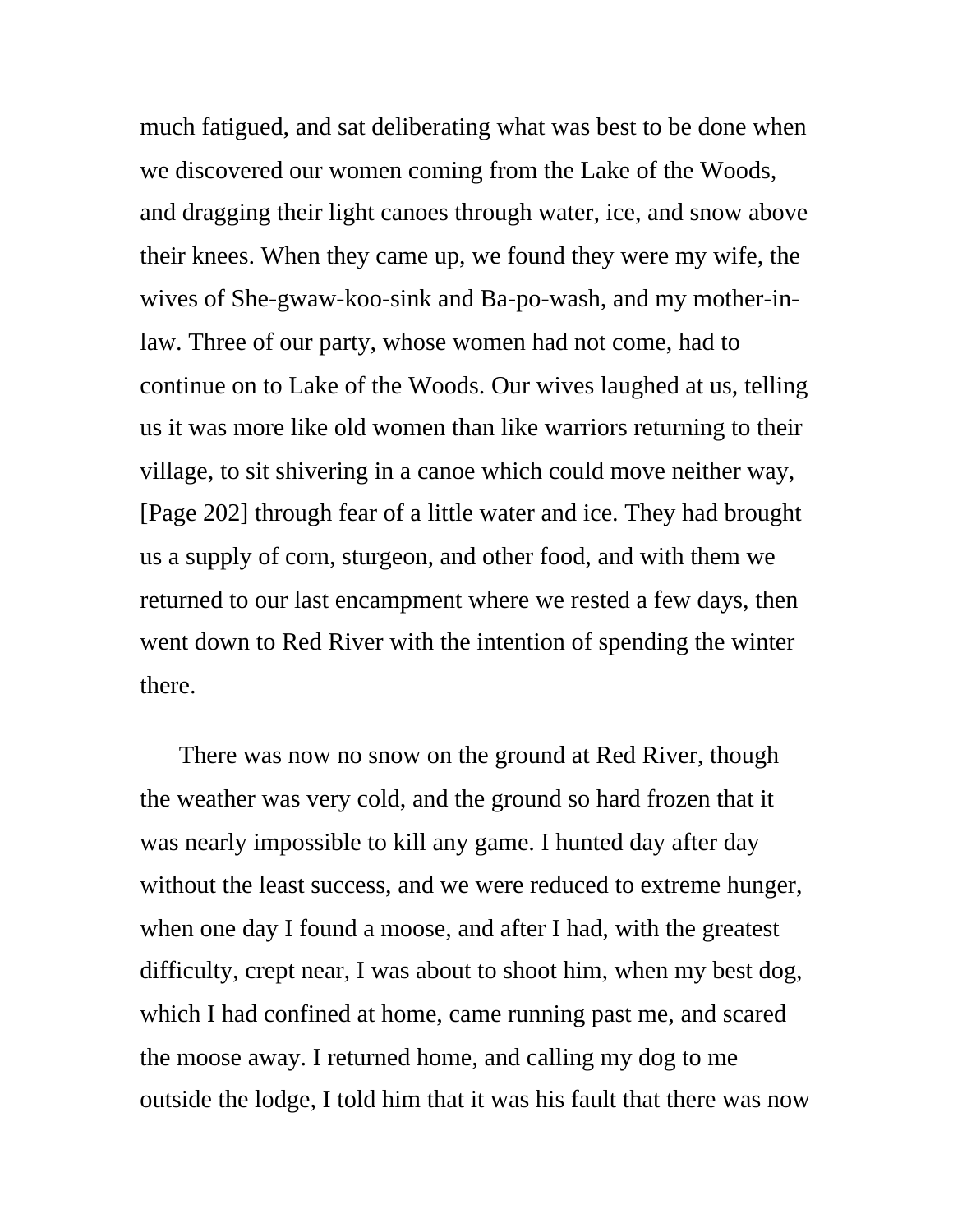much fatigued, and sat deliberating what was best to be done when we discovered our women coming from the Lake of the Woods, and dragging their light canoes through water, ice, and snow above their knees. When they came up, we found they were my wife, the wives of She-gwaw-koo-sink and Ba-po-wash, and my mother-in-law. Three of our party, whose women had not come, had to continue on to Lake of the Woods. Our wives laughed at us, telling us it was more like old women than like warriors returning to their village, to sit shivering in a canoe which could move neither way, [Page 202] through fear of a little water and ice. They had brought us a supply of corn, sturgeon, and other food, and with them we returned to our last encampment where we rested a few days, then went down to Red River with the intention of spending the winter there.

There was now no snow on the ground at Red River, though the weather was very cold, and the ground so hard frozen that it was nearly impossible to kill any game. I hunted day after day without the least success, and we were reduced to extreme hunger, when one day I found a moose, and after I had, with the greatest difficulty, crept near, I was about to shoot him, when my best dog, which I had confined at home, came running past me, and scared the moose away. I returned home, and calling my dog to me outside the lodge, I told him that it was his fault that there was now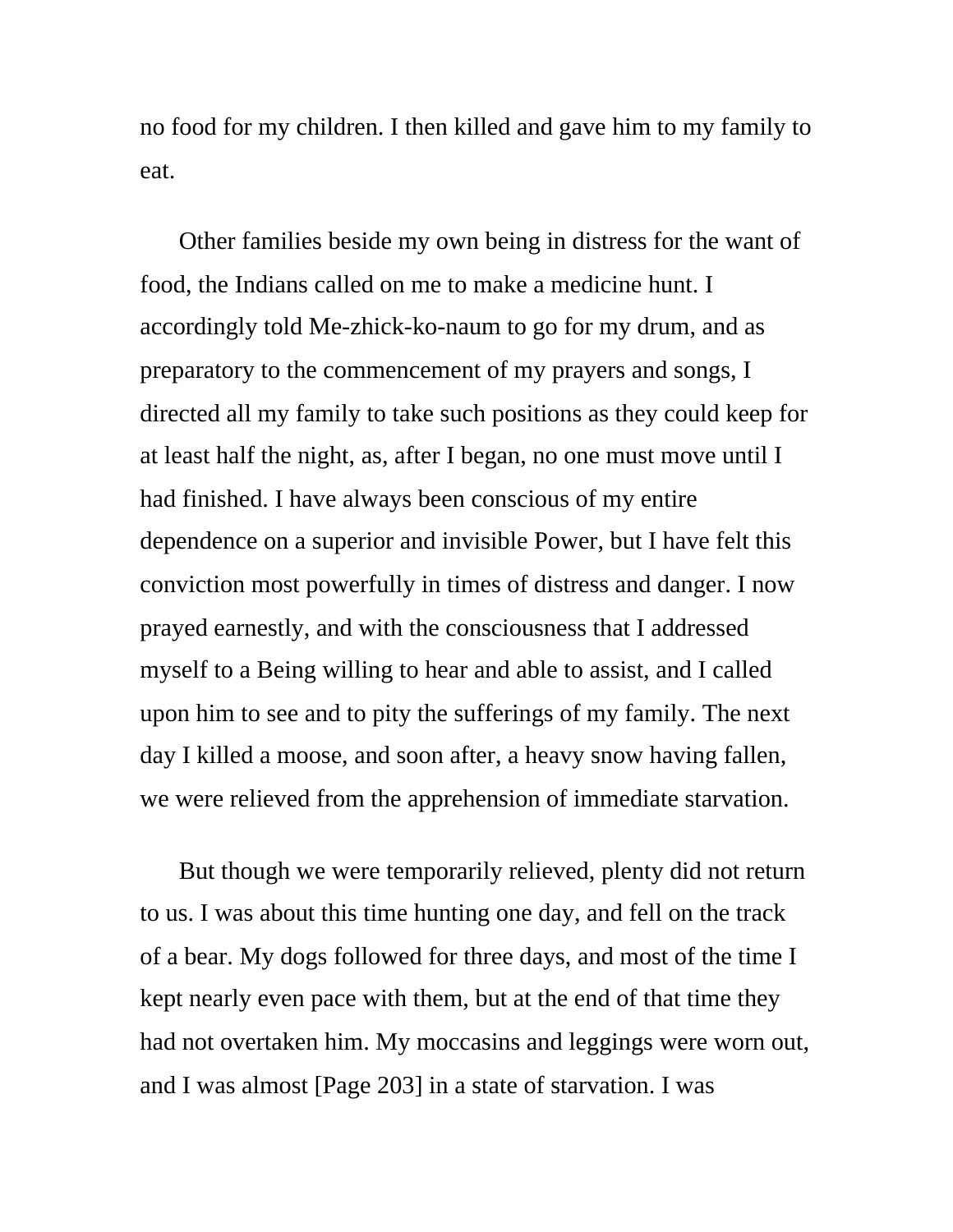no food for my children. I then killed and gave him to my family to eat.

Other families beside my own being in distress for the want of food, the Indians called on me to make a medicine hunt. I accordingly told Me-zhick-ko-naum to go for my drum, and as preparatory to the commencement of my prayers and songs, I directed all my family to take such positions as they could keep for at least half the night, as, after I began, no one must move until I had finished. I have always been conscious of my entire dependence on a superior and invisible Power, but I have felt this conviction most powerfully in times of distress and danger. I now prayed earnestly, and with the consciousness that I addressed myself to a Being willing to hear and able to assist, and I called upon him to see and to pity the sufferings of my family. The next day I killed a moose, and soon after, a heavy snow having fallen, we were relieved from the apprehension of immediate starvation.

But though we were temporarily relieved, plenty did not return to us. I was about this time hunting one day, and fell on the track of a bear. My dogs followed for three days, and most of the time I kept nearly even pace with them, but at the end of that time they had not overtaken him. My moccasins and leggings were worn out, and I was almost [Page 203] in a state of starvation. I was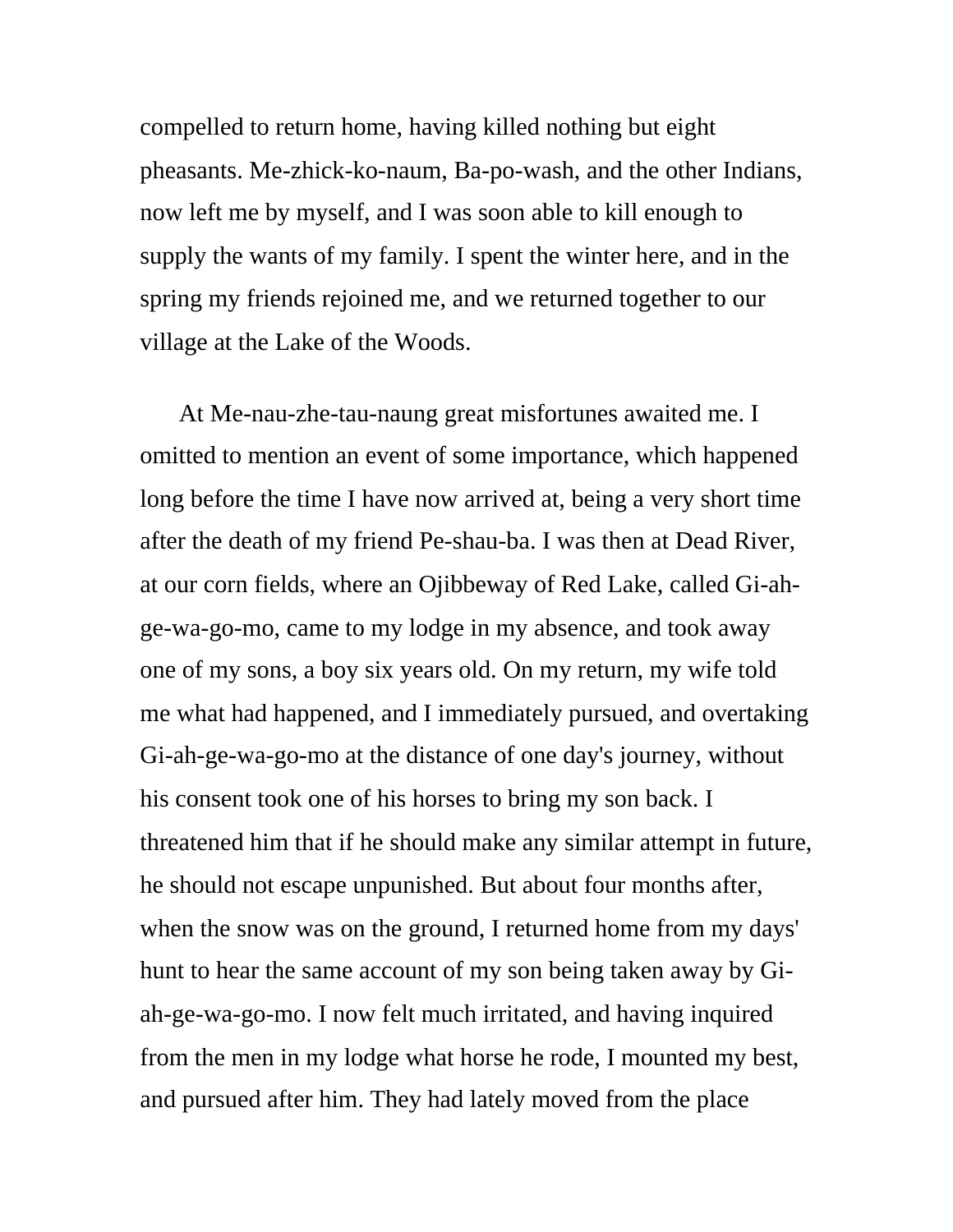compelled to return home, having killed nothing but eight pheasants. Me-zhick-ko-naum, Ba-po-wash, and the other Indians, now left me by myself, and I was soon able to kill enough to supply the wants of my family. I spent the winter here, and in the spring my friends rejoined me, and we returned together to our village at the Lake of the Woods.

At Me-nau-zhe-tau-naung great misfortunes awaited me. I omitted to mention an event of some importance, which happened long before the time I have now arrived at, being a very short time after the death of my friend Pe-shau-ba. I was then at Dead River, at our corn fields, where an Ojibbeway of Red Lake, called Gi-ah-ge-wa-go-mo, came to my lodge in my absence, and took away one of my sons, a boy six years old. On my return, my wife told me what had happened, and I immediately pursued, and overtaking Gi-ah-ge-wa-go-mo at the distance of one day's journey, without his consent took one of his horses to bring my son back. I threatened him that if he should make any similar attempt in future, he should not escape unpunished. But about four months after, when the snow was on the ground, I returned home from my days' hunt to hear the same account of my son being taken away by Gi-ah-ge-wa-go-mo. I now felt much irritated, and having inquired from the men in my lodge what horse he rode, I mounted my best, and pursued after him. They had lately moved from the place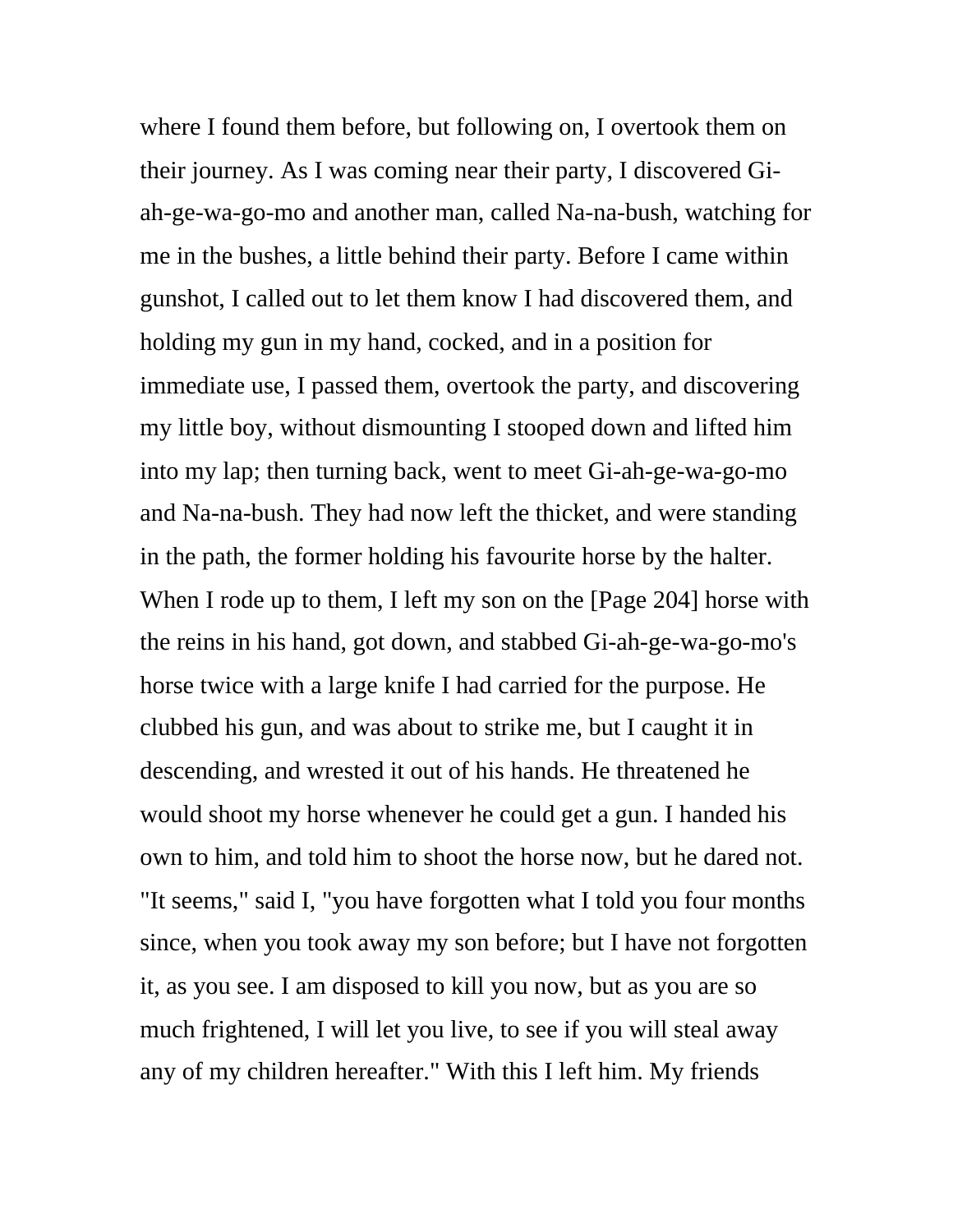where I found them before, but following on, I overtook them on their journey. As I was coming near their party, I discovered Gi-ah-ge-wa-go-mo and another man, called Na-na-bush, watching for me in the bushes, a little behind their party. Before I came within gunshot, I called out to let them know I had discovered them, and holding my gun in my hand, cocked, and in a position for immediate use, I passed them, overtook the party, and discovering my little boy, without dismounting I stooped down and lifted him into my lap; then turning back, went to meet Gi-ah-ge-wa-go-mo and Na-na-bush. They had now left the thicket, and were standing in the path, the former holding his favourite horse by the halter. When I rode up to them, I left my son on the [Page 204] horse with the reins in his hand, got down, and stabbed Gi-ah-ge-wa-go-mo's horse twice with a large knife I had carried for the purpose. He clubbed his gun, and was about to strike me, but I caught it in descending, and wrested it out of his hands. He threatened he would shoot my horse whenever he could get a gun. I handed his own to him, and told him to shoot the horse now, but he dared not. "It seems," said I, "you have forgotten what I told you four months since, when you took away my son before; but I have not forgotten it, as you see. I am disposed to kill you now, but as you are so much frightened, I will let you live, to see if you will steal away any of my children hereafter." With this I left him. My friends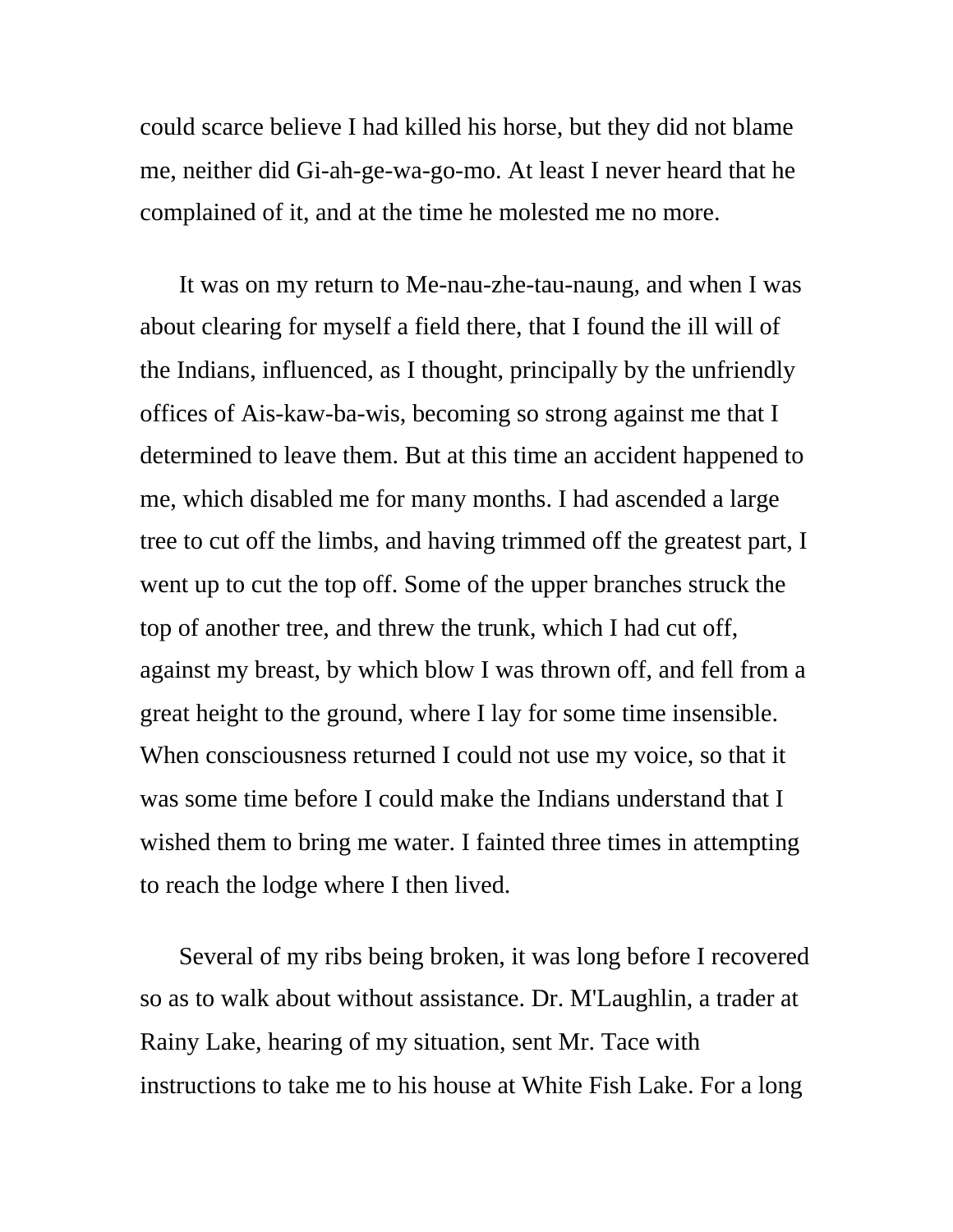could scarce believe I had killed his horse, but they did not blame me, neither did Gi-ah-ge-wa-go-mo. At least I never heard that he complained of it, and at the time he molested me no more.

It was on my return to Me-nau-zhe-tau-naung, and when I was about clearing for myself a field there, that I found the ill will of the Indians, influenced, as I thought, principally by the unfriendly offices of Ais-kaw-ba-wis, becoming so strong against me that I determined to leave them. But at this time an accident happened to me, which disabled me for many months. I had ascended a large tree to cut off the limbs, and having trimmed off the greatest part, I went up to cut the top off. Some of the upper branches struck the top of another tree, and threw the trunk, which I had cut off, against my breast, by which blow I was thrown off, and fell from a great height to the ground, where I lay for some time insensible. When consciousness returned I could not use my voice, so that it was some time before I could make the Indians understand that I wished them to bring me water. I fainted three times in attempting to reach the lodge where I then lived.

Several of my ribs being broken, it was long before I recovered so as to walk about without assistance. Dr. M'Laughlin, a trader at Rainy Lake, hearing of my situation, sent Mr. Tace with instructions to take me to his house at White Fish Lake. For a long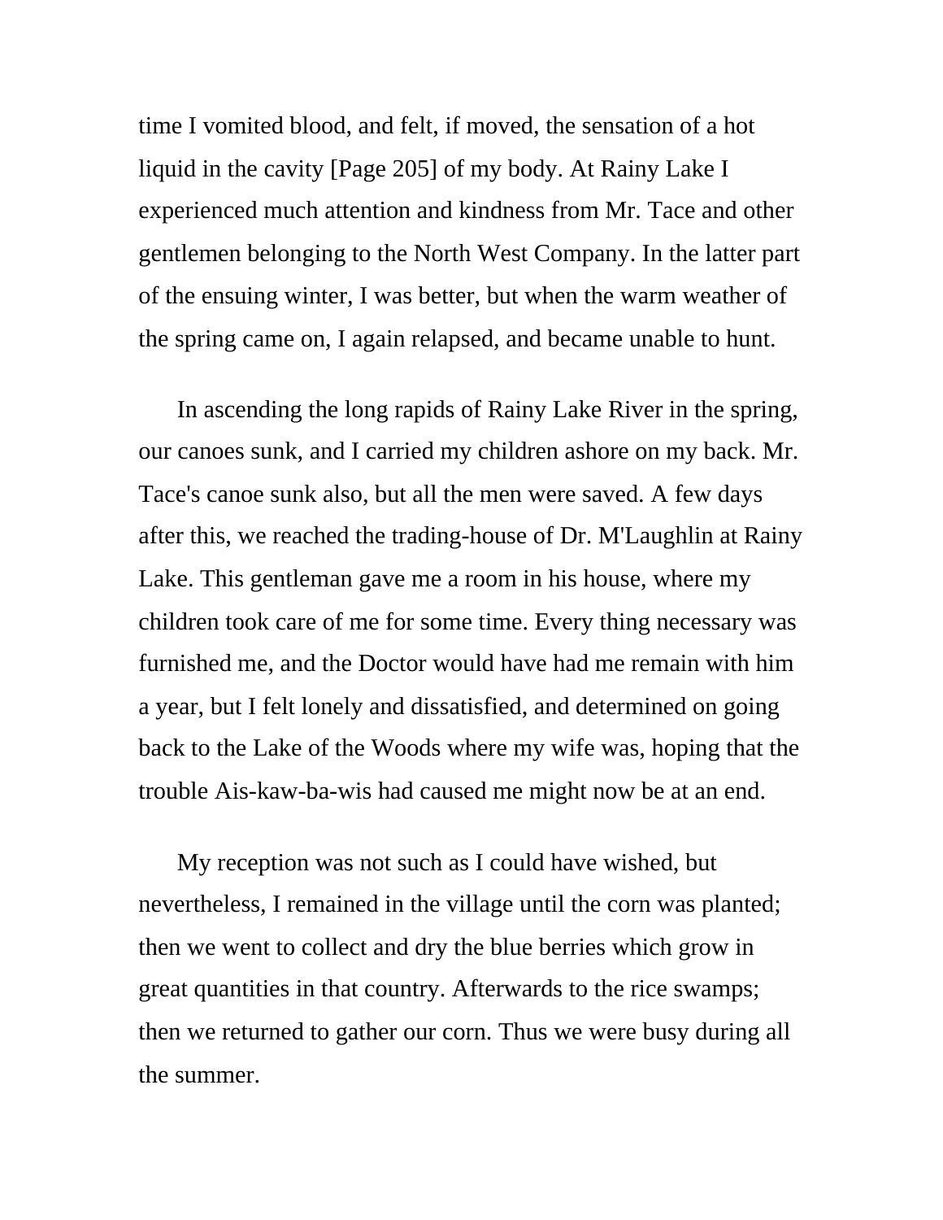time I vomited blood, and felt, if moved, the sensation of a hot liquid in the cavity [Page 205] of my body. At Rainy Lake I experienced much attention and kindness from Mr. Tace and other gentlemen belonging to the North West Company. In the latter part of the ensuing winter, I was better, but when the warm weather of the spring came on, I again relapsed, and became unable to hunt.

In ascending the long rapids of Rainy Lake River in the spring, our canoes sunk, and I carried my children ashore on my back. Mr. Tace's canoe sunk also, but all the men were saved. A few days after this, we reached the trading-house of Dr. M'Laughlin at Rainy Lake. This gentleman gave me a room in his house, where my children took care of me for some time. Every thing necessary was furnished me, and the Doctor would have had me remain with him a year, but I felt lonely and dissatisfied, and determined on going back to the Lake of the Woods where my wife was, hoping that the trouble Ais-kaw-ba-wis had caused me might now be at an end.

My reception was not such as I could have wished, but nevertheless, I remained in the village until the corn was planted; then we went to collect and dry the blue berries which grow in great quantities in that country. Afterwards to the rice swamps; then we returned to gather our corn. Thus we were busy during all the summer.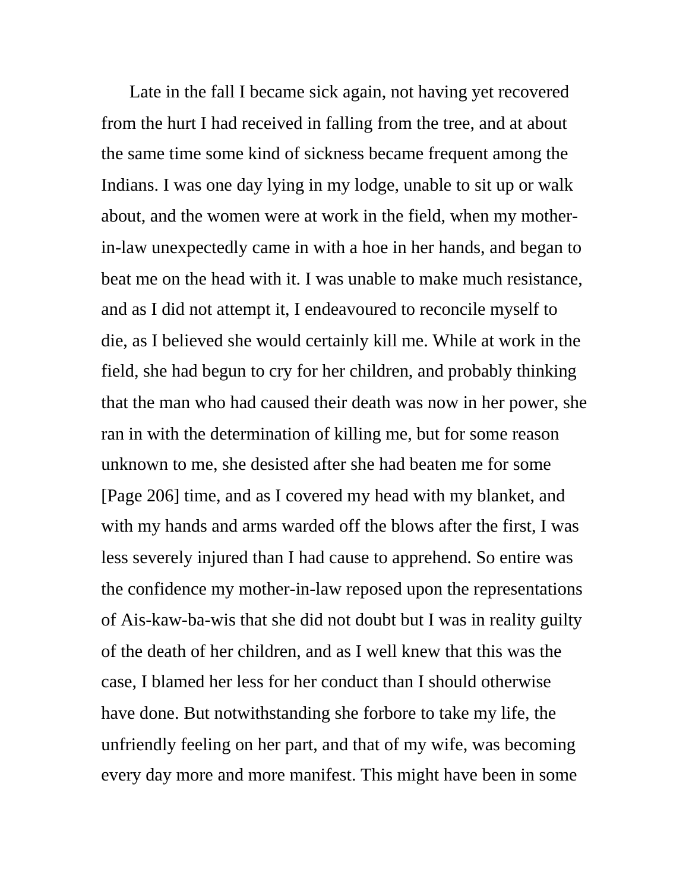Late in the fall I became sick again, not having yet recovered from the hurt I had received in falling from the tree, and at about the same time some kind of sickness became frequent among the Indians. I was one day lying in my lodge, unable to sit up or walk about, and the women were at work in the field, when my mother-in-law unexpectedly came in with a hoe in her hands, and began to beat me on the head with it. I was unable to make much resistance, and as I did not attempt it, I endeavoured to reconcile myself to die, as I believed she would certainly kill me. While at work in the field, she had begun to cry for her children, and probably thinking that the man who had caused their death was now in her power, she ran in with the determination of killing me, but for some reason unknown to me, she desisted after she had beaten me for some [Page 206] time, and as I covered my head with my blanket, and with my hands and arms warded off the blows after the first, I was less severely injured than I had cause to apprehend. So entire was the confidence my mother-in-law reposed upon the representations of Ais-kaw-ba-wis that she did not doubt but I was in reality guilty of the death of her children, and as I well knew that this was the case, I blamed her less for her conduct than I should otherwise have done. But notwithstanding she forbore to take my life, the unfriendly feeling on her part, and that of my wife, was becoming every day more and more manifest. This might have been in some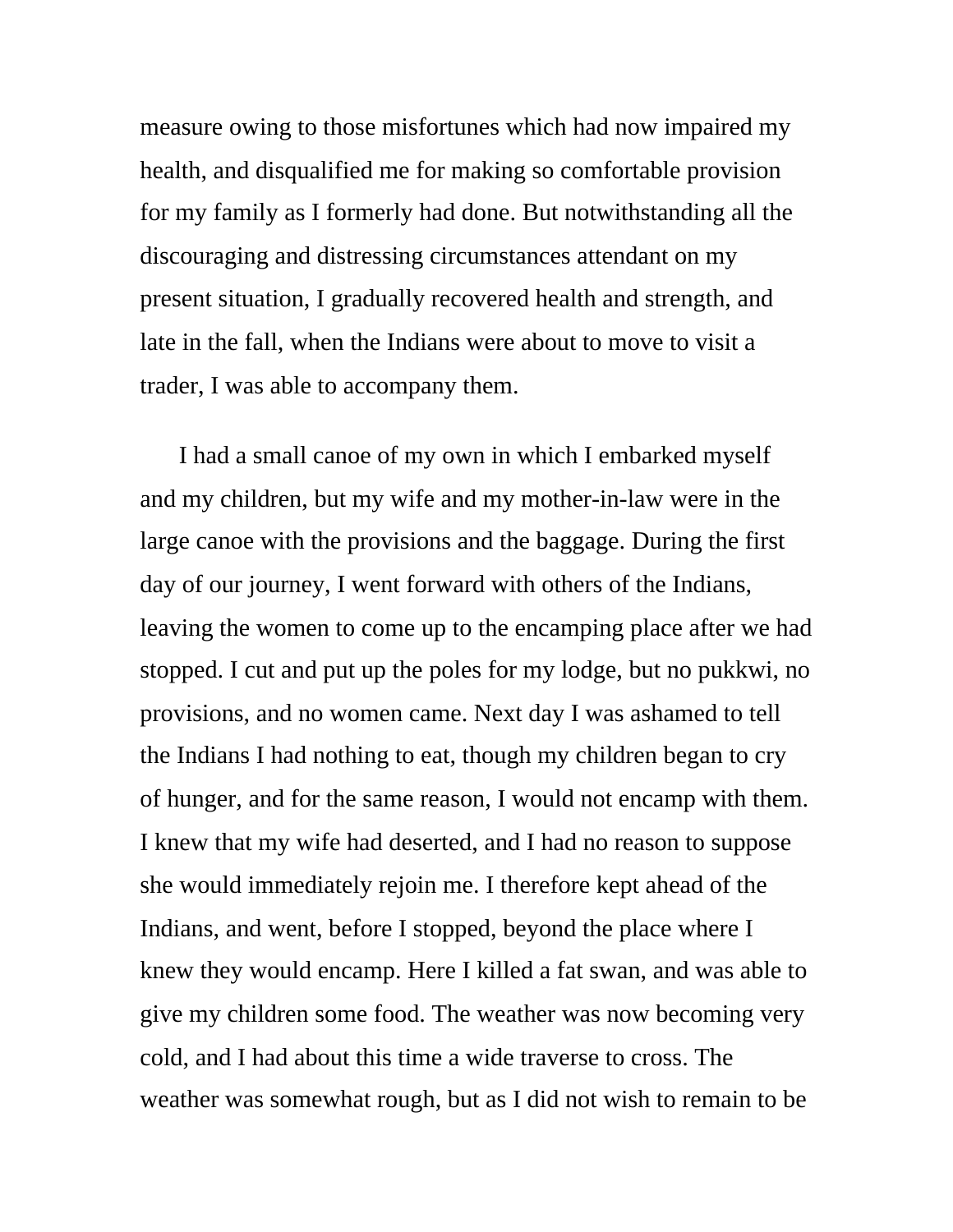measure owing to those misfortunes which had now impaired my health, and disqualified me for making so comfortable provision for my family as I formerly had done. But notwithstanding all the discouraging and distressing circumstances attendant on my present situation, I gradually recovered health and strength, and late in the fall, when the Indians were about to move to visit a trader, I was able to accompany them.

I had a small canoe of my own in which I embarked myself and my children, but my wife and my mother-in-law were in the large canoe with the provisions and the baggage. During the first day of our journey, I went forward with others of the Indians, leaving the women to come up to the encamping place after we had stopped. I cut and put up the poles for my lodge, but no pukkwi, no provisions, and no women came. Next day I was ashamed to tell the Indians I had nothing to eat, though my children began to cry of hunger, and for the same reason, I would not encamp with them. I knew that my wife had deserted, and I had no reason to suppose she would immediately rejoin me. I therefore kept ahead of the Indians, and went, before I stopped, beyond the place where I knew they would encamp. Here I killed a fat swan, and was able to give my children some food. The weather was now becoming very cold, and I had about this time a wide traverse to cross. The weather was somewhat rough, but as I did not wish to remain to be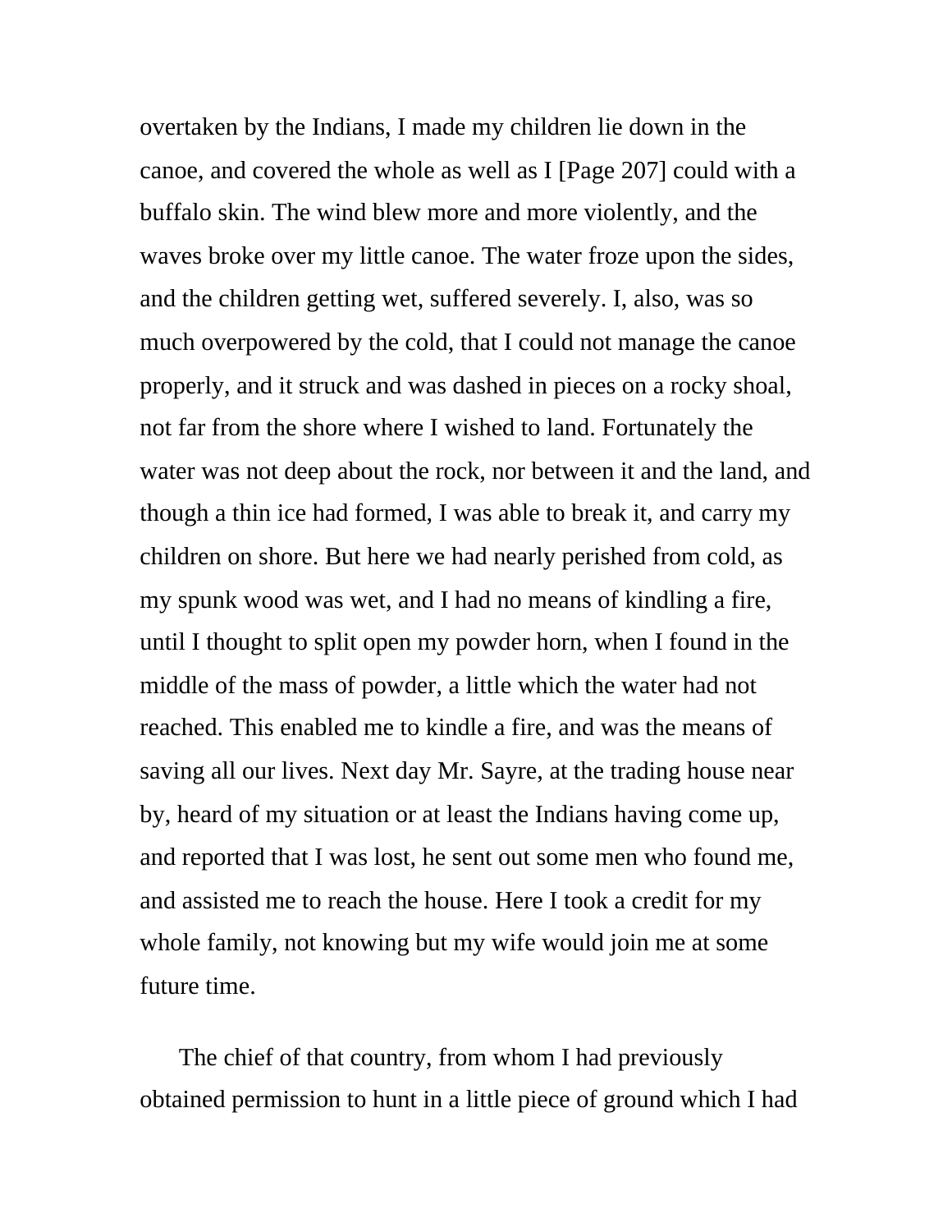overtaken by the Indians, I made my children lie down in the canoe, and covered the whole as well as I [Page 207] could with a buffalo skin. The wind blew more and more violently, and the waves broke over my little canoe. The water froze upon the sides, and the children getting wet, suffered severely. I, also, was so much overpowered by the cold, that I could not manage the canoe properly, and it struck and was dashed in pieces on a rocky shoal, not far from the shore where I wished to land. Fortunately the water was not deep about the rock, nor between it and the land, and though a thin ice had formed, I was able to break it, and carry my children on shore. But here we had nearly perished from cold, as my spunk wood was wet, and I had no means of kindling a fire, until I thought to split open my powder horn, when I found in the middle of the mass of powder, a little which the water had not reached. This enabled me to kindle a fire, and was the means of saving all our lives. Next day Mr. Sayre, at the trading house near by, heard of my situation or at least the Indians having come up, and reported that I was lost, he sent out some men who found me, and assisted me to reach the house. Here I took a credit for my whole family, not knowing but my wife would join me at some future time.

The chief of that country, from whom I had previously obtained permission to hunt in a little piece of ground which I had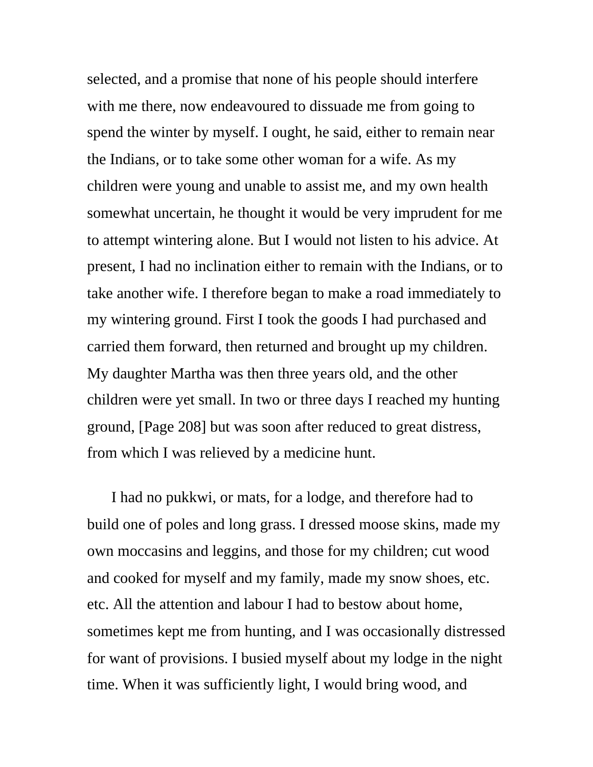selected, and a promise that none of his people should interfere with me there, now endeavoured to dissuade me from going to spend the winter by myself. I ought, he said, either to remain near the Indians, or to take some other woman for a wife. As my children were young and unable to assist me, and my own health somewhat uncertain, he thought it would be very imprudent for me to attempt wintering alone. But I would not listen to his advice. At present, I had no inclination either to remain with the Indians, or to take another wife. I therefore began to make a road immediately to my wintering ground. First I took the goods I had purchased and carried them forward, then returned and brought up my children. My daughter Martha was then three years old, and the other children were yet small. In two or three days I reached my hunting ground, [Page 208] but was soon after reduced to great distress, from which I was relieved by a medicine hunt.

I had no pukkwi, or mats, for a lodge, and therefore had to build one of poles and long grass. I dressed moose skins, made my own moccasins and leggins, and those for my children; cut wood and cooked for myself and my family, made my snow shoes, etc. etc. All the attention and labour I had to bestow about home, sometimes kept me from hunting, and I was occasionally distressed for want of provisions. I busied myself about my lodge in the night time. When it was sufficiently light, I would bring wood, and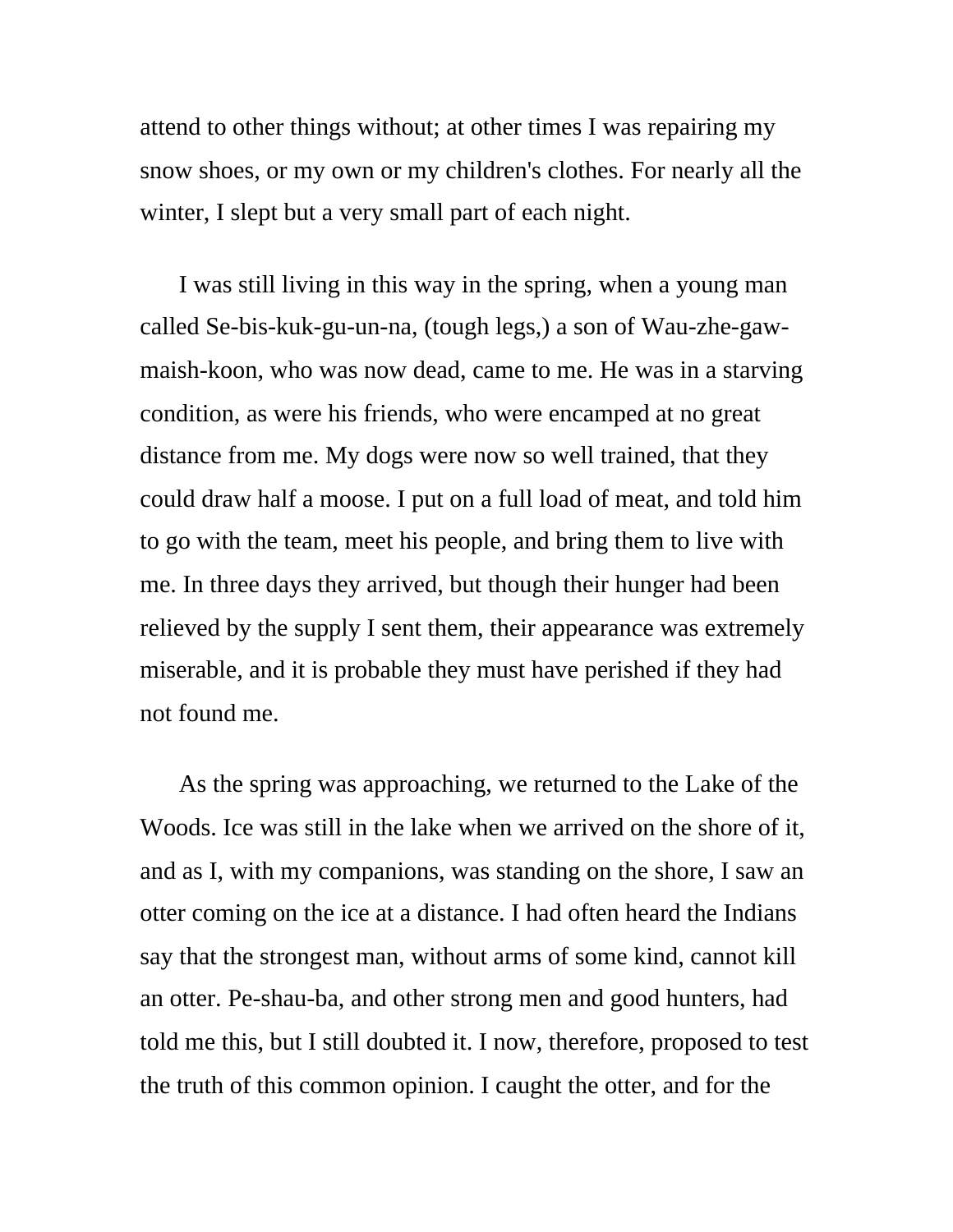attend to other things without; at other times I was repairing my snow shoes, or my own or my children's clothes. For nearly all the winter, I slept but a very small part of each night.

I was still living in this way in the spring, when a young man called Se-bis-kuk-gu-un-na, (tough legs,) a son of Wau-zhe-gaw-maish-koon, who was now dead, came to me. He was in a starving condition, as were his friends, who were encamped at no great distance from me. My dogs were now so well trained, that they could draw half a moose. I put on a full load of meat, and told him to go with the team, meet his people, and bring them to live with me. In three days they arrived, but though their hunger had been relieved by the supply I sent them, their appearance was extremely miserable, and it is probable they must have perished if they had not found me.

As the spring was approaching, we returned to the Lake of the Woods. Ice was still in the lake when we arrived on the shore of it, and as I, with my companions, was standing on the shore, I saw an otter coming on the ice at a distance. I had often heard the Indians say that the strongest man, without arms of some kind, cannot kill an otter. Pe-shau-ba, and other strong men and good hunters, had told me this, but I still doubted it. I now, therefore, proposed to test the truth of this common opinion. I caught the otter, and for the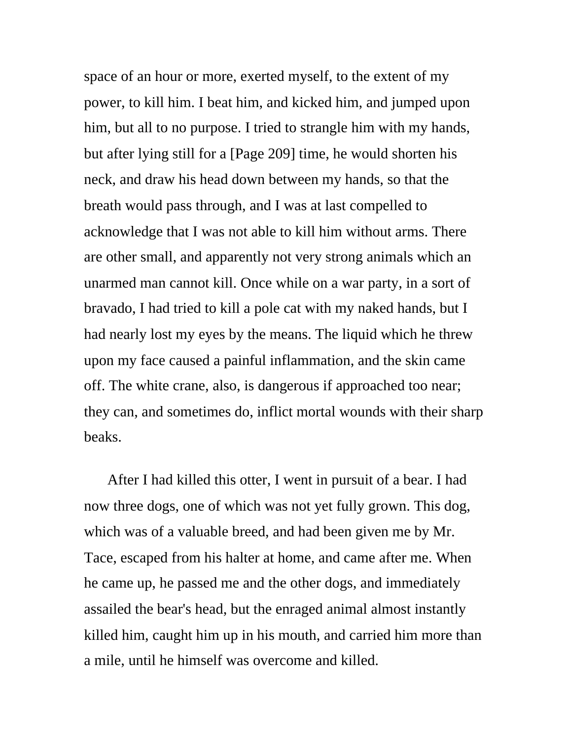space of an hour or more, exerted myself, to the extent of my power, to kill him. I beat him, and kicked him, and jumped upon him, but all to no purpose. I tried to strangle him with my hands, but after lying still for a [Page 209] time, he would shorten his neck, and draw his head down between my hands, so that the breath would pass through, and I was at last compelled to acknowledge that I was not able to kill him without arms. There are other small, and apparently not very strong animals which an unarmed man cannot kill. Once while on a war party, in a sort of bravado, I had tried to kill a pole cat with my naked hands, but I had nearly lost my eyes by the means. The liquid which he threw upon my face caused a painful inflammation, and the skin came off. The white crane, also, is dangerous if approached too near; they can, and sometimes do, inflict mortal wounds with their sharp beaks.

After I had killed this otter, I went in pursuit of a bear. I had now three dogs, one of which was not yet fully grown. This dog, which was of a valuable breed, and had been given me by Mr. Tace, escaped from his halter at home, and came after me. When he came up, he passed me and the other dogs, and immediately assailed the bear's head, but the enraged animal almost instantly killed him, caught him up in his mouth, and carried him more than a mile, until he himself was overcome and killed.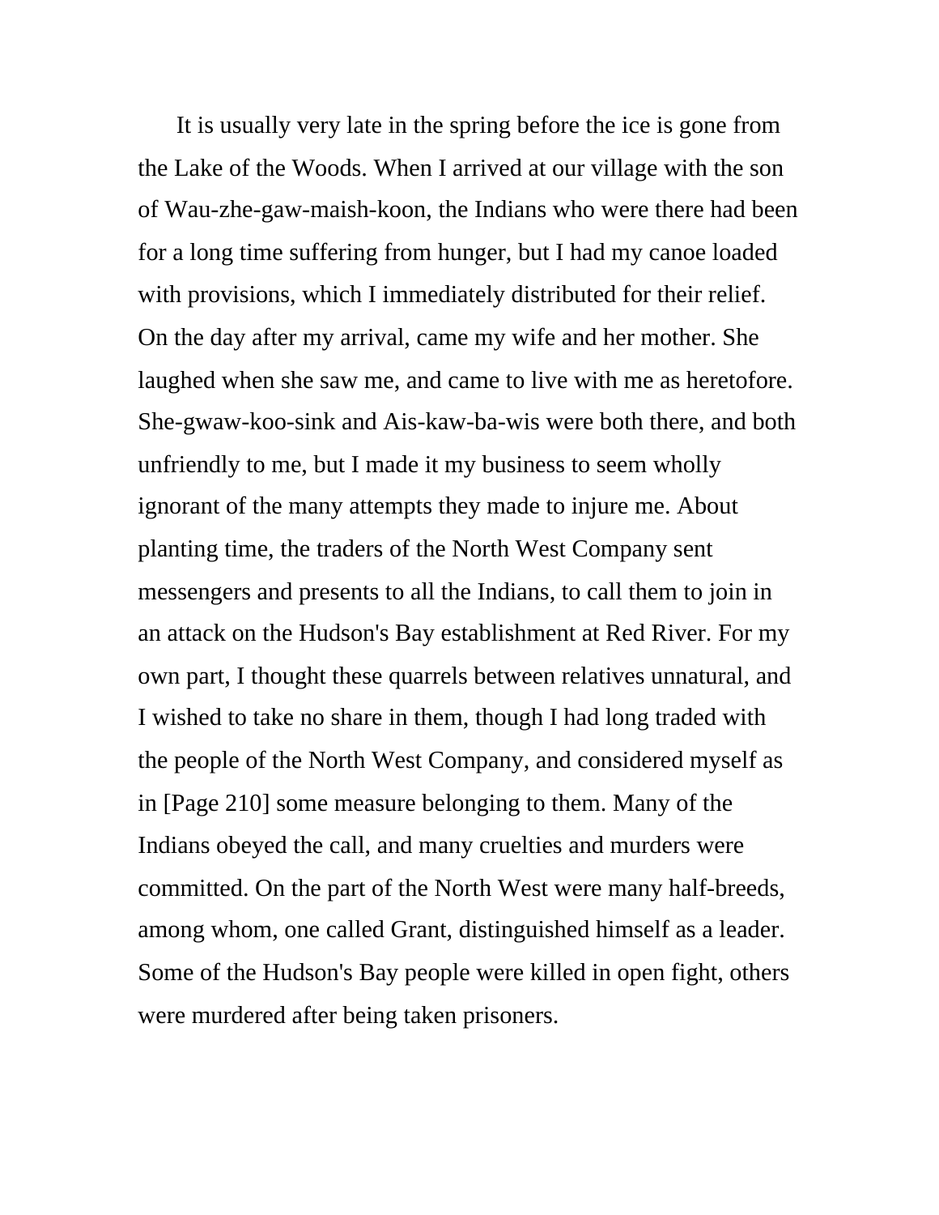It is usually very late in the spring before the ice is gone from the Lake of the Woods. When I arrived at our village with the son of Wau-zhe-gaw-maish-koon, the Indians who were there had been for a long time suffering from hunger, but I had my canoe loaded with provisions, which I immediately distributed for their relief. On the day after my arrival, came my wife and her mother. She laughed when she saw me, and came to live with me as heretofore. She-gwaw-koo-sink and Ais-kaw-ba-wis were both there, and both unfriendly to me, but I made it my business to seem wholly ignorant of the many attempts they made to injure me. About planting time, the traders of the North West Company sent messengers and presents to all the Indians, to call them to join in an attack on the Hudson's Bay establishment at Red River. For my own part, I thought these quarrels between relatives unnatural, and I wished to take no share in them, though I had long traded with the people of the North West Company, and considered myself as in [Page 210] some measure belonging to them. Many of the Indians obeyed the call, and many cruelties and murders were committed. On the part of the North West were many half-breeds, among whom, one called Grant, distinguished himself as a leader. Some of the Hudson's Bay people were killed in open fight, others were murdered after being taken prisoners.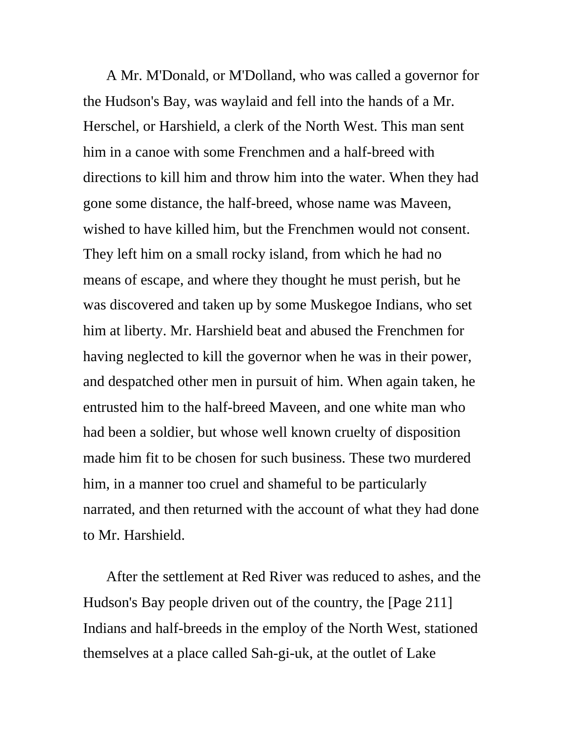A Mr. M'Donald, or M'Dolland, who was called a governor for the Hudson's Bay, was waylaid and fell into the hands of a Mr. Herschel, or Harshield, a clerk of the North West. This man sent him in a canoe with some Frenchmen and a half-breed with directions to kill him and throw him into the water. When they had gone some distance, the half-breed, whose name was Maveen, wished to have killed him, but the Frenchmen would not consent. They left him on a small rocky island, from which he had no means of escape, and where they thought he must perish, but he was discovered and taken up by some Muskegoe Indians, who set him at liberty. Mr. Harshield beat and abused the Frenchmen for having neglected to kill the governor when he was in their power, and despatched other men in pursuit of him. When again taken, he entrusted him to the half-breed Maveen, and one white man who had been a soldier, but whose well known cruelty of disposition made him fit to be chosen for such business. These two murdered him, in a manner too cruel and shameful to be particularly narrated, and then returned with the account of what they had done to Mr. Harshield.

After the settlement at Red River was reduced to ashes, and the Hudson's Bay people driven out of the country, the [Page 211] Indians and half-breeds in the employ of the North West, stationed themselves at a place called Sah-gi-uk, at the outlet of Lake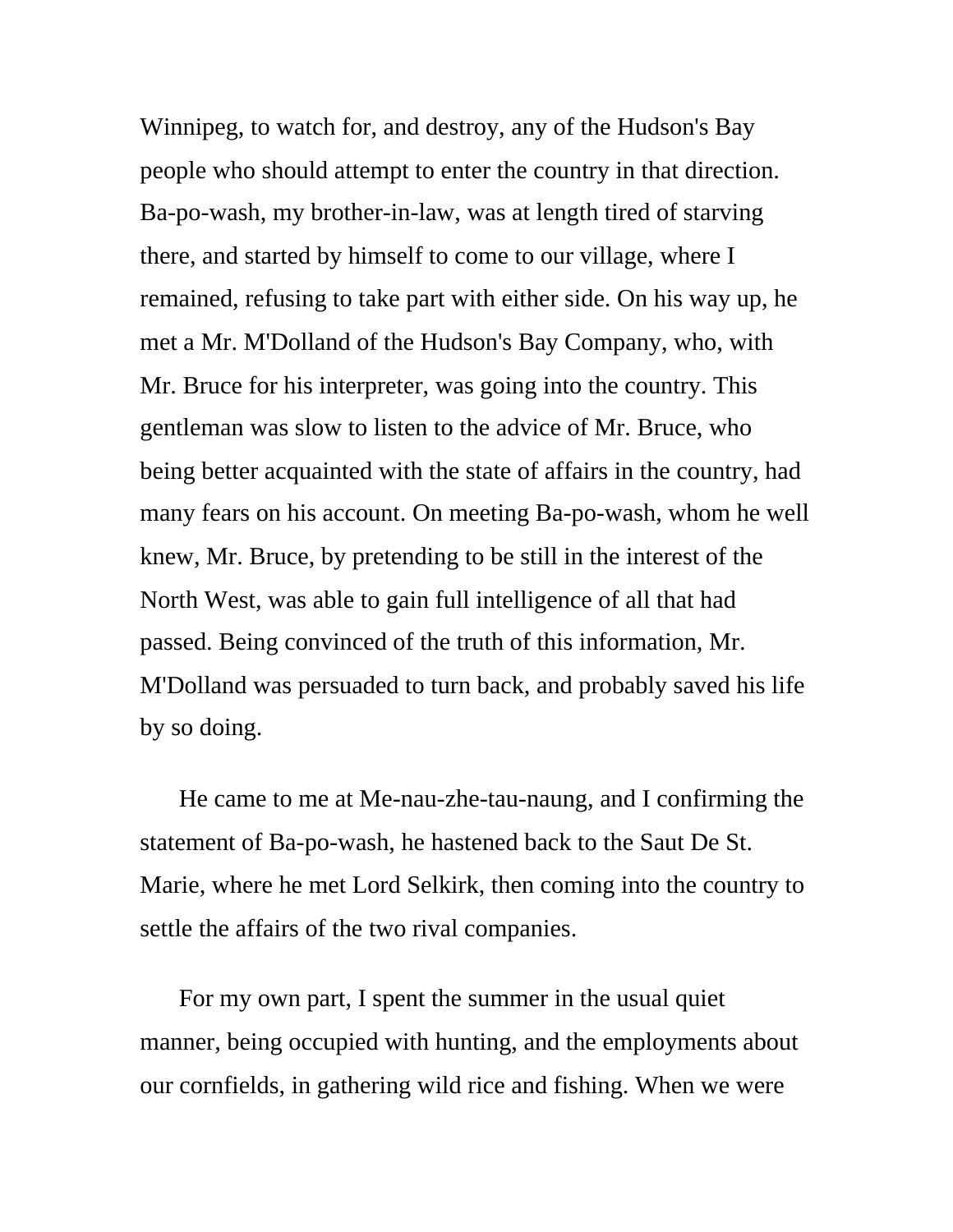Winnipeg, to watch for, and destroy, any of the Hudson's Bay people who should attempt to enter the country in that direction. Ba-po-wash, my brother-in-law, was at length tired of starving there, and started by himself to come to our village, where I remained, refusing to take part with either side. On his way up, he met a Mr. M'Dolland of the Hudson's Bay Company, who, with Mr. Bruce for his interpreter, was going into the country. This gentleman was slow to listen to the advice of Mr. Bruce, who being better acquainted with the state of affairs in the country, had many fears on his account. On meeting Ba-po-wash, whom he well knew, Mr. Bruce, by pretending to be still in the interest of the North West, was able to gain full intelligence of all that had passed. Being convinced of the truth of this information, Mr. M'Dolland was persuaded to turn back, and probably saved his life by so doing.

He came to me at Me-nau-zhe-tau-naung, and I confirming the statement of Ba-po-wash, he hastened back to the Saut De St. Marie, where he met Lord Selkirk, then coming into the country to settle the affairs of the two rival companies.

For my own part, I spent the summer in the usual quiet manner, being occupied with hunting, and the employments about our cornfields, in gathering wild rice and fishing. When we were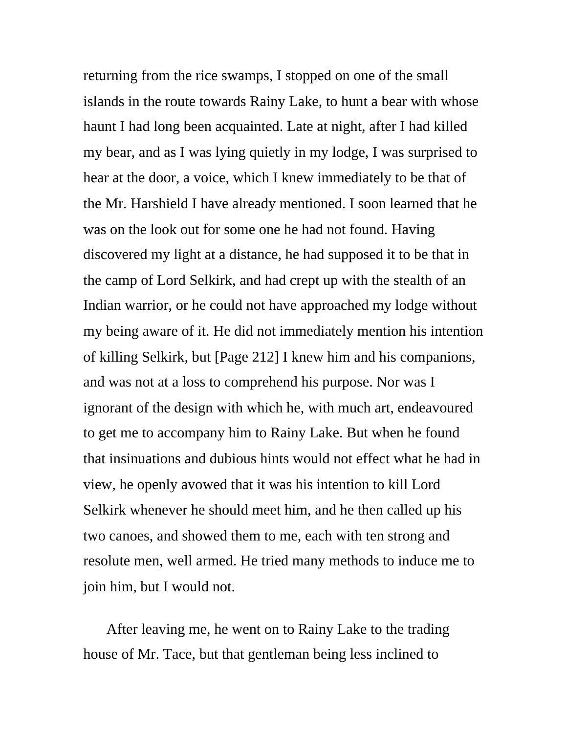returning from the rice swamps, I stopped on one of the small islands in the route towards Rainy Lake, to hunt a bear with whose haunt I had long been acquainted. Late at night, after I had killed my bear, and as I was lying quietly in my lodge, I was surprised to hear at the door, a voice, which I knew immediately to be that of the Mr. Harshield I have already mentioned. I soon learned that he was on the look out for some one he had not found. Having discovered my light at a distance, he had supposed it to be that in the camp of Lord Selkirk, and had crept up with the stealth of an Indian warrior, or he could not have approached my lodge without my being aware of it. He did not immediately mention his intention of killing Selkirk, but [Page 212] I knew him and his companions, and was not at a loss to comprehend his purpose. Nor was I ignorant of the design with which he, with much art, endeavoured to get me to accompany him to Rainy Lake. But when he found that insinuations and dubious hints would not effect what he had in view, he openly avowed that it was his intention to kill Lord Selkirk whenever he should meet him, and he then called up his two canoes, and showed them to me, each with ten strong and resolute men, well armed. He tried many methods to induce me to join him, but I would not.

After leaving me, he went on to Rainy Lake to the trading house of Mr. Tace, but that gentleman being less inclined to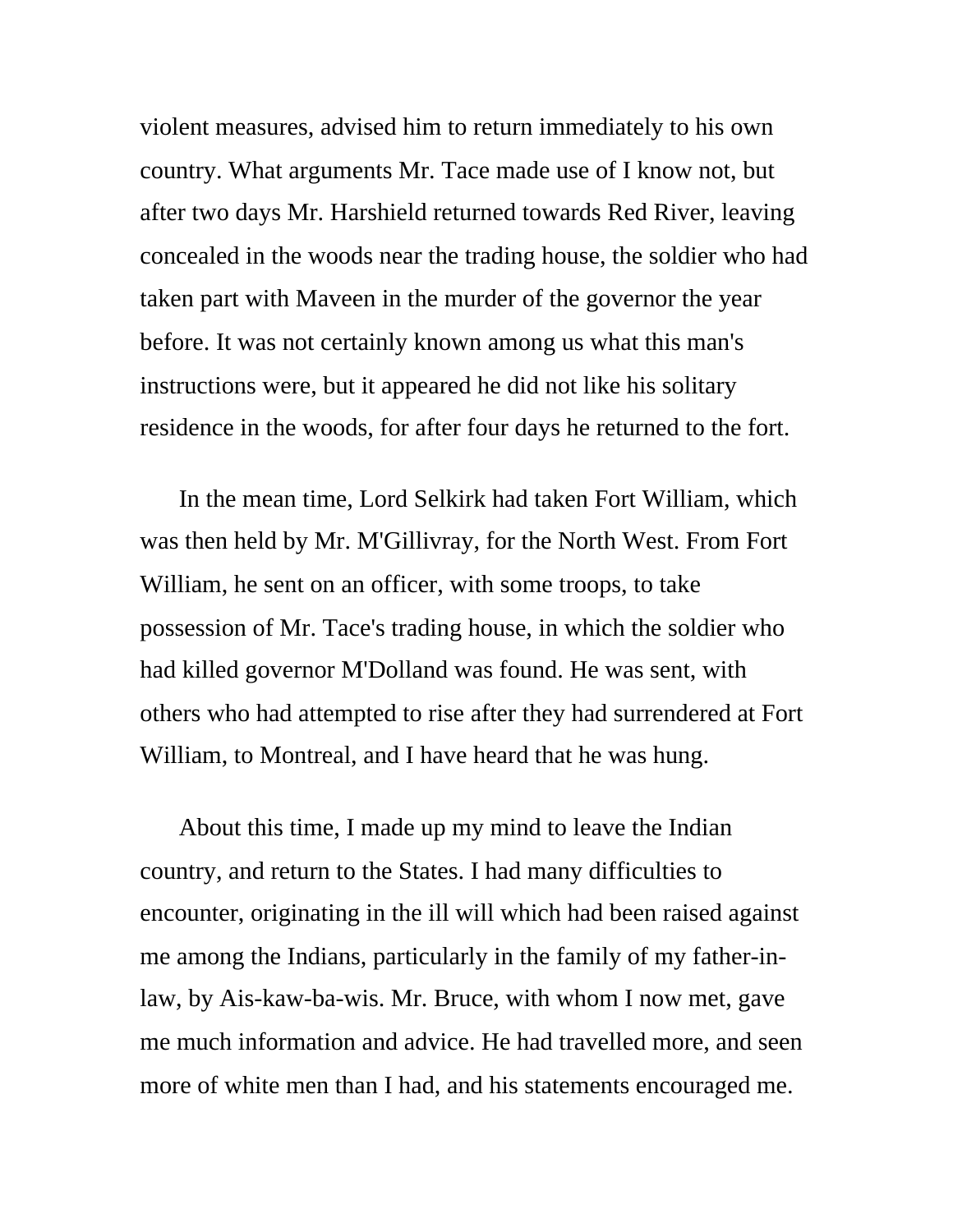violent measures, advised him to return immediately to his own country. What arguments Mr. Tace made use of I know not, but after two days Mr. Harshield returned towards Red River, leaving concealed in the woods near the trading house, the soldier who had taken part with Maveen in the murder of the governor the year before. It was not certainly known among us what this man's instructions were, but it appeared he did not like his solitary residence in the woods, for after four days he returned to the fort.

In the mean time, Lord Selkirk had taken Fort William, which was then held by Mr. M'Gillivray, for the North West. From Fort William, he sent on an officer, with some troops, to take possession of Mr. Tace's trading house, in which the soldier who had killed governor M'Dolland was found. He was sent, with others who had attempted to rise after they had surrendered at Fort William, to Montreal, and I have heard that he was hung.

About this time, I made up my mind to leave the Indian country, and return to the States. I had many difficulties to encounter, originating in the ill will which had been raised against me among the Indians, particularly in the family of my father-in-law, by Ais-kaw-ba-wis. Mr. Bruce, with whom I now met, gave me much information and advice. He had travelled more, and seen more of white men than I had, and his statements encouraged me.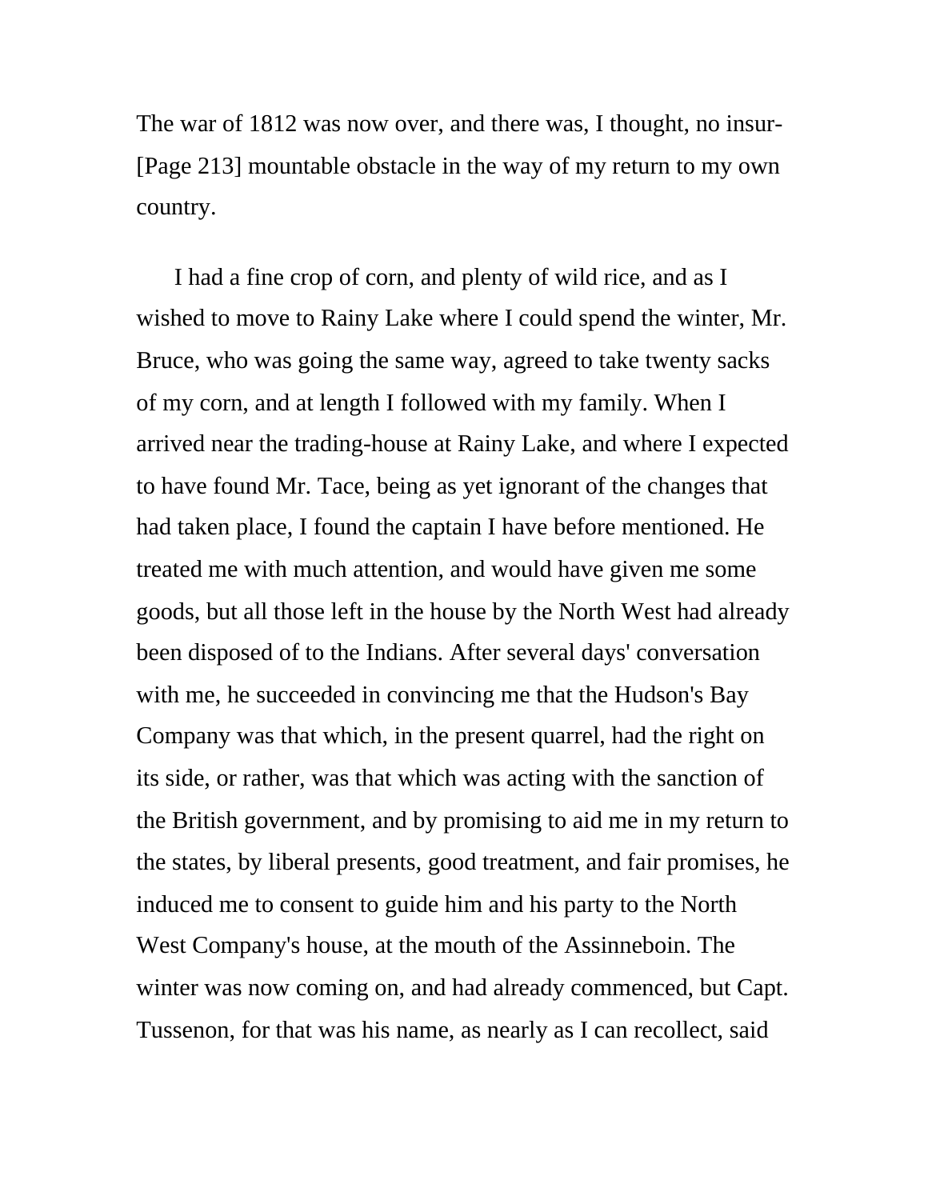The war of 1812 was now over, and there was, I thought, no insur- [Page 213] mountable obstacle in the way of my return to my own country.

I had a fine crop of corn, and plenty of wild rice, and as I wished to move to Rainy Lake where I could spend the winter, Mr. Bruce, who was going the same way, agreed to take twenty sacks of my corn, and at length I followed with my family. When I arrived near the trading-house at Rainy Lake, and where I expected to have found Mr. Tace, being as yet ignorant of the changes that had taken place, I found the captain I have before mentioned. He treated me with much attention, and would have given me some goods, but all those left in the house by the North West had already been disposed of to the Indians. After several days' conversation with me, he succeeded in convincing me that the Hudson's Bay Company was that which, in the present quarrel, had the right on its side, or rather, was that which was acting with the sanction of the British government, and by promising to aid me in my return to the states, by liberal presents, good treatment, and fair promises, he induced me to consent to guide him and his party to the North West Company's house, at the mouth of the Assinneboin. The winter was now coming on, and had already commenced, but Capt. Tussenon, for that was his name, as nearly as I can recollect, said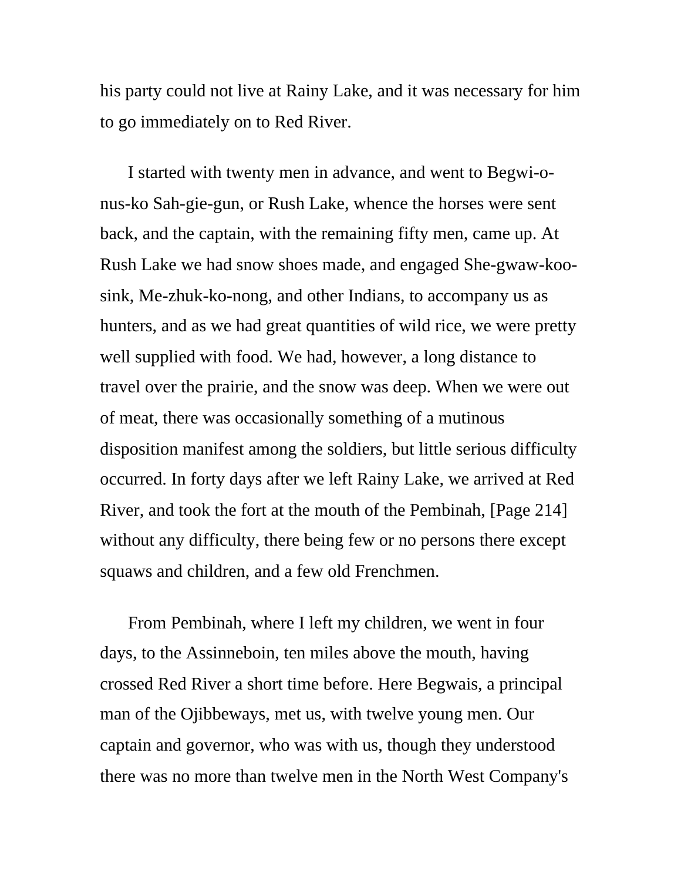his party could not live at Rainy Lake, and it was necessary for him to go immediately on to Red River.

I started with twenty men in advance, and went to Begwi-o-nus-ko Sah-gie-gun, or Rush Lake, whence the horses were sent back, and the captain, with the remaining fifty men, came up. At Rush Lake we had snow shoes made, and engaged She-gwaw-koo-sink, Me-zhuk-ko-nong, and other Indians, to accompany us as hunters, and as we had great quantities of wild rice, we were pretty well supplied with food. We had, however, a long distance to travel over the prairie, and the snow was deep. When we were out of meat, there was occasionally something of a mutinous disposition manifest among the soldiers, but little serious difficulty occurred. In forty days after we left Rainy Lake, we arrived at Red River, and took the fort at the mouth of the Pembinah, [Page 214] without any difficulty, there being few or no persons there except squaws and children, and a few old Frenchmen.

From Pembinah, where I left my children, we went in four days, to the Assinneboin, ten miles above the mouth, having crossed Red River a short time before. Here Begwais, a principal man of the Ojibbeways, met us, with twelve young men. Our captain and governor, who was with us, though they understood there was no more than twelve men in the North West Company's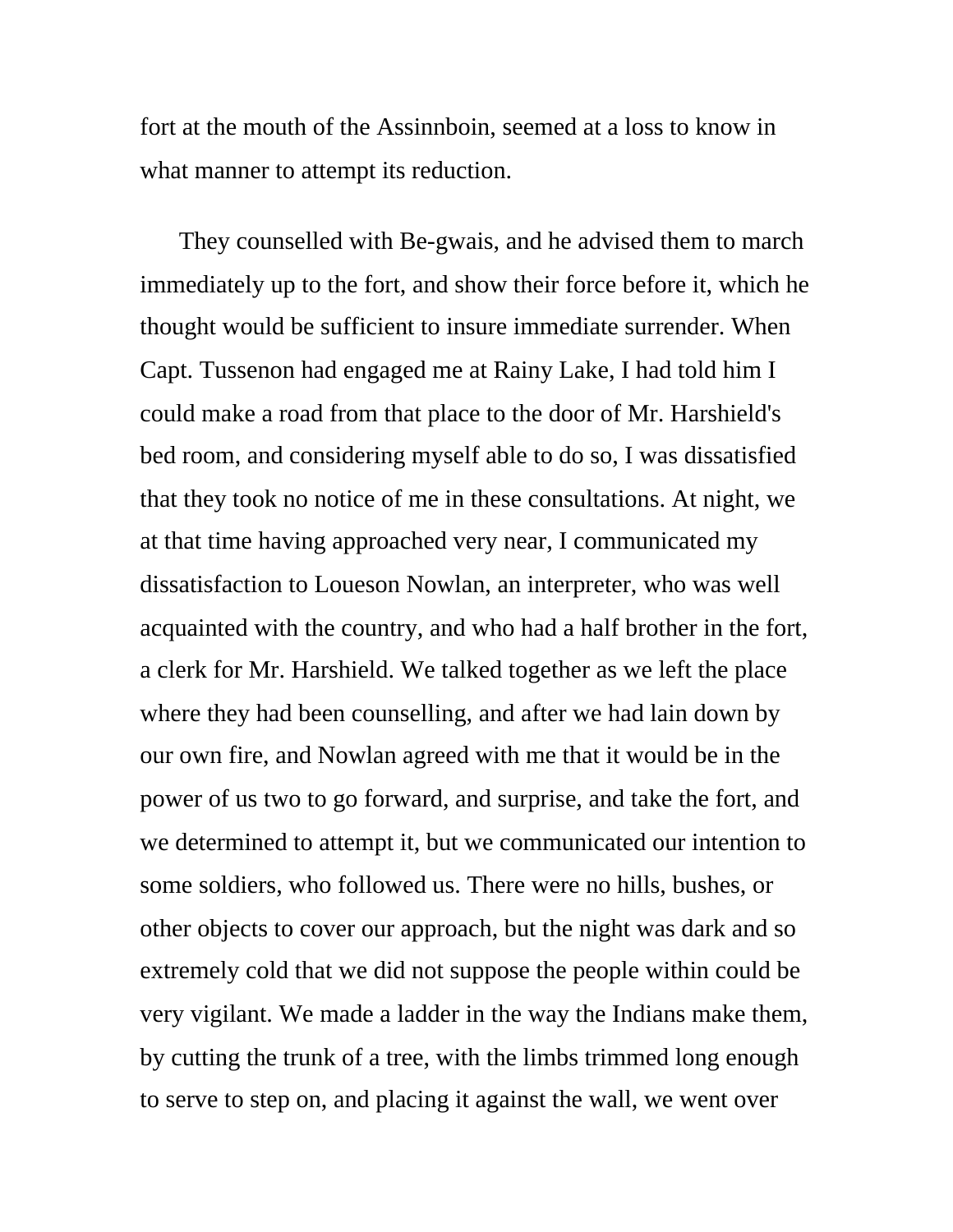fort at the mouth of the Assinnboin, seemed at a loss to know in what manner to attempt its reduction.

They counselled with Be-gwais, and he advised them to march immediately up to the fort, and show their force before it, which he thought would be sufficient to insure immediate surrender. When Capt. Tussenon had engaged me at Rainy Lake, I had told him I could make a road from that place to the door of Mr. Harshield's bed room, and considering myself able to do so, I was dissatisfied that they took no notice of me in these consultations. At night, we at that time having approached very near, I communicated my dissatisfaction to Loueson Nowlan, an interpreter, who was well acquainted with the country, and who had a half brother in the fort, a clerk for Mr. Harshield. We talked together as we left the place where they had been counselling, and after we had lain down by our own fire, and Nowlan agreed with me that it would be in the power of us two to go forward, and surprise, and take the fort, and we determined to attempt it, but we communicated our intention to some soldiers, who followed us. There were no hills, bushes, or other objects to cover our approach, but the night was dark and so extremely cold that we did not suppose the people within could be very vigilant. We made a ladder in the way the Indians make them, by cutting the trunk of a tree, with the limbs trimmed long enough to serve to step on, and placing it against the wall, we went over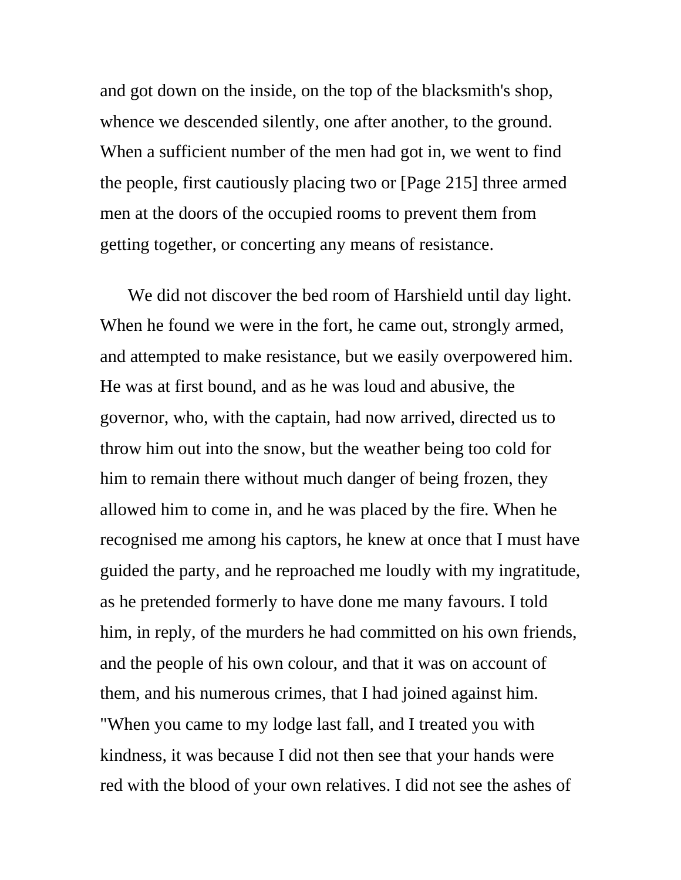and got down on the inside, on the top of the blacksmith's shop, whence we descended silently, one after another, to the ground. When a sufficient number of the men had got in, we went to find the people, first cautiously placing two or [Page 215] three armed men at the doors of the occupied rooms to prevent them from getting together, or concerting any means of resistance.

We did not discover the bed room of Harshield until day light. When he found we were in the fort, he came out, strongly armed, and attempted to make resistance, but we easily overpowered him. He was at first bound, and as he was loud and abusive, the governor, who, with the captain, had now arrived, directed us to throw him out into the snow, but the weather being too cold for him to remain there without much danger of being frozen, they allowed him to come in, and he was placed by the fire. When he recognised me among his captors, he knew at once that I must have guided the party, and he reproached me loudly with my ingratitude, as he pretended formerly to have done me many favours. I told him, in reply, of the murders he had committed on his own friends, and the people of his own colour, and that it was on account of them, and his numerous crimes, that I had joined against him. "When you came to my lodge last fall, and I treated you with kindness, it was because I did not then see that your hands were red with the blood of your own relatives. I did not see the ashes of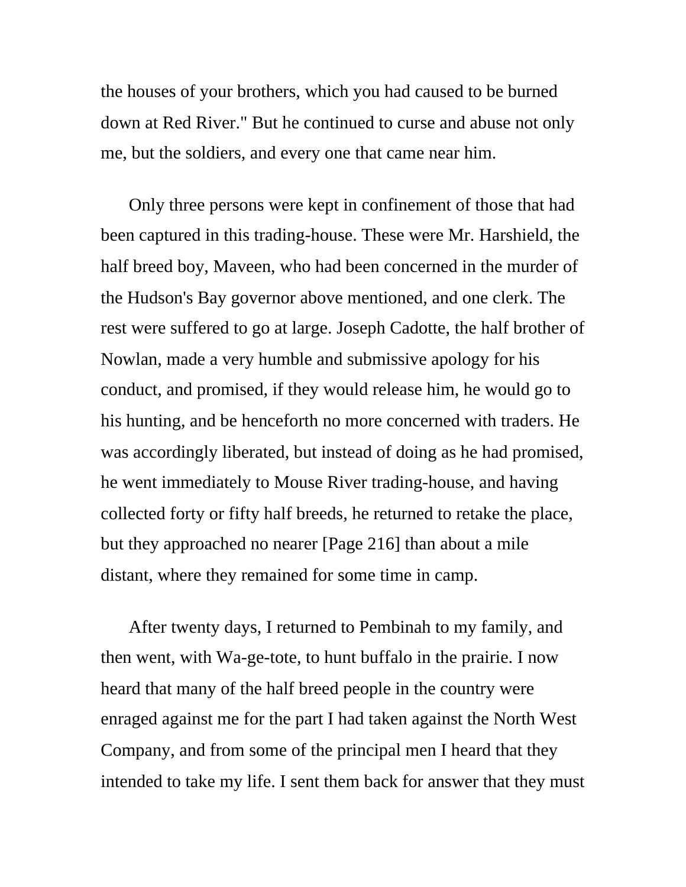the houses of your brothers, which you had caused to be burned down at Red River." But he continued to curse and abuse not only me, but the soldiers, and every one that came near him.

Only three persons were kept in confinement of those that had been captured in this trading-house. These were Mr. Harshield, the half breed boy, Maveen, who had been concerned in the murder of the Hudson's Bay governor above mentioned, and one clerk. The rest were suffered to go at large. Joseph Cadotte, the half brother of Nowlan, made a very humble and submissive apology for his conduct, and promised, if they would release him, he would go to his hunting, and be henceforth no more concerned with traders. He was accordingly liberated, but instead of doing as he had promised, he went immediately to Mouse River trading-house, and having collected forty or fifty half breeds, he returned to retake the place, but they approached no nearer [Page 216] than about a mile distant, where they remained for some time in camp.

After twenty days, I returned to Pembinah to my family, and then went, with Wa-ge-tote, to hunt buffalo in the prairie. I now heard that many of the half breed people in the country were enraged against me for the part I had taken against the North West Company, and from some of the principal men I heard that they intended to take my life. I sent them back for answer that they must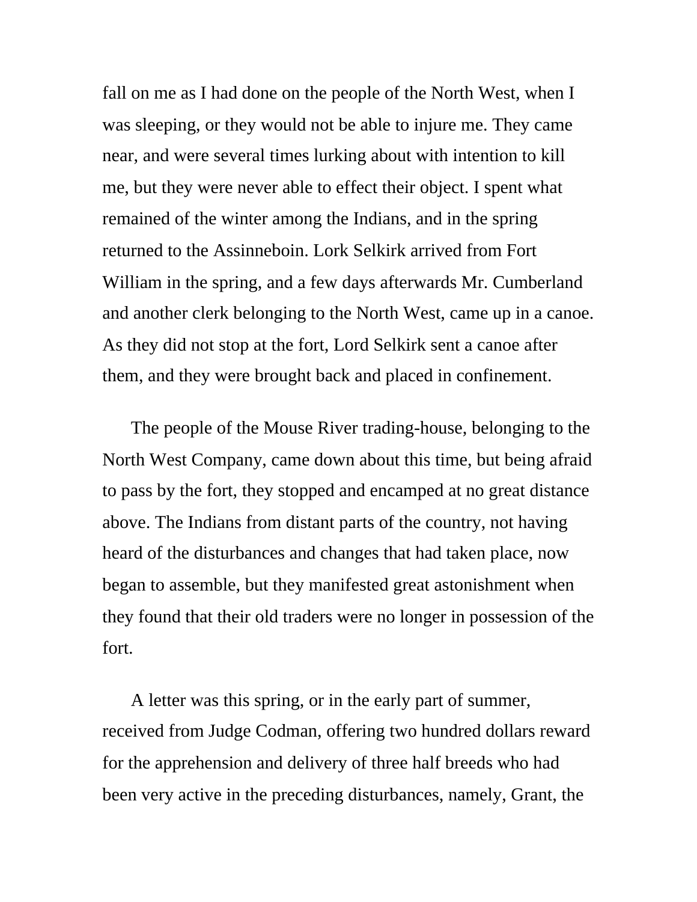fall on me as I had done on the people of the North West, when I was sleeping, or they would not be able to injure me. They came near, and were several times lurking about with intention to kill me, but they were never able to effect their object. I spent what remained of the winter among the Indians, and in the spring returned to the Assinneboin. Lork Selkirk arrived from Fort William in the spring, and a few days afterwards Mr. Cumberland and another clerk belonging to the North West, came up in a canoe. As they did not stop at the fort, Lord Selkirk sent a canoe after them, and they were brought back and placed in confinement.

The people of the Mouse River trading-house, belonging to the North West Company, came down about this time, but being afraid to pass by the fort, they stopped and encamped at no great distance above. The Indians from distant parts of the country, not having heard of the disturbances and changes that had taken place, now began to assemble, but they manifested great astonishment when they found that their old traders were no longer in possession of the fort.

A letter was this spring, or in the early part of summer, received from Judge Codman, offering two hundred dollars reward for the apprehension and delivery of three half breeds who had been very active in the preceding disturbances, namely, Grant, the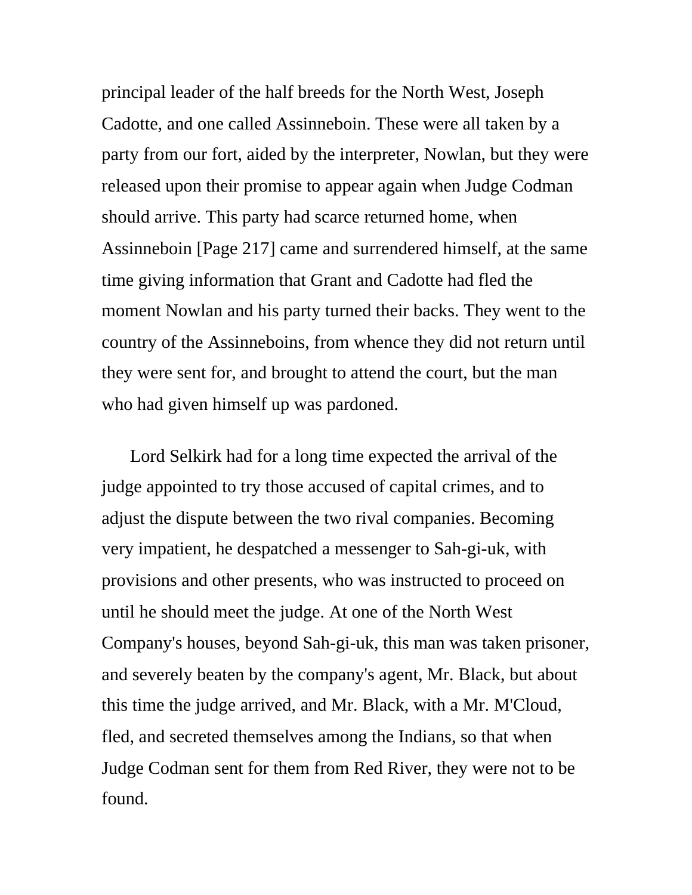principal leader of the half breeds for the North West, Joseph Cadotte, and one called Assinneboin. These were all taken by a party from our fort, aided by the interpreter, Nowlan, but they were released upon their promise to appear again when Judge Codman should arrive. This party had scarce returned home, when Assinneboin [Page 217] came and surrendered himself, at the same time giving information that Grant and Cadotte had fled the moment Nowlan and his party turned their backs. They went to the country of the Assinneboins, from whence they did not return until they were sent for, and brought to attend the court, but the man who had given himself up was pardoned.

Lord Selkirk had for a long time expected the arrival of the judge appointed to try those accused of capital crimes, and to adjust the dispute between the two rival companies. Becoming very impatient, he despatched a messenger to Sah-gi-uk, with provisions and other presents, who was instructed to proceed on until he should meet the judge. At one of the North West Company's houses, beyond Sah-gi-uk, this man was taken prisoner, and severely beaten by the company's agent, Mr. Black, but about this time the judge arrived, and Mr. Black, with a Mr. M'Cloud, fled, and secreted themselves among the Indians, so that when Judge Codman sent for them from Red River, they were not to be found.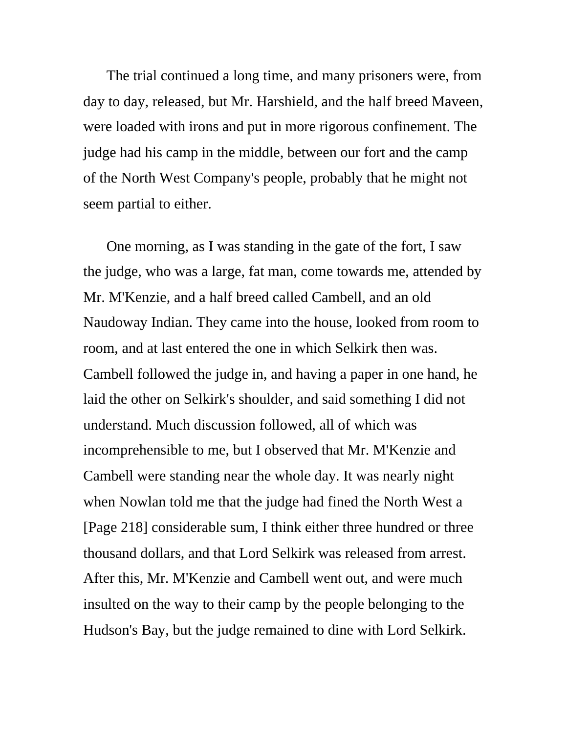The trial continued a long time, and many prisoners were, from day to day, released, but Mr. Harshield, and the half breed Maveen, were loaded with irons and put in more rigorous confinement. The judge had his camp in the middle, between our fort and the camp of the North West Company's people, probably that he might not seem partial to either.

One morning, as I was standing in the gate of the fort, I saw the judge, who was a large, fat man, come towards me, attended by Mr. M'Kenzie, and a half breed called Cambell, and an old Naudoway Indian. They came into the house, looked from room to room, and at last entered the one in which Selkirk then was. Cambell followed the judge in, and having a paper in one hand, he laid the other on Selkirk's shoulder, and said something I did not understand. Much discussion followed, all of which was incomprehensible to me, but I observed that Mr. M'Kenzie and Cambell were standing near the whole day. It was nearly night when Nowlan told me that the judge had fined the North West a [Page 218] considerable sum, I think either three hundred or three thousand dollars, and that Lord Selkirk was released from arrest. After this, Mr. M'Kenzie and Cambell went out, and were much insulted on the way to their camp by the people belonging to the Hudson's Bay, but the judge remained to dine with Lord Selkirk.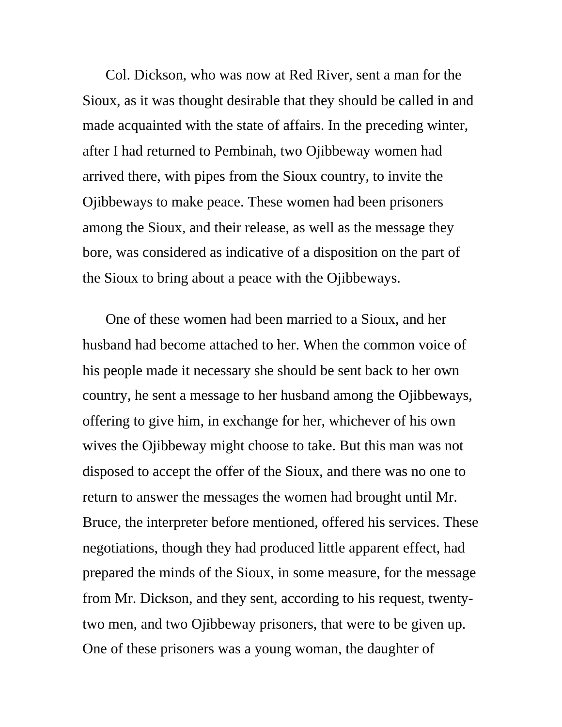Col. Dickson, who was now at Red River, sent a man for the Sioux, as it was thought desirable that they should be called in and made acquainted with the state of affairs. In the preceding winter, after I had returned to Pembinah, two Ojibbeway women had arrived there, with pipes from the Sioux country, to invite the Ojibbeways to make peace. These women had been prisoners among the Sioux, and their release, as well as the message they bore, was considered as indicative of a disposition on the part of the Sioux to bring about a peace with the Ojibbeways.

One of these women had been married to a Sioux, and her husband had become attached to her. When the common voice of his people made it necessary she should be sent back to her own country, he sent a message to her husband among the Ojibbeways, offering to give him, in exchange for her, whichever of his own wives the Ojibbeway might choose to take. But this man was not disposed to accept the offer of the Sioux, and there was no one to return to answer the messages the women had brought until Mr. Bruce, the interpreter before mentioned, offered his services. These negotiations, though they had produced little apparent effect, had prepared the minds of the Sioux, in some measure, for the message from Mr. Dickson, and they sent, according to his request, twenty-two men, and two Ojibbeway prisoners, that were to be given up. One of these prisoners was a young woman, the daughter of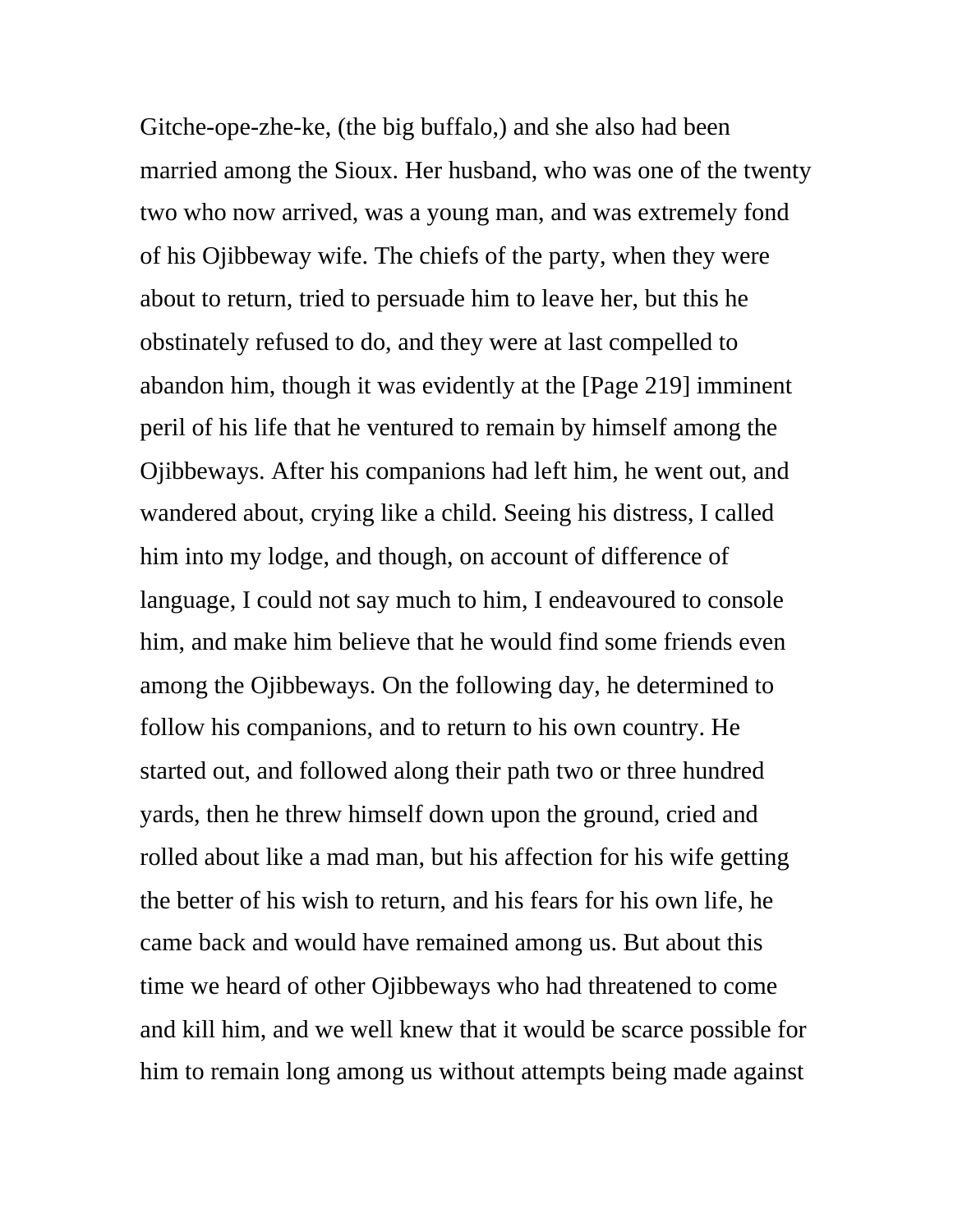Gitche-ope-zhe-ke, (the big buffalo,) and she also had been married among the Sioux. Her husband, who was one of the twenty two who now arrived, was a young man, and was extremely fond of his Ojibbeway wife. The chiefs of the party, when they were about to return, tried to persuade him to leave her, but this he obstinately refused to do, and they were at last compelled to abandon him, though it was evidently at the [Page 219] imminent peril of his life that he ventured to remain by himself among the Ojibbeways. After his companions had left him, he went out, and wandered about, crying like a child. Seeing his distress, I called him into my lodge, and though, on account of difference of language, I could not say much to him, I endeavoured to console him, and make him believe that he would find some friends even among the Ojibbeways. On the following day, he determined to follow his companions, and to return to his own country. He started out, and followed along their path two or three hundred yards, then he threw himself down upon the ground, cried and rolled about like a mad man, but his affection for his wife getting the better of his wish to return, and his fears for his own life, he came back and would have remained among us. But about this time we heard of other Ojibbeways who had threatened to come and kill him, and we well knew that it would be scarce possible for him to remain long among us without attempts being made against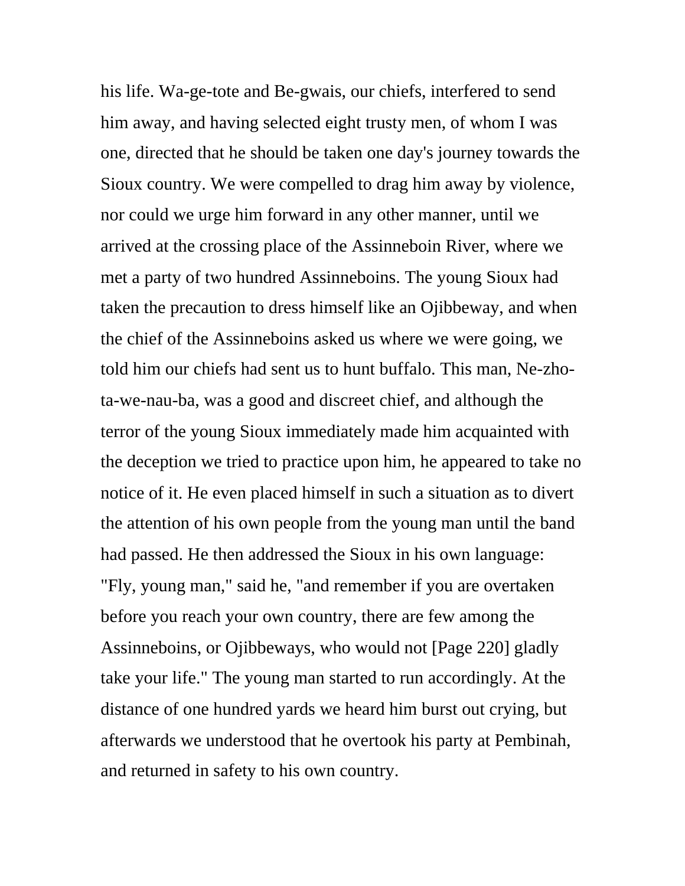his life. Wa-ge-tote and Be-gwais, our chiefs, interfered to send him away, and having selected eight trusty men, of whom I was one, directed that he should be taken one day's journey towards the Sioux country. We were compelled to drag him away by violence, nor could we urge him forward in any other manner, until we arrived at the crossing place of the Assinneboin River, where we met a party of two hundred Assinneboins. The young Sioux had taken the precaution to dress himself like an Ojibbeway, and when the chief of the Assinneboins asked us where we were going, we told him our chiefs had sent us to hunt buffalo. This man, Ne-zho-ta-we-nau-ba, was a good and discreet chief, and although the terror of the young Sioux immediately made him acquainted with the deception we tried to practice upon him, he appeared to take no notice of it. He even placed himself in such a situation as to divert the attention of his own people from the young man until the band had passed. He then addressed the Sioux in his own language: "Fly, young man," said he, "and remember if you are overtaken before you reach your own country, there are few among the Assinneboins, or Ojibbeways, who would not [Page 220] gladly take your life." The young man started to run accordingly. At the distance of one hundred yards we heard him burst out crying, but afterwards we understood that he overtook his party at Pembinah, and returned in safety to his own country.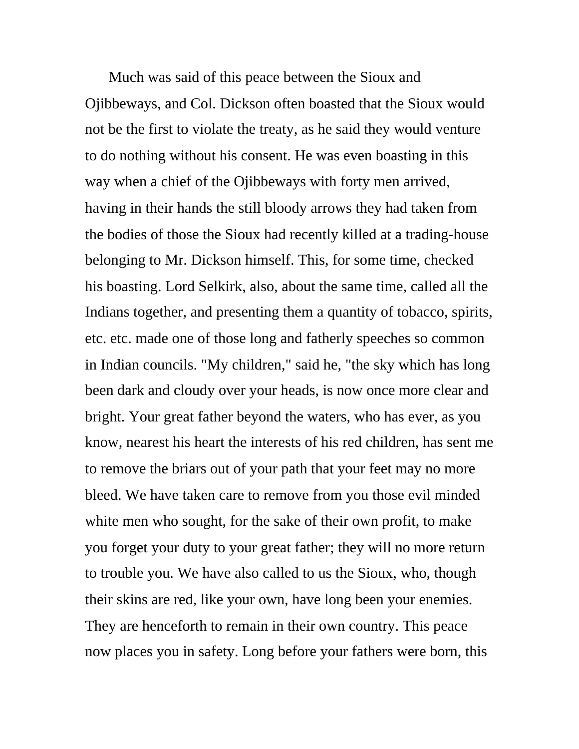Much was said of this peace between the Sioux and Ojibbeways, and Col. Dickson often boasted that the Sioux would not be the first to violate the treaty, as he said they would venture to do nothing without his consent. He was even boasting in this way when a chief of the Ojibbeways with forty men arrived, having in their hands the still bloody arrows they had taken from the bodies of those the Sioux had recently killed at a trading-house belonging to Mr. Dickson himself. This, for some time, checked his boasting. Lord Selkirk, also, about the same time, called all the Indians together, and presenting them a quantity of tobacco, spirits, etc. etc. made one of those long and fatherly speeches so common in Indian councils. "My children," said he, "the sky which has long been dark and cloudy over your heads, is now once more clear and bright. Your great father beyond the waters, who has ever, as you know, nearest his heart the interests of his red children, has sent me to remove the briars out of your path that your feet may no more bleed. We have taken care to remove from you those evil minded white men who sought, for the sake of their own profit, to make you forget your duty to your great father; they will no more return to trouble you. We have also called to us the Sioux, who, though their skins are red, like your own, have long been your enemies. They are henceforth to remain in their own country. This peace now places you in safety. Long before your fathers were born, this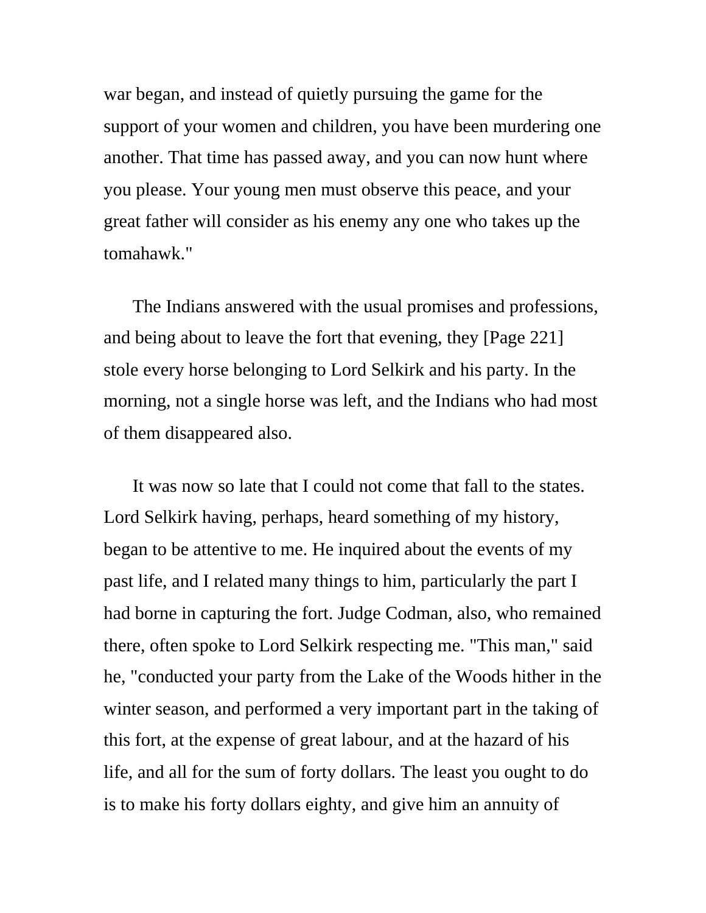war began, and instead of quietly pursuing the game for the support of your women and children, you have been murdering one another. That time has passed away, and you can now hunt where you please. Your young men must observe this peace, and your great father will consider as his enemy any one who takes up the tomahawk."

The Indians answered with the usual promises and professions, and being about to leave the fort that evening, they [Page 221] stole every horse belonging to Lord Selkirk and his party. In the morning, not a single horse was left, and the Indians who had most of them disappeared also.

It was now so late that I could not come that fall to the states. Lord Selkirk having, perhaps, heard something of my history, began to be attentive to me. He inquired about the events of my past life, and I related many things to him, particularly the part I had borne in capturing the fort. Judge Codman, also, who remained there, often spoke to Lord Selkirk respecting me. "This man," said he, "conducted your party from the Lake of the Woods hither in the winter season, and performed a very important part in the taking of this fort, at the expense of great labour, and at the hazard of his life, and all for the sum of forty dollars. The least you ought to do is to make his forty dollars eighty, and give him an annuity of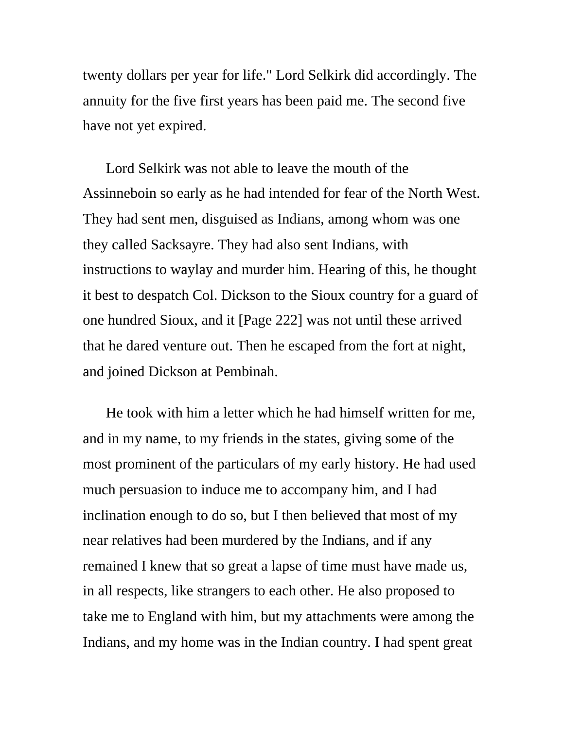twenty dollars per year for life." Lord Selkirk did accordingly. The annuity for the five first years has been paid me. The second five have not yet expired.

Lord Selkirk was not able to leave the mouth of the Assinneboin so early as he had intended for fear of the North West. They had sent men, disguised as Indians, among whom was one they called Sacksayre. They had also sent Indians, with instructions to waylay and murder him. Hearing of this, he thought it best to despatch Col. Dickson to the Sioux country for a guard of one hundred Sioux, and it [Page 222] was not until these arrived that he dared venture out. Then he escaped from the fort at night, and joined Dickson at Pembinah.

He took with him a letter which he had himself written for me, and in my name, to my friends in the states, giving some of the most prominent of the particulars of my early history. He had used much persuasion to induce me to accompany him, and I had inclination enough to do so, but I then believed that most of my near relatives had been murdered by the Indians, and if any remained I knew that so great a lapse of time must have made us, in all respects, like strangers to each other. He also proposed to take me to England with him, but my attachments were among the Indians, and my home was in the Indian country. I had spent great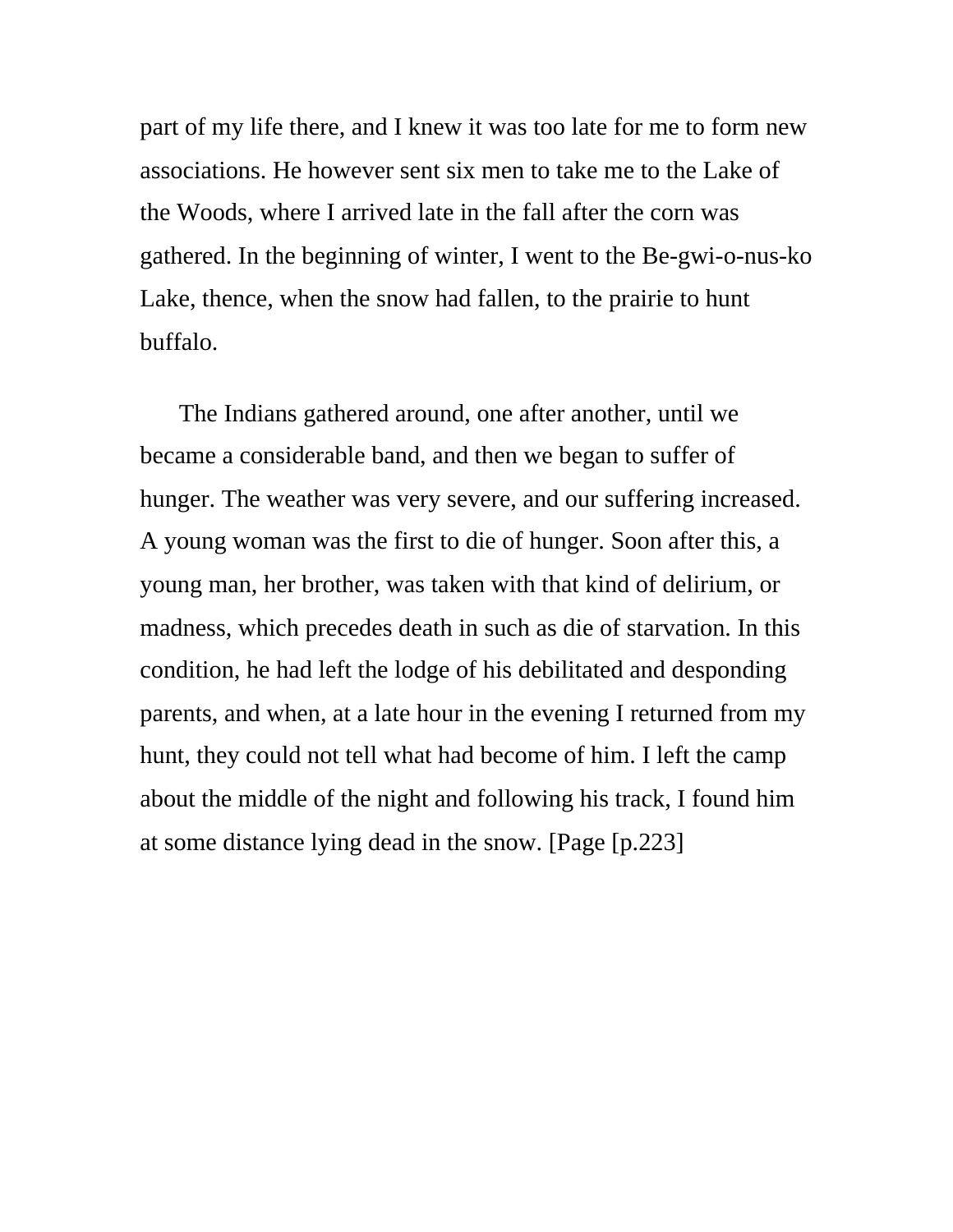part of my life there, and I knew it was too late for me to form new associations. He however sent six men to take me to the Lake of the Woods, where I arrived late in the fall after the corn was gathered. In the beginning of winter, I went to the Be-gwi-o-nus-ko Lake, thence, when the snow had fallen, to the prairie to hunt buffalo.

The Indians gathered around, one after another, until we became a considerable band, and then we began to suffer of hunger. The weather was very severe, and our suffering increased. A young woman was the first to die of hunger. Soon after this, a young man, her brother, was taken with that kind of delirium, or madness, which precedes death in such as die of starvation. In this condition, he had left the lodge of his debilitated and desponding parents, and when, at a late hour in the evening I returned from my hunt, they could not tell what had become of him. I left the camp about the middle of the night and following his track, I found him at some distance lying dead in the snow. [Page [p.223]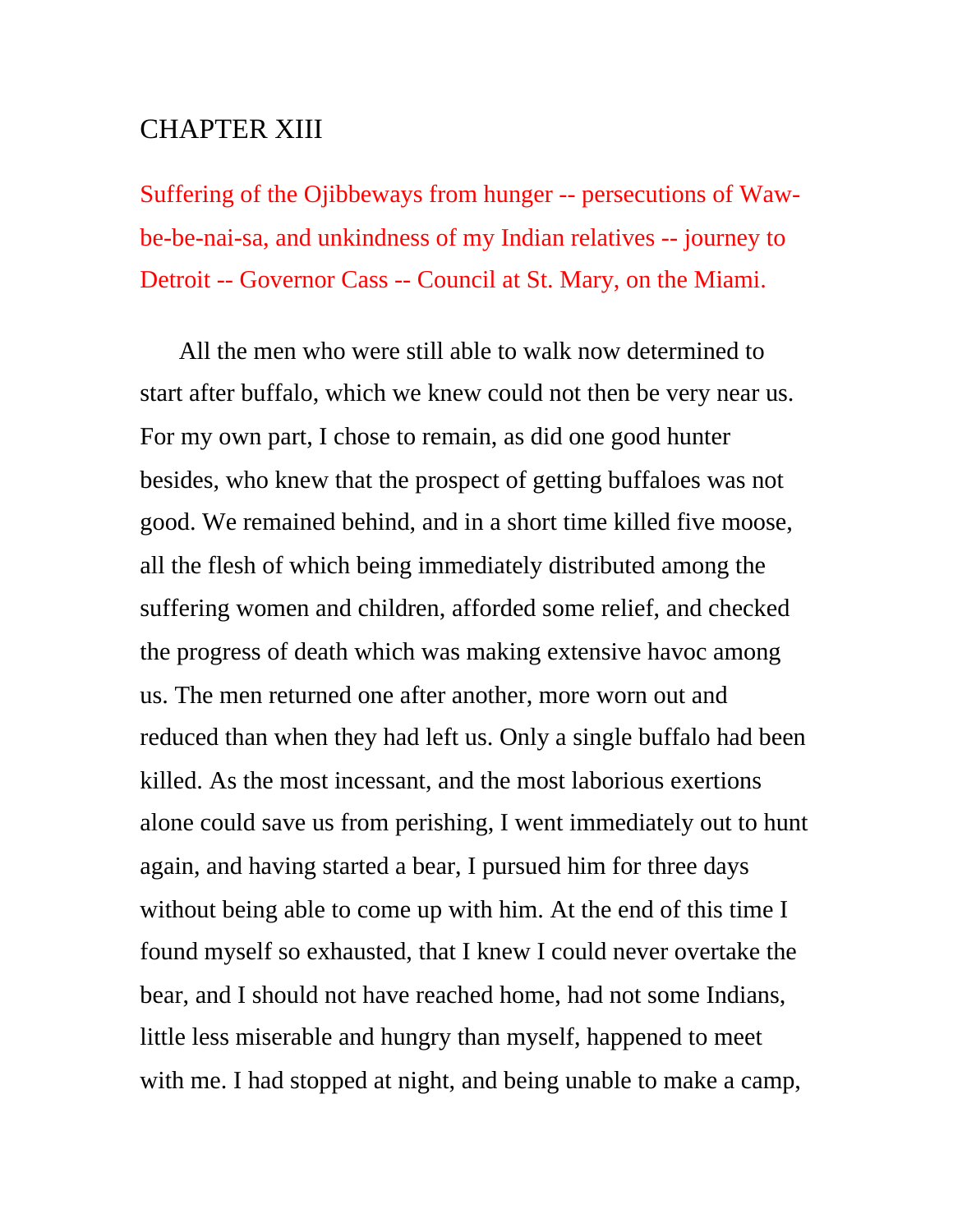## CHAPTER XIII

Suffering of the Ojibbeways from hunger -- persecutions of Waw-be-be-nai-sa, and unkindness of my Indian relatives -- journey to Detroit -- Governor Cass -- Council at St. Mary, on the Miami.

All the men who were still able to walk now determined to start after buffalo, which we knew could not then be very near us. For my own part, I chose to remain, as did one good hunter besides, who knew that the prospect of getting buffaloes was not good. We remained behind, and in a short time killed five moose, all the flesh of which being immediately distributed among the suffering women and children, afforded some relief, and checked the progress of death which was making extensive havoc among us. The men returned one after another, more worn out and reduced than when they had left us. Only a single buffalo had been killed. As the most incessant, and the most laborious exertions alone could save us from perishing, I went immediately out to hunt again, and having started a bear, I pursued him for three days without being able to come up with him. At the end of this time I found myself so exhausted, that I knew I could never overtake the bear, and I should not have reached home, had not some Indians, little less miserable and hungry than myself, happened to meet with me. I had stopped at night, and being unable to make a camp,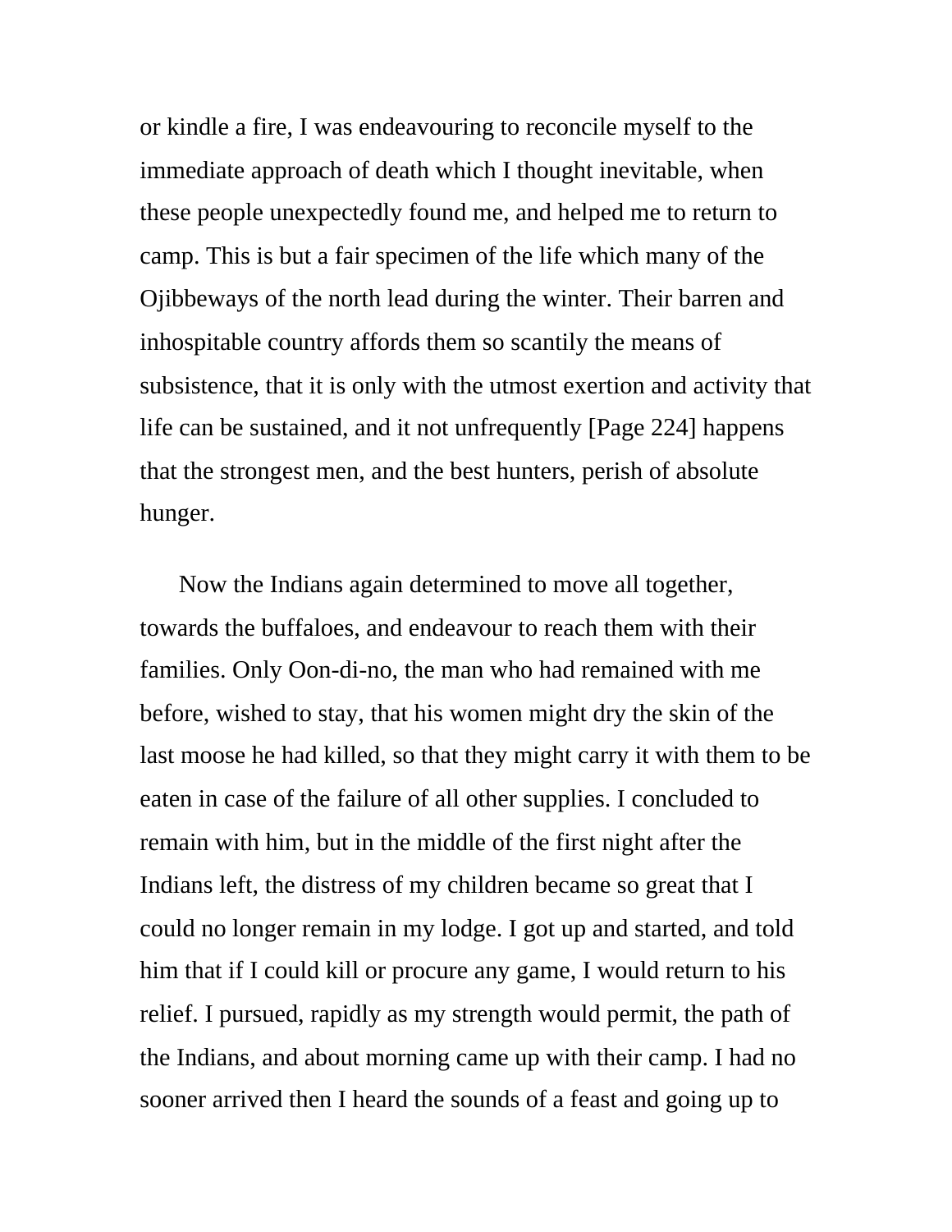or kindle a fire, I was endeavouring to reconcile myself to the immediate approach of death which I thought inevitable, when these people unexpectedly found me, and helped me to return to camp. This is but a fair specimen of the life which many of the Ojibbeways of the north lead during the winter. Their barren and inhospitable country affords them so scantily the means of subsistence, that it is only with the utmost exertion and activity that life can be sustained, and it not unfrequently [Page 224] happens that the strongest men, and the best hunters, perish of absolute hunger.

Now the Indians again determined to move all together, towards the buffaloes, and endeavour to reach them with their families. Only Oon-di-no, the man who had remained with me before, wished to stay, that his women might dry the skin of the last moose he had killed, so that they might carry it with them to be eaten in case of the failure of all other supplies. I concluded to remain with him, but in the middle of the first night after the Indians left, the distress of my children became so great that I could no longer remain in my lodge. I got up and started, and told him that if I could kill or procure any game, I would return to his relief. I pursued, rapidly as my strength would permit, the path of the Indians, and about morning came up with their camp. I had no sooner arrived then I heard the sounds of a feast and going up to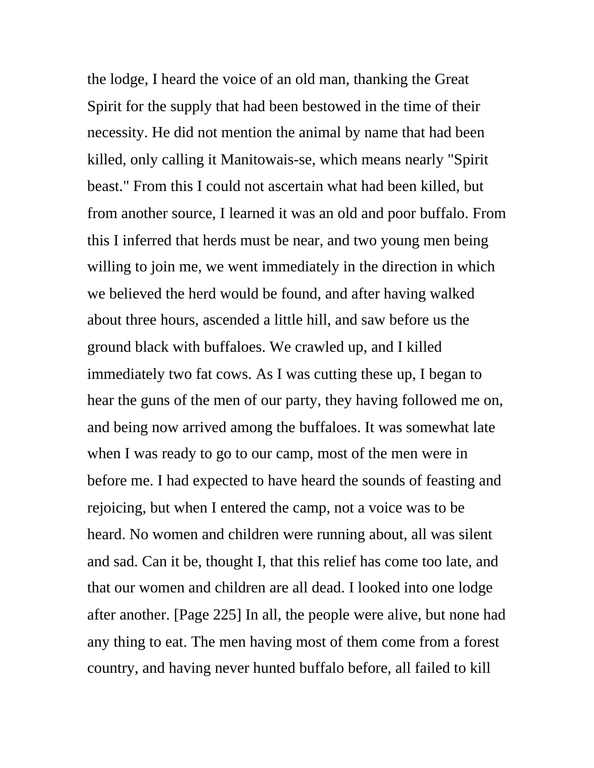the lodge, I heard the voice of an old man, thanking the Great Spirit for the supply that had been bestowed in the time of their necessity. He did not mention the animal by name that had been killed, only calling it Manitowais-se, which means nearly "Spirit beast." From this I could not ascertain what had been killed, but from another source, I learned it was an old and poor buffalo. From this I inferred that herds must be near, and two young men being willing to join me, we went immediately in the direction in which we believed the herd would be found, and after having walked about three hours, ascended a little hill, and saw before us the ground black with buffaloes. We crawled up, and I killed immediately two fat cows. As I was cutting these up, I began to hear the guns of the men of our party, they having followed me on, and being now arrived among the buffaloes. It was somewhat late when I was ready to go to our camp, most of the men were in before me. I had expected to have heard the sounds of feasting and rejoicing, but when I entered the camp, not a voice was to be heard. No women and children were running about, all was silent and sad. Can it be, thought I, that this relief has come too late, and that our women and children are all dead. I looked into one lodge after another. [Page 225] In all, the people were alive, but none had any thing to eat. The men having most of them come from a forest country, and having never hunted buffalo before, all failed to kill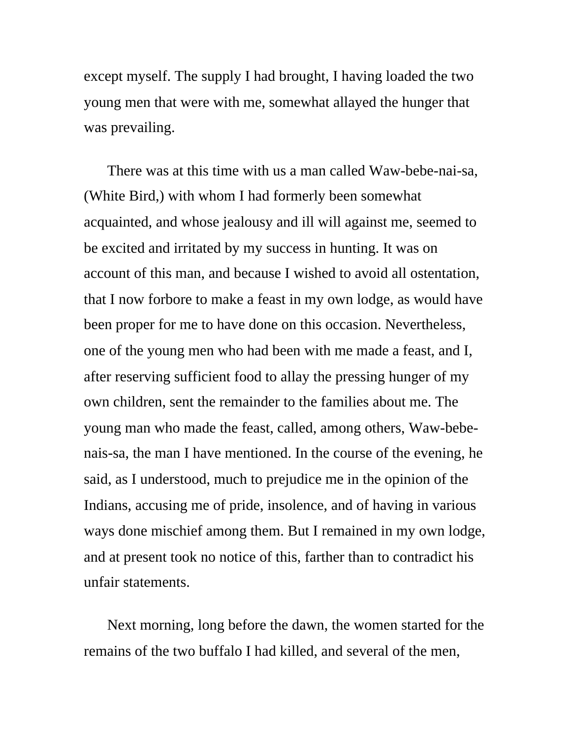except myself. The supply I had brought, I having loaded the two young men that were with me, somewhat allayed the hunger that was prevailing.

There was at this time with us a man called Waw-bebe-nai-sa, (White Bird,) with whom I had formerly been somewhat acquainted, and whose jealousy and ill will against me, seemed to be excited and irritated by my success in hunting. It was on account of this man, and because I wished to avoid all ostentation, that I now forbore to make a feast in my own lodge, as would have been proper for me to have done on this occasion. Nevertheless, one of the young men who had been with me made a feast, and I, after reserving sufficient food to allay the pressing hunger of my own children, sent the remainder to the families about me. The young man who made the feast, called, among others, Waw-bebe-nais-sa, the man I have mentioned. In the course of the evening, he said, as I understood, much to prejudice me in the opinion of the Indians, accusing me of pride, insolence, and of having in various ways done mischief among them. But I remained in my own lodge, and at present took no notice of this, farther than to contradict his unfair statements.

Next morning, long before the dawn, the women started for the remains of the two buffalo I had killed, and several of the men,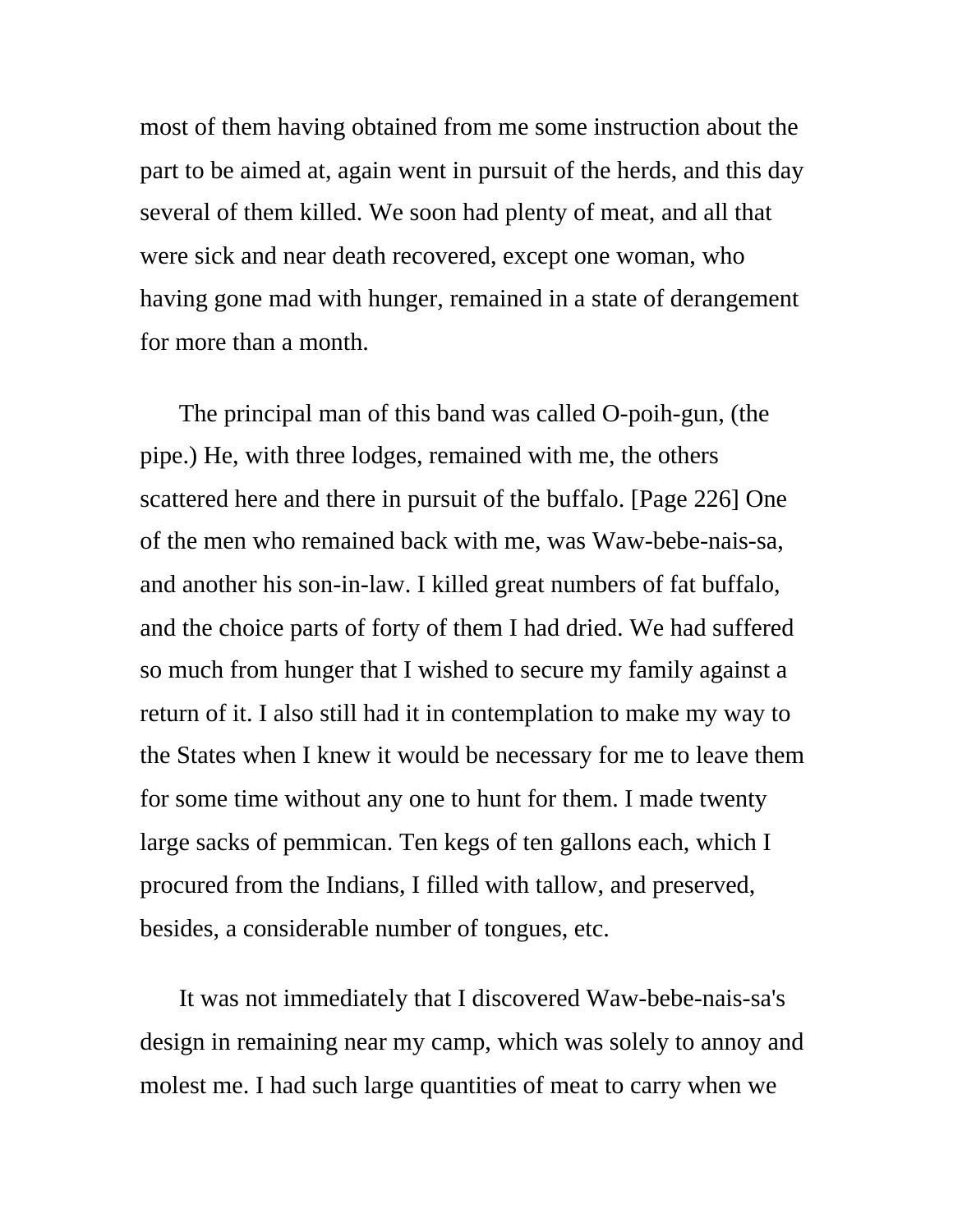most of them having obtained from me some instruction about the part to be aimed at, again went in pursuit of the herds, and this day several of them killed. We soon had plenty of meat, and all that were sick and near death recovered, except one woman, who having gone mad with hunger, remained in a state of derangement for more than a month.

The principal man of this band was called O-poih-gun, (the pipe.) He, with three lodges, remained with me, the others scattered here and there in pursuit of the buffalo. [Page 226] One of the men who remained back with me, was Waw-bebe-nais-sa, and another his son-in-law. I killed great numbers of fat buffalo, and the choice parts of forty of them I had dried. We had suffered so much from hunger that I wished to secure my family against a return of it. I also still had it in contemplation to make my way to the States when I knew it would be necessary for me to leave them for some time without any one to hunt for them. I made twenty large sacks of pemmican. Ten kegs of ten gallons each, which I procured from the Indians, I filled with tallow, and preserved, besides, a considerable number of tongues, etc.

It was not immediately that I discovered Waw-bebe-nais-sa's design in remaining near my camp, which was solely to annoy and molest me. I had such large quantities of meat to carry when we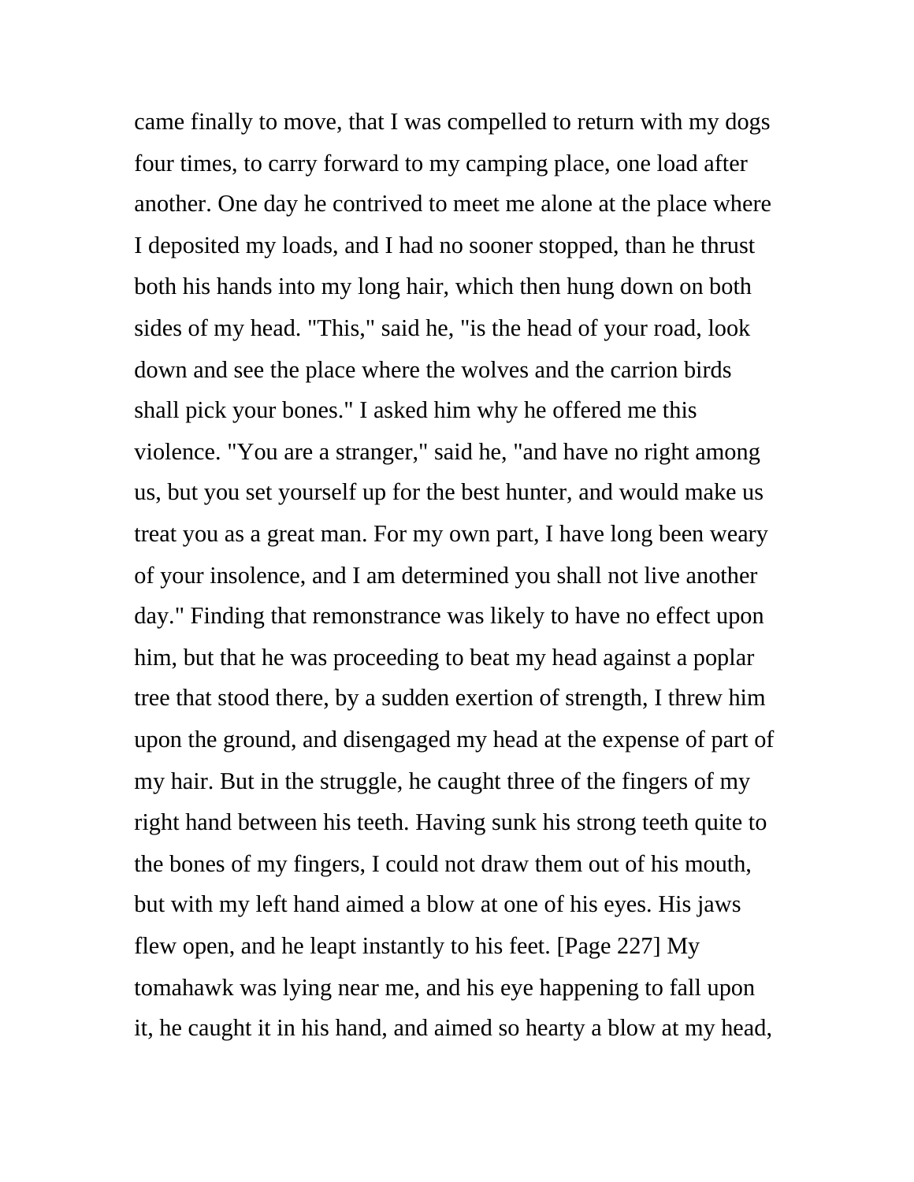came finally to move, that I was compelled to return with my dogs four times, to carry forward to my camping place, one load after another. One day he contrived to meet me alone at the place where I deposited my loads, and I had no sooner stopped, than he thrust both his hands into my long hair, which then hung down on both sides of my head. "This," said he, "is the head of your road, look down and see the place where the wolves and the carrion birds shall pick your bones." I asked him why he offered me this violence. "You are a stranger," said he, "and have no right among us, but you set yourself up for the best hunter, and would make us treat you as a great man. For my own part, I have long been weary of your insolence, and I am determined you shall not live another day." Finding that remonstrance was likely to have no effect upon him, but that he was proceeding to beat my head against a poplar tree that stood there, by a sudden exertion of strength, I threw him upon the ground, and disengaged my head at the expense of part of my hair. But in the struggle, he caught three of the fingers of my right hand between his teeth. Having sunk his strong teeth quite to the bones of my fingers, I could not draw them out of his mouth, but with my left hand aimed a blow at one of his eyes. His jaws flew open, and he leapt instantly to his feet. [Page 227] My tomahawk was lying near me, and his eye happening to fall upon it, he caught it in his hand, and aimed so hearty a blow at my head,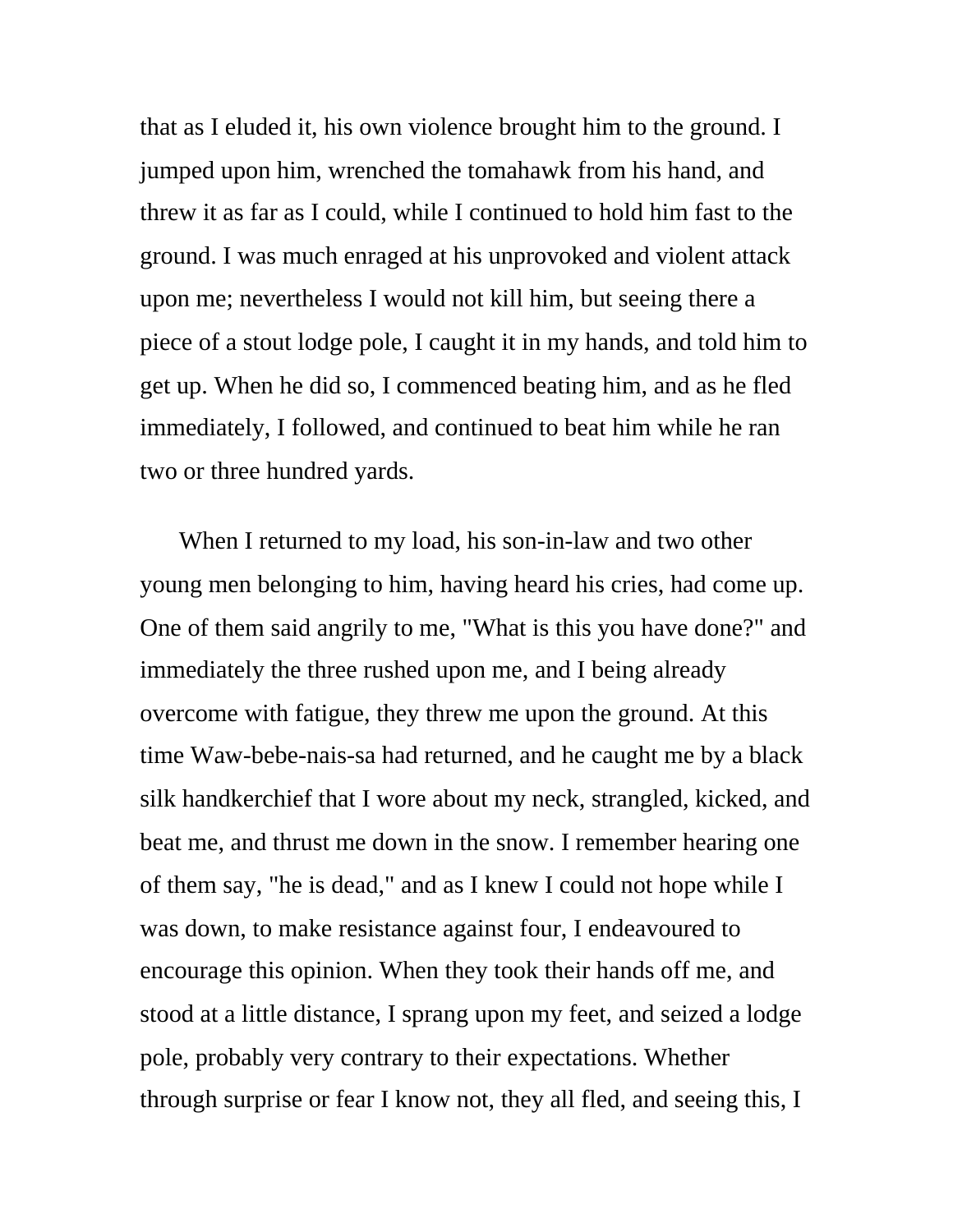that as I eluded it, his own violence brought him to the ground. I jumped upon him, wrenched the tomahawk from his hand, and threw it as far as I could, while I continued to hold him fast to the ground. I was much enraged at his unprovoked and violent attack upon me; nevertheless I would not kill him, but seeing there a piece of a stout lodge pole, I caught it in my hands, and told him to get up. When he did so, I commenced beating him, and as he fled immediately, I followed, and continued to beat him while he ran two or three hundred yards.

When I returned to my load, his son-in-law and two other young men belonging to him, having heard his cries, had come up. One of them said angrily to me, "What is this you have done?" and immediately the three rushed upon me, and I being already overcome with fatigue, they threw me upon the ground. At this time Waw-bebe-nais-sa had returned, and he caught me by a black silk handkerchief that I wore about my neck, strangled, kicked, and beat me, and thrust me down in the snow. I remember hearing one of them say, "he is dead," and as I knew I could not hope while I was down, to make resistance against four, I endeavoured to encourage this opinion. When they took their hands off me, and stood at a little distance, I sprang upon my feet, and seized a lodge pole, probably very contrary to their expectations. Whether through surprise or fear I know not, they all fled, and seeing this, I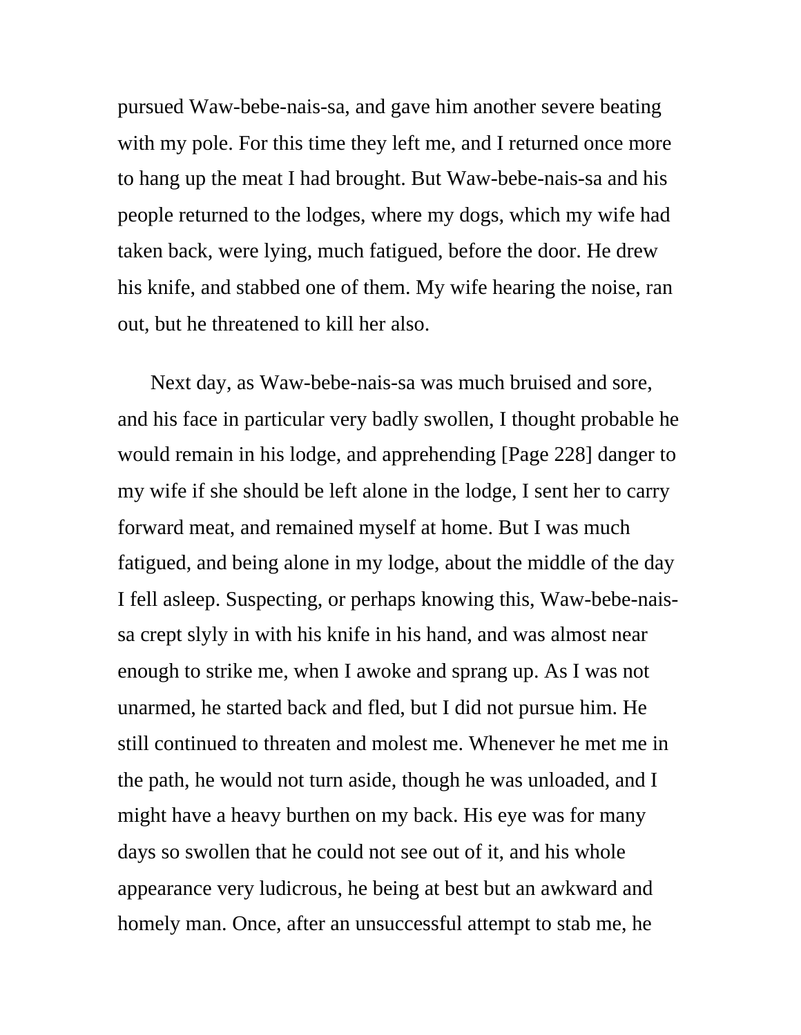pursued Waw-bebe-nais-sa, and gave him another severe beating with my pole. For this time they left me, and I returned once more to hang up the meat I had brought. But Waw-bebe-nais-sa and his people returned to the lodges, where my dogs, which my wife had taken back, were lying, much fatigued, before the door. He drew his knife, and stabbed one of them. My wife hearing the noise, ran out, but he threatened to kill her also.

Next day, as Waw-bebe-nais-sa was much bruised and sore, and his face in particular very badly swollen, I thought probable he would remain in his lodge, and apprehending [Page 228] danger to my wife if she should be left alone in the lodge, I sent her to carry forward meat, and remained myself at home. But I was much fatigued, and being alone in my lodge, about the middle of the day I fell asleep. Suspecting, or perhaps knowing this, Waw-bebe-nais-sa crept slyly in with his knife in his hand, and was almost near enough to strike me, when I awoke and sprang up. As I was not unarmed, he started back and fled, but I did not pursue him. He still continued to threaten and molest me. Whenever he met me in the path, he would not turn aside, though he was unloaded, and I might have a heavy burthen on my back. His eye was for many days so swollen that he could not see out of it, and his whole appearance very ludicrous, he being at best but an awkward and homely man. Once, after an unsuccessful attempt to stab me, he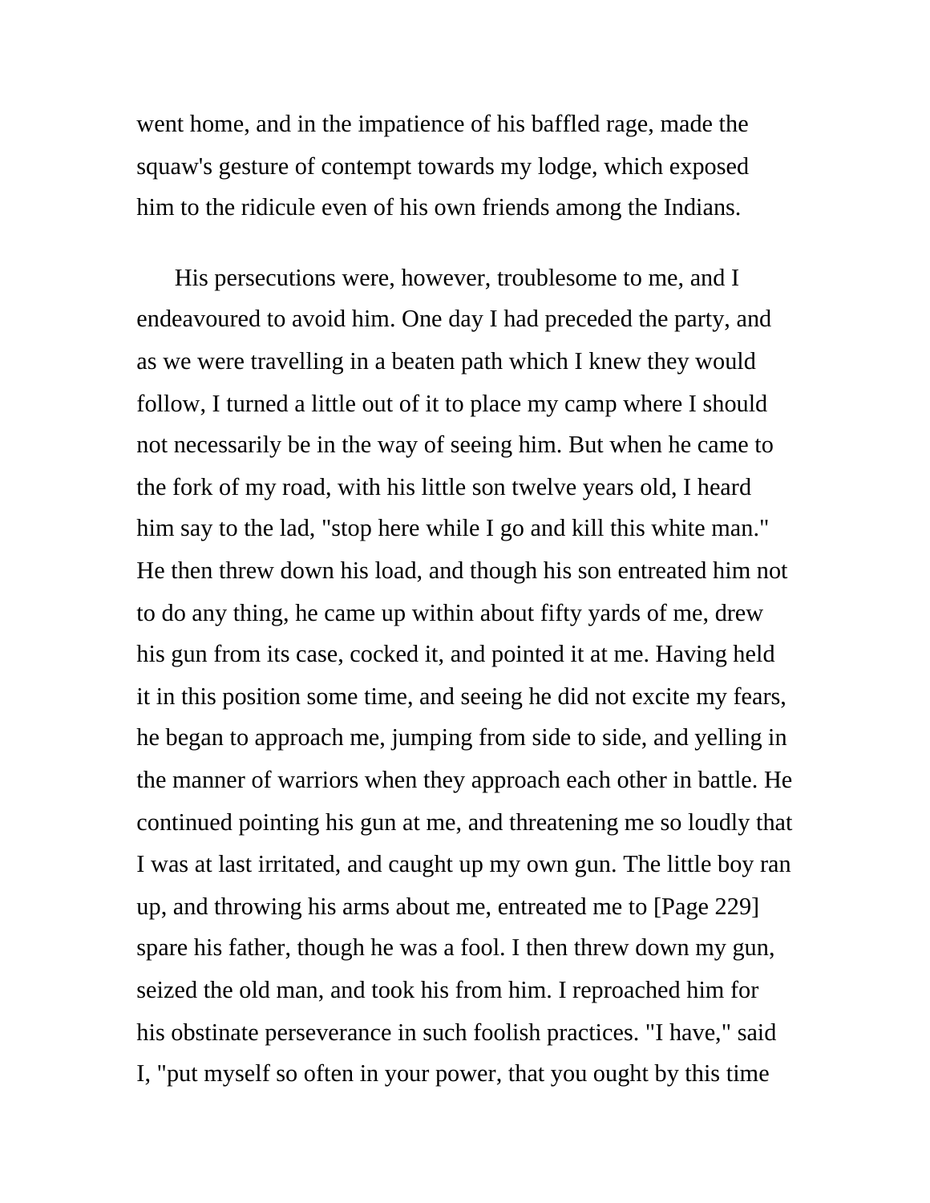went home, and in the impatience of his baffled rage, made the squaw's gesture of contempt towards my lodge, which exposed him to the ridicule even of his own friends among the Indians.

His persecutions were, however, troublesome to me, and I endeavoured to avoid him. One day I had preceded the party, and as we were travelling in a beaten path which I knew they would follow, I turned a little out of it to place my camp where I should not necessarily be in the way of seeing him. But when he came to the fork of my road, with his little son twelve years old, I heard him say to the lad, "stop here while I go and kill this white man." He then threw down his load, and though his son entreated him not to do any thing, he came up within about fifty yards of me, drew his gun from its case, cocked it, and pointed it at me. Having held it in this position some time, and seeing he did not excite my fears, he began to approach me, jumping from side to side, and yelling in the manner of warriors when they approach each other in battle. He continued pointing his gun at me, and threatening me so loudly that I was at last irritated, and caught up my own gun. The little boy ran up, and throwing his arms about me, entreated me to [Page 229] spare his father, though he was a fool. I then threw down my gun, seized the old man, and took his from him. I reproached him for his obstinate perseverance in such foolish practices. "I have," said I, "put myself so often in your power, that you ought by this time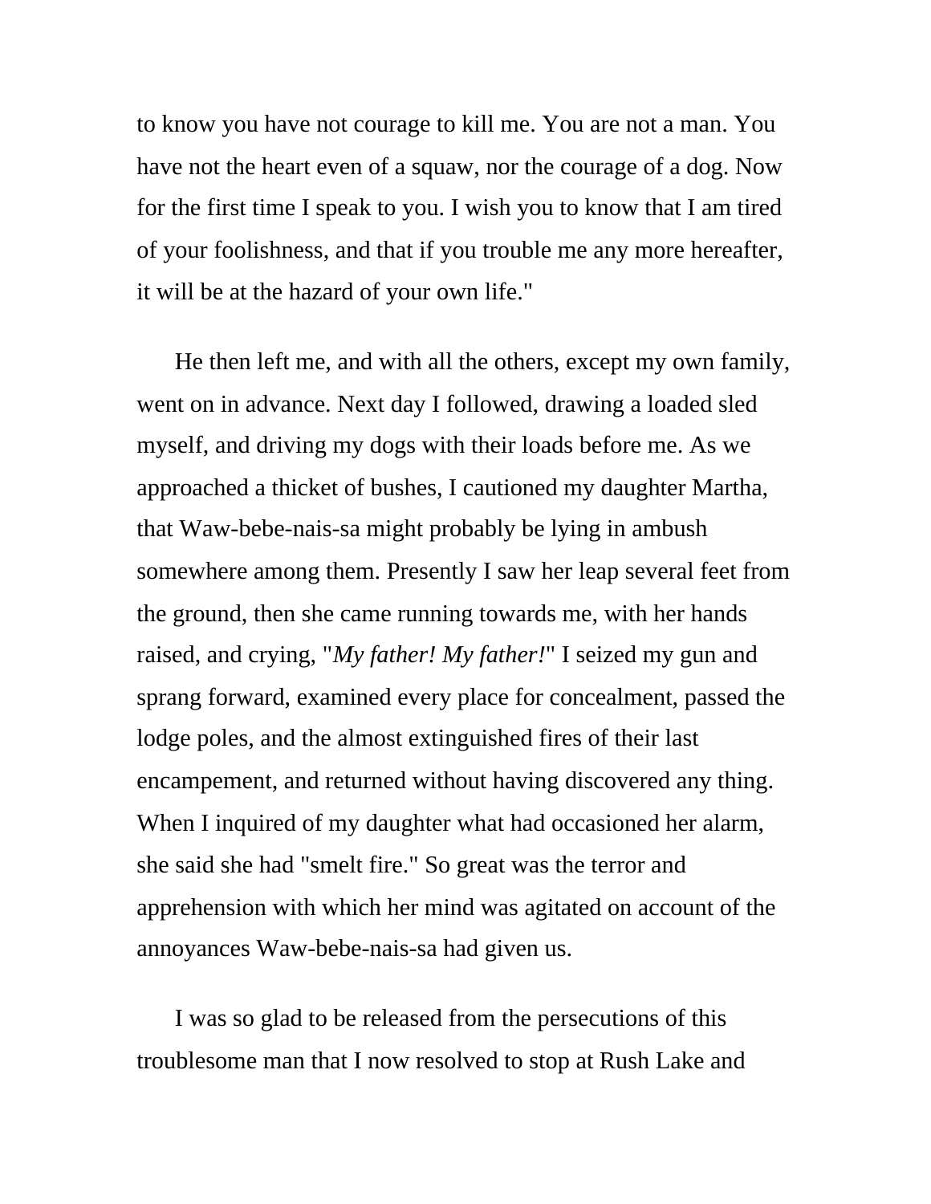to know you have not courage to kill me. You are not a man. You have not the heart even of a squaw, nor the courage of a dog. Now for the first time I speak to you. I wish you to know that I am tired of your foolishness, and that if you trouble me any more hereafter, it will be at the hazard of your own life."

He then left me, and with all the others, except my own family, went on in advance. Next day I followed, drawing a loaded sled myself, and driving my dogs with their loads before me. As we approached a thicket of bushes, I cautioned my daughter Martha, that Waw-bebe-nais-sa might probably be lying in ambush somewhere among them. Presently I saw her leap several feet from the ground, then she came running towards me, with her hands raised, and crying, "*My father! My father!*" I seized my gun and sprang forward, examined every place for concealment, passed the lodge poles, and the almost extinguished fires of their last encampement, and returned without having discovered any thing. When I inquired of my daughter what had occasioned her alarm, she said she had "smelt fire." So great was the terror and apprehension with which her mind was agitated on account of the annoyances Waw-bebe-nais-sa had given us.

I was so glad to be released from the persecutions of this troublesome man that I now resolved to stop at Rush Lake and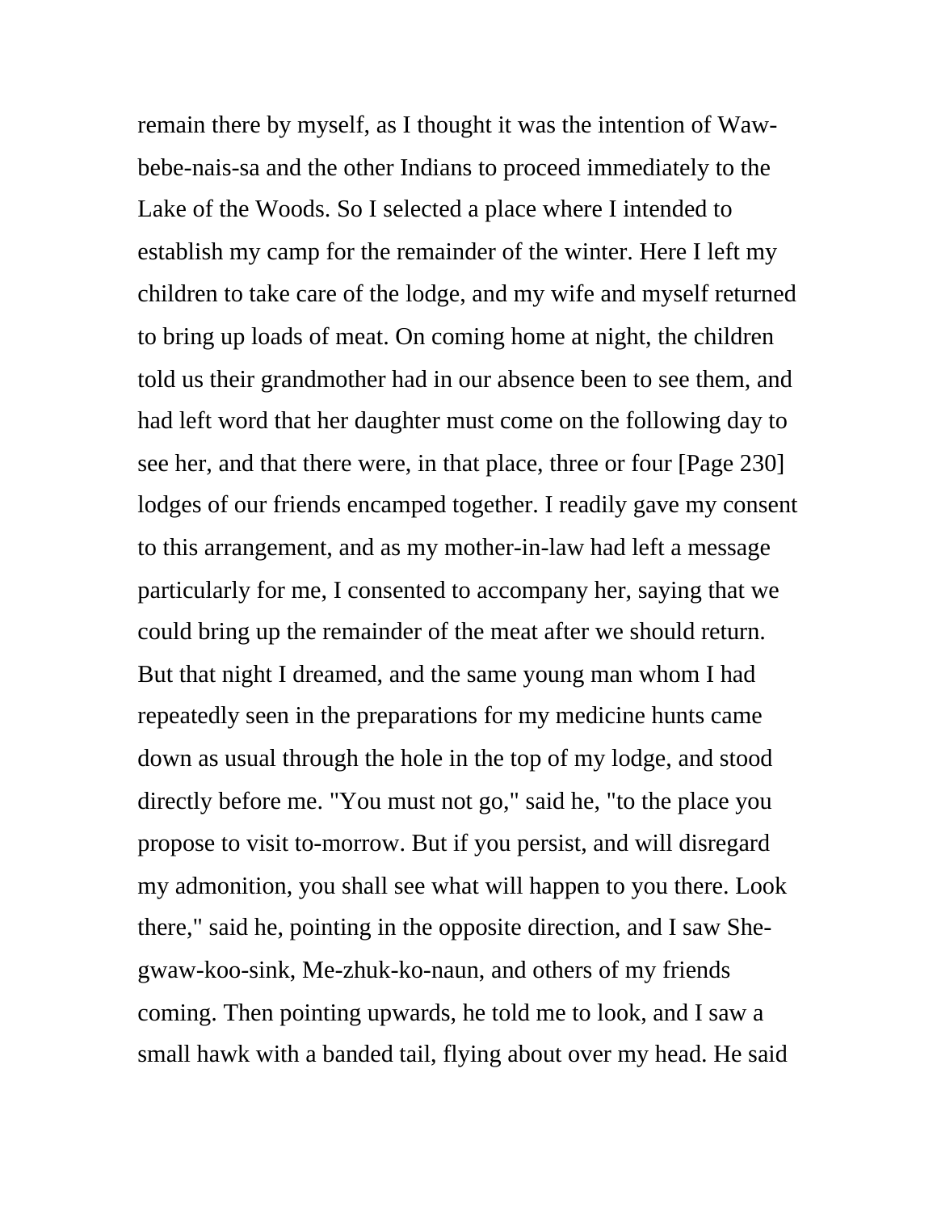remain there by myself, as I thought it was the intention of Waw-bebe-nais-sa and the other Indians to proceed immediately to the Lake of the Woods. So I selected a place where I intended to establish my camp for the remainder of the winter. Here I left my children to take care of the lodge, and my wife and myself returned to bring up loads of meat. On coming home at night, the children told us their grandmother had in our absence been to see them, and had left word that her daughter must come on the following day to see her, and that there were, in that place, three or four [Page 230] lodges of our friends encamped together. I readily gave my consent to this arrangement, and as my mother-in-law had left a message particularly for me, I consented to accompany her, saying that we could bring up the remainder of the meat after we should return. But that night I dreamed, and the same young man whom I had repeatedly seen in the preparations for my medicine hunts came down as usual through the hole in the top of my lodge, and stood directly before me. "You must not go," said he, "to the place you propose to visit to-morrow. But if you persist, and will disregard my admonition, you shall see what will happen to you there. Look there," said he, pointing in the opposite direction, and I saw She-gwaw-koo-sink, Me-zhuk-ko-naun, and others of my friends coming. Then pointing upwards, he told me to look, and I saw a small hawk with a banded tail, flying about over my head. He said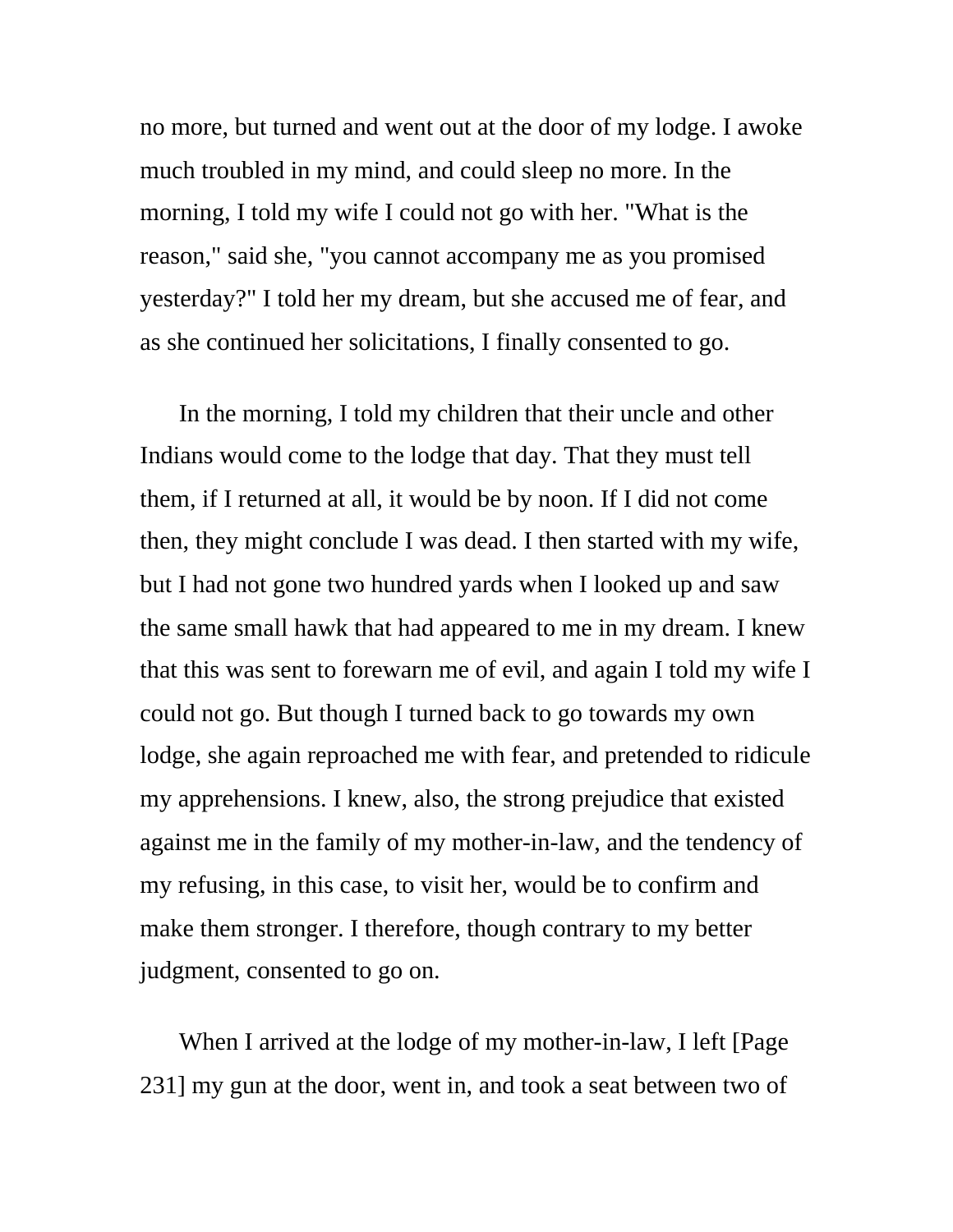no more, but turned and went out at the door of my lodge. I awoke much troubled in my mind, and could sleep no more. In the morning, I told my wife I could not go with her. "What is the reason," said she, "you cannot accompany me as you promised yesterday?" I told her my dream, but she accused me of fear, and as she continued her solicitations, I finally consented to go.

In the morning, I told my children that their uncle and other Indians would come to the lodge that day. That they must tell them, if I returned at all, it would be by noon. If I did not come then, they might conclude I was dead. I then started with my wife, but I had not gone two hundred yards when I looked up and saw the same small hawk that had appeared to me in my dream. I knew that this was sent to forewarn me of evil, and again I told my wife I could not go. But though I turned back to go towards my own lodge, she again reproached me with fear, and pretended to ridicule my apprehensions. I knew, also, the strong prejudice that existed against me in the family of my mother-in-law, and the tendency of my refusing, in this case, to visit her, would be to confirm and make them stronger. I therefore, though contrary to my better judgment, consented to go on.

When I arrived at the lodge of my mother-in-law, I left [Page 231] my gun at the door, went in, and took a seat between two of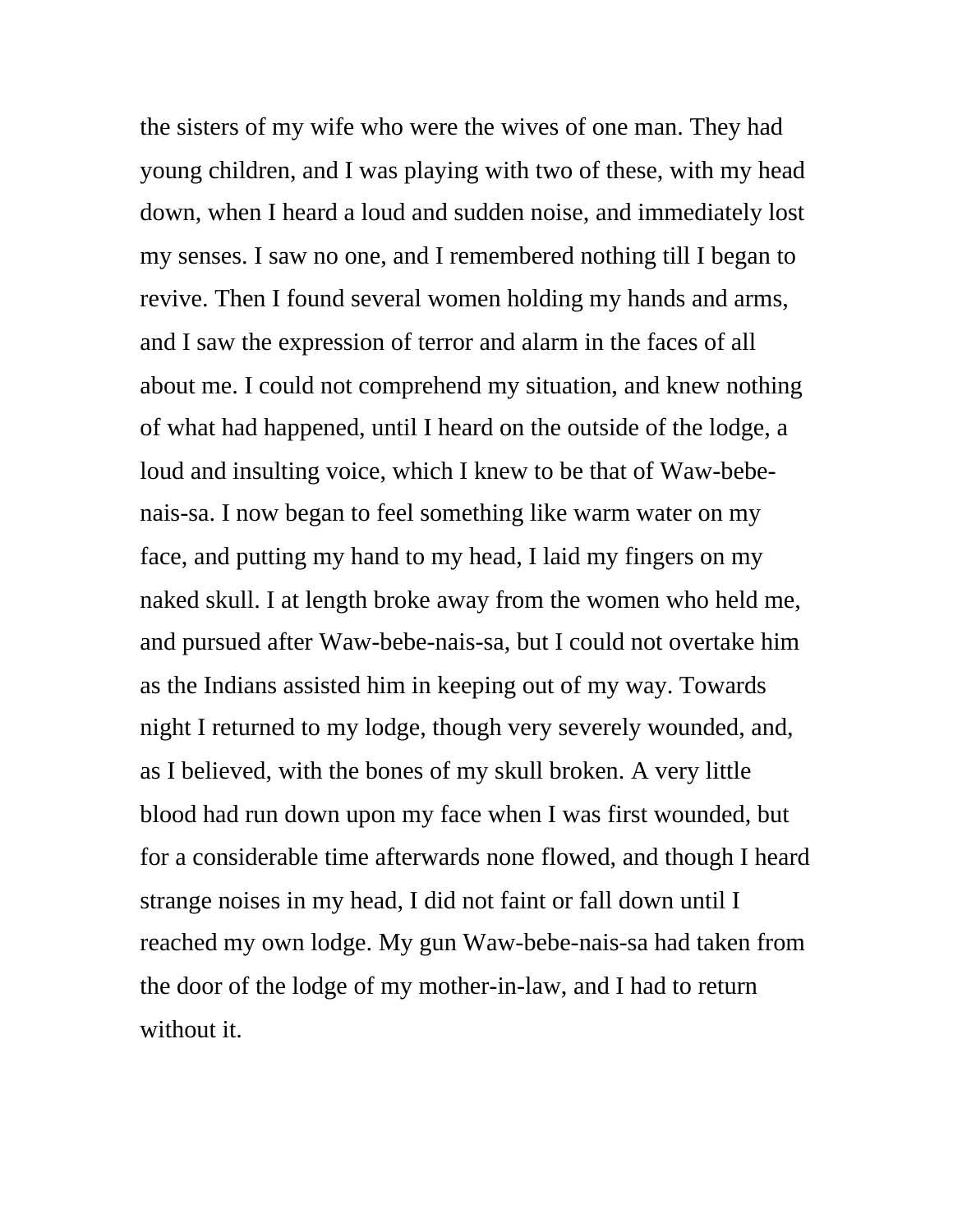the sisters of my wife who were the wives of one man. They had young children, and I was playing with two of these, with my head down, when I heard a loud and sudden noise, and immediately lost my senses. I saw no one, and I remembered nothing till I began to revive. Then I found several women holding my hands and arms, and I saw the expression of terror and alarm in the faces of all about me. I could not comprehend my situation, and knew nothing of what had happened, until I heard on the outside of the lodge, a loud and insulting voice, which I knew to be that of Waw-bebe-nais-sa. I now began to feel something like warm water on my face, and putting my hand to my head, I laid my fingers on my naked skull. I at length broke away from the women who held me, and pursued after Waw-bebe-nais-sa, but I could not overtake him as the Indians assisted him in keeping out of my way. Towards night I returned to my lodge, though very severely wounded, and, as I believed, with the bones of my skull broken. A very little blood had run down upon my face when I was first wounded, but for a considerable time afterwards none flowed, and though I heard strange noises in my head, I did not faint or fall down until I reached my own lodge. My gun Waw-bebe-nais-sa had taken from the door of the lodge of my mother-in-law, and I had to return without it.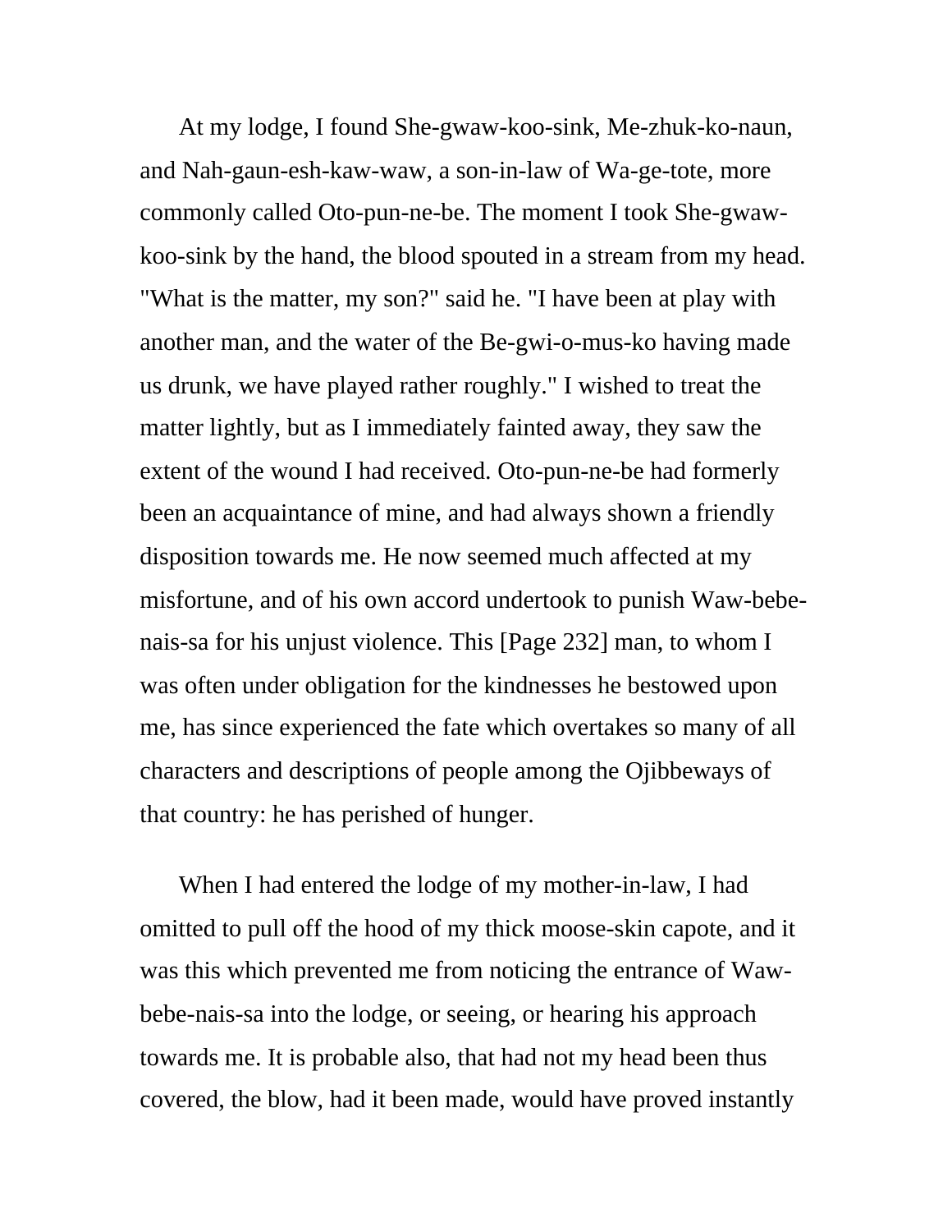At my lodge, I found She-gwaw-koo-sink, Me-zhuk-ko-naun, and Nah-gaun-esh-kaw-waw, a son-in-law of Wa-ge-tote, more commonly called Oto-pun-ne-be. The moment I took She-gwaw-koo-sink by the hand, the blood spouted in a stream from my head. "What is the matter, my son?" said he. "I have been at play with another man, and the water of the Be-gwi-o-mus-ko having made us drunk, we have played rather roughly." I wished to treat the matter lightly, but as I immediately fainted away, they saw the extent of the wound I had received. Oto-pun-ne-be had formerly been an acquaintance of mine, and had always shown a friendly disposition towards me. He now seemed much affected at my misfortune, and of his own accord undertook to punish Waw-bebe-nais-sa for his unjust violence. This [Page 232] man, to whom I was often under obligation for the kindnesses he bestowed upon me, has since experienced the fate which overtakes so many of all characters and descriptions of people among the Ojibbeways of that country: he has perished of hunger.

When I had entered the lodge of my mother-in-law, I had omitted to pull off the hood of my thick moose-skin capote, and it was this which prevented me from noticing the entrance of Waw-bebe-nais-sa into the lodge, or seeing, or hearing his approach towards me. It is probable also, that had not my head been thus covered, the blow, had it been made, would have proved instantly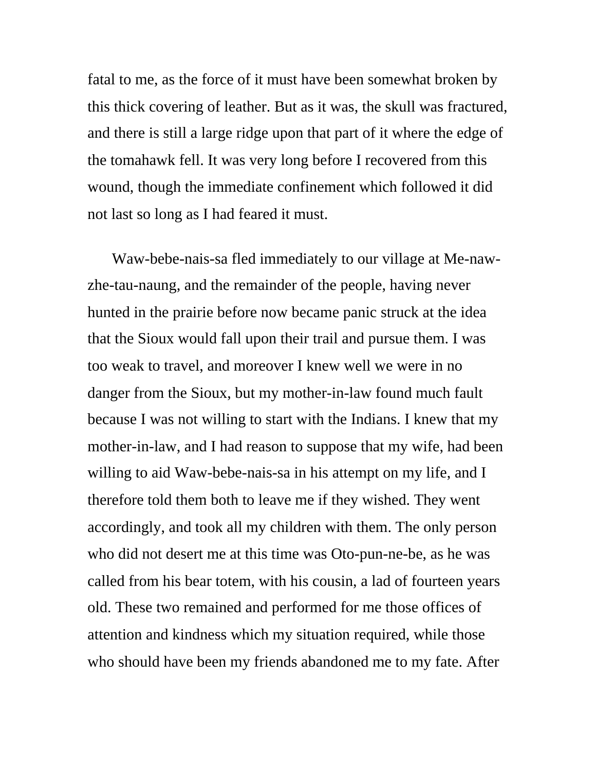fatal to me, as the force of it must have been somewhat broken by this thick covering of leather. But as it was, the skull was fractured, and there is still a large ridge upon that part of it where the edge of the tomahawk fell. It was very long before I recovered from this wound, though the immediate confinement which followed it did not last so long as I had feared it must.

Waw-bebe-nais-sa fled immediately to our village at Me-naw-zhe-tau-naung, and the remainder of the people, having never hunted in the prairie before now became panic struck at the idea that the Sioux would fall upon their trail and pursue them. I was too weak to travel, and moreover I knew well we were in no danger from the Sioux, but my mother-in-law found much fault because I was not willing to start with the Indians. I knew that my mother-in-law, and I had reason to suppose that my wife, had been willing to aid Waw-bebe-nais-sa in his attempt on my life, and I therefore told them both to leave me if they wished. They went accordingly, and took all my children with them. The only person who did not desert me at this time was Oto-pun-ne-be, as he was called from his bear totem, with his cousin, a lad of fourteen years old. These two remained and performed for me those offices of attention and kindness which my situation required, while those who should have been my friends abandoned me to my fate. After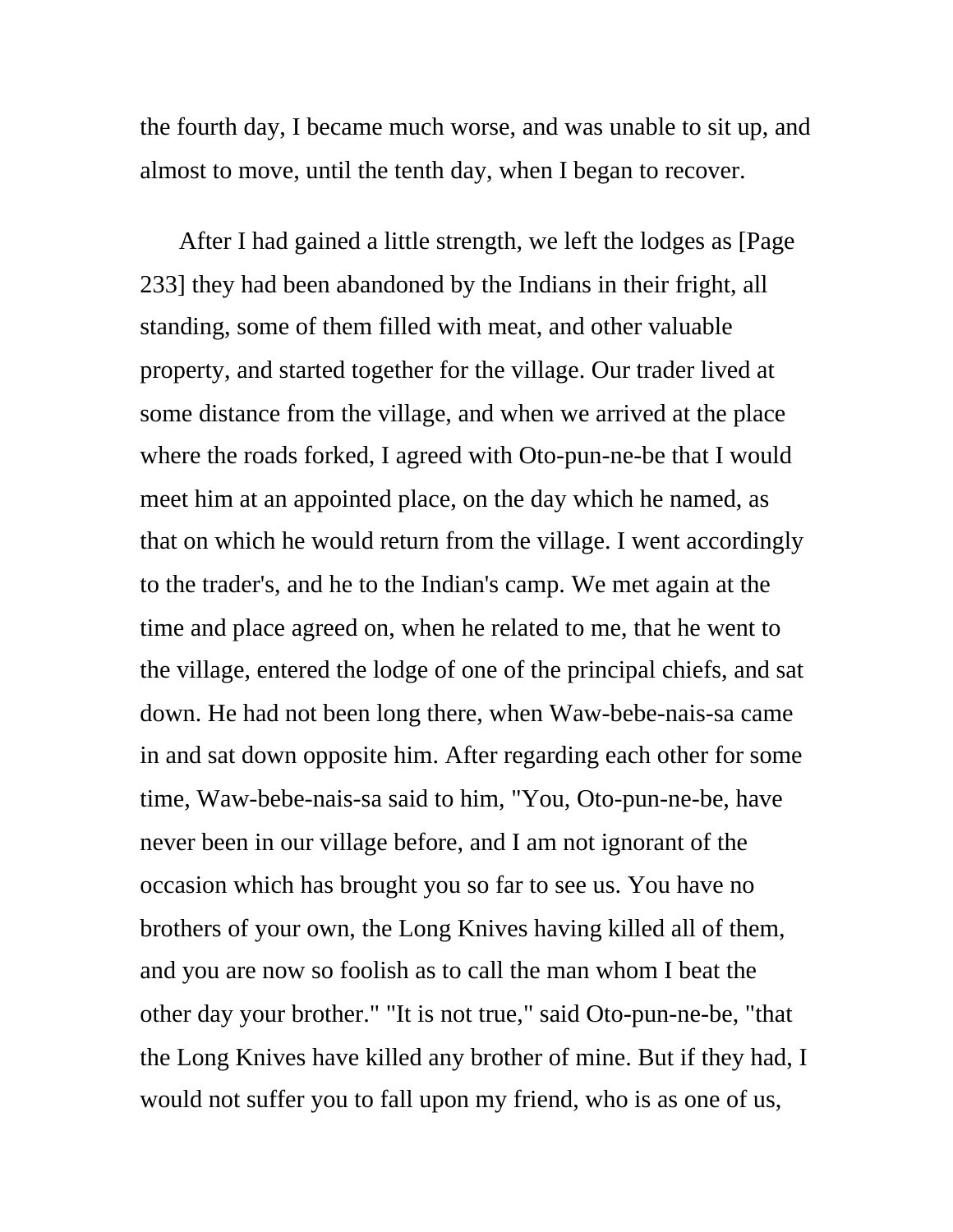the fourth day, I became much worse, and was unable to sit up, and almost to move, until the tenth day, when I began to recover.

After I had gained a little strength, we left the lodges as [Page 233] they had been abandoned by the Indians in their fright, all standing, some of them filled with meat, and other valuable property, and started together for the village. Our trader lived at some distance from the village, and when we arrived at the place where the roads forked, I agreed with Oto-pun-ne-be that I would meet him at an appointed place, on the day which he named, as that on which he would return from the village. I went accordingly to the trader's, and he to the Indian's camp. We met again at the time and place agreed on, when he related to me, that he went to the village, entered the lodge of one of the principal chiefs, and sat down. He had not been long there, when Waw-bebe-nais-sa came in and sat down opposite him. After regarding each other for some time, Waw-bebe-nais-sa said to him, "You, Oto-pun-ne-be, have never been in our village before, and I am not ignorant of the occasion which has brought you so far to see us. You have no brothers of your own, the Long Knives having killed all of them, and you are now so foolish as to call the man whom I beat the other day your brother." "It is not true," said Oto-pun-ne-be, "that the Long Knives have killed any brother of mine. But if they had, I would not suffer you to fall upon my friend, who is as one of us,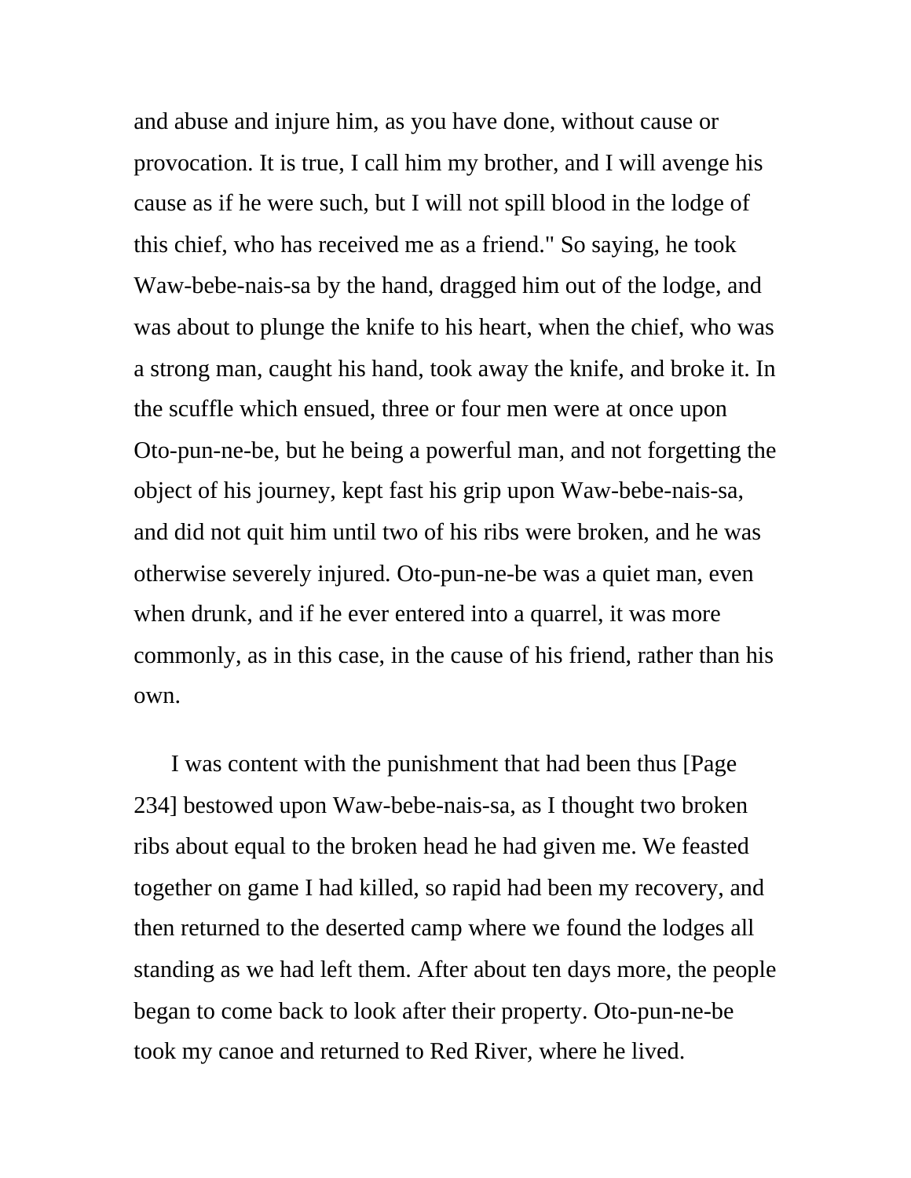and abuse and injure him, as you have done, without cause or provocation. It is true, I call him my brother, and I will avenge his cause as if he were such, but I will not spill blood in the lodge of this chief, who has received me as a friend." So saying, he took Waw-bebe-nais-sa by the hand, dragged him out of the lodge, and was about to plunge the knife to his heart, when the chief, who was a strong man, caught his hand, took away the knife, and broke it. In the scuffle which ensued, three or four men were at once upon Oto-pun-ne-be, but he being a powerful man, and not forgetting the object of his journey, kept fast his grip upon Waw-bebe-nais-sa, and did not quit him until two of his ribs were broken, and he was otherwise severely injured. Oto-pun-ne-be was a quiet man, even when drunk, and if he ever entered into a quarrel, it was more commonly, as in this case, in the cause of his friend, rather than his own.

I was content with the punishment that had been thus [Page 234] bestowed upon Waw-bebe-nais-sa, as I thought two broken ribs about equal to the broken head he had given me. We feasted together on game I had killed, so rapid had been my recovery, and then returned to the deserted camp where we found the lodges all standing as we had left them. After about ten days more, the people began to come back to look after their property. Oto-pun-ne-be took my canoe and returned to Red River, where he lived.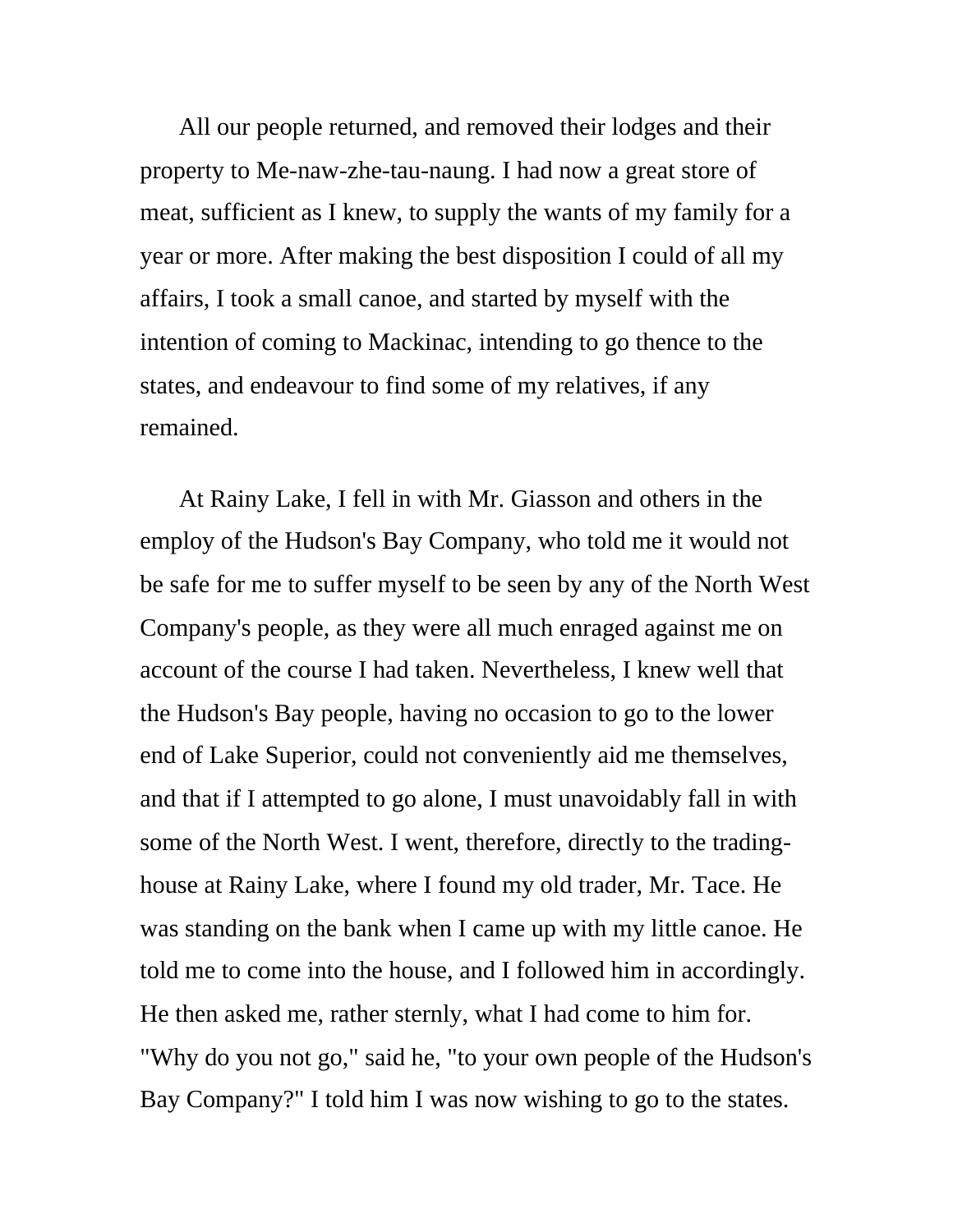All our people returned, and removed their lodges and their property to Me-naw-zhe-tau-naung. I had now a great store of meat, sufficient as I knew, to supply the wants of my family for a year or more. After making the best disposition I could of all my affairs, I took a small canoe, and started by myself with the intention of coming to Mackinac, intending to go thence to the states, and endeavour to find some of my relatives, if any remained.

At Rainy Lake, I fell in with Mr. Giasson and others in the employ of the Hudson's Bay Company, who told me it would not be safe for me to suffer myself to be seen by any of the North West Company's people, as they were all much enraged against me on account of the course I had taken. Nevertheless, I knew well that the Hudson's Bay people, having no occasion to go to the lower end of Lake Superior, could not conveniently aid me themselves, and that if I attempted to go alone, I must unavoidably fall in with some of the North West. I went, therefore, directly to the trading-house at Rainy Lake, where I found my old trader, Mr. Tace. He was standing on the bank when I came up with my little canoe. He told me to come into the house, and I followed him in accordingly. He then asked me, rather sternly, what I had come to him for. "Why do you not go," said he, "to your own people of the Hudson's Bay Company?" I told him I was now wishing to go to the states.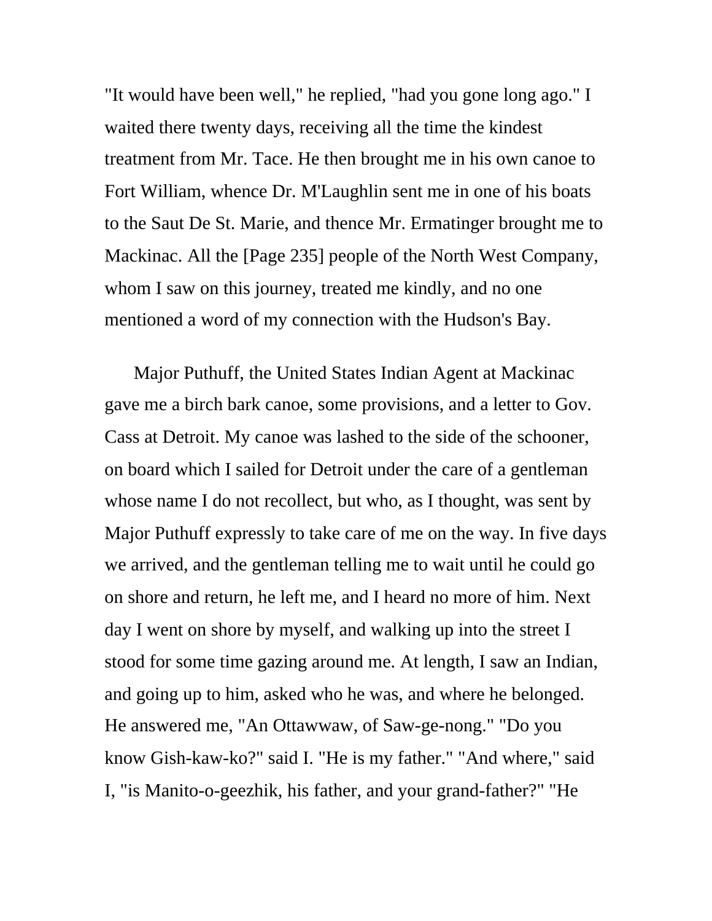"It would have been well," he replied, "had you gone long ago." I waited there twenty days, receiving all the time the kindest treatment from Mr. Tace. He then brought me in his own canoe to Fort William, whence Dr. M'Laughlin sent me in one of his boats to the Saut De St. Marie, and thence Mr. Ermatinger brought me to Mackinac. All the [Page 235] people of the North West Company, whom I saw on this journey, treated me kindly, and no one mentioned a word of my connection with the Hudson's Bay.

Major Puthuff, the United States Indian Agent at Mackinac gave me a birch bark canoe, some provisions, and a letter to Gov. Cass at Detroit. My canoe was lashed to the side of the schooner, on board which I sailed for Detroit under the care of a gentleman whose name I do not recollect, but who, as I thought, was sent by Major Puthuff expressly to take care of me on the way. In five days we arrived, and the gentleman telling me to wait until he could go on shore and return, he left me, and I heard no more of him. Next day I went on shore by myself, and walking up into the street I stood for some time gazing around me. At length, I saw an Indian, and going up to him, asked who he was, and where he belonged. He answered me, "An Ottawwaw, of Saw-ge-nong." "Do you know Gish-kaw-ko?" said I. "He is my father." "And where," said I, "is Manito-o-geezhik, his father, and your grand-father?" "He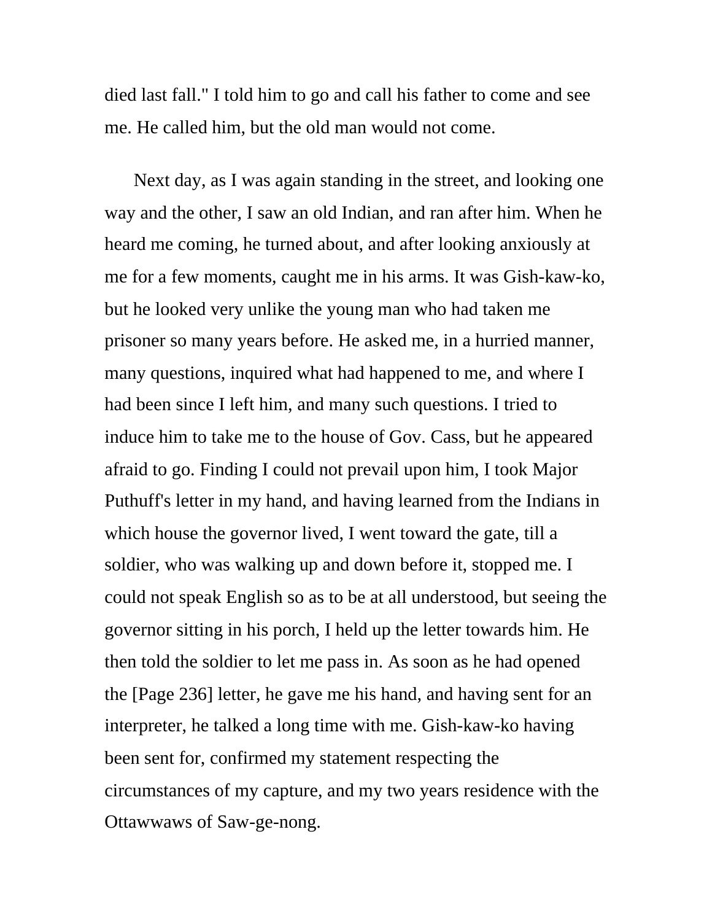died last fall." I told him to go and call his father to come and see me. He called him, but the old man would not come.

Next day, as I was again standing in the street, and looking one way and the other, I saw an old Indian, and ran after him. When he heard me coming, he turned about, and after looking anxiously at me for a few moments, caught me in his arms. It was Gish-kaw-ko, but he looked very unlike the young man who had taken me prisoner so many years before. He asked me, in a hurried manner, many questions, inquired what had happened to me, and where I had been since I left him, and many such questions. I tried to induce him to take me to the house of Gov. Cass, but he appeared afraid to go. Finding I could not prevail upon him, I took Major Puthuff's letter in my hand, and having learned from the Indians in which house the governor lived, I went toward the gate, till a soldier, who was walking up and down before it, stopped me. I could not speak English so as to be at all understood, but seeing the governor sitting in his porch, I held up the letter towards him. He then told the soldier to let me pass in. As soon as he had opened the [Page 236] letter, he gave me his hand, and having sent for an interpreter, he talked a long time with me. Gish-kaw-ko having been sent for, confirmed my statement respecting the circumstances of my capture, and my two years residence with the Ottawwaws of Saw-ge-nong.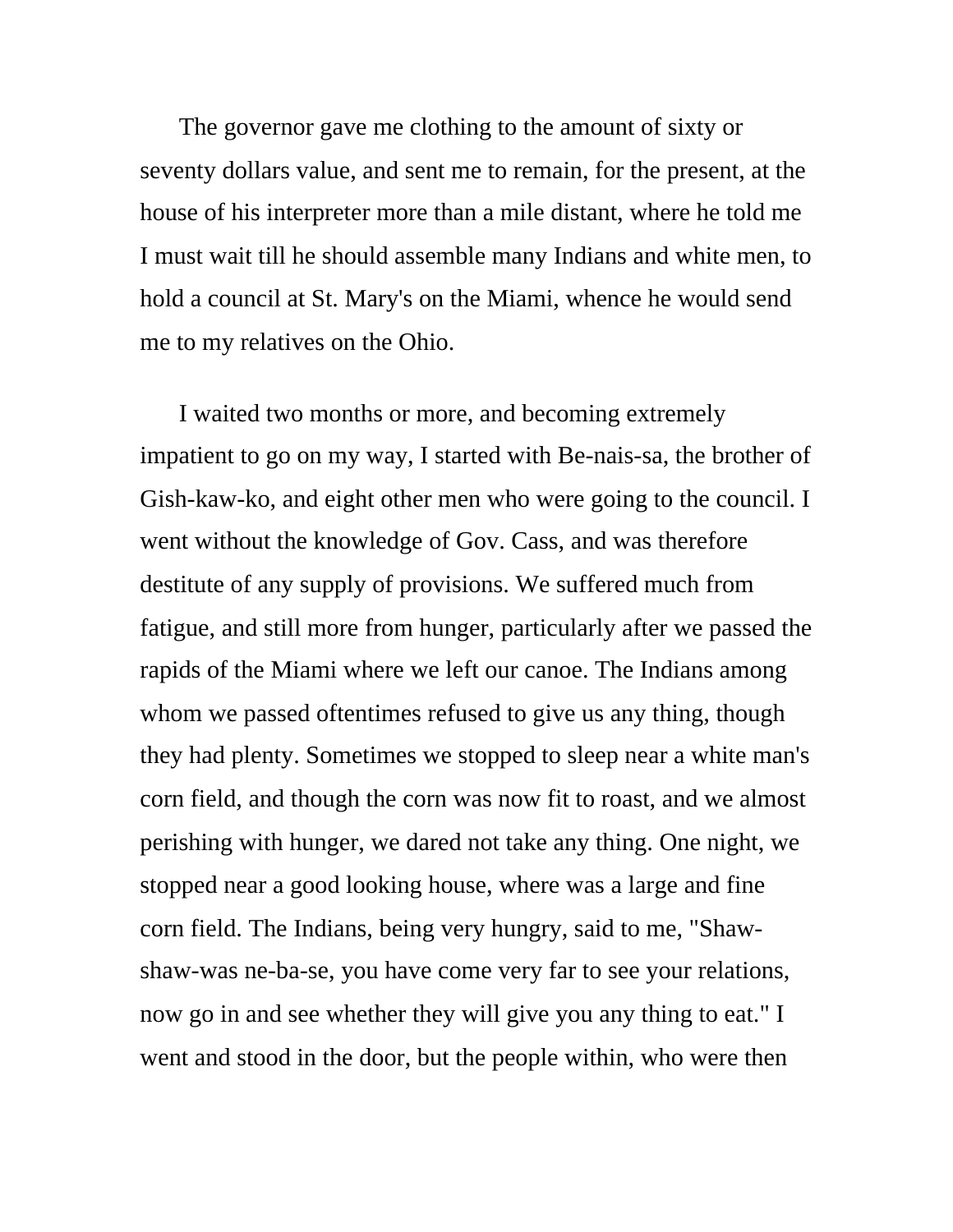The governor gave me clothing to the amount of sixty or seventy dollars value, and sent me to remain, for the present, at the house of his interpreter more than a mile distant, where he told me I must wait till he should assemble many Indians and white men, to hold a council at St. Mary's on the Miami, whence he would send me to my relatives on the Ohio.

I waited two months or more, and becoming extremely impatient to go on my way, I started with Be-nais-sa, the brother of Gish-kaw-ko, and eight other men who were going to the council. I went without the knowledge of Gov. Cass, and was therefore destitute of any supply of provisions. We suffered much from fatigue, and still more from hunger, particularly after we passed the rapids of the Miami where we left our canoe. The Indians among whom we passed oftentimes refused to give us any thing, though they had plenty. Sometimes we stopped to sleep near a white man's corn field, and though the corn was now fit to roast, and we almost perishing with hunger, we dared not take any thing. One night, we stopped near a good looking house, where was a large and fine corn field. The Indians, being very hungry, said to me, "Shaw-shaw-was ne-ba-se, you have come very far to see your relations, now go in and see whether they will give you any thing to eat." I went and stood in the door, but the people within, who were then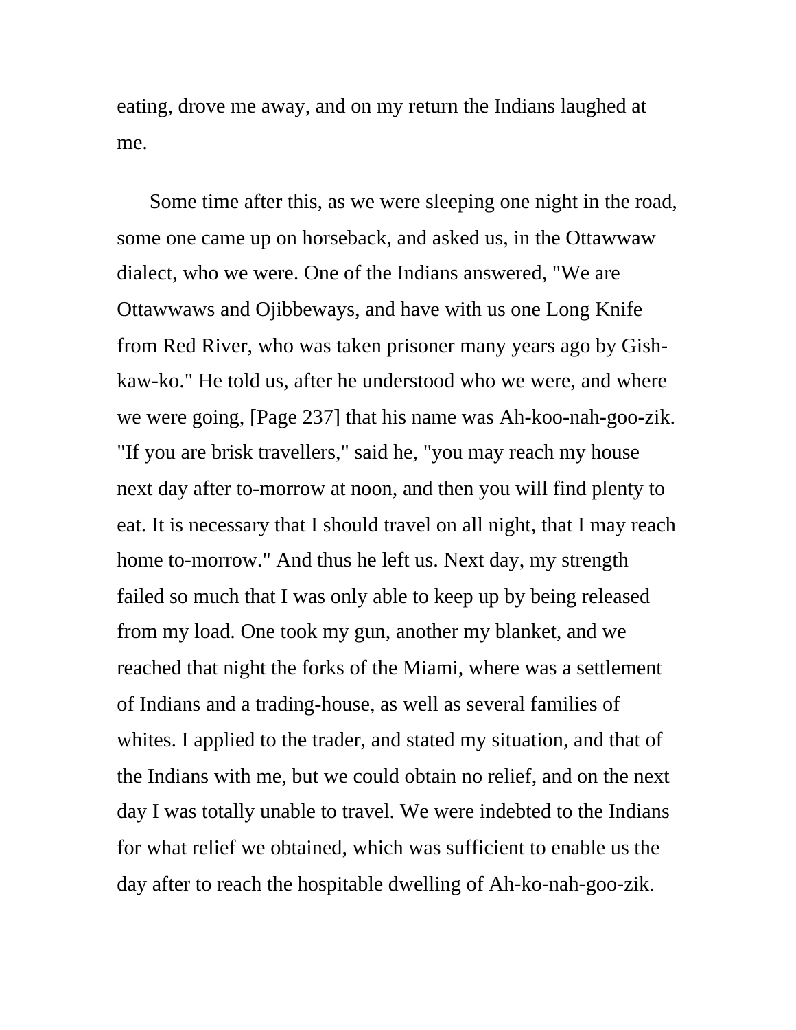eating, drove me away, and on my return the Indians laughed at me.

Some time after this, as we were sleeping one night in the road, some one came up on horseback, and asked us, in the Ottawwaw dialect, who we were. One of the Indians answered, "We are Ottawwaws and Ojibbeways, and have with us one Long Knife from Red River, who was taken prisoner many years ago by Gish-kaw-ko." He told us, after he understood who we were, and where we were going, [Page 237] that his name was Ah-koo-nah-goo-zik. "If you are brisk travellers," said he, "you may reach my house next day after to-morrow at noon, and then you will find plenty to eat. It is necessary that I should travel on all night, that I may reach home to-morrow." And thus he left us. Next day, my strength failed so much that I was only able to keep up by being released from my load. One took my gun, another my blanket, and we reached that night the forks of the Miami, where was a settlement of Indians and a trading-house, as well as several families of whites. I applied to the trader, and stated my situation, and that of the Indians with me, but we could obtain no relief, and on the next day I was totally unable to travel. We were indebted to the Indians for what relief we obtained, which was sufficient to enable us the day after to reach the hospitable dwelling of Ah-ko-nah-goo-zik.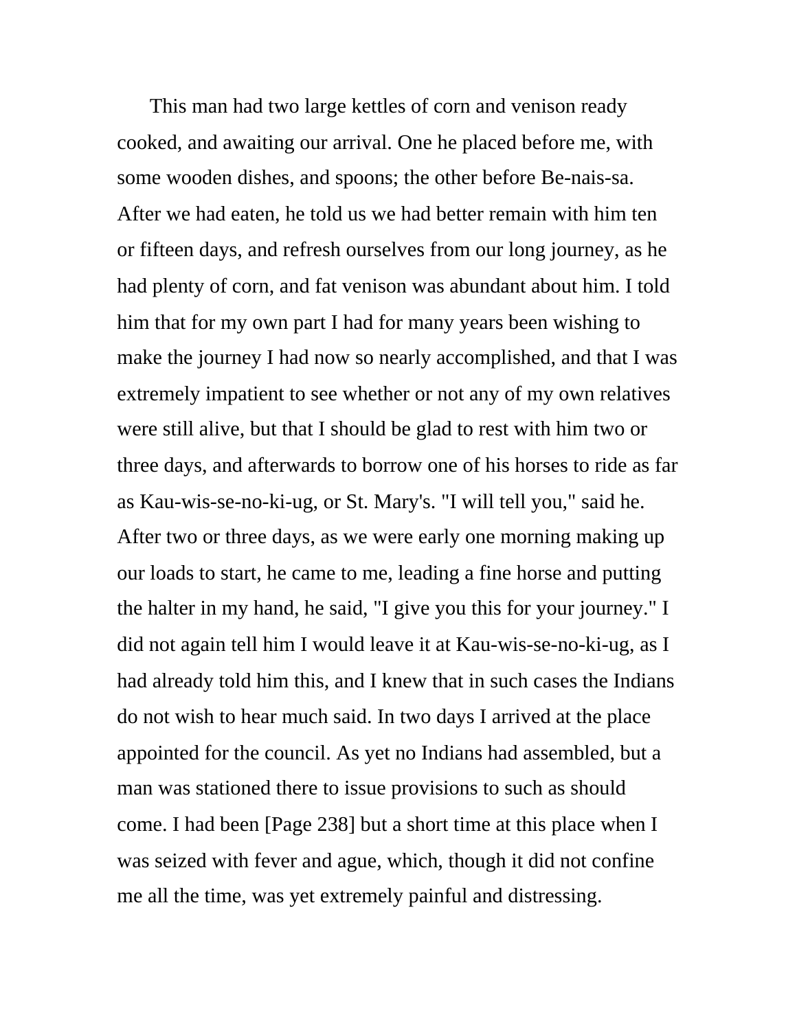This man had two large kettles of corn and venison ready cooked, and awaiting our arrival. One he placed before me, with some wooden dishes, and spoons; the other before Be-nais-sa. After we had eaten, he told us we had better remain with him ten or fifteen days, and refresh ourselves from our long journey, as he had plenty of corn, and fat venison was abundant about him. I told him that for my own part I had for many years been wishing to make the journey I had now so nearly accomplished, and that I was extremely impatient to see whether or not any of my own relatives were still alive, but that I should be glad to rest with him two or three days, and afterwards to borrow one of his horses to ride as far as Kau-wis-se-no-ki-ug, or St. Mary's. "I will tell you," said he. After two or three days, as we were early one morning making up our loads to start, he came to me, leading a fine horse and putting the halter in my hand, he said, "I give you this for your journey." I did not again tell him I would leave it at Kau-wis-se-no-ki-ug, as I had already told him this, and I knew that in such cases the Indians do not wish to hear much said. In two days I arrived at the place appointed for the council. As yet no Indians had assembled, but a man was stationed there to issue provisions to such as should come. I had been [Page 238] but a short time at this place when I was seized with fever and ague, which, though it did not confine me all the time, was yet extremely painful and distressing.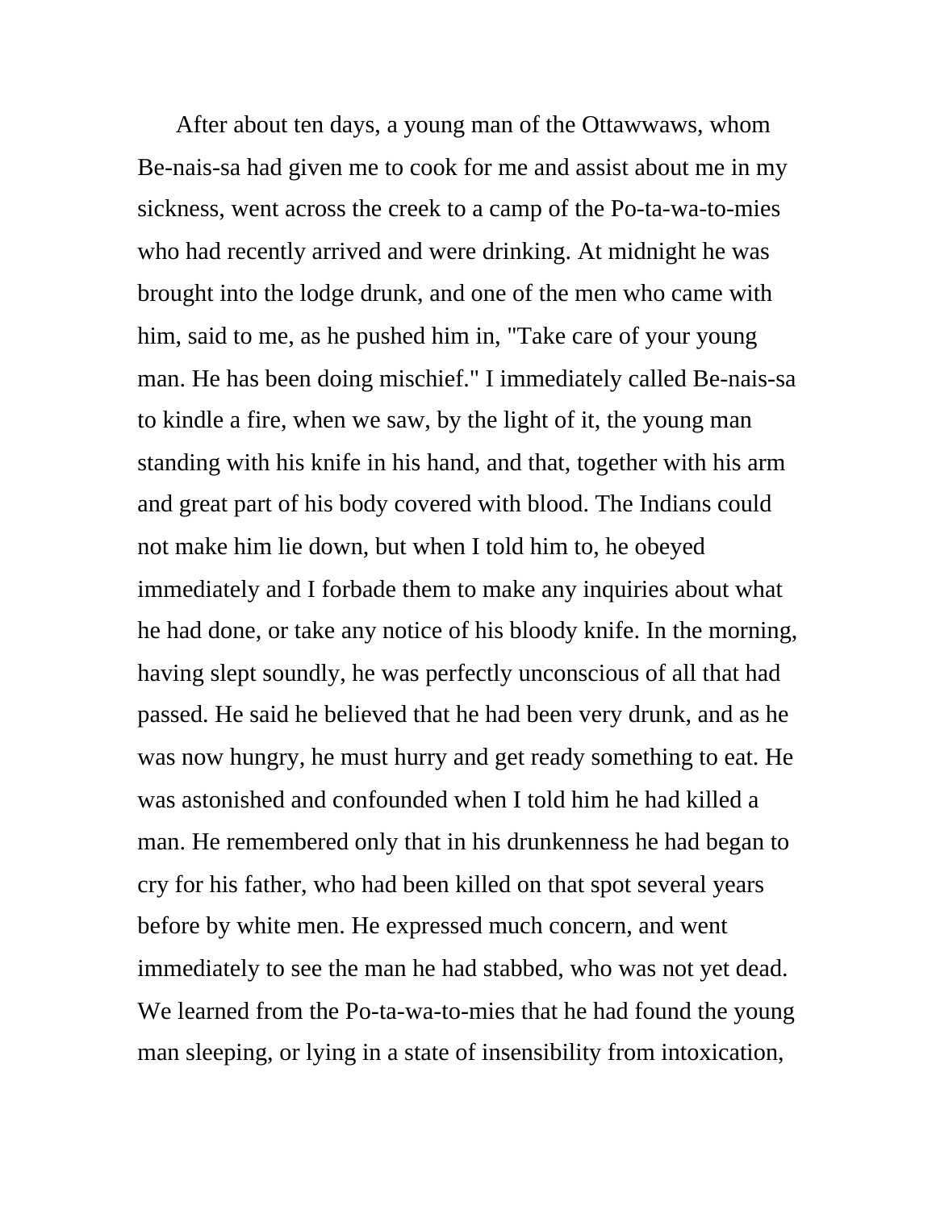After about ten days, a young man of the Ottawwaws, whom Be-nais-sa had given me to cook for me and assist about me in my sickness, went across the creek to a camp of the Po-ta-wa-to-mies who had recently arrived and were drinking. At midnight he was brought into the lodge drunk, and one of the men who came with him, said to me, as he pushed him in, "Take care of your young man. He has been doing mischief." I immediately called Be-nais-sa to kindle a fire, when we saw, by the light of it, the young man standing with his knife in his hand, and that, together with his arm and great part of his body covered with blood. The Indians could not make him lie down, but when I told him to, he obeyed immediately and I forbade them to make any inquiries about what he had done, or take any notice of his bloody knife. In the morning, having slept soundly, he was perfectly unconscious of all that had passed. He said he believed that he had been very drunk, and as he was now hungry, he must hurry and get ready something to eat. He was astonished and confounded when I told him he had killed a man. He remembered only that in his drunkenness he had began to cry for his father, who had been killed on that spot several years before by white men. He expressed much concern, and went immediately to see the man he had stabbed, who was not yet dead. We learned from the Po-ta-wa-to-mies that he had found the young man sleeping, or lying in a state of insensibility from intoxication,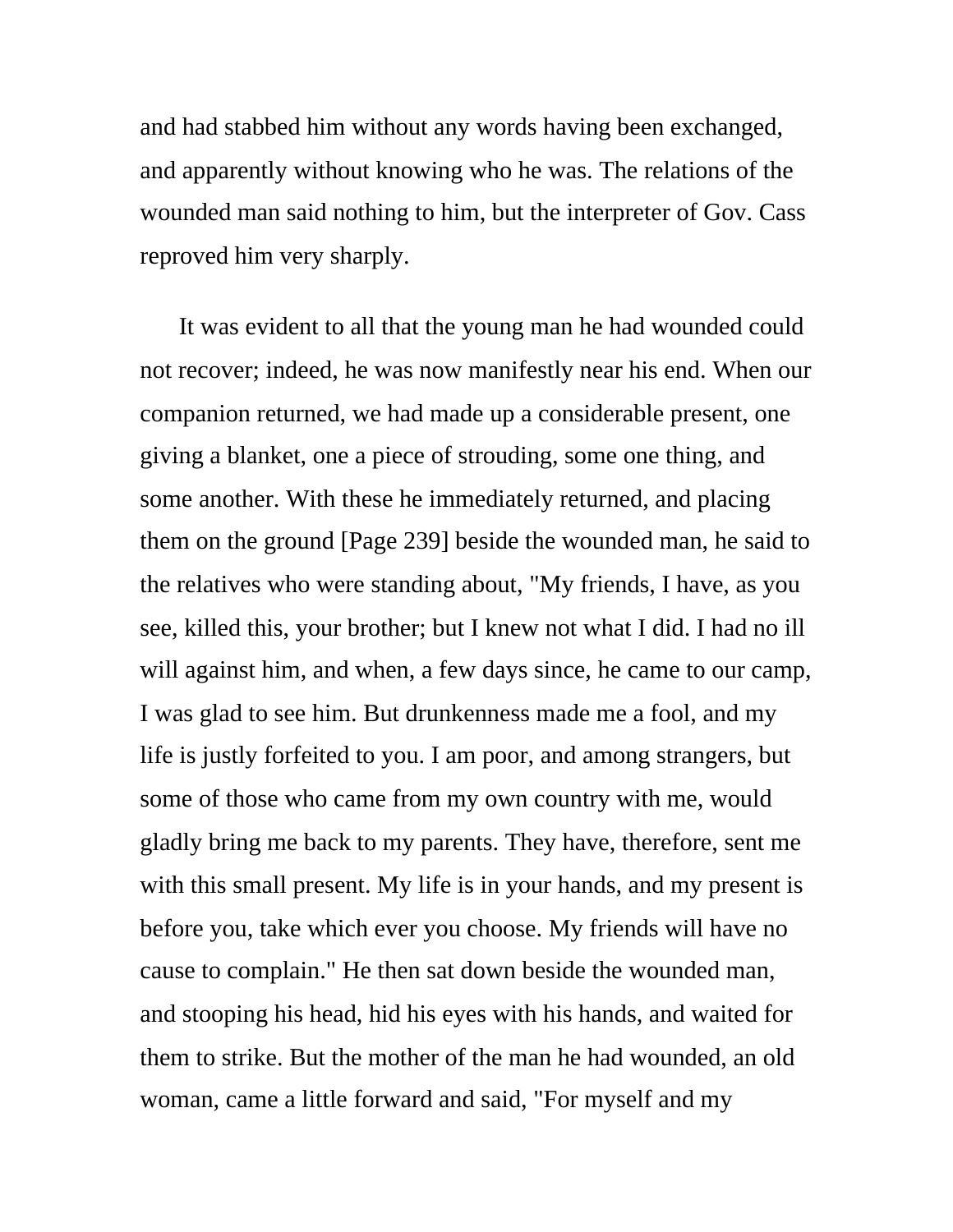and had stabbed him without any words having been exchanged, and apparently without knowing who he was. The relations of the wounded man said nothing to him, but the interpreter of Gov. Cass reproved him very sharply.

It was evident to all that the young man he had wounded could not recover; indeed, he was now manifestly near his end. When our companion returned, we had made up a considerable present, one giving a blanket, one a piece of strouding, some one thing, and some another. With these he immediately returned, and placing them on the ground [Page 239] beside the wounded man, he said to the relatives who were standing about, "My friends, I have, as you see, killed this, your brother; but I knew not what I did. I had no ill will against him, and when, a few days since, he came to our camp, I was glad to see him. But drunkenness made me a fool, and my life is justly forfeited to you. I am poor, and among strangers, but some of those who came from my own country with me, would gladly bring me back to my parents. They have, therefore, sent me with this small present. My life is in your hands, and my present is before you, take which ever you choose. My friends will have no cause to complain." He then sat down beside the wounded man, and stooping his head, hid his eyes with his hands, and waited for them to strike. But the mother of the man he had wounded, an old woman, came a little forward and said, "For myself and my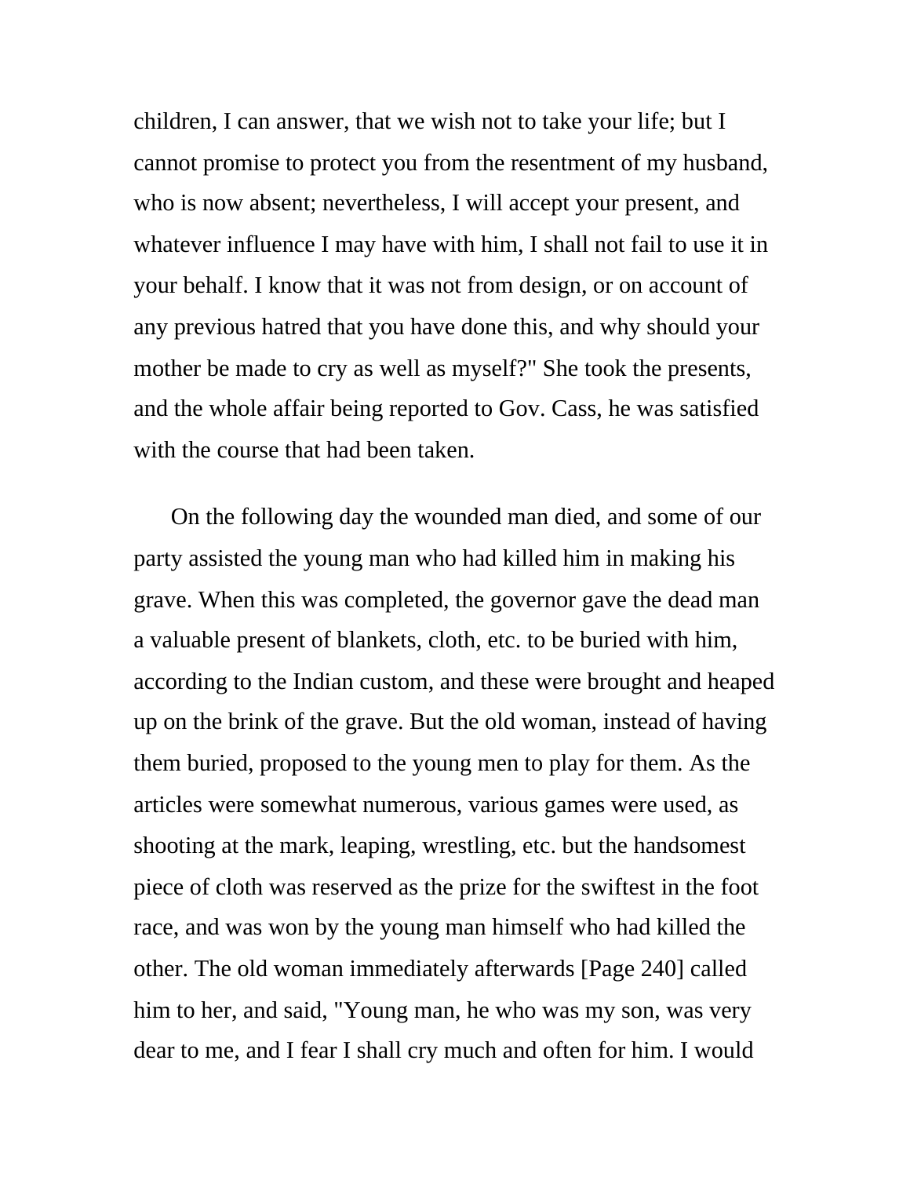children, I can answer, that we wish not to take your life; but I cannot promise to protect you from the resentment of my husband, who is now absent; nevertheless, I will accept your present, and whatever influence I may have with him, I shall not fail to use it in your behalf. I know that it was not from design, or on account of any previous hatred that you have done this, and why should your mother be made to cry as well as myself?" She took the presents, and the whole affair being reported to Gov. Cass, he was satisfied with the course that had been taken.

On the following day the wounded man died, and some of our party assisted the young man who had killed him in making his grave. When this was completed, the governor gave the dead man a valuable present of blankets, cloth, etc. to be buried with him, according to the Indian custom, and these were brought and heaped up on the brink of the grave. But the old woman, instead of having them buried, proposed to the young men to play for them. As the articles were somewhat numerous, various games were used, as shooting at the mark, leaping, wrestling, etc. but the handsomest piece of cloth was reserved as the prize for the swiftest in the foot race, and was won by the young man himself who had killed the other. The old woman immediately afterwards [Page 240] called him to her, and said, "Young man, he who was my son, was very dear to me, and I fear I shall cry much and often for him. I would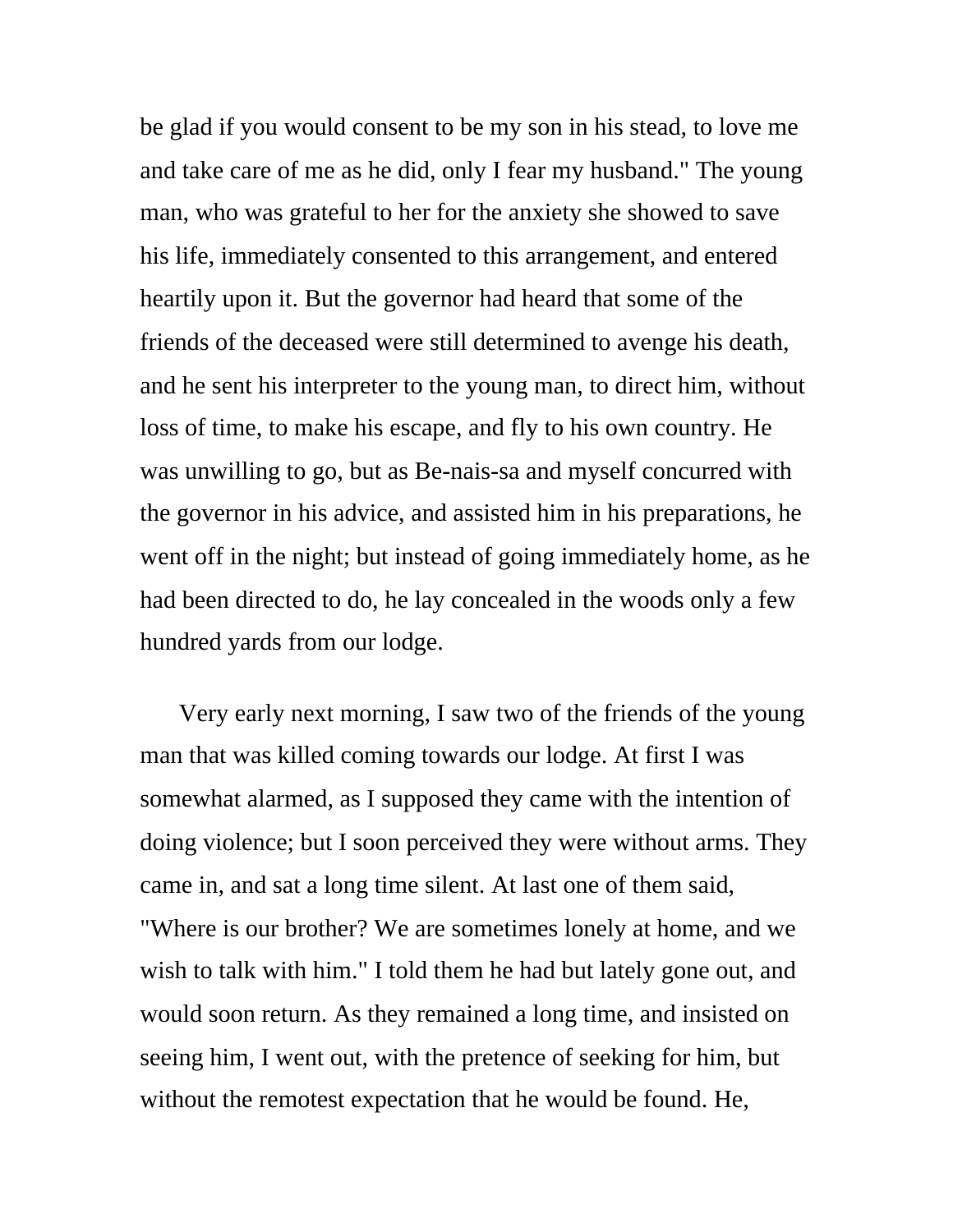be glad if you would consent to be my son in his stead, to love me and take care of me as he did, only I fear my husband." The young man, who was grateful to her for the anxiety she showed to save his life, immediately consented to this arrangement, and entered heartily upon it. But the governor had heard that some of the friends of the deceased were still determined to avenge his death, and he sent his interpreter to the young man, to direct him, without loss of time, to make his escape, and fly to his own country. He was unwilling to go, but as Be-nais-sa and myself concurred with the governor in his advice, and assisted him in his preparations, he went off in the night; but instead of going immediately home, as he had been directed to do, he lay concealed in the woods only a few hundred yards from our lodge.

Very early next morning, I saw two of the friends of the young man that was killed coming towards our lodge. At first I was somewhat alarmed, as I supposed they came with the intention of doing violence; but I soon perceived they were without arms. They came in, and sat a long time silent. At last one of them said, "Where is our brother? We are sometimes lonely at home, and we wish to talk with him." I told them he had but lately gone out, and would soon return. As they remained a long time, and insisted on seeing him, I went out, with the pretence of seeking for him, but without the remotest expectation that he would be found. He,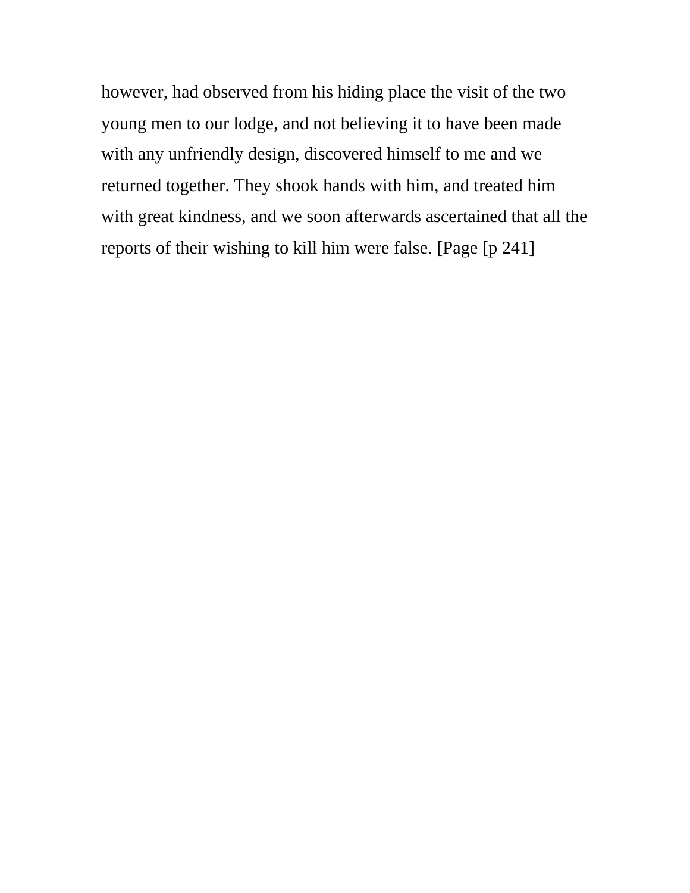however, had observed from his hiding place the visit of the two young men to our lodge, and not believing it to have been made with any unfriendly design, discovered himself to me and we returned together. They shook hands with him, and treated him with great kindness, and we soon afterwards ascertained that all the reports of their wishing to kill him were false. [Page [p 241]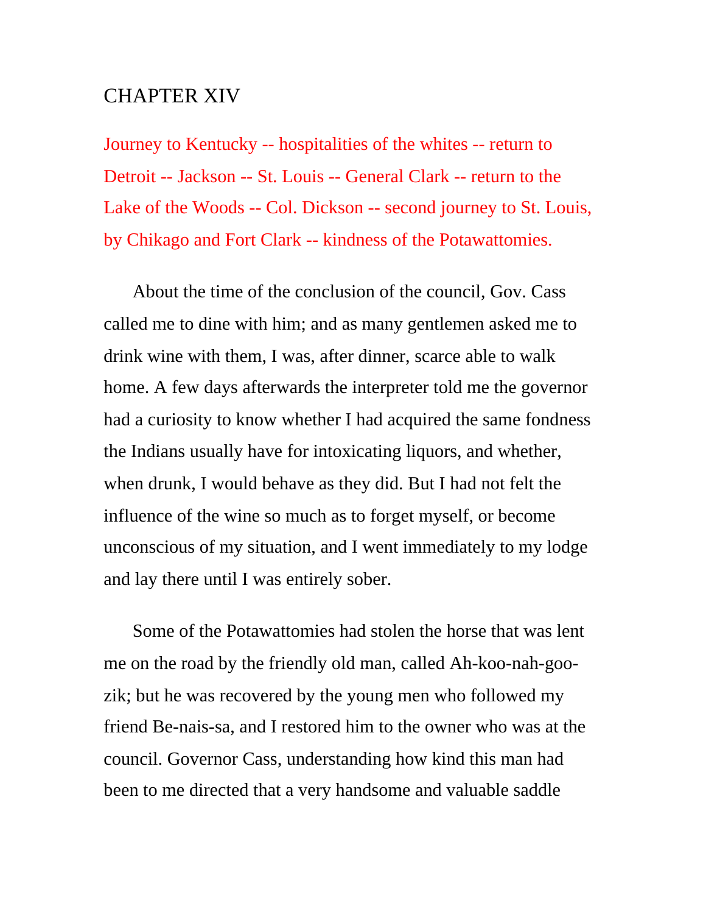# CHAPTER XIV

Journey to Kentucky -- hospitalities of the whites -- return to Detroit -- Jackson -- St. Louis -- General Clark -- return to the Lake of the Woods -- Col. Dickson -- second journey to St. Louis, by Chikago and Fort Clark -- kindness of the Potawattomies.

About the time of the conclusion of the council, Gov. Cass called me to dine with him; and as many gentlemen asked me to drink wine with them, I was, after dinner, scarce able to walk home. A few days afterwards the interpreter told me the governor had a curiosity to know whether I had acquired the same fondness the Indians usually have for intoxicating liquors, and whether, when drunk, I would behave as they did. But I had not felt the influence of the wine so much as to forget myself, or become unconscious of my situation, and I went immediately to my lodge and lay there until I was entirely sober.

Some of the Potawattomies had stolen the horse that was lent me on the road by the friendly old man, called Ah-koo-nah-goo-zik; but he was recovered by the young men who followed my friend Be-nais-sa, and I restored him to the owner who was at the council. Governor Cass, understanding how kind this man had been to me directed that a very handsome and valuable saddle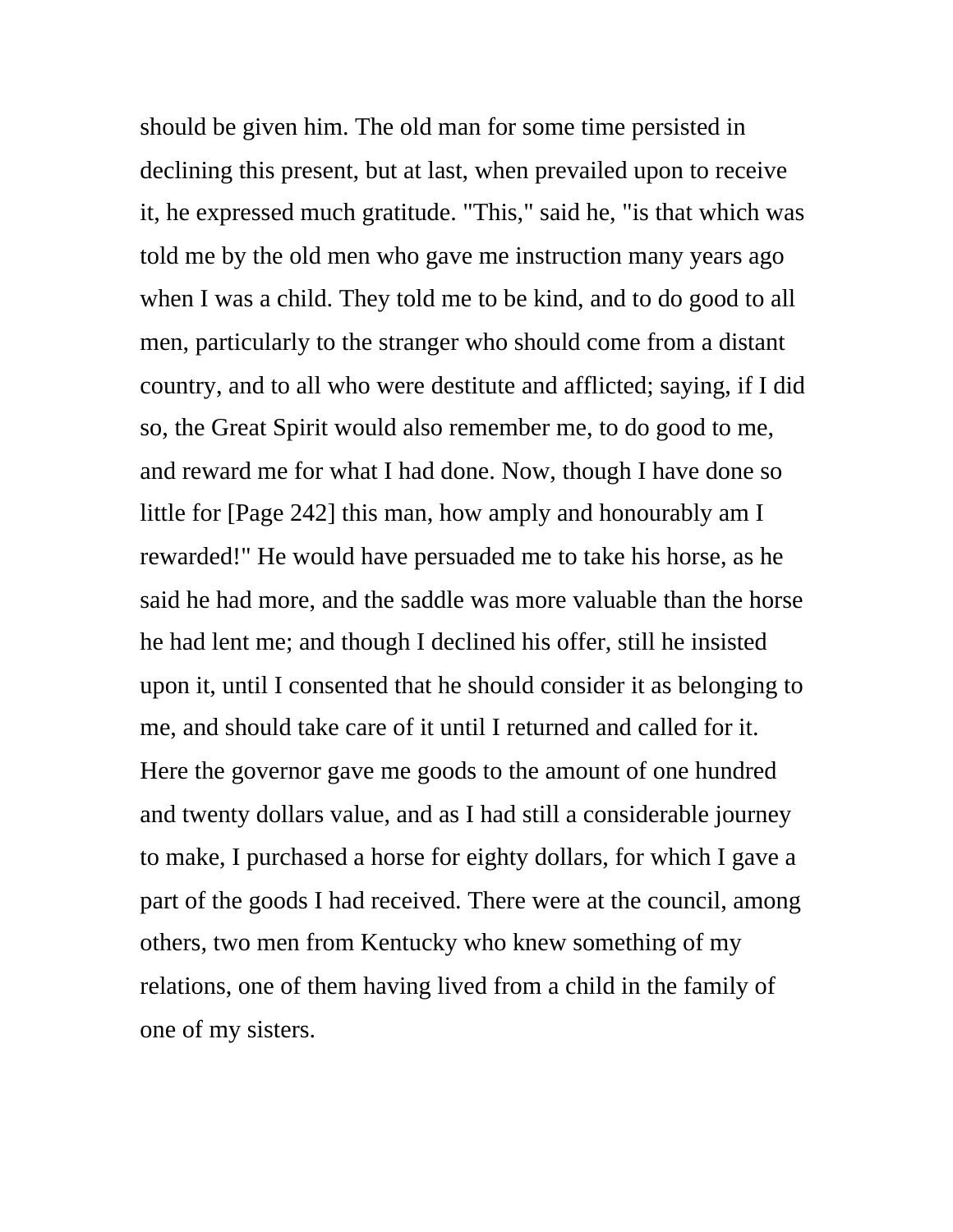should be given him. The old man for some time persisted in declining this present, but at last, when prevailed upon to receive it, he expressed much gratitude. "This," said he, "is that which was told me by the old men who gave me instruction many years ago when I was a child. They told me to be kind, and to do good to all men, particularly to the stranger who should come from a distant country, and to all who were destitute and afflicted; saying, if I did so, the Great Spirit would also remember me, to do good to me, and reward me for what I had done. Now, though I have done so little for [Page 242] this man, how amply and honourably am I rewarded!" He would have persuaded me to take his horse, as he said he had more, and the saddle was more valuable than the horse he had lent me; and though I declined his offer, still he insisted upon it, until I consented that he should consider it as belonging to me, and should take care of it until I returned and called for it. Here the governor gave me goods to the amount of one hundred and twenty dollars value, and as I had still a considerable journey to make, I purchased a horse for eighty dollars, for which I gave a part of the goods I had received. There were at the council, among others, two men from Kentucky who knew something of my relations, one of them having lived from a child in the family of one of my sisters.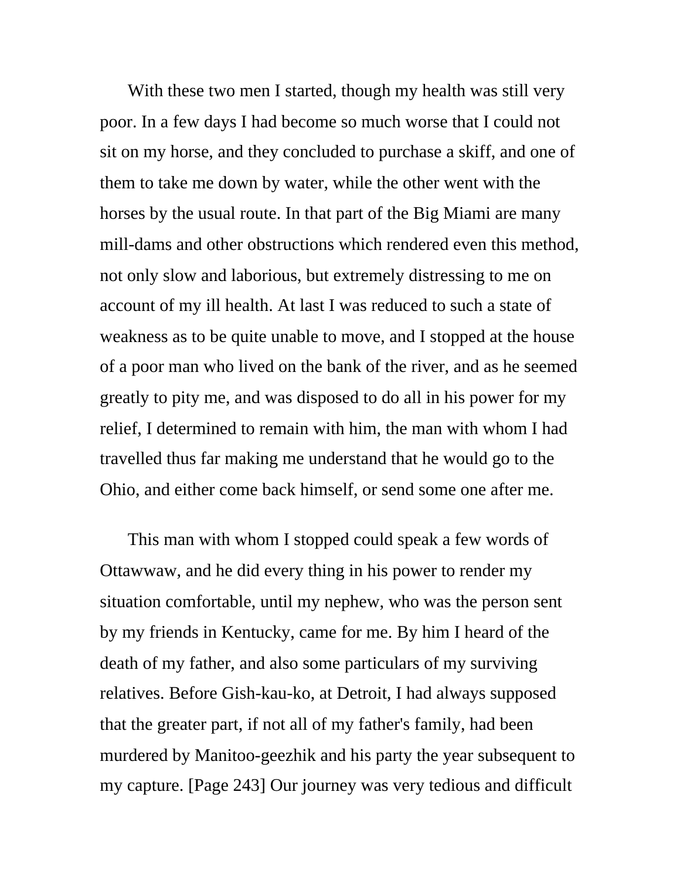With these two men I started, though my health was still very poor. In a few days I had become so much worse that I could not sit on my horse, and they concluded to purchase a skiff, and one of them to take me down by water, while the other went with the horses by the usual route. In that part of the Big Miami are many mill-dams and other obstructions which rendered even this method, not only slow and laborious, but extremely distressing to me on account of my ill health. At last I was reduced to such a state of weakness as to be quite unable to move, and I stopped at the house of a poor man who lived on the bank of the river, and as he seemed greatly to pity me, and was disposed to do all in his power for my relief, I determined to remain with him, the man with whom I had travelled thus far making me understand that he would go to the Ohio, and either come back himself, or send some one after me.

This man with whom I stopped could speak a few words of Ottawwaw, and he did every thing in his power to render my situation comfortable, until my nephew, who was the person sent by my friends in Kentucky, came for me. By him I heard of the death of my father, and also some particulars of my surviving relatives. Before Gish-kau-ko, at Detroit, I had always supposed that the greater part, if not all of my father's family, had been murdered by Manitoo-geezhik and his party the year subsequent to my capture. [Page 243] Our journey was very tedious and difficult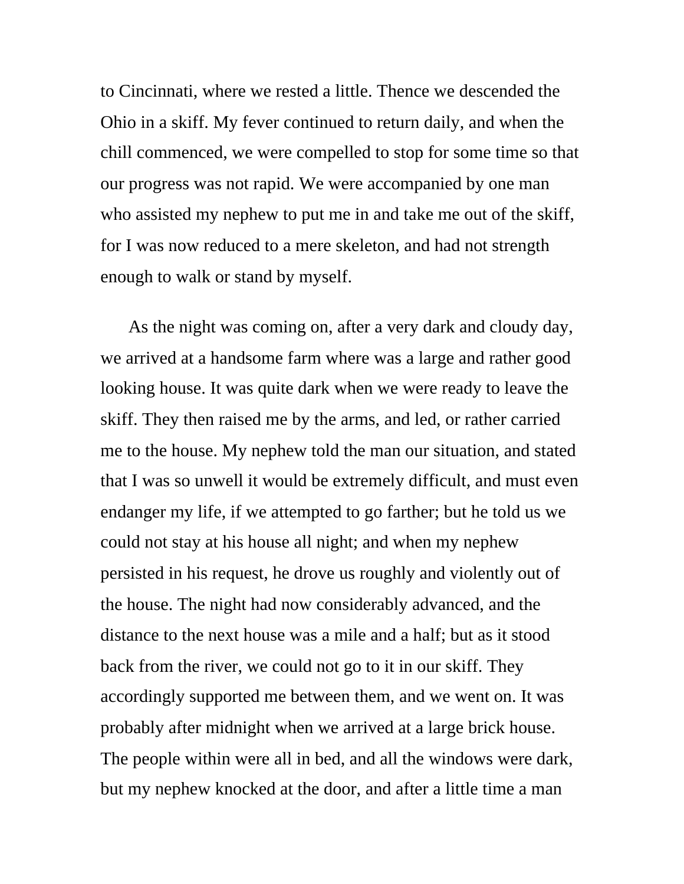to Cincinnati, where we rested a little. Thence we descended the Ohio in a skiff. My fever continued to return daily, and when the chill commenced, we were compelled to stop for some time so that our progress was not rapid. We were accompanied by one man who assisted my nephew to put me in and take me out of the skiff, for I was now reduced to a mere skeleton, and had not strength enough to walk or stand by myself.

As the night was coming on, after a very dark and cloudy day, we arrived at a handsome farm where was a large and rather good looking house. It was quite dark when we were ready to leave the skiff. They then raised me by the arms, and led, or rather carried me to the house. My nephew told the man our situation, and stated that I was so unwell it would be extremely difficult, and must even endanger my life, if we attempted to go farther; but he told us we could not stay at his house all night; and when my nephew persisted in his request, he drove us roughly and violently out of the house. The night had now considerably advanced, and the distance to the next house was a mile and a half; but as it stood back from the river, we could not go to it in our skiff. They accordingly supported me between them, and we went on. It was probably after midnight when we arrived at a large brick house. The people within were all in bed, and all the windows were dark, but my nephew knocked at the door, and after a little time a man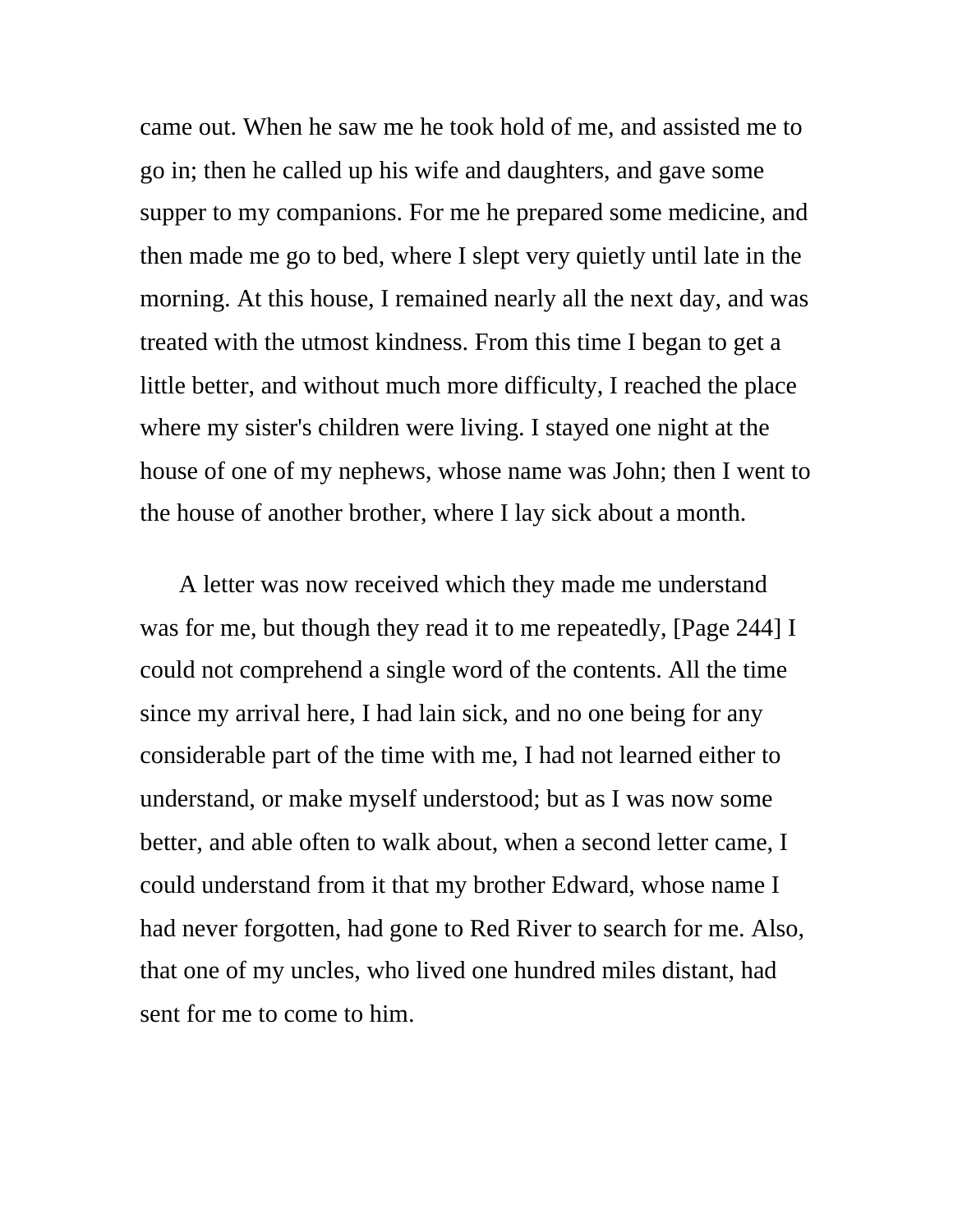came out. When he saw me he took hold of me, and assisted me to go in; then he called up his wife and daughters, and gave some supper to my companions. For me he prepared some medicine, and then made me go to bed, where I slept very quietly until late in the morning. At this house, I remained nearly all the next day, and was treated with the utmost kindness. From this time I began to get a little better, and without much more difficulty, I reached the place where my sister's children were living. I stayed one night at the house of one of my nephews, whose name was John; then I went to the house of another brother, where I lay sick about a month.

A letter was now received which they made me understand was for me, but though they read it to me repeatedly, [Page 244] I could not comprehend a single word of the contents. All the time since my arrival here, I had lain sick, and no one being for any considerable part of the time with me, I had not learned either to understand, or make myself understood; but as I was now some better, and able often to walk about, when a second letter came, I could understand from it that my brother Edward, whose name I had never forgotten, had gone to Red River to search for me. Also, that one of my uncles, who lived one hundred miles distant, had sent for me to come to him.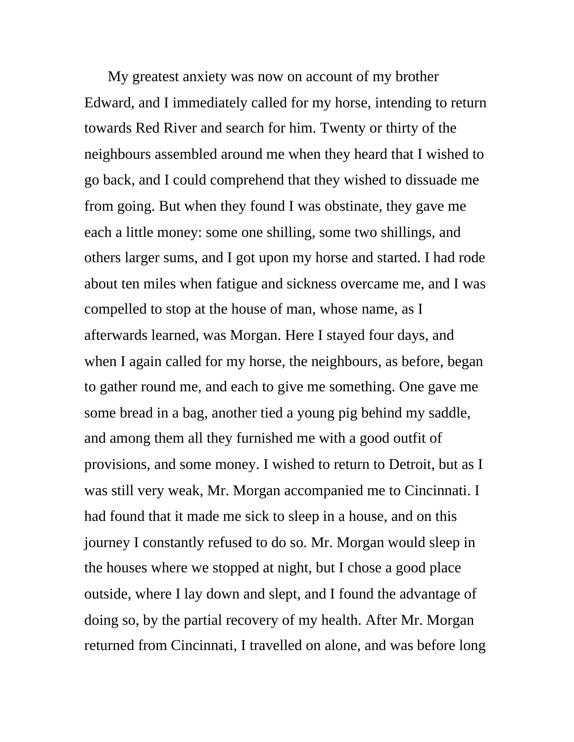My greatest anxiety was now on account of my brother Edward, and I immediately called for my horse, intending to return towards Red River and search for him. Twenty or thirty of the neighbours assembled around me when they heard that I wished to go back, and I could comprehend that they wished to dissuade me from going. But when they found I was obstinate, they gave me each a little money: some one shilling, some two shillings, and others larger sums, and I got upon my horse and started. I had rode about ten miles when fatigue and sickness overcame me, and I was compelled to stop at the house of man, whose name, as I afterwards learned, was Morgan. Here I stayed four days, and when I again called for my horse, the neighbours, as before, began to gather round me, and each to give me something. One gave me some bread in a bag, another tied a young pig behind my saddle, and among them all they furnished me with a good outfit of provisions, and some money. I wished to return to Detroit, but as I was still very weak, Mr. Morgan accompanied me to Cincinnati. I had found that it made me sick to sleep in a house, and on this journey I constantly refused to do so. Mr. Morgan would sleep in the houses where we stopped at night, but I chose a good place outside, where I lay down and slept, and I found the advantage of doing so, by the partial recovery of my health. After Mr. Morgan returned from Cincinnati, I travelled on alone, and was before long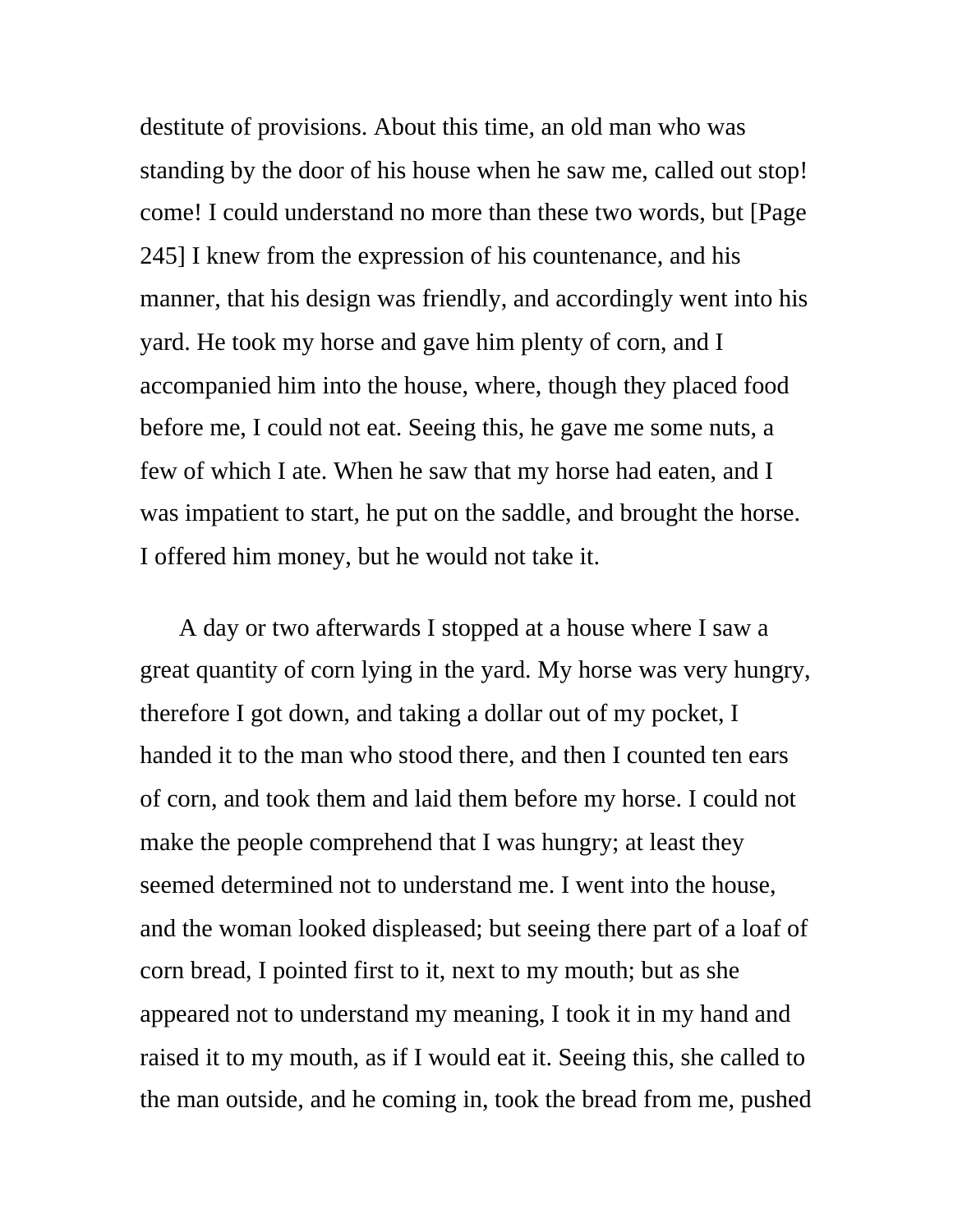destitute of provisions. About this time, an old man who was standing by the door of his house when he saw me, called out stop! come! I could understand no more than these two words, but [Page 245] I knew from the expression of his countenance, and his manner, that his design was friendly, and accordingly went into his yard. He took my horse and gave him plenty of corn, and I accompanied him into the house, where, though they placed food before me, I could not eat. Seeing this, he gave me some nuts, a few of which I ate. When he saw that my horse had eaten, and I was impatient to start, he put on the saddle, and brought the horse. I offered him money, but he would not take it.

A day or two afterwards I stopped at a house where I saw a great quantity of corn lying in the yard. My horse was very hungry, therefore I got down, and taking a dollar out of my pocket, I handed it to the man who stood there, and then I counted ten ears of corn, and took them and laid them before my horse. I could not make the people comprehend that I was hungry; at least they seemed determined not to understand me. I went into the house, and the woman looked displeased; but seeing there part of a loaf of corn bread, I pointed first to it, next to my mouth; but as she appeared not to understand my meaning, I took it in my hand and raised it to my mouth, as if I would eat it. Seeing this, she called to the man outside, and he coming in, took the bread from me, pushed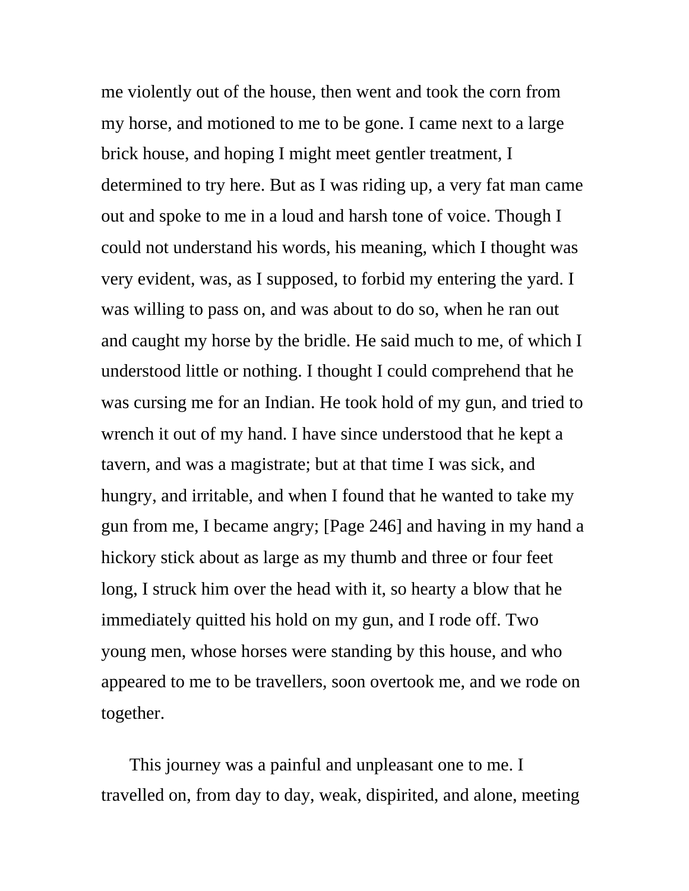me violently out of the house, then went and took the corn from my horse, and motioned to me to be gone. I came next to a large brick house, and hoping I might meet gentler treatment, I determined to try here. But as I was riding up, a very fat man came out and spoke to me in a loud and harsh tone of voice. Though I could not understand his words, his meaning, which I thought was very evident, was, as I supposed, to forbid my entering the yard. I was willing to pass on, and was about to do so, when he ran out and caught my horse by the bridle. He said much to me, of which I understood little or nothing. I thought I could comprehend that he was cursing me for an Indian. He took hold of my gun, and tried to wrench it out of my hand. I have since understood that he kept a tavern, and was a magistrate; but at that time I was sick, and hungry, and irritable, and when I found that he wanted to take my gun from me, I became angry; [Page 246] and having in my hand a hickory stick about as large as my thumb and three or four feet long, I struck him over the head with it, so hearty a blow that he immediately quitted his hold on my gun, and I rode off. Two young men, whose horses were standing by this house, and who appeared to me to be travellers, soon overtook me, and we rode on together.

This journey was a painful and unpleasant one to me. I travelled on, from day to day, weak, dispirited, and alone, meeting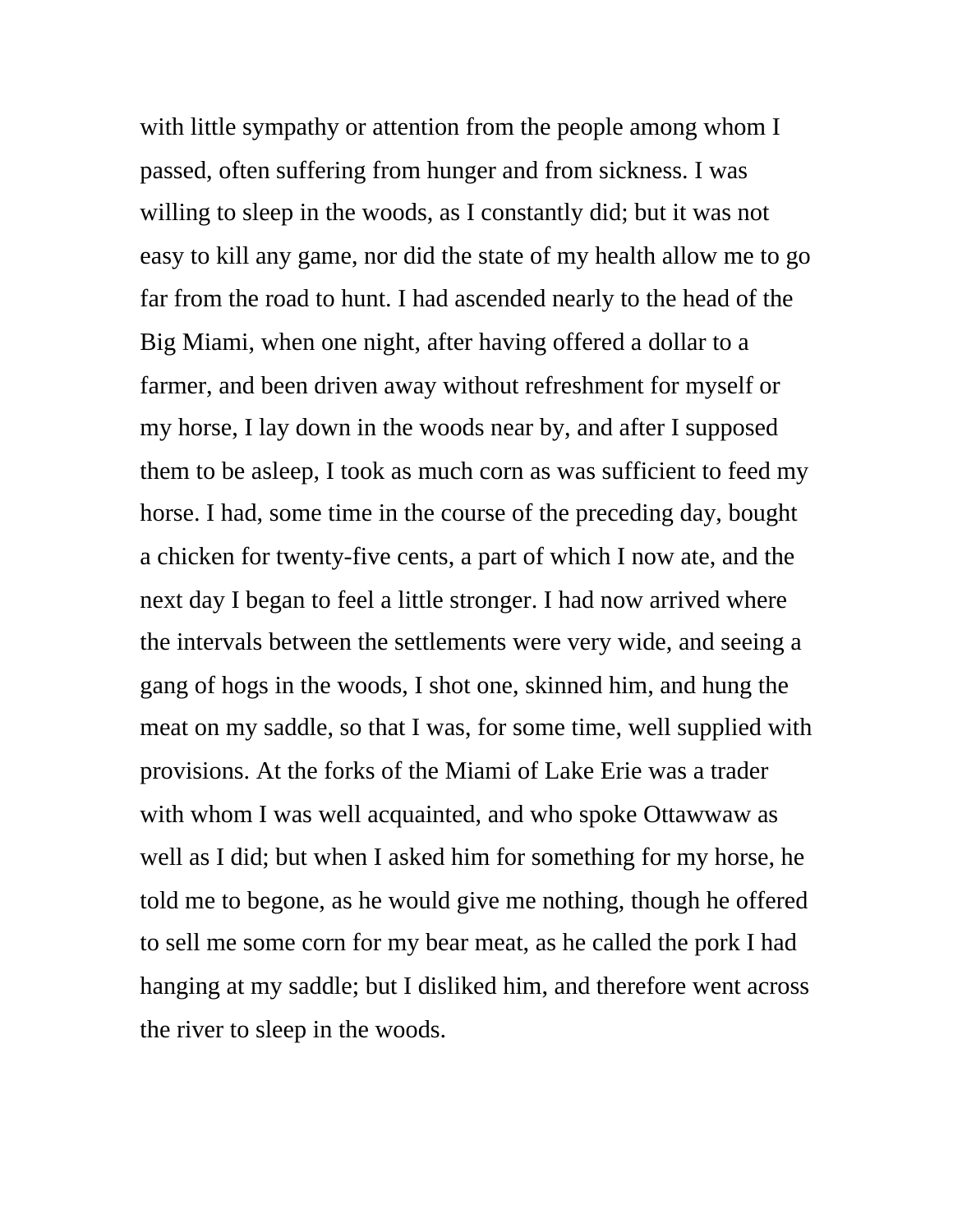with little sympathy or attention from the people among whom I passed, often suffering from hunger and from sickness. I was willing to sleep in the woods, as I constantly did; but it was not easy to kill any game, nor did the state of my health allow me to go far from the road to hunt. I had ascended nearly to the head of the Big Miami, when one night, after having offered a dollar to a farmer, and been driven away without refreshment for myself or my horse, I lay down in the woods near by, and after I supposed them to be asleep, I took as much corn as was sufficient to feed my horse. I had, some time in the course of the preceding day, bought a chicken for twenty-five cents, a part of which I now ate, and the next day I began to feel a little stronger. I had now arrived where the intervals between the settlements were very wide, and seeing a gang of hogs in the woods, I shot one, skinned him, and hung the meat on my saddle, so that I was, for some time, well supplied with provisions. At the forks of the Miami of Lake Erie was a trader with whom I was well acquainted, and who spoke Ottawwaw as well as I did; but when I asked him for something for my horse, he told me to begone, as he would give me nothing, though he offered to sell me some corn for my bear meat, as he called the pork I had hanging at my saddle; but I disliked him, and therefore went across the river to sleep in the woods.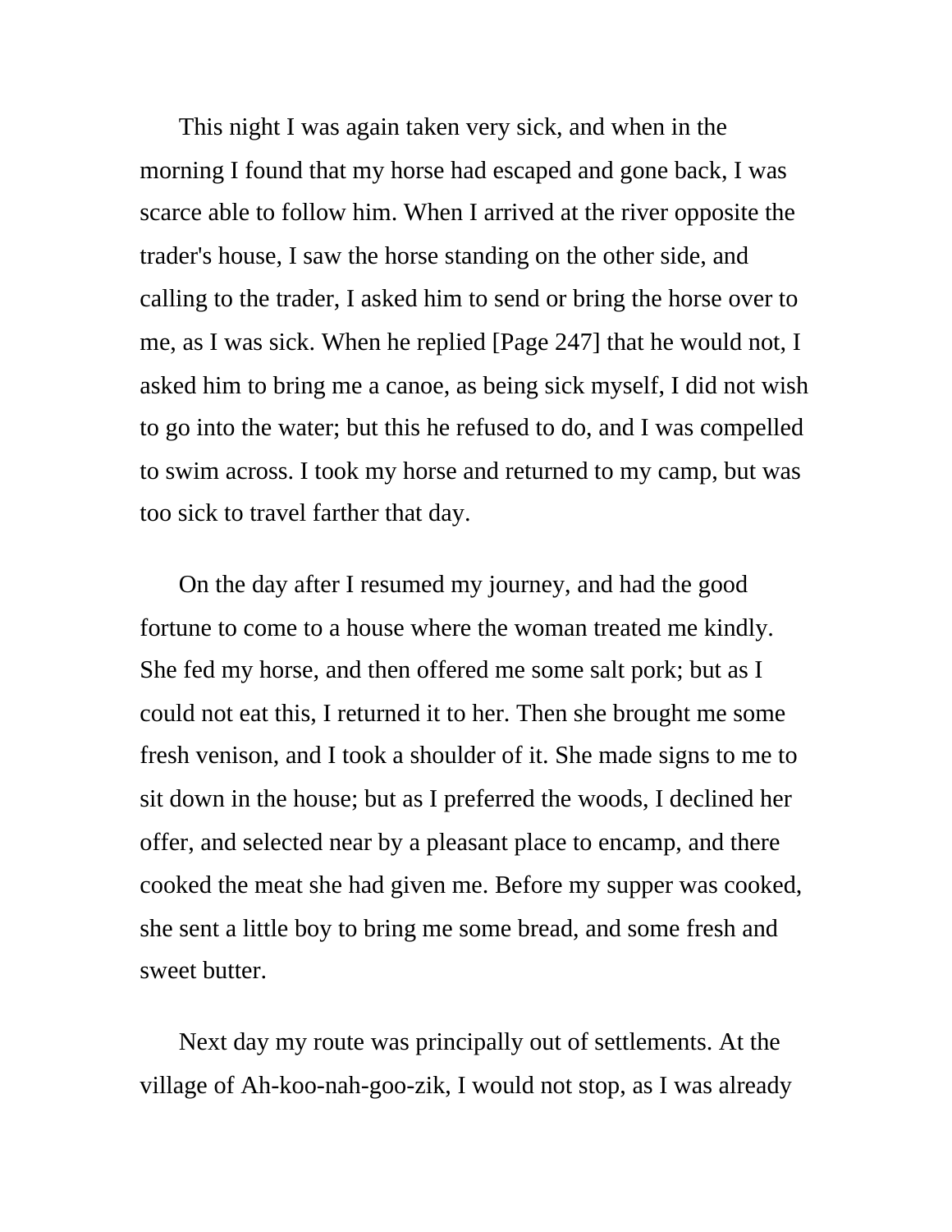This night I was again taken very sick, and when in the morning I found that my horse had escaped and gone back, I was scarce able to follow him. When I arrived at the river opposite the trader's house, I saw the horse standing on the other side, and calling to the trader, I asked him to send or bring the horse over to me, as I was sick. When he replied [Page 247] that he would not, I asked him to bring me a canoe, as being sick myself, I did not wish to go into the water; but this he refused to do, and I was compelled to swim across. I took my horse and returned to my camp, but was too sick to travel farther that day.

On the day after I resumed my journey, and had the good fortune to come to a house where the woman treated me kindly. She fed my horse, and then offered me some salt pork; but as I could not eat this, I returned it to her. Then she brought me some fresh venison, and I took a shoulder of it. She made signs to me to sit down in the house; but as I preferred the woods, I declined her offer, and selected near by a pleasant place to encamp, and there cooked the meat she had given me. Before my supper was cooked, she sent a little boy to bring me some bread, and some fresh and sweet butter.

Next day my route was principally out of settlements. At the village of Ah-koo-nah-goo-zik, I would not stop, as I was already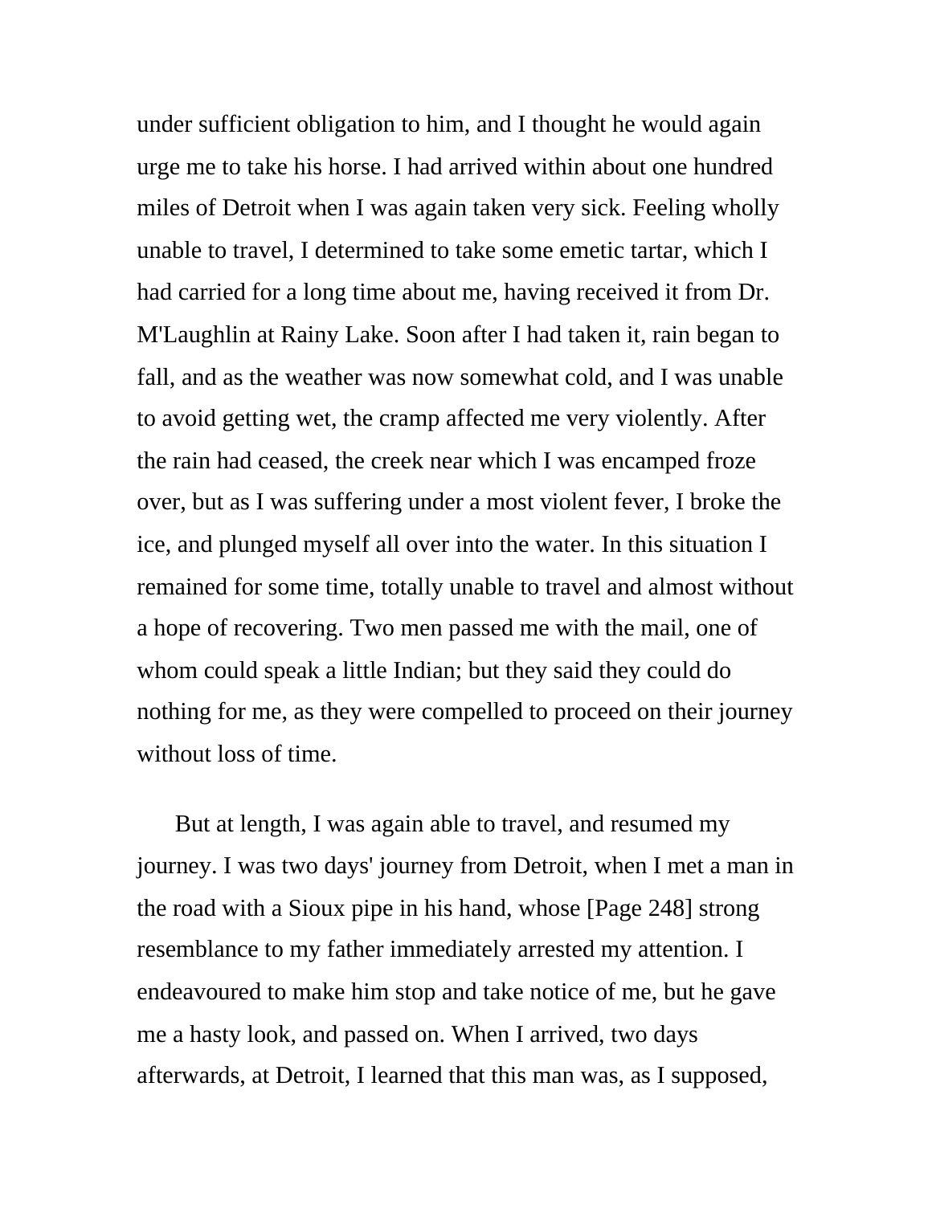under sufficient obligation to him, and I thought he would again urge me to take his horse. I had arrived within about one hundred miles of Detroit when I was again taken very sick. Feeling wholly unable to travel, I determined to take some emetic tartar, which I had carried for a long time about me, having received it from Dr. M'Laughlin at Rainy Lake. Soon after I had taken it, rain began to fall, and as the weather was now somewhat cold, and I was unable to avoid getting wet, the cramp affected me very violently. After the rain had ceased, the creek near which I was encamped froze over, but as I was suffering under a most violent fever, I broke the ice, and plunged myself all over into the water. In this situation I remained for some time, totally unable to travel and almost without a hope of recovering. Two men passed me with the mail, one of whom could speak a little Indian; but they said they could do nothing for me, as they were compelled to proceed on their journey without loss of time.

But at length, I was again able to travel, and resumed my journey. I was two days' journey from Detroit, when I met a man in the road with a Sioux pipe in his hand, whose [Page 248] strong resemblance to my father immediately arrested my attention. I endeavoured to make him stop and take notice of me, but he gave me a hasty look, and passed on. When I arrived, two days afterwards, at Detroit, I learned that this man was, as I supposed,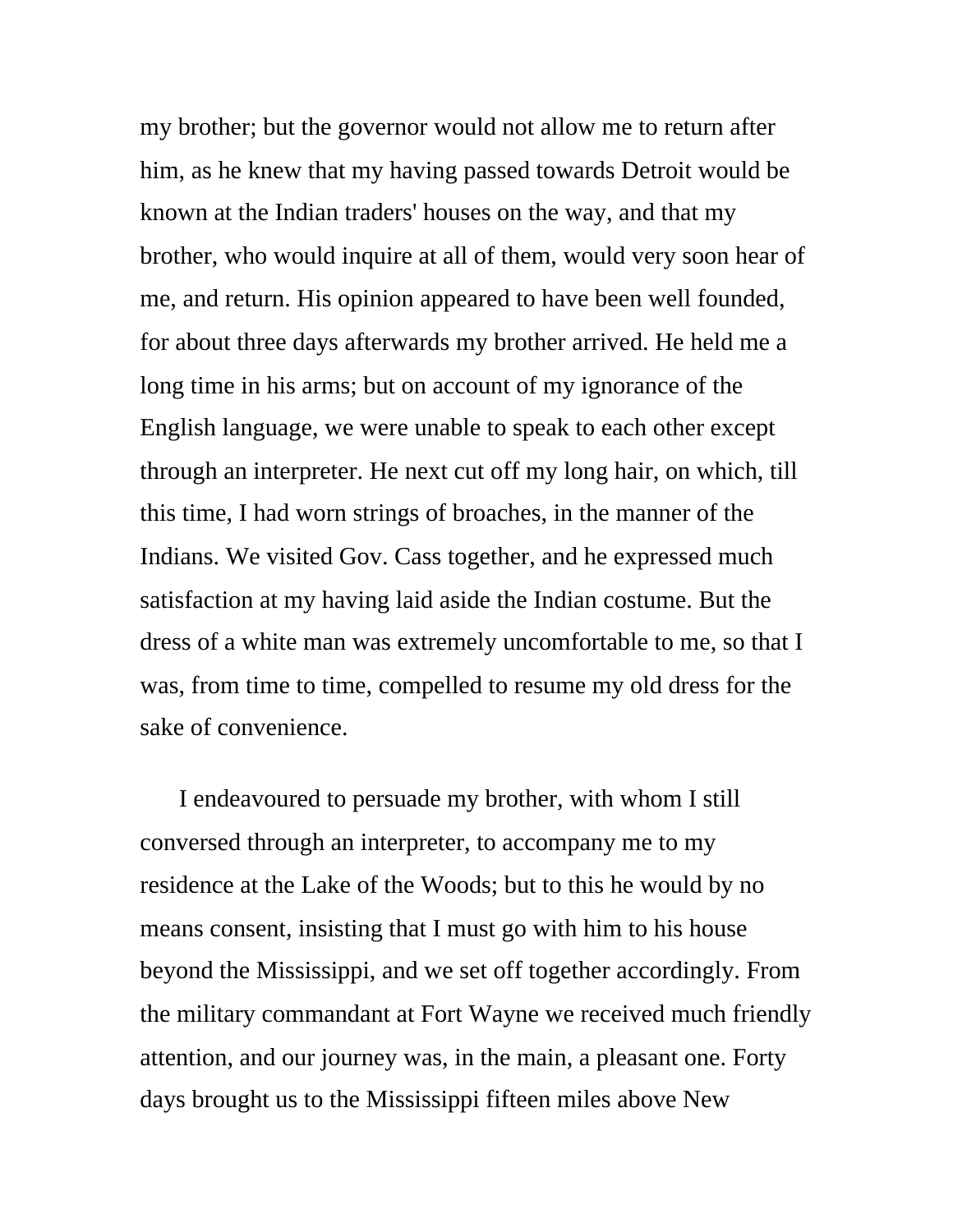my brother; but the governor would not allow me to return after him, as he knew that my having passed towards Detroit would be known at the Indian traders' houses on the way, and that my brother, who would inquire at all of them, would very soon hear of me, and return. His opinion appeared to have been well founded, for about three days afterwards my brother arrived. He held me a long time in his arms; but on account of my ignorance of the English language, we were unable to speak to each other except through an interpreter. He next cut off my long hair, on which, till this time, I had worn strings of broaches, in the manner of the Indians. We visited Gov. Cass together, and he expressed much satisfaction at my having laid aside the Indian costume. But the dress of a white man was extremely uncomfortable to me, so that I was, from time to time, compelled to resume my old dress for the sake of convenience.

I endeavoured to persuade my brother, with whom I still conversed through an interpreter, to accompany me to my residence at the Lake of the Woods; but to this he would by no means consent, insisting that I must go with him to his house beyond the Mississippi, and we set off together accordingly. From the military commandant at Fort Wayne we received much friendly attention, and our journey was, in the main, a pleasant one. Forty days brought us to the Mississippi fifteen miles above New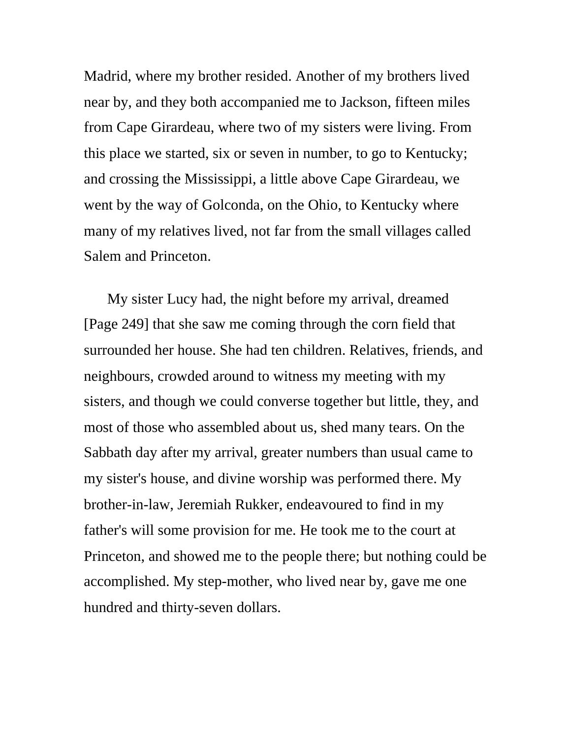Madrid, where my brother resided. Another of my brothers lived near by, and they both accompanied me to Jackson, fifteen miles from Cape Girardeau, where two of my sisters were living. From this place we started, six or seven in number, to go to Kentucky; and crossing the Mississippi, a little above Cape Girardeau, we went by the way of Golconda, on the Ohio, to Kentucky where many of my relatives lived, not far from the small villages called Salem and Princeton.

My sister Lucy had, the night before my arrival, dreamed [Page 249] that she saw me coming through the corn field that surrounded her house. She had ten children. Relatives, friends, and neighbours, crowded around to witness my meeting with my sisters, and though we could converse together but little, they, and most of those who assembled about us, shed many tears. On the Sabbath day after my arrival, greater numbers than usual came to my sister's house, and divine worship was performed there. My brother-in-law, Jeremiah Rukker, endeavoured to find in my father's will some provision for me. He took me to the court at Princeton, and showed me to the people there; but nothing could be accomplished. My step-mother, who lived near by, gave me one hundred and thirty-seven dollars.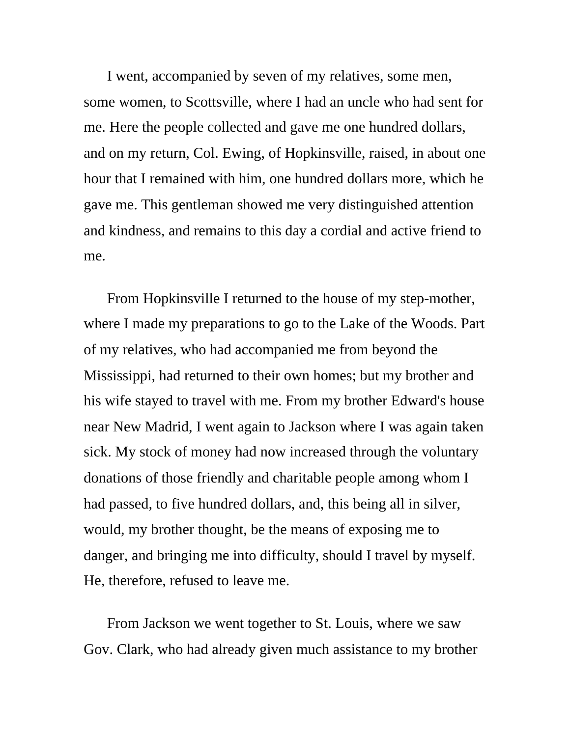I went, accompanied by seven of my relatives, some men, some women, to Scottsville, where I had an uncle who had sent for me. Here the people collected and gave me one hundred dollars, and on my return, Col. Ewing, of Hopkinsville, raised, in about one hour that I remained with him, one hundred dollars more, which he gave me. This gentleman showed me very distinguished attention and kindness, and remains to this day a cordial and active friend to me.

From Hopkinsville I returned to the house of my step-mother, where I made my preparations to go to the Lake of the Woods. Part of my relatives, who had accompanied me from beyond the Mississippi, had returned to their own homes; but my brother and his wife stayed to travel with me. From my brother Edward's house near New Madrid, I went again to Jackson where I was again taken sick. My stock of money had now increased through the voluntary donations of those friendly and charitable people among whom I had passed, to five hundred dollars, and, this being all in silver, would, my brother thought, be the means of exposing me to danger, and bringing me into difficulty, should I travel by myself. He, therefore, refused to leave me.

From Jackson we went together to St. Louis, where we saw Gov. Clark, who had already given much assistance to my brother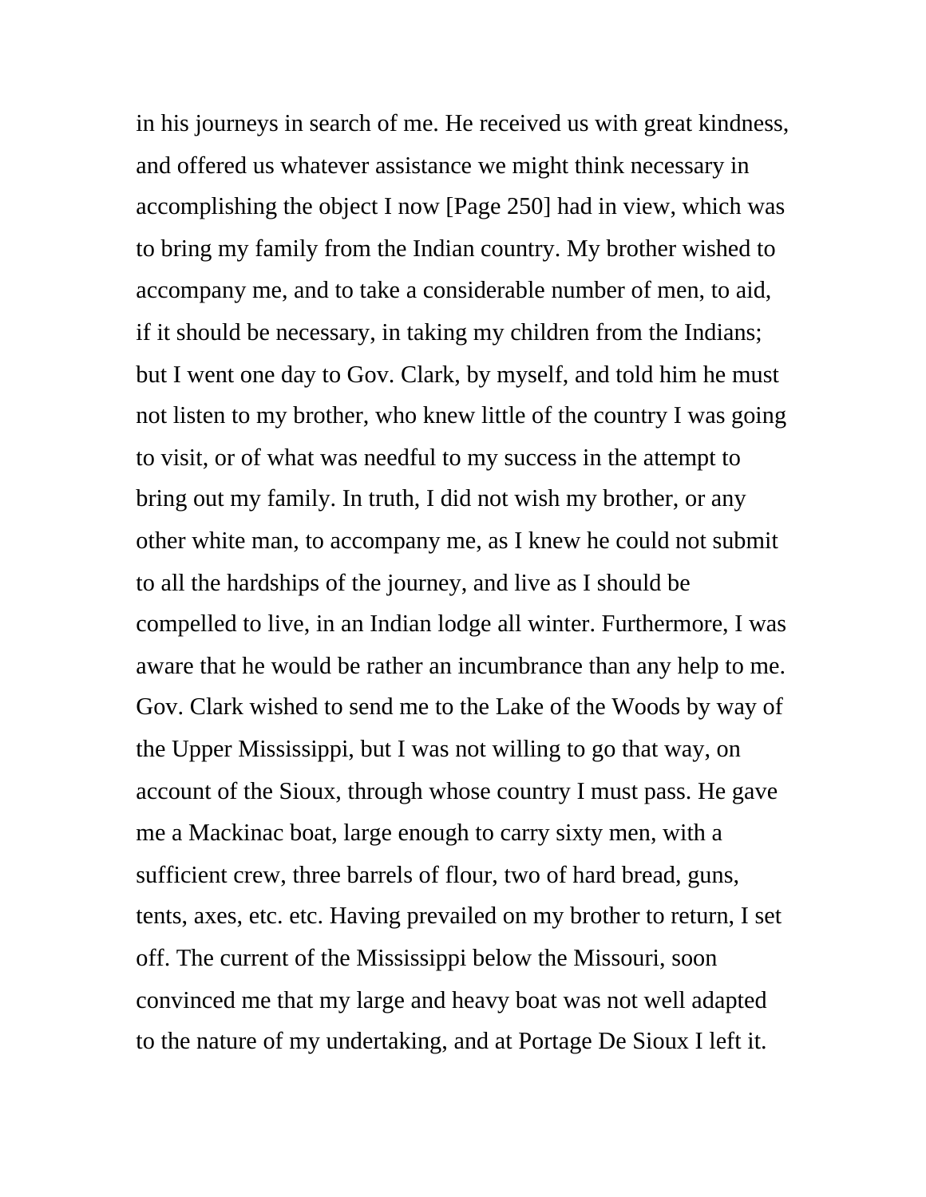in his journeys in search of me. He received us with great kindness, and offered us whatever assistance we might think necessary in accomplishing the object I now [Page 250] had in view, which was to bring my family from the Indian country. My brother wished to accompany me, and to take a considerable number of men, to aid, if it should be necessary, in taking my children from the Indians; but I went one day to Gov. Clark, by myself, and told him he must not listen to my brother, who knew little of the country I was going to visit, or of what was needful to my success in the attempt to bring out my family. In truth, I did not wish my brother, or any other white man, to accompany me, as I knew he could not submit to all the hardships of the journey, and live as I should be compelled to live, in an Indian lodge all winter. Furthermore, I was aware that he would be rather an incumbrance than any help to me. Gov. Clark wished to send me to the Lake of the Woods by way of the Upper Mississippi, but I was not willing to go that way, on account of the Sioux, through whose country I must pass. He gave me a Mackinac boat, large enough to carry sixty men, with a sufficient crew, three barrels of flour, two of hard bread, guns, tents, axes, etc. etc. Having prevailed on my brother to return, I set off. The current of the Mississippi below the Missouri, soon convinced me that my large and heavy boat was not well adapted to the nature of my undertaking, and at Portage De Sioux I left it.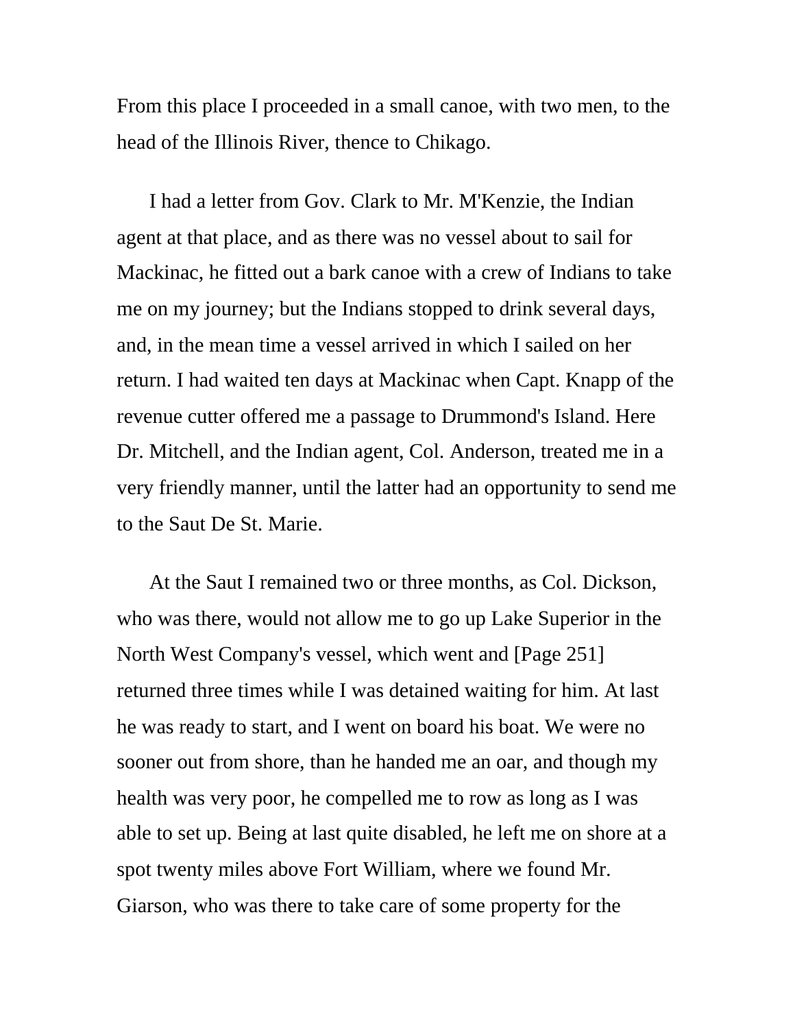From this place I proceeded in a small canoe, with two men, to the head of the Illinois River, thence to Chikago.

I had a letter from Gov. Clark to Mr. M'Kenzie, the Indian agent at that place, and as there was no vessel about to sail for Mackinac, he fitted out a bark canoe with a crew of Indians to take me on my journey; but the Indians stopped to drink several days, and, in the mean time a vessel arrived in which I sailed on her return. I had waited ten days at Mackinac when Capt. Knapp of the revenue cutter offered me a passage to Drummond's Island. Here Dr. Mitchell, and the Indian agent, Col. Anderson, treated me in a very friendly manner, until the latter had an opportunity to send me to the Saut De St. Marie.

At the Saut I remained two or three months, as Col. Dickson, who was there, would not allow me to go up Lake Superior in the North West Company's vessel, which went and [Page 251] returned three times while I was detained waiting for him. At last he was ready to start, and I went on board his boat. We were no sooner out from shore, than he handed me an oar, and though my health was very poor, he compelled me to row as long as I was able to set up. Being at last quite disabled, he left me on shore at a spot twenty miles above Fort William, where we found Mr. Giarson, who was there to take care of some property for the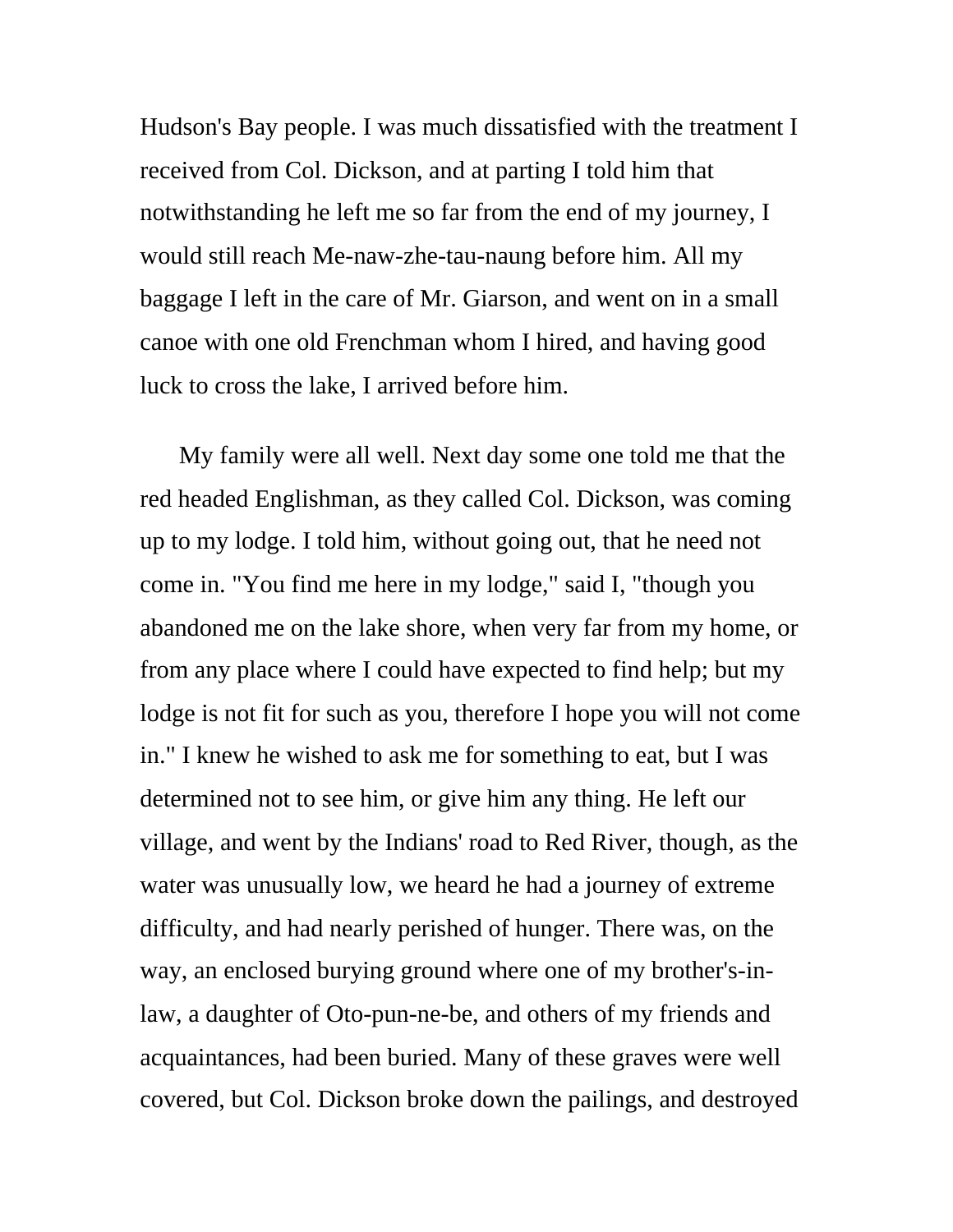Hudson's Bay people. I was much dissatisfied with the treatment I received from Col. Dickson, and at parting I told him that notwithstanding he left me so far from the end of my journey, I would still reach Me-naw-zhe-tau-naung before him. All my baggage I left in the care of Mr. Giarson, and went on in a small canoe with one old Frenchman whom I hired, and having good luck to cross the lake, I arrived before him.

My family were all well. Next day some one told me that the red headed Englishman, as they called Col. Dickson, was coming up to my lodge. I told him, without going out, that he need not come in. "You find me here in my lodge," said I, "though you abandoned me on the lake shore, when very far from my home, or from any place where I could have expected to find help; but my lodge is not fit for such as you, therefore I hope you will not come in." I knew he wished to ask me for something to eat, but I was determined not to see him, or give him any thing. He left our village, and went by the Indians' road to Red River, though, as the water was unusually low, we heard he had a journey of extreme difficulty, and had nearly perished of hunger. There was, on the way, an enclosed burying ground where one of my brother's-in-law, a daughter of Oto-pun-ne-be, and others of my friends and acquaintances, had been buried. Many of these graves were well covered, but Col. Dickson broke down the pailings, and destroyed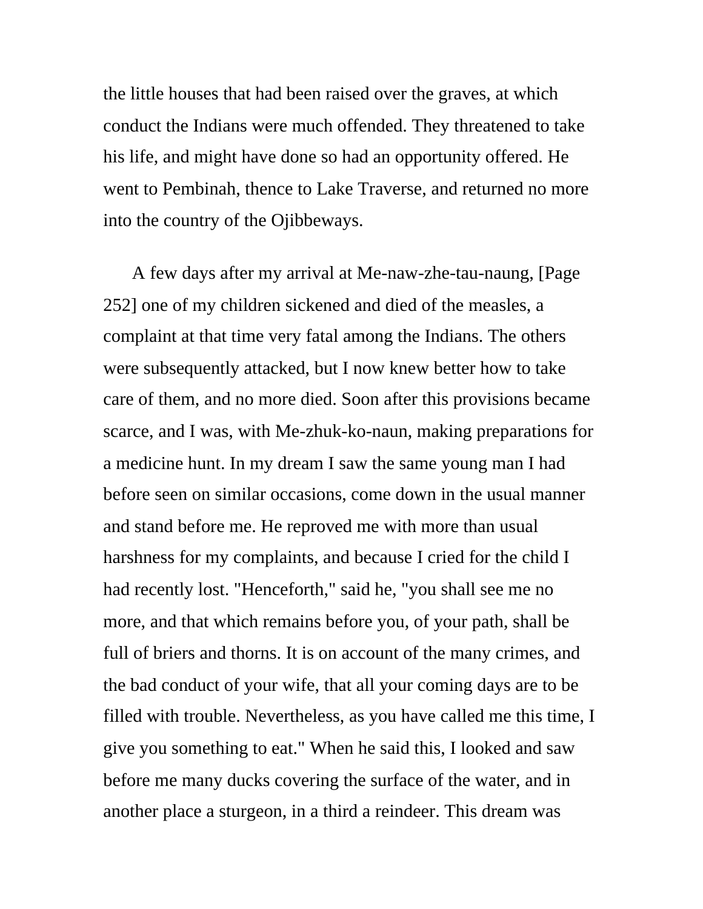the little houses that had been raised over the graves, at which conduct the Indians were much offended. They threatened to take his life, and might have done so had an opportunity offered. He went to Pembinah, thence to Lake Traverse, and returned no more into the country of the Ojibbeways.

A few days after my arrival at Me-naw-zhe-tau-naung, [Page 252] one of my children sickened and died of the measles, a complaint at that time very fatal among the Indians. The others were subsequently attacked, but I now knew better how to take care of them, and no more died. Soon after this provisions became scarce, and I was, with Me-zhuk-ko-naun, making preparations for a medicine hunt. In my dream I saw the same young man I had before seen on similar occasions, come down in the usual manner and stand before me. He reproved me with more than usual harshness for my complaints, and because I cried for the child I had recently lost. "Henceforth," said he, "you shall see me no more, and that which remains before you, of your path, shall be full of briers and thorns. It is on account of the many crimes, and the bad conduct of your wife, that all your coming days are to be filled with trouble. Nevertheless, as you have called me this time, I give you something to eat." When he said this, I looked and saw before me many ducks covering the surface of the water, and in another place a sturgeon, in a third a reindeer. This dream was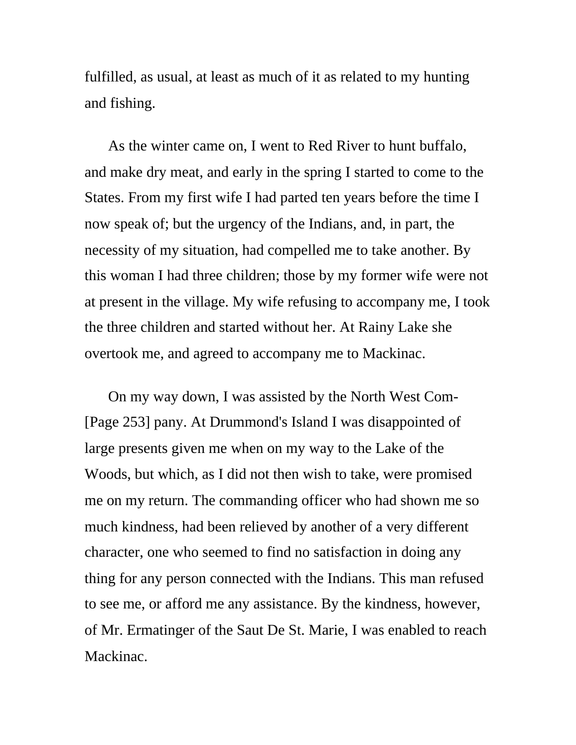fulfilled, as usual, at least as much of it as related to my hunting and fishing.

As the winter came on, I went to Red River to hunt buffalo, and make dry meat, and early in the spring I started to come to the States. From my first wife I had parted ten years before the time I now speak of; but the urgency of the Indians, and, in part, the necessity of my situation, had compelled me to take another. By this woman I had three children; those by my former wife were not at present in the village. My wife refusing to accompany me, I took the three children and started without her. At Rainy Lake she overtook me, and agreed to accompany me to Mackinac.

On my way down, I was assisted by the North West Com- [Page 253] pany. At Drummond's Island I was disappointed of large presents given me when on my way to the Lake of the Woods, but which, as I did not then wish to take, were promised me on my return. The commanding officer who had shown me so much kindness, had been relieved by another of a very different character, one who seemed to find no satisfaction in doing any thing for any person connected with the Indians. This man refused to see me, or afford me any assistance. By the kindness, however, of Mr. Ermatinger of the Saut De St. Marie, I was enabled to reach Mackinac.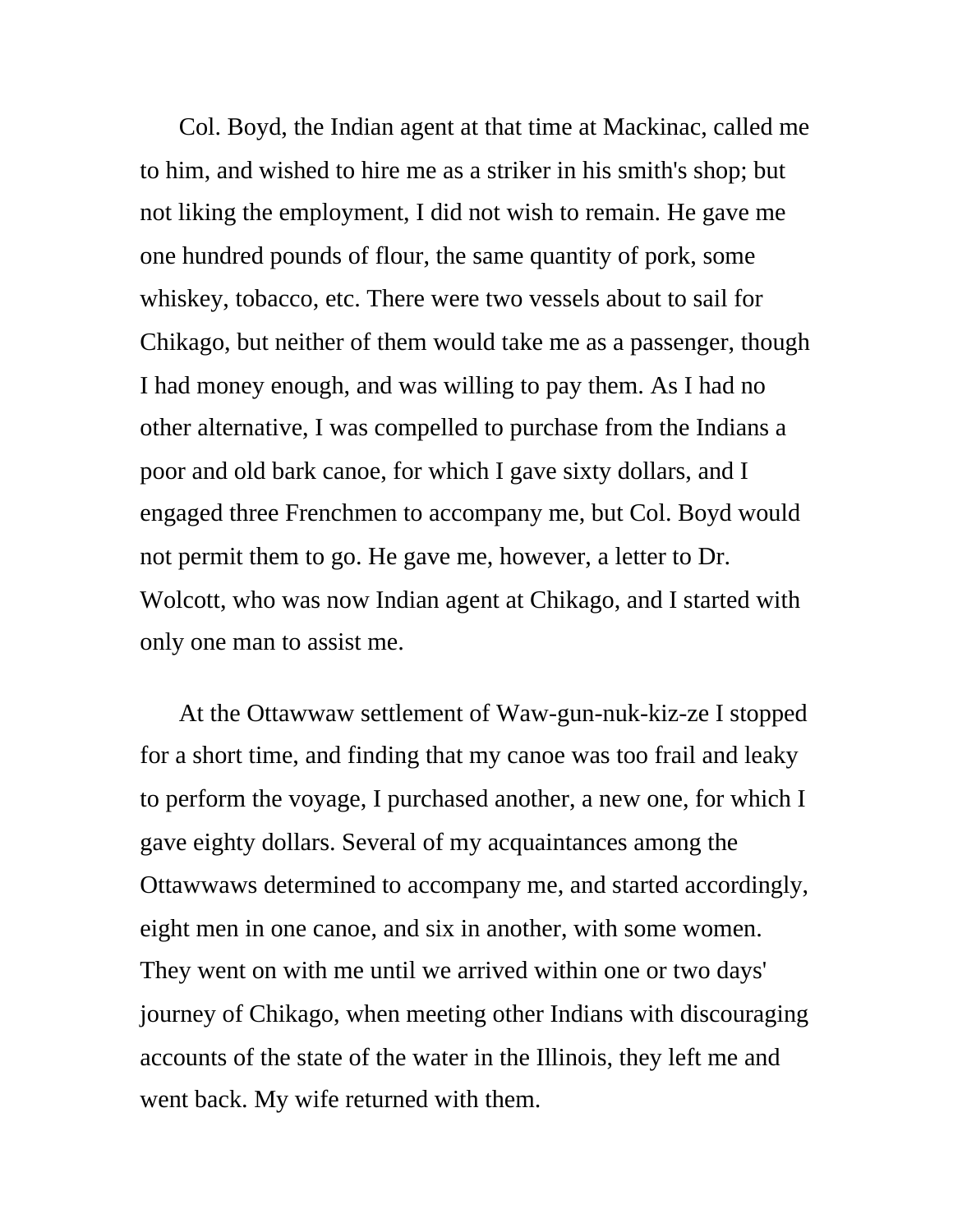Col. Boyd, the Indian agent at that time at Mackinac, called me to him, and wished to hire me as a striker in his smith's shop; but not liking the employment, I did not wish to remain. He gave me one hundred pounds of flour, the same quantity of pork, some whiskey, tobacco, etc. There were two vessels about to sail for Chikago, but neither of them would take me as a passenger, though I had money enough, and was willing to pay them. As I had no other alternative, I was compelled to purchase from the Indians a poor and old bark canoe, for which I gave sixty dollars, and I engaged three Frenchmen to accompany me, but Col. Boyd would not permit them to go. He gave me, however, a letter to Dr. Wolcott, who was now Indian agent at Chikago, and I started with only one man to assist me.

At the Ottawwaw settlement of Waw-gun-nuk-kiz-ze I stopped for a short time, and finding that my canoe was too frail and leaky to perform the voyage, I purchased another, a new one, for which I gave eighty dollars. Several of my acquaintances among the Ottawwaws determined to accompany me, and started accordingly, eight men in one canoe, and six in another, with some women. They went on with me until we arrived within one or two days' journey of Chikago, when meeting other Indians with discouraging accounts of the state of the water in the Illinois, they left me and went back. My wife returned with them.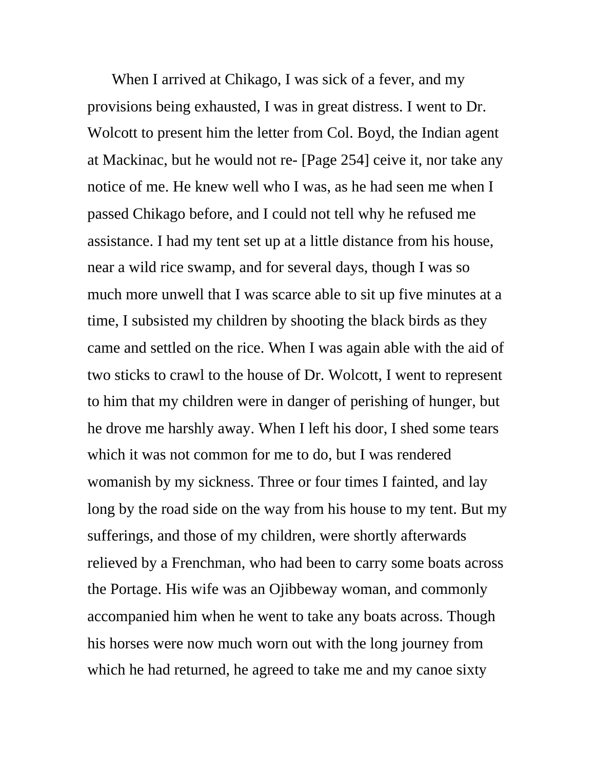When I arrived at Chikago, I was sick of a fever, and my provisions being exhausted, I was in great distress. I went to Dr. Wolcott to present him the letter from Col. Boyd, the Indian agent at Mackinac, but he would not re- [Page 254] ceive it, nor take any notice of me. He knew well who I was, as he had seen me when I passed Chikago before, and I could not tell why he refused me assistance. I had my tent set up at a little distance from his house, near a wild rice swamp, and for several days, though I was so much more unwell that I was scarce able to sit up five minutes at a time, I subsisted my children by shooting the black birds as they came and settled on the rice. When I was again able with the aid of two sticks to crawl to the house of Dr. Wolcott, I went to represent to him that my children were in danger of perishing of hunger, but he drove me harshly away. When I left his door, I shed some tears which it was not common for me to do, but I was rendered womanish by my sickness. Three or four times I fainted, and lay long by the road side on the way from his house to my tent. But my sufferings, and those of my children, were shortly afterwards relieved by a Frenchman, who had been to carry some boats across the Portage. His wife was an Ojibbeway woman, and commonly accompanied him when he went to take any boats across. Though his horses were now much worn out with the long journey from which he had returned, he agreed to take me and my canoe sixty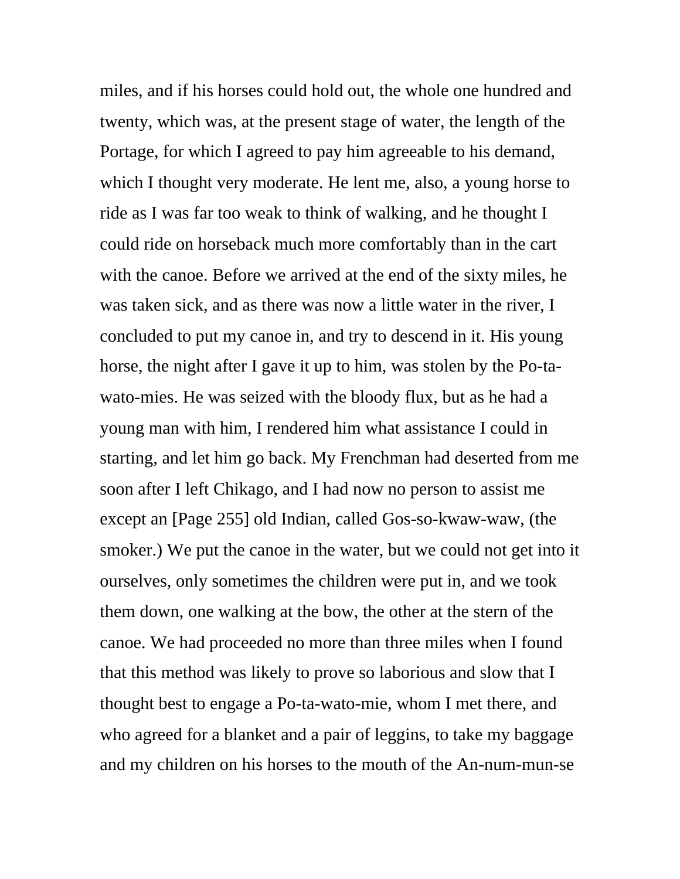miles, and if his horses could hold out, the whole one hundred and twenty, which was, at the present stage of water, the length of the Portage, for which I agreed to pay him agreeable to his demand, which I thought very moderate. He lent me, also, a young horse to ride as I was far too weak to think of walking, and he thought I could ride on horseback much more comfortably than in the cart with the canoe. Before we arrived at the end of the sixty miles, he was taken sick, and as there was now a little water in the river, I concluded to put my canoe in, and try to descend in it. His young horse, the night after I gave it up to him, was stolen by the Po-ta-wato-mies. He was seized with the bloody flux, but as he had a young man with him, I rendered him what assistance I could in starting, and let him go back. My Frenchman had deserted from me soon after I left Chikago, and I had now no person to assist me except an [Page 255] old Indian, called Gos-so-kwaw-waw, (the smoker.) We put the canoe in the water, but we could not get into it ourselves, only sometimes the children were put in, and we took them down, one walking at the bow, the other at the stern of the canoe. We had proceeded no more than three miles when I found that this method was likely to prove so laborious and slow that I thought best to engage a Po-ta-wato-mie, whom I met there, and who agreed for a blanket and a pair of leggins, to take my baggage and my children on his horses to the mouth of the An-num-mun-se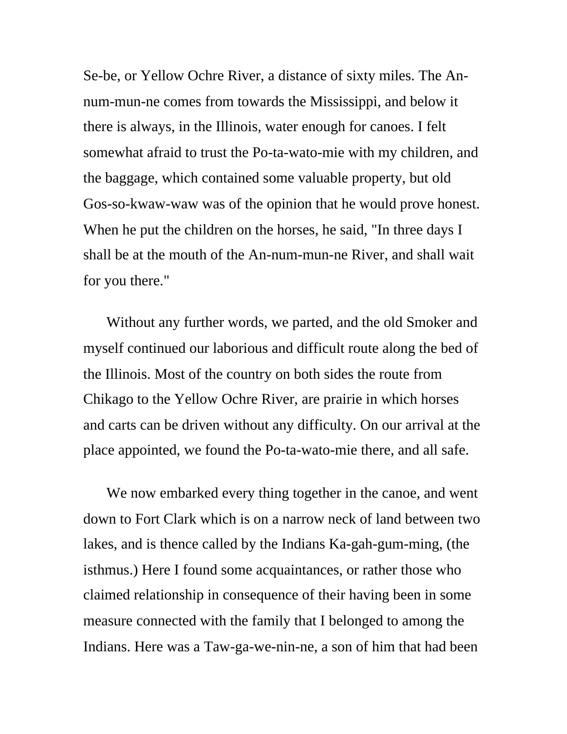Se-be, or Yellow Ochre River, a distance of sixty miles. The An-num-mun-ne comes from towards the Mississippi, and below it there is always, in the Illinois, water enough for canoes. I felt somewhat afraid to trust the Po-ta-wato-mie with my children, and the baggage, which contained some valuable property, but old Gos-so-kwaw-waw was of the opinion that he would prove honest. When he put the children on the horses, he said, "In three days I shall be at the mouth of the An-num-mun-ne River, and shall wait for you there."

Without any further words, we parted, and the old Smoker and myself continued our laborious and difficult route along the bed of the Illinois. Most of the country on both sides the route from Chikago to the Yellow Ochre River, are prairie in which horses and carts can be driven without any difficulty. On our arrival at the place appointed, we found the Po-ta-wato-mie there, and all safe.

We now embarked every thing together in the canoe, and went down to Fort Clark which is on a narrow neck of land between two lakes, and is thence called by the Indians Ka-gah-gum-ming, (the isthmus.) Here I found some acquaintances, or rather those who claimed relationship in consequence of their having been in some measure connected with the family that I belonged to among the Indians. Here was a Taw-ga-we-nin-ne, a son of him that had been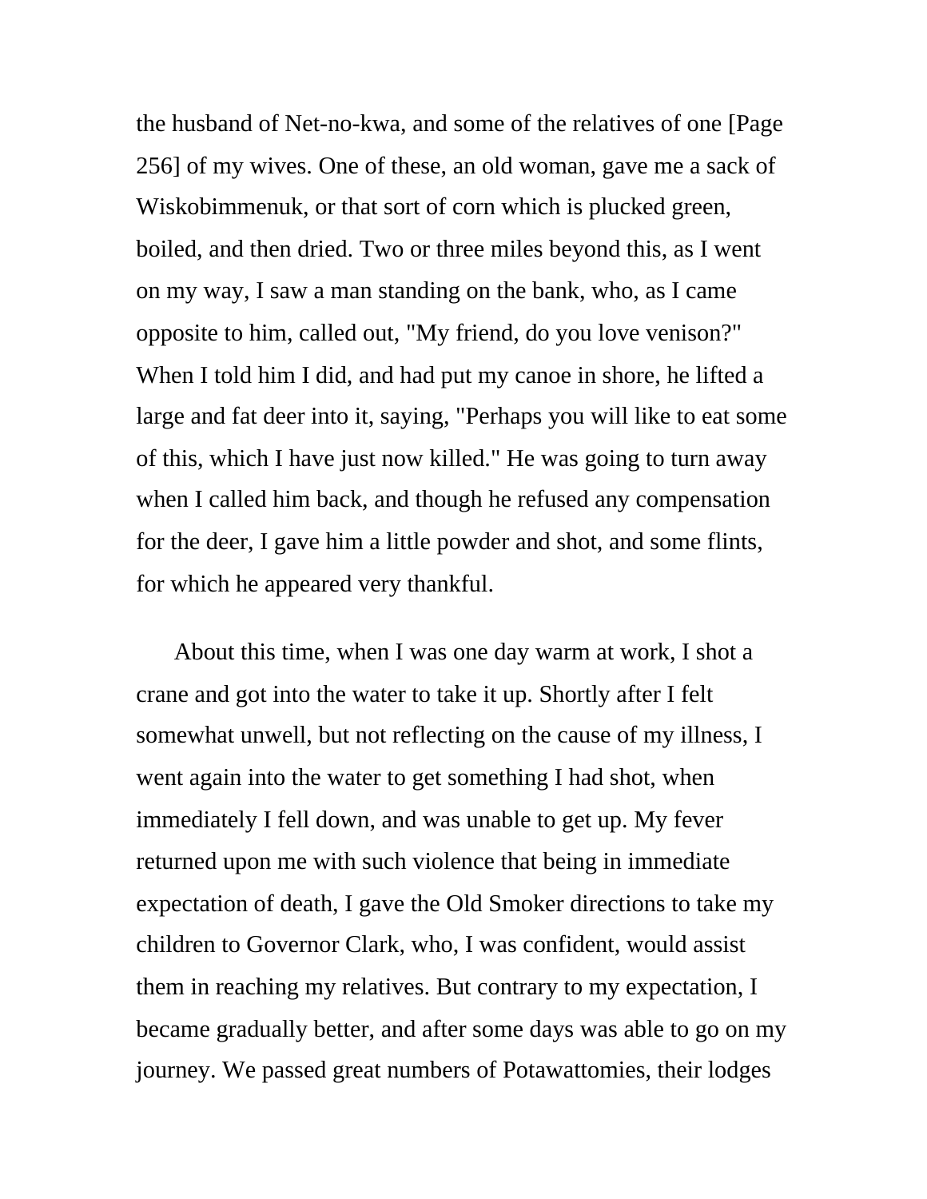the husband of Net-no-kwa, and some of the relatives of one [Page 256] of my wives. One of these, an old woman, gave me a sack of Wiskobimmenuk, or that sort of corn which is plucked green, boiled, and then dried. Two or three miles beyond this, as I went on my way, I saw a man standing on the bank, who, as I came opposite to him, called out, "My friend, do you love venison?" When I told him I did, and had put my canoe in shore, he lifted a large and fat deer into it, saying, "Perhaps you will like to eat some of this, which I have just now killed." He was going to turn away when I called him back, and though he refused any compensation for the deer, I gave him a little powder and shot, and some flints, for which he appeared very thankful.

About this time, when I was one day warm at work, I shot a crane and got into the water to take it up. Shortly after I felt somewhat unwell, but not reflecting on the cause of my illness, I went again into the water to get something I had shot, when immediately I fell down, and was unable to get up. My fever returned upon me with such violence that being in immediate expectation of death, I gave the Old Smoker directions to take my children to Governor Clark, who, I was confident, would assist them in reaching my relatives. But contrary to my expectation, I became gradually better, and after some days was able to go on my journey. We passed great numbers of Potawattomies, their lodges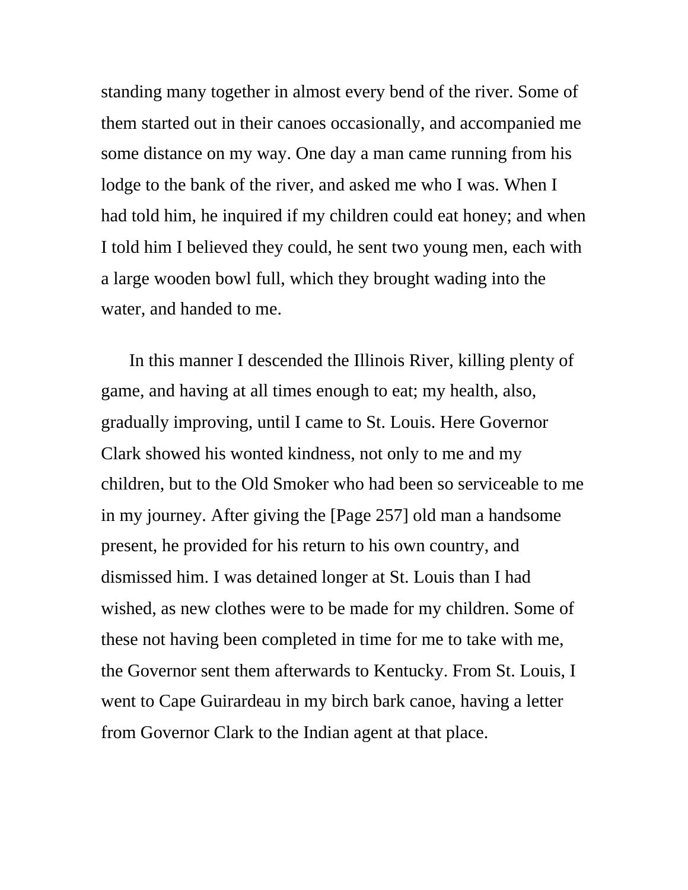standing many together in almost every bend of the river. Some of them started out in their canoes occasionally, and accompanied me some distance on my way. One day a man came running from his lodge to the bank of the river, and asked me who I was. When I had told him, he inquired if my children could eat honey; and when I told him I believed they could, he sent two young men, each with a large wooden bowl full, which they brought wading into the water, and handed to me.

In this manner I descended the Illinois River, killing plenty of game, and having at all times enough to eat; my health, also, gradually improving, until I came to St. Louis. Here Governor Clark showed his wonted kindness, not only to me and my children, but to the Old Smoker who had been so serviceable to me in my journey. After giving the [Page 257] old man a handsome present, he provided for his return to his own country, and dismissed him. I was detained longer at St. Louis than I had wished, as new clothes were to be made for my children. Some of these not having been completed in time for me to take with me, the Governor sent them afterwards to Kentucky. From St. Louis, I went to Cape Guirardeau in my birch bark canoe, having a letter from Governor Clark to the Indian agent at that place.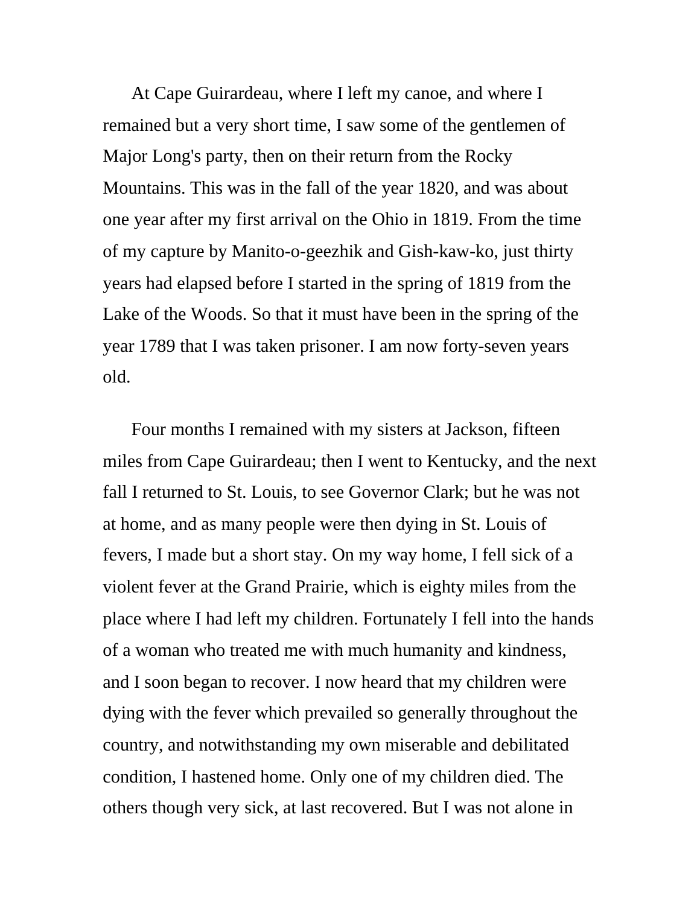At Cape Guirardeau, where I left my canoe, and where I remained but a very short time, I saw some of the gentlemen of Major Long's party, then on their return from the Rocky Mountains. This was in the fall of the year 1820, and was about one year after my first arrival on the Ohio in 1819. From the time of my capture by Manito-o-geezhik and Gish-kaw-ko, just thirty years had elapsed before I started in the spring of 1819 from the Lake of the Woods. So that it must have been in the spring of the year 1789 that I was taken prisoner. I am now forty-seven years old.

Four months I remained with my sisters at Jackson, fifteen miles from Cape Guirardeau; then I went to Kentucky, and the next fall I returned to St. Louis, to see Governor Clark; but he was not at home, and as many people were then dying in St. Louis of fevers, I made but a short stay. On my way home, I fell sick of a violent fever at the Grand Prairie, which is eighty miles from the place where I had left my children. Fortunately I fell into the hands of a woman who treated me with much humanity and kindness, and I soon began to recover. I now heard that my children were dying with the fever which prevailed so generally throughout the country, and notwithstanding my own miserable and debilitated condition, I hastened home. Only one of my children died. The others though very sick, at last recovered. But I was not alone in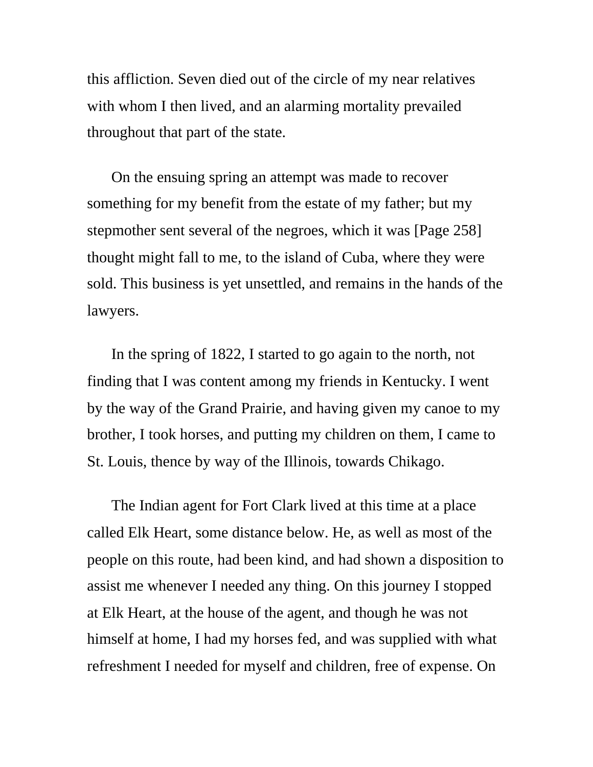this affliction. Seven died out of the circle of my near relatives with whom I then lived, and an alarming mortality prevailed throughout that part of the state.

On the ensuing spring an attempt was made to recover something for my benefit from the estate of my father; but my stepmother sent several of the negroes, which it was [Page 258] thought might fall to me, to the island of Cuba, where they were sold. This business is yet unsettled, and remains in the hands of the lawyers.

In the spring of 1822, I started to go again to the north, not finding that I was content among my friends in Kentucky. I went by the way of the Grand Prairie, and having given my canoe to my brother, I took horses, and putting my children on them, I came to St. Louis, thence by way of the Illinois, towards Chikago.

The Indian agent for Fort Clark lived at this time at a place called Elk Heart, some distance below. He, as well as most of the people on this route, had been kind, and had shown a disposition to assist me whenever I needed any thing. On this journey I stopped at Elk Heart, at the house of the agent, and though he was not himself at home, I had my horses fed, and was supplied with what refreshment I needed for myself and children, free of expense. On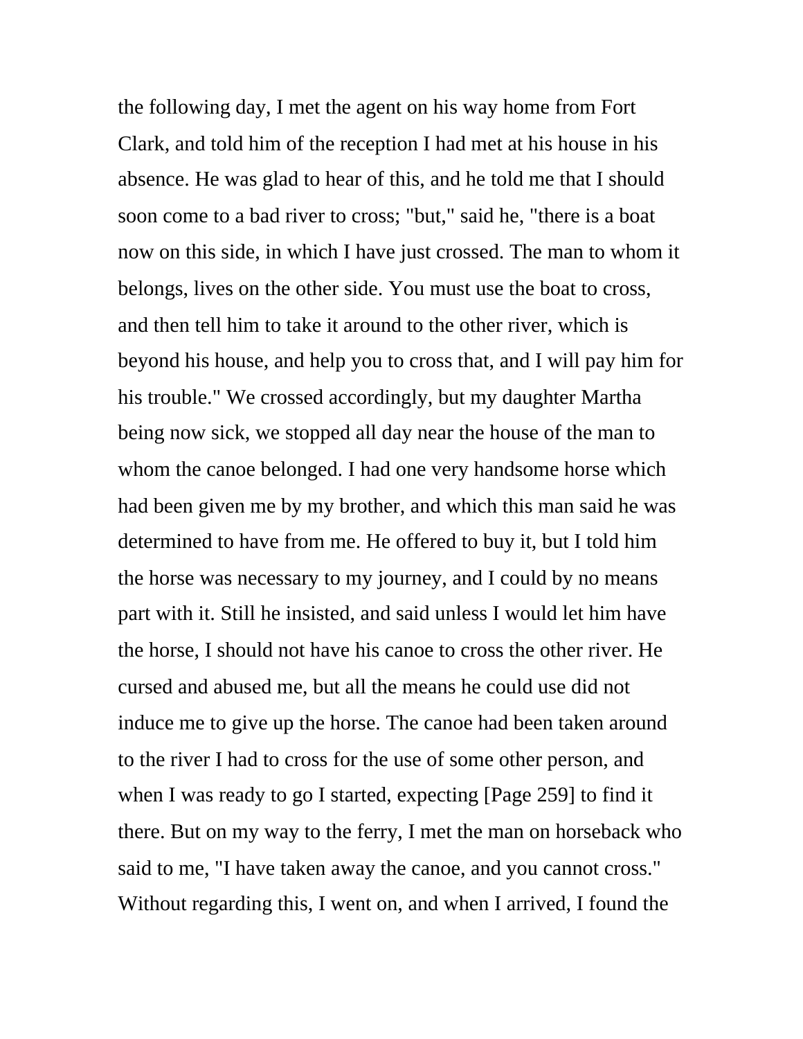the following day, I met the agent on his way home from Fort Clark, and told him of the reception I had met at his house in his absence. He was glad to hear of this, and he told me that I should soon come to a bad river to cross; "but," said he, "there is a boat now on this side, in which I have just crossed. The man to whom it belongs, lives on the other side. You must use the boat to cross, and then tell him to take it around to the other river, which is beyond his house, and help you to cross that, and I will pay him for his trouble." We crossed accordingly, but my daughter Martha being now sick, we stopped all day near the house of the man to whom the canoe belonged. I had one very handsome horse which had been given me by my brother, and which this man said he was determined to have from me. He offered to buy it, but I told him the horse was necessary to my journey, and I could by no means part with it. Still he insisted, and said unless I would let him have the horse, I should not have his canoe to cross the other river. He cursed and abused me, but all the means he could use did not induce me to give up the horse. The canoe had been taken around to the river I had to cross for the use of some other person, and when I was ready to go I started, expecting [Page 259] to find it there. But on my way to the ferry, I met the man on horseback who said to me, "I have taken away the canoe, and you cannot cross." Without regarding this, I went on, and when I arrived, I found the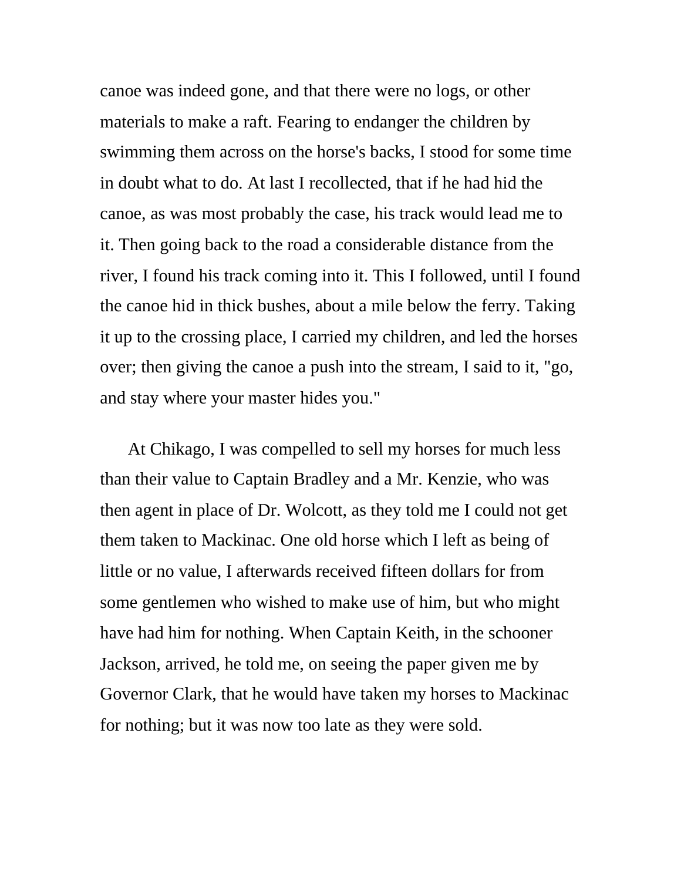canoe was indeed gone, and that there were no logs, or other materials to make a raft. Fearing to endanger the children by swimming them across on the horse's backs, I stood for some time in doubt what to do. At last I recollected, that if he had hid the canoe, as was most probably the case, his track would lead me to it. Then going back to the road a considerable distance from the river, I found his track coming into it. This I followed, until I found the canoe hid in thick bushes, about a mile below the ferry. Taking it up to the crossing place, I carried my children, and led the horses over; then giving the canoe a push into the stream, I said to it, "go, and stay where your master hides you."

At Chikago, I was compelled to sell my horses for much less than their value to Captain Bradley and a Mr. Kenzie, who was then agent in place of Dr. Wolcott, as they told me I could not get them taken to Mackinac. One old horse which I left as being of little or no value, I afterwards received fifteen dollars for from some gentlemen who wished to make use of him, but who might have had him for nothing. When Captain Keith, in the schooner Jackson, arrived, he told me, on seeing the paper given me by Governor Clark, that he would have taken my horses to Mackinac for nothing; but it was now too late as they were sold.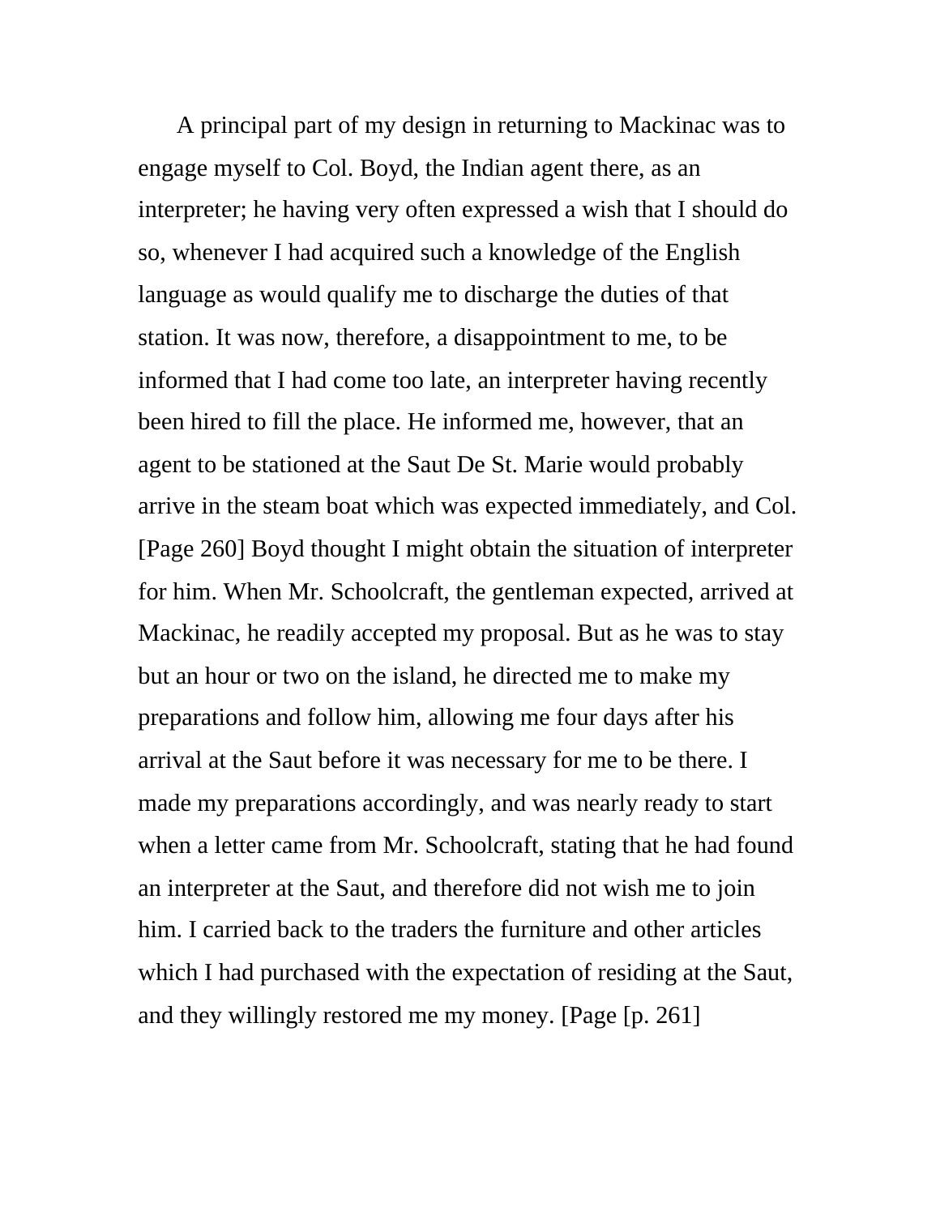A principal part of my design in returning to Mackinac was to engage myself to Col. Boyd, the Indian agent there, as an interpreter; he having very often expressed a wish that I should do so, whenever I had acquired such a knowledge of the English language as would qualify me to discharge the duties of that station. It was now, therefore, a disappointment to me, to be informed that I had come too late, an interpreter having recently been hired to fill the place. He informed me, however, that an agent to be stationed at the Saut De St. Marie would probably arrive in the steam boat which was expected immediately, and Col. [Page 260] Boyd thought I might obtain the situation of interpreter for him. When Mr. Schoolcraft, the gentleman expected, arrived at Mackinac, he readily accepted my proposal. But as he was to stay but an hour or two on the island, he directed me to make my preparations and follow him, allowing me four days after his arrival at the Saut before it was necessary for me to be there. I made my preparations accordingly, and was nearly ready to start when a letter came from Mr. Schoolcraft, stating that he had found an interpreter at the Saut, and therefore did not wish me to join him. I carried back to the traders the furniture and other articles which I had purchased with the expectation of residing at the Saut, and they willingly restored me my money. [Page [p. 261]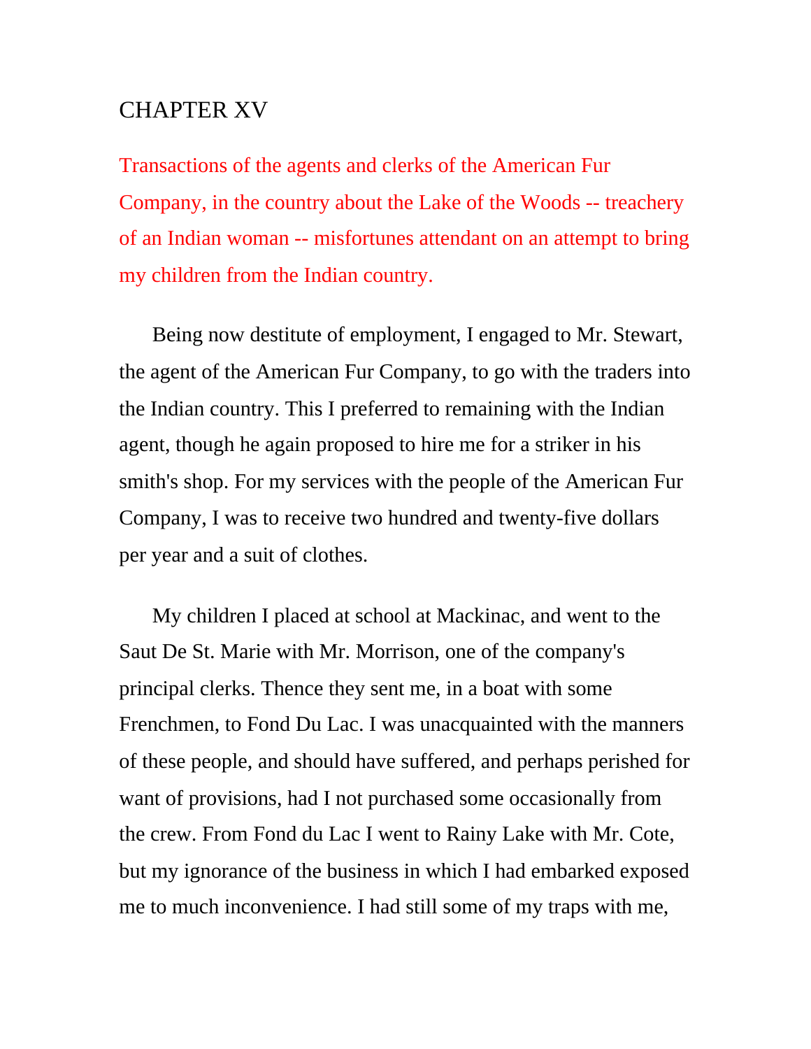# CHAPTER XV

Transactions of the agents and clerks of the American Fur Company, in the country about the Lake of the Woods -- treachery of an Indian woman -- misfortunes attendant on an attempt to bring my children from the Indian country.

Being now destitute of employment, I engaged to Mr. Stewart, the agent of the American Fur Company, to go with the traders into the Indian country. This I preferred to remaining with the Indian agent, though he again proposed to hire me for a striker in his smith's shop. For my services with the people of the American Fur Company, I was to receive two hundred and twenty-five dollars per year and a suit of clothes.

My children I placed at school at Mackinac, and went to the Saut De St. Marie with Mr. Morrison, one of the company's principal clerks. Thence they sent me, in a boat with some Frenchmen, to Fond Du Lac. I was unacquainted with the manners of these people, and should have suffered, and perhaps perished for want of provisions, had I not purchased some occasionally from the crew. From Fond du Lac I went to Rainy Lake with Mr. Cote, but my ignorance of the business in which I had embarked exposed me to much inconvenience. I had still some of my traps with me,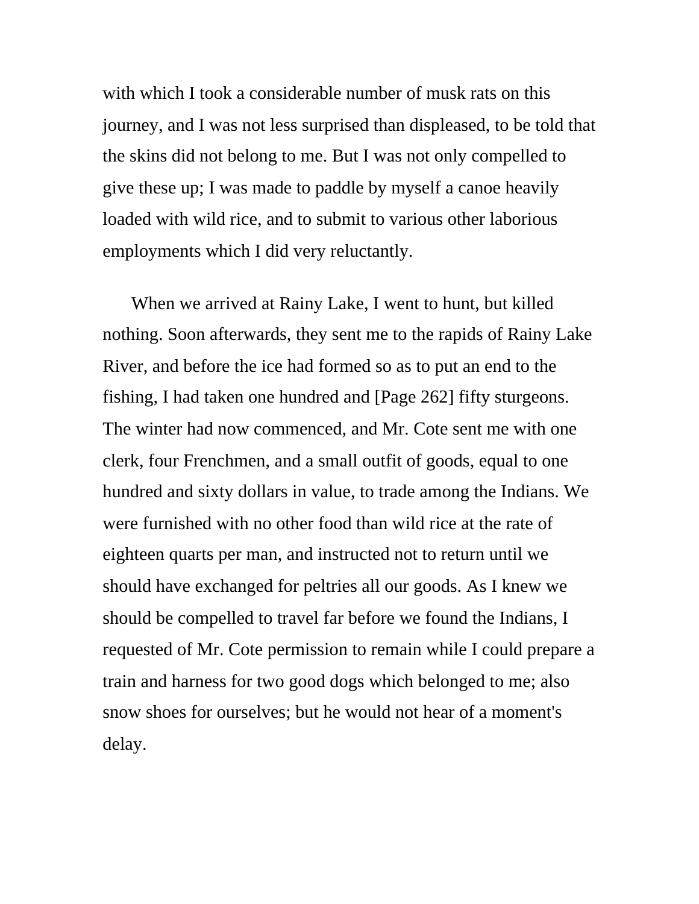with which I took a considerable number of musk rats on this journey, and I was not less surprised than displeased, to be told that the skins did not belong to me. But I was not only compelled to give these up; I was made to paddle by myself a canoe heavily loaded with wild rice, and to submit to various other laborious employments which I did very reluctantly.

When we arrived at Rainy Lake, I went to hunt, but killed nothing. Soon afterwards, they sent me to the rapids of Rainy Lake River, and before the ice had formed so as to put an end to the fishing, I had taken one hundred and [Page 262] fifty sturgeons. The winter had now commenced, and Mr. Cote sent me with one clerk, four Frenchmen, and a small outfit of goods, equal to one hundred and sixty dollars in value, to trade among the Indians. We were furnished with no other food than wild rice at the rate of eighteen quarts per man, and instructed not to return until we should have exchanged for peltries all our goods. As I knew we should be compelled to travel far before we found the Indians, I requested of Mr. Cote permission to remain while I could prepare a train and harness for two good dogs which belonged to me; also snow shoes for ourselves; but he would not hear of a moment's delay.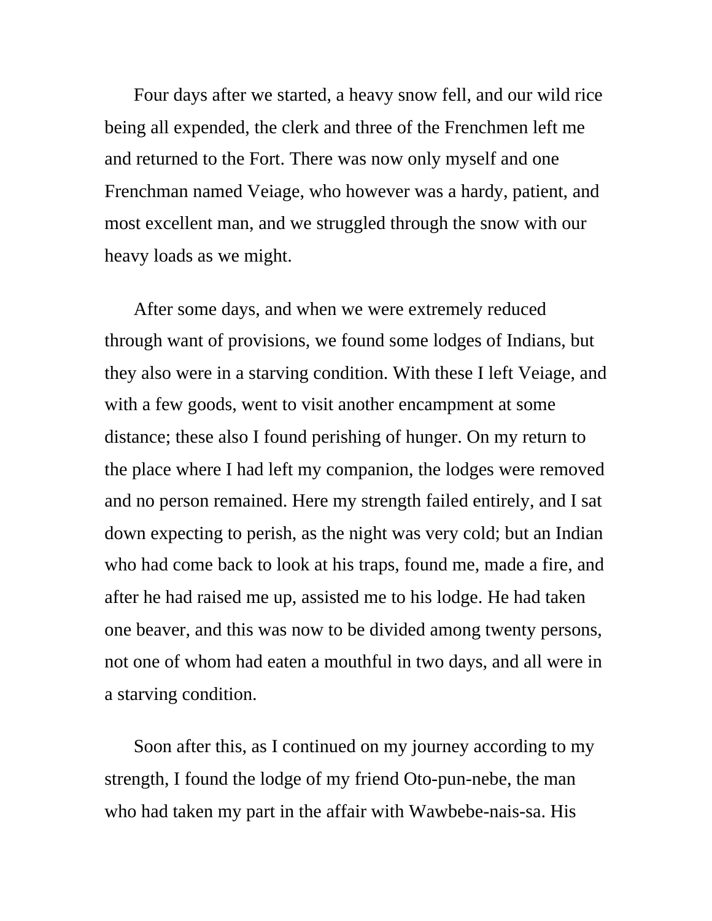Four days after we started, a heavy snow fell, and our wild rice being all expended, the clerk and three of the Frenchmen left me and returned to the Fort. There was now only myself and one Frenchman named Veiage, who however was a hardy, patient, and most excellent man, and we struggled through the snow with our heavy loads as we might.

After some days, and when we were extremely reduced through want of provisions, we found some lodges of Indians, but they also were in a starving condition. With these I left Veiage, and with a few goods, went to visit another encampment at some distance; these also I found perishing of hunger. On my return to the place where I had left my companion, the lodges were removed and no person remained. Here my strength failed entirely, and I sat down expecting to perish, as the night was very cold; but an Indian who had come back to look at his traps, found me, made a fire, and after he had raised me up, assisted me to his lodge. He had taken one beaver, and this was now to be divided among twenty persons, not one of whom had eaten a mouthful in two days, and all were in a starving condition.

Soon after this, as I continued on my journey according to my strength, I found the lodge of my friend Oto-pun-nebe, the man who had taken my part in the affair with Wawbebe-nais-sa. His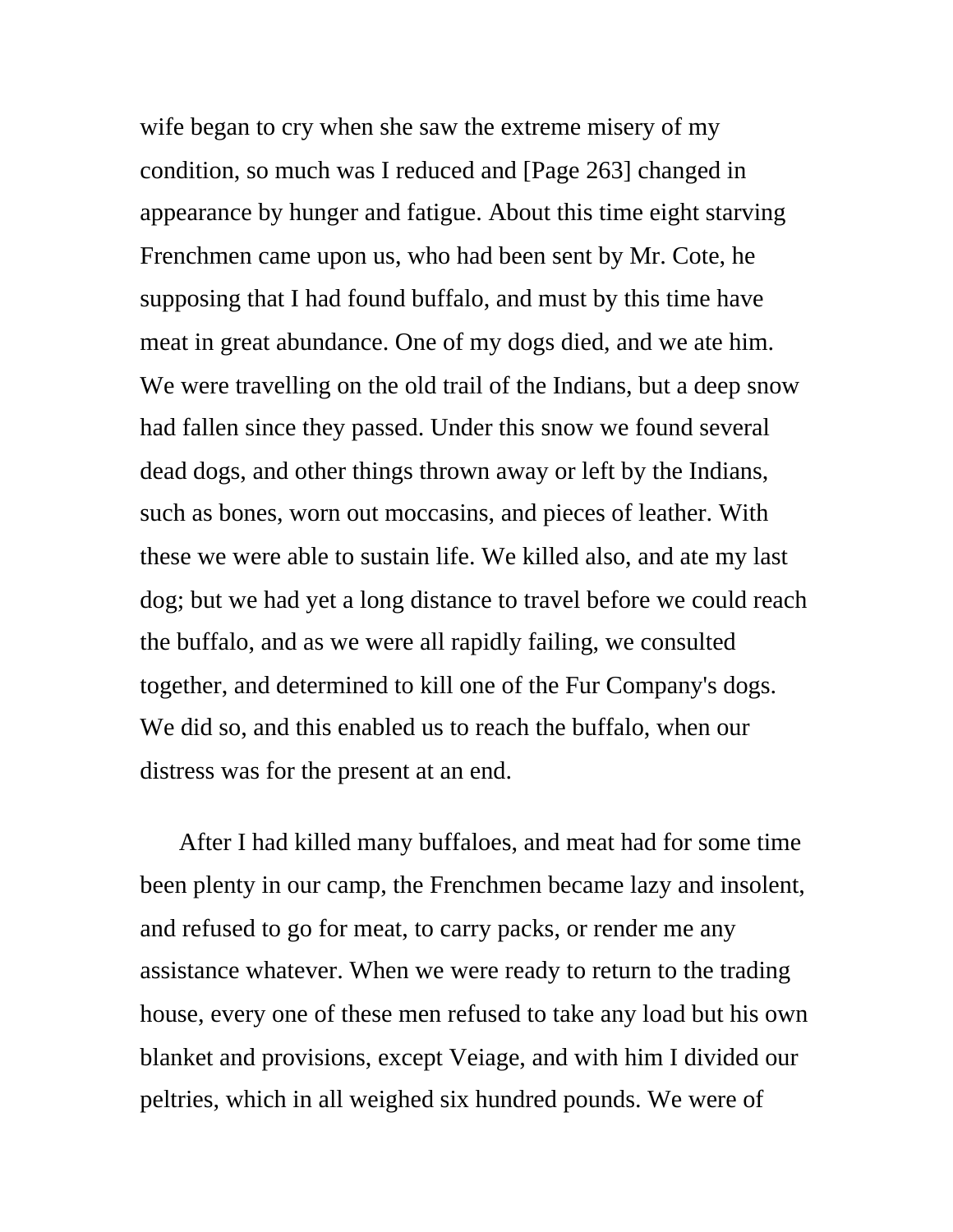wife began to cry when she saw the extreme misery of my condition, so much was I reduced and [Page 263] changed in appearance by hunger and fatigue. About this time eight starving Frenchmen came upon us, who had been sent by Mr. Cote, he supposing that I had found buffalo, and must by this time have meat in great abundance. One of my dogs died, and we ate him. We were travelling on the old trail of the Indians, but a deep snow had fallen since they passed. Under this snow we found several dead dogs, and other things thrown away or left by the Indians, such as bones, worn out moccasins, and pieces of leather. With these we were able to sustain life. We killed also, and ate my last dog; but we had yet a long distance to travel before we could reach the buffalo, and as we were all rapidly failing, we consulted together, and determined to kill one of the Fur Company's dogs. We did so, and this enabled us to reach the buffalo, when our distress was for the present at an end.

After I had killed many buffaloes, and meat had for some time been plenty in our camp, the Frenchmen became lazy and insolent, and refused to go for meat, to carry packs, or render me any assistance whatever. When we were ready to return to the trading house, every one of these men refused to take any load but his own blanket and provisions, except Veiage, and with him I divided our peltries, which in all weighed six hundred pounds. We were of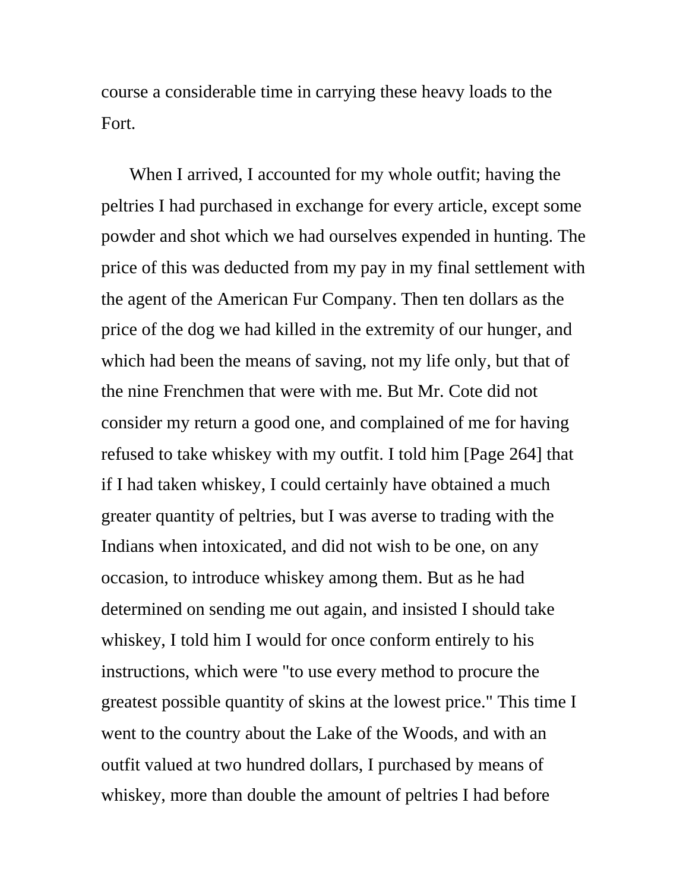course a considerable time in carrying these heavy loads to the Fort.

When I arrived, I accounted for my whole outfit; having the peltries I had purchased in exchange for every article, except some powder and shot which we had ourselves expended in hunting. The price of this was deducted from my pay in my final settlement with the agent of the American Fur Company. Then ten dollars as the price of the dog we had killed in the extremity of our hunger, and which had been the means of saving, not my life only, but that of the nine Frenchmen that were with me. But Mr. Cote did not consider my return a good one, and complained of me for having refused to take whiskey with my outfit. I told him [Page 264] that if I had taken whiskey, I could certainly have obtained a much greater quantity of peltries, but I was averse to trading with the Indians when intoxicated, and did not wish to be one, on any occasion, to introduce whiskey among them. But as he had determined on sending me out again, and insisted I should take whiskey, I told him I would for once conform entirely to his instructions, which were "to use every method to procure the greatest possible quantity of skins at the lowest price." This time I went to the country about the Lake of the Woods, and with an outfit valued at two hundred dollars, I purchased by means of whiskey, more than double the amount of peltries I had before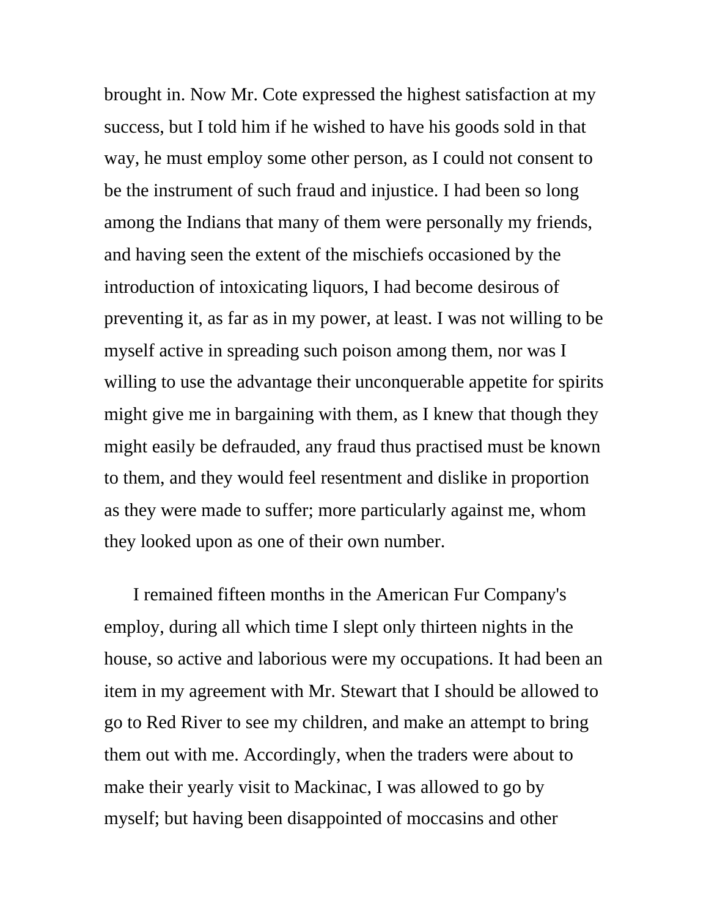brought in. Now Mr. Cote expressed the highest satisfaction at my success, but I told him if he wished to have his goods sold in that way, he must employ some other person, as I could not consent to be the instrument of such fraud and injustice. I had been so long among the Indians that many of them were personally my friends, and having seen the extent of the mischiefs occasioned by the introduction of intoxicating liquors, I had become desirous of preventing it, as far as in my power, at least. I was not willing to be myself active in spreading such poison among them, nor was I willing to use the advantage their unconquerable appetite for spirits might give me in bargaining with them, as I knew that though they might easily be defrauded, any fraud thus practised must be known to them, and they would feel resentment and dislike in proportion as they were made to suffer; more particularly against me, whom they looked upon as one of their own number.

I remained fifteen months in the American Fur Company's employ, during all which time I slept only thirteen nights in the house, so active and laborious were my occupations. It had been an item in my agreement with Mr. Stewart that I should be allowed to go to Red River to see my children, and make an attempt to bring them out with me. Accordingly, when the traders were about to make their yearly visit to Mackinac, I was allowed to go by myself; but having been disappointed of moccasins and other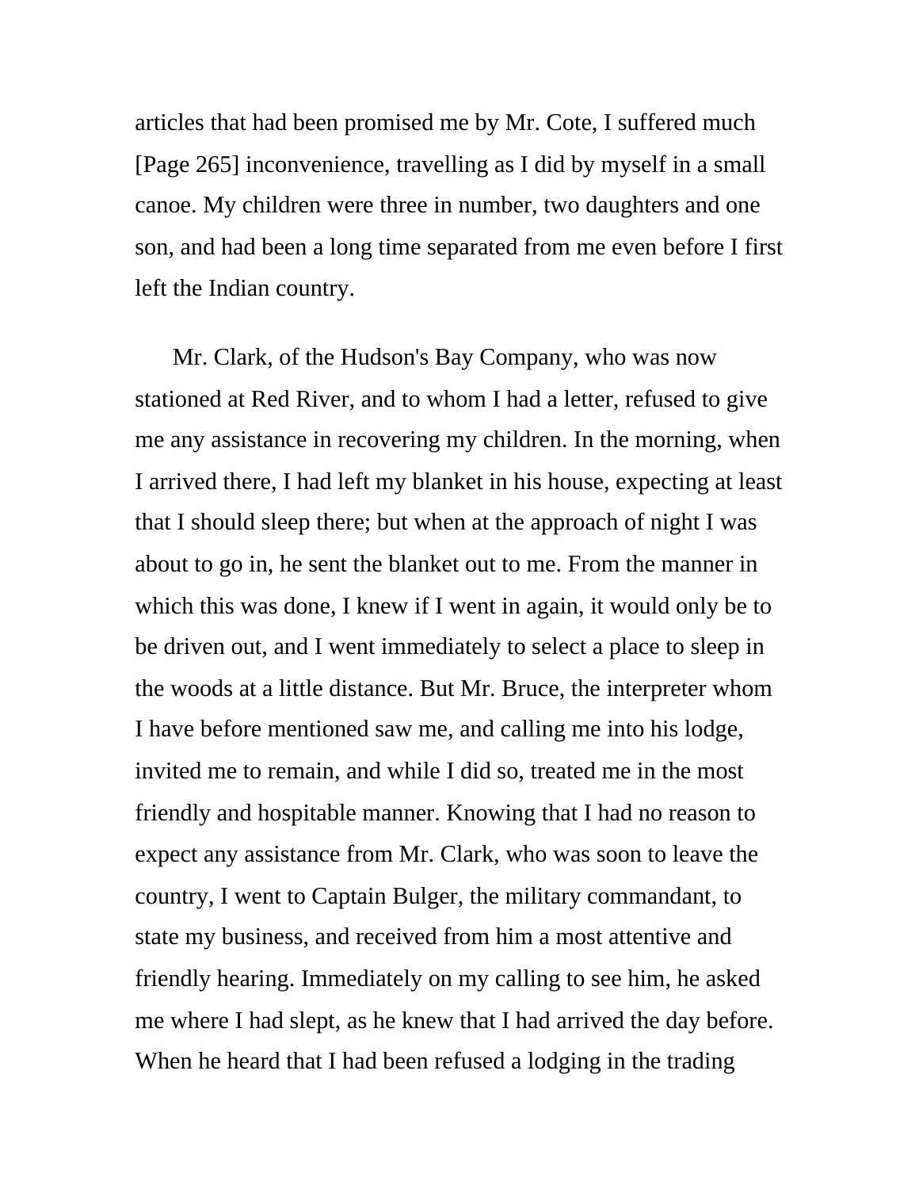articles that had been promised me by Mr. Cote, I suffered much [Page 265] inconvenience, travelling as I did by myself in a small canoe. My children were three in number, two daughters and one son, and had been a long time separated from me even before I first left the Indian country.

Mr. Clark, of the Hudson's Bay Company, who was now stationed at Red River, and to whom I had a letter, refused to give me any assistance in recovering my children. In the morning, when I arrived there, I had left my blanket in his house, expecting at least that I should sleep there; but when at the approach of night I was about to go in, he sent the blanket out to me. From the manner in which this was done, I knew if I went in again, it would only be to be driven out, and I went immediately to select a place to sleep in the woods at a little distance. But Mr. Bruce, the interpreter whom I have before mentioned saw me, and calling me into his lodge, invited me to remain, and while I did so, treated me in the most friendly and hospitable manner. Knowing that I had no reason to expect any assistance from Mr. Clark, who was soon to leave the country, I went to Captain Bulger, the military commandant, to state my business, and received from him a most attentive and friendly hearing. Immediately on my calling to see him, he asked me where I had slept, as he knew that I had arrived the day before. When he heard that I had been refused a lodging in the trading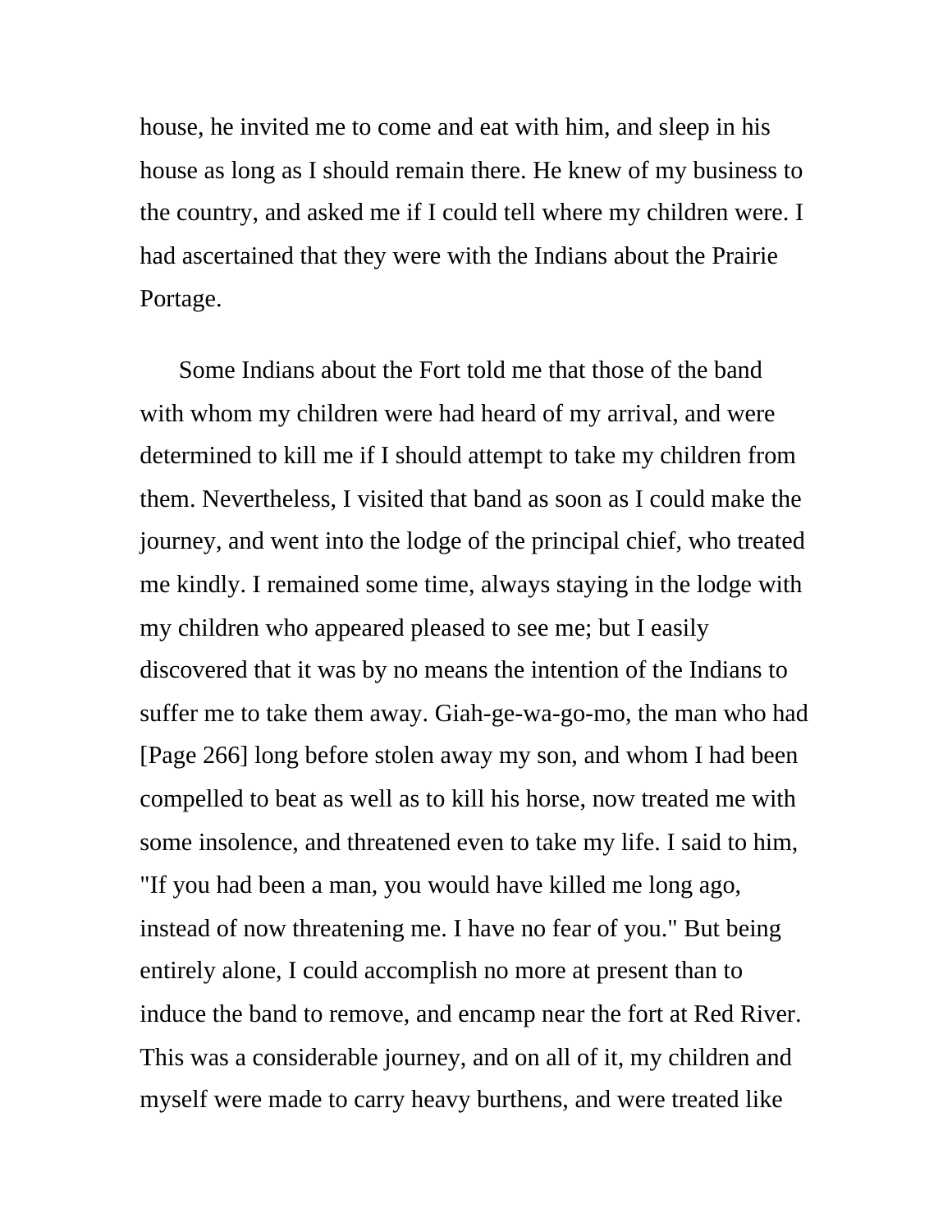house, he invited me to come and eat with him, and sleep in his house as long as I should remain there. He knew of my business to the country, and asked me if I could tell where my children were. I had ascertained that they were with the Indians about the Prairie Portage.

Some Indians about the Fort told me that those of the band with whom my children were had heard of my arrival, and were determined to kill me if I should attempt to take my children from them. Nevertheless, I visited that band as soon as I could make the journey, and went into the lodge of the principal chief, who treated me kindly. I remained some time, always staying in the lodge with my children who appeared pleased to see me; but I easily discovered that it was by no means the intention of the Indians to suffer me to take them away. Giah-ge-wa-go-mo, the man who had [Page 266] long before stolen away my son, and whom I had been compelled to beat as well as to kill his horse, now treated me with some insolence, and threatened even to take my life. I said to him, "If you had been a man, you would have killed me long ago, instead of now threatening me. I have no fear of you." But being entirely alone, I could accomplish no more at present than to induce the band to remove, and encamp near the fort at Red River. This was a considerable journey, and on all of it, my children and myself were made to carry heavy burthens, and were treated like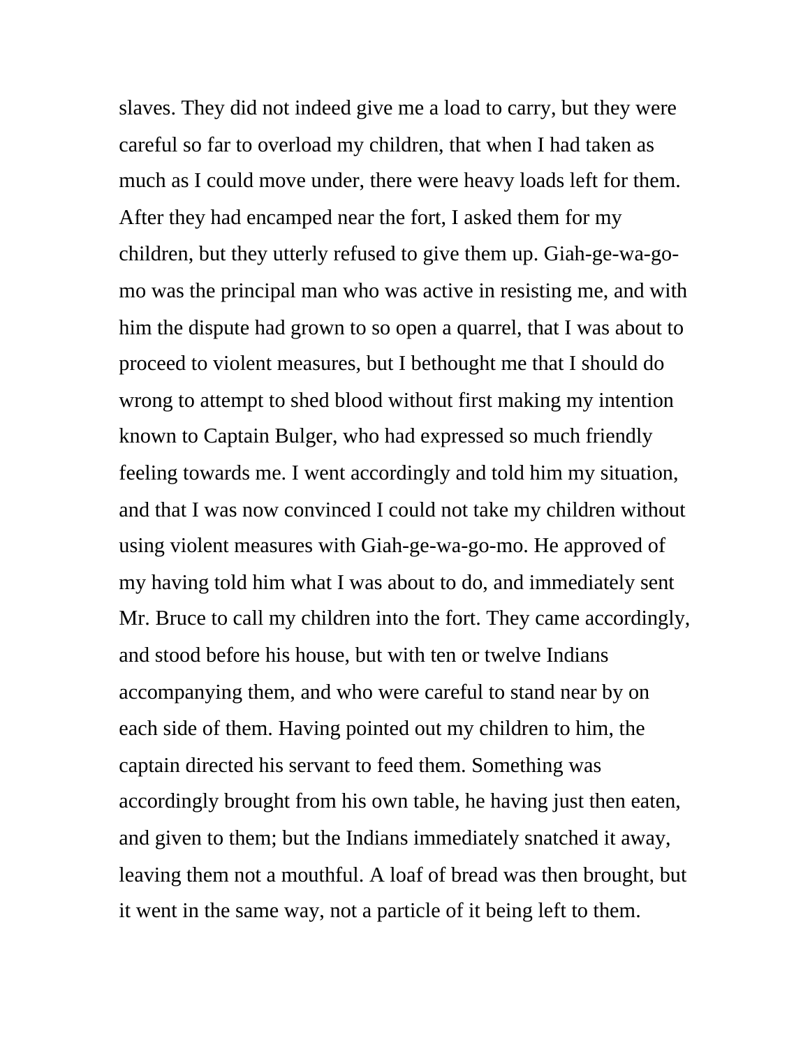slaves. They did not indeed give me a load to carry, but they were careful so far to overload my children, that when I had taken as much as I could move under, there were heavy loads left for them. After they had encamped near the fort, I asked them for my children, but they utterly refused to give them up. Giah-ge-wa-go-mo was the principal man who was active in resisting me, and with him the dispute had grown to so open a quarrel, that I was about to proceed to violent measures, but I bethought me that I should do wrong to attempt to shed blood without first making my intention known to Captain Bulger, who had expressed so much friendly feeling towards me. I went accordingly and told him my situation, and that I was now convinced I could not take my children without using violent measures with Giah-ge-wa-go-mo. He approved of my having told him what I was about to do, and immediately sent Mr. Bruce to call my children into the fort. They came accordingly, and stood before his house, but with ten or twelve Indians accompanying them, and who were careful to stand near by on each side of them. Having pointed out my children to him, the captain directed his servant to feed them. Something was accordingly brought from his own table, he having just then eaten, and given to them; but the Indians immediately snatched it away, leaving them not a mouthful. A loaf of bread was then brought, but it went in the same way, not a particle of it being left to them.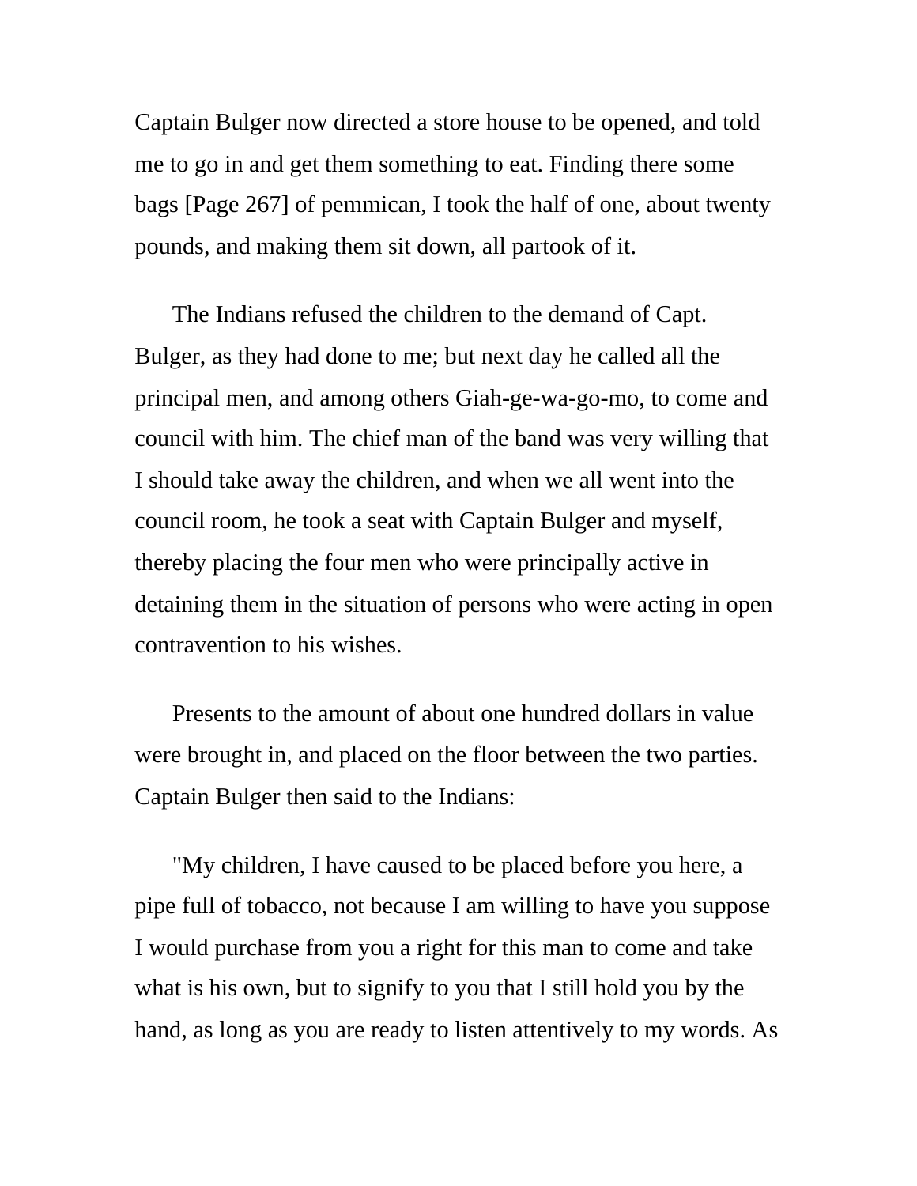Captain Bulger now directed a store house to be opened, and told me to go in and get them something to eat. Finding there some bags [Page 267] of pemmican, I took the half of one, about twenty pounds, and making them sit down, all partook of it.

The Indians refused the children to the demand of Capt. Bulger, as they had done to me; but next day he called all the principal men, and among others Giah-ge-wa-go-mo, to come and council with him. The chief man of the band was very willing that I should take away the children, and when we all went into the council room, he took a seat with Captain Bulger and myself, thereby placing the four men who were principally active in detaining them in the situation of persons who were acting in open contravention to his wishes.

Presents to the amount of about one hundred dollars in value were brought in, and placed on the floor between the two parties. Captain Bulger then said to the Indians:

"My children, I have caused to be placed before you here, a pipe full of tobacco, not because I am willing to have you suppose I would purchase from you a right for this man to come and take what is his own, but to signify to you that I still hold you by the hand, as long as you are ready to listen attentively to my words. As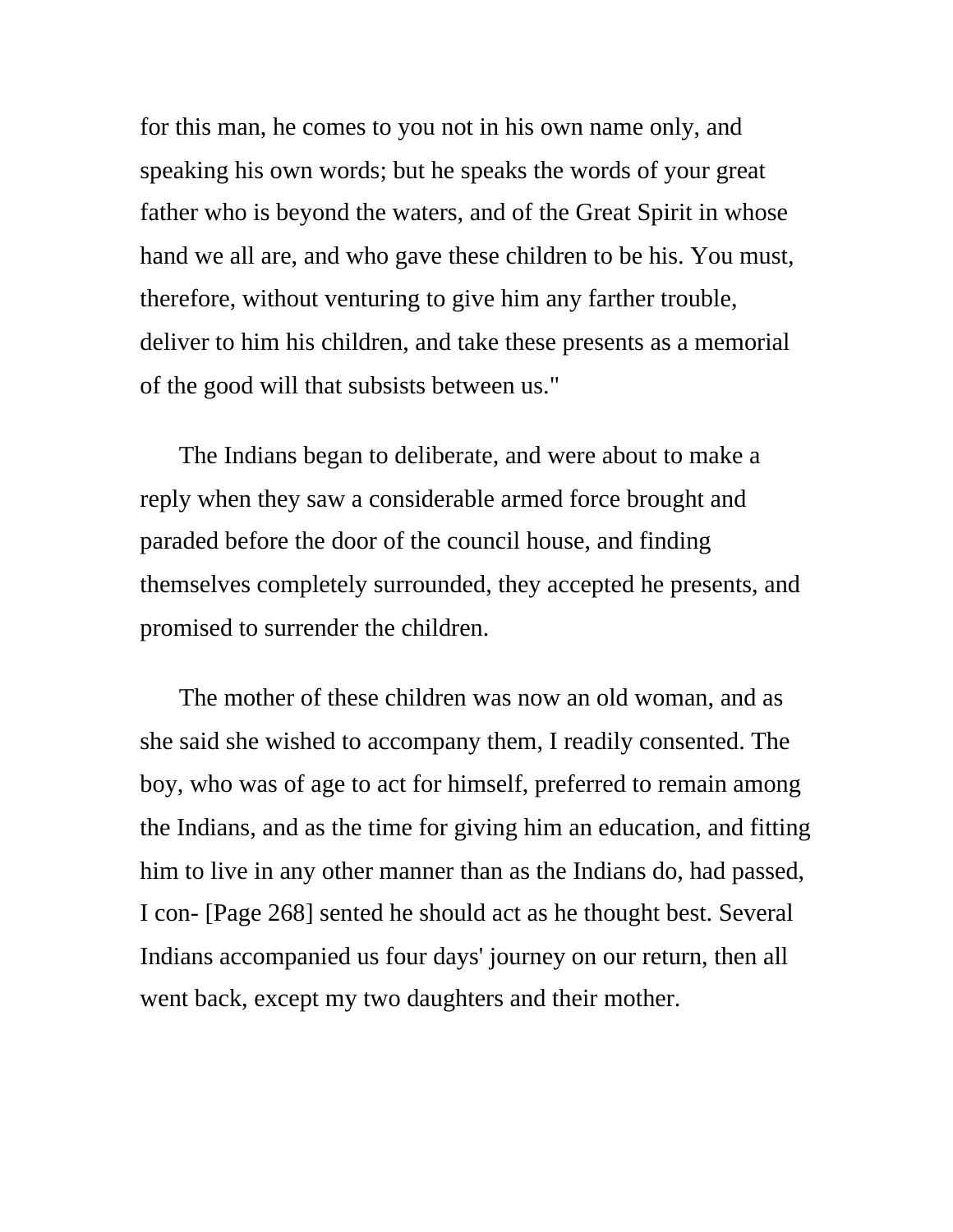for this man, he comes to you not in his own name only, and speaking his own words; but he speaks the words of your great father who is beyond the waters, and of the Great Spirit in whose hand we all are, and who gave these children to be his. You must, therefore, without venturing to give him any farther trouble, deliver to him his children, and take these presents as a memorial of the good will that subsists between us."

The Indians began to deliberate, and were about to make a reply when they saw a considerable armed force brought and paraded before the door of the council house, and finding themselves completely surrounded, they accepted he presents, and promised to surrender the children.

The mother of these children was now an old woman, and as she said she wished to accompany them, I readily consented. The boy, who was of age to act for himself, preferred to remain among the Indians, and as the time for giving him an education, and fitting him to live in any other manner than as the Indians do, had passed, I con- [Page 268] sented he should act as he thought best. Several Indians accompanied us four days' journey on our return, then all went back, except my two daughters and their mother.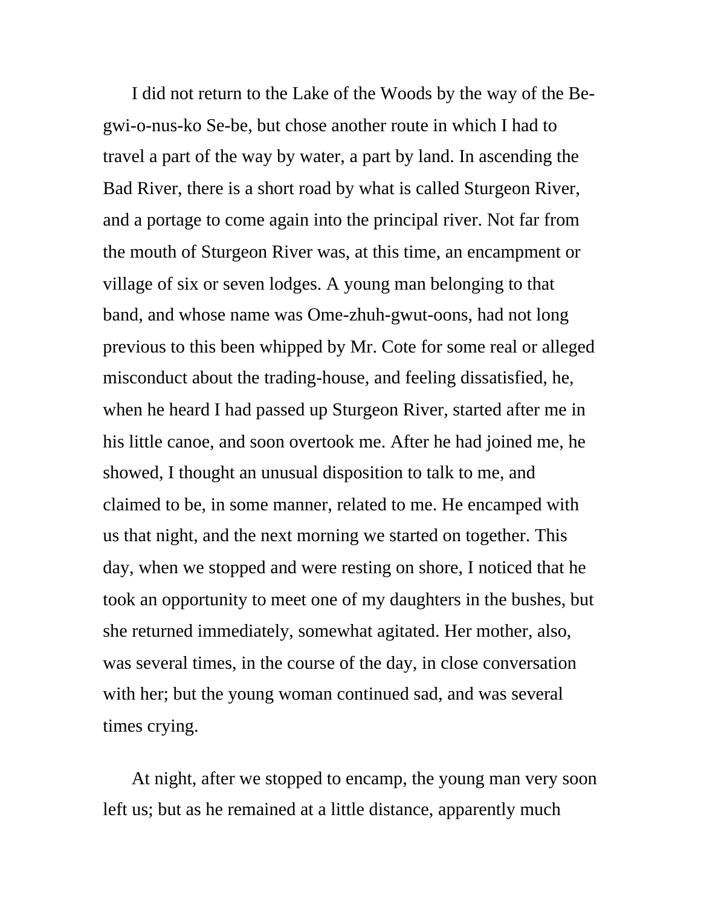I did not return to the Lake of the Woods by the way of the Be-gwi-o-nus-ko Se-be, but chose another route in which I had to travel a part of the way by water, a part by land. In ascending the Bad River, there is a short road by what is called Sturgeon River, and a portage to come again into the principal river. Not far from the mouth of Sturgeon River was, at this time, an encampment or village of six or seven lodges. A young man belonging to that band, and whose name was Ome-zhuh-gwut-oons, had not long previous to this been whipped by Mr. Cote for some real or alleged misconduct about the trading-house, and feeling dissatisfied, he, when he heard I had passed up Sturgeon River, started after me in his little canoe, and soon overtook me. After he had joined me, he showed, I thought an unusual disposition to talk to me, and claimed to be, in some manner, related to me. He encamped with us that night, and the next morning we started on together. This day, when we stopped and were resting on shore, I noticed that he took an opportunity to meet one of my daughters in the bushes, but she returned immediately, somewhat agitated. Her mother, also, was several times, in the course of the day, in close conversation with her; but the young woman continued sad, and was several times crying.

At night, after we stopped to encamp, the young man very soon left us; but as he remained at a little distance, apparently much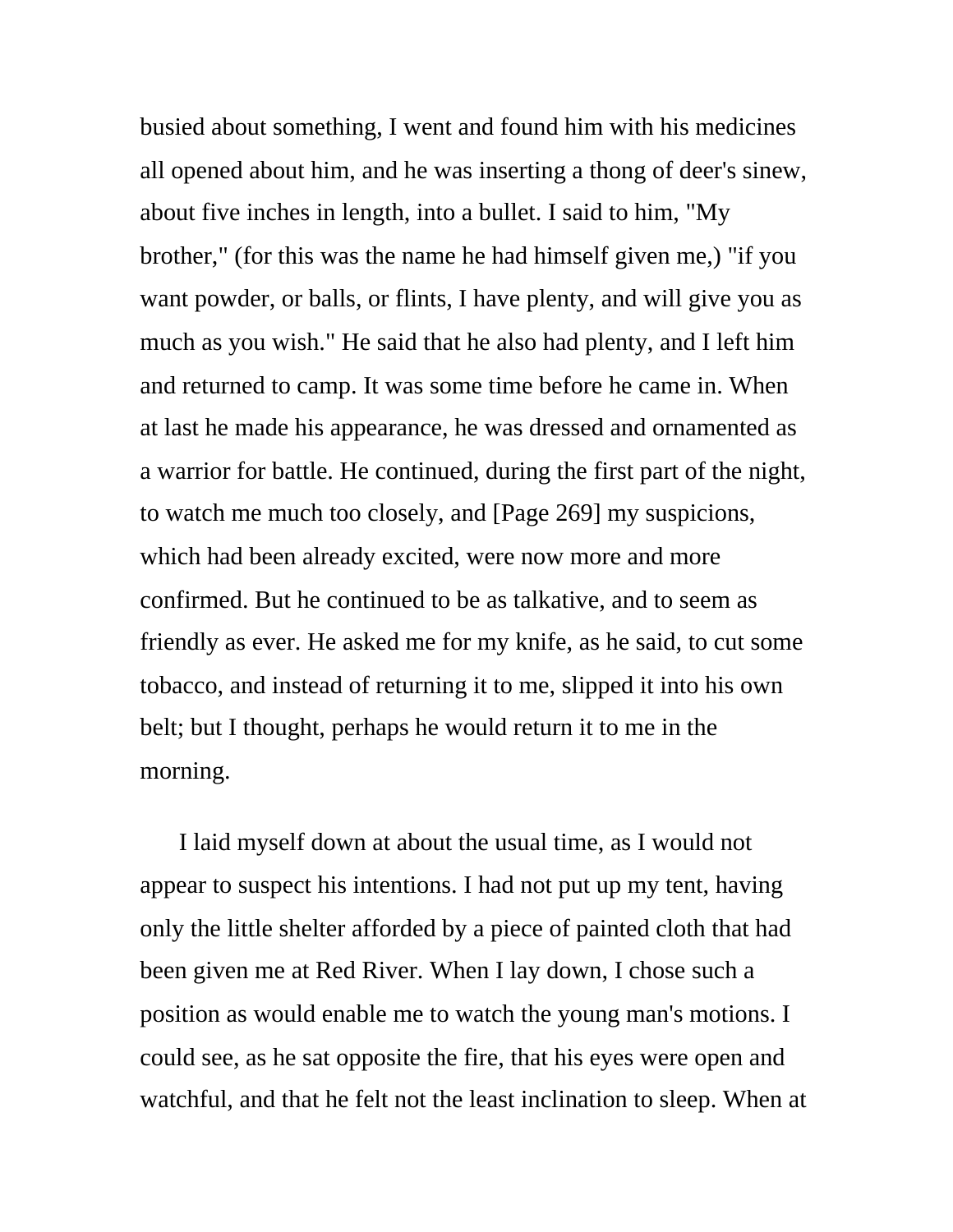busied about something, I went and found him with his medicines all opened about him, and he was inserting a thong of deer's sinew, about five inches in length, into a bullet. I said to him, "My brother," (for this was the name he had himself given me,) "if you want powder, or balls, or flints, I have plenty, and will give you as much as you wish." He said that he also had plenty, and I left him and returned to camp. It was some time before he came in. When at last he made his appearance, he was dressed and ornamented as a warrior for battle. He continued, during the first part of the night, to watch me much too closely, and [Page 269] my suspicions, which had been already excited, were now more and more confirmed. But he continued to be as talkative, and to seem as friendly as ever. He asked me for my knife, as he said, to cut some tobacco, and instead of returning it to me, slipped it into his own belt; but I thought, perhaps he would return it to me in the morning.

I laid myself down at about the usual time, as I would not appear to suspect his intentions. I had not put up my tent, having only the little shelter afforded by a piece of painted cloth that had been given me at Red River. When I lay down, I chose such a position as would enable me to watch the young man's motions. I could see, as he sat opposite the fire, that his eyes were open and watchful, and that he felt not the least inclination to sleep. When at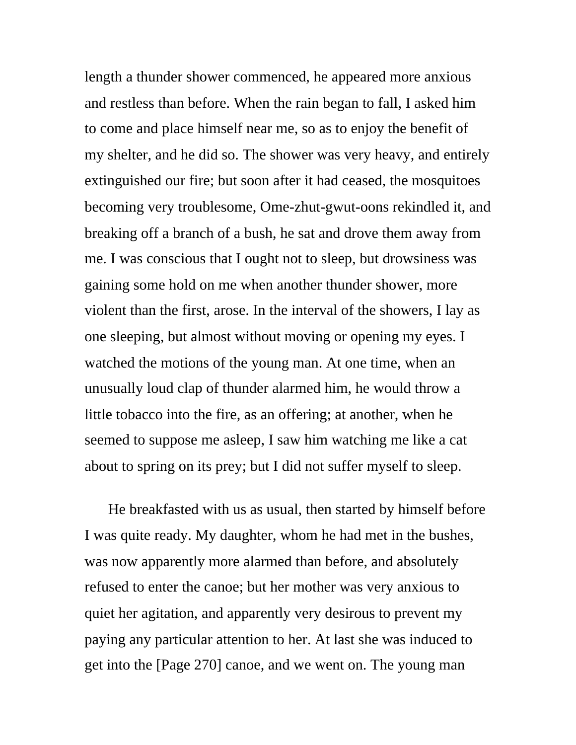length a thunder shower commenced, he appeared more anxious and restless than before. When the rain began to fall, I asked him to come and place himself near me, so as to enjoy the benefit of my shelter, and he did so. The shower was very heavy, and entirely extinguished our fire; but soon after it had ceased, the mosquitoes becoming very troublesome, Ome-zhut-gwut-oons rekindled it, and breaking off a branch of a bush, he sat and drove them away from me. I was conscious that I ought not to sleep, but drowsiness was gaining some hold on me when another thunder shower, more violent than the first, arose. In the interval of the showers, I lay as one sleeping, but almost without moving or opening my eyes. I watched the motions of the young man. At one time, when an unusually loud clap of thunder alarmed him, he would throw a little tobacco into the fire, as an offering; at another, when he seemed to suppose me asleep, I saw him watching me like a cat about to spring on its prey; but I did not suffer myself to sleep.

He breakfasted with us as usual, then started by himself before I was quite ready. My daughter, whom he had met in the bushes, was now apparently more alarmed than before, and absolutely refused to enter the canoe; but her mother was very anxious to quiet her agitation, and apparently very desirous to prevent my paying any particular attention to her. At last she was induced to get into the [Page 270] canoe, and we went on. The young man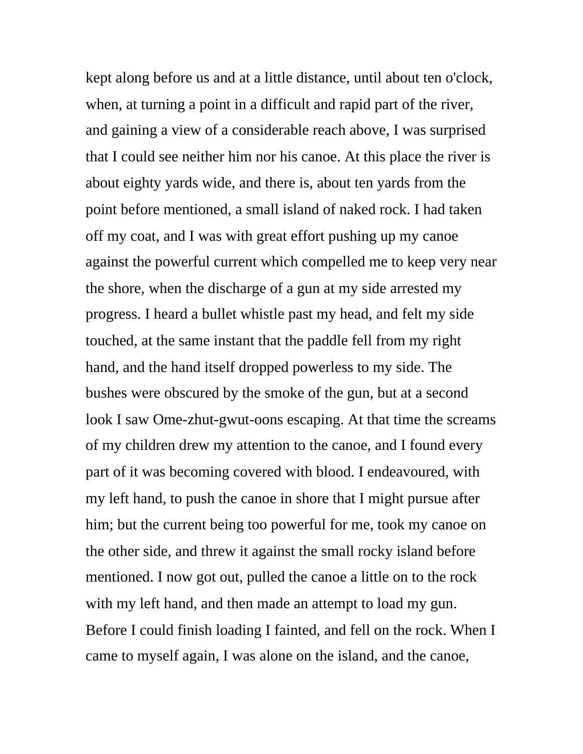kept along before us and at a little distance, until about ten o'clock, when, at turning a point in a difficult and rapid part of the river, and gaining a view of a considerable reach above, I was surprised that I could see neither him nor his canoe. At this place the river is about eighty yards wide, and there is, about ten yards from the point before mentioned, a small island of naked rock. I had taken off my coat, and I was with great effort pushing up my canoe against the powerful current which compelled me to keep very near the shore, when the discharge of a gun at my side arrested my progress. I heard a bullet whistle past my head, and felt my side touched, at the same instant that the paddle fell from my right hand, and the hand itself dropped powerless to my side. The bushes were obscured by the smoke of the gun, but at a second look I saw Ome-zhut-gwut-oons escaping. At that time the screams of my children drew my attention to the canoe, and I found every part of it was becoming covered with blood. I endeavoured, with my left hand, to push the canoe in shore that I might pursue after him; but the current being too powerful for me, took my canoe on the other side, and threw it against the small rocky island before mentioned. I now got out, pulled the canoe a little on to the rock with my left hand, and then made an attempt to load my gun. Before I could finish loading I fainted, and fell on the rock. When I came to myself again, I was alone on the island, and the canoe,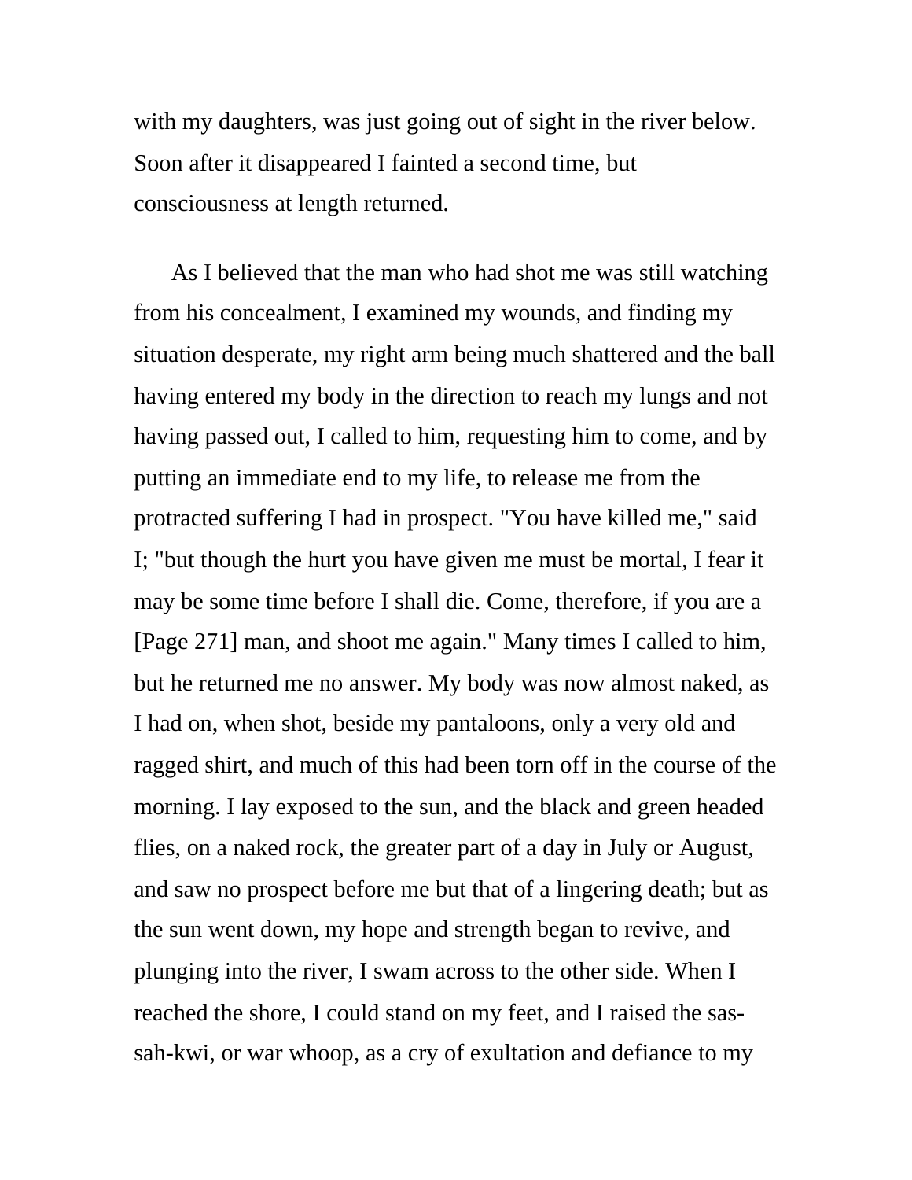with my daughters, was just going out of sight in the river below. Soon after it disappeared I fainted a second time, but consciousness at length returned.

As I believed that the man who had shot me was still watching from his concealment, I examined my wounds, and finding my situation desperate, my right arm being much shattered and the ball having entered my body in the direction to reach my lungs and not having passed out, I called to him, requesting him to come, and by putting an immediate end to my life, to release me from the protracted suffering I had in prospect. "You have killed me," said I; "but though the hurt you have given me must be mortal, I fear it may be some time before I shall die. Come, therefore, if you are a [Page 271] man, and shoot me again." Many times I called to him, but he returned me no answer. My body was now almost naked, as I had on, when shot, beside my pantaloons, only a very old and ragged shirt, and much of this had been torn off in the course of the morning. I lay exposed to the sun, and the black and green headed flies, on a naked rock, the greater part of a day in July or August, and saw no prospect before me but that of a lingering death; but as the sun went down, my hope and strength began to revive, and plunging into the river, I swam across to the other side. When I reached the shore, I could stand on my feet, and I raised the sas-sah-kwi, or war whoop, as a cry of exultation and defiance to my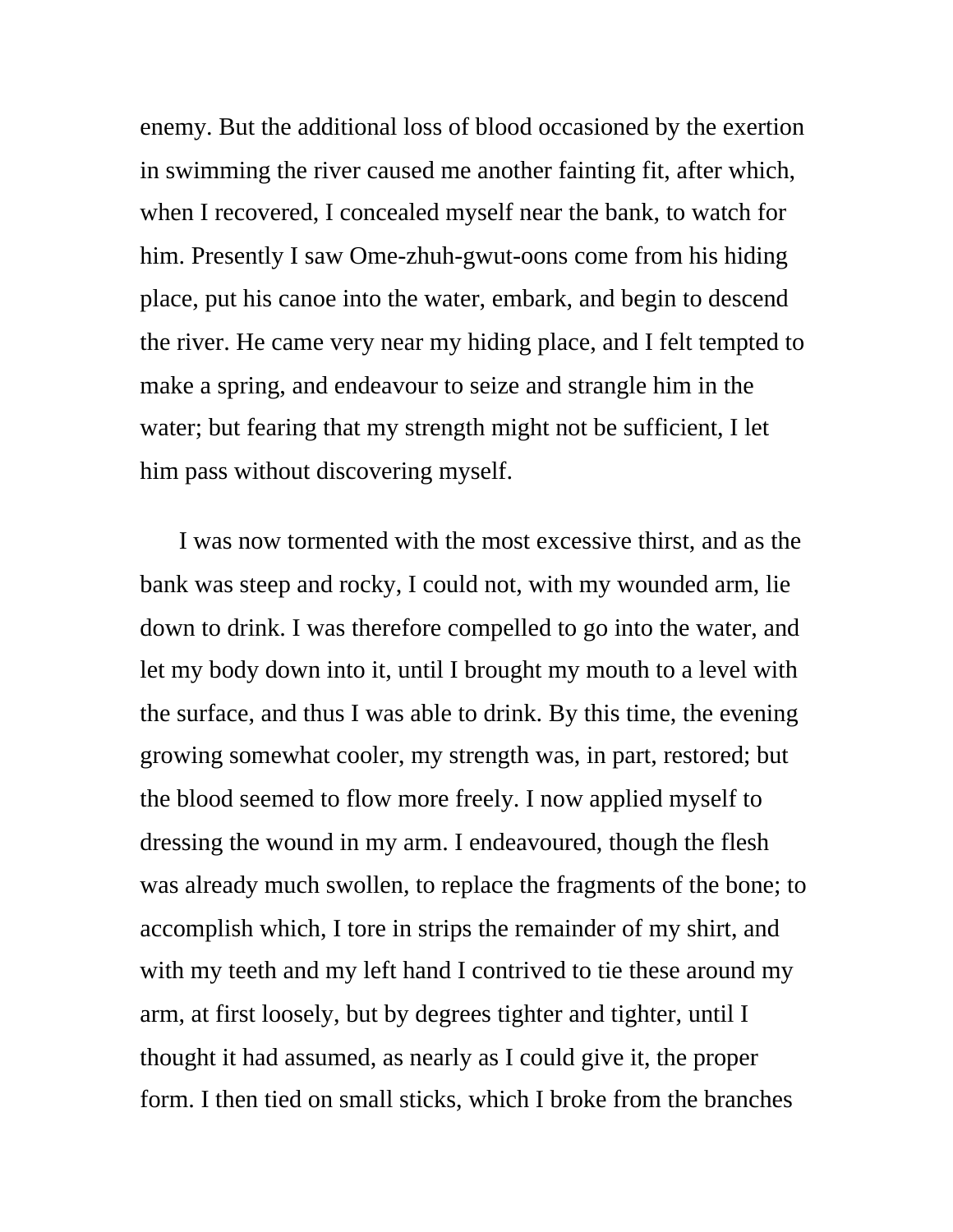enemy. But the additional loss of blood occasioned by the exertion in swimming the river caused me another fainting fit, after which, when I recovered, I concealed myself near the bank, to watch for him. Presently I saw Ome-zhuh-gwut-oons come from his hiding place, put his canoe into the water, embark, and begin to descend the river. He came very near my hiding place, and I felt tempted to make a spring, and endeavour to seize and strangle him in the water; but fearing that my strength might not be sufficient, I let him pass without discovering myself.

I was now tormented with the most excessive thirst, and as the bank was steep and rocky, I could not, with my wounded arm, lie down to drink. I was therefore compelled to go into the water, and let my body down into it, until I brought my mouth to a level with the surface, and thus I was able to drink. By this time, the evening growing somewhat cooler, my strength was, in part, restored; but the blood seemed to flow more freely. I now applied myself to dressing the wound in my arm. I endeavoured, though the flesh was already much swollen, to replace the fragments of the bone; to accomplish which, I tore in strips the remainder of my shirt, and with my teeth and my left hand I contrived to tie these around my arm, at first loosely, but by degrees tighter and tighter, until I thought it had assumed, as nearly as I could give it, the proper form. I then tied on small sticks, which I broke from the branches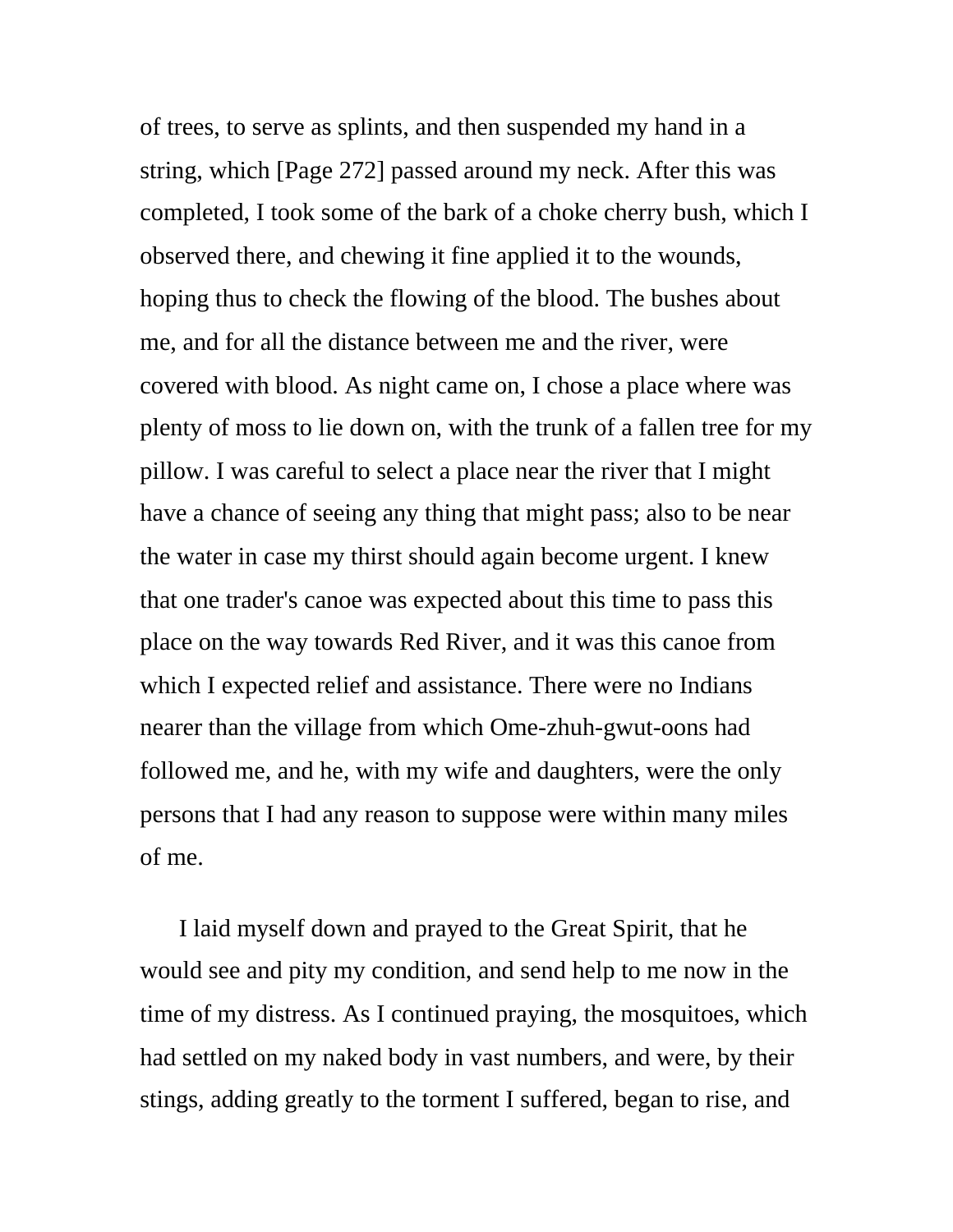of trees, to serve as splints, and then suspended my hand in a string, which [Page 272] passed around my neck. After this was completed, I took some of the bark of a choke cherry bush, which I observed there, and chewing it fine applied it to the wounds, hoping thus to check the flowing of the blood. The bushes about me, and for all the distance between me and the river, were covered with blood. As night came on, I chose a place where was plenty of moss to lie down on, with the trunk of a fallen tree for my pillow. I was careful to select a place near the river that I might have a chance of seeing any thing that might pass; also to be near the water in case my thirst should again become urgent. I knew that one trader's canoe was expected about this time to pass this place on the way towards Red River, and it was this canoe from which I expected relief and assistance. There were no Indians nearer than the village from which Ome-zhuh-gwut-oons had followed me, and he, with my wife and daughters, were the only persons that I had any reason to suppose were within many miles of me.

I laid myself down and prayed to the Great Spirit, that he would see and pity my condition, and send help to me now in the time of my distress. As I continued praying, the mosquitoes, which had settled on my naked body in vast numbers, and were, by their stings, adding greatly to the torment I suffered, began to rise, and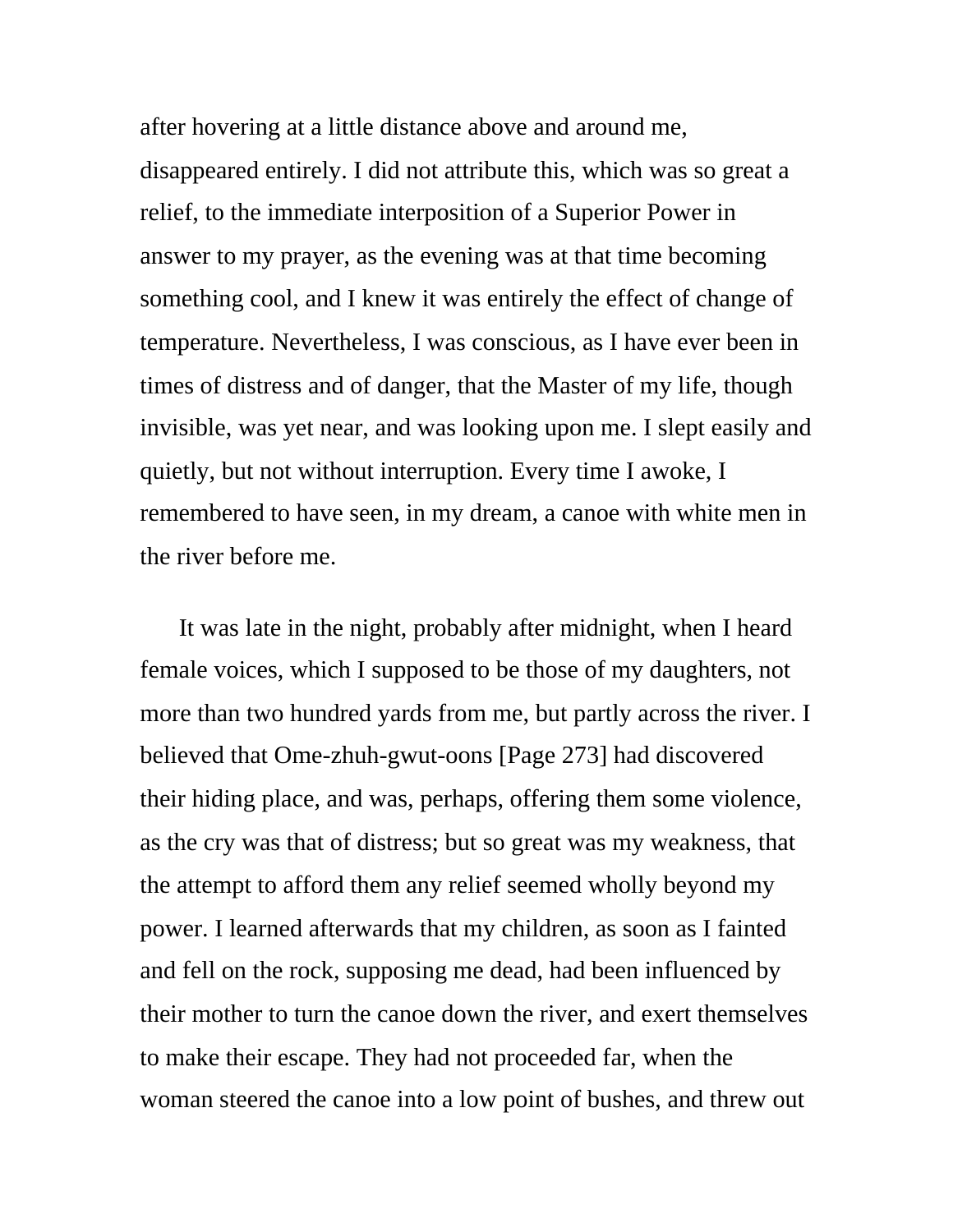after hovering at a little distance above and around me, disappeared entirely. I did not attribute this, which was so great a relief, to the immediate interposition of a Superior Power in answer to my prayer, as the evening was at that time becoming something cool, and I knew it was entirely the effect of change of temperature. Nevertheless, I was conscious, as I have ever been in times of distress and of danger, that the Master of my life, though invisible, was yet near, and was looking upon me. I slept easily and quietly, but not without interruption. Every time I awoke, I remembered to have seen, in my dream, a canoe with white men in the river before me.

It was late in the night, probably after midnight, when I heard female voices, which I supposed to be those of my daughters, not more than two hundred yards from me, but partly across the river. I believed that Ome-zhuh-gwut-oons [Page 273] had discovered their hiding place, and was, perhaps, offering them some violence, as the cry was that of distress; but so great was my weakness, that the attempt to afford them any relief seemed wholly beyond my power. I learned afterwards that my children, as soon as I fainted and fell on the rock, supposing me dead, had been influenced by their mother to turn the canoe down the river, and exert themselves to make their escape. They had not proceeded far, when the woman steered the canoe into a low point of bushes, and threw out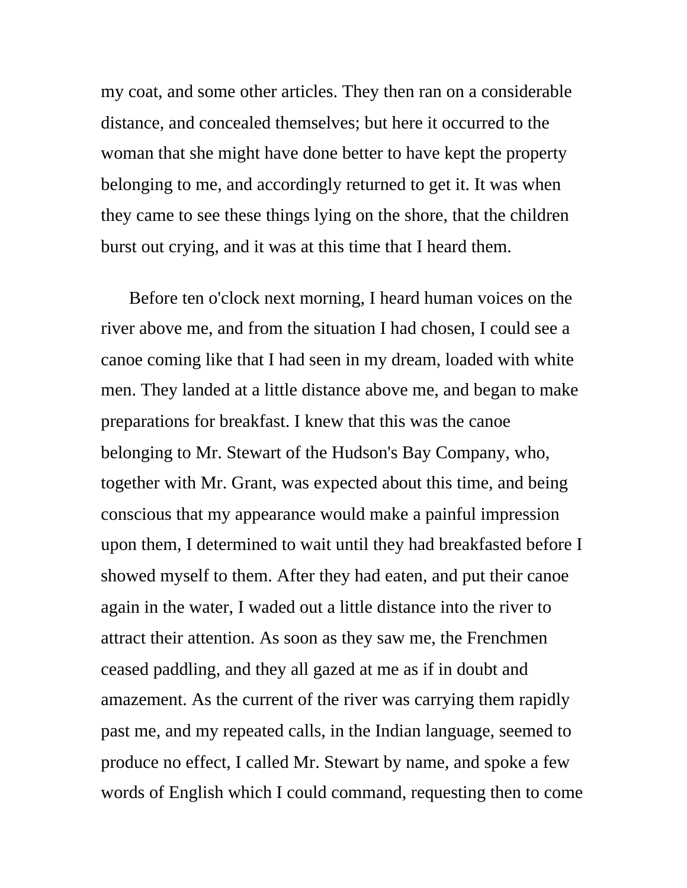my coat, and some other articles. They then ran on a considerable distance, and concealed themselves; but here it occurred to the woman that she might have done better to have kept the property belonging to me, and accordingly returned to get it. It was when they came to see these things lying on the shore, that the children burst out crying, and it was at this time that I heard them.

Before ten o'clock next morning, I heard human voices on the river above me, and from the situation I had chosen, I could see a canoe coming like that I had seen in my dream, loaded with white men. They landed at a little distance above me, and began to make preparations for breakfast. I knew that this was the canoe belonging to Mr. Stewart of the Hudson's Bay Company, who, together with Mr. Grant, was expected about this time, and being conscious that my appearance would make a painful impression upon them, I determined to wait until they had breakfasted before I showed myself to them. After they had eaten, and put their canoe again in the water, I waded out a little distance into the river to attract their attention. As soon as they saw me, the Frenchmen ceased paddling, and they all gazed at me as if in doubt and amazement. As the current of the river was carrying them rapidly past me, and my repeated calls, in the Indian language, seemed to produce no effect, I called Mr. Stewart by name, and spoke a few words of English which I could command, requesting then to come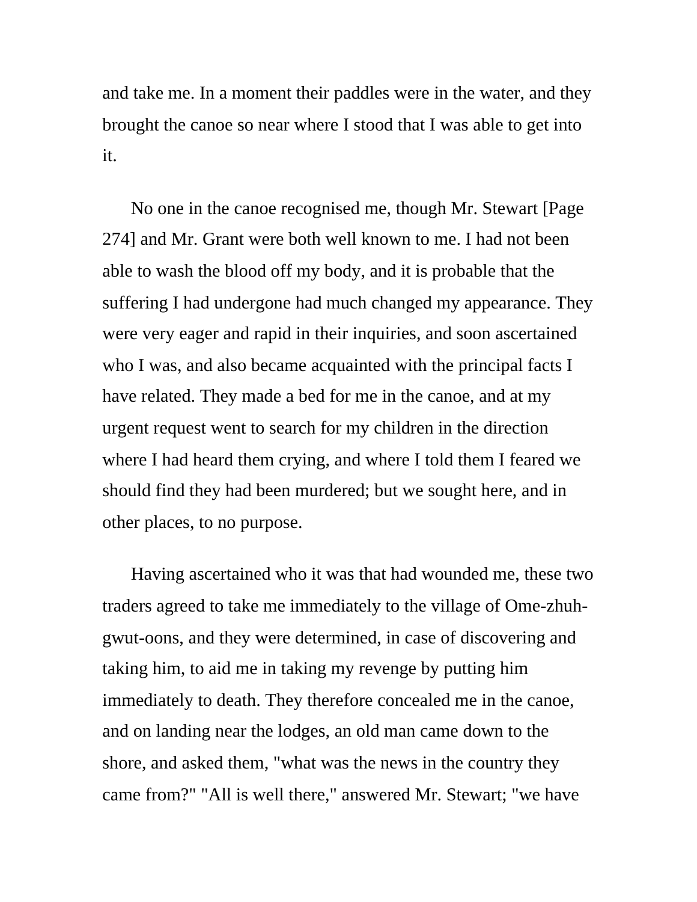and take me. In a moment their paddles were in the water, and they brought the canoe so near where I stood that I was able to get into it.

No one in the canoe recognised me, though Mr. Stewart [Page 274] and Mr. Grant were both well known to me. I had not been able to wash the blood off my body, and it is probable that the suffering I had undergone had much changed my appearance. They were very eager and rapid in their inquiries, and soon ascertained who I was, and also became acquainted with the principal facts I have related. They made a bed for me in the canoe, and at my urgent request went to search for my children in the direction where I had heard them crying, and where I told them I feared we should find they had been murdered; but we sought here, and in other places, to no purpose.

Having ascertained who it was that had wounded me, these two traders agreed to take me immediately to the village of Ome-zhuh-gwut-oons, and they were determined, in case of discovering and taking him, to aid me in taking my revenge by putting him immediately to death. They therefore concealed me in the canoe, and on landing near the lodges, an old man came down to the shore, and asked them, "what was the news in the country they came from?" "All is well there," answered Mr. Stewart; "we have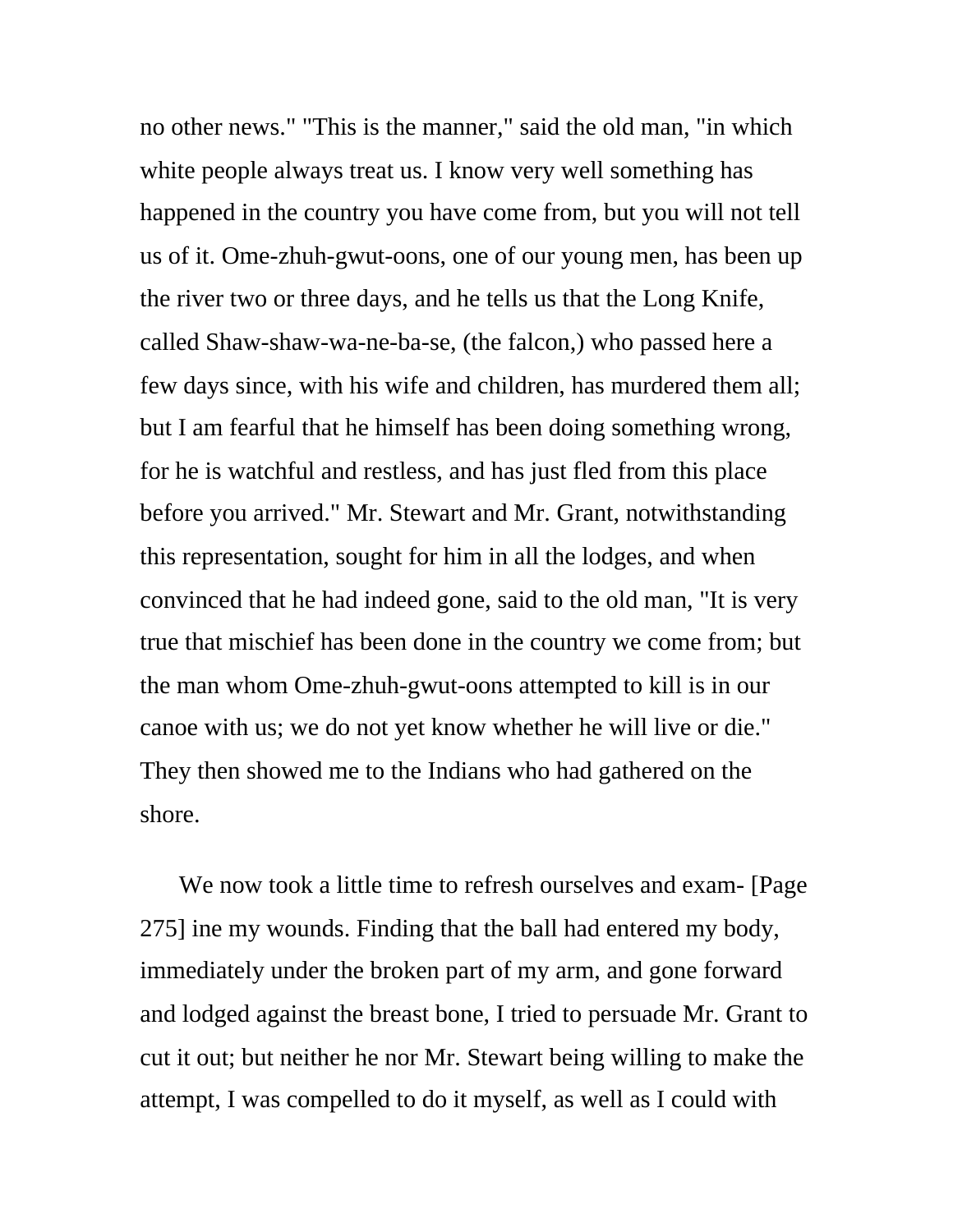no other news." "This is the manner," said the old man, "in which white people always treat us. I know very well something has happened in the country you have come from, but you will not tell us of it. Ome-zhuh-gwut-oons, one of our young men, has been up the river two or three days, and he tells us that the Long Knife, called Shaw-shaw-wa-ne-ba-se, (the falcon,) who passed here a few days since, with his wife and children, has murdered them all; but I am fearful that he himself has been doing something wrong, for he is watchful and restless, and has just fled from this place before you arrived." Mr. Stewart and Mr. Grant, notwithstanding this representation, sought for him in all the lodges, and when convinced that he had indeed gone, said to the old man, "It is very true that mischief has been done in the country we come from; but the man whom Ome-zhuh-gwut-oons attempted to kill is in our canoe with us; we do not yet know whether he will live or die." They then showed me to the Indians who had gathered on the shore.

We now took a little time to refresh ourselves and exam- [Page 275] ine my wounds. Finding that the ball had entered my body, immediately under the broken part of my arm, and gone forward and lodged against the breast bone, I tried to persuade Mr. Grant to cut it out; but neither he nor Mr. Stewart being willing to make the attempt, I was compelled to do it myself, as well as I could with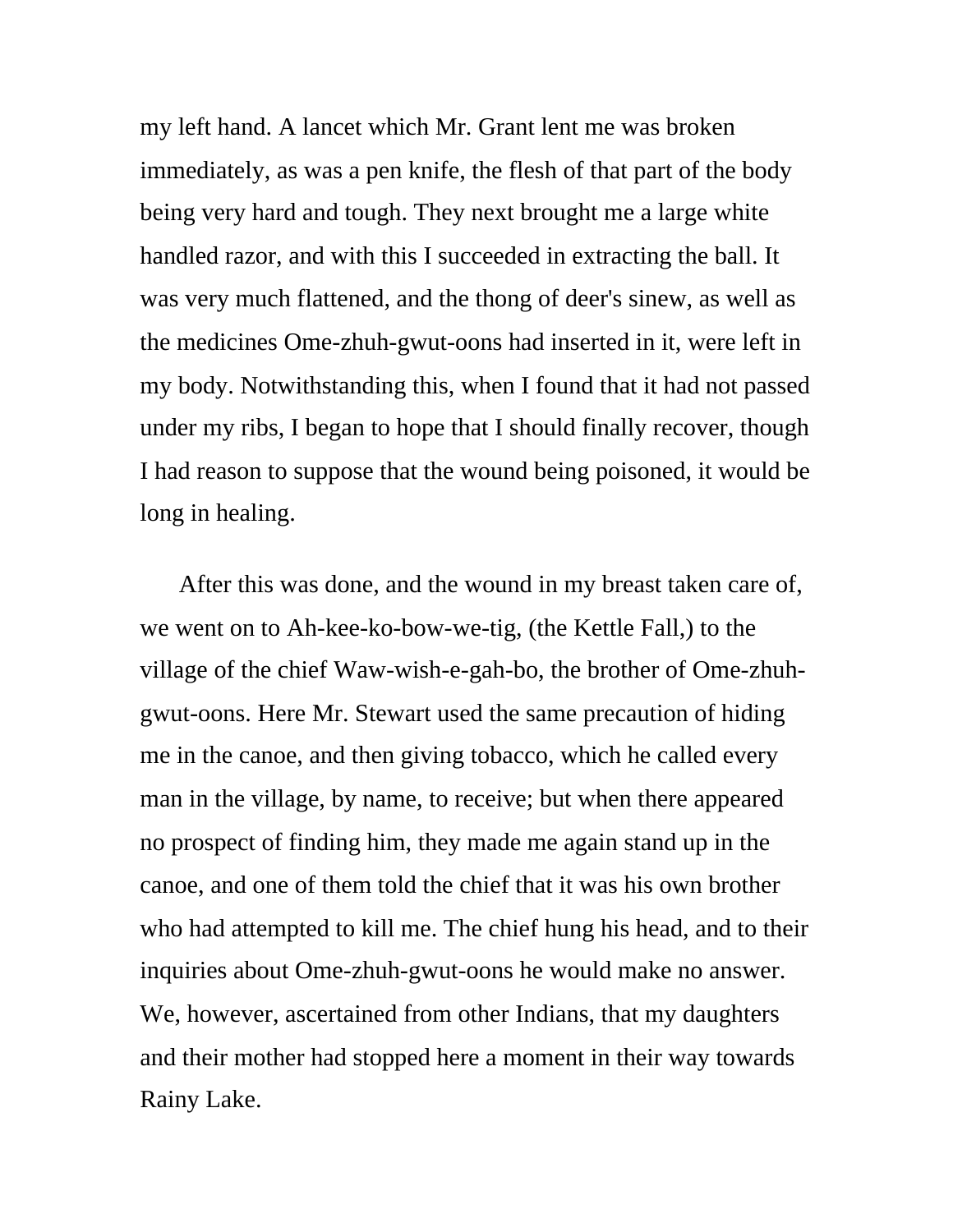my left hand. A lancet which Mr. Grant lent me was broken immediately, as was a pen knife, the flesh of that part of the body being very hard and tough. They next brought me a large white handled razor, and with this I succeeded in extracting the ball. It was very much flattened, and the thong of deer's sinew, as well as the medicines Ome-zhuh-gwut-oons had inserted in it, were left in my body. Notwithstanding this, when I found that it had not passed under my ribs, I began to hope that I should finally recover, though I had reason to suppose that the wound being poisoned, it would be long in healing.

After this was done, and the wound in my breast taken care of, we went on to Ah-kee-ko-bow-we-tig, (the Kettle Fall,) to the village of the chief Waw-wish-e-gah-bo, the brother of Ome-zhuh-gwut-oons. Here Mr. Stewart used the same precaution of hiding me in the canoe, and then giving tobacco, which he called every man in the village, by name, to receive; but when there appeared no prospect of finding him, they made me again stand up in the canoe, and one of them told the chief that it was his own brother who had attempted to kill me. The chief hung his head, and to their inquiries about Ome-zhuh-gwut-oons he would make no answer. We, however, ascertained from other Indians, that my daughters and their mother had stopped here a moment in their way towards Rainy Lake.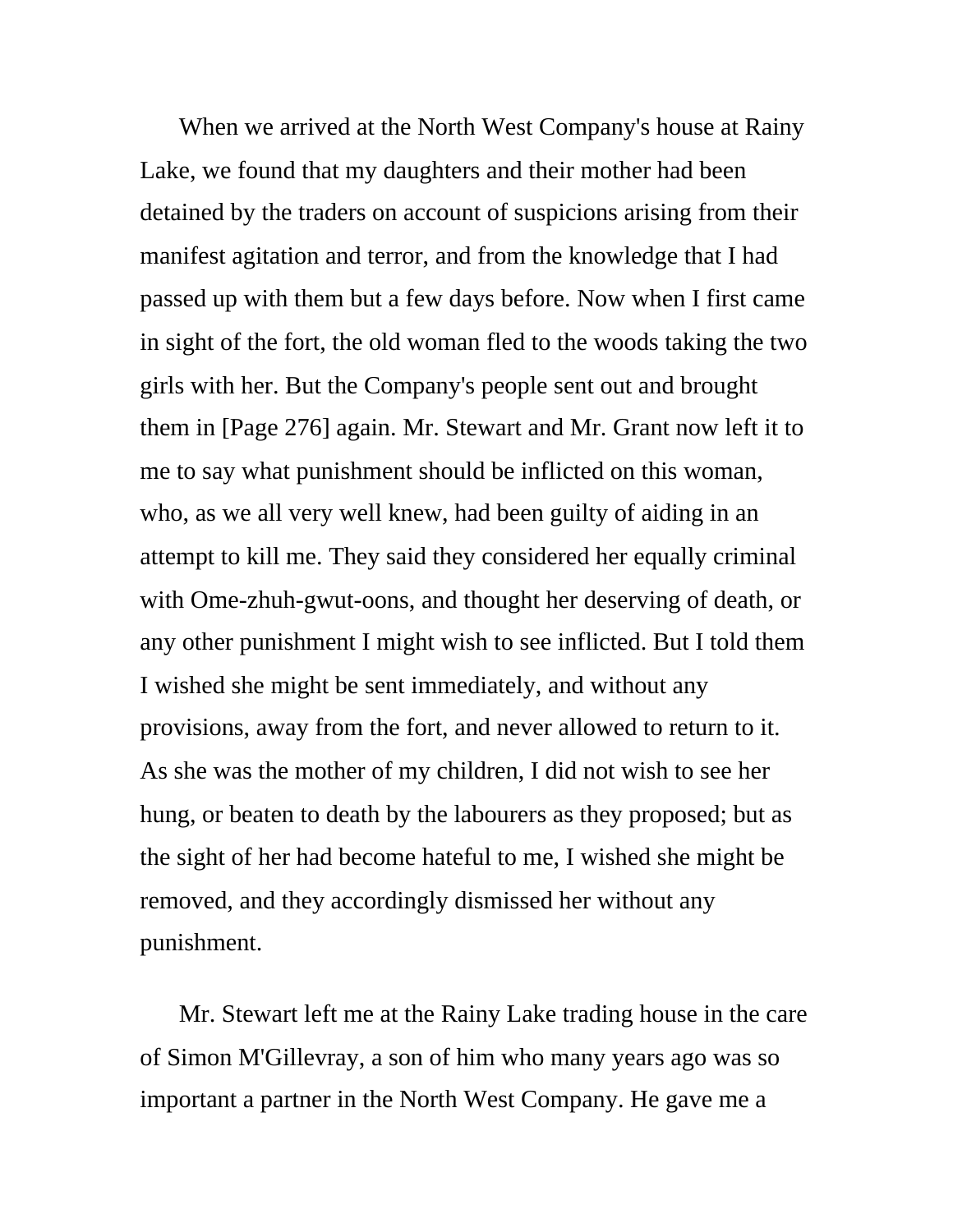When we arrived at the North West Company's house at Rainy Lake, we found that my daughters and their mother had been detained by the traders on account of suspicions arising from their manifest agitation and terror, and from the knowledge that I had passed up with them but a few days before. Now when I first came in sight of the fort, the old woman fled to the woods taking the two girls with her. But the Company's people sent out and brought them in [Page 276] again. Mr. Stewart and Mr. Grant now left it to me to say what punishment should be inflicted on this woman, who, as we all very well knew, had been guilty of aiding in an attempt to kill me. They said they considered her equally criminal with Ome-zhuh-gwut-oons, and thought her deserving of death, or any other punishment I might wish to see inflicted. But I told them I wished she might be sent immediately, and without any provisions, away from the fort, and never allowed to return to it. As she was the mother of my children, I did not wish to see her hung, or beaten to death by the labourers as they proposed; but as the sight of her had become hateful to me, I wished she might be removed, and they accordingly dismissed her without any punishment.

Mr. Stewart left me at the Rainy Lake trading house in the care of Simon M'Gillevray, a son of him who many years ago was so important a partner in the North West Company. He gave me a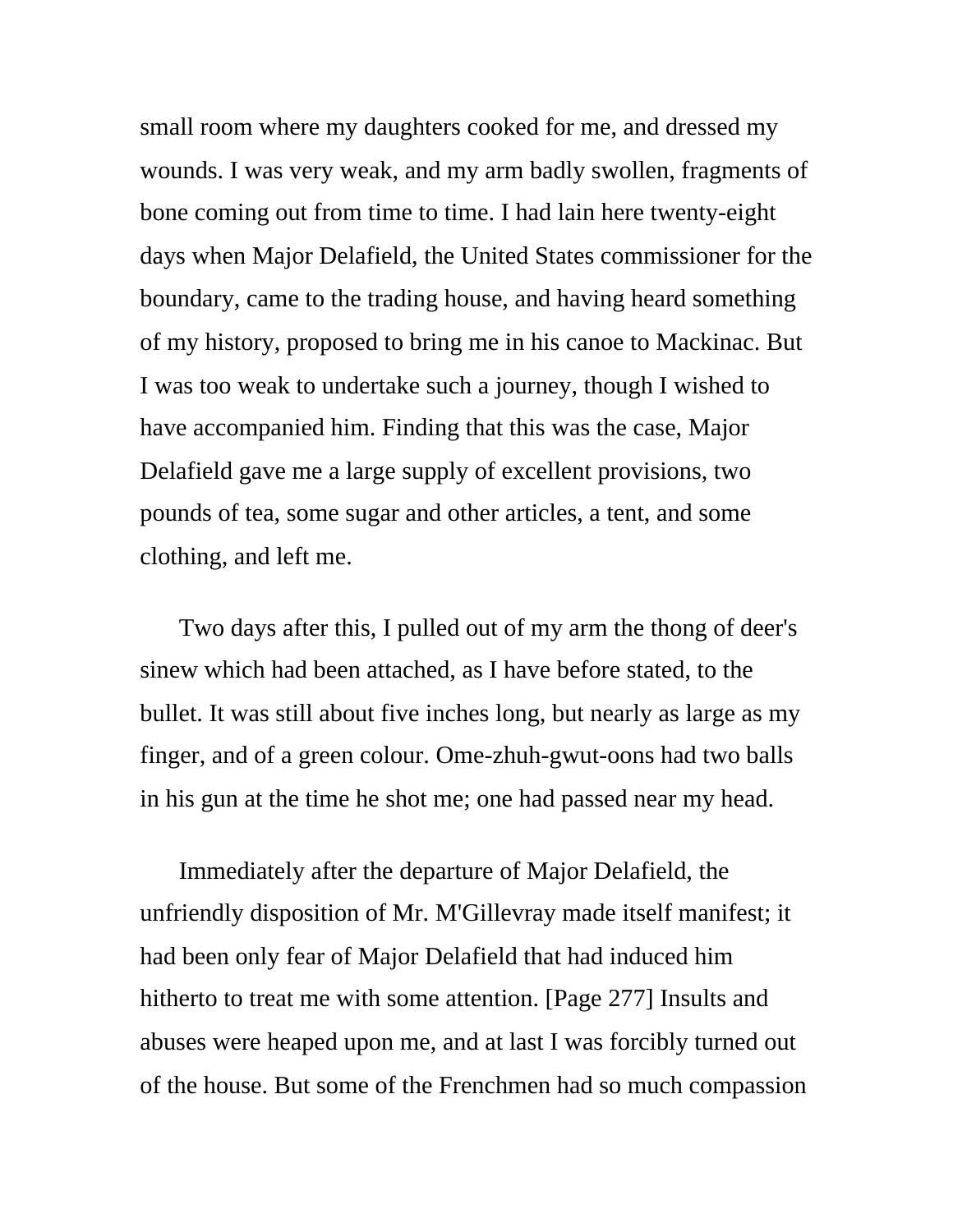small room where my daughters cooked for me, and dressed my wounds. I was very weak, and my arm badly swollen, fragments of bone coming out from time to time. I had lain here twenty-eight days when Major Delafield, the United States commissioner for the boundary, came to the trading house, and having heard something of my history, proposed to bring me in his canoe to Mackinac. But I was too weak to undertake such a journey, though I wished to have accompanied him. Finding that this was the case, Major Delafield gave me a large supply of excellent provisions, two pounds of tea, some sugar and other articles, a tent, and some clothing, and left me.

Two days after this, I pulled out of my arm the thong of deer's sinew which had been attached, as I have before stated, to the bullet. It was still about five inches long, but nearly as large as my finger, and of a green colour. Ome-zhuh-gwut-oons had two balls in his gun at the time he shot me; one had passed near my head.

Immediately after the departure of Major Delafield, the unfriendly disposition of Mr. M'Gillevray made itself manifest; it had been only fear of Major Delafield that had induced him hitherto to treat me with some attention. [Page 277] Insults and abuses were heaped upon me, and at last I was forcibly turned out of the house. But some of the Frenchmen had so much compassion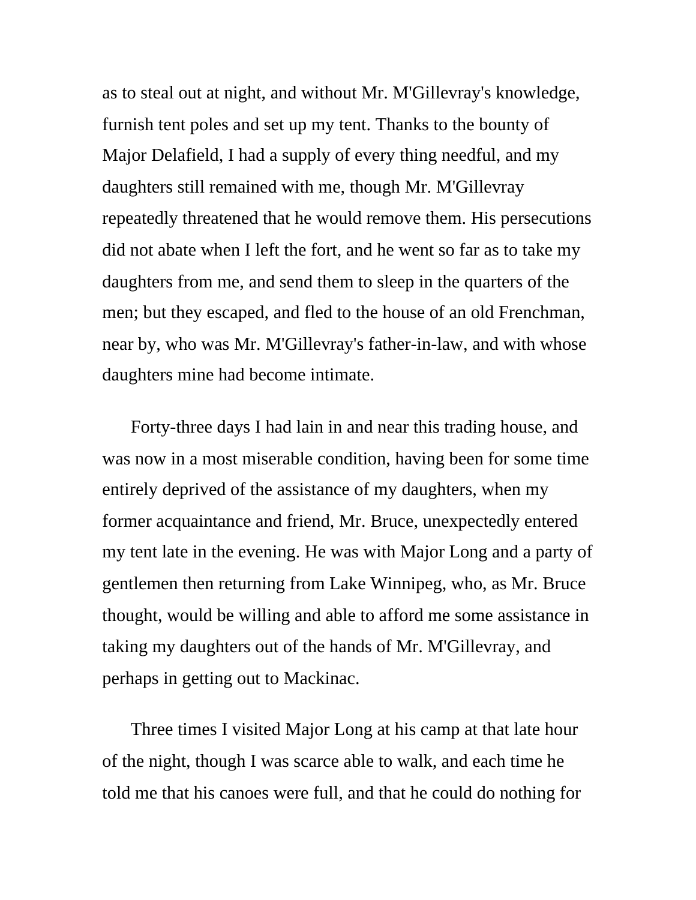as to steal out at night, and without Mr. M'Gillevray's knowledge, furnish tent poles and set up my tent. Thanks to the bounty of Major Delafield, I had a supply of every thing needful, and my daughters still remained with me, though Mr. M'Gillevray repeatedly threatened that he would remove them. His persecutions did not abate when I left the fort, and he went so far as to take my daughters from me, and send them to sleep in the quarters of the men; but they escaped, and fled to the house of an old Frenchman, near by, who was Mr. M'Gillevray's father-in-law, and with whose daughters mine had become intimate.

Forty-three days I had lain in and near this trading house, and was now in a most miserable condition, having been for some time entirely deprived of the assistance of my daughters, when my former acquaintance and friend, Mr. Bruce, unexpectedly entered my tent late in the evening. He was with Major Long and a party of gentlemen then returning from Lake Winnipeg, who, as Mr. Bruce thought, would be willing and able to afford me some assistance in taking my daughters out of the hands of Mr. M'Gillevray, and perhaps in getting out to Mackinac.

Three times I visited Major Long at his camp at that late hour of the night, though I was scarce able to walk, and each time he told me that his canoes were full, and that he could do nothing for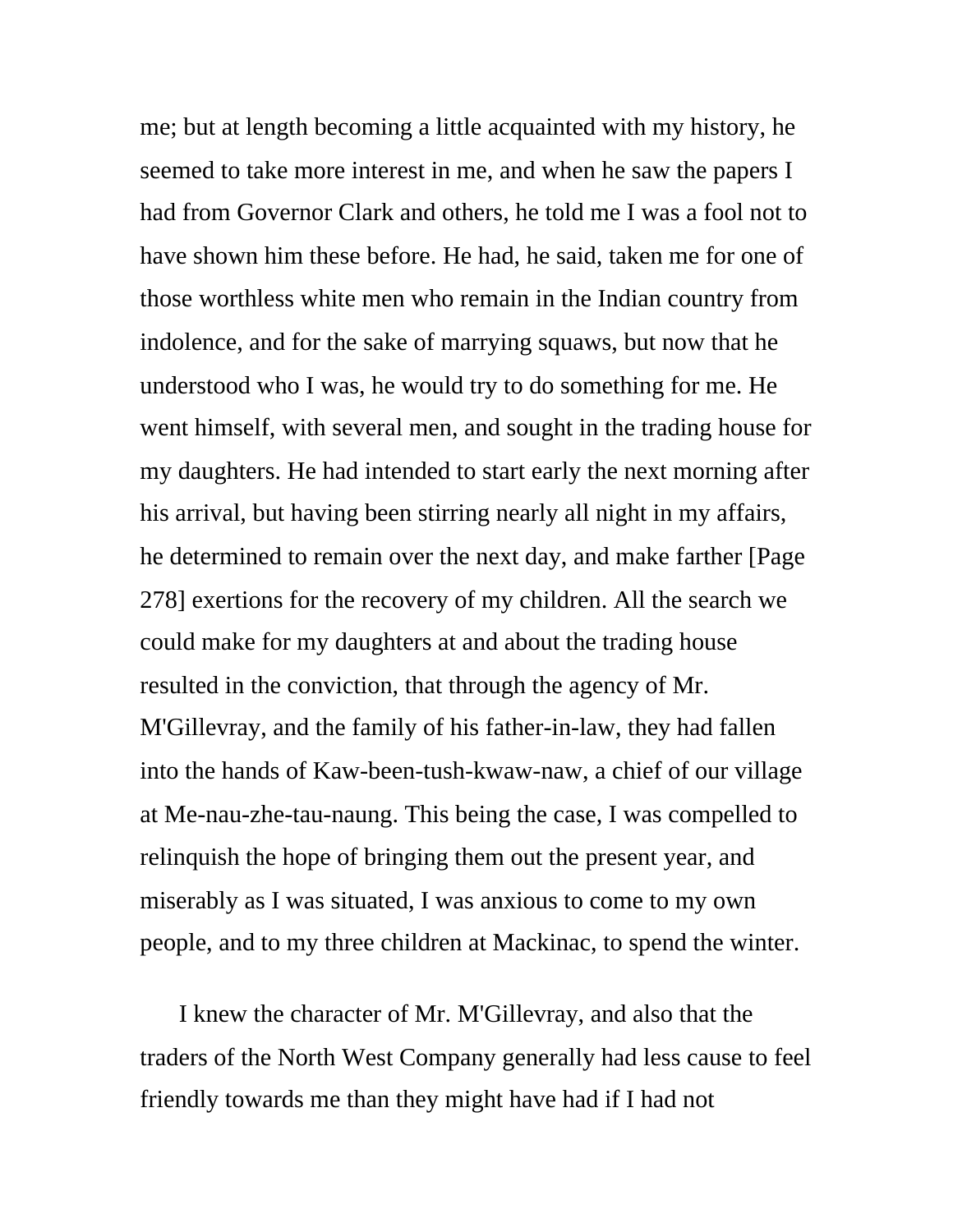me; but at length becoming a little acquainted with my history, he seemed to take more interest in me, and when he saw the papers I had from Governor Clark and others, he told me I was a fool not to have shown him these before. He had, he said, taken me for one of those worthless white men who remain in the Indian country from indolence, and for the sake of marrying squaws, but now that he understood who I was, he would try to do something for me. He went himself, with several men, and sought in the trading house for my daughters. He had intended to start early the next morning after his arrival, but having been stirring nearly all night in my affairs, he determined to remain over the next day, and make farther [Page 278] exertions for the recovery of my children. All the search we could make for my daughters at and about the trading house resulted in the conviction, that through the agency of Mr. M'Gillevray, and the family of his father-in-law, they had fallen into the hands of Kaw-been-tush-kwaw-naw, a chief of our village at Me-nau-zhe-tau-naung. This being the case, I was compelled to relinquish the hope of bringing them out the present year, and miserably as I was situated, I was anxious to come to my own people, and to my three children at Mackinac, to spend the winter.

I knew the character of Mr. M'Gillevray, and also that the traders of the North West Company generally had less cause to feel friendly towards me than they might have had if I had not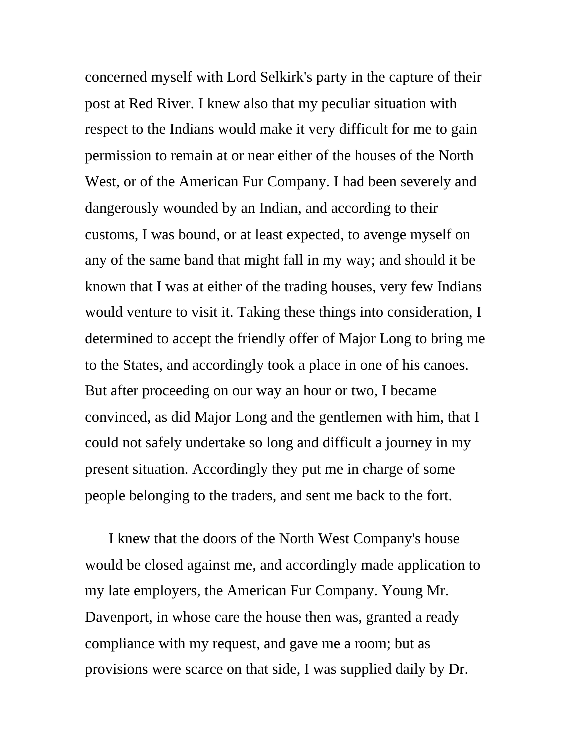concerned myself with Lord Selkirk's party in the capture of their post at Red River. I knew also that my peculiar situation with respect to the Indians would make it very difficult for me to gain permission to remain at or near either of the houses of the North West, or of the American Fur Company. I had been severely and dangerously wounded by an Indian, and according to their customs, I was bound, or at least expected, to avenge myself on any of the same band that might fall in my way; and should it be known that I was at either of the trading houses, very few Indians would venture to visit it. Taking these things into consideration, I determined to accept the friendly offer of Major Long to bring me to the States, and accordingly took a place in one of his canoes. But after proceeding on our way an hour or two, I became convinced, as did Major Long and the gentlemen with him, that I could not safely undertake so long and difficult a journey in my present situation. Accordingly they put me in charge of some people belonging to the traders, and sent me back to the fort.

I knew that the doors of the North West Company's house would be closed against me, and accordingly made application to my late employers, the American Fur Company. Young Mr. Davenport, in whose care the house then was, granted a ready compliance with my request, and gave me a room; but as provisions were scarce on that side, I was supplied daily by Dr.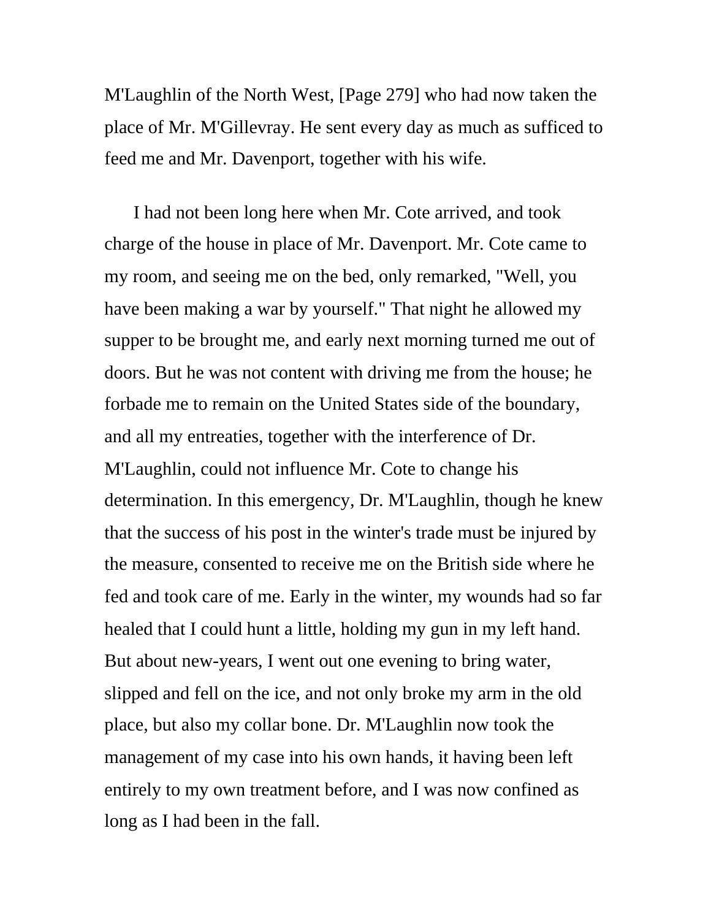M'Laughlin of the North West, [Page 279] who had now taken the place of Mr. M'Gillevray. He sent every day as much as sufficed to feed me and Mr. Davenport, together with his wife.

I had not been long here when Mr. Cote arrived, and took charge of the house in place of Mr. Davenport. Mr. Cote came to my room, and seeing me on the bed, only remarked, "Well, you have been making a war by yourself." That night he allowed my supper to be brought me, and early next morning turned me out of doors. But he was not content with driving me from the house; he forbade me to remain on the United States side of the boundary, and all my entreaties, together with the interference of Dr. M'Laughlin, could not influence Mr. Cote to change his determination. In this emergency, Dr. M'Laughlin, though he knew that the success of his post in the winter's trade must be injured by the measure, consented to receive me on the British side where he fed and took care of me. Early in the winter, my wounds had so far healed that I could hunt a little, holding my gun in my left hand. But about new-years, I went out one evening to bring water, slipped and fell on the ice, and not only broke my arm in the old place, but also my collar bone. Dr. M'Laughlin now took the management of my case into his own hands, it having been left entirely to my own treatment before, and I was now confined as long as I had been in the fall.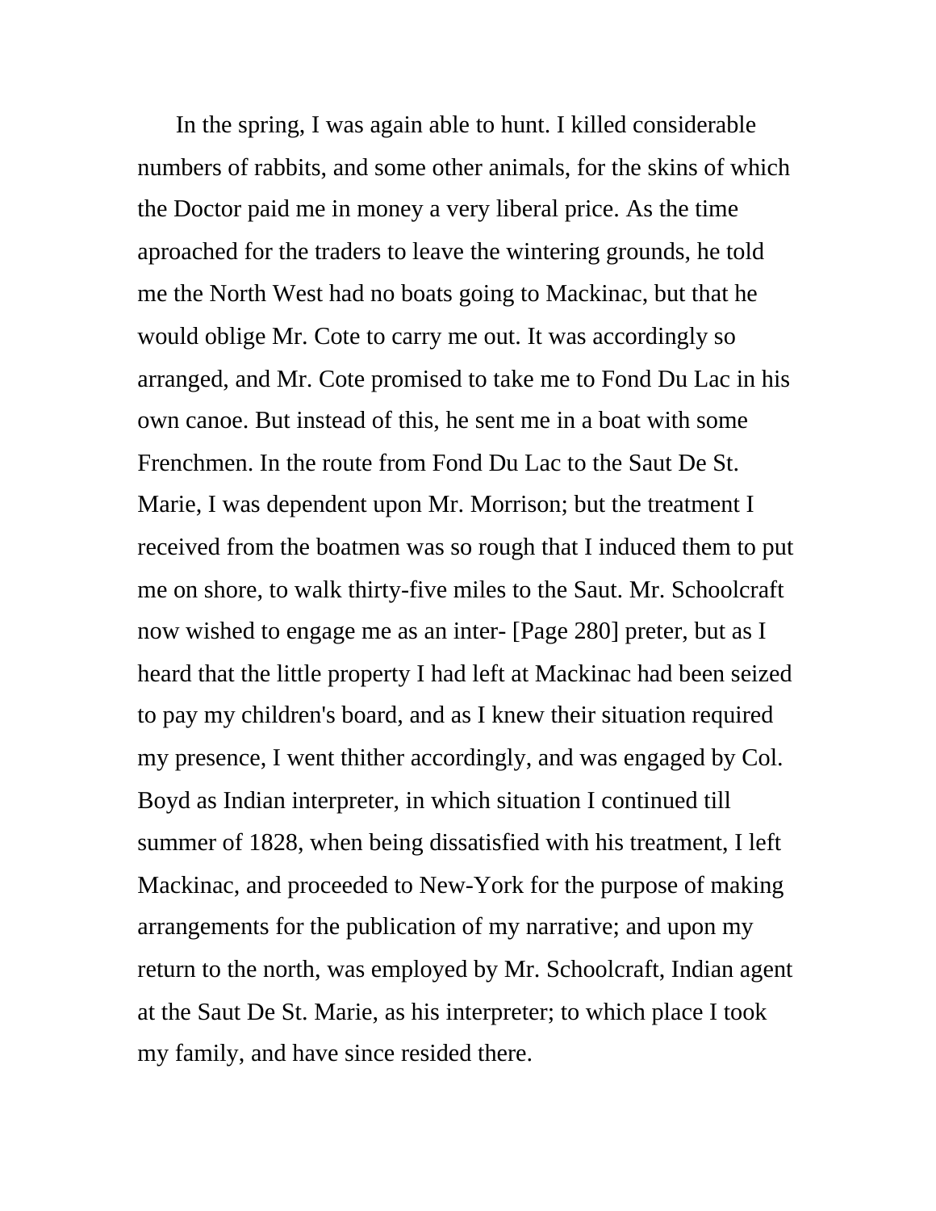In the spring, I was again able to hunt. I killed considerable numbers of rabbits, and some other animals, for the skins of which the Doctor paid me in money a very liberal price. As the time aproached for the traders to leave the wintering grounds, he told me the North West had no boats going to Mackinac, but that he would oblige Mr. Cote to carry me out. It was accordingly so arranged, and Mr. Cote promised to take me to Fond Du Lac in his own canoe. But instead of this, he sent me in a boat with some Frenchmen. In the route from Fond Du Lac to the Saut De St. Marie, I was dependent upon Mr. Morrison; but the treatment I received from the boatmen was so rough that I induced them to put me on shore, to walk thirty-five miles to the Saut. Mr. Schoolcraft now wished to engage me as an inter- [Page 280] preter, but as I heard that the little property I had left at Mackinac had been seized to pay my children's board, and as I knew their situation required my presence, I went thither accordingly, and was engaged by Col. Boyd as Indian interpreter, in which situation I continued till summer of 1828, when being dissatisfied with his treatment, I left Mackinac, and proceeded to New-York for the purpose of making arrangements for the publication of my narrative; and upon my return to the north, was employed by Mr. Schoolcraft, Indian agent at the Saut De St. Marie, as his interpreter; to which place I took my family, and have since resided there.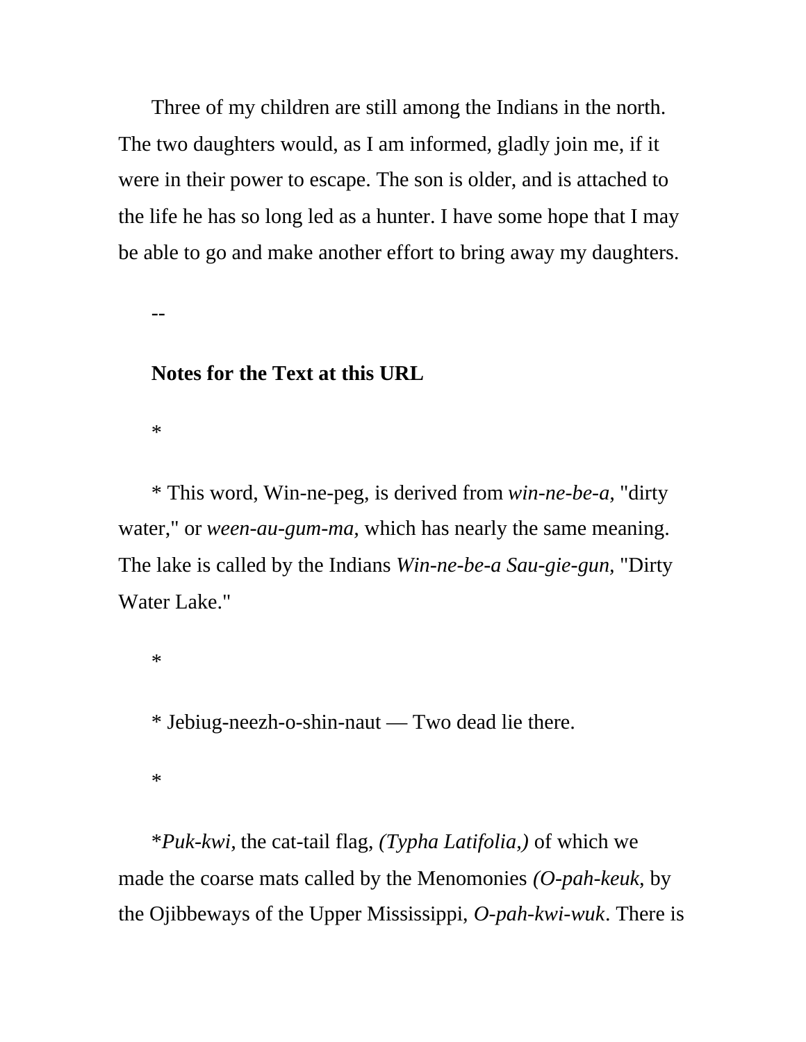Three of my children are still among the Indians in the north. The two daughters would, as I am informed, gladly join me, if it were in their power to escape. The son is older, and is attached to the life he has so long led as a hunter. I have some hope that I may be able to go and make another effort to bring away my daughters.

--

**Notes for the Text at this URL**

*

* This word, Win-ne-peg, is derived from *win-ne-be-a*, "dirty water," or *ween-au-gum-ma,* which has nearly the same meaning. The lake is called by the Indians *Win-ne-be-a Sau-gie-gun,* "Dirty Water Lake."

*

* Jebiug-neezh-o-shin-naut — Two dead lie there.

*

**Puk-kwi,* the cat-tail flag, *(Typha Latifolia,)* of which we made the coarse mats called by the Menomonies *(O-pah-keuk*, by the Ojibbeways of the Upper Mississippi, *O-pah-kwi-wuk*. There is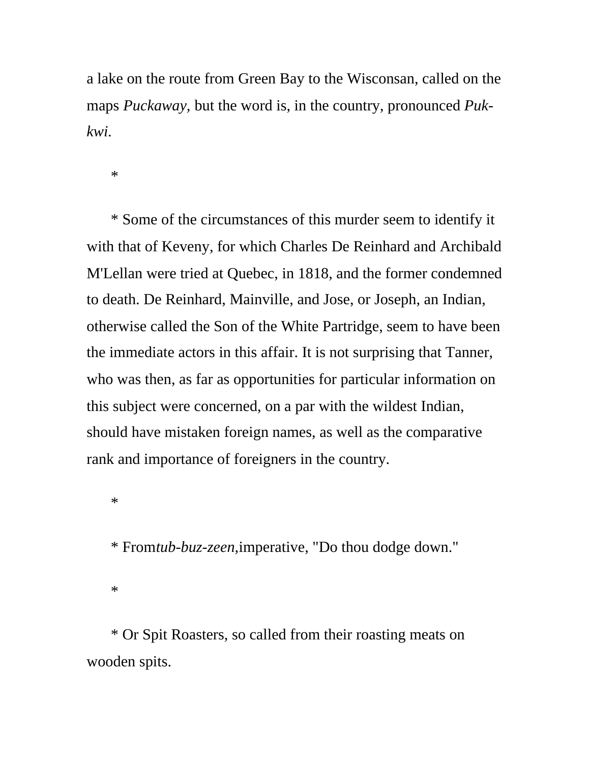a lake on the route from Green Bay to the Wisconsan, called on the maps *Puckaway,* but the word is, in the country, pronounced *Puk-kwi.*

*

* Some of the circumstances of this murder seem to identify it with that of Keveny, for which Charles De Reinhard and Archibald M'Lellan were tried at Quebec, in 1818, and the former condemned to death. De Reinhard, Mainville, and Jose, or Joseph, an Indian, otherwise called the Son of the White Partridge, seem to have been the immediate actors in this affair. It is not surprising that Tanner, who was then, as far as opportunities for particular information on this subject were concerned, on a par with the wildest Indian, should have mistaken foreign names, as well as the comparative rank and importance of foreigners in the country.

*

* From *tub-buz-zeen,* imperative, "Do thou dodge down."

*

* Or Spit Roasters, so called from their roasting meats on wooden spits.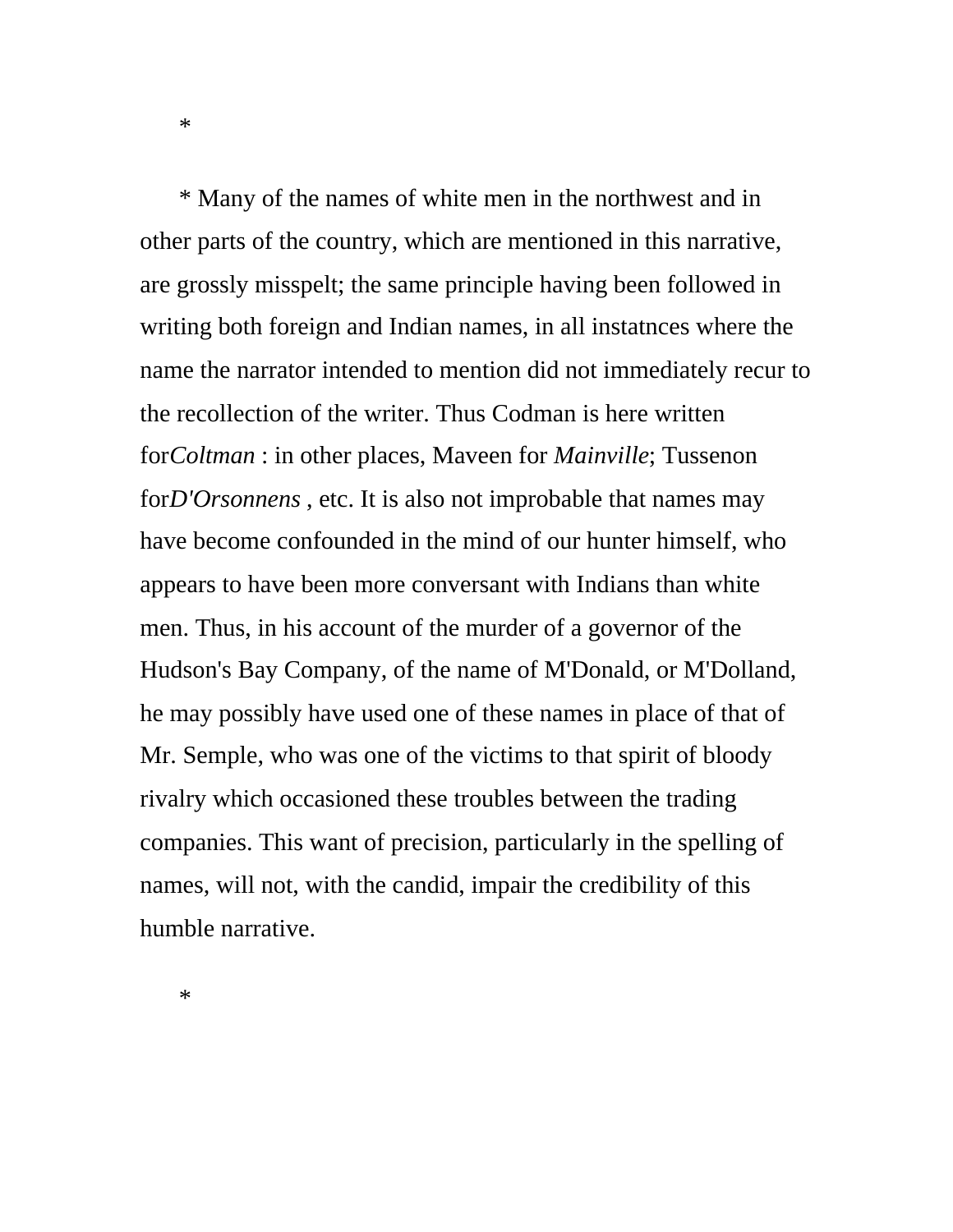*

* Many of the names of white men in the northwest and in other parts of the country, which are mentioned in this narrative, are grossly misspelt; the same principle having been followed in writing both foreign and Indian names, in all instatnces where the name the narrator intended to mention did not immediately recur to the recollection of the writer. Thus Codman is here written for*Coltman* : in other places, Maveen for *Mainville*; Tussenon for*D'Orsonnens* , etc. It is also not improbable that names may have become confounded in the mind of our hunter himself, who appears to have been more conversant with Indians than white men. Thus, in his account of the murder of a governor of the Hudson's Bay Company, of the name of M'Donald, or M'Dolland, he may possibly have used one of these names in place of that of Mr. Semple, who was one of the victims to that spirit of bloody rivalry which occasioned these troubles between the trading companies. This want of precision, particularly in the spelling of names, will not, with the candid, impair the credibility of this humble narrative.

*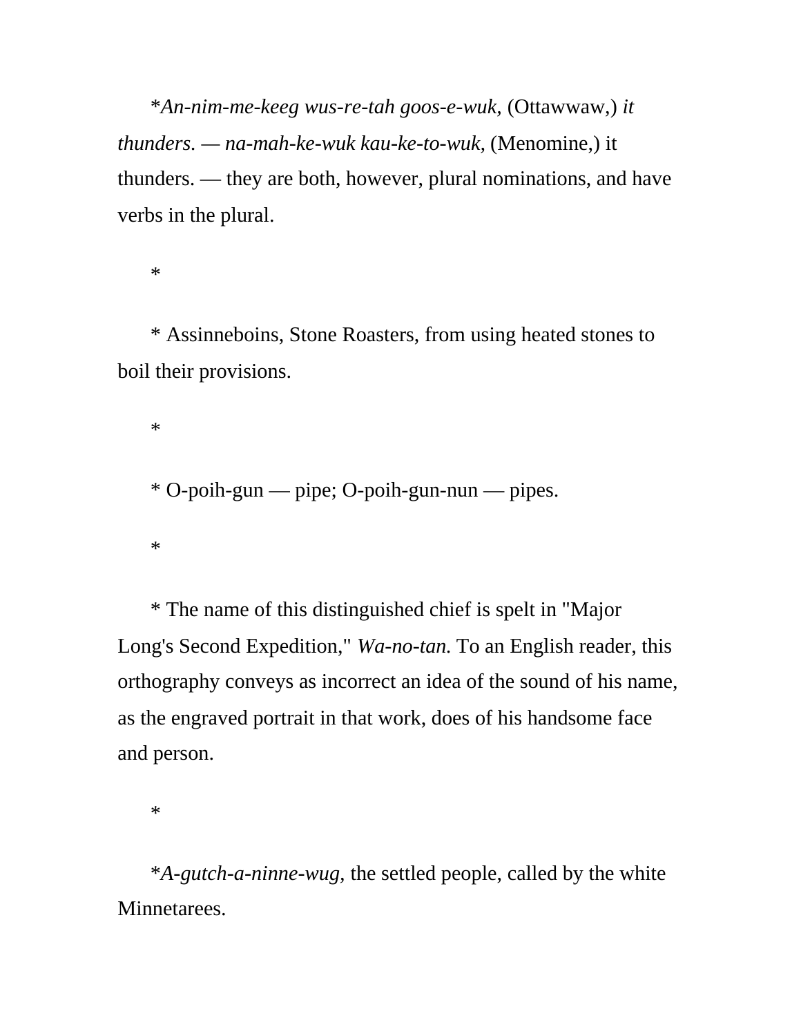**An-nim-me-keeg wus-re-tah goos-e-wuk,* (Ottawwaw,) *it thunders. — na-mah-ke-wuk kau-ke-to-wuk,* (Menomine,) it thunders. — they are both, however, plural nominations, and have verbs in the plural.

*

* Assinneboins, Stone Roasters, from using heated stones to boil their provisions.

*

* O-poih-gun — pipe; O-poih-gun-nun — pipes.

*

* The name of this distinguished chief is spelt in "Major Long's Second Expedition," *Wa-no-tan.* To an English reader, this orthography conveys as incorrect an idea of the sound of his name, as the engraved portrait in that work, does of his handsome face and person.

*

**A-gutch-a-ninne-wug,* the settled people, called by the white Minnetarees.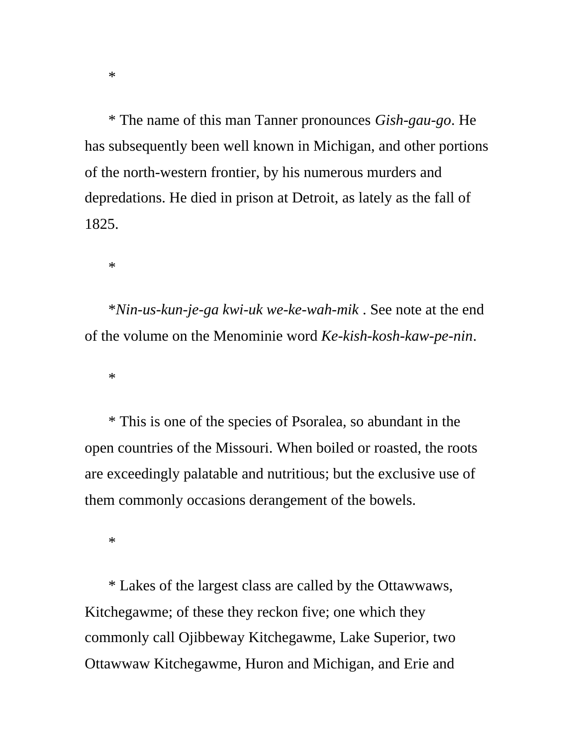*

* The name of this man Tanner pronounces *Gish-gau-go*. He has subsequently been well known in Michigan, and other portions of the north-western frontier, by his numerous murders and depredations. He died in prison at Detroit, as lately as the fall of 1825.

*

**Nin-us-kun-je-ga kwi-uk we-ke-wah-mik* . See note at the end of the volume on the Menominie word *Ke-kish-kosh-kaw-pe-nin*.

*

* This is one of the species of Psoralea, so abundant in the open countries of the Missouri. When boiled or roasted, the roots are exceedingly palatable and nutritious; but the exclusive use of them commonly occasions derangement of the bowels.

*

* Lakes of the largest class are called by the Ottawwaws, Kitchegawme; of these they reckon five; one which they commonly call Ojibbeway Kitchegawme, Lake Superior, two Ottawwaw Kitchegawme, Huron and Michigan, and Erie and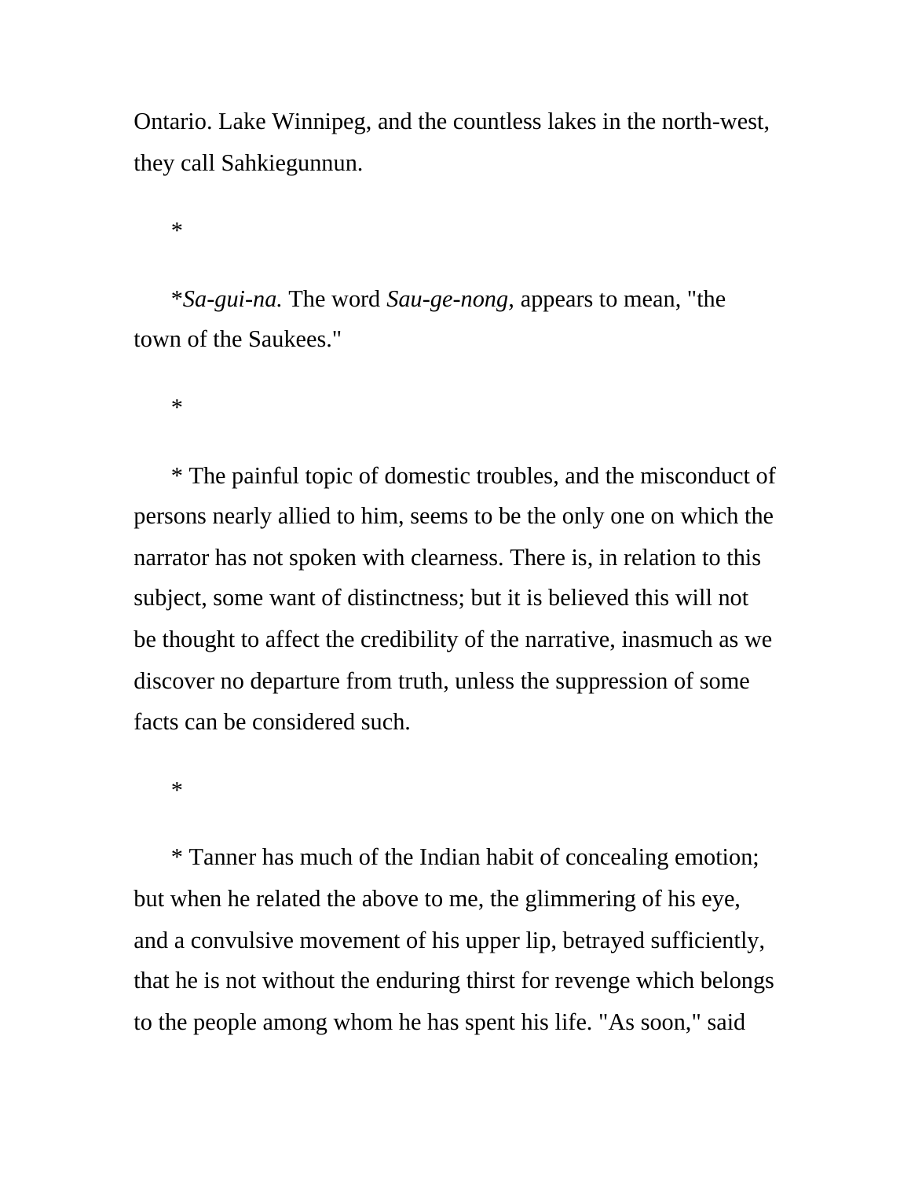Ontario. Lake Winnipeg, and the countless lakes in the north-west, they call Sahkiegunnun.

*

**Sa-gui-na.* The word *Sau-ge-nong,* appears to mean, "the town of the Saukees."

*

* The painful topic of domestic troubles, and the misconduct of persons nearly allied to him, seems to be the only one on which the narrator has not spoken with clearness. There is, in relation to this subject, some want of distinctness; but it is believed this will not be thought to affect the credibility of the narrative, inasmuch as we discover no departure from truth, unless the suppression of some facts can be considered such.

*

* Tanner has much of the Indian habit of concealing emotion; but when he related the above to me, the glimmering of his eye, and a convulsive movement of his upper lip, betrayed sufficiently, that he is not without the enduring thirst for revenge which belongs to the people among whom he has spent his life. "As soon," said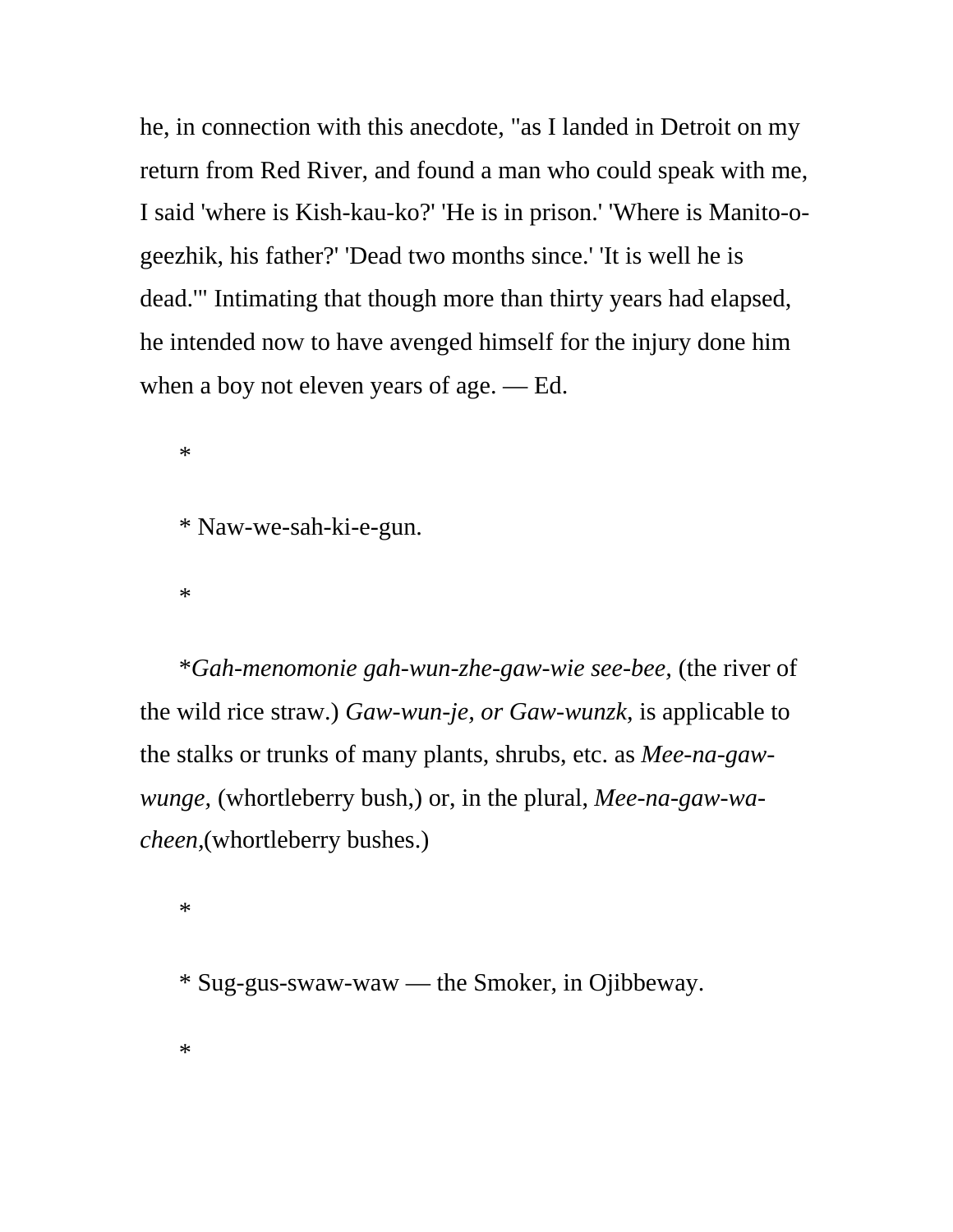he, in connection with this anecdote, "as I landed in Detroit on my return from Red River, and found a man who could speak with me, I said 'where is Kish-kau-ko?' 'He is in prison.' 'Where is Manito-o-geezhik, his father?' 'Dead two months since.' 'It is well he is dead.'" Intimating that though more than thirty years had elapsed, he intended now to have avenged himself for the injury done him when a boy not eleven years of age. — Ed.

*

* Naw-we-sah-ki-e-gun.

*

**Gah-menomonie gah-wun-zhe-gaw-wie see-bee*, (the river of the wild rice straw.) *Gaw-wun-je, or Gaw-wunzk*, is applicable to the stalks or trunks of many plants, shrubs, etc. as *Mee-na-gaw-wunge,* (whortleberry bush,) or, in the plural, *Mee-na-gaw-wa-cheen*,(whortleberry bushes.)

*

* Sug-gus-swaw-waw — the Smoker, in Ojibbeway.

*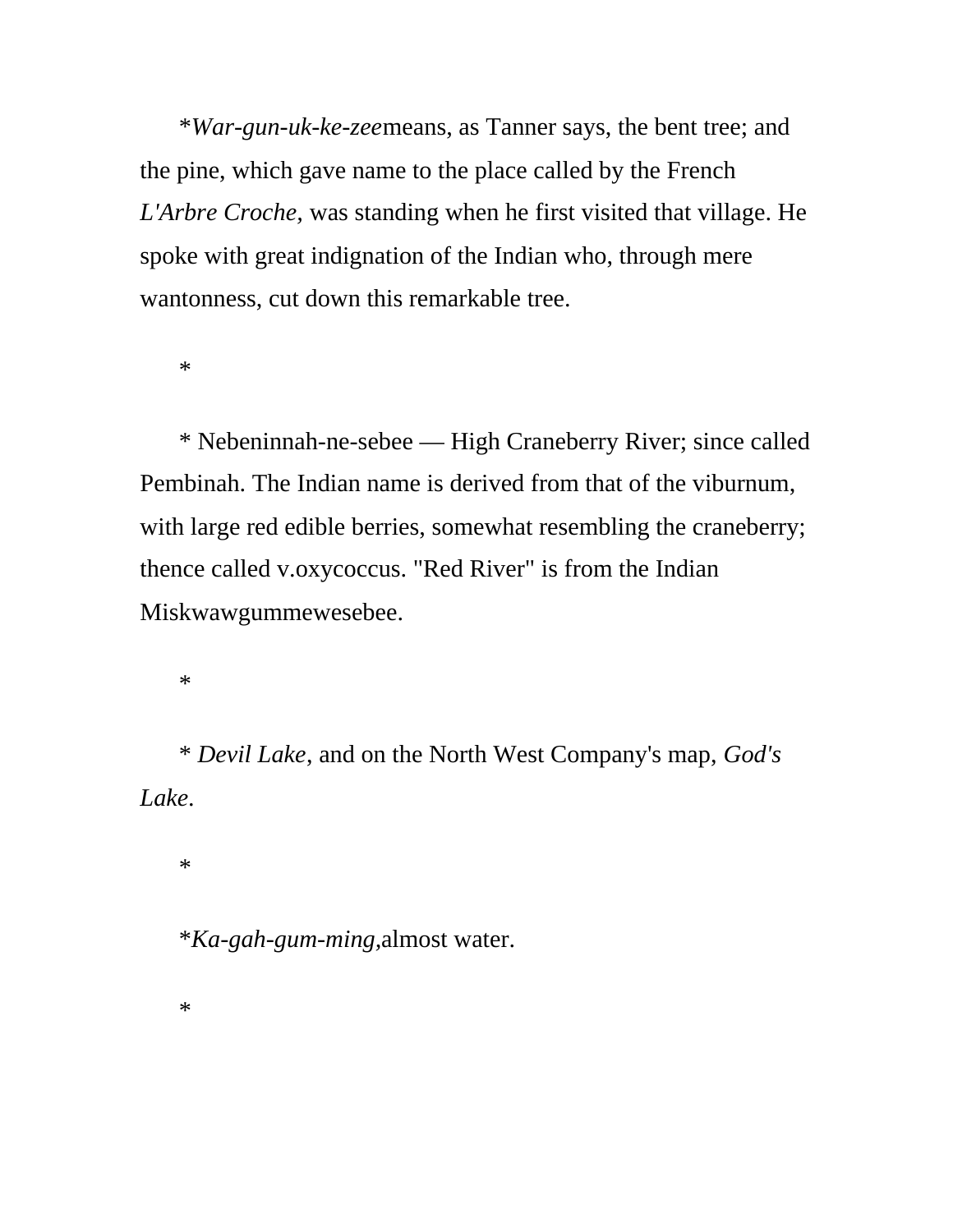*War-gun-uk-ke-zee*means, as Tanner says, the bent tree; and the pine, which gave name to the place called by the French *L'Arbre Croche*, was standing when he first visited that village. He spoke with great indignation of the Indian who, through mere wantonness, cut down this remarkable tree.

*

* Nebeninnah-ne-sebee — High Craneberry River; since called Pembinah. The Indian name is derived from that of the viburnum, with large red edible berries, somewhat resembling the craneberry; thence called v.oxycoccus. "Red River" is from the Indian Miskwawgummewesebee.

*

* *Devil Lake*, and on the North West Company's map, *God's Lake*.

*

**Ka-gah-gum-ming*,almost water.

*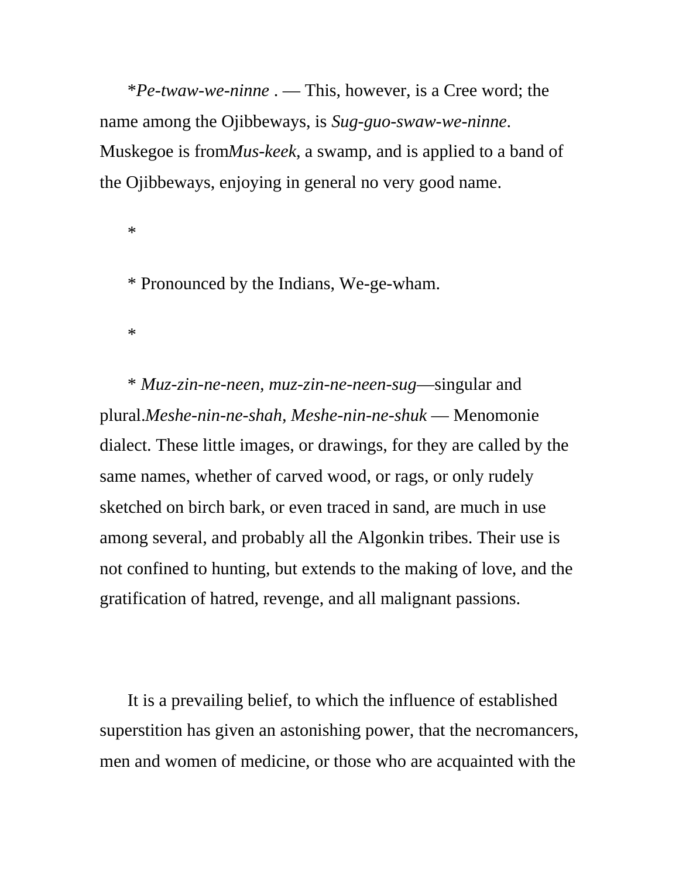*Pe-twaw-we-ninne* . — This, however, is a Cree word; the name among the Ojibbeways, is *Sug-guo-swaw-we-ninne*. Muskegoe is from*Mus-keek,* a swamp, and is applied to a band of the Ojibbeways, enjoying in general no very good name.

*

* Pronounced by the Indians, We-ge-wham.

*

* *Muz-zin-ne-neen, muz-zin-ne-neen-sug*—singular and plural.*Meshe-nin-ne-shah, Meshe-nin-ne-shuk* — Menomonie dialect. These little images, or drawings, for they are called by the same names, whether of carved wood, or rags, or only rudely sketched on birch bark, or even traced in sand, are much in use among several, and probably all the Algonkin tribes. Their use is not confined to hunting, but extends to the making of love, and the gratification of hatred, revenge, and all malignant passions.

It is a prevailing belief, to which the influence of established superstition has given an astonishing power, that the necromancers, men and women of medicine, or those who are acquainted with the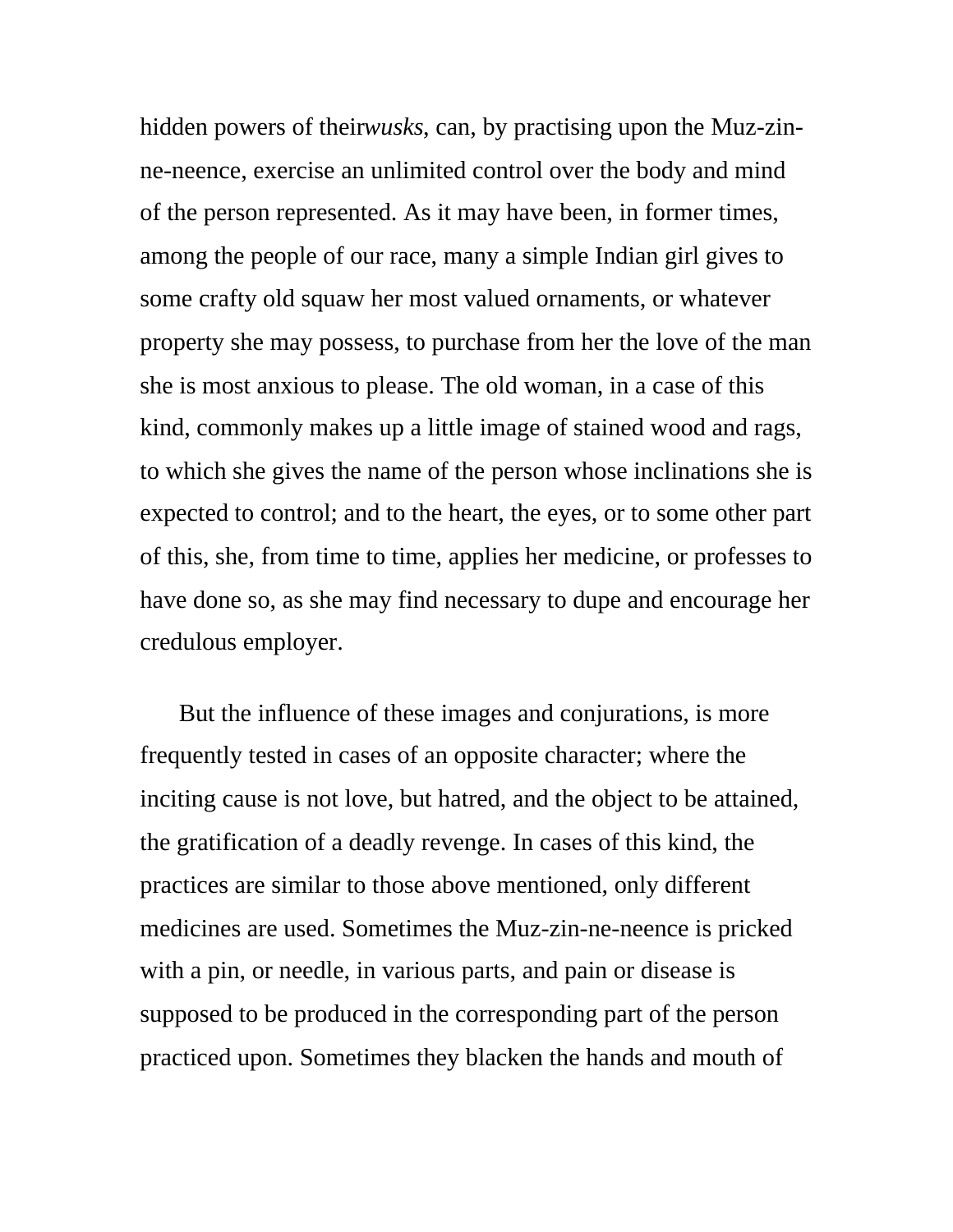hidden powers of their*wusks*, can, by practising upon the Muz-zin-ne-neence, exercise an unlimited control over the body and mind of the person represented. As it may have been, in former times, among the people of our race, many a simple Indian girl gives to some crafty old squaw her most valued ornaments, or whatever property she may possess, to purchase from her the love of the man she is most anxious to please. The old woman, in a case of this kind, commonly makes up a little image of stained wood and rags, to which she gives the name of the person whose inclinations she is expected to control; and to the heart, the eyes, or to some other part of this, she, from time to time, applies her medicine, or professes to have done so, as she may find necessary to dupe and encourage her credulous employer.

But the influence of these images and conjurations, is more frequently tested in cases of an opposite character; where the inciting cause is not love, but hatred, and the object to be attained, the gratification of a deadly revenge. In cases of this kind, the practices are similar to those above mentioned, only different medicines are used. Sometimes the Muz-zin-ne-neence is pricked with a pin, or needle, in various parts, and pain or disease is supposed to be produced in the corresponding part of the person practiced upon. Sometimes they blacken the hands and mouth of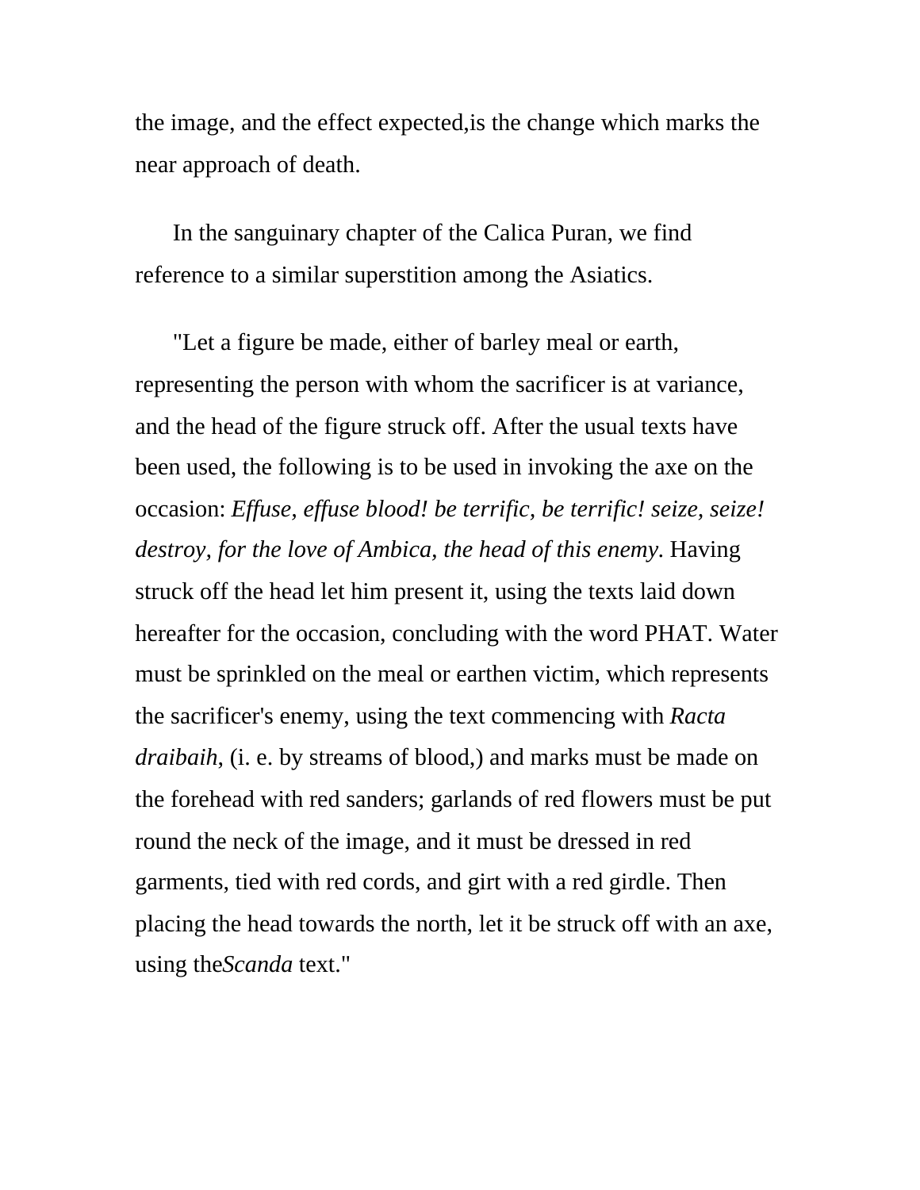the image, and the effect expected,is the change which marks the near approach of death.

In the sanguinary chapter of the Calica Puran, we find reference to a similar superstition among the Asiatics.

"Let a figure be made, either of barley meal or earth, representing the person with whom the sacrificer is at variance, and the head of the figure struck off. After the usual texts have been used, the following is to be used in invoking the axe on the occasion: *Effuse, effuse blood! be terrific, be terrific! seize, seize! destroy, for the love of Ambica, the head of this enemy*. Having struck off the head let him present it, using the texts laid down hereafter for the occasion, concluding with the word PHAT. Water must be sprinkled on the meal or earthen victim, which represents the sacrificer's enemy, using the text commencing with *Racta draibaih*, (i. e. by streams of blood,) and marks must be made on the forehead with red sanders; garlands of red flowers must be put round the neck of the image, and it must be dressed in red garments, tied with red cords, and girt with a red girdle. Then placing the head towards the north, let it be struck off with an axe, using the*Scanda* text."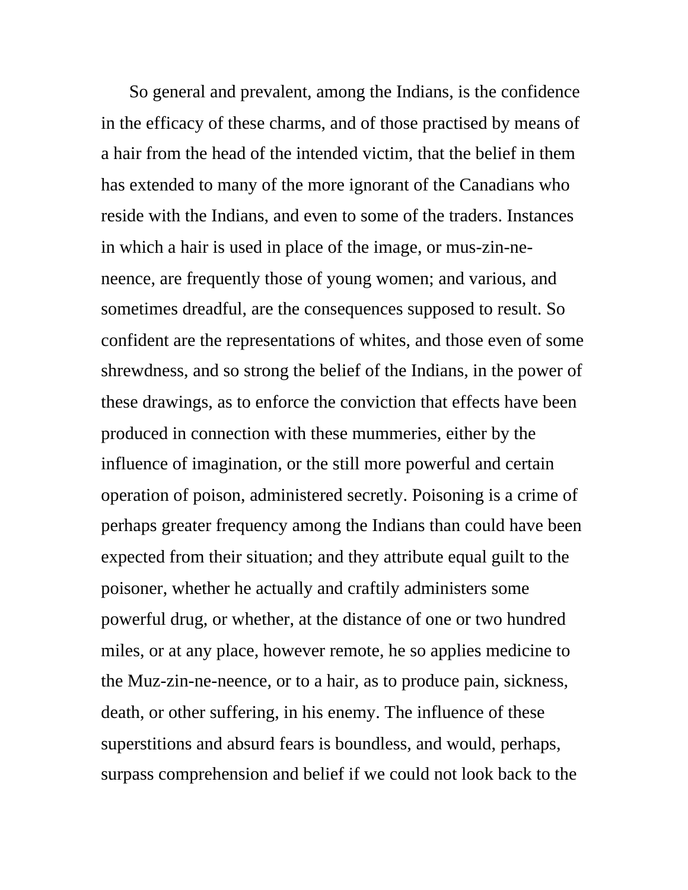So general and prevalent, among the Indians, is the confidence in the efficacy of these charms, and of those practised by means of a hair from the head of the intended victim, that the belief in them has extended to many of the more ignorant of the Canadians who reside with the Indians, and even to some of the traders. Instances in which a hair is used in place of the image, or mus-zin-ne-neence, are frequently those of young women; and various, and sometimes dreadful, are the consequences supposed to result. So confident are the representations of whites, and those even of some shrewdness, and so strong the belief of the Indians, in the power of these drawings, as to enforce the conviction that effects have been produced in connection with these mummeries, either by the influence of imagination, or the still more powerful and certain operation of poison, administered secretly. Poisoning is a crime of perhaps greater frequency among the Indians than could have been expected from their situation; and they attribute equal guilt to the poisoner, whether he actually and craftily administers some powerful drug, or whether, at the distance of one or two hundred miles, or at any place, however remote, he so applies medicine to the Muz-zin-ne-neence, or to a hair, as to produce pain, sickness, death, or other suffering, in his enemy. The influence of these superstitions and absurd fears is boundless, and would, perhaps, surpass comprehension and belief if we could not look back to the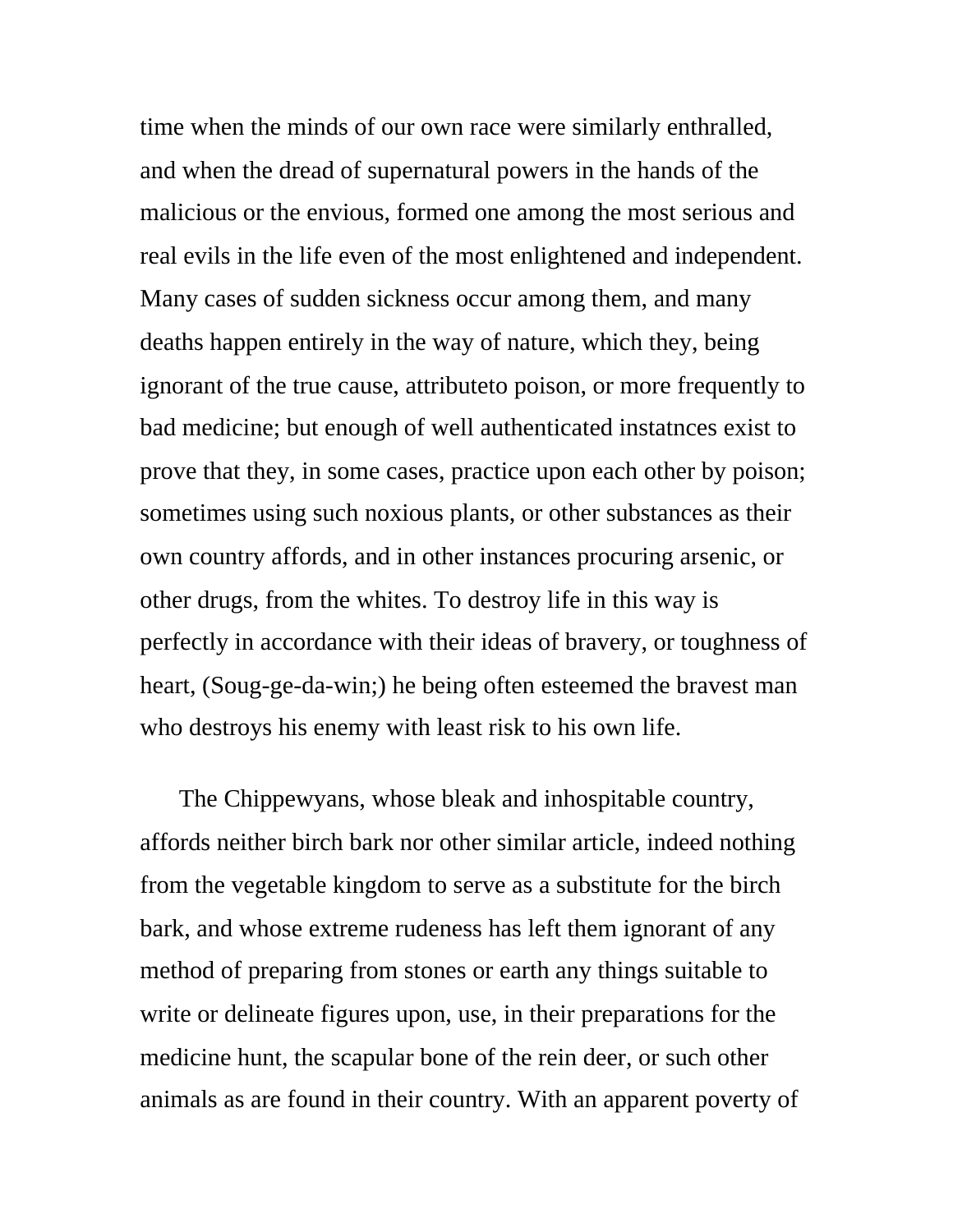time when the minds of our own race were similarly enthralled, and when the dread of supernatural powers in the hands of the malicious or the envious, formed one among the most serious and real evils in the life even of the most enlightened and independent. Many cases of sudden sickness occur among them, and many deaths happen entirely in the way of nature, which they, being ignorant of the true cause, attributeto poison, or more frequently to bad medicine; but enough of well authenticated instatnces exist to prove that they, in some cases, practice upon each other by poison; sometimes using such noxious plants, or other substances as their own country affords, and in other instances procuring arsenic, or other drugs, from the whites. To destroy life in this way is perfectly in accordance with their ideas of bravery, or toughness of heart, (Soug-ge-da-win;) he being often esteemed the bravest man who destroys his enemy with least risk to his own life.

The Chippewyans, whose bleak and inhospitable country, affords neither birch bark nor other similar article, indeed nothing from the vegetable kingdom to serve as a substitute for the birch bark, and whose extreme rudeness has left them ignorant of any method of preparing from stones or earth any things suitable to write or delineate figures upon, use, in their preparations for the medicine hunt, the scapular bone of the rein deer, or such other animals as are found in their country. With an apparent poverty of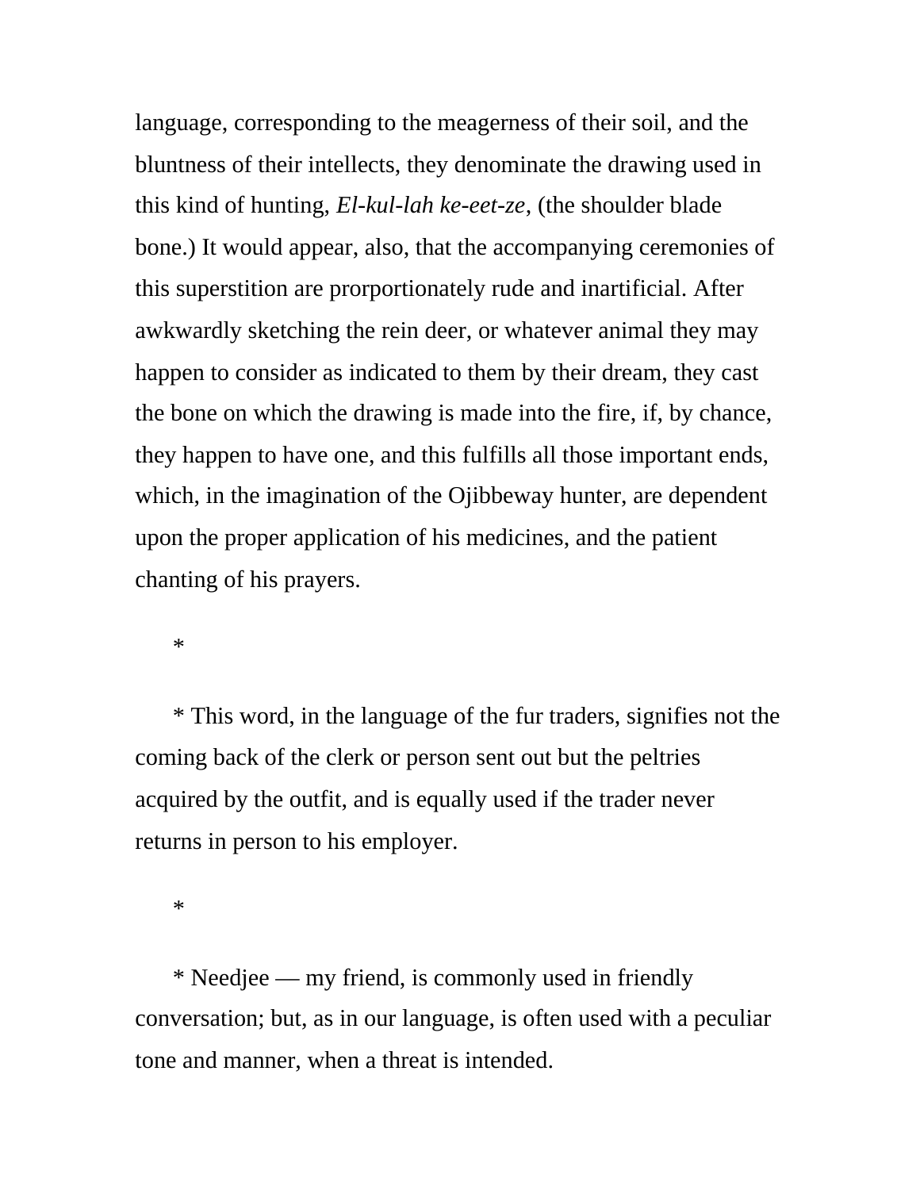language, corresponding to the meagerness of their soil, and the bluntness of their intellects, they denominate the drawing used in this kind of hunting, *El-kul-lah ke-eet-ze*, (the shoulder blade bone.) It would appear, also, that the accompanying ceremonies of this superstition are prorportionately rude and inartificial. After awkwardly sketching the rein deer, or whatever animal they may happen to consider as indicated to them by their dream, they cast the bone on which the drawing is made into the fire, if, by chance, they happen to have one, and this fulfills all those important ends, which, in the imagination of the Ojibbeway hunter, are dependent upon the proper application of his medicines, and the patient chanting of his prayers.

*

* This word, in the language of the fur traders, signifies not the coming back of the clerk or person sent out but the peltries acquired by the outfit, and is equally used if the trader never returns in person to his employer.

*

* Needjee — my friend, is commonly used in friendly conversation; but, as in our language, is often used with a peculiar tone and manner, when a threat is intended.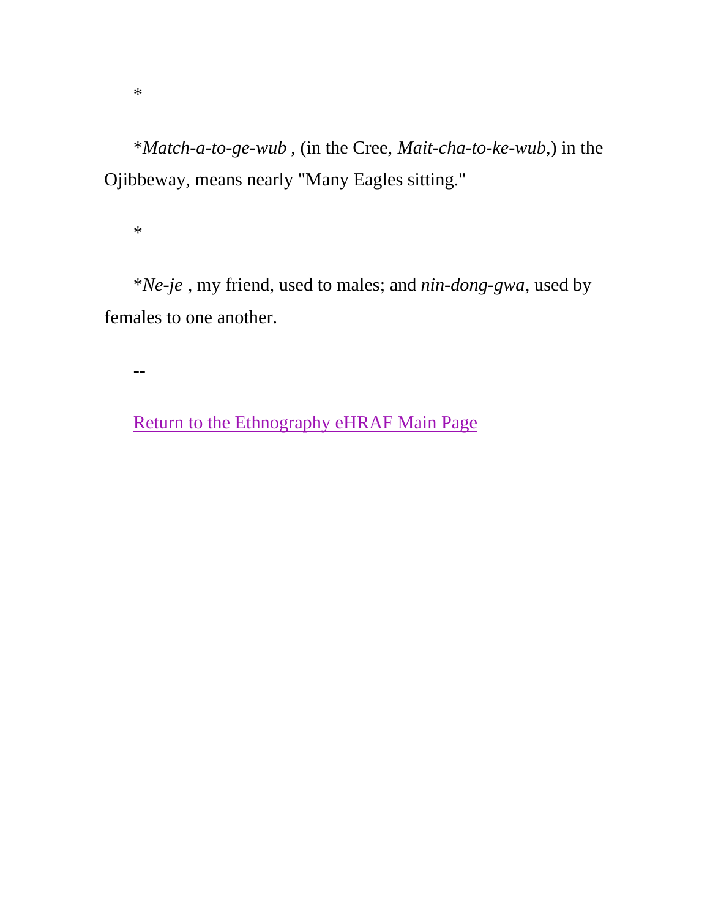*

**Match-a-to-ge-wub*, (in the Cree, *Mait-cha-to-ke-wub*,) in the Ojibbeway, means nearly "Many Eagles sitting."

*

**Ne-je*, my friend, used to males; and *nin-dong-gwa*, used by females to one another.

--

Return to the Ethnography eHRAF Main Page